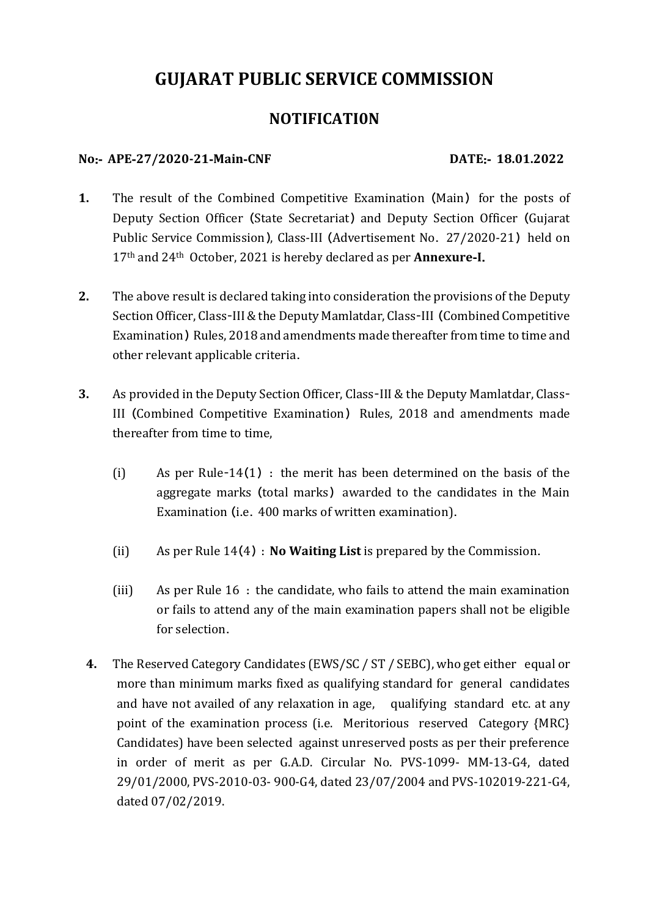# GUJARAT PUBLIC SERVICE COMMISSION

## NOTIFICATI0N

**No:- APE-27/2020-21-Main-CNF** **DATE:- 18.01.2022**

**1.** The result of the Combined Competitive Examination (Main) for the posts of Deputy Section Officer (State Secretariat) and Deputy Section Officer (Gujarat Public Service Commission), Class-III (Advertisement No. 27/2020-21) held on 17th and 24th October, 2021 is hereby declared as per **Annexure-I.**

**2.** The above result is declared taking into consideration the provisions of the Deputy Section Officer, Class-III & the Deputy Mamlatdar, Class-III (Combined Competitive Examination) Rules, 2018 and amendments made thereafter from time to time and other relevant applicable criteria.

**3.** As provided in the Deputy Section Officer, Class-III & the Deputy Mamlatdar, Class-III (Combined Competitive Examination) Rules, 2018 and amendments made thereafter from time to time,

(i) As per Rule-14(1) : the merit has been determined on the basis of the aggregate marks (total marks) awarded to the candidates in the Main Examination (i.e. 400 marks of written examination).

(ii) As per Rule 14(4) : **No Waiting List** is prepared by the Commission.

(iii) As per Rule 16 : the candidate, who fails to attend the main examination or fails to attend any of the main examination papers shall not be eligible for selection.

**4.** The Reserved Category Candidates (EWS/SC / ST / SEBC), who get either equal or more than minimum marks fixed as qualifying standard for general candidates and have not availed of any relaxation in age, qualifying standard etc. at any point of the examination process (i.e. Meritorious reserved Category {MRC} Candidates) have been selected against unreserved posts as per their preference in order of merit as per G.A.D. Circular No. PVS-1099- MM-13-G4, dated 29/01/2000, PVS-2010-03- 900-G4, dated 23/07/2004 and PVS-102019-221-G4, dated 07/02/2019.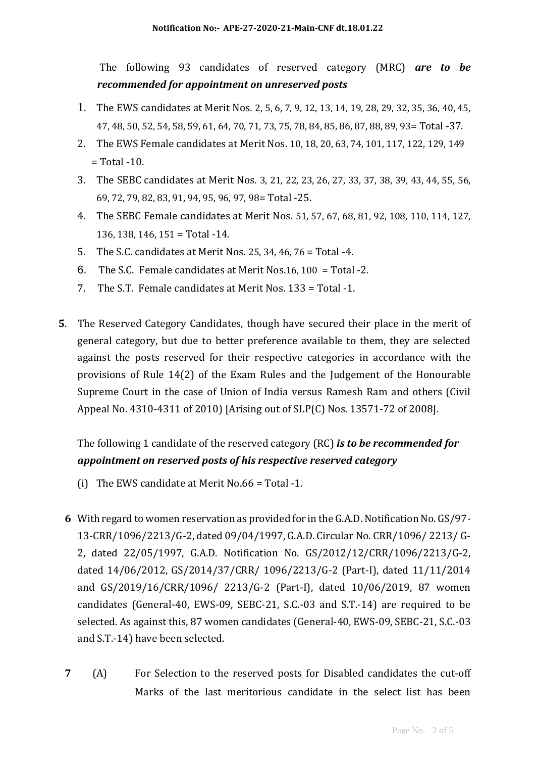The following 93 candidates of reserved category (MRC) ***are to be recommended for appointment on unreserved posts***

1. The EWS candidates at Merit Nos. 2, 5, 6, 7, 9, 12, 13, 14, 19, 28, 29, 32, 35, 36, 40, 45, 47, 48, 50, 52, 54, 58, 59, 61, 64, 70, 71, 73, 75, 78, 84, 85, 86, 87, 88, 89, 93= Total -37.
2. The EWS Female candidates at Merit Nos. 10, 18, 20, 63, 74, 101, 117, 122, 129, 149 = Total -10.
3. The SEBC candidates at Merit Nos. 3, 21, 22, 23, 26, 27, 33, 37, 38, 39, 43, 44, 55, 56, 69, 72, 79, 82, 83, 91, 94, 95, 96, 97, 98= Total -25.
4. The SEBC Female candidates at Merit Nos. 51, 57, 67, 68, 81, 92, 108, 110, 114, 127, 136, 138, 146, 151 = Total -14.
5. The S.C. candidates at Merit Nos. 25, 34, 46, 76 = Total -4.
6. The S.C. Female candidates at Merit Nos.16, 100 = Total -2.
7. The S.T. Female candidates at Merit Nos. 133 = Total -1.

**5**. The Reserved Category Candidates, though have secured their place in the merit of general category, but due to better preference available to them, they are selected against the posts reserved for their respective categories in accordance with the provisions of Rule 14(2) of the Exam Rules and the Judgement of the Honourable Supreme Court in the case of Union of India versus Ramesh Ram and others (Civil Appeal No. 4310-4311 of 2010) [Arising out of SLP(C) Nos. 13571-72 of 2008].

The following 1 candidate of the reserved category (RC) ***is to be recommended for appointment on reserved posts of his respective reserved category***

(i) The EWS candidate at Merit No.66 = Total -1.

**6** With regard to women reservation as provided for in the G.A.D. Notification No. GS/97-13-CRR/1096/2213/G-2, dated 09/04/1997, G.A.D. Circular No. CRR/1096/ 2213/ G-2, dated 22/05/1997, G.A.D. Notification No. GS/2012/12/CRR/1096/2213/G-2, dated 14/06/2012, GS/2014/37/CRR/ 1096/2213/G-2 (Part-I), dated 11/11/2014 and GS/2019/16/CRR/1096/ 2213/G-2 (Part-I), dated 10/06/2019, 87 women candidates (General-40, EWS-09, SEBC-21, S.C.-03 and S.T.-14) are required to be selected. As against this, 87 women candidates (General-40, EWS-09, SEBC-21, S.C.-03 and S.T.-14) have been selected.

**7** (A) For Selection to the reserved posts for Disabled candidates the cut-off Marks of the last meritorious candidate in the select list has been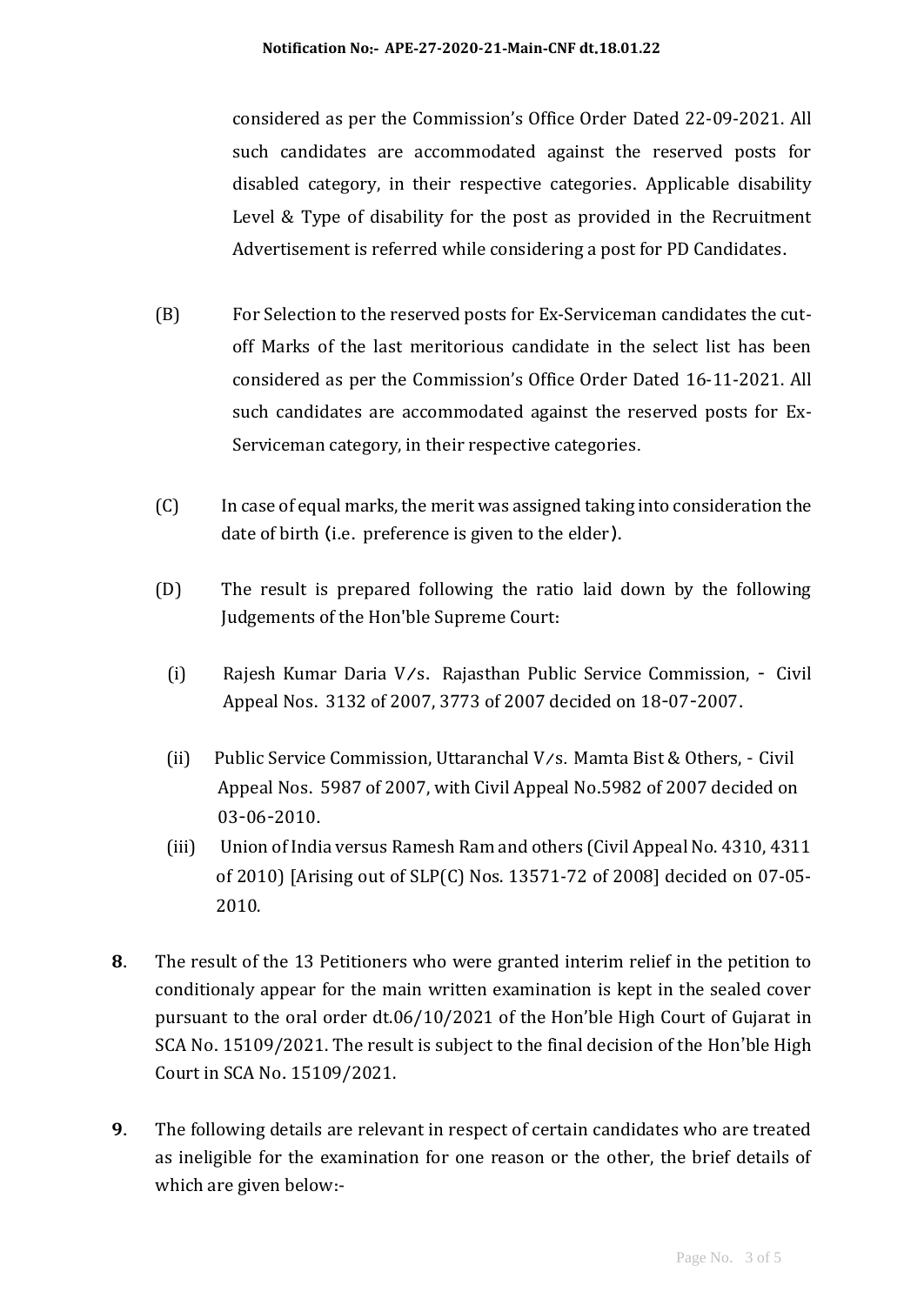considered as per the Commission's Office Order Dated 22-09-2021. All such candidates are accommodated against the reserved posts for disabled category, in their respective categories. Applicable disability Level & Type of disability for the post as provided in the Recruitment Advertisement is referred while considering a post for PD Candidates.

(B) For Selection to the reserved posts for Ex-Serviceman candidates the cut-off Marks of the last meritorious candidate in the select list has been considered as per the Commission's Office Order Dated 16-11-2021. All such candidates are accommodated against the reserved posts for Ex-Serviceman category, in their respective categories.

(C) In case of equal marks, the merit was assigned taking into consideration the date of birth (i.e. preference is given to the elder).

(D) The result is prepared following the ratio laid down by the following Judgements of the Hon'ble Supreme Court:

(i) Rajesh Kumar Daria V/s. Rajasthan Public Service Commission, - Civil Appeal Nos. 3132 of 2007, 3773 of 2007 decided on 18-07-2007.

(ii) Public Service Commission, Uttaranchal V/s. Mamta Bist & Others, - Civil Appeal Nos. 5987 of 2007, with Civil Appeal No.5982 of 2007 decided on 03-06-2010.

(iii) Union of India versus Ramesh Ram and others (Civil Appeal No. 4310, 4311 of 2010) [Arising out of SLP(C) Nos. 13571-72 of 2008] decided on 07-05-2010.

**8**. The result of the 13 Petitioners who were granted interim relief in the petition to conditionaly appear for the main written examination is kept in the sealed cover pursuant to the oral order dt.06/10/2021 of the Hon'ble High Court of Gujarat in SCA No. 15109/2021. The result is subject to the final decision of the Hon'ble High Court in SCA No. 15109/2021.

**9**. The following details are relevant in respect of certain candidates who are treated as ineligible for the examination for one reason or the other, the brief details of which are given below:-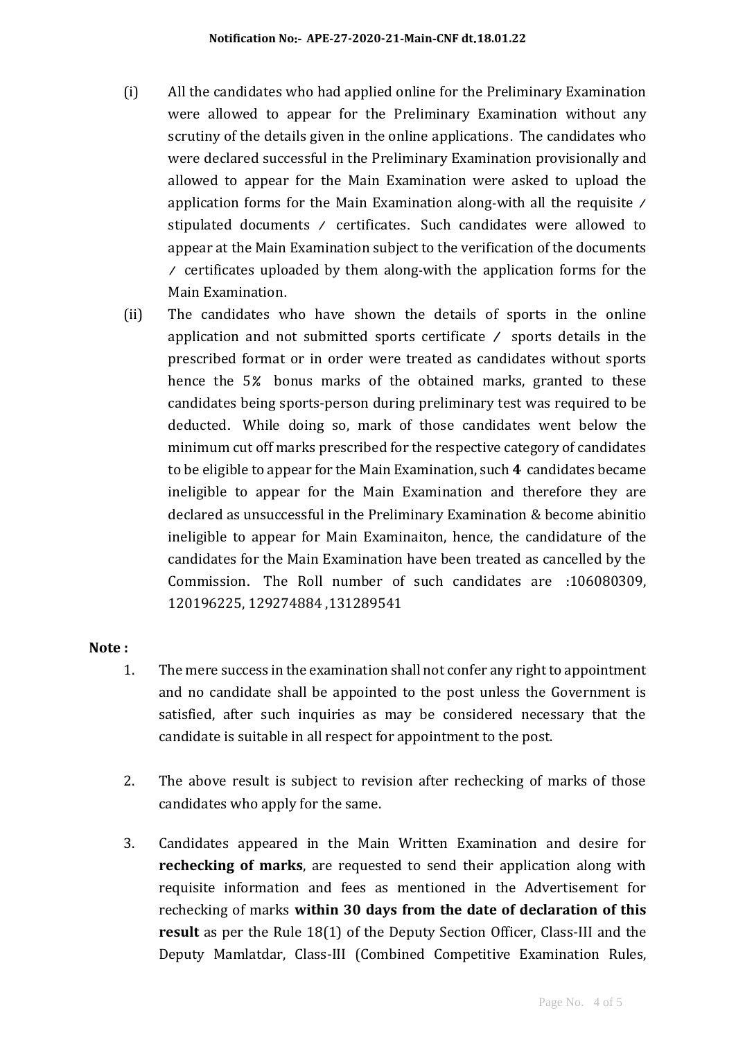(i) All the candidates who had applied online for the Preliminary Examination were allowed to appear for the Preliminary Examination without any scrutiny of the details given in the online applications. The candidates who were declared successful in the Preliminary Examination provisionally and allowed to appear for the Main Examination were asked to upload the application forms for the Main Examination along-with all the requisite / stipulated documents / certificates. Such candidates were allowed to appear at the Main Examination subject to the verification of the documents / certificates uploaded by them along-with the application forms for the Main Examination.

(ii) The candidates who have shown the details of sports in the online application and not submitted sports certificate / sports details in the prescribed format or in order were treated as candidates without sports hence the 5% bonus marks of the obtained marks, granted to these candidates being sports-person during preliminary test was required to be deducted. While doing so, mark of those candidates went below the minimum cut off marks prescribed for the respective category of candidates to be eligible to appear for the Main Examination, such **4** candidates became ineligible to appear for the Main Examination and therefore they are declared as unsuccessful in the Preliminary Examination & become abinitio ineligible to appear for Main Examinaiton, hence, the candidature of the candidates for the Main Examination have been treated as cancelled by the Commission. The Roll number of such candidates are :106080309, 120196225, 129274884 ,131289541

**Note :**

1. The mere success in the examination shall not confer any right to appointment and no candidate shall be appointed to the post unless the Government is satisfied, after such inquiries as may be considered necessary that the candidate is suitable in all respect for appointment to the post.

2. The above result is subject to revision after rechecking of marks of those candidates who apply for the same.

3. Candidates appeared in the Main Written Examination and desire for **rechecking of marks**, are requested to send their application along with requisite information and fees as mentioned in the Advertisement for rechecking of marks **within 30 days from the date of declaration of this result** as per the Rule 18(1) of the Deputy Section Officer, Class-III and the Deputy Mamlatdar, Class-III (Combined Competitive Examination Rules,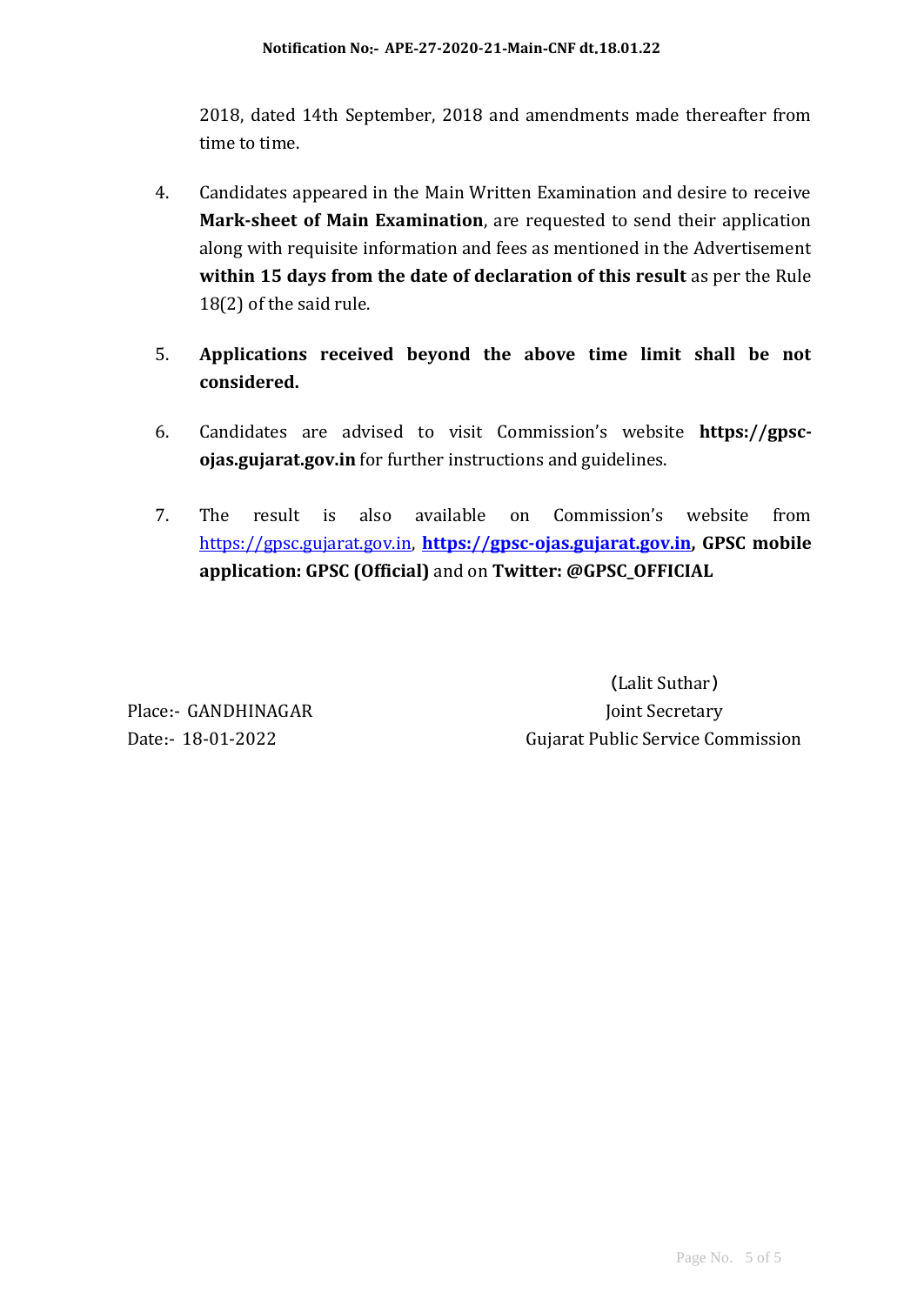2018, dated 14th September, 2018 and amendments made thereafter from time to time.

4. Candidates appeared in the Main Written Examination and desire to receive **Mark-sheet of Main Examination**, are requested to send their application along with requisite information and fees as mentioned in the Advertisement **within 15 days from the date of declaration of this result** as per the Rule 18(2) of the said rule.

5. **Applications received beyond the above time limit shall be not considered.**

6. Candidates are advised to visit Commission's website **https://gpsc-ojas.gujarat.gov.in** for further instructions and guidelines.

7. The result is also available on Commission's website from https://gpsc.gujarat.gov.in, **https://gpsc-ojas.gujarat.gov.in, GPSC mobile application: GPSC (Official)** and on **Twitter: @GPSC_OFFICIAL**

(Lalit Suthar)
Joint Secretary
Gujarat Public Service Commission

Place:- GANDHINAGAR
Date:- 18-01-2022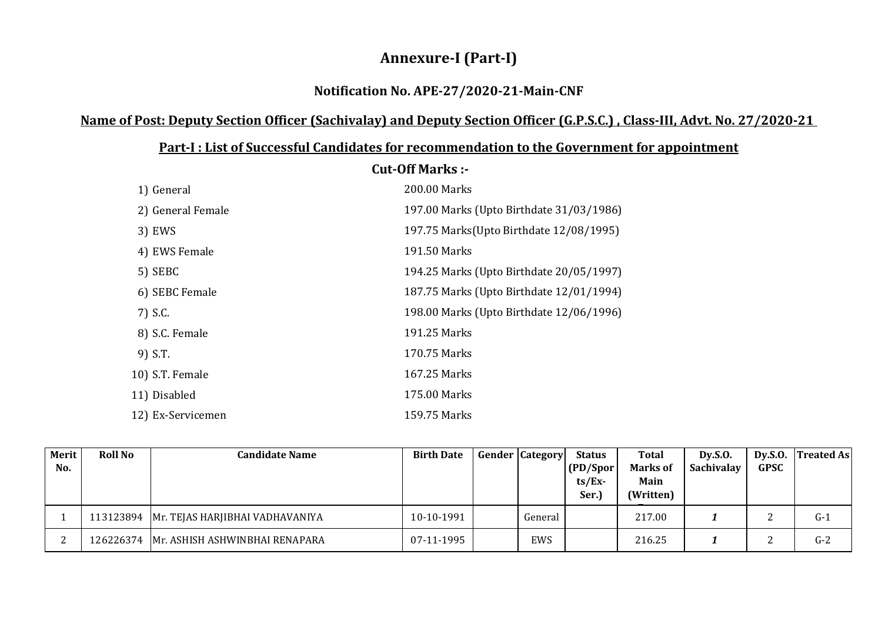# Annexure-I (Part-I)

## Notification No. APE-27/2020-21-Main-CNF

### Name of Post: Deputy Section Officer (Sachivalay) and Deputy Section Officer (G.P.S.C.) , Class-III, Advt. No. 27/2020-21

### Part-I : List of Successful Candidates for recommendation to the Government for appointment

**Cut-Off Marks :-**

1) General — 200.00 Marks
2) General Female — 197.00 Marks (Upto Birthdate 31/03/1986)
3) EWS — 197.75 Marks(Upto Birthdate 12/08/1995)
4) EWS Female — 191.50 Marks
5) SEBC — 194.25 Marks (Upto Birthdate 20/05/1997)
6) SEBC Female — 187.75 Marks (Upto Birthdate 12/01/1994)
7) S.C. — 198.00 Marks (Upto Birthdate 12/06/1996)
8) S.C. Female — 191.25 Marks
9) S.T. — 170.75 Marks
10) S.T. Female — 167.25 Marks
11) Disabled — 175.00 Marks
12) Ex-Servicemen — 159.75 Marks

| Merit No. | Roll No | Candidate Name | Birth Date | Gender | Category | Status (PD/Sports/Ex-Ser.) | Total Marks of Main (Written) | Dy.S.O. Sachivalay | Dy.S.O. GPSC | Treated As |
|---|---|---|---|---|---|---|---|---|---|---|
| 1 | 113123894 | Mr. TEJAS HARJIBHAI VADHAVANIYA | 10-10-1991 | | General | | 217.00 | ***1*** | 2 | G-1 |
| 2 | 126226374 | Mr. ASHISH ASHWINBHAI RENAPARA | 07-11-1995 | | EWS | | 216.25 | ***1*** | 2 | G-2 |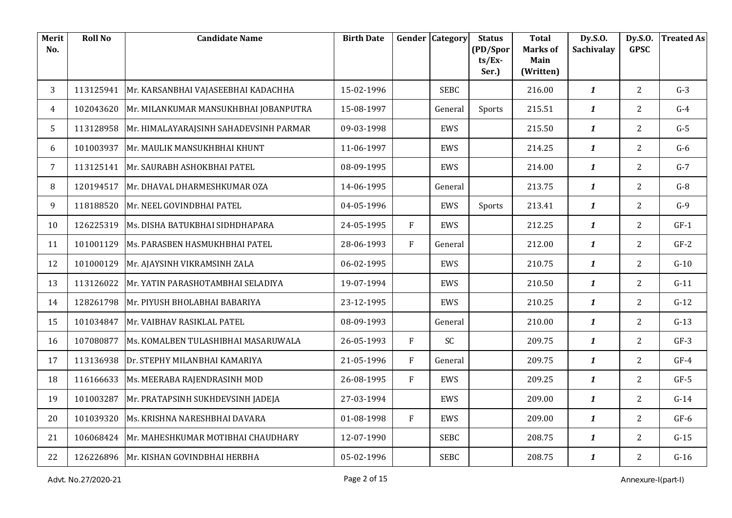| Merit No. | Roll No | Candidate Name | Birth Date | Gender | Category | Status (PD/Sports/Ex-Ser.) | Total Marks of Main (Written) | Dy.S.O. Sachivalay | Dy.S.O. GPSC | Treated As |
|---|---|---|---|---|---|---|---|---|---|---|
| 3 | 113125941 | Mr. KARSANBHAI VAJASEEBHAI KADACHHA | 15-02-1996 | | SEBC | | 216.00 | *1* | 2 | G-3 |
| 4 | 102043620 | Mr. MILANKUMAR MANSUKHBHAI JOBANPUTRA | 15-08-1997 | | General | Sports | 215.51 | *1* | 2 | G-4 |
| 5 | 113128958 | Mr. HIMALAYARAJSINH SAHADEVSINH PARMAR | 09-03-1998 | | EWS | | 215.50 | *1* | 2 | G-5 |
| 6 | 101003937 | Mr. MAULIK MANSUKHBHAI KHUNT | 11-06-1997 | | EWS | | 214.25 | *1* | 2 | G-6 |
| 7 | 113125141 | Mr. SAURABH ASHOKBHAI PATEL | 08-09-1995 | | EWS | | 214.00 | *1* | 2 | G-7 |
| 8 | 120194517 | Mr. DHAVAL DHARMESHKUMAR OZA | 14-06-1995 | | General | | 213.75 | *1* | 2 | G-8 |
| 9 | 118188520 | Mr. NEEL GOVINDBHAI PATEL | 04-05-1996 | | EWS | Sports | 213.41 | *1* | 2 | G-9 |
| 10 | 126225319 | Ms. DISHA BATUKBHAI SIDHDHAPARA | 24-05-1995 | F | EWS | | 212.25 | *1* | 2 | GF-1 |
| 11 | 101001129 | Ms. PARASBEN HASMUKHBHAI PATEL | 28-06-1993 | F | General | | 212.00 | *1* | 2 | GF-2 |
| 12 | 101000129 | Mr. AJAYSINH VIKRAMSINH ZALA | 06-02-1995 | | EWS | | 210.75 | *1* | 2 | G-10 |
| 13 | 113126022 | Mr. YATIN PARASHOTAMBHAI SELADIYA | 19-07-1994 | | EWS | | 210.50 | *1* | 2 | G-11 |
| 14 | 128261798 | Mr. PIYUSH BHOLABHAI BABARIYA | 23-12-1995 | | EWS | | 210.25 | *1* | 2 | G-12 |
| 15 | 101034847 | Mr. VAIBHAV RASIKLAL PATEL | 08-09-1993 | | General | | 210.00 | *1* | 2 | G-13 |
| 16 | 107080877 | Ms. KOMALBEN TULASHIBHAI MASARUWALA | 26-05-1993 | F | SC | | 209.75 | *1* | 2 | GF-3 |
| 17 | 113136938 | Dr. STEPHY MILANBHAI KAMARIYA | 21-05-1996 | F | General | | 209.75 | *1* | 2 | GF-4 |
| 18 | 116166633 | Ms. MEERABA RAJENDRASINH MOD | 26-08-1995 | F | EWS | | 209.25 | *1* | 2 | GF-5 |
| 19 | 101003287 | Mr. PRATAPSINH SUKHDEVSINH JADEJA | 27-03-1994 | | EWS | | 209.00 | *1* | 2 | G-14 |
| 20 | 101039320 | Ms. KRISHNA NARESHBHAI DAVARA | 01-08-1998 | F | EWS | | 209.00 | *1* | 2 | GF-6 |
| 21 | 106068424 | Mr. MAHESHKUMAR MOTIBHAI CHAUDHARY | 12-07-1990 | | SEBC | | 208.75 | *1* | 2 | G-15 |
| 22 | 126226896 | Mr. KISHAN GOVINDBHAI HERBHA | 05-02-1996 | | SEBC | | 208.75 | *1* | 2 | G-16 |

Advt. No.27/2020-21 | Annexure-I(part-I)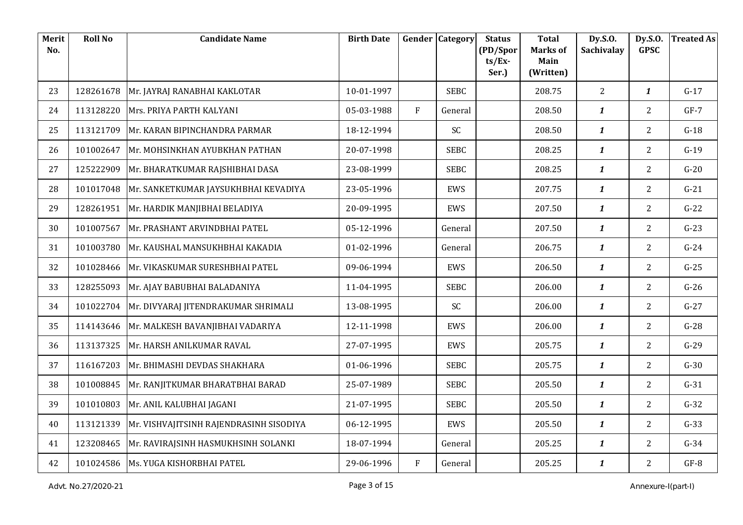| Merit No. | Roll No | Candidate Name | Birth Date | Gender | Category | Status (PD/Sports/Ex-Ser.) | Total Marks of Main (Written) | Dy.S.O. Sachivalay | Dy.S.O. GPSC | Treated As |
|---|---|---|---|---|---|---|---|---|---|---|
| 23 | 128261678 | Mr. JAYRAJ RANABHAI KAKLOTAR | 10-01-1997 | | SEBC | | 208.75 | 2 | *1* | G-17 |
| 24 | 113128220 | Mrs. PRIYA PARTH KALYANI | 05-03-1988 | F | General | | 208.50 | *1* | 2 | GF-7 |
| 25 | 113121709 | Mr. KARAN BIPINCHANDRA PARMAR | 18-12-1994 | | SC | | 208.50 | *1* | 2 | G-18 |
| 26 | 101002647 | Mr. MOHSINKHAN AYUBKHAN PATHAN | 20-07-1998 | | SEBC | | 208.25 | *1* | 2 | G-19 |
| 27 | 125222909 | Mr. BHARATKUMAR RAJSHIBHAI DASA | 23-08-1999 | | SEBC | | 208.25 | *1* | 2 | G-20 |
| 28 | 101017048 | Mr. SANKETKUMAR JAYSUKHBHAI KEVADIYA | 23-05-1996 | | EWS | | 207.75 | *1* | 2 | G-21 |
| 29 | 128261951 | Mr. HARDIK MANJIBHAI BELADIYA | 20-09-1995 | | EWS | | 207.50 | *1* | 2 | G-22 |
| 30 | 101007567 | Mr. PRASHANT ARVINDBHAI PATEL | 05-12-1996 | | General | | 207.50 | *1* | 2 | G-23 |
| 31 | 101003780 | Mr. KAUSHAL MANSUKHBHAI KAKADIA | 01-02-1996 | | General | | 206.75 | *1* | 2 | G-24 |
| 32 | 101028466 | Mr. VIKASKUMAR SURESHBHAI PATEL | 09-06-1994 | | EWS | | 206.50 | *1* | 2 | G-25 |
| 33 | 128255093 | Mr. AJAY BABUBHAI BALADANIYA | 11-04-1995 | | SEBC | | 206.00 | *1* | 2 | G-26 |
| 34 | 101022704 | Mr. DIVYARAJ JITENDRAKUMAR SHRIMALI | 13-08-1995 | | SC | | 206.00 | *1* | 2 | G-27 |
| 35 | 114143646 | Mr. MALKESH BAVANJIBHAI VADARIYA | 12-11-1998 | | EWS | | 206.00 | *1* | 2 | G-28 |
| 36 | 113137325 | Mr. HARSH ANILKUMAR RAVAL | 27-07-1995 | | EWS | | 205.75 | *1* | 2 | G-29 |
| 37 | 116167203 | Mr. BHIMASHI DEVDAS SHAKHARA | 01-06-1996 | | SEBC | | 205.75 | *1* | 2 | G-30 |
| 38 | 101008845 | Mr. RANJITKUMAR BHARATBHAI BARAD | 25-07-1989 | | SEBC | | 205.50 | *1* | 2 | G-31 |
| 39 | 101010803 | Mr. ANIL KALUBHAI JAGANI | 21-07-1995 | | SEBC | | 205.50 | *1* | 2 | G-32 |
| 40 | 113121339 | Mr. VISHVAJITSINH RAJENDRASINH SISODIYA | 06-12-1995 | | EWS | | 205.50 | *1* | 2 | G-33 |
| 41 | 123208465 | Mr. RAVIRAJSINH HASMUKHSINH SOLANKI | 18-07-1994 | | General | | 205.25 | *1* | 2 | G-34 |
| 42 | 101024586 | Ms. YUGA KISHORBHAI PATEL | 29-06-1996 | F | General | | 205.25 | *1* | 2 | GF-8 |

Advt. No.27/2020-21 Annexure-I(part-I)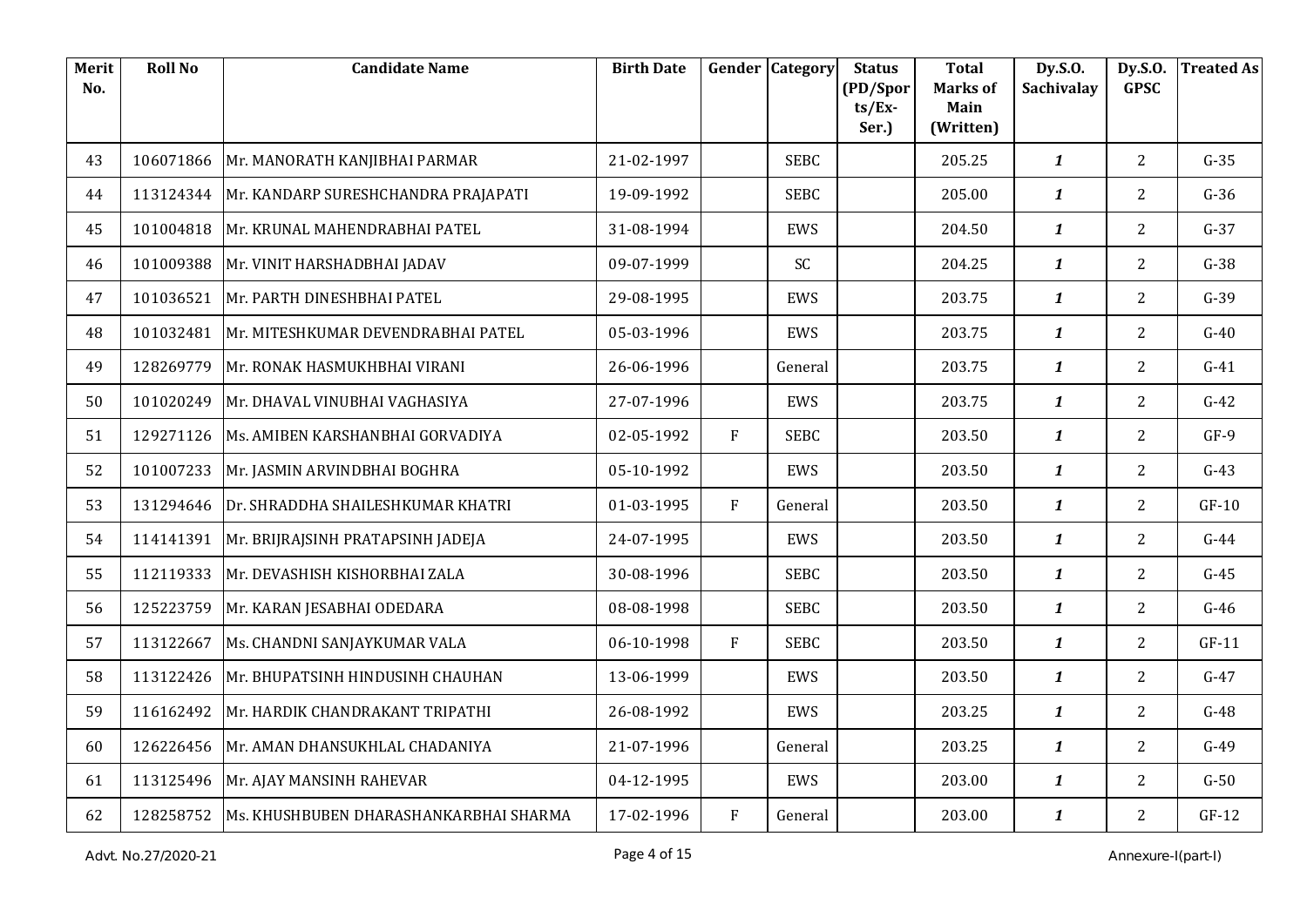| Merit No. | Roll No | Candidate Name | Birth Date | Gender | Category | Status (PD/Sports/Ex-Ser.) | Total Marks of Main (Written) | Dy.S.O. Sachivalay | Dy.S.O. GPSC | Treated As |
|---|---|---|---|---|---|---|---|---|---|---|
| 43 | 106071866 | Mr. MANORATH KANJIBHAI PARMAR | 21-02-1997 | | SEBC | | 205.25 | *1* | 2 | G-35 |
| 44 | 113124344 | Mr. KANDARP SURESHCHANDRA PRAJAPATI | 19-09-1992 | | SEBC | | 205.00 | *1* | 2 | G-36 |
| 45 | 101004818 | Mr. KRUNAL MAHENDRABHAI PATEL | 31-08-1994 | | EWS | | 204.50 | *1* | 2 | G-37 |
| 46 | 101009388 | Mr. VINIT HARSHADBHAI JADAV | 09-07-1999 | | SC | | 204.25 | *1* | 2 | G-38 |
| 47 | 101036521 | Mr. PARTH DINESHBHAI PATEL | 29-08-1995 | | EWS | | 203.75 | *1* | 2 | G-39 |
| 48 | 101032481 | Mr. MITESHKUMAR DEVENDRABHAI PATEL | 05-03-1996 | | EWS | | 203.75 | *1* | 2 | G-40 |
| 49 | 128269779 | Mr. RONAK HASMUKHBHAI VIRANI | 26-06-1996 | | General | | 203.75 | *1* | 2 | G-41 |
| 50 | 101020249 | Mr. DHAVAL VINUBHAI VAGHASIYA | 27-07-1996 | | EWS | | 203.75 | *1* | 2 | G-42 |
| 51 | 129271126 | Ms. AMIBEN KARSHANBHAI GORVADIYA | 02-05-1992 | F | SEBC | | 203.50 | *1* | 2 | GF-9 |
| 52 | 101007233 | Mr. JASMIN ARVINDBHAI BOGHRA | 05-10-1992 | | EWS | | 203.50 | *1* | 2 | G-43 |
| 53 | 131294646 | Dr. SHRADDHA SHAILESHKUMAR KHATRI | 01-03-1995 | F | General | | 203.50 | *1* | 2 | GF-10 |
| 54 | 114141391 | Mr. BRIJRAJSINH PRATAPSINH JADEJA | 24-07-1995 | | EWS | | 203.50 | *1* | 2 | G-44 |
| 55 | 112119333 | Mr. DEVASHISH KISHORBHAI ZALA | 30-08-1996 | | SEBC | | 203.50 | *1* | 2 | G-45 |
| 56 | 125223759 | Mr. KARAN JESABHAI ODEDARA | 08-08-1998 | | SEBC | | 203.50 | *1* | 2 | G-46 |
| 57 | 113122667 | Ms. CHANDNI SANJAYKUMAR VALA | 06-10-1998 | F | SEBC | | 203.50 | *1* | 2 | GF-11 |
| 58 | 113122426 | Mr. BHUPATSINH HINDUSINH CHAUHAN | 13-06-1999 | | EWS | | 203.50 | *1* | 2 | G-47 |
| 59 | 116162492 | Mr. HARDIK CHANDRAKANT TRIPATHI | 26-08-1992 | | EWS | | 203.25 | *1* | 2 | G-48 |
| 60 | 126226456 | Mr. AMAN DHANSUKHLAL CHADANIYA | 21-07-1996 | | General | | 203.25 | *1* | 2 | G-49 |
| 61 | 113125496 | Mr. AJAY MANSINH RAHEVAR | 04-12-1995 | | EWS | | 203.00 | *1* | 2 | G-50 |
| 62 | 128258752 | Ms. KHUSHBUBEN DHARASHANKARBHAI SHARMA | 17-02-1996 | F | General | | 203.00 | *1* | 2 | GF-12 |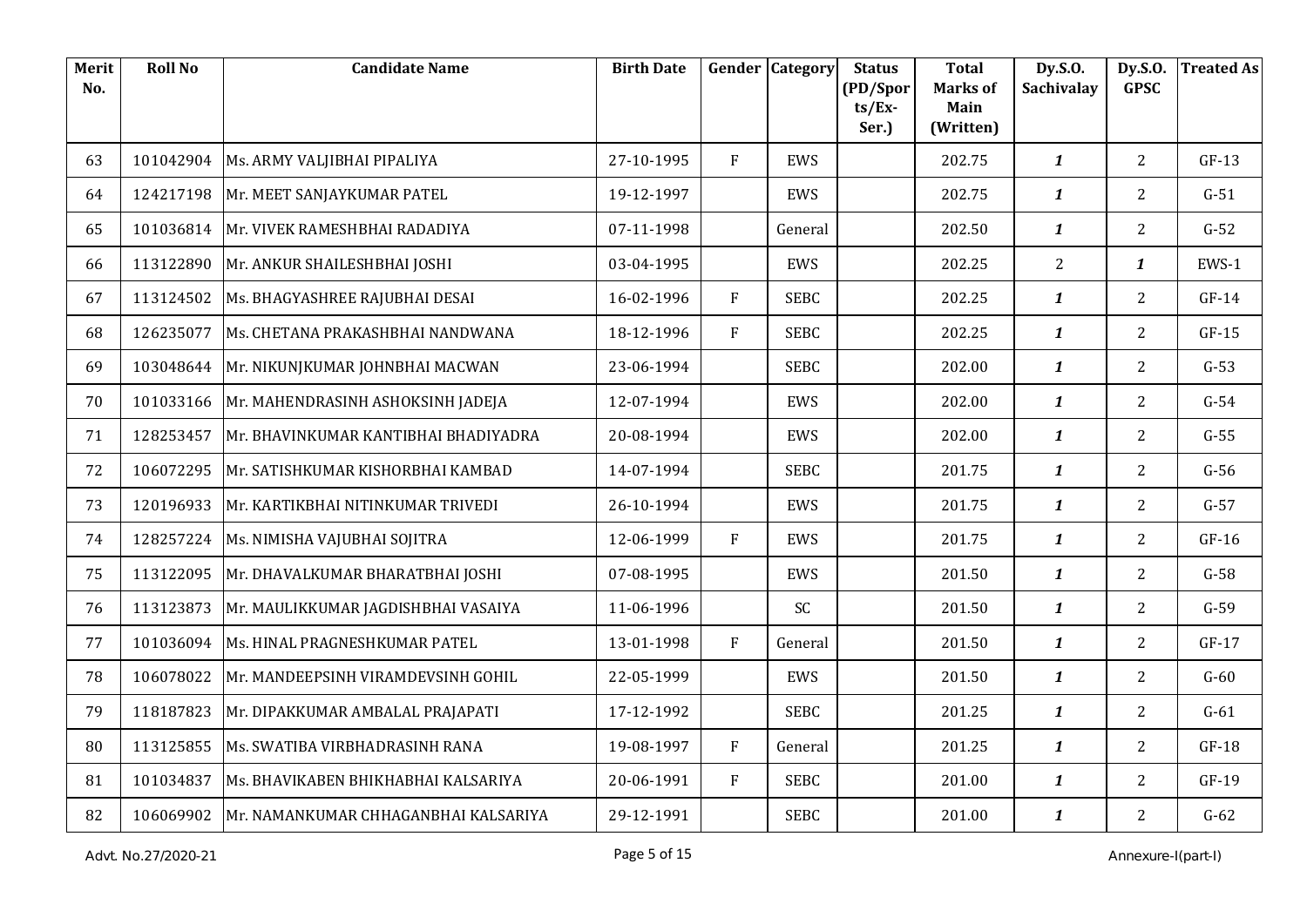| Merit No. | Roll No | Candidate Name | Birth Date | Gender | Category | Status (PD/Sports/Ex-Ser.) | Total Marks of Main (Written) | Dy.S.O. Sachivalay | Dy.S.O. GPSC | Treated As |
|---|---|---|---|---|---|---|---|---|---|---|
| 63 | 101042904 | Ms. ARMY VALJIBHAI PIPALIYA | 27-10-1995 | F | EWS | | 202.75 | *1* | 2 | GF-13 |
| 64 | 124217198 | Mr. MEET SANJAYKUMAR PATEL | 19-12-1997 | | EWS | | 202.75 | *1* | 2 | G-51 |
| 65 | 101036814 | Mr. VIVEK RAMESHBHAI RADADIYA | 07-11-1998 | | General | | 202.50 | *1* | 2 | G-52 |
| 66 | 113122890 | Mr. ANKUR SHAILESHBHAI JOSHI | 03-04-1995 | | EWS | | 202.25 | 2 | *1* | EWS-1 |
| 67 | 113124502 | Ms. BHAGYASHREE RAJUBHAI DESAI | 16-02-1996 | F | SEBC | | 202.25 | *1* | 2 | GF-14 |
| 68 | 126235077 | Ms. CHETANA PRAKASHBHAI NANDWANA | 18-12-1996 | F | SEBC | | 202.25 | *1* | 2 | GF-15 |
| 69 | 103048644 | Mr. NIKUNJKUMAR JOHNBHAI MACWAN | 23-06-1994 | | SEBC | | 202.00 | *1* | 2 | G-53 |
| 70 | 101033166 | Mr. MAHENDRASINH ASHOKSINH JADEJA | 12-07-1994 | | EWS | | 202.00 | *1* | 2 | G-54 |
| 71 | 128253457 | Mr. BHAVINKUMAR KANTIBHAI BHADIYADRA | 20-08-1994 | | EWS | | 202.00 | *1* | 2 | G-55 |
| 72 | 106072295 | Mr. SATISHKUMAR KISHORBHAI KAMBAD | 14-07-1994 | | SEBC | | 201.75 | *1* | 2 | G-56 |
| 73 | 120196933 | Mr. KARTIKBHAI NITINKUMAR TRIVEDI | 26-10-1994 | | EWS | | 201.75 | *1* | 2 | G-57 |
| 74 | 128257224 | Ms. NIMISHA VAJUBHAI SOJITRA | 12-06-1999 | F | EWS | | 201.75 | *1* | 2 | GF-16 |
| 75 | 113122095 | Mr. DHAVALKUMAR BHARATBHAI JOSHI | 07-08-1995 | | EWS | | 201.50 | *1* | 2 | G-58 |
| 76 | 113123873 | Mr. MAULIKKUMAR JAGDISHBHAI VASAIYA | 11-06-1996 | | SC | | 201.50 | *1* | 2 | G-59 |
| 77 | 101036094 | Ms. HINAL PRAGNESHKUMAR PATEL | 13-01-1998 | F | General | | 201.50 | *1* | 2 | GF-17 |
| 78 | 106078022 | Mr. MANDEEPSINH VIRAMDEVSINH GOHIL | 22-05-1999 | | EWS | | 201.50 | *1* | 2 | G-60 |
| 79 | 118187823 | Mr. DIPAKKUMAR AMBALAL PRAJAPATI | 17-12-1992 | | SEBC | | 201.25 | *1* | 2 | G-61 |
| 80 | 113125855 | Ms. SWATIBA VIRBHADRASINH RANA | 19-08-1997 | F | General | | 201.25 | *1* | 2 | GF-18 |
| 81 | 101034837 | Ms. BHAVIKABEN BHIKHABHAI KALSARIYA | 20-06-1991 | F | SEBC | | 201.00 | *1* | 2 | GF-19 |
| 82 | 106069902 | Mr. NAMANKUMAR CHHAGANBHAI KALSARIYA | 29-12-1991 | | SEBC | | 201.00 | *1* | 2 | G-62 |

Advt. No.27/2020-21 Annexure-I(part-I)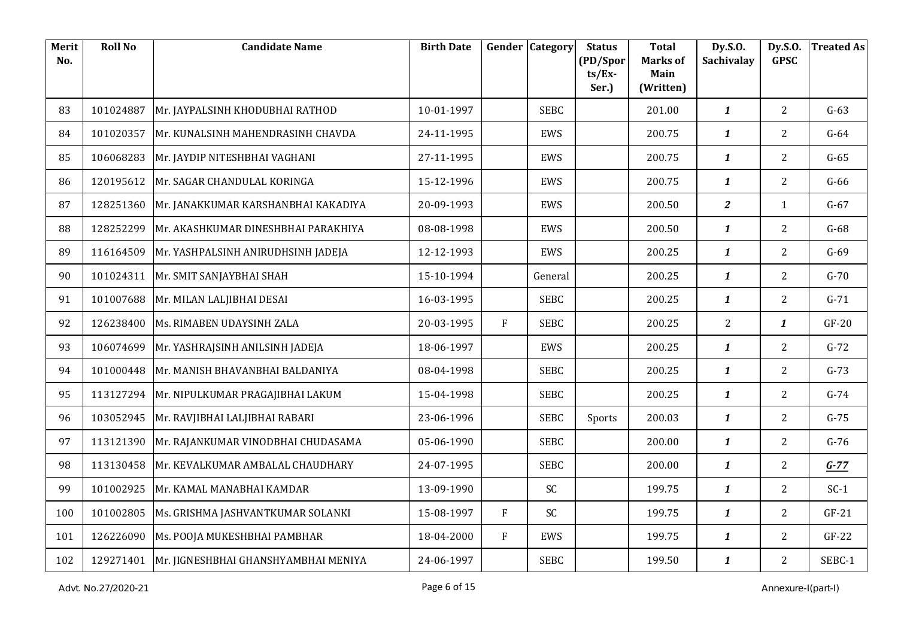| Merit No. | Roll No | Candidate Name | Birth Date | Gender | Category | Status (PD/Sports/Ex-Ser.) | Total Marks of Main (Written) | Dy.S.O. Sachivalay | Dy.S.O. GPSC | Treated As |
|---|---|---|---|---|---|---|---|---|---|---|
| 83 | 101024887 | Mr. JAYPALSINH KHODUBHAI RATHOD | 10-01-1997 | | SEBC | | 201.00 | *1* | 2 | G-63 |
| 84 | 101020357 | Mr. KUNALSINH MAHENDRASINH CHAVDA | 24-11-1995 | | EWS | | 200.75 | *1* | 2 | G-64 |
| 85 | 106068283 | Mr. JAYDIP NITESHBHAI VAGHANI | 27-11-1995 | | EWS | | 200.75 | *1* | 2 | G-65 |
| 86 | 120195612 | Mr. SAGAR CHANDULAL KORINGA | 15-12-1996 | | EWS | | 200.75 | *1* | 2 | G-66 |
| 87 | 128251360 | Mr. JANAKKUMAR KARSHANBHAI KAKADIYA | 20-09-1993 | | EWS | | 200.50 | *2* | 1 | G-67 |
| 88 | 128252299 | Mr. AKASHKUMAR DINESHBHAI PARAKHIYA | 08-08-1998 | | EWS | | 200.50 | *1* | 2 | G-68 |
| 89 | 116164509 | Mr. YASHPALSINH ANIRUDHSINH JADEJA | 12-12-1993 | | EWS | | 200.25 | *1* | 2 | G-69 |
| 90 | 101024311 | Mr. SMIT SANJAYBHAI SHAH | 15-10-1994 | | General | | 200.25 | *1* | 2 | G-70 |
| 91 | 101007688 | Mr. MILAN LALJIBHAI DESAI | 16-03-1995 | | SEBC | | 200.25 | *1* | 2 | G-71 |
| 92 | 126238400 | Ms. RIMABEN UDAYSINH ZALA | 20-03-1995 | F | SEBC | | 200.25 | 2 | *1* | GF-20 |
| 93 | 106074699 | Mr. YASHRAJSINH ANILSINH JADEJA | 18-06-1997 | | EWS | | 200.25 | *1* | 2 | G-72 |
| 94 | 101000448 | Mr. MANISH BHAVANBHAI BALDANIYA | 08-04-1998 | | SEBC | | 200.25 | *1* | 2 | G-73 |
| 95 | 113127294 | Mr. NIPULKUMAR PRAGAJIBHAI LAKUM | 15-04-1998 | | SEBC | | 200.25 | *1* | 2 | G-74 |
| 96 | 103052945 | Mr. RAVJIBHAI LALJIBHAI RABARI | 23-06-1996 | | SEBC | Sports | 200.03 | *1* | 2 | G-75 |
| 97 | 113121390 | Mr. RAJANKUMAR VINODBHAI CHUDASAMA | 05-06-1990 | | SEBC | | 200.00 | *1* | 2 | G-76 |
| 98 | 113130458 | Mr. KEVALKUMAR AMBALAL CHAUDHARY | 24-07-1995 | | SEBC | | 200.00 | *1* | 2 | ***G-77*** |
| 99 | 101002925 | Mr. KAMAL MANABHAI KAMDAR | 13-09-1990 | | SC | | 199.75 | *1* | 2 | SC-1 |
| 100 | 101002805 | Ms. GRISHMA JASHVANTKUMAR SOLANKI | 15-08-1997 | F | SC | | 199.75 | *1* | 2 | GF-21 |
| 101 | 126226090 | Ms. POOJA MUKESHBHAI PAMBHAR | 18-04-2000 | F | EWS | | 199.75 | *1* | 2 | GF-22 |
| 102 | 129271401 | Mr. JIGNESHBHAI GHANSHYAMBHAI MENIYA | 24-06-1997 | | SEBC | | 199.50 | *1* | 2 | SEBC-1 |

Advt. No.27/2020-21 | Annexure-I(part-I)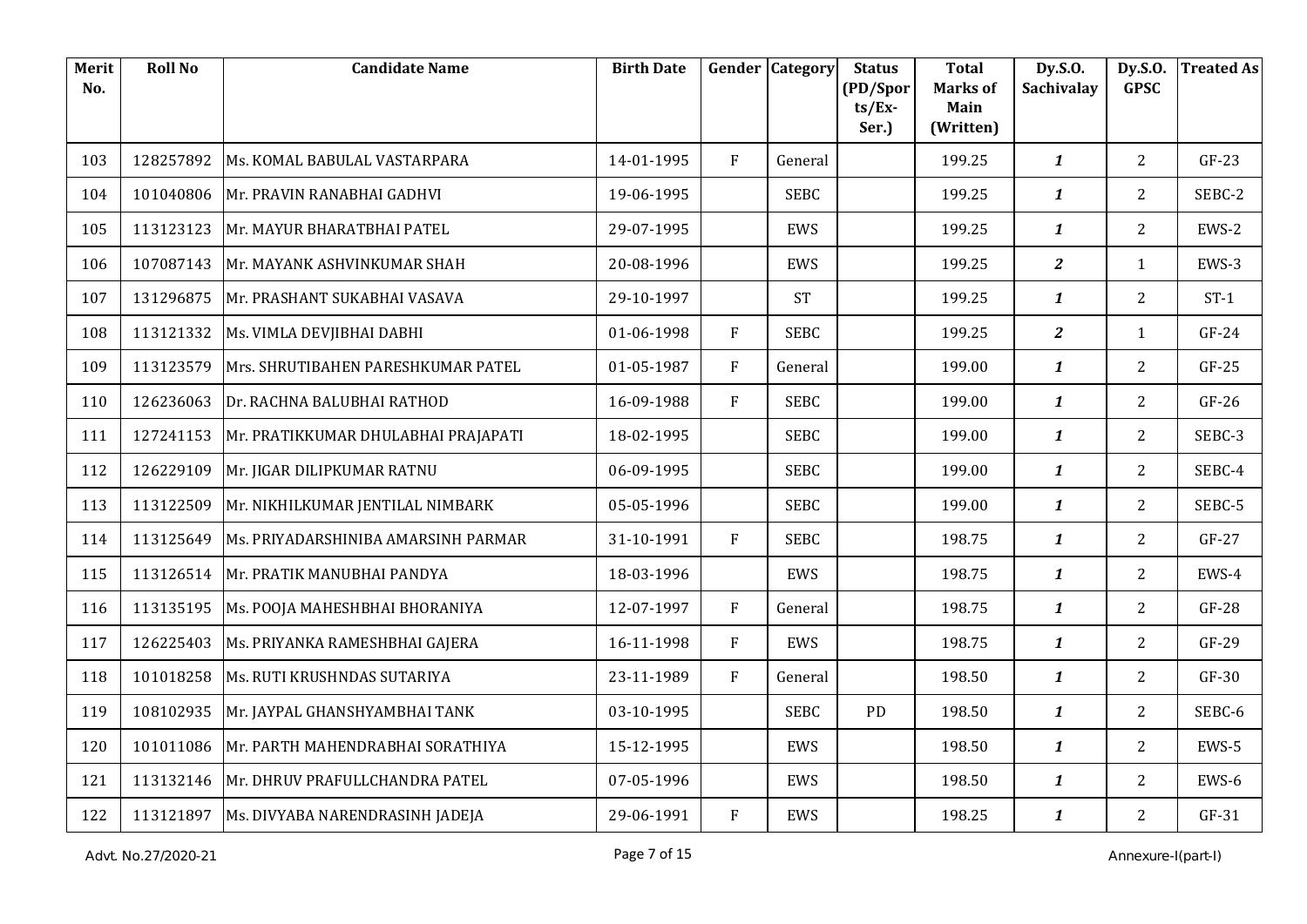| Merit No. | Roll No | Candidate Name | Birth Date | Gender | Category | Status (PD/Sports/Ex-Ser.) | Total Marks of Main (Written) | Dy.S.O. Sachivalay | Dy.S.O. GPSC | Treated As |
|---|---|---|---|---|---|---|---|---|---|---|
| 103 | 128257892 | Ms. KOMAL BABULAL VASTARPARA | 14-01-1995 | F | General | | 199.25 | *1* | 2 | GF-23 |
| 104 | 101040806 | Mr. PRAVIN RANABHAI GADHVI | 19-06-1995 | | SEBC | | 199.25 | *1* | 2 | SEBC-2 |
| 105 | 113123123 | Mr. MAYUR BHARATBHAI PATEL | 29-07-1995 | | EWS | | 199.25 | *1* | 2 | EWS-2 |
| 106 | 107087143 | Mr. MAYANK ASHVINKUMAR SHAH | 20-08-1996 | | EWS | | 199.25 | *2* | 1 | EWS-3 |
| 107 | 131296875 | Mr. PRASHANT SUKABHAI VASAVA | 29-10-1997 | | ST | | 199.25 | *1* | 2 | ST-1 |
| 108 | 113121332 | Ms. VIMLA DEVJIBHAI DABHI | 01-06-1998 | F | SEBC | | 199.25 | *2* | 1 | GF-24 |
| 109 | 113123579 | Mrs. SHRUTIBAHEN PARESHKUMAR PATEL | 01-05-1987 | F | General | | 199.00 | *1* | 2 | GF-25 |
| 110 | 126236063 | Dr. RACHNA BALUBHAI RATHOD | 16-09-1988 | F | SEBC | | 199.00 | *1* | 2 | GF-26 |
| 111 | 127241153 | Mr. PRATIKKUMAR DHULABHAI PRAJAPATI | 18-02-1995 | | SEBC | | 199.00 | *1* | 2 | SEBC-3 |
| 112 | 126229109 | Mr. JIGAR DILIPKUMAR RATNU | 06-09-1995 | | SEBC | | 199.00 | *1* | 2 | SEBC-4 |
| 113 | 113122509 | Mr. NIKHILKUMAR JENTILAL NIMBARK | 05-05-1996 | | SEBC | | 199.00 | *1* | 2 | SEBC-5 |
| 114 | 113125649 | Ms. PRIYADARSHINIBA AMARSINH PARMAR | 31-10-1991 | F | SEBC | | 198.75 | *1* | 2 | GF-27 |
| 115 | 113126514 | Mr. PRATIK MANUBHAI PANDYA | 18-03-1996 | | EWS | | 198.75 | *1* | 2 | EWS-4 |
| 116 | 113135195 | Ms. POOJA MAHESHBHAI BHORANIYA | 12-07-1997 | F | General | | 198.75 | *1* | 2 | GF-28 |
| 117 | 126225403 | Ms. PRIYANKA RAMESHBHAI GAJERA | 16-11-1998 | F | EWS | | 198.75 | *1* | 2 | GF-29 |
| 118 | 101018258 | Ms. RUTI KRUSHNDAS SUTARIYA | 23-11-1989 | F | General | | 198.50 | *1* | 2 | GF-30 |
| 119 | 108102935 | Mr. JAYPAL GHANSHYAMBHAI TANK | 03-10-1995 | | SEBC | PD | 198.50 | *1* | 2 | SEBC-6 |
| 120 | 101011086 | Mr. PARTH MAHENDRABHAI SORATHIYA | 15-12-1995 | | EWS | | 198.50 | *1* | 2 | EWS-5 |
| 121 | 113132146 | Mr. DHRUV PRAFULLCHANDRA PATEL | 07-05-1996 | | EWS | | 198.50 | *1* | 2 | EWS-6 |
| 122 | 113121897 | Ms. DIVYABA NARENDRASINH JADEJA | 29-06-1991 | F | EWS | | 198.25 | *1* | 2 | GF-31 |

Advt. No.27/2020-21

Annexure-I(part-I)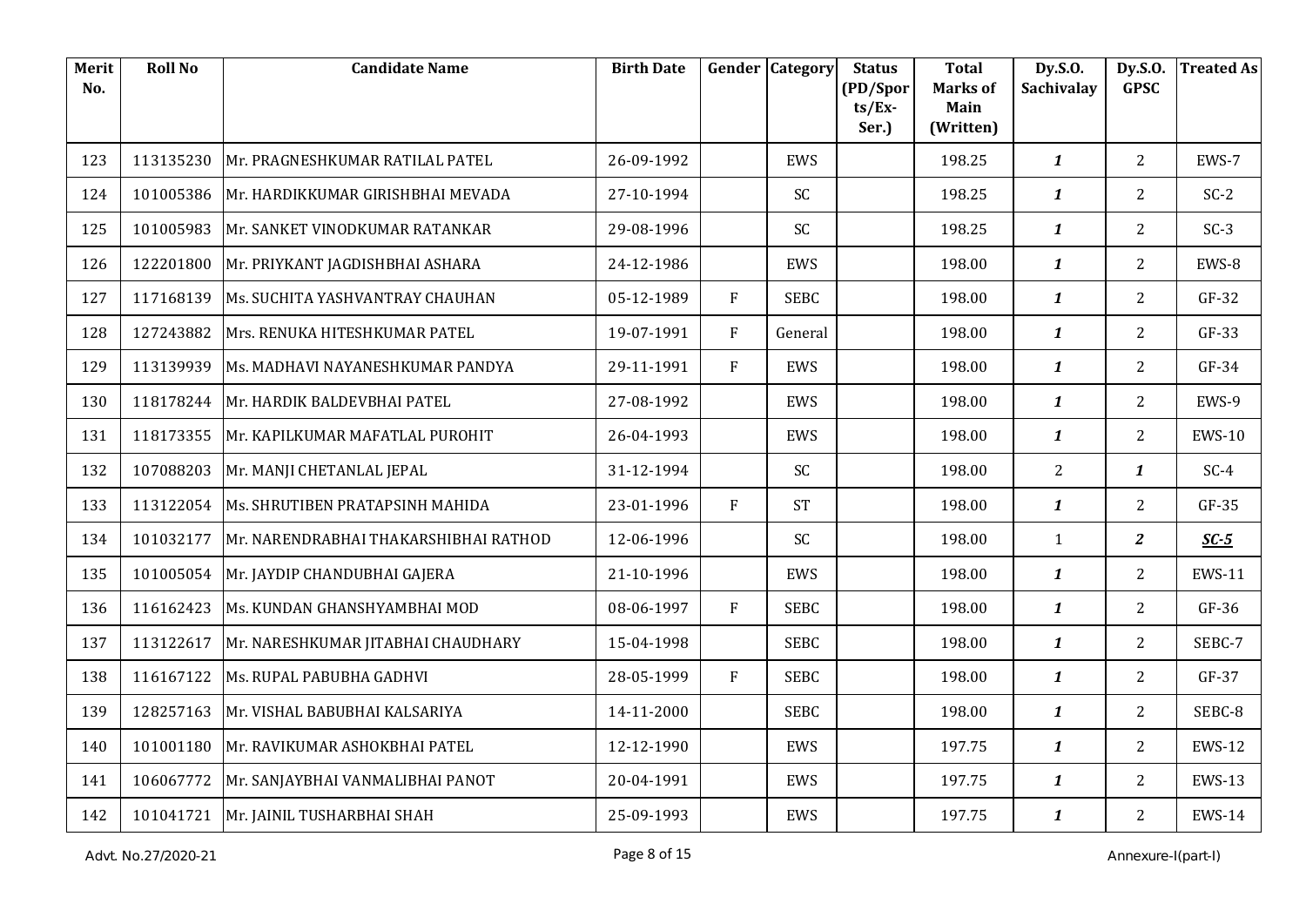| Merit No. | Roll No | Candidate Name | Birth Date | Gender | Category | Status (PD/Sports/Ex-Ser.) | Total Marks of Main (Written) | Dy.S.O. Sachivalay | Dy.S.O. GPSC | Treated As |
|---|---|---|---|---|---|---|---|---|---|---|
| 123 | 113135230 | Mr. PRAGNESHKUMAR RATILAL PATEL | 26-09-1992 | | EWS | | 198.25 | ***1*** | 2 | EWS-7 |
| 124 | 101005386 | Mr. HARDIKKUMAR GIRISHBHAI MEVADA | 27-10-1994 | | SC | | 198.25 | ***1*** | 2 | SC-2 |
| 125 | 101005983 | Mr. SANKET VINODKUMAR RATANKAR | 29-08-1996 | | SC | | 198.25 | ***1*** | 2 | SC-3 |
| 126 | 122201800 | Mr. PRIYKANT JAGDISHBHAI ASHARA | 24-12-1986 | | EWS | | 198.00 | ***1*** | 2 | EWS-8 |
| 127 | 117168139 | Ms. SUCHITA YASHVANTRAY CHAUHAN | 05-12-1989 | F | SEBC | | 198.00 | ***1*** | 2 | GF-32 |
| 128 | 127243882 | Mrs. RENUKA HITESHKUMAR PATEL | 19-07-1991 | F | General | | 198.00 | ***1*** | 2 | GF-33 |
| 129 | 113139939 | Ms. MADHAVI NAYANESHKUMAR PANDYA | 29-11-1991 | F | EWS | | 198.00 | ***1*** | 2 | GF-34 |
| 130 | 118178244 | Mr. HARDIK BALDEVBHAI PATEL | 27-08-1992 | | EWS | | 198.00 | ***1*** | 2 | EWS-9 |
| 131 | 118173355 | Mr. KAPILKUMAR MAFATLAL PUROHIT | 26-04-1993 | | EWS | | 198.00 | ***1*** | 2 | EWS-10 |
| 132 | 107088203 | Mr. MANJI CHETANLAL JEPAL | 31-12-1994 | | SC | | 198.00 | 2 | ***1*** | SC-4 |
| 133 | 113122054 | Ms. SHRUTIBEN PRATAPSINH MAHIDA | 23-01-1996 | F | ST | | 198.00 | ***1*** | 2 | GF-35 |
| 134 | 101032177 | Mr. NARENDRABHAI THAKARSHIBHAI RATHOD | 12-06-1996 | | SC | | 198.00 | 1 | ***2*** | ***SC-5*** |
| 135 | 101005054 | Mr. JAYDIP CHANDUBHAI GAJERA | 21-10-1996 | | EWS | | 198.00 | ***1*** | 2 | EWS-11 |
| 136 | 116162423 | Ms. KUNDAN GHANSHYAMBHAI MOD | 08-06-1997 | F | SEBC | | 198.00 | ***1*** | 2 | GF-36 |
| 137 | 113122617 | Mr. NARESHKUMAR JITABHAI CHAUDHARY | 15-04-1998 | | SEBC | | 198.00 | ***1*** | 2 | SEBC-7 |
| 138 | 116167122 | Ms. RUPAL PABUBHA GADHVI | 28-05-1999 | F | SEBC | | 198.00 | ***1*** | 2 | GF-37 |
| 139 | 128257163 | Mr. VISHAL BABUBHAI KALSARIYA | 14-11-2000 | | SEBC | | 198.00 | ***1*** | 2 | SEBC-8 |
| 140 | 101001180 | Mr. RAVIKUMAR ASHOKBHAI PATEL | 12-12-1990 | | EWS | | 197.75 | ***1*** | 2 | EWS-12 |
| 141 | 106067772 | Mr. SANJAYBHAI VANMALIBHAI PANOT | 20-04-1991 | | EWS | | 197.75 | ***1*** | 2 | EWS-13 |
| 142 | 101041721 | Mr. JAINIL TUSHARBHAI SHAH | 25-09-1993 | | EWS | | 197.75 | ***1*** | 2 | EWS-14 |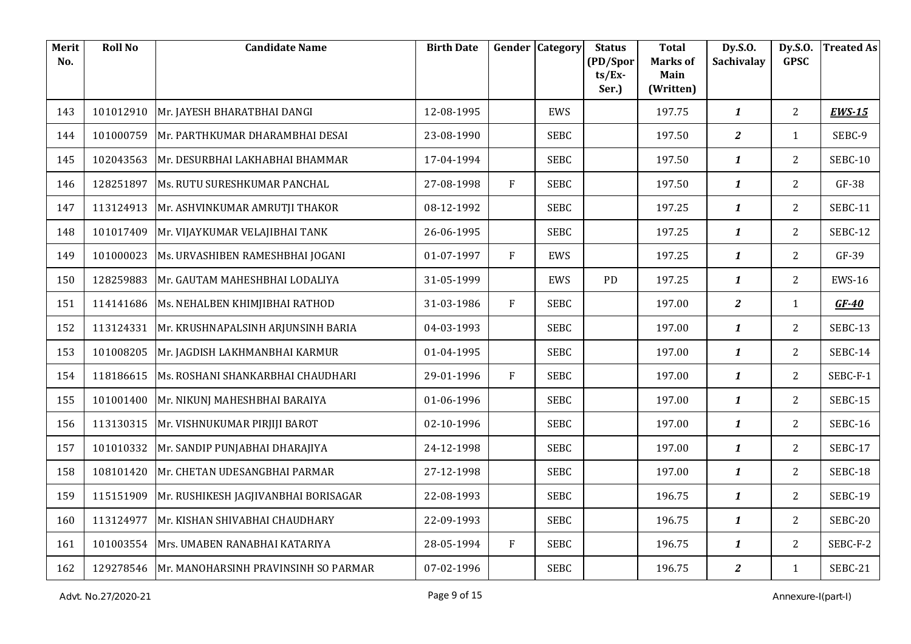| Merit No. | Roll No | Candidate Name | Birth Date | Gender | Category | Status (PD/Sports/Ex-Ser.) | Total Marks of Main (Written) | Dy.S.O. Sachivalay | Dy.S.O. GPSC | Treated As |
|---|---|---|---|---|---|---|---|---|---|---|
| 143 | 101012910 | Mr. JAYESH BHARATBHAI DANGI | 12-08-1995 | | EWS | | 197.75 | *1* | 2 | ***EWS-15*** |
| 144 | 101000759 | Mr. PARTHKUMAR DHARAMBHAI DESAI | 23-08-1990 | | SEBC | | 197.50 | *2* | 1 | SEBC-9 |
| 145 | 102043563 | Mr. DESURBHAI LAKHABHAI BHAMMAR | 17-04-1994 | | SEBC | | 197.50 | *1* | 2 | SEBC-10 |
| 146 | 128251897 | Ms. RUTU SURESHKUMAR PANCHAL | 27-08-1998 | F | SEBC | | 197.50 | *1* | 2 | GF-38 |
| 147 | 113124913 | Mr. ASHVINKUMAR AMRUTJI THAKOR | 08-12-1992 | | SEBC | | 197.25 | *1* | 2 | SEBC-11 |
| 148 | 101017409 | Mr. VIJAYKUMAR VELAJIBHAI TANK | 26-06-1995 | | SEBC | | 197.25 | *1* | 2 | SEBC-12 |
| 149 | 101000023 | Ms. URVASHIBEN RAMESHBHAI JOGANI | 01-07-1997 | F | EWS | | 197.25 | *1* | 2 | GF-39 |
| 150 | 128259883 | Mr. GAUTAM MAHESHBHAI LODALIYA | 31-05-1999 | | EWS | PD | 197.25 | *1* | 2 | EWS-16 |
| 151 | 114141686 | Ms. NEHALBEN KHIMJIBHAI RATHOD | 31-03-1986 | F | SEBC | | 197.00 | *2* | 1 | ***GF-40*** |
| 152 | 113124331 | Mr. KRUSHNAPALSINH ARJUNSINH BARIA | 04-03-1993 | | SEBC | | 197.00 | *1* | 2 | SEBC-13 |
| 153 | 101008205 | Mr. JAGDISH LAKHMANBHAI KARMUR | 01-04-1995 | | SEBC | | 197.00 | *1* | 2 | SEBC-14 |
| 154 | 118186615 | Ms. ROSHANI SHANKARBHAI CHAUDHARI | 29-01-1996 | F | SEBC | | 197.00 | *1* | 2 | SEBC-F-1 |
| 155 | 101001400 | Mr. NIKUNJ MAHESHBHAI BARAIYA | 01-06-1996 | | SEBC | | 197.00 | *1* | 2 | SEBC-15 |
| 156 | 113130315 | Mr. VISHNUKUMAR PIRJIJI BAROT | 02-10-1996 | | SEBC | | 197.00 | *1* | 2 | SEBC-16 |
| 157 | 101010332 | Mr. SANDIP PUNJABHAI DHARAJIYA | 24-12-1998 | | SEBC | | 197.00 | *1* | 2 | SEBC-17 |
| 158 | 108101420 | Mr. CHETAN UDESANGBHAI PARMAR | 27-12-1998 | | SEBC | | 197.00 | *1* | 2 | SEBC-18 |
| 159 | 115151909 | Mr. RUSHIKESH JAGJIVANBHAI BORISAGAR | 22-08-1993 | | SEBC | | 196.75 | *1* | 2 | SEBC-19 |
| 160 | 113124977 | Mr. KISHAN SHIVABHAI CHAUDHARY | 22-09-1993 | | SEBC | | 196.75 | *1* | 2 | SEBC-20 |
| 161 | 101003554 | Mrs. UMABEN RANABHAI KATARIYA | 28-05-1994 | F | SEBC | | 196.75 | *1* | 2 | SEBC-F-2 |
| 162 | 129278546 | Mr. MANOHARSINH PRAVINSINH SO PARMAR | 07-02-1996 | | SEBC | | 196.75 | *2* | 1 | SEBC-21 |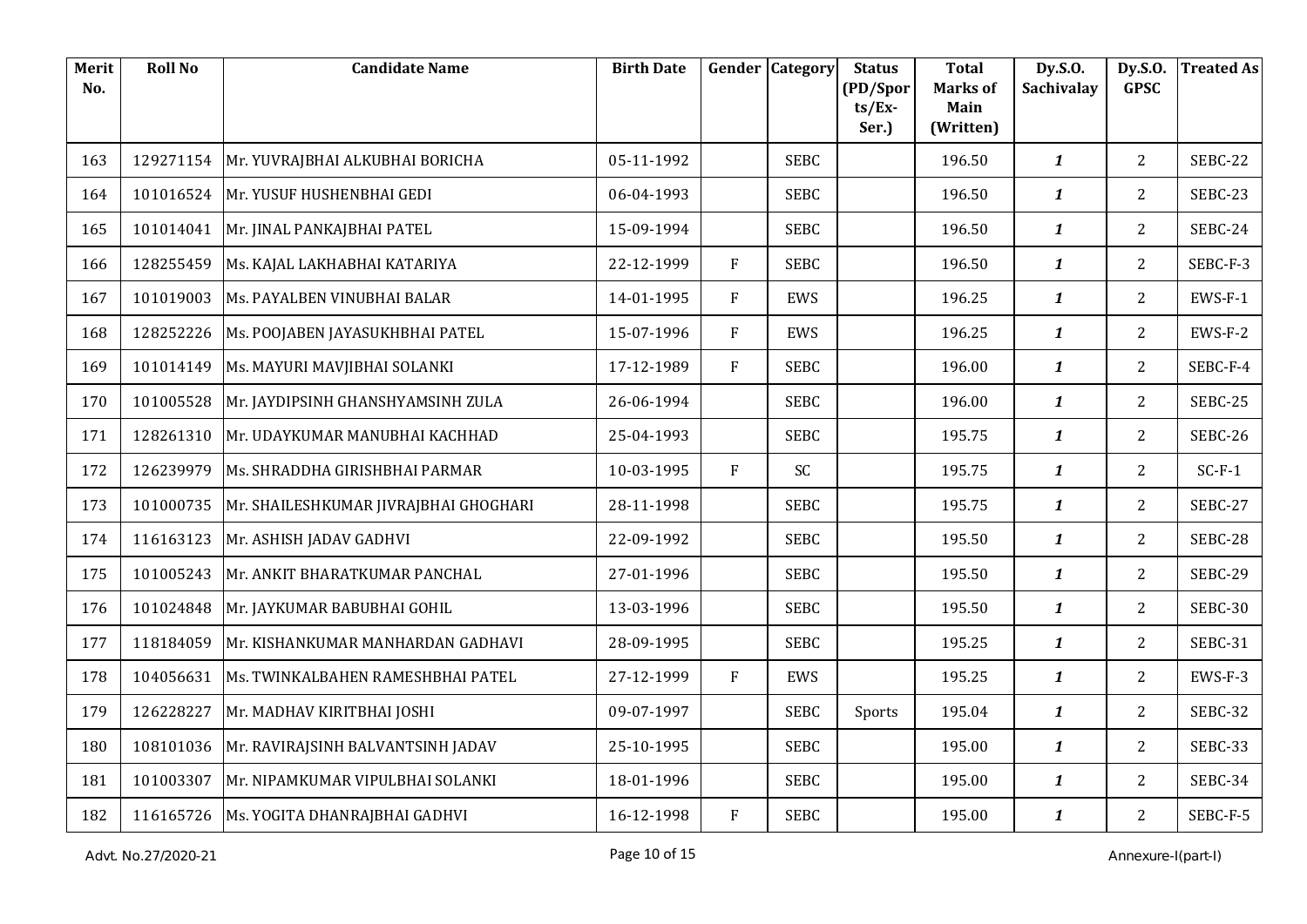| Merit No. | Roll No | Candidate Name | Birth Date | Gender | Category | Status (PD/Sports/Ex-Ser.) | Total Marks of Main (Written) | Dy.S.O. Sachivalay | Dy.S.O. GPSC | Treated As |
|---|---|---|---|---|---|---|---|---|---|---|
| 163 | 129271154 | Mr. YUVRAJBHAI ALKUBHAI BORICHA | 05-11-1992 | | SEBC | | 196.50 | *1* | 2 | SEBC-22 |
| 164 | 101016524 | Mr. YUSUF HUSHENBHAI GEDI | 06-04-1993 | | SEBC | | 196.50 | *1* | 2 | SEBC-23 |
| 165 | 101014041 | Mr. JINAL PANKAJBHAI PATEL | 15-09-1994 | | SEBC | | 196.50 | *1* | 2 | SEBC-24 |
| 166 | 128255459 | Ms. KAJAL LAKHABHAI KATARIYA | 22-12-1999 | F | SEBC | | 196.50 | *1* | 2 | SEBC-F-3 |
| 167 | 101019003 | Ms. PAYALBEN VINUBHAI BALAR | 14-01-1995 | F | EWS | | 196.25 | *1* | 2 | EWS-F-1 |
| 168 | 128252226 | Ms. POOJABEN JAYASUKHBHAI PATEL | 15-07-1996 | F | EWS | | 196.25 | *1* | 2 | EWS-F-2 |
| 169 | 101014149 | Ms. MAYURI MAVJIBHAI SOLANKI | 17-12-1989 | F | SEBC | | 196.00 | *1* | 2 | SEBC-F-4 |
| 170 | 101005528 | Mr. JAYDIPSINH GHANSHYAMSINH ZULA | 26-06-1994 | | SEBC | | 196.00 | *1* | 2 | SEBC-25 |
| 171 | 128261310 | Mr. UDAYKUMAR MANUBHAI KACHHAD | 25-04-1993 | | SEBC | | 195.75 | *1* | 2 | SEBC-26 |
| 172 | 126239979 | Ms. SHRADDHA GIRISHBHAI PARMAR | 10-03-1995 | F | SC | | 195.75 | *1* | 2 | SC-F-1 |
| 173 | 101000735 | Mr. SHAILESHKUMAR JIVRAJBHAI GHOGHARI | 28-11-1998 | | SEBC | | 195.75 | *1* | 2 | SEBC-27 |
| 174 | 116163123 | Mr. ASHISH JADAV GADHVI | 22-09-1992 | | SEBC | | 195.50 | *1* | 2 | SEBC-28 |
| 175 | 101005243 | Mr. ANKIT BHARATKUMAR PANCHAL | 27-01-1996 | | SEBC | | 195.50 | *1* | 2 | SEBC-29 |
| 176 | 101024848 | Mr. JAYKUMAR BABUBHAI GOHIL | 13-03-1996 | | SEBC | | 195.50 | *1* | 2 | SEBC-30 |
| 177 | 118184059 | Mr. KISHANKUMAR MANHARDAN GADHAVI | 28-09-1995 | | SEBC | | 195.25 | *1* | 2 | SEBC-31 |
| 178 | 104056631 | Ms. TWINKALBAHEN RAMESHBHAI PATEL | 27-12-1999 | F | EWS | | 195.25 | *1* | 2 | EWS-F-3 |
| 179 | 126228227 | Mr. MADHAV KIRITBHAI JOSHI | 09-07-1997 | | SEBC | Sports | 195.04 | *1* | 2 | SEBC-32 |
| 180 | 108101036 | Mr. RAVIRAJSINH BALVANTSINH JADAV | 25-10-1995 | | SEBC | | 195.00 | *1* | 2 | SEBC-33 |
| 181 | 101003307 | Mr. NIPAMKUMAR VIPULBHAI SOLANKI | 18-01-1996 | | SEBC | | 195.00 | *1* | 2 | SEBC-34 |
| 182 | 116165726 | Ms. YOGITA DHANRAJBHAI GADHVI | 16-12-1998 | F | SEBC | | 195.00 | *1* | 2 | SEBC-F-5 |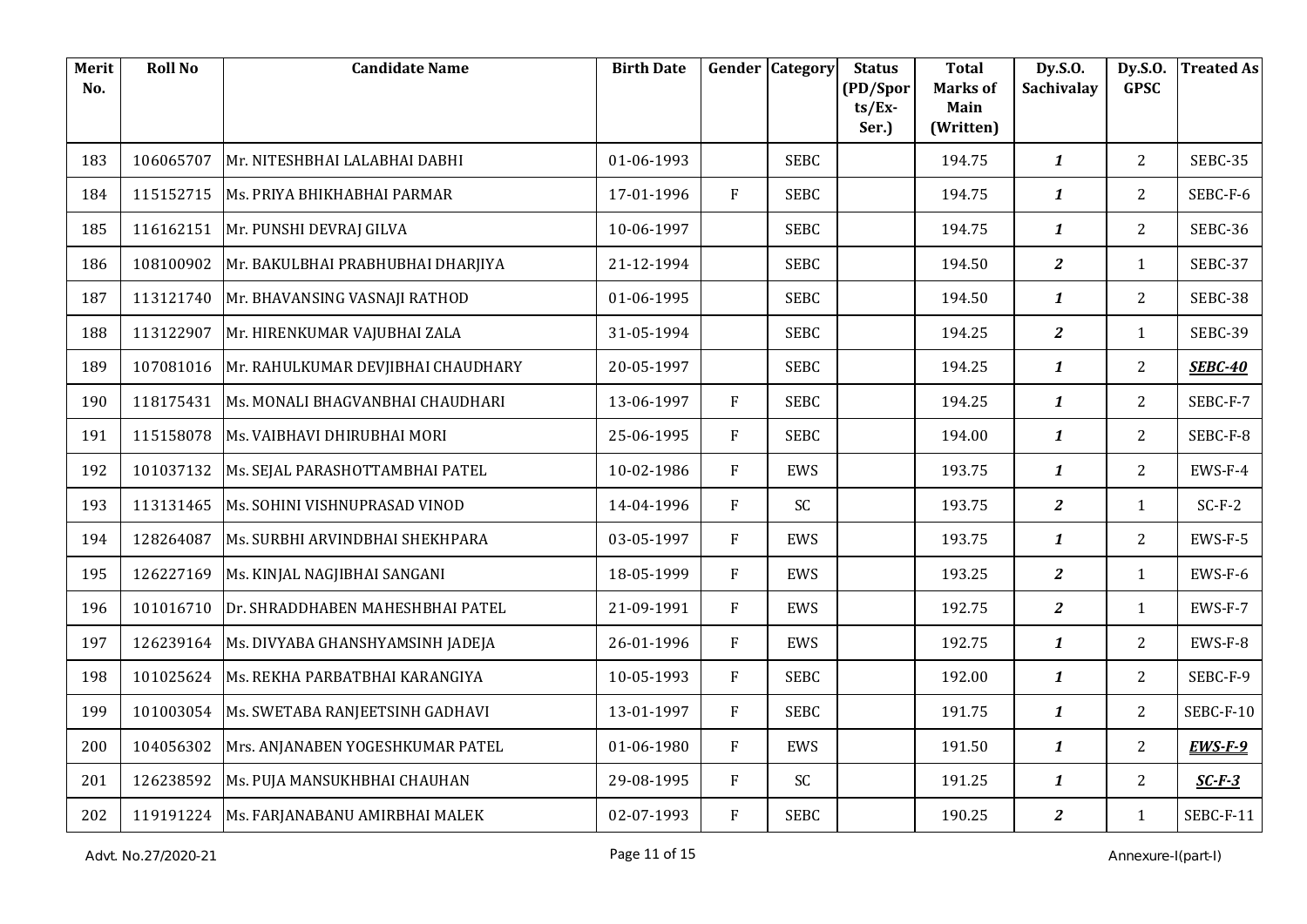| Merit No. | Roll No | Candidate Name | Birth Date | Gender | Category | Status (PD/Sports/Ex-Ser.) | Total Marks of Main (Written) | Dy.S.O. Sachivalay | Dy.S.O. GPSC | Treated As |
|---|---|---|---|---|---|---|---|---|---|---|
| 183 | 106065707 | Mr. NITESHBHAI LALABHAI DABHI | 01-06-1993 | | SEBC | | 194.75 | *1* | 2 | SEBC-35 |
| 184 | 115152715 | Ms. PRIYA BHIKHABHAI PARMAR | 17-01-1996 | F | SEBC | | 194.75 | *1* | 2 | SEBC-F-6 |
| 185 | 116162151 | Mr. PUNSHI DEVRAJ GILVA | 10-06-1997 | | SEBC | | 194.75 | *1* | 2 | SEBC-36 |
| 186 | 108100902 | Mr. BAKULBHAI PRABHUBHAI DHARJIYA | 21-12-1994 | | SEBC | | 194.50 | *2* | 1 | SEBC-37 |
| 187 | 113121740 | Mr. BHAVANSING VASNAJI RATHOD | 01-06-1995 | | SEBC | | 194.50 | *1* | 2 | SEBC-38 |
| 188 | 113122907 | Mr. HIRENKUMAR VAJUBHAI ZALA | 31-05-1994 | | SEBC | | 194.25 | *2* | 1 | SEBC-39 |
| 189 | 107081016 | Mr. RAHULKUMAR DEVJIBHAI CHAUDHARY | 20-05-1997 | | SEBC | | 194.25 | *1* | 2 | ***SEBC-40*** |
| 190 | 118175431 | Ms. MONALI BHAGVANBHAI CHAUDHARI | 13-06-1997 | F | SEBC | | 194.25 | *1* | 2 | SEBC-F-7 |
| 191 | 115158078 | Ms. VAIBHAVI DHIRUBHAI MORI | 25-06-1995 | F | SEBC | | 194.00 | *1* | 2 | SEBC-F-8 |
| 192 | 101037132 | Ms. SEJAL PARASHOTTAMBHAI PATEL | 10-02-1986 | F | EWS | | 193.75 | *1* | 2 | EWS-F-4 |
| 193 | 113131465 | Ms. SOHINI VISHNUPRASAD VINOD | 14-04-1996 | F | SC | | 193.75 | *2* | 1 | SC-F-2 |
| 194 | 128264087 | Ms. SURBHI ARVINDBHAI SHEKHPARA | 03-05-1997 | F | EWS | | 193.75 | *1* | 2 | EWS-F-5 |
| 195 | 126227169 | Ms. KINJAL NAGJIBHAI SANGANI | 18-05-1999 | F | EWS | | 193.25 | *2* | 1 | EWS-F-6 |
| 196 | 101016710 | Dr. SHRADDHABEN MAHESHBHAI PATEL | 21-09-1991 | F | EWS | | 192.75 | *2* | 1 | EWS-F-7 |
| 197 | 126239164 | Ms. DIVYABA GHANSHYAMSINH JADEJA | 26-01-1996 | F | EWS | | 192.75 | *1* | 2 | EWS-F-8 |
| 198 | 101025624 | Ms. REKHA PARBATBHAI KARANGIYA | 10-05-1993 | F | SEBC | | 192.00 | *1* | 2 | SEBC-F-9 |
| 199 | 101003054 | Ms. SWETABA RANJEETSINH GADHAVI | 13-01-1997 | F | SEBC | | 191.75 | *1* | 2 | SEBC-F-10 |
| 200 | 104056302 | Mrs. ANJANABEN YOGESHKUMAR PATEL | 01-06-1980 | F | EWS | | 191.50 | *1* | 2 | ***EWS-F-9*** |
| 201 | 126238592 | Ms. PUJA MANSUKHBHAI CHAUHAN | 29-08-1995 | F | SC | | 191.25 | *1* | 2 | ***SC-F-3*** |
| 202 | 119191224 | Ms. FARJANABANU AMIRBHAI MALEK | 02-07-1993 | F | SEBC | | 190.25 | *2* | 1 | SEBC-F-11 |

Advt. No.27/2020-21 Annexure-I(part-I)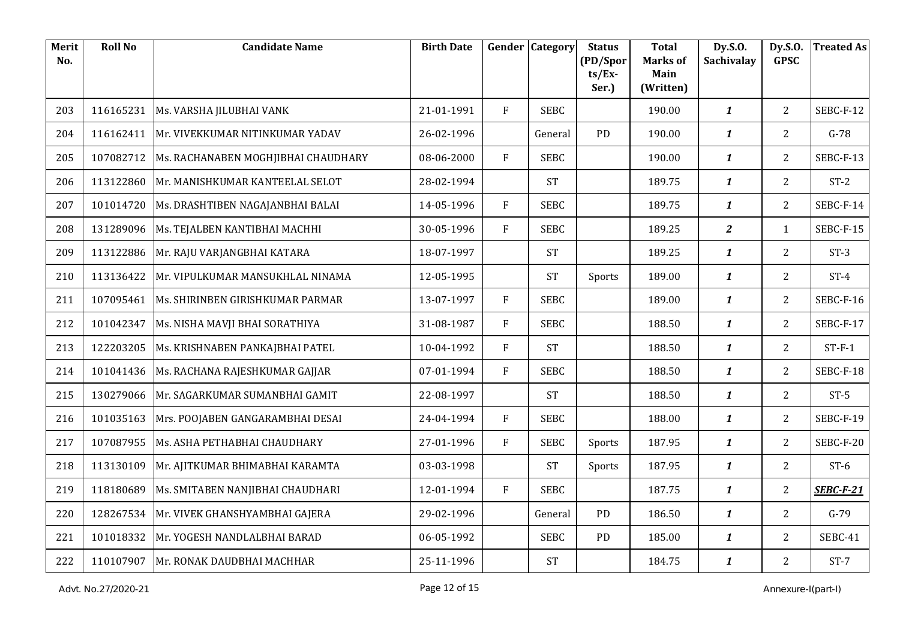| Merit No. | Roll No | Candidate Name | Birth Date | Gender | Category | Status (PD/Sports/Ex-Ser.) | Total Marks of Main (Written) | Dy.S.O. Sachivalay | Dy.S.O. GPSC | Treated As |
|---|---|---|---|---|---|---|---|---|---|---|
| 203 | 116165231 | Ms. VARSHA JILUBHAI VANK | 21-01-1991 | F | SEBC | | 190.00 | *1* | 2 | SEBC-F-12 |
| 204 | 116162411 | Mr. VIVEKKUMAR NITINKUMAR YADAV | 26-02-1996 | | General | PD | 190.00 | *1* | 2 | G-78 |
| 205 | 107082712 | Ms. RACHANABEN MOGHJIBHAI CHAUDHARY | 08-06-2000 | F | SEBC | | 190.00 | *1* | 2 | SEBC-F-13 |
| 206 | 113122860 | Mr. MANISHKUMAR KANTEELAL SELOT | 28-02-1994 | | ST | | 189.75 | *1* | 2 | ST-2 |
| 207 | 101014720 | Ms. DRASHTIBEN NAGAJANBHAI BALAI | 14-05-1996 | F | SEBC | | 189.75 | *1* | 2 | SEBC-F-14 |
| 208 | 131289096 | Ms. TEJALBEN KANTIBHAI MACHHI | 30-05-1996 | F | SEBC | | 189.25 | *2* | 1 | SEBC-F-15 |
| 209 | 113122886 | Mr. RAJU VARJANGBHAI KATARA | 18-07-1997 | | ST | | 189.25 | *1* | 2 | ST-3 |
| 210 | 113136422 | Mr. VIPULKUMAR MANSUKHLAL NINAMA | 12-05-1995 | | ST | Sports | 189.00 | *1* | 2 | ST-4 |
| 211 | 107095461 | Ms. SHIRINBEN GIRISHKUMAR PARMAR | 13-07-1997 | F | SEBC | | 189.00 | *1* | 2 | SEBC-F-16 |
| 212 | 101042347 | Ms. NISHA MAVJI BHAI SORATHIYA | 31-08-1987 | F | SEBC | | 188.50 | *1* | 2 | SEBC-F-17 |
| 213 | 122203205 | Ms. KRISHNABEN PANKAJBHAI PATEL | 10-04-1992 | F | ST | | 188.50 | *1* | 2 | ST-F-1 |
| 214 | 101041436 | Ms. RACHANA RAJESHKUMAR GAJJAR | 07-01-1994 | F | SEBC | | 188.50 | *1* | 2 | SEBC-F-18 |
| 215 | 130279066 | Mr. SAGARKUMAR SUMANBHAI GAMIT | 22-08-1997 | | ST | | 188.50 | *1* | 2 | ST-5 |
| 216 | 101035163 | Mrs. POOJABEN GANGARAMBHAI DESAI | 24-04-1994 | F | SEBC | | 188.00 | *1* | 2 | SEBC-F-19 |
| 217 | 107087955 | Ms. ASHA PETHABHAI CHAUDHARY | 27-01-1996 | F | SEBC | Sports | 187.95 | *1* | 2 | SEBC-F-20 |
| 218 | 113130109 | Mr. AJITKUMAR BHIMABHAI KARAMTA | 03-03-1998 | | ST | Sports | 187.95 | *1* | 2 | ST-6 |
| 219 | 118180689 | Ms. SMITABEN NANJIBHAI CHAUDHARI | 12-01-1994 | F | SEBC | | 187.75 | *1* | 2 | ***SEBC-F-21*** |
| 220 | 128267534 | Mr. VIVEK GHANSHYAMBHAI GAJERA | 29-02-1996 | | General | PD | 186.50 | *1* | 2 | G-79 |
| 221 | 101018332 | Mr. YOGESH NANDLALBHAI BARAD | 06-05-1992 | | SEBC | PD | 185.00 | *1* | 2 | SEBC-41 |
| 222 | 110107907 | Mr. RONAK DAUDBHAI MACHHAR | 25-11-1996 | | ST | | 184.75 | *1* | 2 | ST-7 |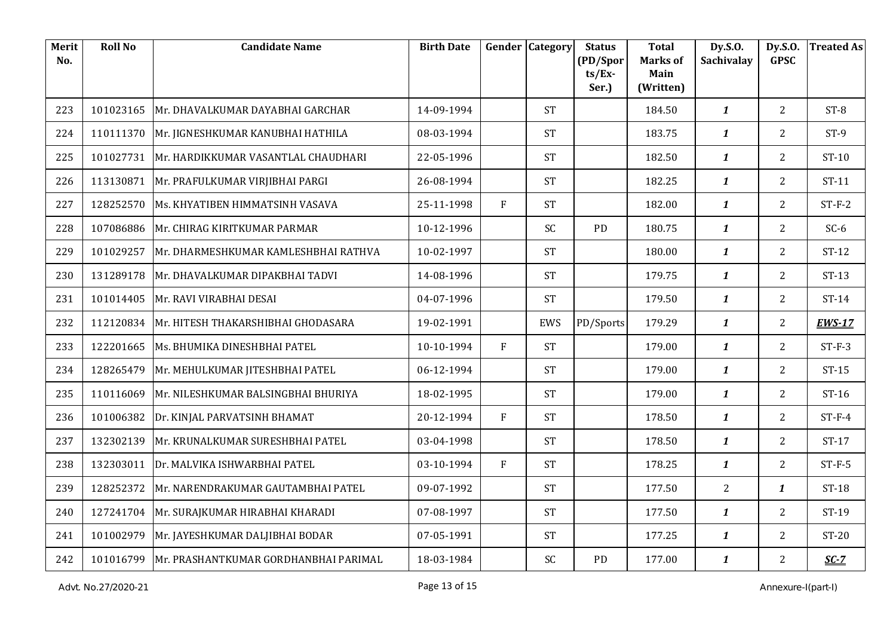| Merit No. | Roll No | Candidate Name | Birth Date | Gender | Category | Status (PD/Sports/Ex-Ser.) | Total Marks of Main (Written) | Dy.S.O. Sachivalay | Dy.S.O. GPSC | Treated As |
|---|---|---|---|---|---|---|---|---|---|---|
| 223 | 101023165 | Mr. DHAVALKUMAR DAYABHAI GARCHAR | 14-09-1994 | | ST | | 184.50 | *1* | 2 | ST-8 |
| 224 | 110111370 | Mr. JIGNESHKUMAR KANUBHAI HATHILA | 08-03-1994 | | ST | | 183.75 | *1* | 2 | ST-9 |
| 225 | 101027731 | Mr. HARDIKKUMAR VASANTLAL CHAUDHARI | 22-05-1996 | | ST | | 182.50 | *1* | 2 | ST-10 |
| 226 | 113130871 | Mr. PRAFULKUMAR VIRJIBHAI PARGI | 26-08-1994 | | ST | | 182.25 | *1* | 2 | ST-11 |
| 227 | 128252570 | Ms. KHYATIBEN HIMMATSINH VASAVA | 25-11-1998 | F | ST | | 182.00 | *1* | 2 | ST-F-2 |
| 228 | 107086886 | Mr. CHIRAG KIRITKUMAR PARMAR | 10-12-1996 | | SC | PD | 180.75 | *1* | 2 | SC-6 |
| 229 | 101029257 | Mr. DHARMESHKUMAR KAMLESHBHAI RATHVA | 10-02-1997 | | ST | | 180.00 | *1* | 2 | ST-12 |
| 230 | 131289178 | Mr. DHAVALKUMAR DIPAKBHAI TADVI | 14-08-1996 | | ST | | 179.75 | *1* | 2 | ST-13 |
| 231 | 101014405 | Mr. RAVI VIRABHAI DESAI | 04-07-1996 | | ST | | 179.50 | *1* | 2 | ST-14 |
| 232 | 112120834 | Mr. HITESH THAKARSHIBHAI GHODASARA | 19-02-1991 | | EWS | PD/Sports | 179.29 | *1* | 2 | ***EWS-17*** |
| 233 | 122201665 | Ms. BHUMIKA DINESHBHAI PATEL | 10-10-1994 | F | ST | | 179.00 | *1* | 2 | ST-F-3 |
| 234 | 128265479 | Mr. MEHULKUMAR JITESHBHAI PATEL | 06-12-1994 | | ST | | 179.00 | *1* | 2 | ST-15 |
| 235 | 110116069 | Mr. NILESHKUMAR BALSINGBHAI BHURIYA | 18-02-1995 | | ST | | 179.00 | *1* | 2 | ST-16 |
| 236 | 101006382 | Dr. KINJAL PARVATSINH BHAMAT | 20-12-1994 | F | ST | | 178.50 | *1* | 2 | ST-F-4 |
| 237 | 132302139 | Mr. KRUNALKUMAR SURESHBHAI PATEL | 03-04-1998 | | ST | | 178.50 | *1* | 2 | ST-17 |
| 238 | 132303011 | Dr. MALVIKA ISHWARBHAI PATEL | 03-10-1994 | F | ST | | 178.25 | *1* | 2 | ST-F-5 |
| 239 | 128252372 | Mr. NARENDRAKUMAR GAUTAMBHAI PATEL | 09-07-1992 | | ST | | 177.50 | 2 | *1* | ST-18 |
| 240 | 127241704 | Mr. SURAJKUMAR HIRABHAI KHARADI | 07-08-1997 | | ST | | 177.50 | *1* | 2 | ST-19 |
| 241 | 101002979 | Mr. JAYESHKUMAR DALJIBHAI BODAR | 07-05-1991 | | ST | | 177.25 | *1* | 2 | ST-20 |
| 242 | 101016799 | Mr. PRASHANTKUMAR GORDHANBHAI PARIMAL | 18-03-1984 | | SC | PD | 177.00 | *1* | 2 | ***SC-7*** |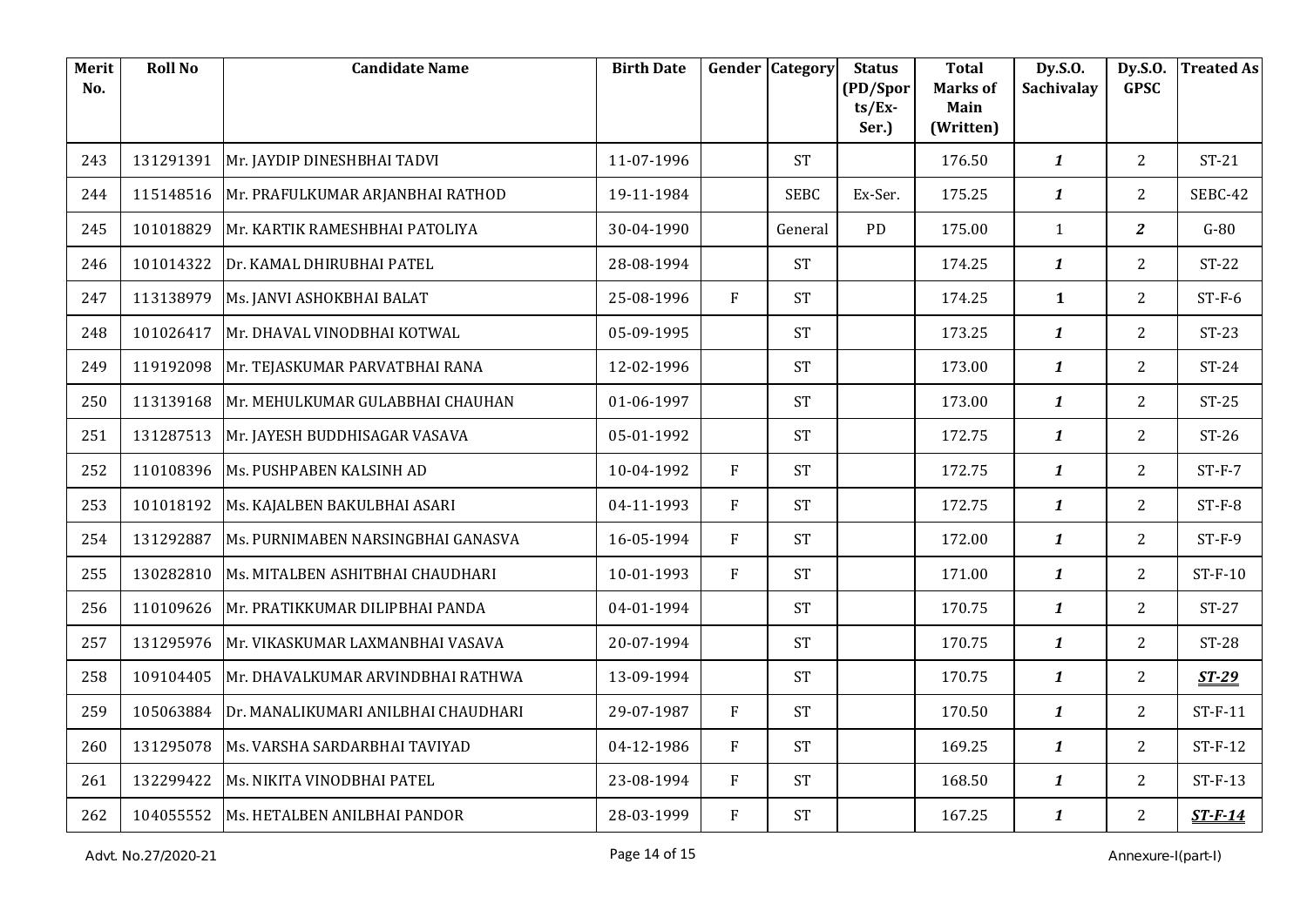| Merit No. | Roll No | Candidate Name | Birth Date | Gender | Category | Status (PD/Sports/Ex-Ser.) | Total Marks of Main (Written) | Dy.S.O. Sachivalay | Dy.S.O. GPSC | Treated As |
|---|---|---|---|---|---|---|---|---|---|---|
| 243 | 131291391 | Mr. JAYDIP DINESHBHAI TADVI | 11-07-1996 | | ST | | 176.50 | *1* | 2 | ST-21 |
| 244 | 115148516 | Mr. PRAFULKUMAR ARJANBHAI RATHOD | 19-11-1984 | | SEBC | Ex-Ser. | 175.25 | *1* | 2 | SEBC-42 |
| 245 | 101018829 | Mr. KARTIK RAMESHBHAI PATOLIYA | 30-04-1990 | | General | PD | 175.00 | 1 | *2* | G-80 |
| 246 | 101014322 | Dr. KAMAL DHIRUBHAI PATEL | 28-08-1994 | | ST | | 174.25 | *1* | 2 | ST-22 |
| 247 | 113138979 | Ms. JANVI ASHOKBHAI BALAT | 25-08-1996 | F | ST | | 174.25 | **1** | 2 | ST-F-6 |
| 248 | 101026417 | Mr. DHAVAL VINODBHAI KOTWAL | 05-09-1995 | | ST | | 173.25 | *1* | 2 | ST-23 |
| 249 | 119192098 | Mr. TEJASKUMAR PARVATBHAI RANA | 12-02-1996 | | ST | | 173.00 | *1* | 2 | ST-24 |
| 250 | 113139168 | Mr. MEHULKUMAR GULABBHAI CHAUHAN | 01-06-1997 | | ST | | 173.00 | *1* | 2 | ST-25 |
| 251 | 131287513 | Mr. JAYESH BUDDHISAGAR VASAVA | 05-01-1992 | | ST | | 172.75 | *1* | 2 | ST-26 |
| 252 | 110108396 | Ms. PUSHPABEN KALSINH AD | 10-04-1992 | F | ST | | 172.75 | *1* | 2 | ST-F-7 |
| 253 | 101018192 | Ms. KAJALBEN BAKULBHAI ASARI | 04-11-1993 | F | ST | | 172.75 | *1* | 2 | ST-F-8 |
| 254 | 131292887 | Ms. PURNIMABEN NARSINGBHAI GANASVA | 16-05-1994 | F | ST | | 172.00 | *1* | 2 | ST-F-9 |
| 255 | 130282810 | Ms. MITALBEN ASHITBHAI CHAUDHARI | 10-01-1993 | F | ST | | 171.00 | *1* | 2 | ST-F-10 |
| 256 | 110109626 | Mr. PRATIKKUMAR DILIPBHAI PANDA | 04-01-1994 | | ST | | 170.75 | *1* | 2 | ST-27 |
| 257 | 131295976 | Mr. VIKASKUMAR LAXMANBHAI VASAVA | 20-07-1994 | | ST | | 170.75 | *1* | 2 | ST-28 |
| 258 | 109104405 | Mr. DHAVALKUMAR ARVINDBHAI RATHWA | 13-09-1994 | | ST | | 170.75 | *1* | 2 | ***ST-29*** |
| 259 | 105063884 | Dr. MANALIKUMARI ANILBHAI CHAUDHARI | 29-07-1987 | F | ST | | 170.50 | *1* | 2 | ST-F-11 |
| 260 | 131295078 | Ms. VARSHA SARDARBHAI TAVIYAD | 04-12-1986 | F | ST | | 169.25 | *1* | 2 | ST-F-12 |
| 261 | 132299422 | Ms. NIKITA VINODBHAI PATEL | 23-08-1994 | F | ST | | 168.50 | *1* | 2 | ST-F-13 |
| 262 | 104055552 | Ms. HETALBEN ANILBHAI PANDOR | 28-03-1999 | F | ST | | 167.25 | *1* | 2 | ***ST-F-14*** |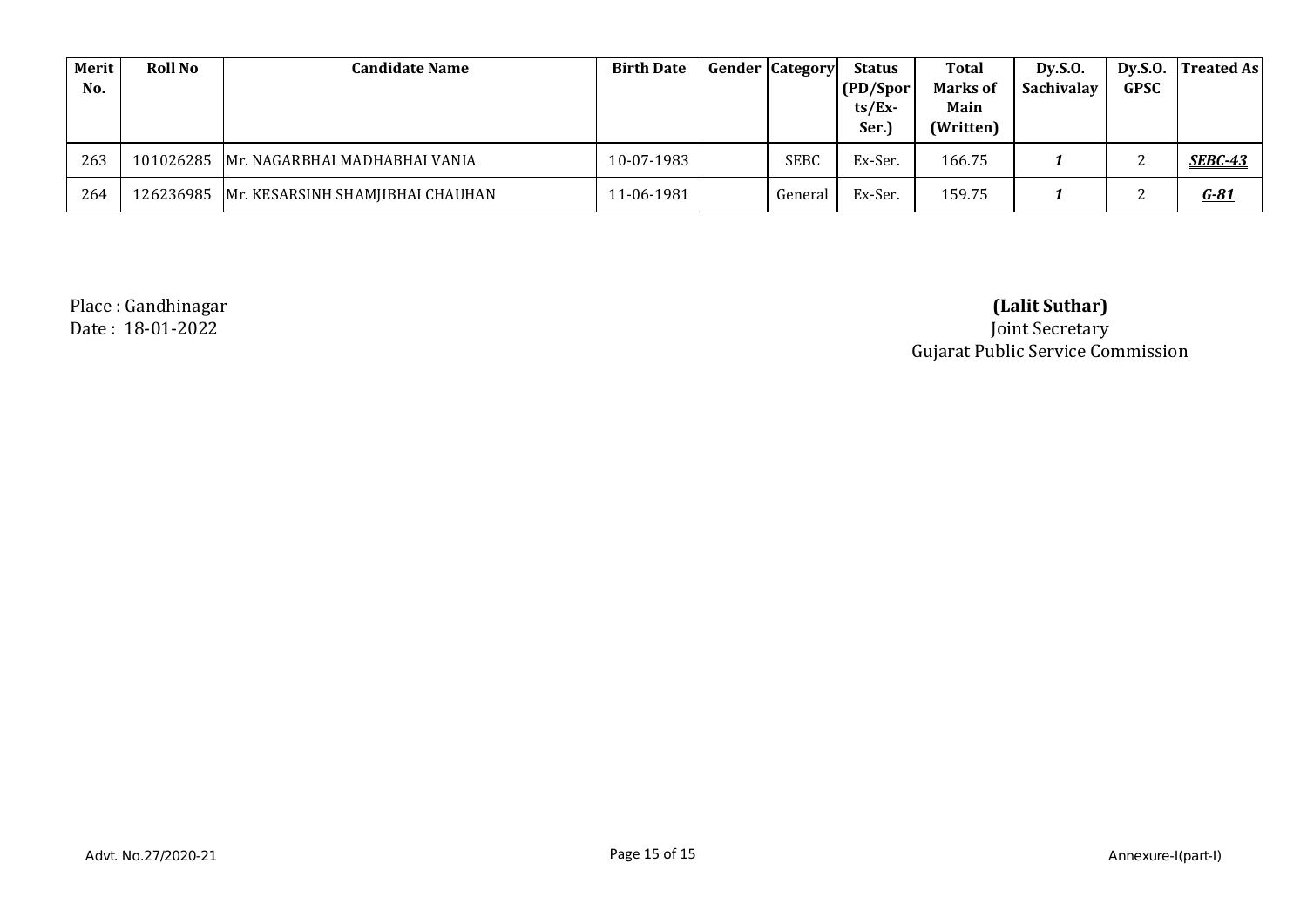| Merit No. | Roll No | Candidate Name | Birth Date | Gender | Category | Status (PD/Sports/Ex-Ser.) | Total Marks of Main (Written) | Dy.S.O. Sachivalay | Dy.S.O. GPSC | Treated As |
|---|---|---|---|---|---|---|---|---|---|---|
| 263 | 101026285 | Mr. NAGARBHAI MADHABHAI VANIA | 10-07-1983 | | SEBC | Ex-Ser. | 166.75 | ***1*** | 2 | ***SEBC-43*** |
| 264 | 126236985 | Mr. KESARSINH SHAMJIBHAI CHAUHAN | 11-06-1981 | | General | Ex-Ser. | 159.75 | ***1*** | 2 | ***G-81*** |

Place : Gandhinagar
Date : 18-01-2022

**(Lalit Suthar)**
Joint Secretary
Gujarat Public Service Commission

Advt. No.27/2020-21

Annexure-I(part-I)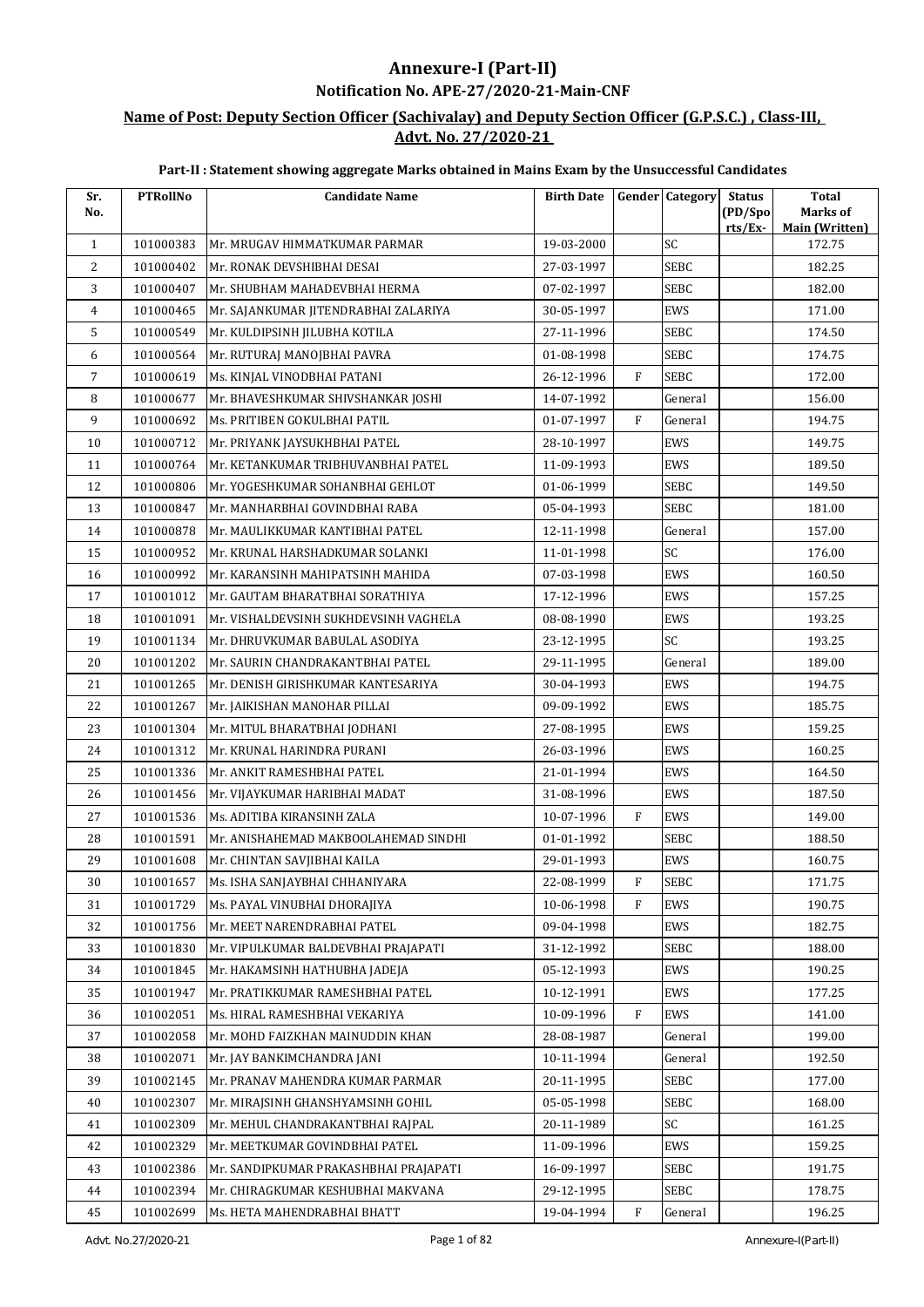# Annexure-I (Part-II)

## Notification No. APE-27/2020-21-Main-CNF

### Name of Post: Deputy Section Officer (Sachivalay) and Deputy Section Officer (G.P.S.C.) , Class-III, Advt. No. 27/2020-21

#### Part-II : Statement showing aggregate Marks obtained in Mains Exam by the Unsuccessful Candidates

| Sr. No. | PTRollNo | Candidate Name | Birth Date | Gender | Category | Status (PD/Sports/Ex- | Total Marks of Main (Written) |
|---|---|---|---|---|---|---|---|
| 1 | 101000383 | Mr. MRUGAV HIMMATKUMAR PARMAR | 19-03-2000 | | SC | | 172.75 |
| 2 | 101000402 | Mr. RONAK DEVSHIBHAI DESAI | 27-03-1997 | | SEBC | | 182.25 |
| 3 | 101000407 | Mr. SHUBHAM MAHADEVBHAI HERMA | 07-02-1997 | | SEBC | | 182.00 |
| 4 | 101000465 | Mr. SAJANKUMAR JITENDRABHAI ZALARIYA | 30-05-1997 | | EWS | | 171.00 |
| 5 | 101000549 | Mr. KULDIPSINH JILUBHA KOTILA | 27-11-1996 | | SEBC | | 174.50 |
| 6 | 101000564 | Mr. RUTURAJ MANOJBHAI PAVRA | 01-08-1998 | | SEBC | | 174.75 |
| 7 | 101000619 | Ms. KINJAL VINODBHAI PATANI | 26-12-1996 | F | SEBC | | 172.00 |
| 8 | 101000677 | Mr. BHAVESHKUMAR SHIVSHANKAR JOSHI | 14-07-1992 | | General | | 156.00 |
| 9 | 101000692 | Ms. PRITIBEN GOKULBHAI PATIL | 01-07-1997 | F | General | | 194.75 |
| 10 | 101000712 | Mr. PRIYANK JAYSUKHBHAI PATEL | 28-10-1997 | | EWS | | 149.75 |
| 11 | 101000764 | Mr. KETANKUMAR TRIBHUVANBHAI PATEL | 11-09-1993 | | EWS | | 189.50 |
| 12 | 101000806 | Mr. YOGESHKUMAR SOHANBHAI GEHLOT | 01-06-1999 | | SEBC | | 149.50 |
| 13 | 101000847 | Mr. MANHARBHAI GOVINDBHAI RABA | 05-04-1993 | | SEBC | | 181.00 |
| 14 | 101000878 | Mr. MAULIKKUMAR KANTIBHAI PATEL | 12-11-1998 | | General | | 157.00 |
| 15 | 101000952 | Mr. KRUNAL HARSHADKUMAR SOLANKI | 11-01-1998 | | SC | | 176.00 |
| 16 | 101000992 | Mr. KARANSINH MAHIPATSINH MAHIDA | 07-03-1998 | | EWS | | 160.50 |
| 17 | 101001012 | Mr. GAUTAM BHARATBHAI SORATHIYA | 17-12-1996 | | EWS | | 157.25 |
| 18 | 101001091 | Mr. VISHALDEVSINH SUKHDEVSINH VAGHELA | 08-08-1990 | | EWS | | 193.25 |
| 19 | 101001134 | Mr. DHRUVKUMAR BABULAL ASODIYA | 23-12-1995 | | SC | | 193.25 |
| 20 | 101001202 | Mr. SAURIN CHANDRAKANTBHAI PATEL | 29-11-1995 | | General | | 189.00 |
| 21 | 101001265 | Mr. DENISH GIRISHKUMAR KANTESARIYA | 30-04-1993 | | EWS | | 194.75 |
| 22 | 101001267 | Mr. JAIKISHAN MANOHAR PILLAI | 09-09-1992 | | EWS | | 185.75 |
| 23 | 101001304 | Mr. MITUL BHARATBHAI JODHANI | 27-08-1995 | | EWS | | 159.25 |
| 24 | 101001312 | Mr. KRUNAL HARINDRA PURANI | 26-03-1996 | | EWS | | 160.25 |
| 25 | 101001336 | Mr. ANKIT RAMESHBHAI PATEL | 21-01-1994 | | EWS | | 164.50 |
| 26 | 101001456 | Mr. VIJAYKUMAR HARIBHAI MADAT | 31-08-1996 | | EWS | | 187.50 |
| 27 | 101001536 | Ms. ADITIBA KIRANSINH ZALA | 10-07-1996 | F | EWS | | 149.00 |
| 28 | 101001591 | Mr. ANISHAHEMAD MAKBOOLAHEMAD SINDHI | 01-01-1992 | | SEBC | | 188.50 |
| 29 | 101001608 | Mr. CHINTAN SAVJIBHAI KAILA | 29-01-1993 | | EWS | | 160.75 |
| 30 | 101001657 | Ms. ISHA SANJAYBHAI CHHANIYARA | 22-08-1999 | F | SEBC | | 171.75 |
| 31 | 101001729 | Ms. PAYAL VINUBHAI DHORAJIYA | 10-06-1998 | F | EWS | | 190.75 |
| 32 | 101001756 | Mr. MEET NARENDRABHAI PATEL | 09-04-1998 | | EWS | | 182.75 |
| 33 | 101001830 | Mr. VIPULKUMAR BALDEVBHAI PRAJAPATI | 31-12-1992 | | SEBC | | 188.00 |
| 34 | 101001845 | Mr. HAKAMSINH HATHUBHA JADEJA | 05-12-1993 | | EWS | | 190.25 |
| 35 | 101001947 | Mr. PRATIKKUMAR RAMESHBHAI PATEL | 10-12-1991 | | EWS | | 177.25 |
| 36 | 101002051 | Ms. HIRAL RAMESHBHAI VEKARIYA | 10-09-1996 | F | EWS | | 141.00 |
| 37 | 101002058 | Mr. MOHD FAIZKHAN MAINUDDIN KHAN | 28-08-1987 | | General | | 199.00 |
| 38 | 101002071 | Mr. JAY BANKIMCHANDRA JANI | 10-11-1994 | | General | | 192.50 |
| 39 | 101002145 | Mr. PRANAV MAHENDRA KUMAR PARMAR | 20-11-1995 | | SEBC | | 177.00 |
| 40 | 101002307 | Mr. MIRAJSINH GHANSHYAMSINH GOHIL | 05-05-1998 | | SEBC | | 168.00 |
| 41 | 101002309 | Mr. MEHUL CHANDRAKANTBHAI RAJPAL | 20-11-1989 | | SC | | 161.25 |
| 42 | 101002329 | Mr. MEETKUMAR GOVINDBHAI PATEL | 11-09-1996 | | EWS | | 159.25 |
| 43 | 101002386 | Mr. SANDIPKUMAR PRAKASHBHAI PRAJAPATI | 16-09-1997 | | SEBC | | 191.75 |
| 44 | 101002394 | Mr. CHIRAGKUMAR KESHUBHAI MAKVANA | 29-12-1995 | | SEBC | | 178.75 |
| 45 | 101002699 | Ms. HETA MAHENDRABHAI BHATT | 19-04-1994 | F | General | | 196.25 |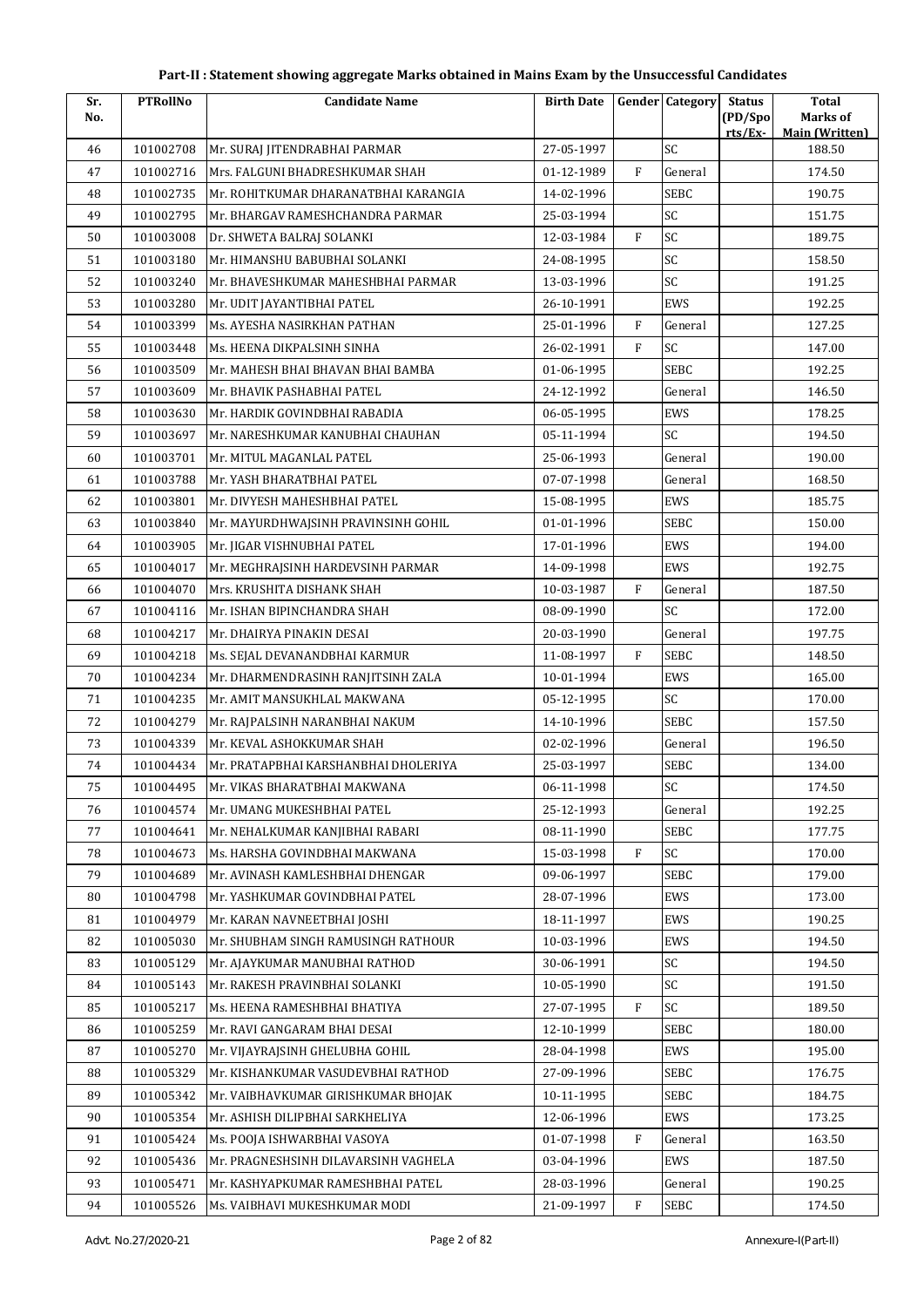# Part-II : Statement showing aggregate Marks obtained in Mains Exam by the Unsuccessful Candidates

| Sr. No. | PTRollNo | Candidate Name | Birth Date | Gender | Category | Status (PD/Spo rts/Ex- | Total Marks of Main (Written) |
|---|---|---|---|---|---|---|---|
| 46 | 101002708 | Mr. SURAJ JITENDRABHAI PARMAR | 27-05-1997 | | SC | | 188.50 |
| 47 | 101002716 | Mrs. FALGUNI BHADRESHKUMAR SHAH | 01-12-1989 | F | General | | 174.50 |
| 48 | 101002735 | Mr. ROHITKUMAR DHARANATBHAI KARANGIA | 14-02-1996 | | SEBC | | 190.75 |
| 49 | 101002795 | Mr. BHARGAV RAMESHCHANDRA PARMAR | 25-03-1994 | | SC | | 151.75 |
| 50 | 101003008 | Dr. SHWETA BALRAJ SOLANKI | 12-03-1984 | F | SC | | 189.75 |
| 51 | 101003180 | Mr. HIMANSHU BABUBHAI SOLANKI | 24-08-1995 | | SC | | 158.50 |
| 52 | 101003240 | Mr. BHAVESHKUMAR MAHESHBHAI PARMAR | 13-03-1996 | | SC | | 191.25 |
| 53 | 101003280 | Mr. UDIT JAYANTIBHAI PATEL | 26-10-1991 | | EWS | | 192.25 |
| 54 | 101003399 | Ms. AYESHA NASIRKHAN PATHAN | 25-01-1996 | F | General | | 127.25 |
| 55 | 101003448 | Ms. HEENA DIKPALSINH SINHA | 26-02-1991 | F | SC | | 147.00 |
| 56 | 101003509 | Mr. MAHESH BHAI BHAVAN BHAI BAMBA | 01-06-1995 | | SEBC | | 192.25 |
| 57 | 101003609 | Mr. BHAVIK PASHABHAI PATEL | 24-12-1992 | | General | | 146.50 |
| 58 | 101003630 | Mr. HARDIK GOVINDBHAI RABADIA | 06-05-1995 | | EWS | | 178.25 |
| 59 | 101003697 | Mr. NARESHKUMAR KANUBHAI CHAUHAN | 05-11-1994 | | SC | | 194.50 |
| 60 | 101003701 | Mr. MITUL MAGANLAL PATEL | 25-06-1993 | | General | | 190.00 |
| 61 | 101003788 | Mr. YASH BHARATBHAI PATEL | 07-07-1998 | | General | | 168.50 |
| 62 | 101003801 | Mr. DIVYESH MAHESHBHAI PATEL | 15-08-1995 | | EWS | | 185.75 |
| 63 | 101003840 | Mr. MAYURDHWAJSINH PRAVINSINH GOHIL | 01-01-1996 | | SEBC | | 150.00 |
| 64 | 101003905 | Mr. JIGAR VISHNUBHAI PATEL | 17-01-1996 | | EWS | | 194.00 |
| 65 | 101004017 | Mr. MEGHRAJSINH HARDEVSINH PARMAR | 14-09-1998 | | EWS | | 192.75 |
| 66 | 101004070 | Mrs. KRUSHITA DISHANK SHAH | 10-03-1987 | F | General | | 187.50 |
| 67 | 101004116 | Mr. ISHAN BIPINCHANDRA SHAH | 08-09-1990 | | SC | | 172.00 |
| 68 | 101004217 | Mr. DHAIRYA PINAKIN DESAI | 20-03-1990 | | General | | 197.75 |
| 69 | 101004218 | Ms. SEJAL DEVANANDBHAI KARMUR | 11-08-1997 | F | SEBC | | 148.50 |
| 70 | 101004234 | Mr. DHARMENDRASINH RANJITSINH ZALA | 10-01-1994 | | EWS | | 165.00 |
| 71 | 101004235 | Mr. AMIT MANSUKHLAL MAKWANA | 05-12-1995 | | SC | | 170.00 |
| 72 | 101004279 | Mr. RAJPALSINH NARANBHAI NAKUM | 14-10-1996 | | SEBC | | 157.50 |
| 73 | 101004339 | Mr. KEVAL ASHOKKUMAR SHAH | 02-02-1996 | | General | | 196.50 |
| 74 | 101004434 | Mr. PRATAPBHAI KARSHANBHAI DHOLERIYA | 25-03-1997 | | SEBC | | 134.00 |
| 75 | 101004495 | Mr. VIKAS BHARATBHAI MAKWANA | 06-11-1998 | | SC | | 174.50 |
| 76 | 101004574 | Mr. UMANG MUKESHBHAI PATEL | 25-12-1993 | | General | | 192.25 |
| 77 | 101004641 | Mr. NEHALKUMAR KANJIBHAI RABARI | 08-11-1990 | | SEBC | | 177.75 |
| 78 | 101004673 | Ms. HARSHA GOVINDBHAI MAKWANA | 15-03-1998 | F | SC | | 170.00 |
| 79 | 101004689 | Mr. AVINASH KAMLESHBHAI DHENGAR | 09-06-1997 | | SEBC | | 179.00 |
| 80 | 101004798 | Mr. YASHKUMAR GOVINDBHAI PATEL | 28-07-1996 | | EWS | | 173.00 |
| 81 | 101004979 | Mr. KARAN NAVNEETBHAI JOSHI | 18-11-1997 | | EWS | | 190.25 |
| 82 | 101005030 | Mr. SHUBHAM SINGH RAMUSINGH RATHOUR | 10-03-1996 | | EWS | | 194.50 |
| 83 | 101005129 | Mr. AJAYKUMAR MANUBHAI RATHOD | 30-06-1991 | | SC | | 194.50 |
| 84 | 101005143 | Mr. RAKESH PRAVINBHAI SOLANKI | 10-05-1990 | | SC | | 191.50 |
| 85 | 101005217 | Ms. HEENA RAMESHBHAI BHATIYA | 27-07-1995 | F | SC | | 189.50 |
| 86 | 101005259 | Mr. RAVI GANGARAM BHAI DESAI | 12-10-1999 | | SEBC | | 180.00 |
| 87 | 101005270 | Mr. VIJAYRAJSINH GHELUBHA GOHIL | 28-04-1998 | | EWS | | 195.00 |
| 88 | 101005329 | Mr. KISHANKUMAR VASUDEVBHAI RATHOD | 27-09-1996 | | SEBC | | 176.75 |
| 89 | 101005342 | Mr. VAIBHAVKUMAR GIRISHKUMAR BHOJAK | 10-11-1995 | | SEBC | | 184.75 |
| 90 | 101005354 | Mr. ASHISH DILIPBHAI SARKHELIYA | 12-06-1996 | | EWS | | 173.25 |
| 91 | 101005424 | Ms. POOJA ISHWARBHAI VASOYA | 01-07-1998 | F | General | | 163.50 |
| 92 | 101005436 | Mr. PRAGNESHSINH DILAVARSINH VAGHELA | 03-04-1996 | | EWS | | 187.50 |
| 93 | 101005471 | Mr. KASHYAPKUMAR RAMESHBHAI PATEL | 28-03-1996 | | General | | 190.25 |
| 94 | 101005526 | Ms. VAIBHAVI MUKESHKUMAR MODI | 21-09-1997 | F | SEBC | | 174.50 |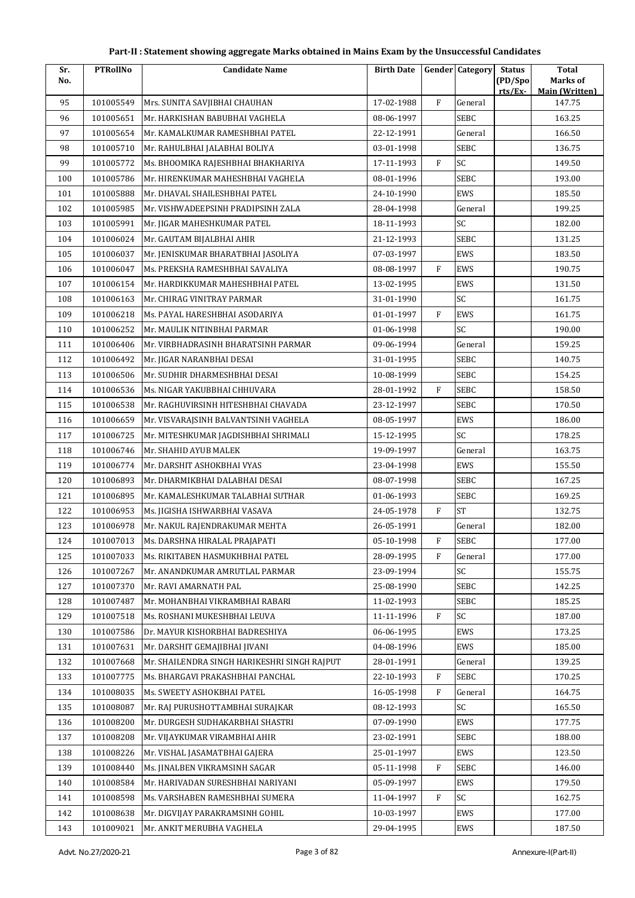# Part-II : Statement showing aggregate Marks obtained in Mains Exam by the Unsuccessful Candidates

| Sr. No. | PTRollNo | Candidate Name | Birth Date | Gender | Category | Status (PD/Spo rts/Ex- | Total Marks of Main (Written) |
|---|---|---|---|---|---|---|---|
| 95 | 101005549 | Mrs. SUNITA SAVJIBHAI CHAUHAN | 17-02-1988 | F | General | | 147.75 |
| 96 | 101005651 | Mr. HARKISHAN BABUBHAI VAGHELA | 08-06-1997 | | SEBC | | 163.25 |
| 97 | 101005654 | Mr. KAMALKUMAR RAMESHBHAI PATEL | 22-12-1991 | | General | | 166.50 |
| 98 | 101005710 | Mr. RAHULBHAI JALABHAI BOLIYA | 03-01-1998 | | SEBC | | 136.75 |
| 99 | 101005772 | Ms. BHOOMIKA RAJESHBHAI BHAKHARIYA | 17-11-1993 | F | SC | | 149.50 |
| 100 | 101005786 | Mr. HIRENKUMAR MAHESHBHAI VAGHELA | 08-01-1996 | | SEBC | | 193.00 |
| 101 | 101005888 | Mr. DHAVAL SHAILESHBHAI PATEL | 24-10-1990 | | EWS | | 185.50 |
| 102 | 101005985 | Mr. VISHWADEEPSINH PRADIPSINH ZALA | 28-04-1998 | | General | | 199.25 |
| 103 | 101005991 | Mr. JIGAR MAHESHKUMAR PATEL | 18-11-1993 | | SC | | 182.00 |
| 104 | 101006024 | Mr. GAUTAM BIJALBHAI AHIR | 21-12-1993 | | SEBC | | 131.25 |
| 105 | 101006037 | Mr. JENISKUMAR BHARATBHAI JASOLIYA | 07-03-1997 | | EWS | | 183.50 |
| 106 | 101006047 | Ms. PREKSHA RAMESHBHAI SAVALIYA | 08-08-1997 | F | EWS | | 190.75 |
| 107 | 101006154 | Mr. HARDIKKUMAR MAHESHBHAI PATEL | 13-02-1995 | | EWS | | 131.50 |
| 108 | 101006163 | Mr. CHIRAG VINITRAY PARMAR | 31-01-1990 | | SC | | 161.75 |
| 109 | 101006218 | Ms. PAYAL HARESHBHAI ASODARIYA | 01-01-1997 | F | EWS | | 161.75 |
| 110 | 101006252 | Mr. MAULIK NITINBHAI PARMAR | 01-06-1998 | | SC | | 190.00 |
| 111 | 101006406 | Mr. VIRBHADRASINH BHARATSINH PARMAR | 09-06-1994 | | General | | 159.25 |
| 112 | 101006492 | Mr. JIGAR NARANBHAI DESAI | 31-01-1995 | | SEBC | | 140.75 |
| 113 | 101006506 | Mr. SUDHIR DHARMESHBHAI DESAI | 10-08-1999 | | SEBC | | 154.25 |
| 114 | 101006536 | Ms. NIGAR YAKUBBHAI CHHUVARA | 28-01-1992 | F | SEBC | | 158.50 |
| 115 | 101006538 | Mr. RAGHUVIRSINH HITESHBHAI CHAVADA | 23-12-1997 | | SEBC | | 170.50 |
| 116 | 101006659 | Mr. VISVARAJSINH BALVANTSINH VAGHELA | 08-05-1997 | | EWS | | 186.00 |
| 117 | 101006725 | Mr. MITESHKUMAR JAGDISHBHAI SHRIMALI | 15-12-1995 | | SC | | 178.25 |
| 118 | 101006746 | Mr. SHAHID AYUB MALEK | 19-09-1997 | | General | | 163.75 |
| 119 | 101006774 | Mr. DARSHIT ASHOKBHAI VYAS | 23-04-1998 | | EWS | | 155.50 |
| 120 | 101006893 | Mr. DHARMIKBHAI DALABHAI DESAI | 08-07-1998 | | SEBC | | 167.25 |
| 121 | 101006895 | Mr. KAMALESHKUMAR TALABHAI SUTHAR | 01-06-1993 | | SEBC | | 169.25 |
| 122 | 101006953 | Ms. JIGISHA ISHWARBHAI VASAVA | 24-05-1978 | F | ST | | 132.75 |
| 123 | 101006978 | Mr. NAKUL RAJENDRAKUMAR MEHTA | 26-05-1991 | | General | | 182.00 |
| 124 | 101007013 | Ms. DARSHNA HIRALAL PRAJAPATI | 05-10-1998 | F | SEBC | | 177.00 |
| 125 | 101007033 | Ms. RIKITABEN HASMUKHBHAI PATEL | 28-09-1995 | F | General | | 177.00 |
| 126 | 101007267 | Mr. ANANDKUMAR AMRUTLAL PARMAR | 23-09-1994 | | SC | | 155.75 |
| 127 | 101007370 | Mr. RAVI AMARNATH PAL | 25-08-1990 | | SEBC | | 142.25 |
| 128 | 101007487 | Mr. MOHANBHAI VIKRAMBHAI RABARI | 11-02-1993 | | SEBC | | 185.25 |
| 129 | 101007518 | Ms. ROSHANI MUKESHBHAI LEUVA | 11-11-1996 | F | SC | | 187.00 |
| 130 | 101007586 | Dr. MAYUR KISHORBHAI BADRESHIYA | 06-06-1995 | | EWS | | 173.25 |
| 131 | 101007631 | Mr. DARSHIT GEMAJIBHAI JIVANI | 04-08-1996 | | EWS | | 185.00 |
| 132 | 101007668 | Mr. SHAILENDRA SINGH HARIKESHRI SINGH RAJPUT | 28-01-1991 | | General | | 139.25 |
| 133 | 101007775 | Ms. BHARGAVI PRAKASHBHAI PANCHAL | 22-10-1993 | F | SEBC | | 170.25 |
| 134 | 101008035 | Ms. SWEETY ASHOKBHAI PATEL | 16-05-1998 | F | General | | 164.75 |
| 135 | 101008087 | Mr. RAJ PURUSHOTTAMBHAI SURAJKAR | 08-12-1993 | | SC | | 165.50 |
| 136 | 101008200 | Mr. DURGESH SUDHAKARBHAI SHASTRI | 07-09-1990 | | EWS | | 177.75 |
| 137 | 101008208 | Mr. VIJAYKUMAR VIRAMBHAI AHIR | 23-02-1991 | | SEBC | | 188.00 |
| 138 | 101008226 | Mr. VISHAL JASAMATBHAI GAJERA | 25-01-1997 | | EWS | | 123.50 |
| 139 | 101008440 | Ms. JINALBEN VIKRAMSINH SAGAR | 05-11-1998 | F | SEBC | | 146.00 |
| 140 | 101008584 | Mr. HARIVADAN SURESHBHAI NARIYANI | 05-09-1997 | | EWS | | 179.50 |
| 141 | 101008598 | Ms. VARSHABEN RAMESHBHAI SUMERA | 11-04-1997 | F | SC | | 162.75 |
| 142 | 101008638 | Mr. DIGVIJAY PARAKRAMSINH GOHIL | 10-03-1997 | | EWS | | 177.00 |
| 143 | 101009021 | Mr. ANKIT MERUBHA VAGHELA | 29-04-1995 | | EWS | | 187.50 |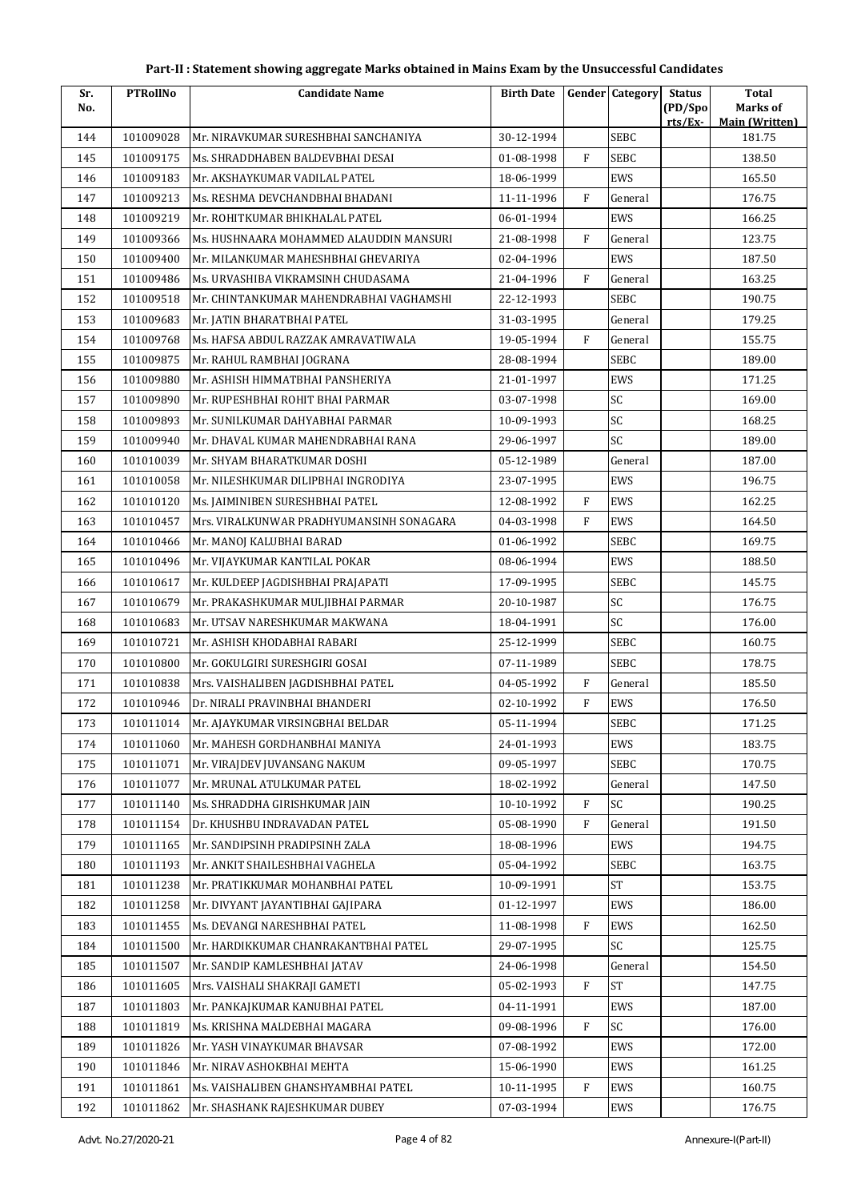**Part-II : Statement showing aggregate Marks obtained in Mains Exam by the Unsuccessful Candidates**

| Sr. No. | PTRollNo | Candidate Name | Birth Date | Gender | Category | Status (PD/Spo rts/Ex- | Total Marks of Main (Written) |
|---|---|---|---|---|---|---|---|
| 144 | 101009028 | Mr. NIRAVKUMAR SURESHBHAI SANCHANIYA | 30-12-1994 | | SEBC | | 181.75 |
| 145 | 101009175 | Ms. SHRADDHABEN BALDEVBHAI DESAI | 01-08-1998 | F | SEBC | | 138.50 |
| 146 | 101009183 | Mr. AKSHAYKUMAR VADILAL PATEL | 18-06-1999 | | EWS | | 165.50 |
| 147 | 101009213 | Ms. RESHMA DEVCHANDBHAI BHADANI | 11-11-1996 | F | General | | 176.75 |
| 148 | 101009219 | Mr. ROHITKUMAR BHIKHALAL PATEL | 06-01-1994 | | EWS | | 166.25 |
| 149 | 101009366 | Ms. HUSHNAARA MOHAMMED ALAUDDIN MANSURI | 21-08-1998 | F | General | | 123.75 |
| 150 | 101009400 | Mr. MILANKUMAR MAHESHBHAI GHEVARIYA | 02-04-1996 | | EWS | | 187.50 |
| 151 | 101009486 | Ms. URVASHIBA VIKRAMSINH CHUDASAMA | 21-04-1996 | F | General | | 163.25 |
| 152 | 101009518 | Mr. CHINTANKUMAR MAHENDRABHAI VAGHAMSHI | 22-12-1993 | | SEBC | | 190.75 |
| 153 | 101009683 | Mr. JATIN BHARATBHAI PATEL | 31-03-1995 | | General | | 179.25 |
| 154 | 101009768 | Ms. HAFSA ABDUL RAZZAK AMRAVATIWALA | 19-05-1994 | F | General | | 155.75 |
| 155 | 101009875 | Mr. RAHUL RAMBHAI JOGRANA | 28-08-1994 | | SEBC | | 189.00 |
| 156 | 101009880 | Mr. ASHISH HIMMATBHAI PANSHERIYA | 21-01-1997 | | EWS | | 171.25 |
| 157 | 101009890 | Mr. RUPESHBHAI ROHIT BHAI PARMAR | 03-07-1998 | | SC | | 169.00 |
| 158 | 101009893 | Mr. SUNILKUMAR DAHYABHAI PARMAR | 10-09-1993 | | SC | | 168.25 |
| 159 | 101009940 | Mr. DHAVAL KUMAR MAHENDRABHAI RANA | 29-06-1997 | | SC | | 189.00 |
| 160 | 101010039 | Mr. SHYAM BHARATKUMAR DOSHI | 05-12-1989 | | General | | 187.00 |
| 161 | 101010058 | Mr. NILESHKUMAR DILIPBHAI INGRODIYA | 23-07-1995 | | EWS | | 196.75 |
| 162 | 101010120 | Ms. JAIMINIBEN SURESHBHAI PATEL | 12-08-1992 | F | EWS | | 162.25 |
| 163 | 101010457 | Mrs. VIRALKUNWAR PRADHYUMANSINH SONAGARA | 04-03-1998 | F | EWS | | 164.50 |
| 164 | 101010466 | Mr. MANOJ KALUBHAI BARAD | 01-06-1992 | | SEBC | | 169.75 |
| 165 | 101010496 | Mr. VIJAYKUMAR KANTILAL POKAR | 08-06-1994 | | EWS | | 188.50 |
| 166 | 101010617 | Mr. KULDEEP JAGDISHBHAI PRAJAPATI | 17-09-1995 | | SEBC | | 145.75 |
| 167 | 101010679 | Mr. PRAKASHKUMAR MULJIBHAI PARMAR | 20-10-1987 | | SC | | 176.75 |
| 168 | 101010683 | Mr. UTSAV NARESHKUMAR MAKWANA | 18-04-1991 | | SC | | 176.00 |
| 169 | 101010721 | Mr. ASHISH KHODABHAI RABARI | 25-12-1999 | | SEBC | | 160.75 |
| 170 | 101010800 | Mr. GOKULGIRI SURESHGIRI GOSAI | 07-11-1989 | | SEBC | | 178.75 |
| 171 | 101010838 | Mrs. VAISHALIBEN JAGDISHBHAI PATEL | 04-05-1992 | F | General | | 185.50 |
| 172 | 101010946 | Dr. NIRALI PRAVINBHAI BHANDERI | 02-10-1992 | F | EWS | | 176.50 |
| 173 | 101011014 | Mr. AJAYKUMAR VIRSINGBHAI BELDAR | 05-11-1994 | | SEBC | | 171.25 |
| 174 | 101011060 | Mr. MAHESH GORDHANBHAI MANIYA | 24-01-1993 | | EWS | | 183.75 |
| 175 | 101011071 | Mr. VIRAJDEV JUVANSANG NAKUM | 09-05-1997 | | SEBC | | 170.75 |
| 176 | 101011077 | Mr. MRUNAL ATULKUMAR PATEL | 18-02-1992 | | General | | 147.50 |
| 177 | 101011140 | Ms. SHRADDHA GIRISHKUMAR JAIN | 10-10-1992 | F | SC | | 190.25 |
| 178 | 101011154 | Dr. KHUSHBU INDRAVADAN PATEL | 05-08-1990 | F | General | | 191.50 |
| 179 | 101011165 | Mr. SANDIPSINH PRADIPSINH ZALA | 18-08-1996 | | EWS | | 194.75 |
| 180 | 101011193 | Mr. ANKIT SHAILESHBHAI VAGHELA | 05-04-1992 | | SEBC | | 163.75 |
| 181 | 101011238 | Mr. PRATIKKUMAR MOHANBHAI PATEL | 10-09-1991 | | ST | | 153.75 |
| 182 | 101011258 | Mr. DIVYANT JAYANTIBHAI GAJIPARA | 01-12-1997 | | EWS | | 186.00 |
| 183 | 101011455 | Ms. DEVANGI NARESHBHAI PATEL | 11-08-1998 | F | EWS | | 162.50 |
| 184 | 101011500 | Mr. HARDIKKUMAR CHANRAKANTBHAI PATEL | 29-07-1995 | | SC | | 125.75 |
| 185 | 101011507 | Mr. SANDIP KAMLESHBHAI JATAV | 24-06-1998 | | General | | 154.50 |
| 186 | 101011605 | Mrs. VAISHALI SHAKRAJI GAMETI | 05-02-1993 | F | ST | | 147.75 |
| 187 | 101011803 | Mr. PANKAJKUMAR KANUBHAI PATEL | 04-11-1991 | | EWS | | 187.00 |
| 188 | 101011819 | Ms. KRISHNA MALDEBHAI MAGARA | 09-08-1996 | F | SC | | 176.00 |
| 189 | 101011826 | Mr. YASH VINAYKUMAR BHAVSAR | 07-08-1992 | | EWS | | 172.00 |
| 190 | 101011846 | Mr. NIRAV ASHOKBHAI MEHTA | 15-06-1990 | | EWS | | 161.25 |
| 191 | 101011861 | Ms. VAISHALIBEN GHANSHYAMBHAI PATEL | 10-11-1995 | F | EWS | | 160.75 |
| 192 | 101011862 | Mr. SHASHANK RAJESHKUMAR DUBEY | 07-03-1994 | | EWS | | 176.75 |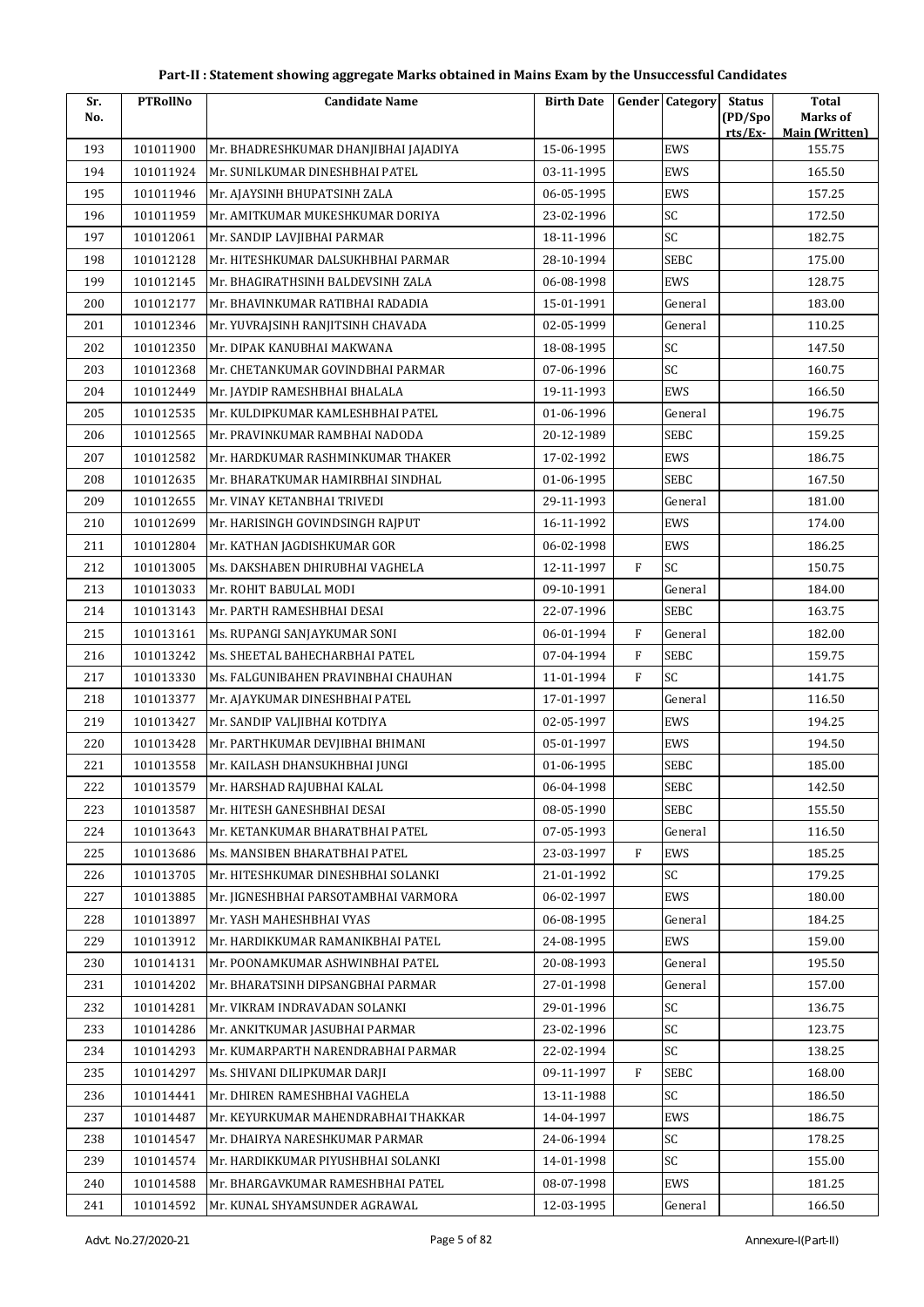## Part-II : Statement showing aggregate Marks obtained in Mains Exam by the Unsuccessful Candidates

| Sr. No. | PTRollNo | Candidate Name | Birth Date | Gender | Category | Status (PD/Spo rts/Ex- | Total Marks of Main (Written) |
|---|---|---|---|---|---|---|---|
| 193 | 101011900 | Mr. BHADRESHKUMAR DHANJIBHAI JAJADIYA | 15-06-1995 | | EWS | | 155.75 |
| 194 | 101011924 | Mr. SUNILKUMAR DINESHBHAI PATEL | 03-11-1995 | | EWS | | 165.50 |
| 195 | 101011946 | Mr. AJAYSINH BHUPATSINH ZALA | 06-05-1995 | | EWS | | 157.25 |
| 196 | 101011959 | Mr. AMITKUMAR MUKESHKUMAR DORIYA | 23-02-1996 | | SC | | 172.50 |
| 197 | 101012061 | Mr. SANDIP LAVJIBHAI PARMAR | 18-11-1996 | | SC | | 182.75 |
| 198 | 101012128 | Mr. HITESHKUMAR DALSUKHBHAI PARMAR | 28-10-1994 | | SEBC | | 175.00 |
| 199 | 101012145 | Mr. BHAGIRATHSINH BALDEVSINH ZALA | 06-08-1998 | | EWS | | 128.75 |
| 200 | 101012177 | Mr. BHAVINKUMAR RATIBHAI RADADIA | 15-01-1991 | | General | | 183.00 |
| 201 | 101012346 | Mr. YUVRAJSINH RANJITSINH CHAVADA | 02-05-1999 | | General | | 110.25 |
| 202 | 101012350 | Mr. DIPAK KANUBHAI MAKWANA | 18-08-1995 | | SC | | 147.50 |
| 203 | 101012368 | Mr. CHETANKUMAR GOVINDBHAI PARMAR | 07-06-1996 | | SC | | 160.75 |
| 204 | 101012449 | Mr. JAYDIP RAMESHBHAI BHALALA | 19-11-1993 | | EWS | | 166.50 |
| 205 | 101012535 | Mr. KULDIPKUMAR KAMLESHBHAI PATEL | 01-06-1996 | | General | | 196.75 |
| 206 | 101012565 | Mr. PRAVINKUMAR RAMBHAI NADODA | 20-12-1989 | | SEBC | | 159.25 |
| 207 | 101012582 | Mr. HARDKUMAR RASHMINKUMAR THAKER | 17-02-1992 | | EWS | | 186.75 |
| 208 | 101012635 | Mr. BHARATKUMAR HAMIRBHAI SINDHAL | 01-06-1995 | | SEBC | | 167.50 |
| 209 | 101012655 | Mr. VINAY KETANBHAI TRIVEDI | 29-11-1993 | | General | | 181.00 |
| 210 | 101012699 | Mr. HARISINGH GOVINDSINGH RAJPUT | 16-11-1992 | | EWS | | 174.00 |
| 211 | 101012804 | Mr. KATHAN JAGDISHKUMAR GOR | 06-02-1998 | | EWS | | 186.25 |
| 212 | 101013005 | Ms. DAKSHABEN DHIRUBHAI VAGHELA | 12-11-1997 | F | SC | | 150.75 |
| 213 | 101013033 | Mr. ROHIT BABULAL MODI | 09-10-1991 | | General | | 184.00 |
| 214 | 101013143 | Mr. PARTH RAMESHBHAI DESAI | 22-07-1996 | | SEBC | | 163.75 |
| 215 | 101013161 | Ms. RUPANGI SANJAYKUMAR SONI | 06-01-1994 | F | General | | 182.00 |
| 216 | 101013242 | Ms. SHEETAL BAHECHARBHAI PATEL | 07-04-1994 | F | SEBC | | 159.75 |
| 217 | 101013330 | Ms. FALGUNIBAHEN PRAVINBHAI CHAUHAN | 11-01-1994 | F | SC | | 141.75 |
| 218 | 101013377 | Mr. AJAYKUMAR DINESHBHAI PATEL | 17-01-1997 | | General | | 116.50 |
| 219 | 101013427 | Mr. SANDIP VALJIBHAI KOTDIYA | 02-05-1997 | | EWS | | 194.25 |
| 220 | 101013428 | Mr. PARTHKUMAR DEVJIBHAI BHIMANI | 05-01-1997 | | EWS | | 194.50 |
| 221 | 101013558 | Mr. KAILASH DHANSUKHBHAI JUNGI | 01-06-1995 | | SEBC | | 185.00 |
| 222 | 101013579 | Mr. HARSHAD RAJUBHAI KALAL | 06-04-1998 | | SEBC | | 142.50 |
| 223 | 101013587 | Mr. HITESH GANESHBHAI DESAI | 08-05-1990 | | SEBC | | 155.50 |
| 224 | 101013643 | Mr. KETANKUMAR BHARATBHAI PATEL | 07-05-1993 | | General | | 116.50 |
| 225 | 101013686 | Ms. MANSIBEN BHARATBHAI PATEL | 23-03-1997 | F | EWS | | 185.25 |
| 226 | 101013705 | Mr. HITESHKUMAR DINESHBHAI SOLANKI | 21-01-1992 | | SC | | 179.25 |
| 227 | 101013885 | Mr. JIGNESHBHAI PARSOTAMBHAI VARMORA | 06-02-1997 | | EWS | | 180.00 |
| 228 | 101013897 | Mr. YASH MAHESHBHAI VYAS | 06-08-1995 | | General | | 184.25 |
| 229 | 101013912 | Mr. HARDIKKUMAR RAMANIKBHAI PATEL | 24-08-1995 | | EWS | | 159.00 |
| 230 | 101014131 | Mr. POONAMKUMAR ASHWINBHAI PATEL | 20-08-1993 | | General | | 195.50 |
| 231 | 101014202 | Mr. BHARATSINH DIPSANGBHAI PARMAR | 27-01-1998 | | General | | 157.00 |
| 232 | 101014281 | Mr. VIKRAM INDRAVADAN SOLANKI | 29-01-1996 | | SC | | 136.75 |
| 233 | 101014286 | Mr. ANKITKUMAR JASUBHAI PARMAR | 23-02-1996 | | SC | | 123.75 |
| 234 | 101014293 | Mr. KUMARPARTH NARENDRABHAI PARMAR | 22-02-1994 | | SC | | 138.25 |
| 235 | 101014297 | Ms. SHIVANI DILIPKUMAR DARJI | 09-11-1997 | F | SEBC | | 168.00 |
| 236 | 101014441 | Mr. DHIREN RAMESHBHAI VAGHELA | 13-11-1988 | | SC | | 186.50 |
| 237 | 101014487 | Mr. KEYURKUMAR MAHENDRABHAI THAKKAR | 14-04-1997 | | EWS | | 186.75 |
| 238 | 101014547 | Mr. DHAIRYA NARESHKUMAR PARMAR | 24-06-1994 | | SC | | 178.25 |
| 239 | 101014574 | Mr. HARDIKKUMAR PIYUSHBHAI SOLANKI | 14-01-1998 | | SC | | 155.00 |
| 240 | 101014588 | Mr. BHARGAVKUMAR RAMESHBHAI PATEL | 08-07-1998 | | EWS | | 181.25 |
| 241 | 101014592 | Mr. KUNAL SHYAMSUNDER AGRAWAL | 12-03-1995 | | General | | 166.50 |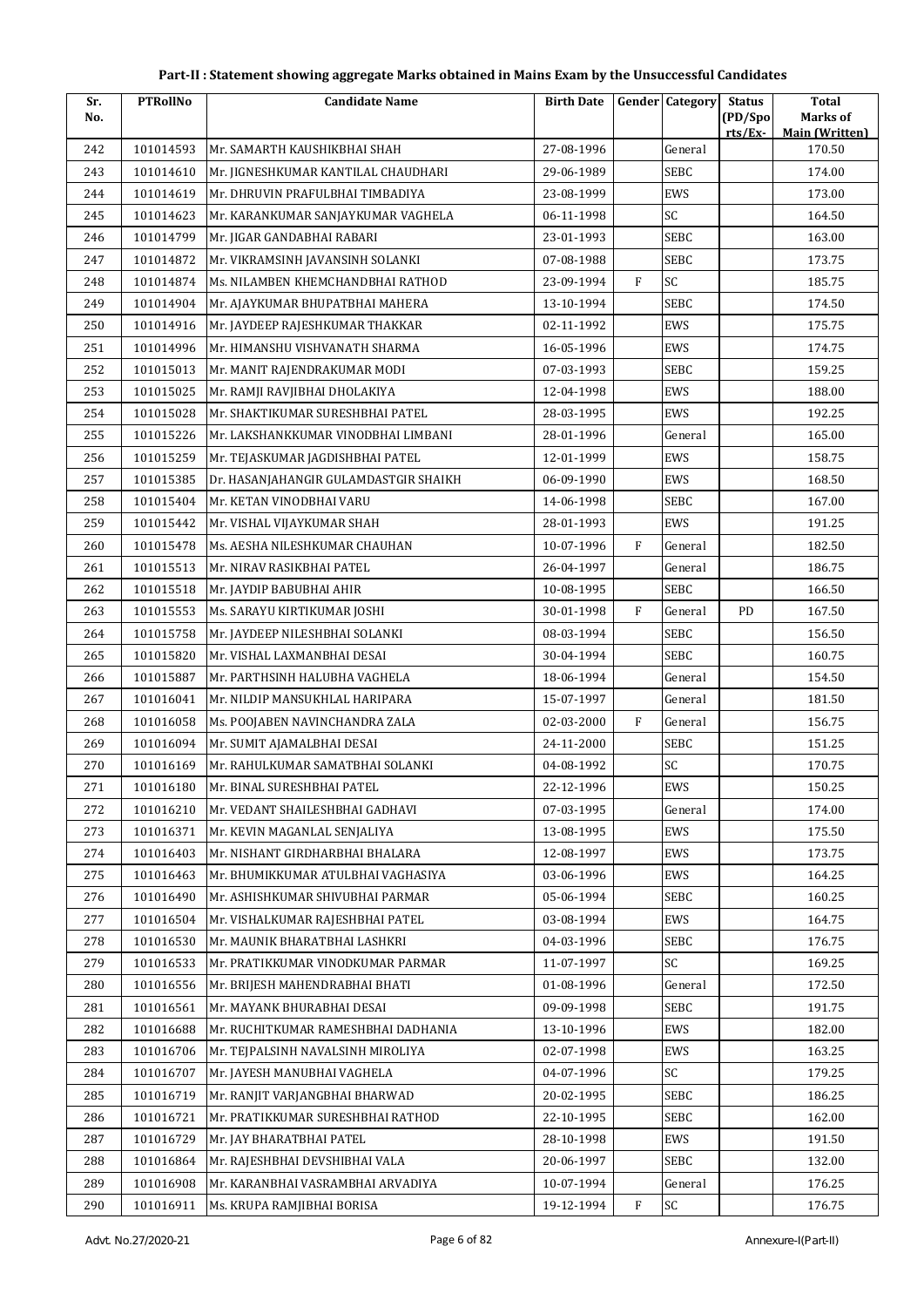## Part-II : Statement showing aggregate Marks obtained in Mains Exam by the Unsuccessful Candidates

| Sr. No. | PTRollNo | Candidate Name | Birth Date | Gender | Category | Status (PD/Spo rts/Ex- | Total Marks of Main (Written) |
|---|---|---|---|---|---|---|---|
| 242 | 101014593 | Mr. SAMARTH KAUSHIKBHAI SHAH | 27-08-1996 | | General | | 170.50 |
| 243 | 101014610 | Mr. JIGNESHKUMAR KANTILAL CHAUDHARI | 29-06-1989 | | SEBC | | 174.00 |
| 244 | 101014619 | Mr. DHRUVIN PRAFULBHAI TIMBADIYA | 23-08-1999 | | EWS | | 173.00 |
| 245 | 101014623 | Mr. KARANKUMAR SANJAYKUMAR VAGHELA | 06-11-1998 | | SC | | 164.50 |
| 246 | 101014799 | Mr. JIGAR GANDABHAI RABARI | 23-01-1993 | | SEBC | | 163.00 |
| 247 | 101014872 | Mr. VIKRAMSINH JAVANSINH SOLANKI | 07-08-1988 | | SEBC | | 173.75 |
| 248 | 101014874 | Ms. NILAMBEN KHEMCHANDBHAI RATHOD | 23-09-1994 | F | SC | | 185.75 |
| 249 | 101014904 | Mr. AJAYKUMAR BHUPATBHAI MAHERA | 13-10-1994 | | SEBC | | 174.50 |
| 250 | 101014916 | Mr. JAYDEEP RAJESHKUMAR THAKKAR | 02-11-1992 | | EWS | | 175.75 |
| 251 | 101014996 | Mr. HIMANSHU VISHVANATH SHARMA | 16-05-1996 | | EWS | | 174.75 |
| 252 | 101015013 | Mr. MANIT RAJENDRAKUMAR MODI | 07-03-1993 | | SEBC | | 159.25 |
| 253 | 101015025 | Mr. RAMJI RAVJIBHAI DHOLAKIYA | 12-04-1998 | | EWS | | 188.00 |
| 254 | 101015028 | Mr. SHAKTIKUMAR SURESHBHAI PATEL | 28-03-1995 | | EWS | | 192.25 |
| 255 | 101015226 | Mr. LAKSHANKKUMAR VINODBHAI LIMBANI | 28-01-1996 | | General | | 165.00 |
| 256 | 101015259 | Mr. TEJASKUMAR JAGDISHBHAI PATEL | 12-01-1999 | | EWS | | 158.75 |
| 257 | 101015385 | Dr. HASANJAHANGIR GULAMDASTGIR SHAIKH | 06-09-1990 | | EWS | | 168.50 |
| 258 | 101015404 | Mr. KETAN VINODBHAI VARU | 14-06-1998 | | SEBC | | 167.00 |
| 259 | 101015442 | Mr. VISHAL VIJAYKUMAR SHAH | 28-01-1993 | | EWS | | 191.25 |
| 260 | 101015478 | Ms. AESHA NILESHKUMAR CHAUHAN | 10-07-1996 | F | General | | 182.50 |
| 261 | 101015513 | Mr. NIRAV RASIKBHAI PATEL | 26-04-1997 | | General | | 186.75 |
| 262 | 101015518 | Mr. JAYDIP BABUBHAI AHIR | 10-08-1995 | | SEBC | | 166.50 |
| 263 | 101015553 | Ms. SARAYU KIRTIKUMAR JOSHI | 30-01-1998 | F | General | PD | 167.50 |
| 264 | 101015758 | Mr. JAYDEEP NILESHBHAI SOLANKI | 08-03-1994 | | SEBC | | 156.50 |
| 265 | 101015820 | Mr. VISHAL LAXMANBHAI DESAI | 30-04-1994 | | SEBC | | 160.75 |
| 266 | 101015887 | Mr. PARTHSINH HALUBHA VAGHELA | 18-06-1994 | | General | | 154.50 |
| 267 | 101016041 | Mr. NILDIP MANSUKHLAL HARIPARA | 15-07-1997 | | General | | 181.50 |
| 268 | 101016058 | Ms. POOJABEN NAVINCHANDRA ZALA | 02-03-2000 | F | General | | 156.75 |
| 269 | 101016094 | Mr. SUMIT AJAMALBHAI DESAI | 24-11-2000 | | SEBC | | 151.25 |
| 270 | 101016169 | Mr. RAHULKUMAR SAMATBHAI SOLANKI | 04-08-1992 | | SC | | 170.75 |
| 271 | 101016180 | Mr. BINAL SURESHBHAI PATEL | 22-12-1996 | | EWS | | 150.25 |
| 272 | 101016210 | Mr. VEDANT SHAILESHBHAI GADHAVI | 07-03-1995 | | General | | 174.00 |
| 273 | 101016371 | Mr. KEVIN MAGANLAL SENJALIYA | 13-08-1995 | | EWS | | 175.50 |
| 274 | 101016403 | Mr. NISHANT GIRDHARBHAI BHALARA | 12-08-1997 | | EWS | | 173.75 |
| 275 | 101016463 | Mr. BHUMIKKUMAR ATULBHAI VAGHASIYA | 03-06-1996 | | EWS | | 164.25 |
| 276 | 101016490 | Mr. ASHISHKUMAR SHIVUBHAI PARMAR | 05-06-1994 | | SEBC | | 160.25 |
| 277 | 101016504 | Mr. VISHALKUMAR RAJESHBHAI PATEL | 03-08-1994 | | EWS | | 164.75 |
| 278 | 101016530 | Mr. MAUNIK BHARATBHAI LASHKRI | 04-03-1996 | | SEBC | | 176.75 |
| 279 | 101016533 | Mr. PRATIKKUMAR VINODKUMAR PARMAR | 11-07-1997 | | SC | | 169.25 |
| 280 | 101016556 | Mr. BRIJESH MAHENDRABHAI BHATI | 01-08-1996 | | General | | 172.50 |
| 281 | 101016561 | Mr. MAYANK BHURABHAI DESAI | 09-09-1998 | | SEBC | | 191.75 |
| 282 | 101016688 | Mr. RUCHITKUMAR RAMESHBHAI DADHANIA | 13-10-1996 | | EWS | | 182.00 |
| 283 | 101016706 | Mr. TEJPALSINH NAVALSINH MIROLIYA | 02-07-1998 | | EWS | | 163.25 |
| 284 | 101016707 | Mr. JAYESH MANUBHAI VAGHELA | 04-07-1996 | | SC | | 179.25 |
| 285 | 101016719 | Mr. RANJIT VARJANGBHAI BHARWAD | 20-02-1995 | | SEBC | | 186.25 |
| 286 | 101016721 | Mr. PRATIKKUMAR SURESHBHAI RATHOD | 22-10-1995 | | SEBC | | 162.00 |
| 287 | 101016729 | Mr. JAY BHARATBHAI PATEL | 28-10-1998 | | EWS | | 191.50 |
| 288 | 101016864 | Mr. RAJESHBHAI DEVSHIBHAI VALA | 20-06-1997 | | SEBC | | 132.00 |
| 289 | 101016908 | Mr. KARANBHAI VASRAMBHAI ARVADIYA | 10-07-1994 | | General | | 176.25 |
| 290 | 101016911 | Ms. KRUPA RAMJIBHAI BORISA | 19-12-1994 | F | SC | | 176.75 |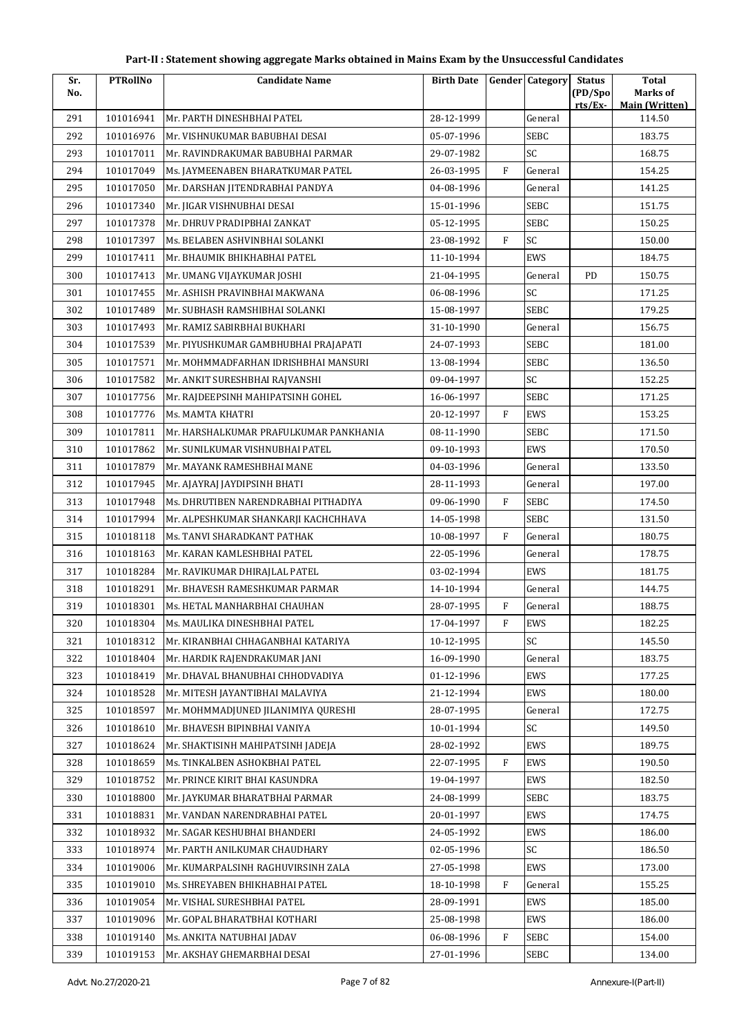# Part-II : Statement showing aggregate Marks obtained in Mains Exam by the Unsuccessful Candidates

| Sr. No. | PTRollNo | Candidate Name | Birth Date | Gender | Category | Status (PD/Sports/Ex-) | Total Marks of Main (Written) |
|---|---|---|---|---|---|---|---|
| 291 | 101016941 | Mr. PARTH DINESHBHAI PATEL | 28-12-1999 | | General | | 114.50 |
| 292 | 101016976 | Mr. VISHNUKUMAR BABUBHAI DESAI | 05-07-1996 | | SEBC | | 183.75 |
| 293 | 101017011 | Mr. RAVINDRAKUMAR BABUBHAI PARMAR | 29-07-1982 | | SC | | 168.75 |
| 294 | 101017049 | Ms. JAYMEENABEN BHARATKUMAR PATEL | 26-03-1995 | F | General | | 154.25 |
| 295 | 101017050 | Mr. DARSHAN JITENDRABHAI PANDYA | 04-08-1996 | | General | | 141.25 |
| 296 | 101017340 | Mr. JIGAR VISHNUBHAI DESAI | 15-01-1996 | | SEBC | | 151.75 |
| 297 | 101017378 | Mr. DHRUV PRADIPBHAI ZANKAT | 05-12-1995 | | SEBC | | 150.25 |
| 298 | 101017397 | Ms. BELABEN ASHVINBHAI SOLANKI | 23-08-1992 | F | SC | | 150.00 |
| 299 | 101017411 | Mr. BHAUMIK BHIKHABHAI PATEL | 11-10-1994 | | EWS | | 184.75 |
| 300 | 101017413 | Mr. UMANG VIJAYKUMAR JOSHI | 21-04-1995 | | General | PD | 150.75 |
| 301 | 101017455 | Mr. ASHISH PRAVINBHAI MAKWANA | 06-08-1996 | | SC | | 171.25 |
| 302 | 101017489 | Mr. SUBHASH RAMSHIBHAI SOLANKI | 15-08-1997 | | SEBC | | 179.25 |
| 303 | 101017493 | Mr. RAMIZ SABIRBHAI BUKHARI | 31-10-1990 | | General | | 156.75 |
| 304 | 101017539 | Mr. PIYUSHKUMAR GAMBHUBHAI PRAJAPATI | 24-07-1993 | | SEBC | | 181.00 |
| 305 | 101017571 | Mr. MOHMMADFARHAN IDRISHBHAI MANSURI | 13-08-1994 | | SEBC | | 136.50 |
| 306 | 101017582 | Mr. ANKIT SURESHBHAI RAJVANSHI | 09-04-1997 | | SC | | 152.25 |
| 307 | 101017756 | Mr. RAJDEEPSINH MAHIPATSINH GOHEL | 16-06-1997 | | SEBC | | 171.25 |
| 308 | 101017776 | Ms. MAMTA KHATRI | 20-12-1997 | F | EWS | | 153.25 |
| 309 | 101017811 | Mr. HARSHALKUMAR PRAFULKUMAR PANKHANIA | 08-11-1990 | | SEBC | | 171.50 |
| 310 | 101017862 | Mr. SUNILKUMAR VISHNUBHAI PATEL | 09-10-1993 | | EWS | | 170.50 |
| 311 | 101017879 | Mr. MAYANK RAMESHBHAI MANE | 04-03-1996 | | General | | 133.50 |
| 312 | 101017945 | Mr. AJAYRAJ JAYDIPSINH BHATI | 28-11-1993 | | General | | 197.00 |
| 313 | 101017948 | Ms. DHRUTIBEN NARENDRABHAI PITHADIYA | 09-06-1990 | F | SEBC | | 174.50 |
| 314 | 101017994 | Mr. ALPESHKUMAR SHANKARJI KACHCHHAVA | 14-05-1998 | | SEBC | | 131.50 |
| 315 | 101018118 | Ms. TANVI SHARADKANT PATHAK | 10-08-1997 | F | General | | 180.75 |
| 316 | 101018163 | Mr. KARAN KAMLESHBHAI PATEL | 22-05-1996 | | General | | 178.75 |
| 317 | 101018284 | Mr. RAVIKUMAR DHIRAJLAL PATEL | 03-02-1994 | | EWS | | 181.75 |
| 318 | 101018291 | Mr. BHAVESH RAMESHKUMAR PARMAR | 14-10-1994 | | General | | 144.75 |
| 319 | 101018301 | Ms. HETAL MANHARBHAI CHAUHAN | 28-07-1995 | F | General | | 188.75 |
| 320 | 101018304 | Ms. MAULIKA DINESHBHAI PATEL | 17-04-1997 | F | EWS | | 182.25 |
| 321 | 101018312 | Mr. KIRANBHAI CHHAGANBHAI KATARIYA | 10-12-1995 | | SC | | 145.50 |
| 322 | 101018404 | Mr. HARDIK RAJENDRAKUMAR JANI | 16-09-1990 | | General | | 183.75 |
| 323 | 101018419 | Mr. DHAVAL BHANUBHAI CHHODVADIYA | 01-12-1996 | | EWS | | 177.25 |
| 324 | 101018528 | Mr. MITESH JAYANTIBHAI MALAVIYA | 21-12-1994 | | EWS | | 180.00 |
| 325 | 101018597 | Mr. MOHMMADJUNED JILANIMIYA QURESHI | 28-07-1995 | | General | | 172.75 |
| 326 | 101018610 | Mr. BHAVESH BIPINBHAI VANIYA | 10-01-1994 | | SC | | 149.50 |
| 327 | 101018624 | Mr. SHAKTISINH MAHIPATSINH JADEJA | 28-02-1992 | | EWS | | 189.75 |
| 328 | 101018659 | Ms. TINKALBEN ASHOKBHAI PATEL | 22-07-1995 | F | EWS | | 190.50 |
| 329 | 101018752 | Mr. PRINCE KIRIT BHAI KASUNDRA | 19-04-1997 | | EWS | | 182.50 |
| 330 | 101018800 | Mr. JAYKUMAR BHARATBHAI PARMAR | 24-08-1999 | | SEBC | | 183.75 |
| 331 | 101018831 | Mr. VANDAN NARENDRABHAI PATEL | 20-01-1997 | | EWS | | 174.75 |
| 332 | 101018932 | Mr. SAGAR KESHUBHAI BHANDERI | 24-05-1992 | | EWS | | 186.00 |
| 333 | 101018974 | Mr. PARTH ANILKUMAR CHAUDHARY | 02-05-1996 | | SC | | 186.50 |
| 334 | 101019006 | Mr. KUMARPALSINH RAGHUVIRSINH ZALA | 27-05-1998 | | EWS | | 173.00 |
| 335 | 101019010 | Ms. SHREYABEN BHIKHABHAI PATEL | 18-10-1998 | F | General | | 155.25 |
| 336 | 101019054 | Mr. VISHAL SURESHBHAI PATEL | 28-09-1991 | | EWS | | 185.00 |
| 337 | 101019096 | Mr. GOPAL BHARATBHAI KOTHARI | 25-08-1998 | | EWS | | 186.00 |
| 338 | 101019140 | Ms. ANKITA NATUBHAI JADAV | 06-08-1996 | F | SEBC | | 154.00 |
| 339 | 101019153 | Mr. AKSHAY GHEMARBHAI DESAI | 27-01-1996 | | SEBC | | 134.00 |

Advt. No.27/2020-21 Annexure-I(Part-II)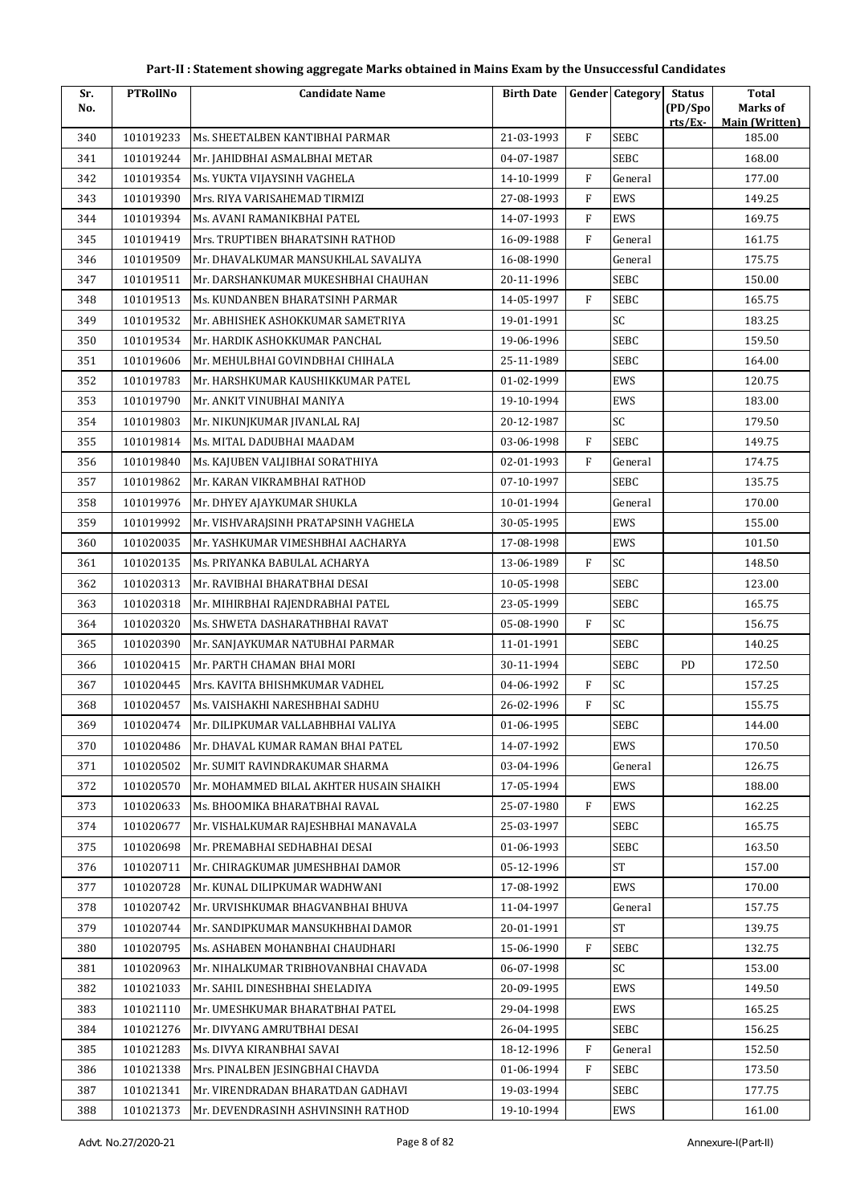## Part-II : Statement showing aggregate Marks obtained in Mains Exam by the Unsuccessful Candidates

| Sr. No. | PTRollNo | Candidate Name | Birth Date | Gender | Category | Status (PD/Spo rts/Ex- | Total Marks of Main (Written) |
|---|---|---|---|---|---|---|---|
| 340 | 101019233 | Ms. SHEETALBEN KANTIBHAI PARMAR | 21-03-1993 | F | SEBC | | 185.00 |
| 341 | 101019244 | Mr. JAHIDBHAI ASMALBHAI METAR | 04-07-1987 | | SEBC | | 168.00 |
| 342 | 101019354 | Ms. YUKTA VIJAYSINH VAGHELA | 14-10-1999 | F | General | | 177.00 |
| 343 | 101019390 | Mrs. RIYA VARISAHEMAD TIRMIZI | 27-08-1993 | F | EWS | | 149.25 |
| 344 | 101019394 | Ms. AVANI RAMANIKBHAI PATEL | 14-07-1993 | F | EWS | | 169.75 |
| 345 | 101019419 | Mrs. TRUPTIBEN BHARATSINH RATHOD | 16-09-1988 | F | General | | 161.75 |
| 346 | 101019509 | Mr. DHAVALKUMAR MANSUKHLAL SAVALIYA | 16-08-1990 | | General | | 175.75 |
| 347 | 101019511 | Mr. DARSHANKUMAR MUKESHBHAI CHAUHAN | 20-11-1996 | | SEBC | | 150.00 |
| 348 | 101019513 | Ms. KUNDANBEN BHARATSINH PARMAR | 14-05-1997 | F | SEBC | | 165.75 |
| 349 | 101019532 | Mr. ABHISHEK ASHOKKUMAR SAMETRIYA | 19-01-1991 | | SC | | 183.25 |
| 350 | 101019534 | Mr. HARDIK ASHOKKUMAR PANCHAL | 19-06-1996 | | SEBC | | 159.50 |
| 351 | 101019606 | Mr. MEHULBHAI GOVINDBHAI CHIHALA | 25-11-1989 | | SEBC | | 164.00 |
| 352 | 101019783 | Mr. HARSHKUMAR KAUSHIKKUMAR PATEL | 01-02-1999 | | EWS | | 120.75 |
| 353 | 101019790 | Mr. ANKIT VINUBHAI MANIYA | 19-10-1994 | | EWS | | 183.00 |
| 354 | 101019803 | Mr. NIKUNJKUMAR JIVANLAL RAJ | 20-12-1987 | | SC | | 179.50 |
| 355 | 101019814 | Ms. MITAL DADUBHAI MAADAM | 03-06-1998 | F | SEBC | | 149.75 |
| 356 | 101019840 | Ms. KAJUBEN VALJIBHAI SORATHIYA | 02-01-1993 | F | General | | 174.75 |
| 357 | 101019862 | Mr. KARAN VIKRAMBHAI RATHOD | 07-10-1997 | | SEBC | | 135.75 |
| 358 | 101019976 | Mr. DHYEY AJAYKUMAR SHUKLA | 10-01-1994 | | General | | 170.00 |
| 359 | 101019992 | Mr. VISHVARAJSINH PRATAPSINH VAGHELA | 30-05-1995 | | EWS | | 155.00 |
| 360 | 101020035 | Mr. YASHKUMAR VIMESHBHAI AACHARYA | 17-08-1998 | | EWS | | 101.50 |
| 361 | 101020135 | Ms. PRIYANKA BABULAL ACHARYA | 13-06-1989 | F | SC | | 148.50 |
| 362 | 101020313 | Mr. RAVIBHAI BHARATBHAI DESAI | 10-05-1998 | | SEBC | | 123.00 |
| 363 | 101020318 | Mr. MIHIRBHAI RAJENDRABHAI PATEL | 23-05-1999 | | SEBC | | 165.75 |
| 364 | 101020320 | Ms. SHWETA DASHARATHBHAI RAVAT | 05-08-1990 | F | SC | | 156.75 |
| 365 | 101020390 | Mr. SANJAYKUMAR NATUBHAI PARMAR | 11-01-1991 | | SEBC | | 140.25 |
| 366 | 101020415 | Mr. PARTH CHAMAN BHAI MORI | 30-11-1994 | | SEBC | PD | 172.50 |
| 367 | 101020445 | Mrs. KAVITA BHISHMKUMAR VADHEL | 04-06-1992 | F | SC | | 157.25 |
| 368 | 101020457 | Ms. VAISHAKHI NARESHBHAI SADHU | 26-02-1996 | F | SC | | 155.75 |
| 369 | 101020474 | Mr. DILIPKUMAR VALLABHBHAI VALIYA | 01-06-1995 | | SEBC | | 144.00 |
| 370 | 101020486 | Mr. DHAVAL KUMAR RAMAN BHAI PATEL | 14-07-1992 | | EWS | | 170.50 |
| 371 | 101020502 | Mr. SUMIT RAVINDRAKUMAR SHARMA | 03-04-1996 | | General | | 126.75 |
| 372 | 101020570 | Mr. MOHAMMED BILAL AKHTER HUSAIN SHAIKH | 17-05-1994 | | EWS | | 188.00 |
| 373 | 101020633 | Ms. BHOOMIKA BHARATBHAI RAVAL | 25-07-1980 | F | EWS | | 162.25 |
| 374 | 101020677 | Mr. VISHALKUMAR RAJESHBHAI MANAVALA | 25-03-1997 | | SEBC | | 165.75 |
| 375 | 101020698 | Mr. PREMABHAI SEDHABHAI DESAI | 01-06-1993 | | SEBC | | 163.50 |
| 376 | 101020711 | Mr. CHIRAGKUMAR JUMESHBHAI DAMOR | 05-12-1996 | | ST | | 157.00 |
| 377 | 101020728 | Mr. KUNAL DILIPKUMAR WADHWANI | 17-08-1992 | | EWS | | 170.00 |
| 378 | 101020742 | Mr. URVISHKUMAR BHAGVANBHAI BHUVA | 11-04-1997 | | General | | 157.75 |
| 379 | 101020744 | Mr. SANDIPKUMAR MANSUKHBHAI DAMOR | 20-01-1991 | | ST | | 139.75 |
| 380 | 101020795 | Ms. ASHABEN MOHANBHAI CHAUDHARI | 15-06-1990 | F | SEBC | | 132.75 |
| 381 | 101020963 | Mr. NIHALKUMAR TRIBHOVANBHAI CHAVADA | 06-07-1998 | | SC | | 153.00 |
| 382 | 101021033 | Mr. SAHIL DINESHBHAI SHELADIYA | 20-09-1995 | | EWS | | 149.50 |
| 383 | 101021110 | Mr. UMESHKUMAR BHARATBHAI PATEL | 29-04-1998 | | EWS | | 165.25 |
| 384 | 101021276 | Mr. DIVYANG AMRUTBHAI DESAI | 26-04-1995 | | SEBC | | 156.25 |
| 385 | 101021283 | Ms. DIVYA KIRANBHAI SAVAI | 18-12-1996 | F | General | | 152.50 |
| 386 | 101021338 | Mrs. PINALBEN JESINGBHAI CHAVDA | 01-06-1994 | F | SEBC | | 173.50 |
| 387 | 101021341 | Mr. VIRENDRADAN BHARATDAN GADHAVI | 19-03-1994 | | SEBC | | 177.75 |
| 388 | 101021373 | Mr. DEVENDRASINH ASHVINSINH RATHOD | 19-10-1994 | | EWS | | 161.00 |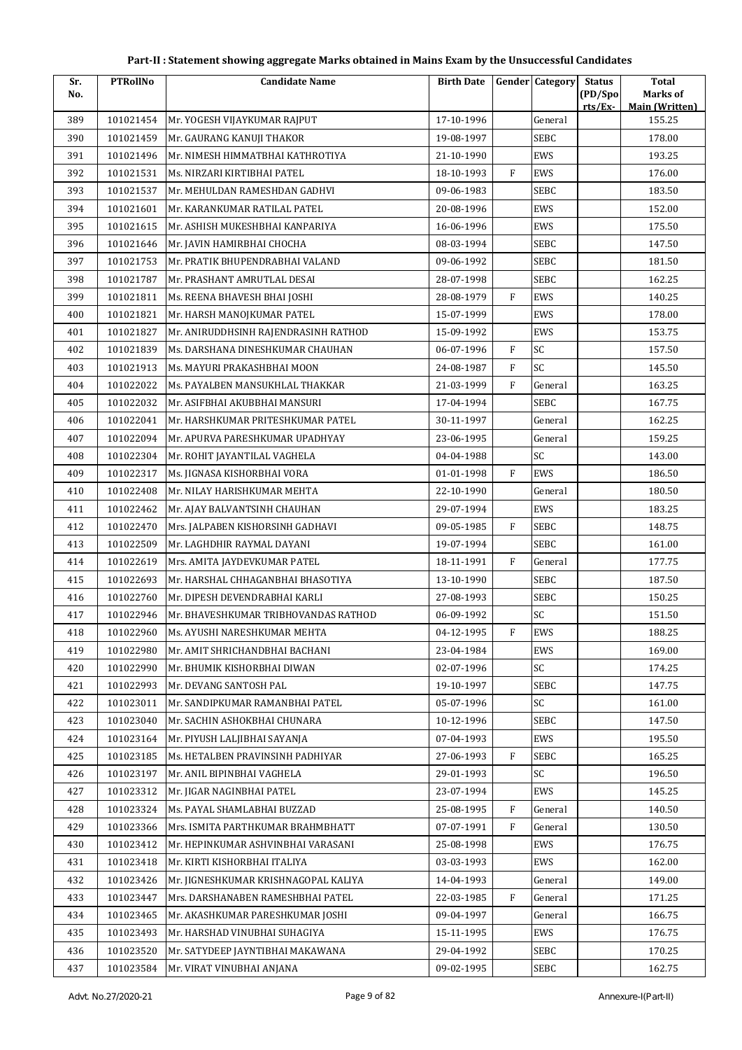# Part-II : Statement showing aggregate Marks obtained in Mains Exam by the Unsuccessful Candidates

| Sr. No. | PTRollNo | Candidate Name | Birth Date | Gender | Category | Status (PD/Sports/Ex- | Total Marks of Main (Written) |
|---|---|---|---|---|---|---|---|
| 389 | 101021454 | Mr. YOGESH VIJAYKUMAR RAJPUT | 17-10-1996 | | General | | 155.25 |
| 390 | 101021459 | Mr. GAURANG KANUJI THAKOR | 19-08-1997 | | SEBC | | 178.00 |
| 391 | 101021496 | Mr. NIMESH HIMMATBHAI KATHROTIYA | 21-10-1990 | | EWS | | 193.25 |
| 392 | 101021531 | Ms. NIRZARI KIRTIBHAI PATEL | 18-10-1993 | F | EWS | | 176.00 |
| 393 | 101021537 | Mr. MEHULDAN RAMESHDAN GADHVI | 09-06-1983 | | SEBC | | 183.50 |
| 394 | 101021601 | Mr. KARANKUMAR RATILAL PATEL | 20-08-1996 | | EWS | | 152.00 |
| 395 | 101021615 | Mr. ASHISH MUKESHBHAI KANPARIYA | 16-06-1996 | | EWS | | 175.50 |
| 396 | 101021646 | Mr. JAVIN HAMIRBHAI CHOCHA | 08-03-1994 | | SEBC | | 147.50 |
| 397 | 101021753 | Mr. PRATIK BHUPENDRABHAI VALAND | 09-06-1992 | | SEBC | | 181.50 |
| 398 | 101021787 | Mr. PRASHANT AMRUTLAL DESAI | 28-07-1998 | | SEBC | | 162.25 |
| 399 | 101021811 | Ms. REENA BHAVESH BHAI JOSHI | 28-08-1979 | F | EWS | | 140.25 |
| 400 | 101021821 | Mr. HARSH MANOJKUMAR PATEL | 15-07-1999 | | EWS | | 178.00 |
| 401 | 101021827 | Mr. ANIRUDDHSINH RAJENDRASINH RATHOD | 15-09-1992 | | EWS | | 153.75 |
| 402 | 101021839 | Ms. DARSHANA DINESHKUMAR CHAUHAN | 06-07-1996 | F | SC | | 157.50 |
| 403 | 101021913 | Ms. MAYURI PRAKASHBHAI MOON | 24-08-1987 | F | SC | | 145.50 |
| 404 | 101022022 | Ms. PAYALBEN MANSUKHLAL THAKKAR | 21-03-1999 | F | General | | 163.25 |
| 405 | 101022032 | Mr. ASIFBHAI AKUBBHAI MANSURI | 17-04-1994 | | SEBC | | 167.75 |
| 406 | 101022041 | Mr. HARSHKUMAR PRITESHKUMAR PATEL | 30-11-1997 | | General | | 162.25 |
| 407 | 101022094 | Mr. APURVA PARESHKUMAR UPADHYAY | 23-06-1995 | | General | | 159.25 |
| 408 | 101022304 | Mr. ROHIT JAYANTILAL VAGHELA | 04-04-1988 | | SC | | 143.00 |
| 409 | 101022317 | Ms. JIGNASA KISHORBHAI VORA | 01-01-1998 | F | EWS | | 186.50 |
| 410 | 101022408 | Mr. NILAY HARISHKUMAR MEHTA | 22-10-1990 | | General | | 180.50 |
| 411 | 101022462 | Mr. AJAY BALVANTSINH CHAUHAN | 29-07-1994 | | EWS | | 183.25 |
| 412 | 101022470 | Mrs. JALPABEN KISHORSINH GADHAVI | 09-05-1985 | F | SEBC | | 148.75 |
| 413 | 101022509 | Mr. LAGHDHIR RAYMAL DAYANI | 19-07-1994 | | SEBC | | 161.00 |
| 414 | 101022619 | Mrs. AMITA JAYDEVKUMAR PATEL | 18-11-1991 | F | General | | 177.75 |
| 415 | 101022693 | Mr. HARSHAL CHHAGANBHAI BHASOTIYA | 13-10-1990 | | SEBC | | 187.50 |
| 416 | 101022760 | Mr. DIPESH DEVENDRABHAI KARLI | 27-08-1993 | | SEBC | | 150.25 |
| 417 | 101022946 | Mr. BHAVESHKUMAR TRIBHOVANDAS RATHOD | 06-09-1992 | | SC | | 151.50 |
| 418 | 101022960 | Ms. AYUSHI NARESHKUMAR MEHTA | 04-12-1995 | F | EWS | | 188.25 |
| 419 | 101022980 | Mr. AMIT SHRICHANDBHAI BACHANI | 23-04-1984 | | EWS | | 169.00 |
| 420 | 101022990 | Mr. BHUMIK KISHORBHAI DIWAN | 02-07-1996 | | SC | | 174.25 |
| 421 | 101022993 | Mr. DEVANG SANTOSH PAL | 19-10-1997 | | SEBC | | 147.75 |
| 422 | 101023011 | Mr. SANDIPKUMAR RAMANBHAI PATEL | 05-07-1996 | | SC | | 161.00 |
| 423 | 101023040 | Mr. SACHIN ASHOKBHAI CHUNARA | 10-12-1996 | | SEBC | | 147.50 |
| 424 | 101023164 | Mr. PIYUSH LALJIBHAI SAYANJA | 07-04-1993 | | EWS | | 195.50 |
| 425 | 101023185 | Ms. HETALBEN PRAVINSINH PADHIYAR | 27-06-1993 | F | SEBC | | 165.25 |
| 426 | 101023197 | Mr. ANIL BIPINBHAI VAGHELA | 29-01-1993 | | SC | | 196.50 |
| 427 | 101023312 | Mr. JIGAR NAGINBHAI PATEL | 23-07-1994 | | EWS | | 145.25 |
| 428 | 101023324 | Ms. PAYAL SHAMLABHAI BUZZAD | 25-08-1995 | F | General | | 140.50 |
| 429 | 101023366 | Mrs. ISMITA PARTHKUMAR BRAHMBHATT | 07-07-1991 | F | General | | 130.50 |
| 430 | 101023412 | Mr. HEPINKUMAR ASHVINBHAI VARASANI | 25-08-1998 | | EWS | | 176.75 |
| 431 | 101023418 | Mr. KIRTI KISHORBHAI ITALIYA | 03-03-1993 | | EWS | | 162.00 |
| 432 | 101023426 | Mr. JIGNESHKUMAR KRISHNAGOPAL KALIYA | 14-04-1993 | | General | | 149.00 |
| 433 | 101023447 | Mrs. DARSHANABEN RAMESHBHAI PATEL | 22-03-1985 | F | General | | 171.25 |
| 434 | 101023465 | Mr. AKASHKUMAR PARESHKUMAR JOSHI | 09-04-1997 | | General | | 166.75 |
| 435 | 101023493 | Mr. HARSHAD VINUBHAI SUHAGIYA | 15-11-1995 | | EWS | | 176.75 |
| 436 | 101023520 | Mr. SATYDEEP JAYNTIBHAI MAKAWANA | 29-04-1992 | | SEBC | | 170.25 |
| 437 | 101023584 | Mr. VIRAT VINUBHAI ANJANA | 09-02-1995 | | SEBC | | 162.75 |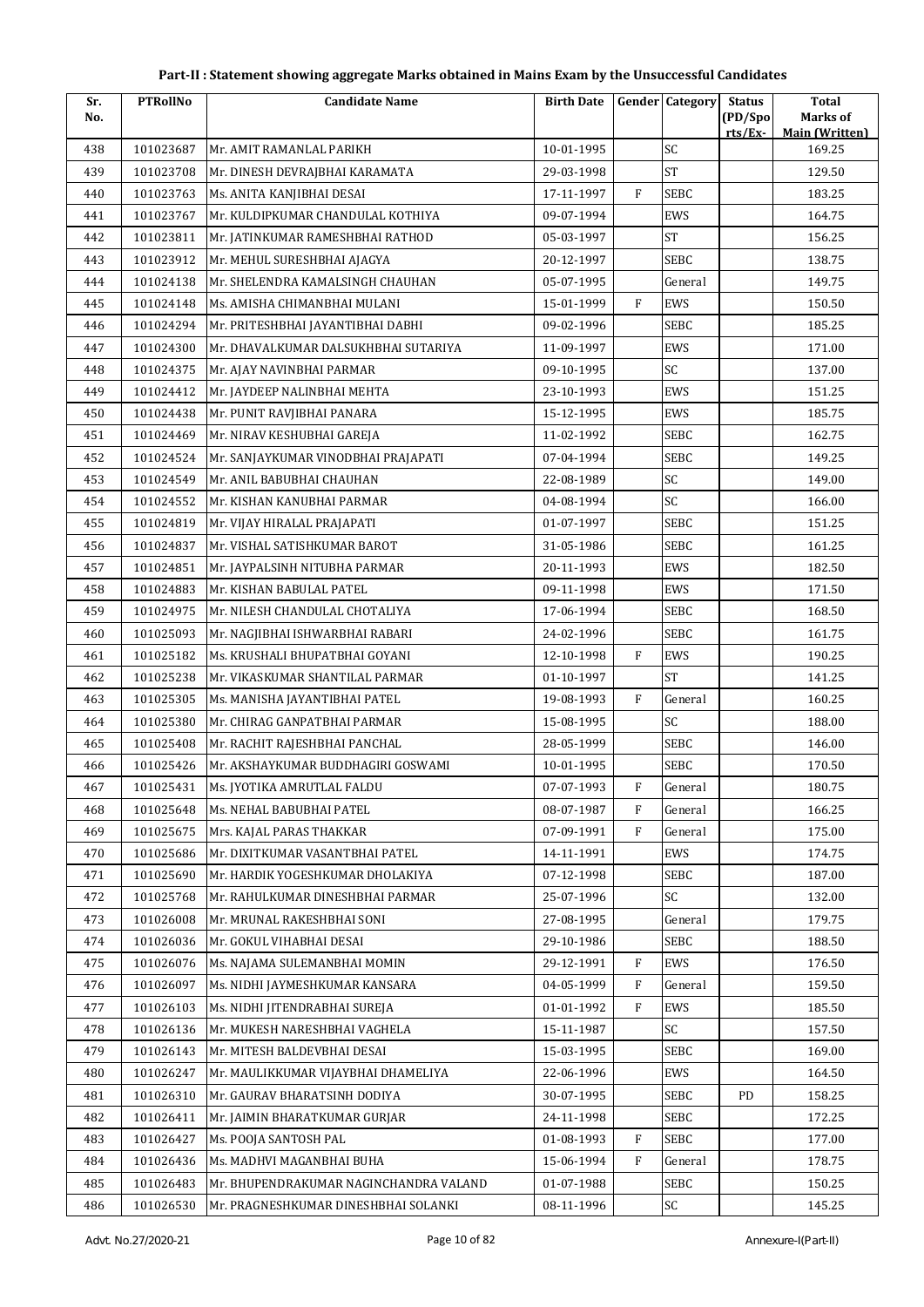# Part-II : Statement showing aggregate Marks obtained in Mains Exam by the Unsuccessful Candidates

| Sr. No. | PTRollNo | Candidate Name | Birth Date | Gender | Category | Status (PD/Sports/Ex-) | Total Marks of Main (Written) |
|---|---|---|---|---|---|---|---|
| 438 | 101023687 | Mr. AMIT RAMANLAL PARIKH | 10-01-1995 | | SC | | 169.25 |
| 439 | 101023708 | Mr. DINESH DEVRAJBHAI KARAMATA | 29-03-1998 | | ST | | 129.50 |
| 440 | 101023763 | Ms. ANITA KANJIBHAI DESAI | 17-11-1997 | F | SEBC | | 183.25 |
| 441 | 101023767 | Mr. KULDIPKUMAR CHANDULAL KOTHIYA | 09-07-1994 | | EWS | | 164.75 |
| 442 | 101023811 | Mr. JATINKUMAR RAMESHBHAI RATHOD | 05-03-1997 | | ST | | 156.25 |
| 443 | 101023912 | Mr. MEHUL SURESHBHAI AJAGYA | 20-12-1997 | | SEBC | | 138.75 |
| 444 | 101024138 | Mr. SHELENDRA KAMALSINGH CHAUHAN | 05-07-1995 | | General | | 149.75 |
| 445 | 101024148 | Ms. AMISHA CHIMANBHAI MULANI | 15-01-1999 | F | EWS | | 150.50 |
| 446 | 101024294 | Mr. PRITESHBHAI JAYANTIBHAI DABHI | 09-02-1996 | | SEBC | | 185.25 |
| 447 | 101024300 | Mr. DHAVALKUMAR DALSUKHBHAI SUTARIYA | 11-09-1997 | | EWS | | 171.00 |
| 448 | 101024375 | Mr. AJAY NAVINBHAI PARMAR | 09-10-1995 | | SC | | 137.00 |
| 449 | 101024412 | Mr. JAYDEEP NALINBHAI MEHTA | 23-10-1993 | | EWS | | 151.25 |
| 450 | 101024438 | Mr. PUNIT RAVJIBHAI PANARA | 15-12-1995 | | EWS | | 185.75 |
| 451 | 101024469 | Mr. NIRAV KESHUBHAI GAREJA | 11-02-1992 | | SEBC | | 162.75 |
| 452 | 101024524 | Mr. SANJAYKUMAR VINODBHAI PRAJAPATI | 07-04-1994 | | SEBC | | 149.25 |
| 453 | 101024549 | Mr. ANIL BABUBHAI CHAUHAN | 22-08-1989 | | SC | | 149.00 |
| 454 | 101024552 | Mr. KISHAN KANUBHAI PARMAR | 04-08-1994 | | SC | | 166.00 |
| 455 | 101024819 | Mr. VIJAY HIRALAL PRAJAPATI | 01-07-1997 | | SEBC | | 151.25 |
| 456 | 101024837 | Mr. VISHAL SATISHKUMAR BAROT | 31-05-1986 | | SEBC | | 161.25 |
| 457 | 101024851 | Mr. JAYPALSINH NITUBHA PARMAR | 20-11-1993 | | EWS | | 182.50 |
| 458 | 101024883 | Mr. KISHAN BABULAL PATEL | 09-11-1998 | | EWS | | 171.50 |
| 459 | 101024975 | Mr. NILESH CHANDULAL CHOTALIYA | 17-06-1994 | | SEBC | | 168.50 |
| 460 | 101025093 | Mr. NAGJIBHAI ISHWARBHAI RABARI | 24-02-1996 | | SEBC | | 161.75 |
| 461 | 101025182 | Ms. KRUSHALI BHUPATBHAI GOYANI | 12-10-1998 | F | EWS | | 190.25 |
| 462 | 101025238 | Mr. VIKASKUMAR SHANTILAL PARMAR | 01-10-1997 | | ST | | 141.25 |
| 463 | 101025305 | Ms. MANISHA JAYANTIBHAI PATEL | 19-08-1993 | F | General | | 160.25 |
| 464 | 101025380 | Mr. CHIRAG GANPATBHAI PARMAR | 15-08-1995 | | SC | | 188.00 |
| 465 | 101025408 | Mr. RACHIT RAJESHBHAI PANCHAL | 28-05-1999 | | SEBC | | 146.00 |
| 466 | 101025426 | Mr. AKSHAYKUMAR BUDDHAGIRI GOSWAMI | 10-01-1995 | | SEBC | | 170.50 |
| 467 | 101025431 | Ms. JYOTIKA AMRUTLAL FALDU | 07-07-1993 | F | General | | 180.75 |
| 468 | 101025648 | Ms. NEHAL BABUBHAI PATEL | 08-07-1987 | F | General | | 166.25 |
| 469 | 101025675 | Mrs. KAJAL PARAS THAKKAR | 07-09-1991 | F | General | | 175.00 |
| 470 | 101025686 | Mr. DIXITKUMAR VASANTBHAI PATEL | 14-11-1991 | | EWS | | 174.75 |
| 471 | 101025690 | Mr. HARDIK YOGESHKUMAR DHOLAKIYA | 07-12-1998 | | SEBC | | 187.00 |
| 472 | 101025768 | Mr. RAHULKUMAR DINESHBHAI PARMAR | 25-07-1996 | | SC | | 132.00 |
| 473 | 101026008 | Mr. MRUNAL RAKESHBHAI SONI | 27-08-1995 | | General | | 179.75 |
| 474 | 101026036 | Mr. GOKUL VIHABHAI DESAI | 29-10-1986 | | SEBC | | 188.50 |
| 475 | 101026076 | Ms. NAJAMA SULEMANBHAI MOMIN | 29-12-1991 | F | EWS | | 176.50 |
| 476 | 101026097 | Ms. NIDHI JAYMESHKUMAR KANSARA | 04-05-1999 | F | General | | 159.50 |
| 477 | 101026103 | Ms. NIDHI JITENDRABHAI SUREJA | 01-01-1992 | F | EWS | | 185.50 |
| 478 | 101026136 | Mr. MUKESH NARESHBHAI VAGHELA | 15-11-1987 | | SC | | 157.50 |
| 479 | 101026143 | Mr. MITESH BALDEVBHAI DESAI | 15-03-1995 | | SEBC | | 169.00 |
| 480 | 101026247 | Mr. MAULIKKUMAR VIJAYBHAI DHAMELIYA | 22-06-1996 | | EWS | | 164.50 |
| 481 | 101026310 | Mr. GAURAV BHARATSINH DODIYA | 30-07-1995 | | SEBC | PD | 158.25 |
| 482 | 101026411 | Mr. JAIMIN BHARATKUMAR GURJAR | 24-11-1998 | | SEBC | | 172.25 |
| 483 | 101026427 | Ms. POOJA SANTOSH PAL | 01-08-1993 | F | SEBC | | 177.00 |
| 484 | 101026436 | Ms. MADHVI MAGANBHAI BUHA | 15-06-1994 | F | General | | 178.75 |
| 485 | 101026483 | Mr. BHUPENDRAKUMAR NAGINCHANDRA VALAND | 01-07-1988 | | SEBC | | 150.25 |
| 486 | 101026530 | Mr. PRAGNESHKUMAR DINESHBHAI SOLANKI | 08-11-1996 | | SC | | 145.25 |

Advt. No.27/2020-21 Annexure-I(Part-II)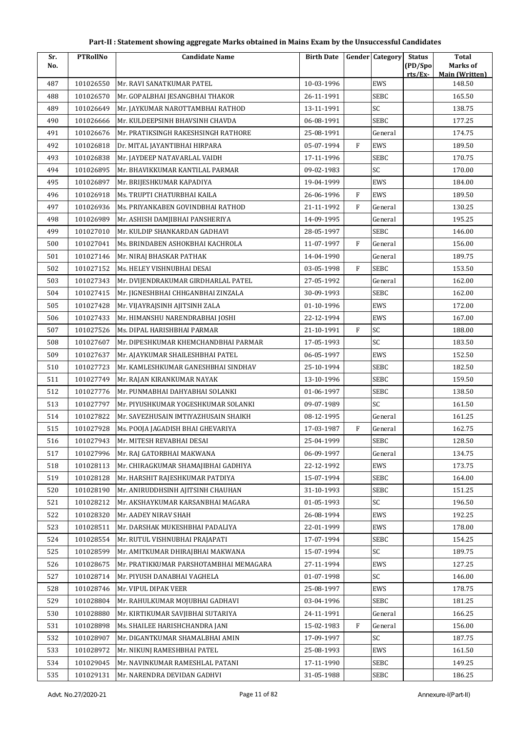# Part-II : Statement showing aggregate Marks obtained in Mains Exam by the Unsuccessful Candidates

| Sr. No. | PTRollNo | Candidate Name | Birth Date | Gender | Category | Status (PD/Spo rts/Ex- | Total Marks of Main (Written) |
|---|---|---|---|---|---|---|---|
| 487 | 101026550 | Mr. RAVI SANATKUMAR PATEL | 10-03-1996 | | EWS | | 148.50 |
| 488 | 101026570 | Mr. GOPALBHAI JESANGBHAI THAKOR | 26-11-1991 | | SEBC | | 165.50 |
| 489 | 101026649 | Mr. JAYKUMAR NAROTTAMBHAI RATHOD | 13-11-1991 | | SC | | 138.75 |
| 490 | 101026666 | Mr. KULDEEPSINH BHAVSINH CHAVDA | 06-08-1991 | | SEBC | | 177.25 |
| 491 | 101026676 | Mr. PRATIKSINGH RAKESHSINGH RATHORE | 25-08-1991 | | General | | 174.75 |
| 492 | 101026818 | Dr. MITAL JAYANTIBHAI HIRPARA | 05-07-1994 | F | EWS | | 189.50 |
| 493 | 101026838 | Mr. JAYDEEP NATAVARLAL VAIDH | 17-11-1996 | | SEBC | | 170.75 |
| 494 | 101026895 | Mr. BHAVIKKUMAR KANTILAL PARMAR | 09-02-1983 | | SC | | 170.00 |
| 495 | 101026897 | Mr. BRIJESHKUMAR KAPADIYA | 19-04-1999 | | EWS | | 184.00 |
| 496 | 101026918 | Ms. TRUPTI CHATURBHAI KAILA | 26-06-1996 | F | EWS | | 189.50 |
| 497 | 101026936 | Ms. PRIYANKABEN GOVINDBHAI RATHOD | 21-11-1992 | F | General | | 130.25 |
| 498 | 101026989 | Mr. ASHISH DAMJIBHAI PANSHERIYA | 14-09-1995 | | General | | 195.25 |
| 499 | 101027010 | Mr. KULDIP SHANKARDAN GADHAVI | 28-05-1997 | | SEBC | | 146.00 |
| 500 | 101027041 | Ms. BRINDABEN ASHOKBHAI KACHROLA | 11-07-1997 | F | General | | 156.00 |
| 501 | 101027146 | Mr. NIRAJ BHASKAR PATHAK | 14-04-1990 | | General | | 189.75 |
| 502 | 101027152 | Ms. HELEY VISHNUBHAI DESAI | 03-05-1998 | F | SEBC | | 153.50 |
| 503 | 101027343 | Mr. DVIJENDRAKUMAR GIRDHARLAL PATEL | 27-05-1992 | | General | | 162.00 |
| 504 | 101027415 | Mr. JIGNESHBHAI CHHGANBHAI ZINZALA | 30-09-1993 | | SEBC | | 162.00 |
| 505 | 101027428 | Mr. VIJAYRAJSINH AJITSINH ZALA | 01-10-1996 | | EWS | | 172.00 |
| 506 | 101027433 | Mr. HIMANSHU NARENDRABHAI JOSHI | 22-12-1994 | | EWS | | 167.00 |
| 507 | 101027526 | Ms. DIPAL HARISHBHAI PARMAR | 21-10-1991 | F | SC | | 188.00 |
| 508 | 101027607 | Mr. DIPESHKUMAR KHEMCHANDBHAI PARMAR | 17-05-1993 | | SC | | 183.50 |
| 509 | 101027637 | Mr. AJAYKUMAR SHAILESHBHAI PATEL | 06-05-1997 | | EWS | | 152.50 |
| 510 | 101027723 | Mr. KAMLESHKUMAR GANESHBHAI SINDHAV | 25-10-1994 | | SEBC | | 182.50 |
| 511 | 101027749 | Mr. RAJAN KIRANKUMAR NAYAK | 13-10-1996 | | SEBC | | 159.50 |
| 512 | 101027776 | Mr. PUNMABHAI DAHYABHAI SOLANKI | 01-06-1997 | | SEBC | | 138.50 |
| 513 | 101027797 | Mr. PIYUSHKUMAR YOGESHKUMAR SOLANKI | 09-07-1989 | | SC | | 161.50 |
| 514 | 101027822 | Mr. SAVEZHUSAIN IMTIYAZHUSAIN SHAIKH | 08-12-1995 | | General | | 161.25 |
| 515 | 101027928 | Ms. POOJA JAGADISH BHAI GHEVARIYA | 17-03-1987 | F | General | | 162.75 |
| 516 | 101027943 | Mr. MITESH REVABHAI DESAI | 25-04-1999 | | SEBC | | 128.50 |
| 517 | 101027996 | Mr. RAJ GATORBHAI MAKWANA | 06-09-1997 | | General | | 134.75 |
| 518 | 101028113 | Mr. CHIRAGKUMAR SHAMAJIBHAI GADHIYA | 22-12-1992 | | EWS | | 173.75 |
| 519 | 101028128 | Mr. HARSHIT RAJESHKUMAR PATDIYA | 15-07-1994 | | SEBC | | 164.00 |
| 520 | 101028190 | Mr. ANIRUDDHSINH AJITSINH CHAUHAN | 31-10-1993 | | SEBC | | 151.25 |
| 521 | 101028212 | Mr. AKSHAYKUMAR KARSANBHAI MAGARA | 01-05-1993 | | SC | | 196.50 |
| 522 | 101028320 | Mr. AADEY NIRAV SHAH | 26-08-1994 | | EWS | | 192.25 |
| 523 | 101028511 | Mr. DARSHAK MUKESHBHAI PADALIYA | 22-01-1999 | | EWS | | 178.00 |
| 524 | 101028554 | Mr. RUTUL VISHNUBHAI PRAJAPATI | 17-07-1994 | | SEBC | | 154.25 |
| 525 | 101028599 | Mr. AMITKUMAR DHIRAJBHAI MAKWANA | 15-07-1994 | | SC | | 189.75 |
| 526 | 101028675 | Mr. PRATIKKUMAR PARSHOTAMBHAI MEMAGARA | 27-11-1994 | | EWS | | 127.25 |
| 527 | 101028714 | Mr. PIYUSH DANABHAI VAGHELA | 01-07-1998 | | SC | | 146.00 |
| 528 | 101028746 | Mr. VIPUL DIPAK VEER | 25-08-1997 | | EWS | | 178.75 |
| 529 | 101028804 | Mr. RAHULKUMAR MOJUBHAI GADHAVI | 03-04-1996 | | SEBC | | 181.25 |
| 530 | 101028880 | Mr. KIRTIKUMAR SAVJIBHAI SUTARIYA | 24-11-1991 | | General | | 166.25 |
| 531 | 101028898 | Ms. SHAILEE HARISHCHANDRA JANI | 15-02-1983 | F | General | | 156.00 |
| 532 | 101028907 | Mr. DIGANTKUMAR SHAMALBHAI AMIN | 17-09-1997 | | SC | | 187.75 |
| 533 | 101028972 | Mr. NIKUNJ RAMESHBHAI PATEL | 25-08-1993 | | EWS | | 161.50 |
| 534 | 101029045 | Mr. NAVINKUMAR RAMESHLAL PATANI | 17-11-1990 | | SEBC | | 149.25 |
| 535 | 101029131 | Mr. NARENDRA DEVIDAN GADHVI | 31-05-1988 | | SEBC | | 186.25 |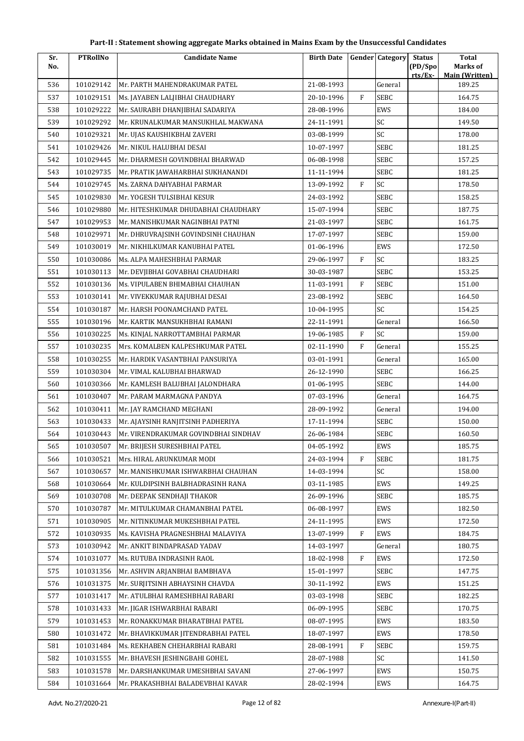# Part-II : Statement showing aggregate Marks obtained in Mains Exam by the Unsuccessful Candidates

| Sr. No. | PTRollNo | Candidate Name | Birth Date | Gender | Category | Status (PD/Spo rts/Ex- | Total Marks of Main (Written) |
|---|---|---|---|---|---|---|---|
| 536 | 101029142 | Mr. PARTH MAHENDRAKUMAR PATEL | 21-08-1993 | | General | | 189.25 |
| 537 | 101029151 | Ms. JAYABEN LALJIBHAI CHAUDHARY | 20-10-1996 | F | SEBC | | 164.75 |
| 538 | 101029222 | Mr. SAURABH DHANJIBHAI SADARIYA | 28-08-1996 | | EWS | | 184.00 |
| 539 | 101029292 | Mr. KRUNALKUMAR MANSUKHLAL MAKWANA | 24-11-1991 | | SC | | 149.50 |
| 540 | 101029321 | Mr. UJAS KAUSHIKBHAI ZAVERI | 03-08-1999 | | SC | | 178.00 |
| 541 | 101029426 | Mr. NIKUL HALUBHAI DESAI | 10-07-1997 | | SEBC | | 181.25 |
| 542 | 101029445 | Mr. DHARMESH GOVINDBHAI BHARWAD | 06-08-1998 | | SEBC | | 157.25 |
| 543 | 101029735 | Mr. PRATIK JAWAHARBHAI SUKHANANDI | 11-11-1994 | | SEBC | | 181.25 |
| 544 | 101029745 | Ms. ZARNA DAHYABHAI PARMAR | 13-09-1992 | F | SC | | 178.50 |
| 545 | 101029830 | Mr. YOGESH TULSIBHAI KESUR | 24-03-1992 | | SEBC | | 158.25 |
| 546 | 101029880 | Mr. HITESHKUMAR DHUDABHAI CHAUDHARY | 15-07-1994 | | SEBC | | 187.75 |
| 547 | 101029953 | Mr. MANISHKUMAR NAGINBHAI PATNI | 21-03-1997 | | SEBC | | 161.75 |
| 548 | 101029971 | Mr. DHRUVRAJSINH GOVINDSINH CHAUHAN | 17-07-1997 | | SEBC | | 159.00 |
| 549 | 101030019 | Mr. NIKHILKUMAR KANUBHAI PATEL | 01-06-1996 | | EWS | | 172.50 |
| 550 | 101030086 | Ms. ALPA MAHESHBHAI PARMAR | 29-06-1997 | F | SC | | 183.25 |
| 551 | 101030113 | Mr. DEVJIBHAI GOVABHAI CHAUDHARI | 30-03-1987 | | SEBC | | 153.25 |
| 552 | 101030136 | Ms. VIPULABEN BHIMABHAI CHAUHAN | 11-03-1991 | F | SEBC | | 151.00 |
| 553 | 101030141 | Mr. VIVEKKUMAR RAJUBHAI DESAI | 23-08-1992 | | SEBC | | 164.50 |
| 554 | 101030187 | Mr. HARSH POONAMCHAND PATEL | 10-04-1995 | | SC | | 154.25 |
| 555 | 101030196 | Mr. KARTIK MANSUKHBHAI RAMANI | 22-11-1991 | | General | | 166.50 |
| 556 | 101030225 | Ms. KINJAL NARROTTAMBHAI PARMAR | 19-06-1985 | F | SC | | 159.00 |
| 557 | 101030235 | Mrs. KOMALBEN KALPESHKUMAR PATEL | 02-11-1990 | F | General | | 155.25 |
| 558 | 101030255 | Mr. HARDIK VASANTBHAI PANSURIYA | 03-01-1991 | | General | | 165.00 |
| 559 | 101030304 | Mr. VIMAL KALUBHAI BHARWAD | 26-12-1990 | | SEBC | | 166.25 |
| 560 | 101030366 | Mr. KAMLESH BALUBHAI JALONDHARA | 01-06-1995 | | SEBC | | 144.00 |
| 561 | 101030407 | Mr. PARAM MARMAGNA PANDYA | 07-03-1996 | | General | | 164.75 |
| 562 | 101030411 | Mr. JAY RAMCHAND MEGHANI | 28-09-1992 | | General | | 194.00 |
| 563 | 101030433 | Mr. AJAYSINH RANJITSINH PADHERIYA | 17-11-1994 | | SEBC | | 150.00 |
| 564 | 101030443 | Mr. VIRENDRAKUMAR GOVINDBHAI SINDHAV | 26-06-1984 | | SEBC | | 160.50 |
| 565 | 101030507 | Mr. BRIJESH SURESHBHAI PATEL | 04-05-1992 | | EWS | | 185.75 |
| 566 | 101030521 | Mrs. HIRAL ARUNKUMAR MODI | 24-03-1994 | F | SEBC | | 181.75 |
| 567 | 101030657 | Mr. MANISHKUMAR ISHWARBHAI CHAUHAN | 14-03-1994 | | SC | | 158.00 |
| 568 | 101030664 | Mr. KULDIPSINH BALBHADRASINH RANA | 03-11-1985 | | EWS | | 149.25 |
| 569 | 101030708 | Mr. DEEPAK SENDHAJI THAKOR | 26-09-1996 | | SEBC | | 185.75 |
| 570 | 101030787 | Mr. MITULKUMAR CHAMANBHAI PATEL | 06-08-1997 | | EWS | | 182.50 |
| 571 | 101030905 | Mr. NITINKUMAR MUKESHBHAI PATEL | 24-11-1995 | | EWS | | 172.50 |
| 572 | 101030935 | Ms. KAVISHA PRAGNESHBHAI MALAVIYA | 13-07-1999 | F | EWS | | 184.75 |
| 573 | 101030942 | Mr. ANKIT BINDAPRASAD YADAV | 14-03-1997 | | General | | 180.75 |
| 574 | 101031077 | Ms. RUTUBA INDRASINH RAOL | 18-02-1998 | F | EWS | | 172.50 |
| 575 | 101031356 | Mr. ASHVIN ARJANBHAI BAMBHAVA | 15-01-1997 | | SEBC | | 147.75 |
| 576 | 101031375 | Mr. SURJITSINH ABHAYSINH CHAVDA | 30-11-1992 | | EWS | | 151.25 |
| 577 | 101031417 | Mr. ATULBHAI RAMESHBHAI RABARI | 03-03-1998 | | SEBC | | 182.25 |
| 578 | 101031433 | Mr. JIGAR ISHWARBHAI RABARI | 06-09-1995 | | SEBC | | 170.75 |
| 579 | 101031453 | Mr. RONAKKUMAR BHARATBHAI PATEL | 08-07-1995 | | EWS | | 183.50 |
| 580 | 101031472 | Mr. BHAVIKKUMAR JITENDRABHAI PATEL | 18-07-1997 | | EWS | | 178.50 |
| 581 | 101031484 | Ms. REKHABEN CHEHARBHAI RABARI | 28-08-1991 | F | SEBC | | 159.75 |
| 582 | 101031555 | Mr. BHAVESH JESHINGBAHI GOHEL | 28-07-1988 | | SC | | 141.50 |
| 583 | 101031578 | Mr. DARSHANKUMAR UMESHBHAI SAVANI | 27-06-1997 | | EWS | | 150.75 |
| 584 | 101031664 | Mr. PRAKASHBHAI BALADEVBHAI KAVAR | 28-02-1994 | | EWS | | 164.75 |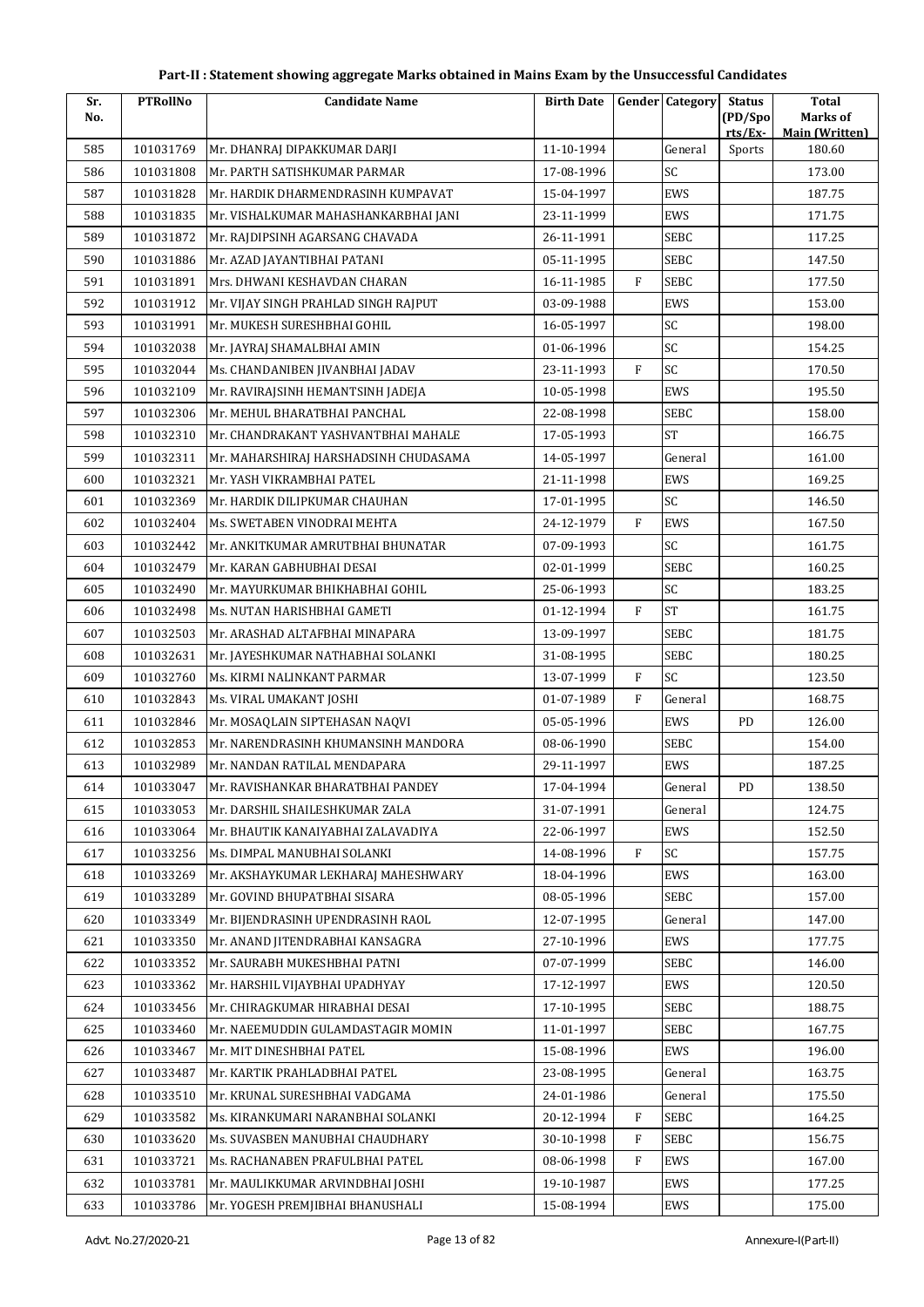# Part-II : Statement showing aggregate Marks obtained in Mains Exam by the Unsuccessful Candidates

| Sr. No. | PTRollNo | Candidate Name | Birth Date | Gender | Category | Status (PD/Spo rts/Ex- | Total Marks of Main (Written) |
|---|---|---|---|---|---|---|---|
| 585 | 101031769 | Mr. DHANRAJ DIPAKKUMAR DARJI | 11-10-1994 | | General | Sports | 180.60 |
| 586 | 101031808 | Mr. PARTH SATISHKUMAR PARMAR | 17-08-1996 | | SC | | 173.00 |
| 587 | 101031828 | Mr. HARDIK DHARMENDRASINH KUMPAVAT | 15-04-1997 | | EWS | | 187.75 |
| 588 | 101031835 | Mr. VISHALKUMAR MAHASHANKARBHAI JANI | 23-11-1999 | | EWS | | 171.75 |
| 589 | 101031872 | Mr. RAJDIPSINH AGARSANG CHAVADA | 26-11-1991 | | SEBC | | 117.25 |
| 590 | 101031886 | Mr. AZAD JAYANTIBHAI PATANI | 05-11-1995 | | SEBC | | 147.50 |
| 591 | 101031891 | Mrs. DHWANI KESHAVDAN CHARAN | 16-11-1985 | F | SEBC | | 177.50 |
| 592 | 101031912 | Mr. VIJAY SINGH PRAHLAD SINGH RAJPUT | 03-09-1988 | | EWS | | 153.00 |
| 593 | 101031991 | Mr. MUKESH SURESHBHAI GOHIL | 16-05-1997 | | SC | | 198.00 |
| 594 | 101032038 | Mr. JAYRAJ SHAMALBHAI AMIN | 01-06-1996 | | SC | | 154.25 |
| 595 | 101032044 | Ms. CHANDANIBEN JIVANBHAI JADAV | 23-11-1993 | F | SC | | 170.50 |
| 596 | 101032109 | Mr. RAVIRAJSINH HEMANTSINH JADEJA | 10-05-1998 | | EWS | | 195.50 |
| 597 | 101032306 | Mr. MEHUL BHARATBHAI PANCHAL | 22-08-1998 | | SEBC | | 158.00 |
| 598 | 101032310 | Mr. CHANDRAKANT YASHVANTBHAI MAHALE | 17-05-1993 | | ST | | 166.75 |
| 599 | 101032311 | Mr. MAHARSHIRAJ HARSHADSINH CHUDASAMA | 14-05-1997 | | General | | 161.00 |
| 600 | 101032321 | Mr. YASH VIKRAMBHAI PATEL | 21-11-1998 | | EWS | | 169.25 |
| 601 | 101032369 | Mr. HARDIK DILIPKUMAR CHAUHAN | 17-01-1995 | | SC | | 146.50 |
| 602 | 101032404 | Ms. SWETABEN VINODRAI MEHTA | 24-12-1979 | F | EWS | | 167.50 |
| 603 | 101032442 | Mr. ANKITKUMAR AMRUTBHAI BHUNATAR | 07-09-1993 | | SC | | 161.75 |
| 604 | 101032479 | Mr. KARAN GABHUBHAI DESAI | 02-01-1999 | | SEBC | | 160.25 |
| 605 | 101032490 | Mr. MAYURKUMAR BHIKHABHAI GOHIL | 25-06-1993 | | SC | | 183.25 |
| 606 | 101032498 | Ms. NUTAN HARISHBHAI GAMETI | 01-12-1994 | F | ST | | 161.75 |
| 607 | 101032503 | Mr. ARASHAD ALTAFBHAI MINAPARA | 13-09-1997 | | SEBC | | 181.75 |
| 608 | 101032631 | Mr. JAYESHKUMAR NATHABHAI SOLANKI | 31-08-1995 | | SEBC | | 180.25 |
| 609 | 101032760 | Ms. KIRMI NALINKANT PARMAR | 13-07-1999 | F | SC | | 123.50 |
| 610 | 101032843 | Ms. VIRAL UMAKANT JOSHI | 01-07-1989 | F | General | | 168.75 |
| 611 | 101032846 | Mr. MOSAQLAIN SIPTEHASAN NAQVI | 05-05-1996 | | EWS | PD | 126.00 |
| 612 | 101032853 | Mr. NARENDRASINH KHUMANSINH MANDORA | 08-06-1990 | | SEBC | | 154.00 |
| 613 | 101032989 | Mr. NANDAN RATILAL MENDAPARA | 29-11-1997 | | EWS | | 187.25 |
| 614 | 101033047 | Mr. RAVISHANKAR BHARATBHAI PANDEY | 17-04-1994 | | General | PD | 138.50 |
| 615 | 101033053 | Mr. DARSHIL SHAILESHKUMAR ZALA | 31-07-1991 | | General | | 124.75 |
| 616 | 101033064 | Mr. BHAUTIK KANAIYABHAI ZALAVADIYA | 22-06-1997 | | EWS | | 152.50 |
| 617 | 101033256 | Ms. DIMPAL MANUBHAI SOLANKI | 14-08-1996 | F | SC | | 157.75 |
| 618 | 101033269 | Mr. AKSHAYKUMAR LEKHARAJ MAHESHWARY | 18-04-1996 | | EWS | | 163.00 |
| 619 | 101033289 | Mr. GOVIND BHUPATBHAI SISARA | 08-05-1996 | | SEBC | | 157.00 |
| 620 | 101033349 | Mr. BIJENDRASINH UPENDRASINH RAOL | 12-07-1995 | | General | | 147.00 |
| 621 | 101033350 | Mr. ANAND JITENDRABHAI KANSAGRA | 27-10-1996 | | EWS | | 177.75 |
| 622 | 101033352 | Mr. SAURABH MUKESHBHAI PATNI | 07-07-1999 | | SEBC | | 146.00 |
| 623 | 101033362 | Mr. HARSHIL VIJAYBHAI UPADHYAY | 17-12-1997 | | EWS | | 120.50 |
| 624 | 101033456 | Mr. CHIRAGKUMAR HIRABHAI DESAI | 17-10-1995 | | SEBC | | 188.75 |
| 625 | 101033460 | Mr. NAEEMUDDIN GULAMDASTAGIR MOMIN | 11-01-1997 | | SEBC | | 167.75 |
| 626 | 101033467 | Mr. MIT DINESHBHAI PATEL | 15-08-1996 | | EWS | | 196.00 |
| 627 | 101033487 | Mr. KARTIK PRAHLADBHAI PATEL | 23-08-1995 | | General | | 163.75 |
| 628 | 101033510 | Mr. KRUNAL SURESHBHAI VADGAMA | 24-01-1986 | | General | | 175.50 |
| 629 | 101033582 | Ms. KIRANKUMARI NARANBHAI SOLANKI | 20-12-1994 | F | SEBC | | 164.25 |
| 630 | 101033620 | Ms. SUVASBEN MANUBHAI CHAUDHARY | 30-10-1998 | F | SEBC | | 156.75 |
| 631 | 101033721 | Ms. RACHANABEN PRAFULBHAI PATEL | 08-06-1998 | F | EWS | | 167.00 |
| 632 | 101033781 | Mr. MAULIKKUMAR ARVINDBHAI JOSHI | 19-10-1987 | | EWS | | 177.25 |
| 633 | 101033786 | Mr. YOGESH PREMJIBHAI BHANUSHALI | 15-08-1994 | | EWS | | 175.00 |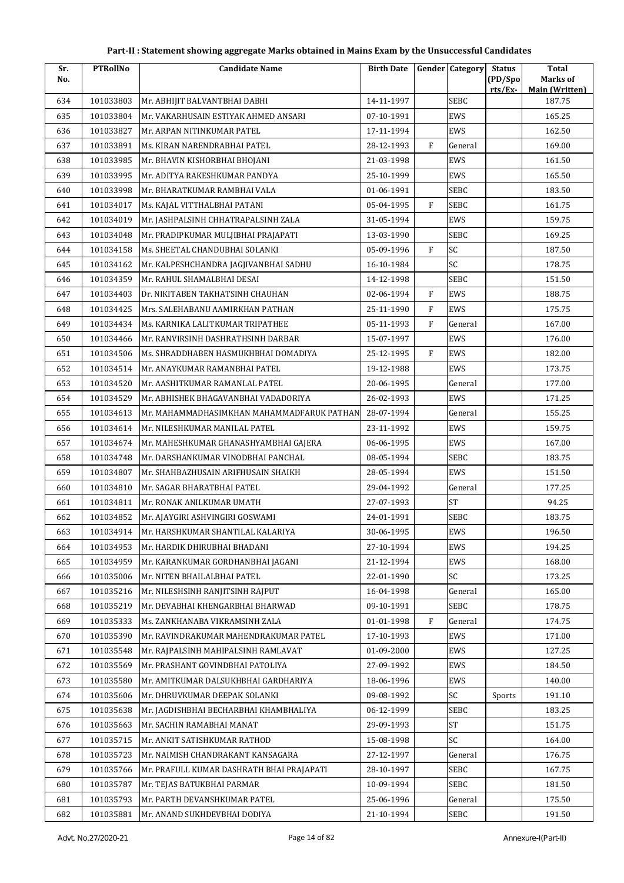**Part-II : Statement showing aggregate Marks obtained in Mains Exam by the Unsuccessful Candidates**

| Sr. No. | PTRollNo | Candidate Name | Birth Date | Gender | Category | Status (PD/Spo rts/Ex- | Total Marks of Main (Written) |
|---|---|---|---|---|---|---|---|
| 634 | 101033803 | Mr. ABHIJIT BALVANTBHAI DABHI | 14-11-1997 | | SEBC | | 187.75 |
| 635 | 101033804 | Mr. VAKARHUSAIN ESTIYAK AHMED ANSARI | 07-10-1991 | | EWS | | 165.25 |
| 636 | 101033827 | Mr. ARPAN NITINKUMAR PATEL | 17-11-1994 | | EWS | | 162.50 |
| 637 | 101033891 | Ms. KIRAN NARENDRABHAI PATEL | 28-12-1993 | F | General | | 169.00 |
| 638 | 101033985 | Mr. BHAVIN KISHORBHAI BHOJANI | 21-03-1998 | | EWS | | 161.50 |
| 639 | 101033995 | Mr. ADITYA RAKESHKUMAR PANDYA | 25-10-1999 | | EWS | | 165.50 |
| 640 | 101033998 | Mr. BHARATKUMAR RAMBHAI VALA | 01-06-1991 | | SEBC | | 183.50 |
| 641 | 101034017 | Ms. KAJAL VITTHALBHAI PATANI | 05-04-1995 | F | SEBC | | 161.75 |
| 642 | 101034019 | Mr. JASHPALSINH CHHATRAPALSINH ZALA | 31-05-1994 | | EWS | | 159.75 |
| 643 | 101034048 | Mr. PRADIPKUMAR MULJIBHAI PRAJAPATI | 13-03-1990 | | SEBC | | 169.25 |
| 644 | 101034158 | Ms. SHEETAL CHANDUBHAI SOLANKI | 05-09-1996 | F | SC | | 187.50 |
| 645 | 101034162 | Mr. KALPESHCHANDRA JAGJIVANBHAI SADHU | 16-10-1984 | | SC | | 178.75 |
| 646 | 101034359 | Mr. RAHUL SHAMALBHAI DESAI | 14-12-1998 | | SEBC | | 151.50 |
| 647 | 101034403 | Dr. NIKITABEN TAKHATSINH CHAUHAN | 02-06-1994 | F | EWS | | 188.75 |
| 648 | 101034425 | Mrs. SALEHABANU AAMIRKHAN PATHAN | 25-11-1990 | F | EWS | | 175.75 |
| 649 | 101034434 | Ms. KARNIKA LALITKUMAR TRIPATHEE | 05-11-1993 | F | General | | 167.00 |
| 650 | 101034466 | Mr. RANVIRSINH DASHRATHSINH DARBAR | 15-07-1997 | | EWS | | 176.00 |
| 651 | 101034506 | Ms. SHRADDHABEN HASMUKHBHAI DOMADIYA | 25-12-1995 | F | EWS | | 182.00 |
| 652 | 101034514 | Mr. ANAYKUMAR RAMANBHAI PATEL | 19-12-1988 | | EWS | | 173.75 |
| 653 | 101034520 | Mr. AASHITKUMAR RAMANLAL PATEL | 20-06-1995 | | General | | 177.00 |
| 654 | 101034529 | Mr. ABHISHEK BHAGAVANBHAI VADADORIYA | 26-02-1993 | | EWS | | 171.25 |
| 655 | 101034613 | Mr. MAHAMMADHASIMKHAN MAHAMMADFARUK PATHAN | 28-07-1994 | | General | | 155.25 |
| 656 | 101034614 | Mr. NILESHKUMAR MANILAL PATEL | 23-11-1992 | | EWS | | 159.75 |
| 657 | 101034674 | Mr. MAHESHKUMAR GHANASHYAMBHAI GAJERA | 06-06-1995 | | EWS | | 167.00 |
| 658 | 101034748 | Mr. DARSHANKUMAR VINODBHAI PANCHAL | 08-05-1994 | | SEBC | | 183.75 |
| 659 | 101034807 | Mr. SHAHBAZHUSAIN ARIFHUSAIN SHAIKH | 28-05-1994 | | EWS | | 151.50 |
| 660 | 101034810 | Mr. SAGAR BHARATBHAI PATEL | 29-04-1992 | | General | | 177.25 |
| 661 | 101034811 | Mr. RONAK ANILKUMAR UMATH | 27-07-1993 | | ST | | 94.25 |
| 662 | 101034852 | Mr. AJAYGIRI ASHVINGIRI GOSWAMI | 24-01-1991 | | SEBC | | 183.75 |
| 663 | 101034914 | Mr. HARSHKUMAR SHANTILAL KALARIYA | 30-06-1995 | | EWS | | 196.50 |
| 664 | 101034953 | Mr. HARDIK DHIRUBHAI BHADANI | 27-10-1994 | | EWS | | 194.25 |
| 665 | 101034959 | Mr. KARANKUMAR GORDHANBHAI JAGANI | 21-12-1994 | | EWS | | 168.00 |
| 666 | 101035006 | Mr. NITEN BHAILALBHAI PATEL | 22-01-1990 | | SC | | 173.25 |
| 667 | 101035216 | Mr. NILESHSINH RANJITSINH RAJPUT | 16-04-1998 | | General | | 165.00 |
| 668 | 101035219 | Mr. DEVABHAI KHENGARBHAI BHARWAD | 09-10-1991 | | SEBC | | 178.75 |
| 669 | 101035333 | Ms. ZANKHANABA VIKRAMSINH ZALA | 01-01-1998 | F | General | | 174.75 |
| 670 | 101035390 | Mr. RAVINDRAKUMAR MAHENDRAKUMAR PATEL | 17-10-1993 | | EWS | | 171.00 |
| 671 | 101035548 | Mr. RAJPALSINH MAHIPALSINH RAMLAVAT | 01-09-2000 | | EWS | | 127.25 |
| 672 | 101035569 | Mr. PRASHANT GOVINDBHAI PATOLIYA | 27-09-1992 | | EWS | | 184.50 |
| 673 | 101035580 | Mr. AMITKUMAR DALSUKHBHAI GARDHARIYA | 18-06-1996 | | EWS | | 140.00 |
| 674 | 101035606 | Mr. DHRUVKUMAR DEEPAK SOLANKI | 09-08-1992 | | SC | Sports | 191.10 |
| 675 | 101035638 | Mr. JAGDISHBHAI BECHARBHAI KHAMBHALIYA | 06-12-1999 | | SEBC | | 183.25 |
| 676 | 101035663 | Mr. SACHIN RAMABHAI MANAT | 29-09-1993 | | ST | | 151.75 |
| 677 | 101035715 | Mr. ANKIT SATISHKUMAR RATHOD | 15-08-1998 | | SC | | 164.00 |
| 678 | 101035723 | Mr. NAIMISH CHANDRAKANT KANSAGARA | 27-12-1997 | | General | | 176.75 |
| 679 | 101035766 | Mr. PRAFULL KUMAR DASHRATH BHAI PRAJAPATI | 28-10-1997 | | SEBC | | 167.75 |
| 680 | 101035787 | Mr. TEJAS BATUKBHAI PARMAR | 10-09-1994 | | SEBC | | 181.50 |
| 681 | 101035793 | Mr. PARTH DEVANSHKUMAR PATEL | 25-06-1996 | | General | | 175.50 |
| 682 | 101035881 | Mr. ANAND SUKHDEVBHAI DODIYA | 21-10-1994 | | SEBC | | 191.50 |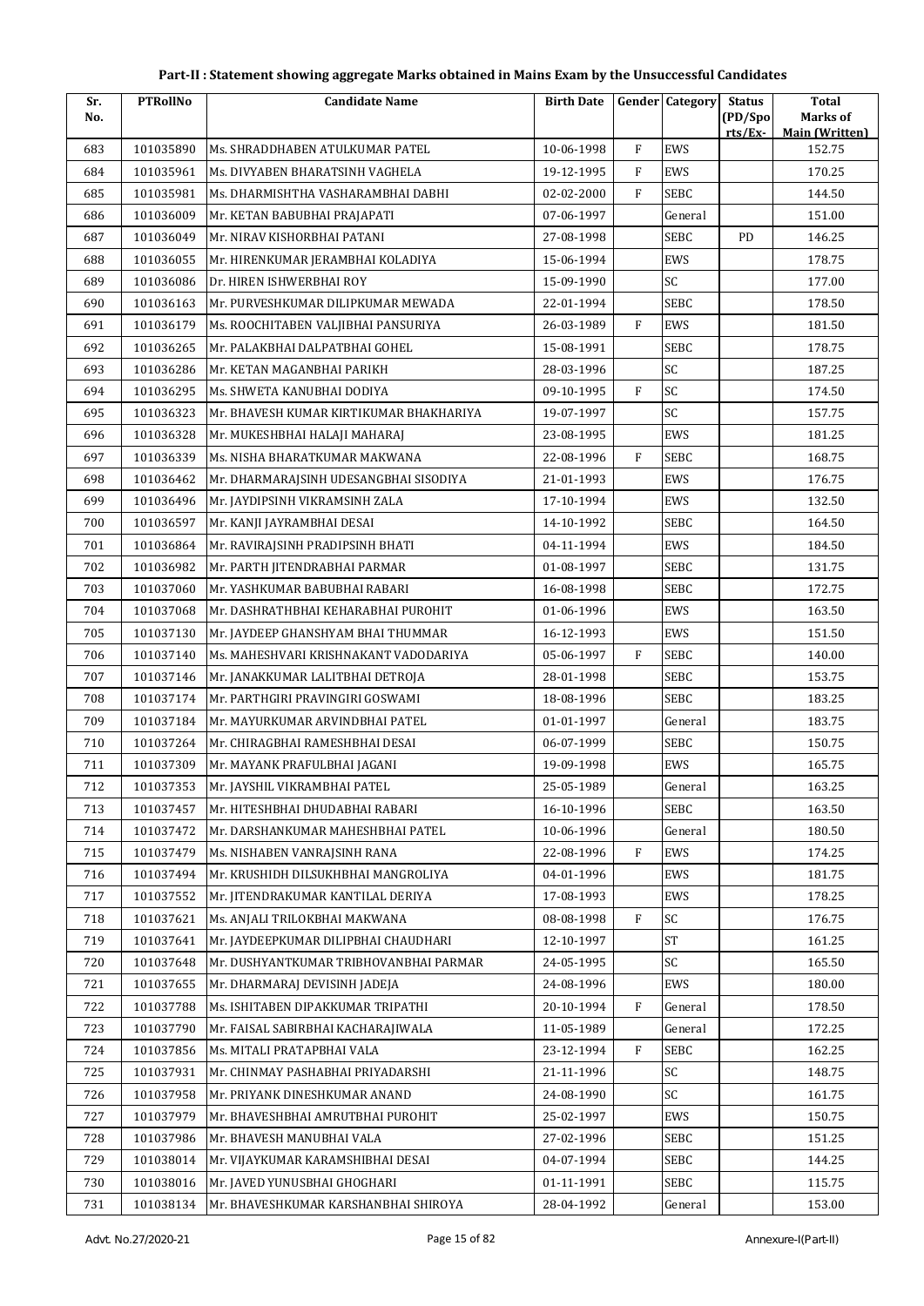# Part-II : Statement showing aggregate Marks obtained in Mains Exam by the Unsuccessful Candidates

| Sr. No. | PTRollNo | Candidate Name | Birth Date | Gender | Category | Status (PD/Spo rts/Ex- | Total Marks of Main (Written) |
|---|---|---|---|---|---|---|---|
| 683 | 101035890 | Ms. SHRADDHABEN ATULKUMAR PATEL | 10-06-1998 | F | EWS | | 152.75 |
| 684 | 101035961 | Ms. DIVYABEN BHARATSINH VAGHELA | 19-12-1995 | F | EWS | | 170.25 |
| 685 | 101035981 | Ms. DHARMISHTHA VASHARAMBHAI DABHI | 02-02-2000 | F | SEBC | | 144.50 |
| 686 | 101036009 | Mr. KETAN BABUBHAI PRAJAPATI | 07-06-1997 | | General | | 151.00 |
| 687 | 101036049 | Mr. NIRAV KISHORBHAI PATANI | 27-08-1998 | | SEBC | PD | 146.25 |
| 688 | 101036055 | Mr. HIRENKUMAR JERAMBHAI KOLADIYA | 15-06-1994 | | EWS | | 178.75 |
| 689 | 101036086 | Dr. HIREN ISHWERBHAI ROY | 15-09-1990 | | SC | | 177.00 |
| 690 | 101036163 | Mr. PURVESHKUMAR DILIPKUMAR MEWADA | 22-01-1994 | | SEBC | | 178.50 |
| 691 | 101036179 | Ms. ROOCHITABEN VALJIBHAI PANSURIYA | 26-03-1989 | F | EWS | | 181.50 |
| 692 | 101036265 | Mr. PALAKBHAI DALPATBHAI GOHEL | 15-08-1991 | | SEBC | | 178.75 |
| 693 | 101036286 | Mr. KETAN MAGANBHAI PARIKH | 28-03-1996 | | SC | | 187.25 |
| 694 | 101036295 | Ms. SHWETA KANUBHAI DODIYA | 09-10-1995 | F | SC | | 174.50 |
| 695 | 101036323 | Mr. BHAVESH KUMAR KIRTIKUMAR BHAKHARIYA | 19-07-1997 | | SC | | 157.75 |
| 696 | 101036328 | Mr. MUKESHBHAI HALAJI MAHARAJ | 23-08-1995 | | EWS | | 181.25 |
| 697 | 101036339 | Ms. NISHA BHARATKUMAR MAKWANA | 22-08-1996 | F | SEBC | | 168.75 |
| 698 | 101036462 | Mr. DHARMARAJSINH UDESANGBHAI SISODIYA | 21-01-1993 | | EWS | | 176.75 |
| 699 | 101036496 | Mr. JAYDIPSINH VIKRAMSINH ZALA | 17-10-1994 | | EWS | | 132.50 |
| 700 | 101036597 | Mr. KANJI JAYRAMBHAI DESAI | 14-10-1992 | | SEBC | | 164.50 |
| 701 | 101036864 | Mr. RAVIRAJSINH PRADIPSINH BHATI | 04-11-1994 | | EWS | | 184.50 |
| 702 | 101036982 | Mr. PARTH JITENDRABHAI PARMAR | 01-08-1997 | | SEBC | | 131.75 |
| 703 | 101037060 | Mr. YASHKUMAR BABUBHAI RABARI | 16-08-1998 | | SEBC | | 172.75 |
| 704 | 101037068 | Mr. DASHRATHBHAI KEHARABHAI PUROHIT | 01-06-1996 | | EWS | | 163.50 |
| 705 | 101037130 | Mr. JAYDEEP GHANSHYAM BHAI THUMMAR | 16-12-1993 | | EWS | | 151.50 |
| 706 | 101037140 | Ms. MAHESHVARI KRISHNAKANT VADODARIYA | 05-06-1997 | F | SEBC | | 140.00 |
| 707 | 101037146 | Mr. JANAKKUMAR LALITBHAI DETROJA | 28-01-1998 | | SEBC | | 153.75 |
| 708 | 101037174 | Mr. PARTHGIRI PRAVINGIRI GOSWAMI | 18-08-1996 | | SEBC | | 183.25 |
| 709 | 101037184 | Mr. MAYURKUMAR ARVINDBHAI PATEL | 01-01-1997 | | General | | 183.75 |
| 710 | 101037264 | Mr. CHIRAGBHAI RAMESHBHAI DESAI | 06-07-1999 | | SEBC | | 150.75 |
| 711 | 101037309 | Mr. MAYANK PRAFULBHAI JAGANI | 19-09-1998 | | EWS | | 165.75 |
| 712 | 101037353 | Mr. JAYSHIL VIKRAMBHAI PATEL | 25-05-1989 | | General | | 163.25 |
| 713 | 101037457 | Mr. HITESHBHAI DHUDABHAI RABARI | 16-10-1996 | | SEBC | | 163.50 |
| 714 | 101037472 | Mr. DARSHANKUMAR MAHESHBHAI PATEL | 10-06-1996 | | General | | 180.50 |
| 715 | 101037479 | Ms. NISHABEN VANRAJSINH RANA | 22-08-1996 | F | EWS | | 174.25 |
| 716 | 101037494 | Mr. KRUSHIDH DILSUKHBHAI MANGROLIYA | 04-01-1996 | | EWS | | 181.75 |
| 717 | 101037552 | Mr. JITENDRAKUMAR KANTILAL DERIYA | 17-08-1993 | | EWS | | 178.25 |
| 718 | 101037621 | Ms. ANJALI TRILOKBHAI MAKWANA | 08-08-1998 | F | SC | | 176.75 |
| 719 | 101037641 | Mr. JAYDEEPKUMAR DILIPBHAI CHAUDHARI | 12-10-1997 | | ST | | 161.25 |
| 720 | 101037648 | Mr. DUSHYANTKUMAR TRIBHOVANBHAI PARMAR | 24-05-1995 | | SC | | 165.50 |
| 721 | 101037655 | Mr. DHARMARAJ DEVISINH JADEJA | 24-08-1996 | | EWS | | 180.00 |
| 722 | 101037788 | Ms. ISHITABEN DIPAKKUMAR TRIPATHI | 20-10-1994 | F | General | | 178.50 |
| 723 | 101037790 | Mr. FAISAL SABIRBHAI KACHARAJIWALA | 11-05-1989 | | General | | 172.25 |
| 724 | 101037856 | Ms. MITALI PRATAPBHAI VALA | 23-12-1994 | F | SEBC | | 162.25 |
| 725 | 101037931 | Mr. CHINMAY PASHABHAI PRIYADARSHI | 21-11-1996 | | SC | | 148.75 |
| 726 | 101037958 | Mr. PRIYANK DINESHKUMAR ANAND | 24-08-1990 | | SC | | 161.75 |
| 727 | 101037979 | Mr. BHAVESHBHAI AMRUTBHAI PUROHIT | 25-02-1997 | | EWS | | 150.75 |
| 728 | 101037986 | Mr. BHAVESH MANUBHAI VALA | 27-02-1996 | | SEBC | | 151.25 |
| 729 | 101038014 | Mr. VIJAYKUMAR KARAMSHIBHAI DESAI | 04-07-1994 | | SEBC | | 144.25 |
| 730 | 101038016 | Mr. JAVED YUNUSBHAI GHOGHARI | 01-11-1991 | | SEBC | | 115.75 |
| 731 | 101038134 | Mr. BHAVESHKUMAR KARSHANBHAI SHIROYA | 28-04-1992 | | General | | 153.00 |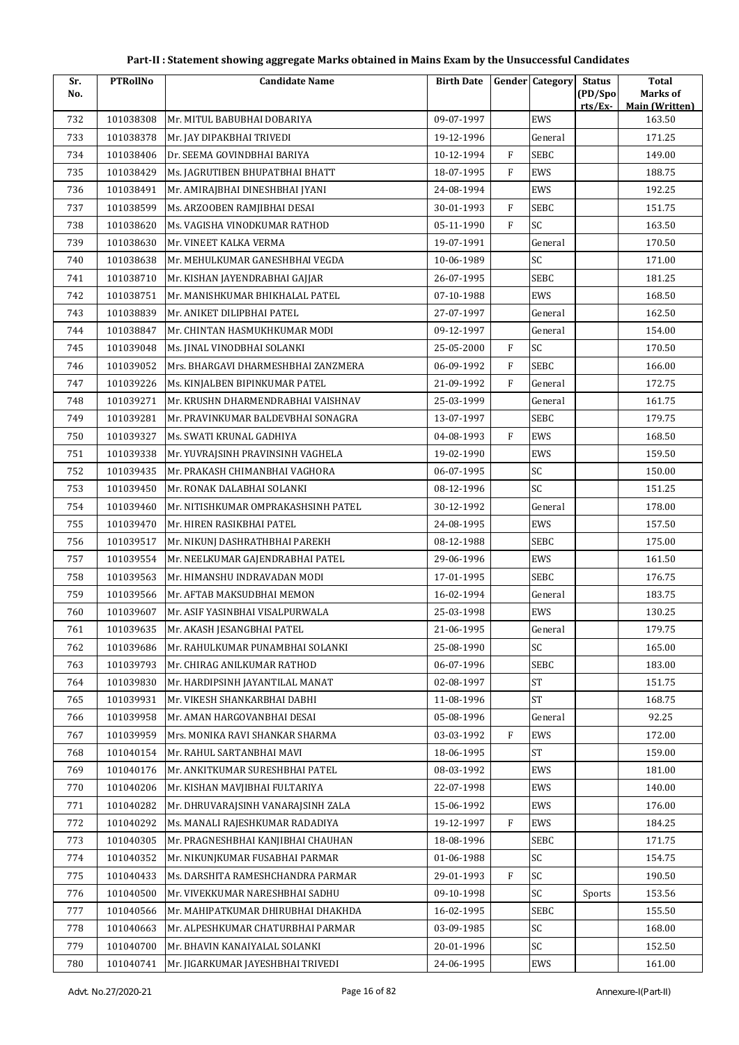# Part-II : Statement showing aggregate Marks obtained in Mains Exam by the Unsuccessful Candidates

| Sr. No. | PTRollNo | Candidate Name | Birth Date | Gender | Category | Status (PD/Sports/Ex- | Total Marks of Main (Written) |
|---|---|---|---|---|---|---|---|
| 732 | 101038308 | Mr. MITUL BABUBHAI DOBARIYA | 09-07-1997 | | EWS | | 163.50 |
| 733 | 101038378 | Mr. JAY DIPAKBHAI TRIVEDI | 19-12-1996 | | General | | 171.25 |
| 734 | 101038406 | Dr. SEEMA GOVINDBHAI BARIYA | 10-12-1994 | F | SEBC | | 149.00 |
| 735 | 101038429 | Ms. JAGRUTIBEN BHUPATBHAI BHATT | 18-07-1995 | F | EWS | | 188.75 |
| 736 | 101038491 | Mr. AMIRAJBHAI DINESHBHAI JYANI | 24-08-1994 | | EWS | | 192.25 |
| 737 | 101038599 | Ms. ARZOOBEN RAMJIBHAI DESAI | 30-01-1993 | F | SEBC | | 151.75 |
| 738 | 101038620 | Ms. VAGISHA VINODKUMAR RATHOD | 05-11-1990 | F | SC | | 163.50 |
| 739 | 101038630 | Mr. VINEET KALKA VERMA | 19-07-1991 | | General | | 170.50 |
| 740 | 101038638 | Mr. MEHULKUMAR GANESHBHAI VEGDA | 10-06-1989 | | SC | | 171.00 |
| 741 | 101038710 | Mr. KISHAN JAYENDRABHAI GAJJAR | 26-07-1995 | | SEBC | | 181.25 |
| 742 | 101038751 | Mr. MANISHKUMAR BHIKHALAL PATEL | 07-10-1988 | | EWS | | 168.50 |
| 743 | 101038839 | Mr. ANIKET DILIPBHAI PATEL | 27-07-1997 | | General | | 162.50 |
| 744 | 101038847 | Mr. CHINTAN HASMUKHKUMAR MODI | 09-12-1997 | | General | | 154.00 |
| 745 | 101039048 | Ms. JINAL VINODBHAI SOLANKI | 25-05-2000 | F | SC | | 170.50 |
| 746 | 101039052 | Mrs. BHARGAVI DHARMESHBHAI ZANZMERA | 06-09-1992 | F | SEBC | | 166.00 |
| 747 | 101039226 | Ms. KINJALBEN BIPINKUMAR PATEL | 21-09-1992 | F | General | | 172.75 |
| 748 | 101039271 | Mr. KRUSHN DHARMENDRABHAI VAISHNAV | 25-03-1999 | | General | | 161.75 |
| 749 | 101039281 | Mr. PRAVINKUMAR BALDEVBHAI SONAGRA | 13-07-1997 | | SEBC | | 179.75 |
| 750 | 101039327 | Ms. SWATI KRUNAL GADHIYA | 04-08-1993 | F | EWS | | 168.50 |
| 751 | 101039338 | Mr. YUVRAJSINH PRAVINSINH VAGHELA | 19-02-1990 | | EWS | | 159.50 |
| 752 | 101039435 | Mr. PRAKASH CHIMANBHAI VAGHORA | 06-07-1995 | | SC | | 150.00 |
| 753 | 101039450 | Mr. RONAK DALABHAI SOLANKI | 08-12-1996 | | SC | | 151.25 |
| 754 | 101039460 | Mr. NITISHKUMAR OMPRAKASHSINH PATEL | 30-12-1992 | | General | | 178.00 |
| 755 | 101039470 | Mr. HIREN RASIKBHAI PATEL | 24-08-1995 | | EWS | | 157.50 |
| 756 | 101039517 | Mr. NIKUNJ DASHRATHBHAI PAREKH | 08-12-1988 | | SEBC | | 175.00 |
| 757 | 101039554 | Mr. NEELKUMAR GAJENDRABHAI PATEL | 29-06-1996 | | EWS | | 161.50 |
| 758 | 101039563 | Mr. HIMANSHU INDRAVADAN MODI | 17-01-1995 | | SEBC | | 176.75 |
| 759 | 101039566 | Mr. AFTAB MAKSUDBHAI MEMON | 16-02-1994 | | General | | 183.75 |
| 760 | 101039607 | Mr. ASIF YASINBHAI VISALPURWALA | 25-03-1998 | | EWS | | 130.25 |
| 761 | 101039635 | Mr. AKASH JESANGBHAI PATEL | 21-06-1995 | | General | | 179.75 |
| 762 | 101039686 | Mr. RAHULKUMAR PUNAMBHAI SOLANKI | 25-08-1990 | | SC | | 165.00 |
| 763 | 101039793 | Mr. CHIRAG ANILKUMAR RATHOD | 06-07-1996 | | SEBC | | 183.00 |
| 764 | 101039830 | Mr. HARDIPSINH JAYANTILAL MANAT | 02-08-1997 | | ST | | 151.75 |
| 765 | 101039931 | Mr. VIKESH SHANKARBHAI DABHI | 11-08-1996 | | ST | | 168.75 |
| 766 | 101039958 | Mr. AMAN HARGOVANBHAI DESAI | 05-08-1996 | | General | | 92.25 |
| 767 | 101039959 | Mrs. MONIKA RAVI SHANKAR SHARMA | 03-03-1992 | F | EWS | | 172.00 |
| 768 | 101040154 | Mr. RAHUL SARTANBHAI MAVI | 18-06-1995 | | ST | | 159.00 |
| 769 | 101040176 | Mr. ANKITKUMAR SURESHBHAI PATEL | 08-03-1992 | | EWS | | 181.00 |
| 770 | 101040206 | Mr. KISHAN MAVJIBHAI FULTARIYA | 22-07-1998 | | EWS | | 140.00 |
| 771 | 101040282 | Mr. DHRUVARAJSINH VANARAJSINH ZALA | 15-06-1992 | | EWS | | 176.00 |
| 772 | 101040292 | Ms. MANALI RAJESHKUMAR RADADIYA | 19-12-1997 | F | EWS | | 184.25 |
| 773 | 101040305 | Mr. PRAGNESHBHAI KANJIBHAI CHAUHAN | 18-08-1996 | | SEBC | | 171.75 |
| 774 | 101040352 | Mr. NIKUNJKUMAR FUSABHAI PARMAR | 01-06-1988 | | SC | | 154.75 |
| 775 | 101040433 | Ms. DARSHITA RAMESHCHANDRA PARMAR | 29-01-1993 | F | SC | | 190.50 |
| 776 | 101040500 | Mr. VIVEKKUMAR NARESHBHAI SADHU | 09-10-1998 | | SC | Sports | 153.56 |
| 777 | 101040566 | Mr. MAHIPATKUMAR DHIRUBHAI DHAKHDA | 16-02-1995 | | SEBC | | 155.50 |
| 778 | 101040663 | Mr. ALPESHKUMAR CHATURBHAI PARMAR | 03-09-1985 | | SC | | 168.00 |
| 779 | 101040700 | Mr. BHAVIN KANAIYALAL SOLANKI | 20-01-1996 | | SC | | 152.50 |
| 780 | 101040741 | Mr. JIGARKUMAR JAYESHBHAI TRIVEDI | 24-06-1995 | | EWS | | 161.00 |

Advt. No.27/2020-21 Annexure-I(Part-II)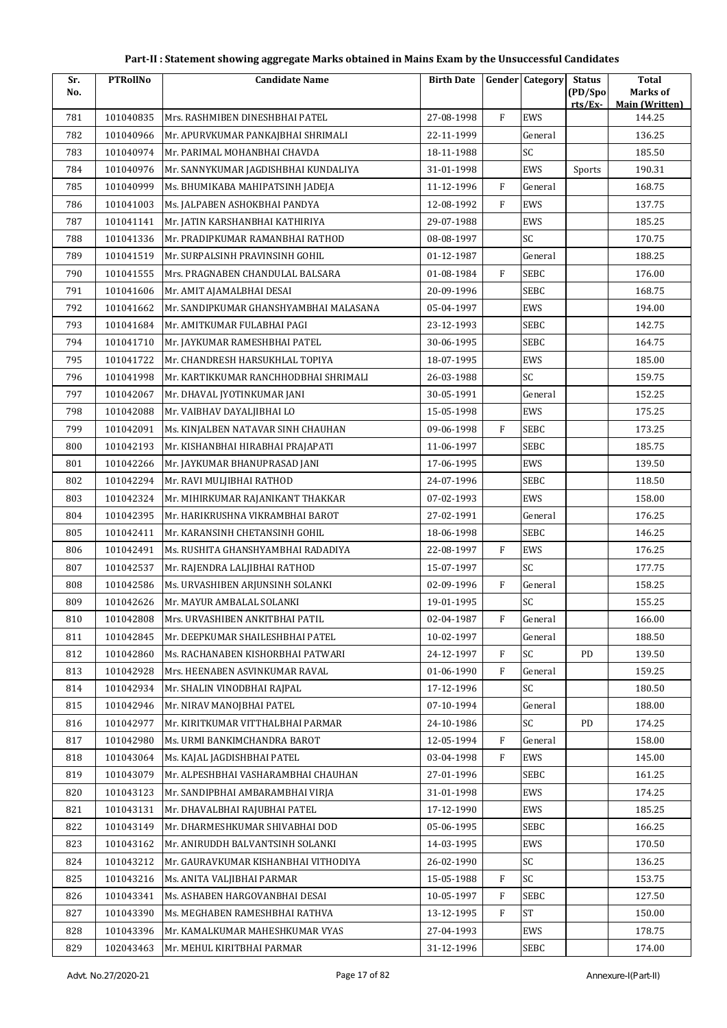## Part-II : Statement showing aggregate Marks obtained in Mains Exam by the Unsuccessful Candidates

| Sr. No. | PTRollNo | Candidate Name | Birth Date | Gender | Category | Status (PD/Spo rts/Ex- | Total Marks of Main (Written) |
|---|---|---|---|---|---|---|---|
| 781 | 101040835 | Mrs. RASHMIBEN DINESHBHAI PATEL | 27-08-1998 | F | EWS | | 144.25 |
| 782 | 101040966 | Mr. APURVKUMAR PANKAJBHAI SHRIMALI | 22-11-1999 | | General | | 136.25 |
| 783 | 101040974 | Mr. PARIMAL MOHANBHAI CHAVDA | 18-11-1988 | | SC | | 185.50 |
| 784 | 101040976 | Mr. SANNYKUMAR JAGDISHBHAI KUNDALIYA | 31-01-1998 | | EWS | Sports | 190.31 |
| 785 | 101040999 | Ms. BHUMIKABA MAHIPATSINH JADEJA | 11-12-1996 | F | General | | 168.75 |
| 786 | 101041003 | Ms. JALPABEN ASHOKBHAI PANDYA | 12-08-1992 | F | EWS | | 137.75 |
| 787 | 101041141 | Mr. JATIN KARSHANBHAI KATHIRIYA | 29-07-1988 | | EWS | | 185.25 |
| 788 | 101041336 | Mr. PRADIPKUMAR RAMANBHAI RATHOD | 08-08-1997 | | SC | | 170.75 |
| 789 | 101041519 | Mr. SURPALSINH PRAVINSINH GOHIL | 01-12-1987 | | General | | 188.25 |
| 790 | 101041555 | Mrs. PRAGNABEN CHANDULAL BALSARA | 01-08-1984 | F | SEBC | | 176.00 |
| 791 | 101041606 | Mr. AMIT AJAMALBHAI DESAI | 20-09-1996 | | SEBC | | 168.75 |
| 792 | 101041662 | Mr. SANDIPKUMAR GHANSHYAMBHAI MALASANA | 05-04-1997 | | EWS | | 194.00 |
| 793 | 101041684 | Mr. AMITKUMAR FULABHAI PAGI | 23-12-1993 | | SEBC | | 142.75 |
| 794 | 101041710 | Mr. JAYKUMAR RAMESHBHAI PATEL | 30-06-1995 | | SEBC | | 164.75 |
| 795 | 101041722 | Mr. CHANDRESH HARSUKHLAL TOPIYA | 18-07-1995 | | EWS | | 185.00 |
| 796 | 101041998 | Mr. KARTIKKUMAR RANCHHODBHAI SHRIMALI | 26-03-1988 | | SC | | 159.75 |
| 797 | 101042067 | Mr. DHAVAL JYOTINKUMAR JANI | 30-05-1991 | | General | | 152.25 |
| 798 | 101042088 | Mr. VAIBHAV DAYALJIBHAI LO | 15-05-1998 | | EWS | | 175.25 |
| 799 | 101042091 | Ms. KINJALBEN NATAVAR SINH CHAUHAN | 09-06-1998 | F | SEBC | | 173.25 |
| 800 | 101042193 | Mr. KISHANBHAI HIRABHAI PRAJAPATI | 11-06-1997 | | SEBC | | 185.75 |
| 801 | 101042266 | Mr. JAYKUMAR BHANUPRASAD JANI | 17-06-1995 | | EWS | | 139.50 |
| 802 | 101042294 | Mr. RAVI MULJIBHAI RATHOD | 24-07-1996 | | SEBC | | 118.50 |
| 803 | 101042324 | Mr. MIHIRKUMAR RAJANIKANT THAKKAR | 07-02-1993 | | EWS | | 158.00 |
| 804 | 101042395 | Mr. HARIKRUSHNA VIKRAMBHAI BAROT | 27-02-1991 | | General | | 176.25 |
| 805 | 101042411 | Mr. KARANSINH CHETANSINH GOHIL | 18-06-1998 | | SEBC | | 146.25 |
| 806 | 101042491 | Ms. RUSHITA GHANSHYAMBHAI RADADIYA | 22-08-1997 | F | EWS | | 176.25 |
| 807 | 101042537 | Mr. RAJENDRA LALJIBHAI RATHOD | 15-07-1997 | | SC | | 177.75 |
| 808 | 101042586 | Ms. URVASHIBEN ARJUNSINH SOLANKI | 02-09-1996 | F | General | | 158.25 |
| 809 | 101042626 | Mr. MAYUR AMBALAL SOLANKI | 19-01-1995 | | SC | | 155.25 |
| 810 | 101042808 | Mrs. URVASHIBEN ANKITBHAI PATIL | 02-04-1987 | F | General | | 166.00 |
| 811 | 101042845 | Mr. DEEPKUMAR SHAILESHBHAI PATEL | 10-02-1997 | | General | | 188.50 |
| 812 | 101042860 | Ms. RACHANABEN KISHORBHAI PATWARI | 24-12-1997 | F | SC | PD | 139.50 |
| 813 | 101042928 | Mrs. HEENABEN ASVINKUMAR RAVAL | 01-06-1990 | F | General | | 159.25 |
| 814 | 101042934 | Mr. SHALIN VINODBHAI RAJPAL | 17-12-1996 | | SC | | 180.50 |
| 815 | 101042946 | Mr. NIRAV MANOJBHAI PATEL | 07-10-1994 | | General | | 188.00 |
| 816 | 101042977 | Mr. KIRITKUMAR VITTHALBHAI PARMAR | 24-10-1986 | | SC | PD | 174.25 |
| 817 | 101042980 | Ms. URMI BANKIMCHANDRA BAROT | 12-05-1994 | F | General | | 158.00 |
| 818 | 101043064 | Ms. KAJAL JAGDISHBHAI PATEL | 03-04-1998 | F | EWS | | 145.00 |
| 819 | 101043079 | Mr. ALPESHBHAI VASHARAMBHAI CHAUHAN | 27-01-1996 | | SEBC | | 161.25 |
| 820 | 101043123 | Mr. SANDIPBHAI AMBARAMBHAI VIRJA | 31-01-1998 | | EWS | | 174.25 |
| 821 | 101043131 | Mr. DHAVALBHAI RAJUBHAI PATEL | 17-12-1990 | | EWS | | 185.25 |
| 822 | 101043149 | Mr. DHARMESHKUMAR SHIVABHAI DOD | 05-06-1995 | | SEBC | | 166.25 |
| 823 | 101043162 | Mr. ANIRUDDH BALVANTSINH SOLANKI | 14-03-1995 | | EWS | | 170.50 |
| 824 | 101043212 | Mr. GAURAVKUMAR KISHANBHAI VITHODIYA | 26-02-1990 | | SC | | 136.25 |
| 825 | 101043216 | Ms. ANITA VALJIBHAI PARMAR | 15-05-1988 | F | SC | | 153.75 |
| 826 | 101043341 | Ms. ASHABEN HARGOVANBHAI DESAI | 10-05-1997 | F | SEBC | | 127.50 |
| 827 | 101043390 | Ms. MEGHABEN RAMESHBHAI RATHVA | 13-12-1995 | F | ST | | 150.00 |
| 828 | 101043396 | Mr. KAMALKUMAR MAHESHKUMAR VYAS | 27-04-1993 | | EWS | | 178.75 |
| 829 | 102043463 | Mr. MEHUL KIRITBHAI PARMAR | 31-12-1996 | | SEBC | | 174.00 |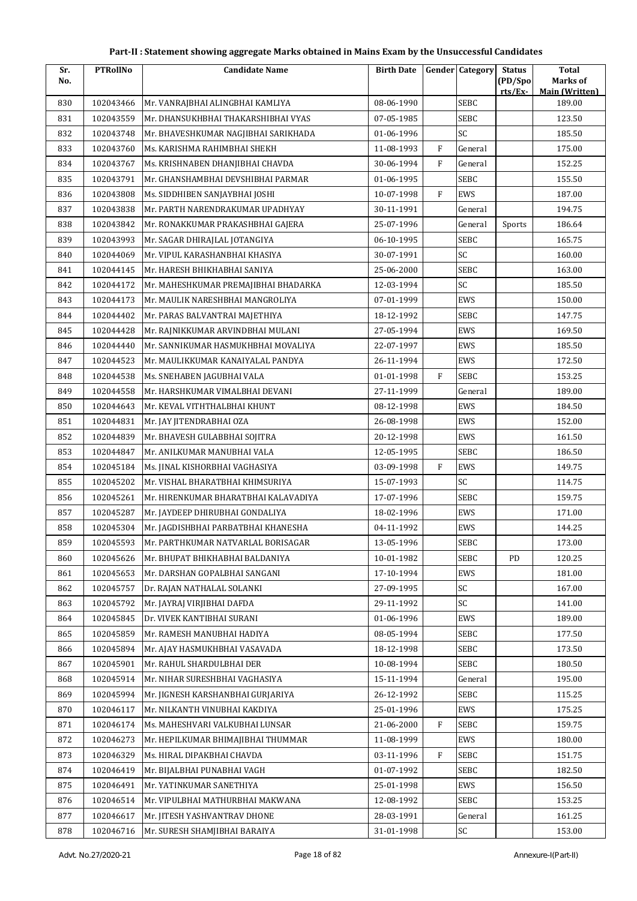# Part-II : Statement showing aggregate Marks obtained in Mains Exam by the Unsuccessful Candidates

| Sr. No. | PTRollNo | Candidate Name | Birth Date | Gender | Category | Status (PD/Sports/Ex-) | Total Marks of Main (Written) |
|---|---|---|---|---|---|---|---|
| 830 | 102043466 | Mr. VANRAJBHAI ALINGBHAI KAMLIYA | 08-06-1990 | | SEBC | | 189.00 |
| 831 | 102043559 | Mr. DHANSUKHBHAI THAKARSHIBHAI VYAS | 07-05-1985 | | SEBC | | 123.50 |
| 832 | 102043748 | Mr. BHAVESHKUMAR NAGJIBHAI SARIKHADA | 01-06-1996 | | SC | | 185.50 |
| 833 | 102043760 | Ms. KARISHMA RAHIMBHAI SHEKH | 11-08-1993 | F | General | | 175.00 |
| 834 | 102043767 | Ms. KRISHNABEN DHANJIBHAI CHAVDA | 30-06-1994 | F | General | | 152.25 |
| 835 | 102043791 | Mr. GHANSHAMBHAI DEVSHIBHAI PARMAR | 01-06-1995 | | SEBC | | 155.50 |
| 836 | 102043808 | Ms. SIDDHIBEN SANJAYBHAI JOSHI | 10-07-1998 | F | EWS | | 187.00 |
| 837 | 102043838 | Mr. PARTH NARENDRAKUMAR UPADHYAY | 30-11-1991 | | General | | 194.75 |
| 838 | 102043842 | Mr. RONAKKUMAR PRAKASHBHAI GAJERA | 25-07-1996 | | General | Sports | 186.64 |
| 839 | 102043993 | Mr. SAGAR DHIRAJLAL JOTANGIYA | 06-10-1995 | | SEBC | | 165.75 |
| 840 | 102044069 | Mr. VIPUL KARASHANBHAI KHASIYA | 30-07-1991 | | SC | | 160.00 |
| 841 | 102044145 | Mr. HARESH BHIKHABHAI SANIYA | 25-06-2000 | | SEBC | | 163.00 |
| 842 | 102044172 | Mr. MAHESHKUMAR PREMAJIBHAI BHADARKA | 12-03-1994 | | SC | | 185.50 |
| 843 | 102044173 | Mr. MAULIK NARESHBHAI MANGROLIYA | 07-01-1999 | | EWS | | 150.00 |
| 844 | 102044402 | Mr. PARAS BALVANTRAI MAJETHIYA | 18-12-1992 | | SEBC | | 147.75 |
| 845 | 102044428 | Mr. RAJNIKKUMAR ARVINDBHAI MULANI | 27-05-1994 | | EWS | | 169.50 |
| 846 | 102044440 | Mr. SANNIKUMAR HASMUKHBHAI MOVALIYA | 22-07-1997 | | EWS | | 185.50 |
| 847 | 102044523 | Mr. MAULIKKUMAR KANAIYALAL PANDYA | 26-11-1994 | | EWS | | 172.50 |
| 848 | 102044538 | Ms. SNEHABEN JAGUBHAI VALA | 01-01-1998 | F | SEBC | | 153.25 |
| 849 | 102044558 | Mr. HARSHKUMAR VIMALBHAI DEVANI | 27-11-1999 | | General | | 189.00 |
| 850 | 102044643 | Mr. KEVAL VITHTHALBHAI KHUNT | 08-12-1998 | | EWS | | 184.50 |
| 851 | 102044831 | Mr. JAY JITENDRABHAI OZA | 26-08-1998 | | EWS | | 152.00 |
| 852 | 102044839 | Mr. BHAVESH GULABBHAI SOJITRA | 20-12-1998 | | EWS | | 161.50 |
| 853 | 102044847 | Mr. ANILKUMAR MANUBHAI VALA | 12-05-1995 | | SEBC | | 186.50 |
| 854 | 102045184 | Ms. JINAL KISHORBHAI VAGHASIYA | 03-09-1998 | F | EWS | | 149.75 |
| 855 | 102045202 | Mr. VISHAL BHARATBHAI KHIMSURIYA | 15-07-1993 | | SC | | 114.75 |
| 856 | 102045261 | Mr. HIRENKUMAR BHARATBHAI KALAVADIYA | 17-07-1996 | | SEBC | | 159.75 |
| 857 | 102045287 | Mr. JAYDEEP DHIRUBHAI GONDALIYA | 18-02-1996 | | EWS | | 171.00 |
| 858 | 102045304 | Mr. JAGDISHBHAI PARBATBHAI KHANESHA | 04-11-1992 | | EWS | | 144.25 |
| 859 | 102045593 | Mr. PARTHKUMAR NATVARLAL BORISAGAR | 13-05-1996 | | SEBC | | 173.00 |
| 860 | 102045626 | Mr. BHUPAT BHIKHABHAI BALDANIYA | 10-01-1982 | | SEBC | PD | 120.25 |
| 861 | 102045653 | Mr. DARSHAN GOPALBHAI SANGANI | 17-10-1994 | | EWS | | 181.00 |
| 862 | 102045757 | Dr. RAJAN NATHALAL SOLANKI | 27-09-1995 | | SC | | 167.00 |
| 863 | 102045792 | Mr. JAYRAJ VIRJIBHAI DAFDA | 29-11-1992 | | SC | | 141.00 |
| 864 | 102045845 | Dr. VIVEK KANTIBHAI SURANI | 01-06-1996 | | EWS | | 189.00 |
| 865 | 102045859 | Mr. RAMESH MANUBHAI HADIYA | 08-05-1994 | | SEBC | | 177.50 |
| 866 | 102045894 | Mr. AJAY HASMUKHBHAI VASAVADA | 18-12-1998 | | SEBC | | 173.50 |
| 867 | 102045901 | Mr. RAHUL SHARDULBHAI DER | 10-08-1994 | | SEBC | | 180.50 |
| 868 | 102045914 | Mr. NIHAR SURESHBHAI VAGHASIYA | 15-11-1994 | | General | | 195.00 |
| 869 | 102045994 | Mr. JIGNESH KARSHANBHAI GURJARIYA | 26-12-1992 | | SEBC | | 115.25 |
| 870 | 102046117 | Mr. NILKANTH VINUBHAI KAKDIYA | 25-01-1996 | | EWS | | 175.25 |
| 871 | 102046174 | Ms. MAHESHVARI VALKUBHAI LUNSAR | 21-06-2000 | F | SEBC | | 159.75 |
| 872 | 102046273 | Mr. HEPILKUMAR BHIMAJIBHAI THUMMAR | 11-08-1999 | | EWS | | 180.00 |
| 873 | 102046329 | Ms. HIRAL DIPAKBHAI CHAVDA | 03-11-1996 | F | SEBC | | 151.75 |
| 874 | 102046419 | Mr. BIJALBHAI PUNABHAI VAGH | 01-07-1992 | | SEBC | | 182.50 |
| 875 | 102046491 | Mr. YATINKUMAR SANETHIYA | 25-01-1998 | | EWS | | 156.50 |
| 876 | 102046514 | Mr. VIPULBHAI MATHURBHAI MAKWANA | 12-08-1992 | | SEBC | | 153.25 |
| 877 | 102046617 | Mr. JITESH YASHVANTRAV DHONE | 28-03-1991 | | General | | 161.25 |
| 878 | 102046716 | Mr. SURESH SHAMJIBHAI BARAIYA | 31-01-1998 | | SC | | 153.00 |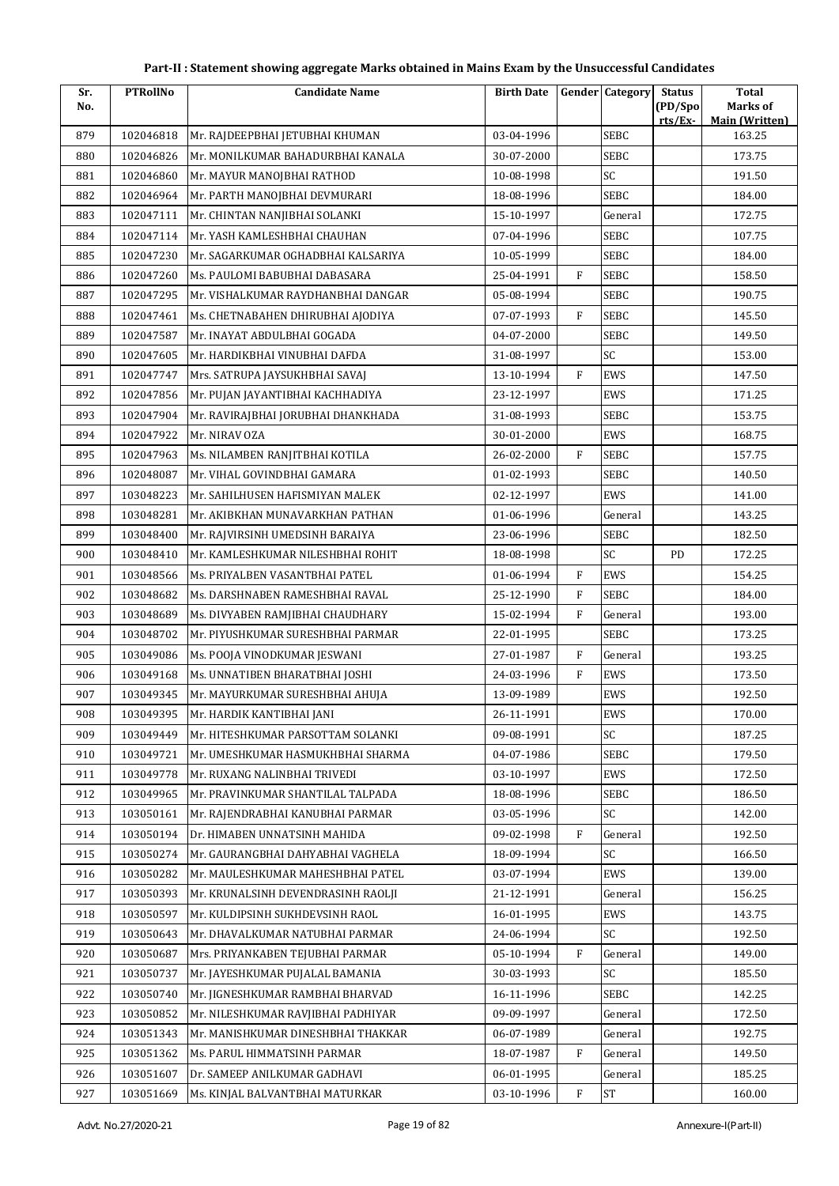# Part-II : Statement showing aggregate Marks obtained in Mains Exam by the Unsuccessful Candidates

| Sr. No. | PTRollNo | Candidate Name | Birth Date | Gender | Category | Status (PD/Spo rts/Ex- | Total Marks of Main (Written) |
|---|---|---|---|---|---|---|---|
| 879 | 102046818 | Mr. RAJDEEPBHAI JETUBHAI KHUMAN | 03-04-1996 | | SEBC | | 163.25 |
| 880 | 102046826 | Mr. MONILKUMAR BAHADURBHAI KANALA | 30-07-2000 | | SEBC | | 173.75 |
| 881 | 102046860 | Mr. MAYUR MANOJBHAI RATHOD | 10-08-1998 | | SC | | 191.50 |
| 882 | 102046964 | Mr. PARTH MANOJBHAI DEVMURARI | 18-08-1996 | | SEBC | | 184.00 |
| 883 | 102047111 | Mr. CHINTAN NANJIBHAI SOLANKI | 15-10-1997 | | General | | 172.75 |
| 884 | 102047114 | Mr. YASH KAMLESHBHAI CHAUHAN | 07-04-1996 | | SEBC | | 107.75 |
| 885 | 102047230 | Mr. SAGARKUMAR OGHADBHAI KALSARIYA | 10-05-1999 | | SEBC | | 184.00 |
| 886 | 102047260 | Ms. PAULOMI BABUBHAI DABASARA | 25-04-1991 | F | SEBC | | 158.50 |
| 887 | 102047295 | Mr. VISHALKUMAR RAYDHANBHAI DANGAR | 05-08-1994 | | SEBC | | 190.75 |
| 888 | 102047461 | Ms. CHETNABAHEN DHIRUBHAI AJODIYA | 07-07-1993 | F | SEBC | | 145.50 |
| 889 | 102047587 | Mr. INAYAT ABDULBHAI GOGADA | 04-07-2000 | | SEBC | | 149.50 |
| 890 | 102047605 | Mr. HARDIKBHAI VINUBHAI DAFDA | 31-08-1997 | | SC | | 153.00 |
| 891 | 102047747 | Mrs. SATRUPA JAYSUKHBHAI SAVAJ | 13-10-1994 | F | EWS | | 147.50 |
| 892 | 102047856 | Mr. PUJAN JAYANTIBHAI KACHHADIYA | 23-12-1997 | | EWS | | 171.25 |
| 893 | 102047904 | Mr. RAVIRAJBHAI JORUBHAI DHANKHADA | 31-08-1993 | | SEBC | | 153.75 |
| 894 | 102047922 | Mr. NIRAV OZA | 30-01-2000 | | EWS | | 168.75 |
| 895 | 102047963 | Ms. NILAMBEN RANJITBHAI KOTILA | 26-02-2000 | F | SEBC | | 157.75 |
| 896 | 102048087 | Mr. VIHAL GOVINDBHAI GAMARA | 01-02-1993 | | SEBC | | 140.50 |
| 897 | 103048223 | Mr. SAHILHUSEN HAFISMIYAN MALEK | 02-12-1997 | | EWS | | 141.00 |
| 898 | 103048281 | Mr. AKIBKHAN MUNAVARKHAN PATHAN | 01-06-1996 | | General | | 143.25 |
| 899 | 103048400 | Mr. RAJVIRSINH UMEDSINH BARAIYA | 23-06-1996 | | SEBC | | 182.50 |
| 900 | 103048410 | Mr. KAMLESHKUMAR NILESHBHAI ROHIT | 18-08-1998 | | SC | PD | 172.25 |
| 901 | 103048566 | Ms. PRIYALBEN VASANTBHAI PATEL | 01-06-1994 | F | EWS | | 154.25 |
| 902 | 103048682 | Ms. DARSHNABEN RAMESHBHAI RAVAL | 25-12-1990 | F | SEBC | | 184.00 |
| 903 | 103048689 | Ms. DIVYABEN RAMJIBHAI CHAUDHARY | 15-02-1994 | F | General | | 193.00 |
| 904 | 103048702 | Mr. PIYUSHKUMAR SURESHBHAI PARMAR | 22-01-1995 | | SEBC | | 173.25 |
| 905 | 103049086 | Ms. POOJA VINODKUMAR JESWANI | 27-01-1987 | F | General | | 193.25 |
| 906 | 103049168 | Ms. UNNATIBEN BHARATBHAI JOSHI | 24-03-1996 | F | EWS | | 173.50 |
| 907 | 103049345 | Mr. MAYURKUMAR SURESHBHAI AHUJA | 13-09-1989 | | EWS | | 192.50 |
| 908 | 103049395 | Mr. HARDIK KANTIBHAI JANI | 26-11-1991 | | EWS | | 170.00 |
| 909 | 103049449 | Mr. HITESHKUMAR PARSOTTAM SOLANKI | 09-08-1991 | | SC | | 187.25 |
| 910 | 103049721 | Mr. UMESHKUMAR HASMUKHBHAI SHARMA | 04-07-1986 | | SEBC | | 179.50 |
| 911 | 103049778 | Mr. RUXANG NALINBHAI TRIVEDI | 03-10-1997 | | EWS | | 172.50 |
| 912 | 103049965 | Mr. PRAVINKUMAR SHANTILAL TALPADA | 18-08-1996 | | SEBC | | 186.50 |
| 913 | 103050161 | Mr. RAJENDRABHAI KANUBHAI PARMAR | 03-05-1996 | | SC | | 142.00 |
| 914 | 103050194 | Dr. HIMABEN UNNATSINH MAHIDA | 09-02-1998 | F | General | | 192.50 |
| 915 | 103050274 | Mr. GAURANGBHAI DAHYABHAI VAGHELA | 18-09-1994 | | SC | | 166.50 |
| 916 | 103050282 | Mr. MAULESHKUMAR MAHESHBHAI PATEL | 03-07-1994 | | EWS | | 139.00 |
| 917 | 103050393 | Mr. KRUNALSINH DEVENDRASINH RAOLJI | 21-12-1991 | | General | | 156.25 |
| 918 | 103050597 | Mr. KULDIPSINH SUKHDEVSINH RAOL | 16-01-1995 | | EWS | | 143.75 |
| 919 | 103050643 | Mr. DHAVALKUMAR NATUBHAI PARMAR | 24-06-1994 | | SC | | 192.50 |
| 920 | 103050687 | Mrs. PRIYANKABEN TEJUBHAI PARMAR | 05-10-1994 | F | General | | 149.00 |
| 921 | 103050737 | Mr. JAYESHKUMAR PUJALAL BAMANIA | 30-03-1993 | | SC | | 185.50 |
| 922 | 103050740 | Mr. JIGNESHKUMAR RAMBHAI BHARVAD | 16-11-1996 | | SEBC | | 142.25 |
| 923 | 103050852 | Mr. NILESHKUMAR RAVJIBHAI PADHIYAR | 09-09-1997 | | General | | 172.50 |
| 924 | 103051343 | Mr. MANISHKUMAR DINESHBHAI THAKKAR | 06-07-1989 | | General | | 192.75 |
| 925 | 103051362 | Ms. PARUL HIMMATSINH PARMAR | 18-07-1987 | F | General | | 149.50 |
| 926 | 103051607 | Dr. SAMEEP ANILKUMAR GADHAVI | 06-01-1995 | | General | | 185.25 |
| 927 | 103051669 | Ms. KINJAL BALVANTBHAI MATURKAR | 03-10-1996 | F | ST | | 160.00 |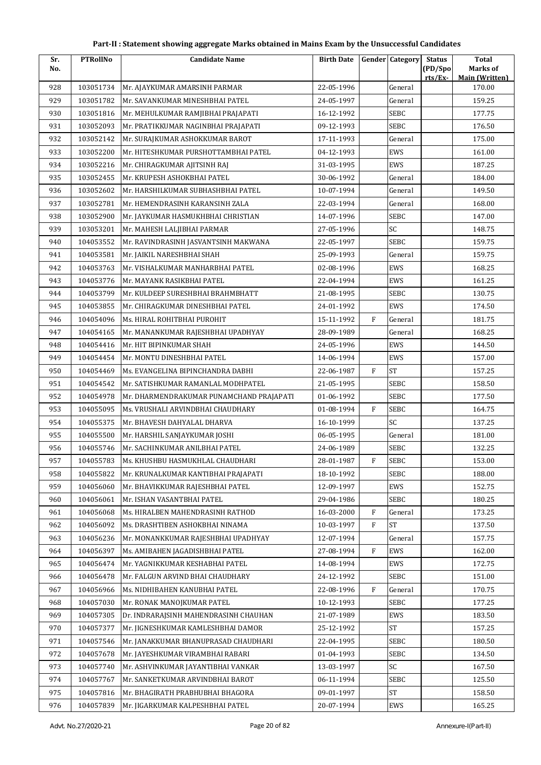## Part-II : Statement showing aggregate Marks obtained in Mains Exam by the Unsuccessful Candidates

| Sr. No. | PTRollNo | Candidate Name | Birth Date | Gender | Category | Status (PD/Spo rts/Ex- | Total Marks of Main (Written) |
|---|---|---|---|---|---|---|---|
| 928 | 103051734 | Mr. AJAYKUMAR AMARSINH PARMAR | 22-05-1996 | | General | | 170.00 |
| 929 | 103051782 | Mr. SAVANKUMAR MINESHBHAI PATEL | 24-05-1997 | | General | | 159.25 |
| 930 | 103051816 | Mr. MEHULKUMAR RAMJIBHAI PRAJAPATI | 16-12-1992 | | SEBC | | 177.75 |
| 931 | 103052093 | Mr. PRATIKKUMAR NAGINBHAI PRAJAPATI | 09-12-1993 | | SEBC | | 176.50 |
| 932 | 103052142 | Mr. SURAJKUMAR ASHOKKUMAR BAROT | 17-11-1993 | | General | | 175.00 |
| 933 | 103052200 | Mr. HITESHKUMAR PURSHOTTAMBHAI PATEL | 04-12-1993 | | EWS | | 161.00 |
| 934 | 103052216 | Mr. CHIRAGKUMAR AJITSINH RAJ | 31-03-1995 | | EWS | | 187.25 |
| 935 | 103052455 | Mr. KRUPESH ASHOKBHAI PATEL | 30-06-1992 | | General | | 184.00 |
| 936 | 103052602 | Mr. HARSHILKUMAR SUBHASHBHAI PATEL | 10-07-1994 | | General | | 149.50 |
| 937 | 103052781 | Mr. HEMENDRASINH KARANSINH ZALA | 22-03-1994 | | General | | 168.00 |
| 938 | 103052900 | Mr. JAYKUMAR HASMUKHBHAI CHRISTIAN | 14-07-1996 | | SEBC | | 147.00 |
| 939 | 103053201 | Mr. MAHESH LALJIBHAI PARMAR | 27-05-1996 | | SC | | 148.75 |
| 940 | 104053552 | Mr. RAVINDRASINH JASVANTSINH MAKWANA | 22-05-1997 | | SEBC | | 159.75 |
| 941 | 104053581 | Mr. JAIKIL NARESHBHAI SHAH | 25-09-1993 | | General | | 159.75 |
| 942 | 104053763 | Mr. VISHALKUMAR MANHARBHAI PATEL | 02-08-1996 | | EWS | | 168.25 |
| 943 | 104053776 | Mr. MAYANK RASIKBHAI PATEL | 22-04-1994 | | EWS | | 161.25 |
| 944 | 104053799 | Mr. KULDEEP SURESHBHAI BRAHMBHATT | 21-08-1995 | | SEBC | | 130.75 |
| 945 | 104053855 | Mr. CHIRAGKUMAR DINESHBHAI PATEL | 24-01-1992 | | EWS | | 174.50 |
| 946 | 104054096 | Ms. HIRAL ROHITBHAI PUROHIT | 15-11-1992 | F | General | | 181.75 |
| 947 | 104054165 | Mr. MANANKUMAR RAJESHBHAI UPADHYAY | 28-09-1989 | | General | | 168.25 |
| 948 | 104054416 | Mr. HIT BIPINKUMAR SHAH | 24-05-1996 | | EWS | | 144.50 |
| 949 | 104054454 | Mr. MONTU DINESHBHAI PATEL | 14-06-1994 | | EWS | | 157.00 |
| 950 | 104054469 | Ms. EVANGELINA BIPINCHANDRA DABHI | 22-06-1987 | F | ST | | 157.25 |
| 951 | 104054542 | Mr. SATISHKUMAR RAMANLAL MODHPATEL | 21-05-1995 | | SEBC | | 158.50 |
| 952 | 104054978 | Mr. DHARMENDRAKUMAR PUNAMCHAND PRAJAPATI | 01-06-1992 | | SEBC | | 177.50 |
| 953 | 104055095 | Ms. VRUSHALI ARVINDBHAI CHAUDHARY | 01-08-1994 | F | SEBC | | 164.75 |
| 954 | 104055375 | Mr. BHAVESH DAHYALAL DHARVA | 16-10-1999 | | SC | | 137.25 |
| 955 | 104055500 | Mr. HARSHIL SANJAYKUMAR JOSHI | 06-05-1995 | | General | | 181.00 |
| 956 | 104055746 | Mr. SACHINKUMAR ANILBHAI PATEL | 24-06-1989 | | SEBC | | 132.25 |
| 957 | 104055783 | Ms. KHUSHBU HASMUKHLAL CHAUDHARI | 28-01-1987 | F | SEBC | | 153.00 |
| 958 | 104055822 | Mr. KRUNALKUMAR KANTIBHAI PRAJAPATI | 18-10-1992 | | SEBC | | 188.00 |
| 959 | 104056060 | Mr. BHAVIKKUMAR RAJESHBHAI PATEL | 12-09-1997 | | EWS | | 152.75 |
| 960 | 104056061 | Mr. ISHAN VASANTBHAI PATEL | 29-04-1986 | | SEBC | | 180.25 |
| 961 | 104056068 | Ms. HIRALBEN MAHENDRASINH RATHOD | 16-03-2000 | F | General | | 173.25 |
| 962 | 104056092 | Ms. DRASHTIBEN ASHOKBHAI NINAMA | 10-03-1997 | F | ST | | 137.50 |
| 963 | 104056236 | Mr. MONANKKUMAR RAJESHBHAI UPADHYAY | 12-07-1994 | | General | | 157.75 |
| 964 | 104056397 | Ms. AMIBAHEN JAGADISHBHAI PATEL | 27-08-1994 | F | EWS | | 162.00 |
| 965 | 104056474 | Mr. YAGNIKKUMAR KESHABHAI PATEL | 14-08-1994 | | EWS | | 172.75 |
| 966 | 104056478 | Mr. FALGUN ARVIND BHAI CHAUDHARY | 24-12-1992 | | SEBC | | 151.00 |
| 967 | 104056966 | Ms. NIDHIBAHEN KANUBHAI PATEL | 22-08-1996 | F | General | | 170.75 |
| 968 | 104057030 | Mr. RONAK MANOJKUMAR PATEL | 10-12-1993 | | SEBC | | 177.25 |
| 969 | 104057305 | Dr. INDRARAJSINH MAHENDRASINH CHAUHAN | 21-07-1989 | | EWS | | 183.50 |
| 970 | 104057377 | Mr. JIGNESHKUMAR KAMLESHBHAI DAMOR | 25-12-1992 | | ST | | 157.25 |
| 971 | 104057546 | Mr. JANAKKUMAR BHANUPRASAD CHAUDHARI | 22-04-1995 | | SEBC | | 180.50 |
| 972 | 104057678 | Mr. JAYESHKUMAR VIRAMBHAI RABARI | 01-04-1993 | | SEBC | | 134.50 |
| 973 | 104057740 | Mr. ASHVINKUMAR JAYANTIBHAI VANKAR | 13-03-1997 | | SC | | 167.50 |
| 974 | 104057767 | Mr. SANKETKUMAR ARVINDBHAI BAROT | 06-11-1994 | | SEBC | | 125.50 |
| 975 | 104057816 | Mr. BHAGIRATH PRABHUBHAI BHAGORA | 09-01-1997 | | ST | | 158.50 |
| 976 | 104057839 | Mr. JIGARKUMAR KALPESHBHAI PATEL | 20-07-1994 | | EWS | | 165.25 |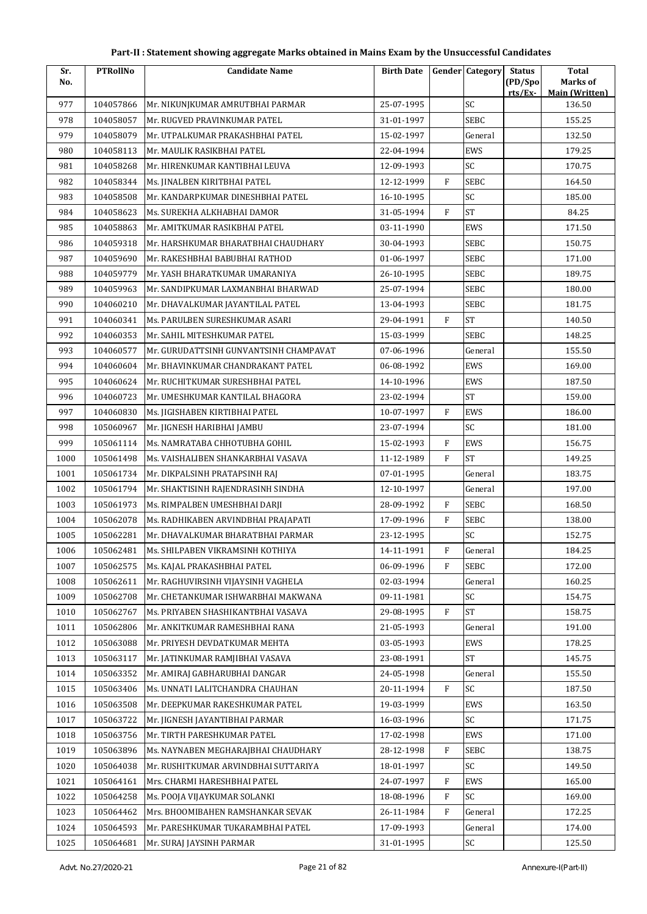## Part-II : Statement showing aggregate Marks obtained in Mains Exam by the Unsuccessful Candidates

| Sr. No. | PTRollNo | Candidate Name | Birth Date | Gender | Category | Status (PD/Sports/Ex-) | Total Marks of Main (Written) |
|---|---|---|---|---|---|---|---|
| 977 | 104057866 | Mr. NIKUNJKUMAR AMRUTBHAI PARMAR | 25-07-1995 | | SC | | 136.50 |
| 978 | 104058057 | Mr. RUGVED PRAVINKUMAR PATEL | 31-01-1997 | | SEBC | | 155.25 |
| 979 | 104058079 | Mr. UTPALKUMAR PRAKASHBHAI PATEL | 15-02-1997 | | General | | 132.50 |
| 980 | 104058113 | Mr. MAULIK RASIKBHAI PATEL | 22-04-1994 | | EWS | | 179.25 |
| 981 | 104058268 | Mr. HIRENKUMAR KANTIBHAI LEUVA | 12-09-1993 | | SC | | 170.75 |
| 982 | 104058344 | Ms. JINALBEN KIRITBHAI PATEL | 12-12-1999 | F | SEBC | | 164.50 |
| 983 | 104058508 | Mr. KANDARPKUMAR DINESHBHAI PATEL | 16-10-1995 | | SC | | 185.00 |
| 984 | 104058623 | Ms. SUREKHA ALKHABHAI DAMOR | 31-05-1994 | F | ST | | 84.25 |
| 985 | 104058863 | Mr. AMITKUMAR RASIKBHAI PATEL | 03-11-1990 | | EWS | | 171.50 |
| 986 | 104059318 | Mr. HARSHKUMAR BHARATBHAI CHAUDHARY | 30-04-1993 | | SEBC | | 150.75 |
| 987 | 104059690 | Mr. RAKESHBHAI BABUBHAI RATHOD | 01-06-1997 | | SEBC | | 171.00 |
| 988 | 104059779 | Mr. YASH BHARATKUMAR UMARANIYA | 26-10-1995 | | SEBC | | 189.75 |
| 989 | 104059963 | Mr. SANDIPKUMAR LAXMANBHAI BHARWAD | 25-07-1994 | | SEBC | | 180.00 |
| 990 | 104060210 | Mr. DHAVALKUMAR JAYANTILAL PATEL | 13-04-1993 | | SEBC | | 181.75 |
| 991 | 104060341 | Ms. PARULBEN SURESHKUMAR ASARI | 29-04-1991 | F | ST | | 140.50 |
| 992 | 104060353 | Mr. SAHIL MITESHKUMAR PATEL | 15-03-1999 | | SEBC | | 148.25 |
| 993 | 104060577 | Mr. GURUDATTSINH GUNVANTSINH CHAMPAVAT | 07-06-1996 | | General | | 155.50 |
| 994 | 104060604 | Mr. BHAVINKUMAR CHANDRAKANT PATEL | 06-08-1992 | | EWS | | 169.00 |
| 995 | 104060624 | Mr. RUCHITKUMAR SURESHBHAI PATEL | 14-10-1996 | | EWS | | 187.50 |
| 996 | 104060723 | Mr. UMESHKUMAR KANTILAL BHAGORA | 23-02-1994 | | ST | | 159.00 |
| 997 | 104060830 | Ms. JIGISHABEN KIRTIBHAI PATEL | 10-07-1997 | F | EWS | | 186.00 |
| 998 | 105060967 | Mr. JIGNESH HARIBHAI JAMBU | 23-07-1994 | | SC | | 181.00 |
| 999 | 105061114 | Ms. NAMRATABA CHHOTUBHA GOHIL | 15-02-1993 | F | EWS | | 156.75 |
| 1000 | 105061498 | Ms. VAISHALIBEN SHANKARBHAI VASAVA | 11-12-1989 | F | ST | | 149.25 |
| 1001 | 105061734 | Mr. DIKPALSINH PRATAPSINH RAJ | 07-01-1995 | | General | | 183.75 |
| 1002 | 105061794 | Mr. SHAKTISINH RAJENDRASINH SINDHA | 12-10-1997 | | General | | 197.00 |
| 1003 | 105061973 | Ms. RIMPALBEN UMESHBHAI DARJI | 28-09-1992 | F | SEBC | | 168.50 |
| 1004 | 105062078 | Ms. RADHIKABEN ARVINDBHAI PRAJAPATI | 17-09-1996 | F | SEBC | | 138.00 |
| 1005 | 105062281 | Mr. DHAVALKUMAR BHARATBHAI PARMAR | 23-12-1995 | | SC | | 152.75 |
| 1006 | 105062481 | Ms. SHILPABEN VIKRAMSINH KOTHIYA | 14-11-1991 | F | General | | 184.25 |
| 1007 | 105062575 | Ms. KAJAL PRAKASHBHAI PATEL | 06-09-1996 | F | SEBC | | 172.00 |
| 1008 | 105062611 | Mr. RAGHUVIRSINH VIJAYSINH VAGHELA | 02-03-1994 | | General | | 160.25 |
| 1009 | 105062708 | Mr. CHETANKUMAR ISHWARBHAI MAKWANA | 09-11-1981 | | SC | | 154.75 |
| 1010 | 105062767 | Ms. PRIYABEN SHASHIKANTBHAI VASAVA | 29-08-1995 | F | ST | | 158.75 |
| 1011 | 105062806 | Mr. ANKITKUMAR RAMESHBHAI RANA | 21-05-1993 | | General | | 191.00 |
| 1012 | 105063088 | Mr. PRIYESH DEVDATKUMAR MEHTA | 03-05-1993 | | EWS | | 178.25 |
| 1013 | 105063117 | Mr. JATINKUMAR RAMJIBHAI VASAVA | 23-08-1991 | | ST | | 145.75 |
| 1014 | 105063352 | Mr. AMIRAJ GABHARUBHAI DANGAR | 24-05-1998 | | General | | 155.50 |
| 1015 | 105063406 | Ms. UNNATI LALITCHANDRA CHAUHAN | 20-11-1994 | F | SC | | 187.50 |
| 1016 | 105063508 | Mr. DEEPKUMAR RAKESHKUMAR PATEL | 19-03-1999 | | EWS | | 163.50 |
| 1017 | 105063722 | Mr. JIGNESH JAYANTIBHAI PARMAR | 16-03-1996 | | SC | | 171.75 |
| 1018 | 105063756 | Mr. TIRTH PARESHKUMAR PATEL | 17-02-1998 | | EWS | | 171.00 |
| 1019 | 105063896 | Ms. NAYNABEN MEGHARAJBHAI CHAUDHARY | 28-12-1998 | F | SEBC | | 138.75 |
| 1020 | 105064038 | Mr. RUSHITKUMAR ARVINDBHAI SUTTARIYA | 18-01-1997 | | SC | | 149.50 |
| 1021 | 105064161 | Mrs. CHARMI HARESHBHAI PATEL | 24-07-1997 | F | EWS | | 165.00 |
| 1022 | 105064258 | Ms. POOJA VIJAYKUMAR SOLANKI | 18-08-1996 | F | SC | | 169.00 |
| 1023 | 105064462 | Mrs. BHOOMIBAHEN RAMSHANKAR SEVAK | 26-11-1984 | F | General | | 172.25 |
| 1024 | 105064593 | Mr. PARESHKUMAR TUKARAMBHAI PATEL | 17-09-1993 | | General | | 174.00 |
| 1025 | 105064681 | Mr. SURAJ JAYSINH PARMAR | 31-01-1995 | | SC | | 125.50 |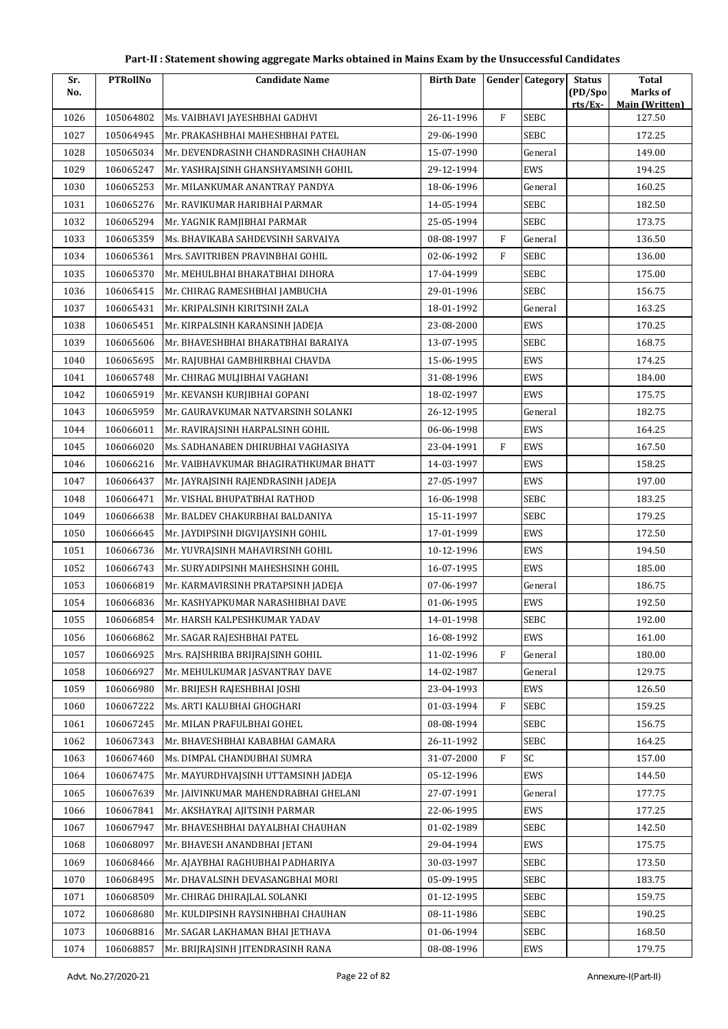# Part-II : Statement showing aggregate Marks obtained in Mains Exam by the Unsuccessful Candidates

| Sr. No. | PTRollNo | Candidate Name | Birth Date | Gender | Category | Status (PD/Spo rts/Ex- | Total Marks of Main (Written) |
|---|---|---|---|---|---|---|---|
| 1026 | 105064802 | Ms. VAIBHAVI JAYESHBHAI GADHVI | 26-11-1996 | F | SEBC | | 127.50 |
| 1027 | 105064945 | Mr. PRAKASHBHAI MAHESHBHAI PATEL | 29-06-1990 | | SEBC | | 172.25 |
| 1028 | 105065034 | Mr. DEVENDRASINH CHANDRASINH CHAUHAN | 15-07-1990 | | General | | 149.00 |
| 1029 | 106065247 | Mr. YASHRAJSINH GHANSHYAMSINH GOHIL | 29-12-1994 | | EWS | | 194.25 |
| 1030 | 106065253 | Mr. MILANKUMAR ANANTRAY PANDYA | 18-06-1996 | | General | | 160.25 |
| 1031 | 106065276 | Mr. RAVIKUMAR HARIBHAI PARMAR | 14-05-1994 | | SEBC | | 182.50 |
| 1032 | 106065294 | Mr. YAGNIK RAMJIBHAI PARMAR | 25-05-1994 | | SEBC | | 173.75 |
| 1033 | 106065359 | Ms. BHAVIKABA SAHDEVSINH SARVAIYA | 08-08-1997 | F | General | | 136.50 |
| 1034 | 106065361 | Mrs. SAVITRIBEN PRAVINBHAI GOHIL | 02-06-1992 | F | SEBC | | 136.00 |
| 1035 | 106065370 | Mr. MEHULBHAI BHARATBHAI DIHORA | 17-04-1999 | | SEBC | | 175.00 |
| 1036 | 106065415 | Mr. CHIRAG RAMESHBHAI JAMBUCHA | 29-01-1996 | | SEBC | | 156.75 |
| 1037 | 106065431 | Mr. KRIPALSINH KIRITSINH ZALA | 18-01-1992 | | General | | 163.25 |
| 1038 | 106065451 | Mr. KIRPALSINH KARANSINH JADEJA | 23-08-2000 | | EWS | | 170.25 |
| 1039 | 106065606 | Mr. BHAVESHBHAI BHARATBHAI BARAIYA | 13-07-1995 | | SEBC | | 168.75 |
| 1040 | 106065695 | Mr. RAJUBHAI GAMBHIRBHAI CHAVDA | 15-06-1995 | | EWS | | 174.25 |
| 1041 | 106065748 | Mr. CHIRAG MULJIBHAI VAGHANI | 31-08-1996 | | EWS | | 184.00 |
| 1042 | 106065919 | Mr. KEVANSH KURJIBHAI GOPANI | 18-02-1997 | | EWS | | 175.75 |
| 1043 | 106065959 | Mr. GAURAVKUMAR NATVARSINH SOLANKI | 26-12-1995 | | General | | 182.75 |
| 1044 | 106066011 | Mr. RAVIRAJSINH HARPALSINH GOHIL | 06-06-1998 | | EWS | | 164.25 |
| 1045 | 106066020 | Ms. SADHANABEN DHIRUBHAI VAGHASIYA | 23-04-1991 | F | EWS | | 167.50 |
| 1046 | 106066216 | Mr. VAIBHAVKUMAR BHAGIRATHKUMAR BHATT | 14-03-1997 | | EWS | | 158.25 |
| 1047 | 106066437 | Mr. JAYRAJSINH RAJENDRASINH JADEJA | 27-05-1997 | | EWS | | 197.00 |
| 1048 | 106066471 | Mr. VISHAL BHUPATBHAI RATHOD | 16-06-1998 | | SEBC | | 183.25 |
| 1049 | 106066638 | Mr. BALDEV CHAKURBHAI BALDANIYA | 15-11-1997 | | SEBC | | 179.25 |
| 1050 | 106066645 | Mr. JAYDIPSINH DIGVIJAYSINH GOHIL | 17-01-1999 | | EWS | | 172.50 |
| 1051 | 106066736 | Mr. YUVRAJSINH MAHAVIRSINH GOHIL | 10-12-1996 | | EWS | | 194.50 |
| 1052 | 106066743 | Mr. SURYADIPSINH MAHESHSINH GOHIL | 16-07-1995 | | EWS | | 185.00 |
| 1053 | 106066819 | Mr. KARMAVIRSINH PRATAPSINH JADEJA | 07-06-1997 | | General | | 186.75 |
| 1054 | 106066836 | Mr. KASHYAPKUMAR NARASHIBHAI DAVE | 01-06-1995 | | EWS | | 192.50 |
| 1055 | 106066854 | Mr. HARSH KALPESHKUMAR YADAV | 14-01-1998 | | SEBC | | 192.00 |
| 1056 | 106066862 | Mr. SAGAR RAJESHBHAI PATEL | 16-08-1992 | | EWS | | 161.00 |
| 1057 | 106066925 | Mrs. RAJSHRIBA BRIJRAJSINH GOHIL | 11-02-1996 | F | General | | 180.00 |
| 1058 | 106066927 | Mr. MEHULKUMAR JASVANTRAY DAVE | 14-02-1987 | | General | | 129.75 |
| 1059 | 106066980 | Mr. BRIJESH RAJESHBHAI JOSHI | 23-04-1993 | | EWS | | 126.50 |
| 1060 | 106067222 | Ms. ARTI KALUBHAI GHOGHARI | 01-03-1994 | F | SEBC | | 159.25 |
| 1061 | 106067245 | Mr. MILAN PRAFULBHAI GOHEL | 08-08-1994 | | SEBC | | 156.75 |
| 1062 | 106067343 | Mr. BHAVESHBHAI KABABHAI GAMARA | 26-11-1992 | | SEBC | | 164.25 |
| 1063 | 106067460 | Ms. DIMPAL CHANDUBHAI SUMRA | 31-07-2000 | F | SC | | 157.00 |
| 1064 | 106067475 | Mr. MAYURDHVAJSINH UTTAMSINH JADEJA | 05-12-1996 | | EWS | | 144.50 |
| 1065 | 106067639 | Mr. JAIVINKUMAR MAHENDRABHAI GHELANI | 27-07-1991 | | General | | 177.75 |
| 1066 | 106067841 | Mr. AKSHAYRAJ AJITSINH PARMAR | 22-06-1995 | | EWS | | 177.25 |
| 1067 | 106067947 | Mr. BHAVESHBHAI DAYALBHAI CHAUHAN | 01-02-1989 | | SEBC | | 142.50 |
| 1068 | 106068097 | Mr. BHAVESH ANANDBHAI JETANI | 29-04-1994 | | EWS | | 175.75 |
| 1069 | 106068466 | Mr. AJAYBHAI RAGHUBHAI PADHARIYA | 30-03-1997 | | SEBC | | 173.50 |
| 1070 | 106068495 | Mr. DHAVALSINH DEVASANGBHAI MORI | 05-09-1995 | | SEBC | | 183.75 |
| 1071 | 106068509 | Mr. CHIRAG DHIRAJLAL SOLANKI | 01-12-1995 | | SEBC | | 159.75 |
| 1072 | 106068680 | Mr. KULDIPSINH RAYSINHBHAI CHAUHAN | 08-11-1986 | | SEBC | | 190.25 |
| 1073 | 106068816 | Mr. SAGAR LAKHAMAN BHAI JETHAVA | 01-06-1994 | | SEBC | | 168.50 |
| 1074 | 106068857 | Mr. BRIJRAJSINH JITENDRASINH RANA | 08-08-1996 | | EWS | | 179.75 |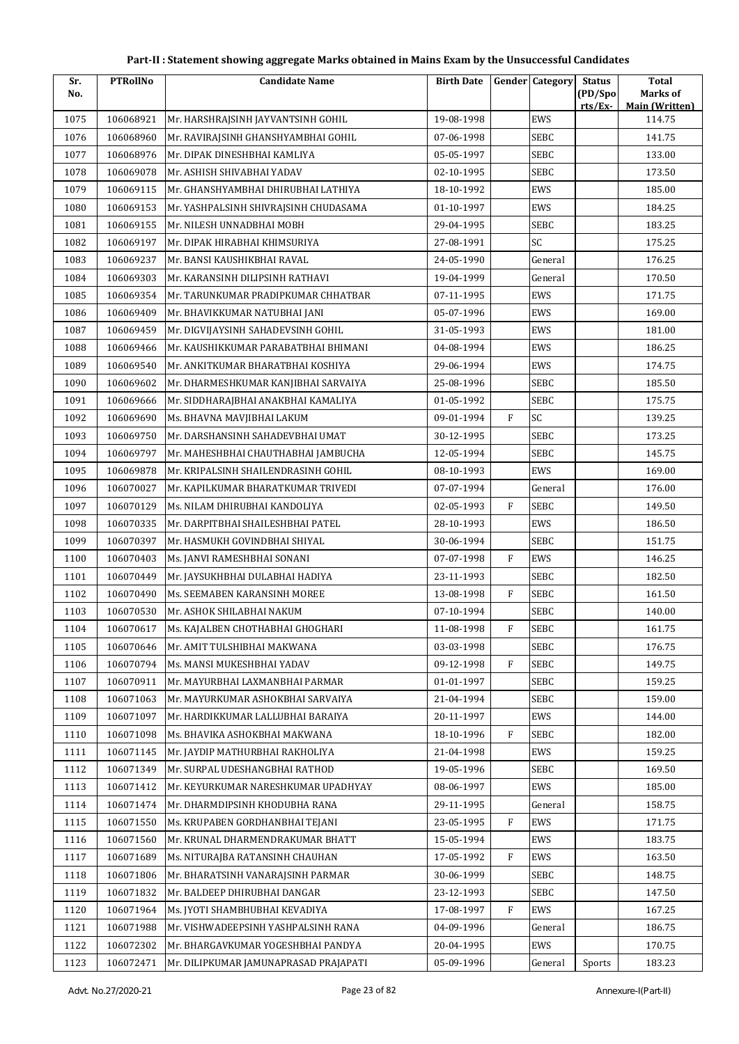# Part-II : Statement showing aggregate Marks obtained in Mains Exam by the Unsuccessful Candidates

| Sr. No. | PTRollNo | Candidate Name | Birth Date | Gender | Category | Status (PD/Spo rts/Ex- | Total Marks of Main (Written) |
|---|---|---|---|---|---|---|---|
| 1075 | 106068921 | Mr. HARSHRAJSINH JAYVANTSINH GOHIL | 19-08-1998 | | EWS | | 114.75 |
| 1076 | 106068960 | Mr. RAVIRAJSINH GHANSHYAMBHAI GOHIL | 07-06-1998 | | SEBC | | 141.75 |
| 1077 | 106068976 | Mr. DIPAK DINESHBHAI KAMLIYA | 05-05-1997 | | SEBC | | 133.00 |
| 1078 | 106069078 | Mr. ASHISH SHIVABHAI YADAV | 02-10-1995 | | SEBC | | 173.50 |
| 1079 | 106069115 | Mr. GHANSHYAMBHAI DHIRUBHAI LATHIYA | 18-10-1992 | | EWS | | 185.00 |
| 1080 | 106069153 | Mr. YASHPALSINH SHIVRAJSINH CHUDASAMA | 01-10-1997 | | EWS | | 184.25 |
| 1081 | 106069155 | Mr. NILESH UNNADBHAI MOBH | 29-04-1995 | | SEBC | | 183.25 |
| 1082 | 106069197 | Mr. DIPAK HIRABHAI KHIMSURIYA | 27-08-1991 | | SC | | 175.25 |
| 1083 | 106069237 | Mr. BANSI KAUSHIKBHAI RAVAL | 24-05-1990 | | General | | 176.25 |
| 1084 | 106069303 | Mr. KARANSINH DILIPSINH RATHAVI | 19-04-1999 | | General | | 170.50 |
| 1085 | 106069354 | Mr. TARUNKUMAR PRADIPKUMAR CHHATBAR | 07-11-1995 | | EWS | | 171.75 |
| 1086 | 106069409 | Mr. BHAVIKKUMAR NATUBHAI JANI | 05-07-1996 | | EWS | | 169.00 |
| 1087 | 106069459 | Mr. DIGVIJAYSINH SAHADEVSINH GOHIL | 31-05-1993 | | EWS | | 181.00 |
| 1088 | 106069466 | Mr. KAUSHIKKUMAR PARABATBHAI BHIMANI | 04-08-1994 | | EWS | | 186.25 |
| 1089 | 106069540 | Mr. ANKITKUMAR BHARATBHAI KOSHIYA | 29-06-1994 | | EWS | | 174.75 |
| 1090 | 106069602 | Mr. DHARMESHKUMAR KANJIBHAI SARVAIYA | 25-08-1996 | | SEBC | | 185.50 |
| 1091 | 106069666 | Mr. SIDDHARAJBHAI ANAKBHAI KAMALIYA | 01-05-1992 | | SEBC | | 175.75 |
| 1092 | 106069690 | Ms. BHAVNA MAVJIBHAI LAKUM | 09-01-1994 | F | SC | | 139.25 |
| 1093 | 106069750 | Mr. DARSHANSINH SAHADEVBHAI UMAT | 30-12-1995 | | SEBC | | 173.25 |
| 1094 | 106069797 | Mr. MAHESHBHAI CHAUTHABHAI JAMBUCHA | 12-05-1994 | | SEBC | | 145.75 |
| 1095 | 106069878 | Mr. KRIPALSINH SHAILENDRASINH GOHIL | 08-10-1993 | | EWS | | 169.00 |
| 1096 | 106070027 | Mr. KAPILKUMAR BHARATKUMAR TRIVEDI | 07-07-1994 | | General | | 176.00 |
| 1097 | 106070129 | Ms. NILAM DHIRUBHAI KANDOLIYA | 02-05-1993 | F | SEBC | | 149.50 |
| 1098 | 106070335 | Mr. DARPITBHAI SHAILESHBHAI PATEL | 28-10-1993 | | EWS | | 186.50 |
| 1099 | 106070397 | Mr. HASMUKH GOVINDBHAI SHIYAL | 30-06-1994 | | SEBC | | 151.75 |
| 1100 | 106070403 | Ms. JANVI RAMESHBHAI SONANI | 07-07-1998 | F | EWS | | 146.25 |
| 1101 | 106070449 | Mr. JAYSUKHBHAI DULABHAI HADIYA | 23-11-1993 | | SEBC | | 182.50 |
| 1102 | 106070490 | Ms. SEEMABEN KARANSINH MOREE | 13-08-1998 | F | SEBC | | 161.50 |
| 1103 | 106070530 | Mr. ASHOK SHILABHAI NAKUM | 07-10-1994 | | SEBC | | 140.00 |
| 1104 | 106070617 | Ms. KAJALBEN CHOTHABHAI GHOGHARI | 11-08-1998 | F | SEBC | | 161.75 |
| 1105 | 106070646 | Mr. AMIT TULSHIBHAI MAKWANA | 03-03-1998 | | SEBC | | 176.75 |
| 1106 | 106070794 | Ms. MANSI MUKESHBHAI YADAV | 09-12-1998 | F | SEBC | | 149.75 |
| 1107 | 106070911 | Mr. MAYURBHAI LAXMANBHAI PARMAR | 01-01-1997 | | SEBC | | 159.25 |
| 1108 | 106071063 | Mr. MAYURKUMAR ASHOKBHAI SARVAIYA | 21-04-1994 | | SEBC | | 159.00 |
| 1109 | 106071097 | Mr. HARDIKKUMAR LALLUBHAI BARAIYA | 20-11-1997 | | EWS | | 144.00 |
| 1110 | 106071098 | Ms. BHAVIKA ASHOKBHAI MAKWANA | 18-10-1996 | F | SEBC | | 182.00 |
| 1111 | 106071145 | Mr. JAYDIP MATHURBHAI RAKHOLIYA | 21-04-1998 | | EWS | | 159.25 |
| 1112 | 106071349 | Mr. SURPAL UDESHANGBHAI RATHOD | 19-05-1996 | | SEBC | | 169.50 |
| 1113 | 106071412 | Mr. KEYURKUMAR NARESHKUMAR UPADHYAY | 08-06-1997 | | EWS | | 185.00 |
| 1114 | 106071474 | Mr. DHARMDIPSINH KHODUBHA RANA | 29-11-1995 | | General | | 158.75 |
| 1115 | 106071550 | Ms. KRUPABEN GORDHANBHAI TEJANI | 23-05-1995 | F | EWS | | 171.75 |
| 1116 | 106071560 | Mr. KRUNAL DHARMENDRAKUMAR BHATT | 15-05-1994 | | EWS | | 183.75 |
| 1117 | 106071689 | Ms. NITURAJBA RATANSINH CHAUHAN | 17-05-1992 | F | EWS | | 163.50 |
| 1118 | 106071806 | Mr. BHARATSINH VANARAJSINH PARMAR | 30-06-1999 | | SEBC | | 148.75 |
| 1119 | 106071832 | Mr. BALDEEP DHIRUBHAI DANGAR | 23-12-1993 | | SEBC | | 147.50 |
| 1120 | 106071964 | Ms. JYOTI SHAMBHUBHAI KEVADIYA | 17-08-1997 | F | EWS | | 167.25 |
| 1121 | 106071988 | Mr. VISHWADEEPSINH YASHPALSINH RANA | 04-09-1996 | | General | | 186.75 |
| 1122 | 106072302 | Mr. BHARGAVKUMAR YOGESHBHAI PANDYA | 20-04-1995 | | EWS | | 170.75 |
| 1123 | 106072471 | Mr. DILIPKUMAR JAMUNAPRASAD PRAJAPATI | 05-09-1996 | | General | Sports | 183.23 |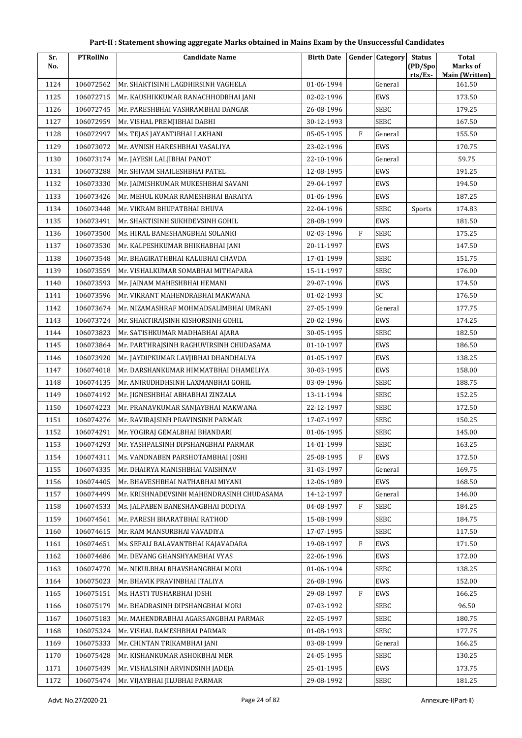# Part-II : Statement showing aggregate Marks obtained in Mains Exam by the Unsuccessful Candidates

| Sr. No. | PTRollNo | Candidate Name | Birth Date | Gender | Category | Status (PD/Spo rts/Ex- | Total Marks of Main (Written) |
|---|---|---|---|---|---|---|---|
| 1124 | 106072562 | Mr. SHAKTISINH LAGDHIRSINH VAGHELA | 01-06-1994 | | General | | 161.50 |
| 1125 | 106072715 | Mr. KAUSHIKKUMAR RANACHHODBHAI JANI | 02-02-1996 | | EWS | | 173.50 |
| 1126 | 106072745 | Mr. PARESHBHAI VASHRAMBHAI DANGAR | 26-08-1996 | | SEBC | | 179.25 |
| 1127 | 106072959 | Mr. VISHAL PREMJIBHAI DABHI | 30-12-1993 | | SEBC | | 167.50 |
| 1128 | 106072997 | Ms. TEJAS JAYANTIBHAI LAKHANI | 05-05-1995 | F | General | | 155.50 |
| 1129 | 106073072 | Mr. AVNISH HARESHBHAI VASALIYA | 23-02-1996 | | EWS | | 170.75 |
| 1130 | 106073174 | Mr. JAYESH LALJIBHAI PANOT | 22-10-1996 | | General | | 59.75 |
| 1131 | 106073288 | Mr. SHIVAM SHAILESHBHAI PATEL | 12-08-1995 | | EWS | | 191.25 |
| 1132 | 106073330 | Mr. JAIMISHKUMAR MUKESHBHAI SAVANI | 29-04-1997 | | EWS | | 194.50 |
| 1133 | 106073426 | Mr. MEHUL KUMAR RAMESHBHAI BARAIYA | 01-06-1996 | | EWS | | 187.25 |
| 1134 | 106073448 | Mr. VIKRAM BHUPATBHAI BHUVA | 22-04-1996 | | SEBC | Sports | 174.83 |
| 1135 | 106073491 | Mr. SHAKTISINH SUKHDEVSINH GOHIL | 28-08-1999 | | EWS | | 181.50 |
| 1136 | 106073500 | Ms. HIRAL BANESHANGBHAI SOLANKI | 02-03-1996 | F | SEBC | | 175.25 |
| 1137 | 106073530 | Mr. KALPESHKUMAR BHIKHABHAI JANI | 20-11-1997 | | EWS | | 147.50 |
| 1138 | 106073548 | Mr. BHAGIRATHBHAI KALUBHAI CHAVDA | 17-01-1999 | | SEBC | | 151.75 |
| 1139 | 106073559 | Mr. VISHALKUMAR SOMABHAI MITHAPARA | 15-11-1997 | | SEBC | | 176.00 |
| 1140 | 106073593 | Mr. JAINAM MAHESHBHAI HEMANI | 29-07-1996 | | EWS | | 174.50 |
| 1141 | 106073596 | Mr. VIKRANT MAHENDRABHAI MAKWANA | 01-02-1993 | | SC | | 176.50 |
| 1142 | 106073674 | Mr. NIZAMASHRAF MOHMADSALIMBHAI UMRANI | 27-05-1999 | | General | | 177.75 |
| 1143 | 106073724 | Mr. SHAKTIRAJSINH KISHORSINH GOHIL | 20-02-1996 | | EWS | | 174.25 |
| 1144 | 106073823 | Mr. SATISHKUMAR MADHABHAI AJARA | 30-05-1995 | | SEBC | | 182.50 |
| 1145 | 106073864 | Mr. PARTHRAJSINH RAGHUVIRSINH CHUDASAMA | 01-10-1997 | | EWS | | 186.50 |
| 1146 | 106073920 | Mr. JAYDIPKUMAR LAVJIBHAI DHANDHALYA | 01-05-1997 | | EWS | | 138.25 |
| 1147 | 106074018 | Mr. DARSHANKUMAR HIMMATBHAI DHAMELIYA | 30-03-1995 | | EWS | | 158.00 |
| 1148 | 106074135 | Mr. ANIRUDHDHSINH LAXMANBHAI GOHIL | 03-09-1996 | | SEBC | | 188.75 |
| 1149 | 106074192 | Mr. JIGNESHBHAI ABHABHAI ZINZALA | 13-11-1994 | | SEBC | | 152.25 |
| 1150 | 106074223 | Mr. PRANAVKUMAR SANJAYBHAI MAKWANA | 22-12-1997 | | SEBC | | 172.50 |
| 1151 | 106074276 | Mr. RAVIRAJSINH PRAVINSINH PARMAR | 17-07-1997 | | SEBC | | 150.25 |
| 1152 | 106074291 | Mr. YOGIRAJ GEMALBHAI BHANDARI | 01-06-1995 | | SEBC | | 145.00 |
| 1153 | 106074293 | Mr. YASHPALSINH DIPSHANGBHAI PARMAR | 14-01-1999 | | SEBC | | 163.25 |
| 1154 | 106074311 | Ms. VANDNABEN PARSHOTAMBHAI JOSHI | 25-08-1995 | F | EWS | | 172.50 |
| 1155 | 106074335 | Mr. DHAIRYA MANISHBHAI VAISHNAV | 31-03-1997 | | General | | 169.75 |
| 1156 | 106074405 | Mr. BHAVESHBHAI NATHABHAI MIYANI | 12-06-1989 | | EWS | | 168.50 |
| 1157 | 106074499 | Mr. KRISHNADEVSINH MAHENDRASINH CHUDASAMA | 14-12-1997 | | General | | 146.00 |
| 1158 | 106074533 | Ms. JALPABEN BANESHANGBHAI DODIYA | 04-08-1997 | F | SEBC | | 184.25 |
| 1159 | 106074561 | Mr. PARESH BHARATBHAI RATHOD | 15-08-1999 | | SEBC | | 184.75 |
| 1160 | 106074615 | Mr. RAM MANSURBHAI VAVADIYA | 17-07-1995 | | SEBC | | 117.50 |
| 1161 | 106074651 | Ms. SEFALI BALAVANTBHAI KAJAVADARA | 19-08-1997 | F | EWS | | 171.50 |
| 1162 | 106074686 | Mr. DEVANG GHANSHYAMBHAI VYAS | 22-06-1996 | | EWS | | 172.00 |
| 1163 | 106074770 | Mr. NIKULBHAI BHAVSHANGBHAI MORI | 01-06-1994 | | SEBC | | 138.25 |
| 1164 | 106075023 | Mr. BHAVIK PRAVINBHAI ITALIYA | 26-08-1996 | | EWS | | 152.00 |
| 1165 | 106075151 | Ms. HASTI TUSHARBHAI JOSHI | 29-08-1997 | F | EWS | | 166.25 |
| 1166 | 106075179 | Mr. BHADRASINH DIPSHANGBHAI MORI | 07-03-1992 | | SEBC | | 96.50 |
| 1167 | 106075183 | Mr. MAHENDRABHAI AGARSANGBHAI PARMAR | 22-05-1997 | | SEBC | | 180.75 |
| 1168 | 106075324 | Mr. VISHAL RAMESHBHAI PARMAR | 01-08-1993 | | SEBC | | 177.75 |
| 1169 | 106075333 | Mr. CHINTAN TRIKAMBHAI JANI | 03-08-1999 | | General | | 166.25 |
| 1170 | 106075428 | Mr. KISHANKUMAR ASHOKBHAI MER | 24-05-1995 | | SEBC | | 130.25 |
| 1171 | 106075439 | Mr. VISHALSINH ARVINDSINH JADEJA | 25-01-1995 | | EWS | | 173.75 |
| 1172 | 106075474 | Mr. VIJAYBHAI JILUBHAI PARMAR | 29-08-1992 | | SEBC | | 181.25 |

Advt. No.27/2020-21 Annexure-I(Part-II)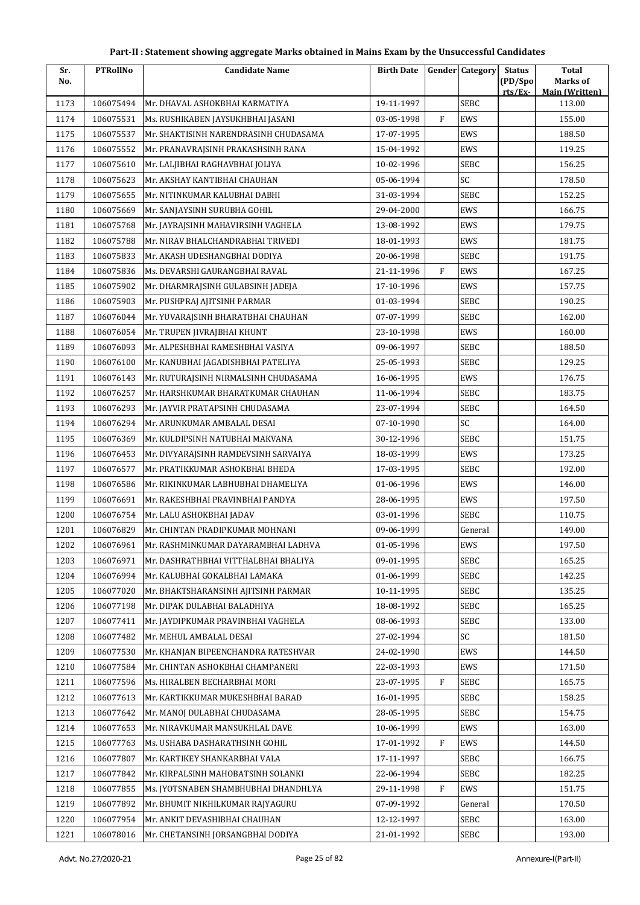**Part-II : Statement showing aggregate Marks obtained in Mains Exam by the Unsuccessful Candidates**

| Sr. No. | PTRollNo | Candidate Name | Birth Date | Gender | Category | Status (PD/Spo rts/Ex- | Total Marks of Main (Written) |
|---|---|---|---|---|---|---|---|
| 1173 | 106075494 | Mr. DHAVAL ASHOKBHAI KARMATIYA | 19-11-1997 | | SEBC | | 113.00 |
| 1174 | 106075531 | Ms. RUSHIKABEN JAYSUKHBHAI JASANI | 03-05-1998 | F | EWS | | 155.00 |
| 1175 | 106075537 | Mr. SHAKTISINH NARENDRASINH CHUDASAMA | 17-07-1995 | | EWS | | 188.50 |
| 1176 | 106075552 | Mr. PRANAVRAJSINH PRAKASHSINH RANA | 15-04-1992 | | EWS | | 119.25 |
| 1177 | 106075610 | Mr. LALJIBHAI RAGHAVBHAI JOLIYA | 10-02-1996 | | SEBC | | 156.25 |
| 1178 | 106075623 | Mr. AKSHAY KANTIBHAI CHAUHAN | 05-06-1994 | | SC | | 178.50 |
| 1179 | 106075655 | Mr. NITINKUMAR KALUBHAI DABHI | 31-03-1994 | | SEBC | | 152.25 |
| 1180 | 106075669 | Mr. SANJAYSINH SURUBHA GOHIL | 29-04-2000 | | EWS | | 166.75 |
| 1181 | 106075768 | Mr. JAYRAJSINH MAHAVIRSINH VAGHELA | 13-08-1992 | | EWS | | 179.75 |
| 1182 | 106075788 | Mr. NIRAV BHALCHANDRABHAI TRIVEDI | 18-01-1993 | | EWS | | 181.75 |
| 1183 | 106075833 | Mr. AKASH UDESHANGBHAI DODIYA | 20-06-1998 | | SEBC | | 191.75 |
| 1184 | 106075836 | Ms. DEVARSHI GAURANGBHAI RAVAL | 21-11-1996 | F | EWS | | 167.25 |
| 1185 | 106075902 | Mr. DHARMRAJSINH GULABSINH JADEJA | 17-10-1996 | | EWS | | 157.75 |
| 1186 | 106075903 | Mr. PUSHPRAJ AJITSINH PARMAR | 01-03-1994 | | SEBC | | 190.25 |
| 1187 | 106076044 | Mr. YUVARAJSINH BHARATBHAI CHAUHAN | 07-07-1999 | | SEBC | | 162.00 |
| 1188 | 106076054 | Mr. TRUPEN JIVRAJBHAI KHUNT | 23-10-1998 | | EWS | | 160.00 |
| 1189 | 106076093 | Mr. ALPESHBHAI RAMESHBHAI VASIYA | 09-06-1997 | | SEBC | | 188.50 |
| 1190 | 106076100 | Mr. KANUBHAI JAGADISHBHAI PATELIYA | 25-05-1993 | | SEBC | | 129.25 |
| 1191 | 106076143 | Mr. RUTURAJSINH NIRMALSINH CHUDASAMA | 16-06-1995 | | EWS | | 176.75 |
| 1192 | 106076257 | Mr. HARSHKUMAR BHARATKUMAR CHAUHAN | 11-06-1994 | | SEBC | | 183.75 |
| 1193 | 106076293 | Mr. JAYVIR PRATAPSINH CHUDASAMA | 23-07-1994 | | SEBC | | 164.50 |
| 1194 | 106076294 | Mr. ARUNKUMAR AMBALAL DESAI | 07-10-1990 | | SC | | 164.00 |
| 1195 | 106076369 | Mr. KULDIPSINH NATUBHAI MAKVANA | 30-12-1996 | | SEBC | | 151.75 |
| 1196 | 106076453 | Mr. DIVYARAJSINH RAMDEVSINH SARVAIYA | 18-03-1999 | | EWS | | 173.25 |
| 1197 | 106076577 | Mr. PRATIKKUMAR ASHOKBHAI BHEDA | 17-03-1995 | | SEBC | | 192.00 |
| 1198 | 106076586 | Mr. RIKINKUMAR LABHUBHAI DHAMELIYA | 01-06-1996 | | EWS | | 146.00 |
| 1199 | 106076691 | Mr. RAKESHBHAI PRAVINBHAI PANDYA | 28-06-1995 | | EWS | | 197.50 |
| 1200 | 106076754 | Mr. LALU ASHOKBHAI JADAV | 03-01-1996 | | SEBC | | 110.75 |
| 1201 | 106076829 | Mr. CHINTAN PRADIPKUMAR MOHNANI | 09-06-1999 | | General | | 149.00 |
| 1202 | 106076961 | Mr. RASHMINKUMAR DAYARAMBHAI LADHVA | 01-05-1996 | | EWS | | 197.50 |
| 1203 | 106076971 | Mr. DASHRATHBHAI VITTHALBHAI BHALIYA | 09-01-1995 | | SEBC | | 165.25 |
| 1204 | 106076994 | Mr. KALUBHAI GOKALBHAI LAMAKA | 01-06-1999 | | SEBC | | 142.25 |
| 1205 | 106077020 | Mr. BHAKTSHARANSINH AJITSINH PARMAR | 10-11-1995 | | SEBC | | 135.25 |
| 1206 | 106077198 | Mr. DIPAK DULABHAI BALADHIYA | 18-08-1992 | | SEBC | | 165.25 |
| 1207 | 106077411 | Mr. JAYDIPKUMAR PRAVINBHAI VAGHELA | 08-06-1993 | | SEBC | | 133.00 |
| 1208 | 106077482 | Mr. MEHUL AMBALAL DESAI | 27-02-1994 | | SC | | 181.50 |
| 1209 | 106077530 | Mr. KHANJAN BIPEENCHANDRA RATESHVAR | 24-02-1990 | | EWS | | 144.50 |
| 1210 | 106077584 | Mr. CHINTAN ASHOKBHAI CHAMPANERI | 22-03-1993 | | EWS | | 171.50 |
| 1211 | 106077596 | Ms. HIRALBEN BECHARBHAI MORI | 23-07-1995 | F | SEBC | | 165.75 |
| 1212 | 106077613 | Mr. KARTIKKUMAR MUKESHBHAI BARAD | 16-01-1995 | | SEBC | | 158.25 |
| 1213 | 106077642 | Mr. MANOJ DULABHAI CHUDASAMA | 28-05-1995 | | SEBC | | 154.75 |
| 1214 | 106077653 | Mr. NIRAVKUMAR MANSUKHLAL DAVE | 10-06-1999 | | EWS | | 163.00 |
| 1215 | 106077763 | Ms. USHABA DASHARATHSINH GOHIL | 17-01-1992 | F | EWS | | 144.50 |
| 1216 | 106077807 | Mr. KARTIKEY SHANKARBHAI VALA | 17-11-1997 | | SEBC | | 166.75 |
| 1217 | 106077842 | Mr. KIRPALSINH MAHOBATSINH SOLANKI | 22-06-1994 | | SEBC | | 182.25 |
| 1218 | 106077855 | Ms. JYOTSNABEN SHAMBHUBHAI DHANDHLYA | 29-11-1998 | F | EWS | | 151.75 |
| 1219 | 106077892 | Mr. BHUMIT NIKHILKUMAR RAJYAGURU | 07-09-1992 | | General | | 170.50 |
| 1220 | 106077954 | Mr. ANKIT DEVASHIBHAI CHAUHAN | 12-12-1997 | | SEBC | | 163.00 |
| 1221 | 106078016 | Mr. CHETANSINH JORSANGBHAI DODIYA | 21-01-1992 | | SEBC | | 193.00 |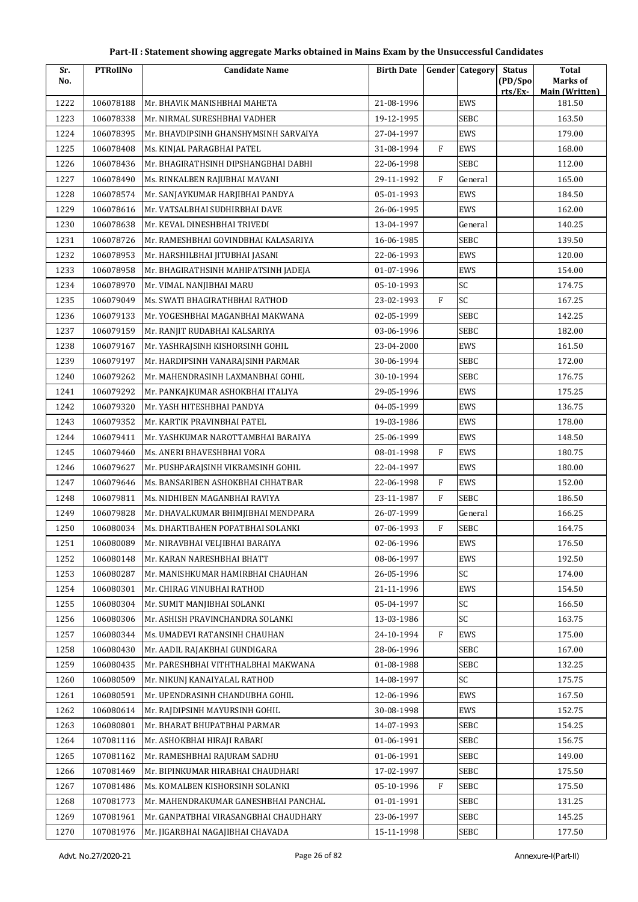# Part-II : Statement showing aggregate Marks obtained in Mains Exam by the Unsuccessful Candidates

| Sr. No. | PTRollNo | Candidate Name | Birth Date | Gender | Category | Status (PD/Spo rts/Ex- | Total Marks of Main (Written) |
|---|---|---|---|---|---|---|---|
| 1222 | 106078188 | Mr. BHAVIK MANISHBHAI MAHETA | 21-08-1996 | | EWS | | 181.50 |
| 1223 | 106078338 | Mr. NIRMAL SURESHBHAI VADHER | 19-12-1995 | | SEBC | | 163.50 |
| 1224 | 106078395 | Mr. BHAVDIPSINH GHANSHYMSINH SARVAIYA | 27-04-1997 | | EWS | | 179.00 |
| 1225 | 106078408 | Ms. KINJAL PARAGBHAI PATEL | 31-08-1994 | F | EWS | | 168.00 |
| 1226 | 106078436 | Mr. BHAGIRATHSINH DIPSHANGBHAI DABHI | 22-06-1998 | | SEBC | | 112.00 |
| 1227 | 106078490 | Ms. RINKALBEN RAJUBHAI MAVANI | 29-11-1992 | F | General | | 165.00 |
| 1228 | 106078574 | Mr. SANJAYKUMAR HARJIBHAI PANDYA | 05-01-1993 | | EWS | | 184.50 |
| 1229 | 106078616 | Mr. VATSALBHAI SUDHIRBHAI DAVE | 26-06-1995 | | EWS | | 162.00 |
| 1230 | 106078638 | Mr. KEVAL DINESHBHAI TRIVEDI | 13-04-1997 | | General | | 140.25 |
| 1231 | 106078726 | Mr. RAMESHBHAI GOVINDBHAI KALASARIYA | 16-06-1985 | | SEBC | | 139.50 |
| 1232 | 106078953 | Mr. HARSHILBHAI JITUBHAI JASANI | 22-06-1993 | | EWS | | 120.00 |
| 1233 | 106078958 | Mr. BHAGIRATHSINH MAHIPATSINH JADEJA | 01-07-1996 | | EWS | | 154.00 |
| 1234 | 106078970 | Mr. VIMAL NANJIBHAI MARU | 05-10-1993 | | SC | | 174.75 |
| 1235 | 106079049 | Ms. SWATI BHAGIRATHBHAI RATHOD | 23-02-1993 | F | SC | | 167.25 |
| 1236 | 106079133 | Mr. YOGESHBHAI MAGANBHAI MAKWANA | 02-05-1999 | | SEBC | | 142.25 |
| 1237 | 106079159 | Mr. RANJIT RUDABHAI KALSARIYA | 03-06-1996 | | SEBC | | 182.00 |
| 1238 | 106079167 | Mr. YASHRAJSINH KISHORSINH GOHIL | 23-04-2000 | | EWS | | 161.50 |
| 1239 | 106079197 | Mr. HARDIPSINH VANARAJSINH PARMAR | 30-06-1994 | | SEBC | | 172.00 |
| 1240 | 106079262 | Mr. MAHENDRASINH LAXMANBHAI GOHIL | 30-10-1994 | | SEBC | | 176.75 |
| 1241 | 106079292 | Mr. PANKAJKUMAR ASHOKBHAI ITALIYA | 29-05-1996 | | EWS | | 175.25 |
| 1242 | 106079320 | Mr. YASH HITESHBHAI PANDYA | 04-05-1999 | | EWS | | 136.75 |
| 1243 | 106079352 | Mr. KARTIK PRAVINBHAI PATEL | 19-03-1986 | | EWS | | 178.00 |
| 1244 | 106079411 | Mr. YASHKUMAR NAROTTAMBHAI BARAIYA | 25-06-1999 | | EWS | | 148.50 |
| 1245 | 106079460 | Ms. ANERI BHAVESHBHAI VORA | 08-01-1998 | F | EWS | | 180.75 |
| 1246 | 106079627 | Mr. PUSHPARAJSINH VIKRAMSINH GOHIL | 22-04-1997 | | EWS | | 180.00 |
| 1247 | 106079646 | Ms. BANSARIBEN ASHOKBHAI CHHATBAR | 22-06-1998 | F | EWS | | 152.00 |
| 1248 | 106079811 | Ms. NIDHIBEN MAGANBHAI RAVIYA | 23-11-1987 | F | SEBC | | 186.50 |
| 1249 | 106079828 | Mr. DHAVALKUMAR BHIMJIBHAI MENDPARA | 26-07-1999 | | General | | 166.25 |
| 1250 | 106080034 | Ms. DHARTIBAHEN POPATBHAI SOLANKI | 07-06-1993 | F | SEBC | | 164.75 |
| 1251 | 106080089 | Mr. NIRAVBHAI VELJIBHAI BARAIYA | 02-06-1996 | | EWS | | 176.50 |
| 1252 | 106080148 | Mr. KARAN NARESHBHAI BHATT | 08-06-1997 | | EWS | | 192.50 |
| 1253 | 106080287 | Mr. MANISHKUMAR HAMIRBHAI CHAUHAN | 26-05-1996 | | SC | | 174.00 |
| 1254 | 106080301 | Mr. CHIRAG VINUBHAI RATHOD | 21-11-1996 | | EWS | | 154.50 |
| 1255 | 106080304 | Mr. SUMIT MANJIBHAI SOLANKI | 05-04-1997 | | SC | | 166.50 |
| 1256 | 106080306 | Mr. ASHISH PRAVINCHANDRA SOLANKI | 13-03-1986 | | SC | | 163.75 |
| 1257 | 106080344 | Ms. UMADEVI RATANSINH CHAUHAN | 24-10-1994 | F | EWS | | 175.00 |
| 1258 | 106080430 | Mr. AADIL RAJAKBHAI GUNDIGARA | 28-06-1996 | | SEBC | | 167.00 |
| 1259 | 106080435 | Mr. PARESHBHAI VITHTHALBHAI MAKWANA | 01-08-1988 | | SEBC | | 132.25 |
| 1260 | 106080509 | Mr. NIKUNJ KANAIYALAL RATHOD | 14-08-1997 | | SC | | 175.75 |
| 1261 | 106080591 | Mr. UPENDRASINH CHANDUBHA GOHIL | 12-06-1996 | | EWS | | 167.50 |
| 1262 | 106080614 | Mr. RAJDIPSINH MAYURSINH GOHIL | 30-08-1998 | | EWS | | 152.75 |
| 1263 | 106080801 | Mr. BHARAT BHUPATBHAI PARMAR | 14-07-1993 | | SEBC | | 154.25 |
| 1264 | 107081116 | Mr. ASHOKBHAI HIRAJI RABARI | 01-06-1991 | | SEBC | | 156.75 |
| 1265 | 107081162 | Mr. RAMESHBHAI RAJURAM SADHU | 01-06-1991 | | SEBC | | 149.00 |
| 1266 | 107081469 | Mr. BIPINKUMAR HIRABHAI CHAUDHARI | 17-02-1997 | | SEBC | | 175.50 |
| 1267 | 107081486 | Ms. KOMALBEN KISHORSINH SOLANKI | 05-10-1996 | F | SEBC | | 175.50 |
| 1268 | 107081773 | Mr. MAHENDRAKUMAR GANESHBHAI PANCHAL | 01-01-1991 | | SEBC | | 131.25 |
| 1269 | 107081961 | Mr. GANPATBHAI VIRASANGBHAI CHAUDHARY | 23-06-1997 | | SEBC | | 145.25 |
| 1270 | 107081976 | Mr. JIGARBHAI NAGAJIBHAI CHAVADA | 15-11-1998 | | SEBC | | 177.50 |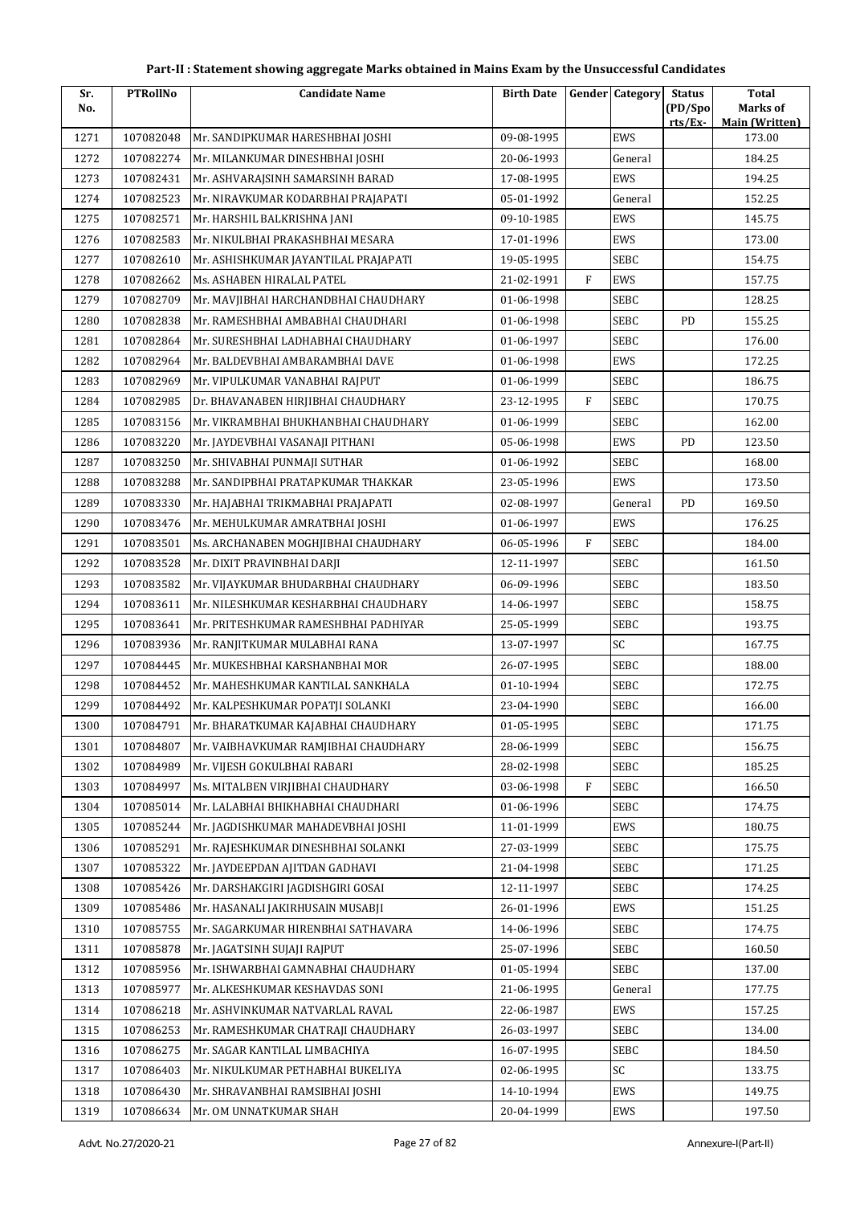## Part-II : Statement showing aggregate Marks obtained in Mains Exam by the Unsuccessful Candidates

| Sr. No. | PTRollNo | Candidate Name | Birth Date | Gender | Category | Status (PD/Sports/Ex-) | Total Marks of Main (Written) |
|---|---|---|---|---|---|---|---|
| 1271 | 107082048 | Mr. SANDIPKUMAR HARESHBHAI JOSHI | 09-08-1995 | | EWS | | 173.00 |
| 1272 | 107082274 | Mr. MILANKUMAR DINESHBHAI JOSHI | 20-06-1993 | | General | | 184.25 |
| 1273 | 107082431 | Mr. ASHVARAJSINH SAMARSINH BARAD | 17-08-1995 | | EWS | | 194.25 |
| 1274 | 107082523 | Mr. NIRAVKUMAR KODARBHAI PRAJAPATI | 05-01-1992 | | General | | 152.25 |
| 1275 | 107082571 | Mr. HARSHIL BALKRISHNA JANI | 09-10-1985 | | EWS | | 145.75 |
| 1276 | 107082583 | Mr. NIKULBHAI PRAKASHBHAI MESARA | 17-01-1996 | | EWS | | 173.00 |
| 1277 | 107082610 | Mr. ASHISHKUMAR JAYANTILAL PRAJAPATI | 19-05-1995 | | SEBC | | 154.75 |
| 1278 | 107082662 | Ms. ASHABEN HIRALAL PATEL | 21-02-1991 | F | EWS | | 157.75 |
| 1279 | 107082709 | Mr. MAVJIBHAI HARCHANDBHAI CHAUDHARY | 01-06-1998 | | SEBC | | 128.25 |
| 1280 | 107082838 | Mr. RAMESHBHAI AMBABHAI CHAUDHARI | 01-06-1998 | | SEBC | PD | 155.25 |
| 1281 | 107082864 | Mr. SURESHBHAI LADHABHAI CHAUDHARY | 01-06-1997 | | SEBC | | 176.00 |
| 1282 | 107082964 | Mr. BALDEVBHAI AMBARAMBHAI DAVE | 01-06-1998 | | EWS | | 172.25 |
| 1283 | 107082969 | Mr. VIPULKUMAR VANABHAI RAJPUT | 01-06-1999 | | SEBC | | 186.75 |
| 1284 | 107082985 | Dr. BHAVANABEN HIRJIBHAI CHAUDHARY | 23-12-1995 | F | SEBC | | 170.75 |
| 1285 | 107083156 | Mr. VIKRAMBHAI BHUKHANBHAI CHAUDHARY | 01-06-1999 | | SEBC | | 162.00 |
| 1286 | 107083220 | Mr. JAYDEVBHAI VASANAJI PITHANI | 05-06-1998 | | EWS | PD | 123.50 |
| 1287 | 107083250 | Mr. SHIVABHAI PUNMAJI SUTHAR | 01-06-1992 | | SEBC | | 168.00 |
| 1288 | 107083288 | Mr. SANDIPBHAI PRATAPKUMAR THAKKAR | 23-05-1996 | | EWS | | 173.50 |
| 1289 | 107083330 | Mr. HAJABHAI TRIKMABHAI PRAJAPATI | 02-08-1997 | | General | PD | 169.50 |
| 1290 | 107083476 | Mr. MEHULKUMAR AMRATBHAI JOSHI | 01-06-1997 | | EWS | | 176.25 |
| 1291 | 107083501 | Ms. ARCHANABEN MOGHJIBHAI CHAUDHARY | 06-05-1996 | F | SEBC | | 184.00 |
| 1292 | 107083528 | Mr. DIXIT PRAVINBHAI DARJI | 12-11-1997 | | SEBC | | 161.50 |
| 1293 | 107083582 | Mr. VIJAYKUMAR BHUDARBHAI CHAUDHARY | 06-09-1996 | | SEBC | | 183.50 |
| 1294 | 107083611 | Mr. NILESHKUMAR KESHARBHAI CHAUDHARY | 14-06-1997 | | SEBC | | 158.75 |
| 1295 | 107083641 | Mr. PRITESHKUMAR RAMESHBHAI PADHIYAR | 25-05-1999 | | SEBC | | 193.75 |
| 1296 | 107083936 | Mr. RANJITKUMAR MULABHAI RANA | 13-07-1997 | | SC | | 167.75 |
| 1297 | 107084445 | Mr. MUKESHBHAI KARSHANBHAI MOR | 26-07-1995 | | SEBC | | 188.00 |
| 1298 | 107084452 | Mr. MAHESHKUMAR KANTILAL SANKHALA | 01-10-1994 | | SEBC | | 172.75 |
| 1299 | 107084492 | Mr. KALPESHKUMAR POPATJI SOLANKI | 23-04-1990 | | SEBC | | 166.00 |
| 1300 | 107084791 | Mr. BHARATKUMAR KAJABHAI CHAUDHARY | 01-05-1995 | | SEBC | | 171.75 |
| 1301 | 107084807 | Mr. VAIBHAVKUMAR RAMJIBHAI CHAUDHARY | 28-06-1999 | | SEBC | | 156.75 |
| 1302 | 107084989 | Mr. VIJESH GOKULBHAI RABARI | 28-02-1998 | | SEBC | | 185.25 |
| 1303 | 107084997 | Ms. MITALBEN VIRJIBHAI CHAUDHARY | 03-06-1998 | F | SEBC | | 166.50 |
| 1304 | 107085014 | Mr. LALABHAI BHIKHABHAI CHAUDHARI | 01-06-1996 | | SEBC | | 174.75 |
| 1305 | 107085244 | Mr. JAGDISHKUMAR MAHADEVBHAI JOSHI | 11-01-1999 | | EWS | | 180.75 |
| 1306 | 107085291 | Mr. RAJESHKUMAR DINESHBHAI SOLANKI | 27-03-1999 | | SEBC | | 175.75 |
| 1307 | 107085322 | Mr. JAYDEEPDAN AJITDAN GADHAVI | 21-04-1998 | | SEBC | | 171.25 |
| 1308 | 107085426 | Mr. DARSHAKGIRI JAGDISHGIRI GOSAI | 12-11-1997 | | SEBC | | 174.25 |
| 1309 | 107085486 | Mr. HASANALI JAKIRHUSAIN MUSABJI | 26-01-1996 | | EWS | | 151.25 |
| 1310 | 107085755 | Mr. SAGARKUMAR HIRENBHAI SATHAVARA | 14-06-1996 | | SEBC | | 174.75 |
| 1311 | 107085878 | Mr. JAGATSINH SUJAJI RAJPUT | 25-07-1996 | | SEBC | | 160.50 |
| 1312 | 107085956 | Mr. ISHWARBHAI GAMNABHAI CHAUDHARY | 01-05-1994 | | SEBC | | 137.00 |
| 1313 | 107085977 | Mr. ALKESHKUMAR KESHAVDAS SONI | 21-06-1995 | | General | | 177.75 |
| 1314 | 107086218 | Mr. ASHVINKUMAR NATVARLAL RAVAL | 22-06-1987 | | EWS | | 157.25 |
| 1315 | 107086253 | Mr. RAMESHKUMAR CHATRAJI CHAUDHARY | 26-03-1997 | | SEBC | | 134.00 |
| 1316 | 107086275 | Mr. SAGAR KANTILAL LIMBACHIYA | 16-07-1995 | | SEBC | | 184.50 |
| 1317 | 107086403 | Mr. NIKULKUMAR PETHABHAI BUKELIYA | 02-06-1995 | | SC | | 133.75 |
| 1318 | 107086430 | Mr. SHRAVANBHAI RAMSIBHAI JOSHI | 14-10-1994 | | EWS | | 149.75 |
| 1319 | 107086634 | Mr. OM UNNATKUMAR SHAH | 20-04-1999 | | EWS | | 197.50 |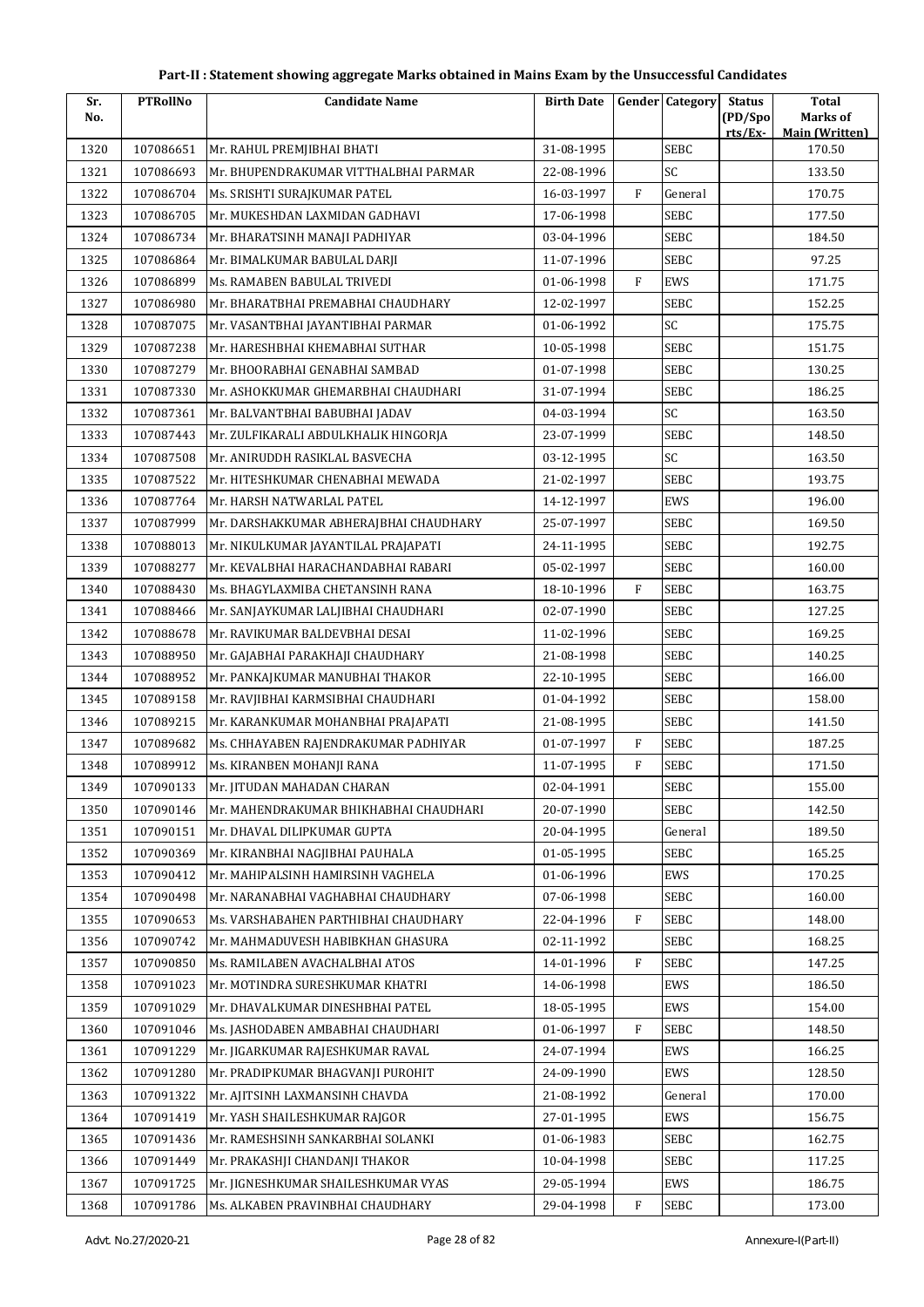**Part-II : Statement showing aggregate Marks obtained in Mains Exam by the Unsuccessful Candidates**

| Sr. No. | PTRollNo | Candidate Name | Birth Date | Gender | Category | Status (PD/Spo rts/Ex- | Total Marks of Main (Written) |
|---|---|---|---|---|---|---|---|
| 1320 | 107086651 | Mr. RAHUL PREMJIBHAI BHATI | 31-08-1995 | | SEBC | | 170.50 |
| 1321 | 107086693 | Mr. BHUPENDRAKUMAR VITTHALBHAI PARMAR | 22-08-1996 | | SC | | 133.50 |
| 1322 | 107086704 | Ms. SRISHTI SURAJKUMAR PATEL | 16-03-1997 | F | General | | 170.75 |
| 1323 | 107086705 | Mr. MUKESHDAN LAXMIDAN GADHAVI | 17-06-1998 | | SEBC | | 177.50 |
| 1324 | 107086734 | Mr. BHARATSINH MANAJI PADHIYAR | 03-04-1996 | | SEBC | | 184.50 |
| 1325 | 107086864 | Mr. BIMALKUMAR BABULAL DARJI | 11-07-1996 | | SEBC | | 97.25 |
| 1326 | 107086899 | Ms. RAMABEN BABULAL TRIVEDI | 01-06-1998 | F | EWS | | 171.75 |
| 1327 | 107086980 | Mr. BHARATBHAI PREMABHAI CHAUDHARY | 12-02-1997 | | SEBC | | 152.25 |
| 1328 | 107087075 | Mr. VASANTBHAI JAYANTIBHAI PARMAR | 01-06-1992 | | SC | | 175.75 |
| 1329 | 107087238 | Mr. HARESHBHAI KHEMABHAI SUTHAR | 10-05-1998 | | SEBC | | 151.75 |
| 1330 | 107087279 | Mr. BHOORABHAI GENABHAI SAMBAD | 01-07-1998 | | SEBC | | 130.25 |
| 1331 | 107087330 | Mr. ASHOKKUMAR GHEMARBHAI CHAUDHARI | 31-07-1994 | | SEBC | | 186.25 |
| 1332 | 107087361 | Mr. BALVANTBHAI BABUBHAI JADAV | 04-03-1994 | | SC | | 163.50 |
| 1333 | 107087443 | Mr. ZULFIKARALI ABDULKHALIK HINGORJA | 23-07-1999 | | SEBC | | 148.50 |
| 1334 | 107087508 | Mr. ANIRUDDH RASIKLAL BASVECHA | 03-12-1995 | | SC | | 163.50 |
| 1335 | 107087522 | Mr. HITESHKUMAR CHENABHAI MEWADA | 21-02-1997 | | SEBC | | 193.75 |
| 1336 | 107087764 | Mr. HARSH NATWARLAL PATEL | 14-12-1997 | | EWS | | 196.00 |
| 1337 | 107087999 | Mr. DARSHAKKUMAR ABHERAJBHAI CHAUDHARY | 25-07-1997 | | SEBC | | 169.50 |
| 1338 | 107088013 | Mr. NIKULKUMAR JAYANTILAL PRAJAPATI | 24-11-1995 | | SEBC | | 192.75 |
| 1339 | 107088277 | Mr. KEVALBHAI HARACHANDABHAI RABARI | 05-02-1997 | | SEBC | | 160.00 |
| 1340 | 107088430 | Ms. BHAGYLAXMIBA CHETANSINH RANA | 18-10-1996 | F | SEBC | | 163.75 |
| 1341 | 107088466 | Mr. SANJAYKUMAR LALJIBHAI CHAUDHARI | 02-07-1990 | | SEBC | | 127.25 |
| 1342 | 107088678 | Mr. RAVIKUMAR BALDEVBHAI DESAI | 11-02-1996 | | SEBC | | 169.25 |
| 1343 | 107088950 | Mr. GAJABHAI PARAKHAJI CHAUDHARY | 21-08-1998 | | SEBC | | 140.25 |
| 1344 | 107088952 | Mr. PANKAJKUMAR MANUBHAI THAKOR | 22-10-1995 | | SEBC | | 166.00 |
| 1345 | 107089158 | Mr. RAVJIBHAI KARMSIBHAI CHAUDHARI | 01-04-1992 | | SEBC | | 158.00 |
| 1346 | 107089215 | Mr. KARANKUMAR MOHANBHAI PRAJAPATI | 21-08-1995 | | SEBC | | 141.50 |
| 1347 | 107089682 | Ms. CHHAYABEN RAJENDRAKUMAR PADHIYAR | 01-07-1997 | F | SEBC | | 187.25 |
| 1348 | 107089912 | Ms. KIRANBEN MOHANJI RANA | 11-07-1995 | F | SEBC | | 171.50 |
| 1349 | 107090133 | Mr. JITUDAN MAHADAN CHARAN | 02-04-1991 | | SEBC | | 155.00 |
| 1350 | 107090146 | Mr. MAHENDRAKUMAR BHIKHABHAI CHAUDHARI | 20-07-1990 | | SEBC | | 142.50 |
| 1351 | 107090151 | Mr. DHAVAL DILIPKUMAR GUPTA | 20-04-1995 | | General | | 189.50 |
| 1352 | 107090369 | Mr. KIRANBHAI NAGJIBHAI PAUHALA | 01-05-1995 | | SEBC | | 165.25 |
| 1353 | 107090412 | Mr. MAHIPALSINH HAMIRSINH VAGHELA | 01-06-1996 | | EWS | | 170.25 |
| 1354 | 107090498 | Mr. NARANABHAI VAGHABHAI CHAUDHARY | 07-06-1998 | | SEBC | | 160.00 |
| 1355 | 107090653 | Ms. VARSHABAHEN PARTHIBHAI CHAUDHARY | 22-04-1996 | F | SEBC | | 148.00 |
| 1356 | 107090742 | Mr. MAHMADUVESH HABIBKHAN GHASURA | 02-11-1992 | | SEBC | | 168.25 |
| 1357 | 107090850 | Ms. RAMILABEN AVACHALBHAI ATOS | 14-01-1996 | F | SEBC | | 147.25 |
| 1358 | 107091023 | Mr. MOTINDRA SURESHKUMAR KHATRI | 14-06-1998 | | EWS | | 186.50 |
| 1359 | 107091029 | Mr. DHAVALKUMAR DINESHBHAI PATEL | 18-05-1995 | | EWS | | 154.00 |
| 1360 | 107091046 | Ms. JASHODABEN AMBABHAI CHAUDHARI | 01-06-1997 | F | SEBC | | 148.50 |
| 1361 | 107091229 | Mr. JIGARKUMAR RAJESHKUMAR RAVAL | 24-07-1994 | | EWS | | 166.25 |
| 1362 | 107091280 | Mr. PRADIPKUMAR BHAGVANJI PUROHIT | 24-09-1990 | | EWS | | 128.50 |
| 1363 | 107091322 | Mr. AJITSINH LAXMANSINH CHAVDA | 21-08-1992 | | General | | 170.00 |
| 1364 | 107091419 | Mr. YASH SHAILESHKUMAR RAJGOR | 27-01-1995 | | EWS | | 156.75 |
| 1365 | 107091436 | Mr. RAMESHSINH SANKARBHAI SOLANKI | 01-06-1983 | | SEBC | | 162.75 |
| 1366 | 107091449 | Mr. PRAKASHJI CHANDANJI THAKOR | 10-04-1998 | | SEBC | | 117.25 |
| 1367 | 107091725 | Mr. JIGNESHKUMAR SHAILESHKUMAR VYAS | 29-05-1994 | | EWS | | 186.75 |
| 1368 | 107091786 | Ms. ALKABEN PRAVINBHAI CHAUDHARY | 29-04-1998 | F | SEBC | | 173.00 |

Advt. No.27/2020-21 Annexure-I(Part-II)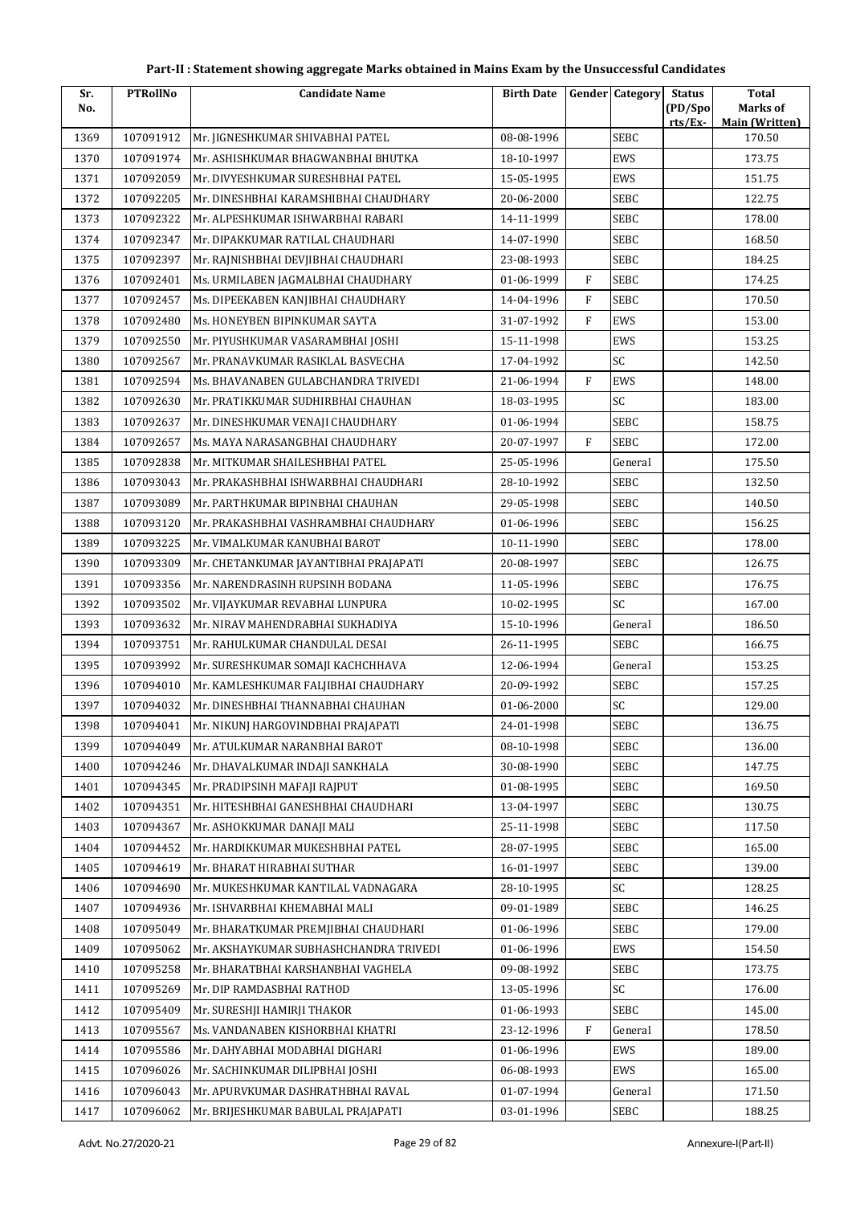# Part-II : Statement showing aggregate Marks obtained in Mains Exam by the Unsuccessful Candidates

| Sr. No. | PTRollNo | Candidate Name | Birth Date | Gender | Category | Status (PD/Spo rts/Ex- | Total Marks of Main (Written) |
|---|---|---|---|---|---|---|---|
| 1369 | 107091912 | Mr. JIGNESHKUMAR SHIVABHAI PATEL | 08-08-1996 | | SEBC | | 170.50 |
| 1370 | 107091974 | Mr. ASHISHKUMAR BHAGWANBHAI BHUTKA | 18-10-1997 | | EWS | | 173.75 |
| 1371 | 107092059 | Mr. DIVYESHKUMAR SURESHBHAI PATEL | 15-05-1995 | | EWS | | 151.75 |
| 1372 | 107092205 | Mr. DINESHBHAI KARAMSHIBHAI CHAUDHARY | 20-06-2000 | | SEBC | | 122.75 |
| 1373 | 107092322 | Mr. ALPESHKUMAR ISHWARBHAI RABARI | 14-11-1999 | | SEBC | | 178.00 |
| 1374 | 107092347 | Mr. DIPAKKUMAR RATILAL CHAUDHARI | 14-07-1990 | | SEBC | | 168.50 |
| 1375 | 107092397 | Mr. RAJNISHBHAI DEVJIBHAI CHAUDHARI | 23-08-1993 | | SEBC | | 184.25 |
| 1376 | 107092401 | Ms. URMILABEN JAGMALBHAI CHAUDHARY | 01-06-1999 | F | SEBC | | 174.25 |
| 1377 | 107092457 | Ms. DIPEEKABEN KANJIBHAI CHAUDHARY | 14-04-1996 | F | SEBC | | 170.50 |
| 1378 | 107092480 | Ms. HONEYBEN BIPINKUMAR SAYTA | 31-07-1992 | F | EWS | | 153.00 |
| 1379 | 107092550 | Mr. PIYUSHKUMAR VASARAMBHAI JOSHI | 15-11-1998 | | EWS | | 153.25 |
| 1380 | 107092567 | Mr. PRANAVKUMAR RASIKLAL BASVECHA | 17-04-1992 | | SC | | 142.50 |
| 1381 | 107092594 | Ms. BHAVANABEN GULABCHANDRA TRIVEDI | 21-06-1994 | F | EWS | | 148.00 |
| 1382 | 107092630 | Mr. PRATIKKUMAR SUDHIRBHAI CHAUHAN | 18-03-1995 | | SC | | 183.00 |
| 1383 | 107092637 | Mr. DINESHKUMAR VENAJI CHAUDHARY | 01-06-1994 | | SEBC | | 158.75 |
| 1384 | 107092657 | Ms. MAYA NARASANGBHAI CHAUDHARY | 20-07-1997 | F | SEBC | | 172.00 |
| 1385 | 107092838 | Mr. MITKUMAR SHAILESHBHAI PATEL | 25-05-1996 | | General | | 175.50 |
| 1386 | 107093043 | Mr. PRAKASHBHAI ISHWARBHAI CHAUDHARI | 28-10-1992 | | SEBC | | 132.50 |
| 1387 | 107093089 | Mr. PARTHKUMAR BIPINBHAI CHAUHAN | 29-05-1998 | | SEBC | | 140.50 |
| 1388 | 107093120 | Mr. PRAKASHBHAI VASHRAMBHAI CHAUDHARY | 01-06-1996 | | SEBC | | 156.25 |
| 1389 | 107093225 | Mr. VIMALKUMAR KANUBHAI BAROT | 10-11-1990 | | SEBC | | 178.00 |
| 1390 | 107093309 | Mr. CHETANKUMAR JAYANTIBHAI PRAJAPATI | 20-08-1997 | | SEBC | | 126.75 |
| 1391 | 107093356 | Mr. NARENDRASINH RUPSINH BODANA | 11-05-1996 | | SEBC | | 176.75 |
| 1392 | 107093502 | Mr. VIJAYKUMAR REVABHAI LUNPURA | 10-02-1995 | | SC | | 167.00 |
| 1393 | 107093632 | Mr. NIRAV MAHENDRABHAI SUKHADIYA | 15-10-1996 | | General | | 186.50 |
| 1394 | 107093751 | Mr. RAHULKUMAR CHANDULAL DESAI | 26-11-1995 | | SEBC | | 166.75 |
| 1395 | 107093992 | Mr. SURESHKUMAR SOMAJI KACHCHHAVA | 12-06-1994 | | General | | 153.25 |
| 1396 | 107094010 | Mr. KAMLESHKUMAR FALJIBHAI CHAUDHARY | 20-09-1992 | | SEBC | | 157.25 |
| 1397 | 107094032 | Mr. DINESHBHAI THANNABHAI CHAUHAN | 01-06-2000 | | SC | | 129.00 |
| 1398 | 107094041 | Mr. NIKUNJ HARGOVINDBHAI PRAJAPATI | 24-01-1998 | | SEBC | | 136.75 |
| 1399 | 107094049 | Mr. ATULKUMAR NARANBHAI BAROT | 08-10-1998 | | SEBC | | 136.00 |
| 1400 | 107094246 | Mr. DHAVALKUMAR INDAJI SANKHALA | 30-08-1990 | | SEBC | | 147.75 |
| 1401 | 107094345 | Mr. PRADIPSINH MAFAJI RAJPUT | 01-08-1995 | | SEBC | | 169.50 |
| 1402 | 107094351 | Mr. HITESHBHAI GANESHBHAI CHAUDHARI | 13-04-1997 | | SEBC | | 130.75 |
| 1403 | 107094367 | Mr. ASHOKKUMAR DANAJI MALI | 25-11-1998 | | SEBC | | 117.50 |
| 1404 | 107094452 | Mr. HARDIKKUMAR MUKESHBHAI PATEL | 28-07-1995 | | SEBC | | 165.00 |
| 1405 | 107094619 | Mr. BHARAT HIRABHAI SUTHAR | 16-01-1997 | | SEBC | | 139.00 |
| 1406 | 107094690 | Mr. MUKESHKUMAR KANTILAL VADNAGARA | 28-10-1995 | | SC | | 128.25 |
| 1407 | 107094936 | Mr. ISHVARBHAI KHEMABHAI MALI | 09-01-1989 | | SEBC | | 146.25 |
| 1408 | 107095049 | Mr. BHARATKUMAR PREMJIBHAI CHAUDHARI | 01-06-1996 | | SEBC | | 179.00 |
| 1409 | 107095062 | Mr. AKSHAYKUMAR SUBHASHCHANDRA TRIVEDI | 01-06-1996 | | EWS | | 154.50 |
| 1410 | 107095258 | Mr. BHARATBHAI KARSHANBHAI VAGHELA | 09-08-1992 | | SEBC | | 173.75 |
| 1411 | 107095269 | Mr. DIP RAMDASBHAI RATHOD | 13-05-1996 | | SC | | 176.00 |
| 1412 | 107095409 | Mr. SURESHJI HAMIRJI THAKOR | 01-06-1993 | | SEBC | | 145.00 |
| 1413 | 107095567 | Ms. VANDANABEN KISHORBHAI KHATRI | 23-12-1996 | F | General | | 178.50 |
| 1414 | 107095586 | Mr. DAHYABHAI MODABHAI DIGHARI | 01-06-1996 | | EWS | | 189.00 |
| 1415 | 107096026 | Mr. SACHINKUMAR DILIPBHAI JOSHI | 06-08-1993 | | EWS | | 165.00 |
| 1416 | 107096043 | Mr. APURVKUMAR DASHRATHBHAI RAVAL | 01-07-1994 | | General | | 171.50 |
| 1417 | 107096062 | Mr. BRIJESHKUMAR BABULAL PRAJAPATI | 03-01-1996 | | SEBC | | 188.25 |

Advt. No.27/2020-21 Annexure-I(Part-II)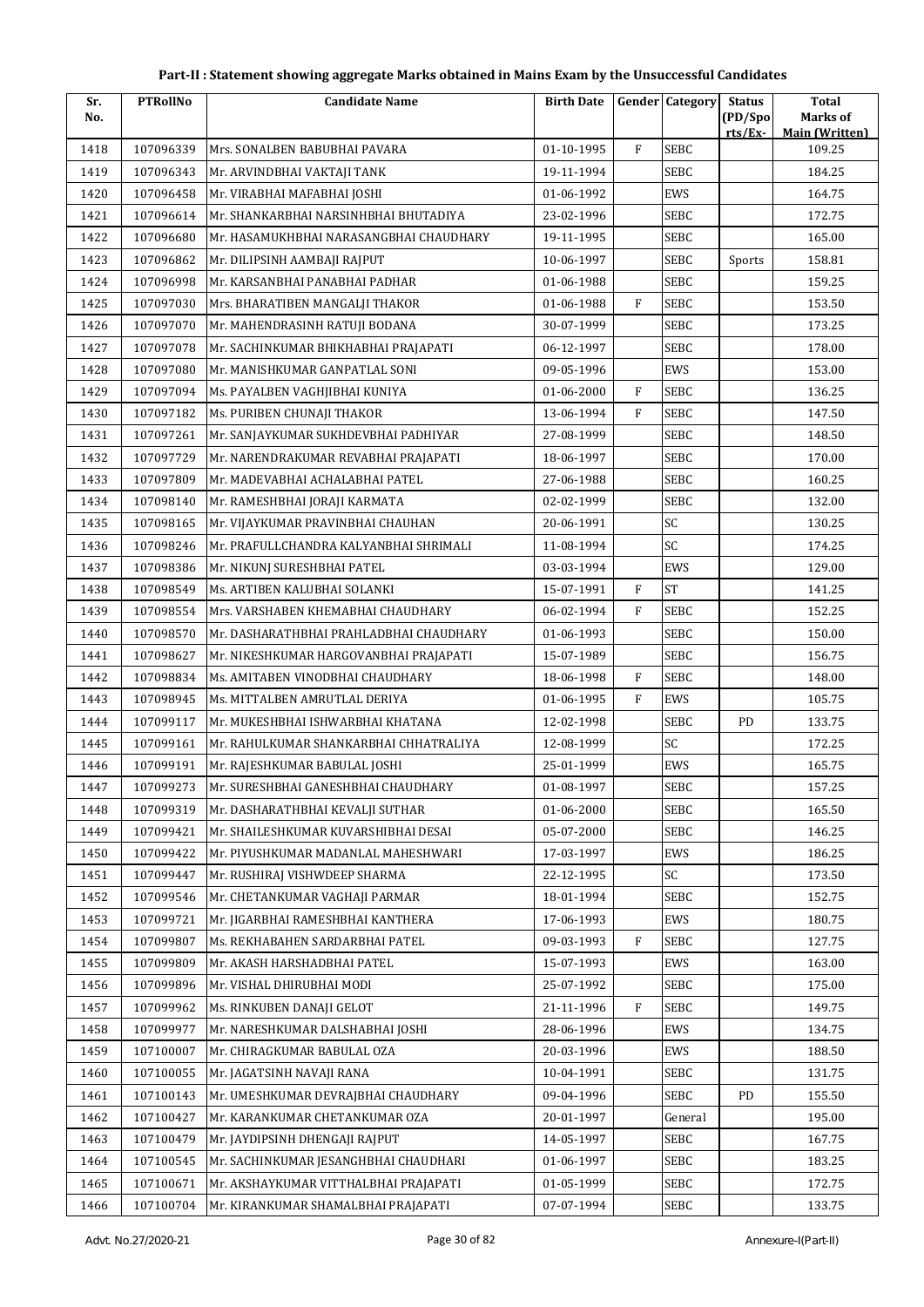# Part-II : Statement showing aggregate Marks obtained in Mains Exam by the Unsuccessful Candidates

| Sr. No. | PTRollNo | Candidate Name | Birth Date | Gender | Category | Status (PD/Sports/Ex-) | Total Marks of Main (Written) |
|---|---|---|---|---|---|---|---|
| 1418 | 107096339 | Mrs. SONALBEN BABUBHAI PAVARA | 01-10-1995 | F | SEBC | | 109.25 |
| 1419 | 107096343 | Mr. ARVINDBHAI VAKTAJI TANK | 19-11-1994 | | SEBC | | 184.25 |
| 1420 | 107096458 | Mr. VIRABHAI MAFABHAI JOSHI | 01-06-1992 | | EWS | | 164.75 |
| 1421 | 107096614 | Mr. SHANKARBHAI NARSINHBHAI BHUTADIYA | 23-02-1996 | | SEBC | | 172.75 |
| 1422 | 107096680 | Mr. HASAMUKHBHAI NARASANGBHAI CHAUDHARY | 19-11-1995 | | SEBC | | 165.00 |
| 1423 | 107096862 | Mr. DILIPSINH AAMBAJI RAJPUT | 10-06-1997 | | SEBC | Sports | 158.81 |
| 1424 | 107096998 | Mr. KARSANBHAI PANABHAI PADHAR | 01-06-1988 | | SEBC | | 159.25 |
| 1425 | 107097030 | Mrs. BHARATIBEN MANGALJI THAKOR | 01-06-1988 | F | SEBC | | 153.50 |
| 1426 | 107097070 | Mr. MAHENDRASINH RATUJI BODANA | 30-07-1999 | | SEBC | | 173.25 |
| 1427 | 107097078 | Mr. SACHINKUMAR BHIKHABHAI PRAJAPATI | 06-12-1997 | | SEBC | | 178.00 |
| 1428 | 107097080 | Mr. MANISHKUMAR GANPATLAL SONI | 09-05-1996 | | EWS | | 153.00 |
| 1429 | 107097094 | Ms. PAYALBEN VAGHJIBHAI KUNIYA | 01-06-2000 | F | SEBC | | 136.25 |
| 1430 | 107097182 | Ms. PURIBEN CHUNAJI THAKOR | 13-06-1994 | F | SEBC | | 147.50 |
| 1431 | 107097261 | Mr. SANJAYKUMAR SUKHDEVBHAI PADHIYAR | 27-08-1999 | | SEBC | | 148.50 |
| 1432 | 107097729 | Mr. NARENDRAKUMAR REVABHAI PRAJAPATI | 18-06-1997 | | SEBC | | 170.00 |
| 1433 | 107097809 | Mr. MADEVABHAI ACHALABHAI PATEL | 27-06-1988 | | SEBC | | 160.25 |
| 1434 | 107098140 | Mr. RAMESHBHAI JORAJI KARMATA | 02-02-1999 | | SEBC | | 132.00 |
| 1435 | 107098165 | Mr. VIJAYKUMAR PRAVINBHAI CHAUHAN | 20-06-1991 | | SC | | 130.25 |
| 1436 | 107098246 | Mr. PRAFULLCHANDRA KALYANBHAI SHRIMALI | 11-08-1994 | | SC | | 174.25 |
| 1437 | 107098386 | Mr. NIKUNJ SURESHBHAI PATEL | 03-03-1994 | | EWS | | 129.00 |
| 1438 | 107098549 | Ms. ARTIBEN KALUBHAI SOLANKI | 15-07-1991 | F | ST | | 141.25 |
| 1439 | 107098554 | Mrs. VARSHABEN KHEMABHAI CHAUDHARY | 06-02-1994 | F | SEBC | | 152.25 |
| 1440 | 107098570 | Mr. DASHARATHBHAI PRAHLADBHAI CHAUDHARY | 01-06-1993 | | SEBC | | 150.00 |
| 1441 | 107098627 | Mr. NIKESHKUMAR HARGOVANBHAI PRAJAPATI | 15-07-1989 | | SEBC | | 156.75 |
| 1442 | 107098834 | Ms. AMITABEN VINODBHAI CHAUDHARY | 18-06-1998 | F | SEBC | | 148.00 |
| 1443 | 107098945 | Ms. MITTALBEN AMRUTLAL DERIYA | 01-06-1995 | F | EWS | | 105.75 |
| 1444 | 107099117 | Mr. MUKESHBHAI ISHWARBHAI KHATANA | 12-02-1998 | | SEBC | PD | 133.75 |
| 1445 | 107099161 | Mr. RAHULKUMAR SHANKARBHAI CHHATRALIYA | 12-08-1999 | | SC | | 172.25 |
| 1446 | 107099191 | Mr. RAJESHKUMAR BABULAL JOSHI | 25-01-1999 | | EWS | | 165.75 |
| 1447 | 107099273 | Mr. SURESHBHAI GANESHBHAI CHAUDHARY | 01-08-1997 | | SEBC | | 157.25 |
| 1448 | 107099319 | Mr. DASHARATHBHAI KEVALJI SUTHAR | 01-06-2000 | | SEBC | | 165.50 |
| 1449 | 107099421 | Mr. SHAILESHKUMAR KUVARSHIBHAI DESAI | 05-07-2000 | | SEBC | | 146.25 |
| 1450 | 107099422 | Mr. PIYUSHKUMAR MADANLAL MAHESHWARI | 17-03-1997 | | EWS | | 186.25 |
| 1451 | 107099447 | Mr. RUSHIRAJ VISHWDEEP SHARMA | 22-12-1995 | | SC | | 173.50 |
| 1452 | 107099546 | Mr. CHETANKUMAR VAGHAJI PARMAR | 18-01-1994 | | SEBC | | 152.75 |
| 1453 | 107099721 | Mr. JIGARBHAI RAMESHBHAI KANTHERA | 17-06-1993 | | EWS | | 180.75 |
| 1454 | 107099807 | Ms. REKHABAHEN SARDARBHAI PATEL | 09-03-1993 | F | SEBC | | 127.75 |
| 1455 | 107099809 | Mr. AKASH HARSHADBHAI PATEL | 15-07-1993 | | EWS | | 163.00 |
| 1456 | 107099896 | Mr. VISHAL DHIRUBHAI MODI | 25-07-1992 | | SEBC | | 175.00 |
| 1457 | 107099962 | Ms. RINKUBEN DANAJI GELOT | 21-11-1996 | F | SEBC | | 149.75 |
| 1458 | 107099977 | Mr. NARESHKUMAR DALSHABHAI JOSHI | 28-06-1996 | | EWS | | 134.75 |
| 1459 | 107100007 | Mr. CHIRAGKUMAR BABULAL OZA | 20-03-1996 | | EWS | | 188.50 |
| 1460 | 107100055 | Mr. JAGATSINH NAVAJI RANA | 10-04-1991 | | SEBC | | 131.75 |
| 1461 | 107100143 | Mr. UMESHKUMAR DEVRAJBHAI CHAUDHARY | 09-04-1996 | | SEBC | PD | 155.50 |
| 1462 | 107100427 | Mr. KARANKUMAR CHETANKUMAR OZA | 20-01-1997 | | General | | 195.00 |
| 1463 | 107100479 | Mr. JAYDIPSINH DHENGAJI RAJPUT | 14-05-1997 | | SEBC | | 167.75 |
| 1464 | 107100545 | Mr. SACHINKUMAR JESANGHBHAI CHAUDHARI | 01-06-1997 | | SEBC | | 183.25 |
| 1465 | 107100671 | Mr. AKSHAYKUMAR VITTHALBHAI PRAJAPATI | 01-05-1999 | | SEBC | | 172.75 |
| 1466 | 107100704 | Mr. KIRANKUMAR SHAMALBHAI PRAJAPATI | 07-07-1994 | | SEBC | | 133.75 |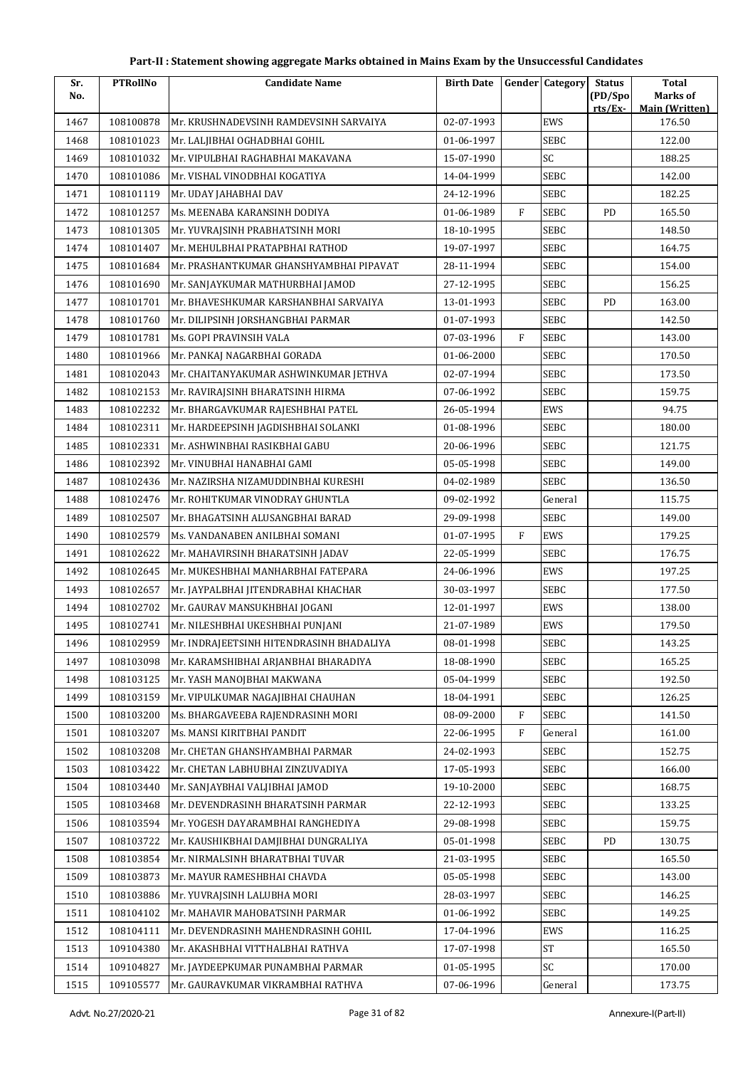# Part-II : Statement showing aggregate Marks obtained in Mains Exam by the Unsuccessful Candidates

| Sr. No. | PTRollNo | Candidate Name | Birth Date | Gender | Category | Status (PD/Spo rts/Ex- | Total Marks of Main (Written) |
|---|---|---|---|---|---|---|---|
| 1467 | 108100878 | Mr. KRUSHNADEVSINH RAMDEVSINH SARVAIYA | 02-07-1993 | | EWS | | 176.50 |
| 1468 | 108101023 | Mr. LALJIBHAI OGHADBHAI GOHIL | 01-06-1997 | | SEBC | | 122.00 |
| 1469 | 108101032 | Mr. VIPULBHAI RAGHABHAI MAKAVANA | 15-07-1990 | | SC | | 188.25 |
| 1470 | 108101086 | Mr. VISHAL VINODBHAI KOGATIYA | 14-04-1999 | | SEBC | | 142.00 |
| 1471 | 108101119 | Mr. UDAY JAHABHAI DAV | 24-12-1996 | | SEBC | | 182.25 |
| 1472 | 108101257 | Ms. MEENABA KARANSINH DODIYA | 01-06-1989 | F | SEBC | PD | 165.50 |
| 1473 | 108101305 | Mr. YUVRAJSINH PRABHATSINH MORI | 18-10-1995 | | SEBC | | 148.50 |
| 1474 | 108101407 | Mr. MEHULBHAI PRATAPBHAI RATHOD | 19-07-1997 | | SEBC | | 164.75 |
| 1475 | 108101684 | Mr. PRASHANTKUMAR GHANSHYAMBHAI PIPAVAT | 28-11-1994 | | SEBC | | 154.00 |
| 1476 | 108101690 | Mr. SANJAYKUMAR MATHURBHAI JAMOD | 27-12-1995 | | SEBC | | 156.25 |
| 1477 | 108101701 | Mr. BHAVESHKUMAR KARSHANBHAI SARVAIYA | 13-01-1993 | | SEBC | PD | 163.00 |
| 1478 | 108101760 | Mr. DILIPSINH JORSHANGBHAI PARMAR | 01-07-1993 | | SEBC | | 142.50 |
| 1479 | 108101781 | Ms. GOPI PRAVINSIH VALA | 07-03-1996 | F | SEBC | | 143.00 |
| 1480 | 108101966 | Mr. PANKAJ NAGARBHAI GORADA | 01-06-2000 | | SEBC | | 170.50 |
| 1481 | 108102043 | Mr. CHAITANYAKUMAR ASHWINKUMAR JETHVA | 02-07-1994 | | SEBC | | 173.50 |
| 1482 | 108102153 | Mr. RAVIRAJSINH BHARATSINH HIRMA | 07-06-1992 | | SEBC | | 159.75 |
| 1483 | 108102232 | Mr. BHARGAVKUMAR RAJESHBHAI PATEL | 26-05-1994 | | EWS | | 94.75 |
| 1484 | 108102311 | Mr. HARDEEPSINH JAGDISHBHAI SOLANKI | 01-08-1996 | | SEBC | | 180.00 |
| 1485 | 108102331 | Mr. ASHWINBHAI RASIKBHAI GABU | 20-06-1996 | | SEBC | | 121.75 |
| 1486 | 108102392 | Mr. VINUBHAI HANABHAI GAMI | 05-05-1998 | | SEBC | | 149.00 |
| 1487 | 108102436 | Mr. NAZIRSHA NIZAMUDDINBHAI KURESHI | 04-02-1989 | | SEBC | | 136.50 |
| 1488 | 108102476 | Mr. ROHITKUMAR VINODRAY GHUNTLA | 09-02-1992 | | General | | 115.75 |
| 1489 | 108102507 | Mr. BHAGATSINH ALUSANGBHAI BARAD | 29-09-1998 | | SEBC | | 149.00 |
| 1490 | 108102579 | Ms. VANDANABEN ANILBHAI SOMANI | 01-07-1995 | F | EWS | | 179.25 |
| 1491 | 108102622 | Mr. MAHAVIRSINH BHARATSINH JADAV | 22-05-1999 | | SEBC | | 176.75 |
| 1492 | 108102645 | Mr. MUKESHBHAI MANHARBHAI FATEPARA | 24-06-1996 | | EWS | | 197.25 |
| 1493 | 108102657 | Mr. JAYPALBHAI JITENDRABHAI KHACHAR | 30-03-1997 | | SEBC | | 177.50 |
| 1494 | 108102702 | Mr. GAURAV MANSUKHBHAI JOGANI | 12-01-1997 | | EWS | | 138.00 |
| 1495 | 108102741 | Mr. NILESHBHAI UKESHBHAI PUNJANI | 21-07-1989 | | EWS | | 179.50 |
| 1496 | 108102959 | Mr. INDRAJEETSINH HITENDRASINH BHADALIYA | 08-01-1998 | | SEBC | | 143.25 |
| 1497 | 108103098 | Mr. KARAMSHIBHAI ARJANBHAI BHARADIYA | 18-08-1990 | | SEBC | | 165.25 |
| 1498 | 108103125 | Mr. YASH MANOJBHAI MAKWANA | 05-04-1999 | | SEBC | | 192.50 |
| 1499 | 108103159 | Mr. VIPULKUMAR NAGAJIBHAI CHAUHAN | 18-04-1991 | | SEBC | | 126.25 |
| 1500 | 108103200 | Ms. BHARGAVEEBA RAJENDRASINH MORI | 08-09-2000 | F | SEBC | | 141.50 |
| 1501 | 108103207 | Ms. MANSI KIRITBHAI PANDIT | 22-06-1995 | F | General | | 161.00 |
| 1502 | 108103208 | Mr. CHETAN GHANSHYAMBHAI PARMAR | 24-02-1993 | | SEBC | | 152.75 |
| 1503 | 108103422 | Mr. CHETAN LABHUBHAI ZINZUVADIYA | 17-05-1993 | | SEBC | | 166.00 |
| 1504 | 108103440 | Mr. SANJAYBHAI VALJIBHAI JAMOD | 19-10-2000 | | SEBC | | 168.75 |
| 1505 | 108103468 | Mr. DEVENDRASINH BHARATSINH PARMAR | 22-12-1993 | | SEBC | | 133.25 |
| 1506 | 108103594 | Mr. YOGESH DAYARAMBHAI RANGHEDIYA | 29-08-1998 | | SEBC | | 159.75 |
| 1507 | 108103722 | Mr. KAUSHIKBHAI DAMJIBHAI DUNGRALIYA | 05-01-1998 | | SEBC | PD | 130.75 |
| 1508 | 108103854 | Mr. NIRMALSINH BHARATBHAI TUVAR | 21-03-1995 | | SEBC | | 165.50 |
| 1509 | 108103873 | Mr. MAYUR RAMESHBHAI CHAVDA | 05-05-1998 | | SEBC | | 143.00 |
| 1510 | 108103886 | Mr. YUVRAJSINH LALUBHA MORI | 28-03-1997 | | SEBC | | 146.25 |
| 1511 | 108104102 | Mr. MAHAVIR MAHOBATSINH PARMAR | 01-06-1992 | | SEBC | | 149.25 |
| 1512 | 108104111 | Mr. DEVENDRASINH MAHENDRASINH GOHIL | 17-04-1996 | | EWS | | 116.25 |
| 1513 | 109104380 | Mr. AKASHBHAI VITTHALBHAI RATHVA | 17-07-1998 | | ST | | 165.50 |
| 1514 | 109104827 | Mr. JAYDEEPKUMAR PUNAMBHAI PARMAR | 01-05-1995 | | SC | | 170.00 |
| 1515 | 109105577 | Mr. GAURAVKUMAR VIKRAMBHAI RATHVA | 07-06-1996 | | General | | 173.75 |

Advt. No.27/2020-21 Annexure-I(Part-II)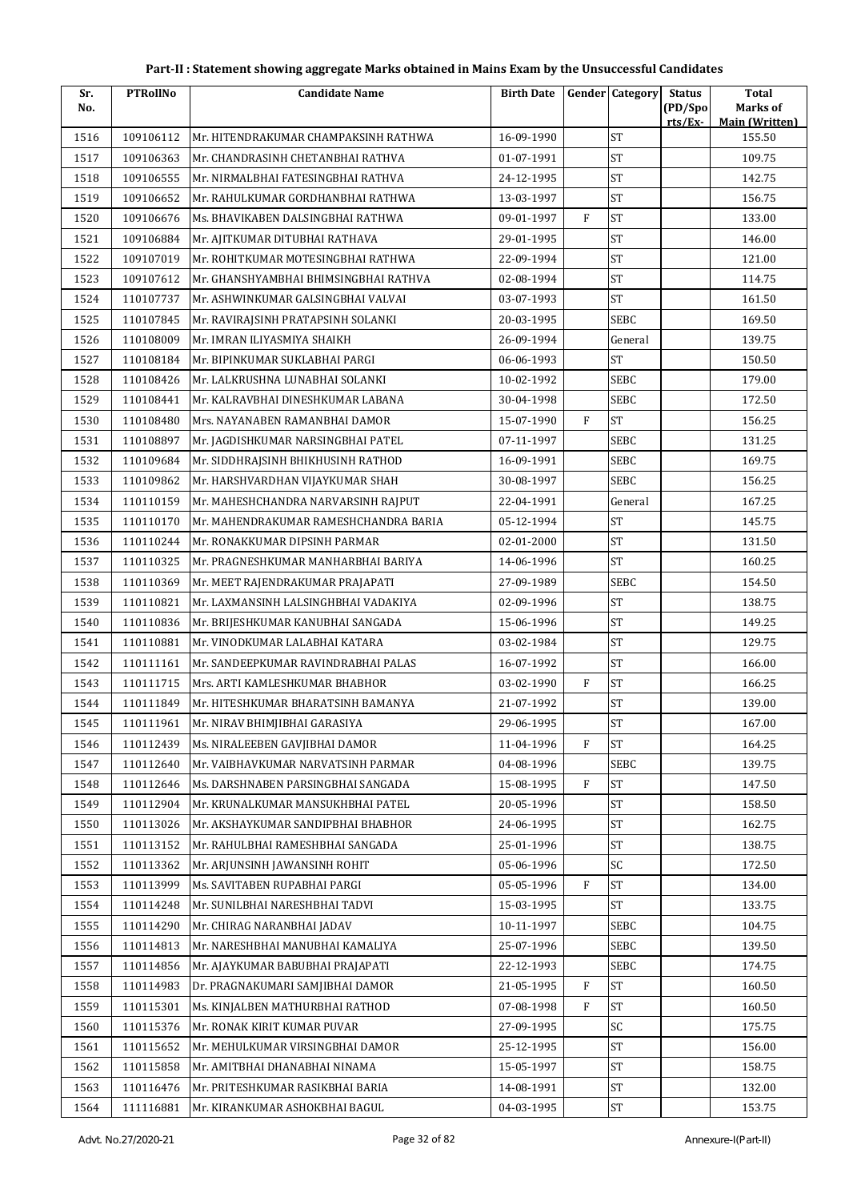# Part-II : Statement showing aggregate Marks obtained in Mains Exam by the Unsuccessful Candidates

| Sr. No. | PTRollNo | Candidate Name | Birth Date | Gender | Category | Status (PD/Spo rts/Ex- | Total Marks of Main (Written) |
|---|---|---|---|---|---|---|---|
| 1516 | 109106112 | Mr. HITENDRAKUMAR CHAMPAKSINH RATHWA | 16-09-1990 | | ST | | 155.50 |
| 1517 | 109106363 | Mr. CHANDRASINH CHETANBHAI RATHVA | 01-07-1991 | | ST | | 109.75 |
| 1518 | 109106555 | Mr. NIRMALBHAI FATESINGBHAI RATHVA | 24-12-1995 | | ST | | 142.75 |
| 1519 | 109106652 | Mr. RAHULKUMAR GORDHANBHAI RATHWA | 13-03-1997 | | ST | | 156.75 |
| 1520 | 109106676 | Ms. BHAVIKABEN DALSINGBHAI RATHWA | 09-01-1997 | F | ST | | 133.00 |
| 1521 | 109106884 | Mr. AJITKUMAR DITUBHAI RATHAVA | 29-01-1995 | | ST | | 146.00 |
| 1522 | 109107019 | Mr. ROHITKUMAR MOTESINGBHAI RATHWA | 22-09-1994 | | ST | | 121.00 |
| 1523 | 109107612 | Mr. GHANSHYAMBHAI BHIMSINGBHAI RATHVA | 02-08-1994 | | ST | | 114.75 |
| 1524 | 110107737 | Mr. ASHWINKUMAR GALSINGBHAI VALVAI | 03-07-1993 | | ST | | 161.50 |
| 1525 | 110107845 | Mr. RAVIRAJSINH PRATAPSINH SOLANKI | 20-03-1995 | | SEBC | | 169.50 |
| 1526 | 110108009 | Mr. IMRAN ILIYASMIYA SHAIKH | 26-09-1994 | | General | | 139.75 |
| 1527 | 110108184 | Mr. BIPINKUMAR SUKLABHAI PARGI | 06-06-1993 | | ST | | 150.50 |
| 1528 | 110108426 | Mr. LALKRUSHNA LUNABHAI SOLANKI | 10-02-1992 | | SEBC | | 179.00 |
| 1529 | 110108441 | Mr. KALRAVBHAI DINESHKUMAR LABANA | 30-04-1998 | | SEBC | | 172.50 |
| 1530 | 110108480 | Mrs. NAYANABEN RAMANBHAI DAMOR | 15-07-1990 | F | ST | | 156.25 |
| 1531 | 110108897 | Mr. JAGDISHKUMAR NARSINGBHAI PATEL | 07-11-1997 | | SEBC | | 131.25 |
| 1532 | 110109684 | Mr. SIDDHRAJSINH BHIKHUSINH RATHOD | 16-09-1991 | | SEBC | | 169.75 |
| 1533 | 110109862 | Mr. HARSHVARDHAN VIJAYKUMAR SHAH | 30-08-1997 | | SEBC | | 156.25 |
| 1534 | 110110159 | Mr. MAHESHCHANDRA NARVARSINH RAJPUT | 22-04-1991 | | General | | 167.25 |
| 1535 | 110110170 | Mr. MAHENDRAKUMAR RAMESHCHANDRA BARIA | 05-12-1994 | | ST | | 145.75 |
| 1536 | 110110244 | Mr. RONAKKUMAR DIPSINH PARMAR | 02-01-2000 | | ST | | 131.50 |
| 1537 | 110110325 | Mr. PRAGNESHKUMAR MANHARBHAI BARIYA | 14-06-1996 | | ST | | 160.25 |
| 1538 | 110110369 | Mr. MEET RAJENDRAKUMAR PRAJAPATI | 27-09-1989 | | SEBC | | 154.50 |
| 1539 | 110110821 | Mr. LAXMANSINH LALSINGHBHAI VADAKIYA | 02-09-1996 | | ST | | 138.75 |
| 1540 | 110110836 | Mr. BRIJESHKUMAR KANUBHAI SANGADA | 15-06-1996 | | ST | | 149.25 |
| 1541 | 110110881 | Mr. VINODKUMAR LALABHAI KATARA | 03-02-1984 | | ST | | 129.75 |
| 1542 | 110111161 | Mr. SANDEEPKUMAR RAVINDRABHAI PALAS | 16-07-1992 | | ST | | 166.00 |
| 1543 | 110111715 | Mrs. ARTI KAMLESHKUMAR BHABHOR | 03-02-1990 | F | ST | | 166.25 |
| 1544 | 110111849 | Mr. HITESHKUMAR BHARATSINH BAMANYA | 21-07-1992 | | ST | | 139.00 |
| 1545 | 110111961 | Mr. NIRAV BHIMJIBHAI GARASIYA | 29-06-1995 | | ST | | 167.00 |
| 1546 | 110112439 | Ms. NIRALEEBEN GAVJIBHAI DAMOR | 11-04-1996 | F | ST | | 164.25 |
| 1547 | 110112640 | Mr. VAIBHAVKUMAR NARVATSINH PARMAR | 04-08-1996 | | SEBC | | 139.75 |
| 1548 | 110112646 | Ms. DARSHNABEN PARSINGBHAI SANGADA | 15-08-1995 | F | ST | | 147.50 |
| 1549 | 110112904 | Mr. KRUNALKUMAR MANSUKHBHAI PATEL | 20-05-1996 | | ST | | 158.50 |
| 1550 | 110113026 | Mr. AKSHAYKUMAR SANDIPBHAI BHABHOR | 24-06-1995 | | ST | | 162.75 |
| 1551 | 110113152 | Mr. RAHULBHAI RAMESHBHAI SANGADA | 25-01-1996 | | ST | | 138.75 |
| 1552 | 110113362 | Mr. ARJUNSINH JAWANSINH ROHIT | 05-06-1996 | | SC | | 172.50 |
| 1553 | 110113999 | Ms. SAVITABEN RUPABHAI PARGI | 05-05-1996 | F | ST | | 134.00 |
| 1554 | 110114248 | Mr. SUNILBHAI NARESHBHAI TADVI | 15-03-1995 | | ST | | 133.75 |
| 1555 | 110114290 | Mr. CHIRAG NARANBHAI JADAV | 10-11-1997 | | SEBC | | 104.75 |
| 1556 | 110114813 | Mr. NARESHBHAI MANUBHAI KAMALIYA | 25-07-1996 | | SEBC | | 139.50 |
| 1557 | 110114856 | Mr. AJAYKUMAR BABUBHAI PRAJAPATI | 22-12-1993 | | SEBC | | 174.75 |
| 1558 | 110114983 | Dr. PRAGNAKUMARI SAMJIBHAI DAMOR | 21-05-1995 | F | ST | | 160.50 |
| 1559 | 110115301 | Ms. KINJALBEN MATHURBHAI RATHOD | 07-08-1998 | F | ST | | 160.50 |
| 1560 | 110115376 | Mr. RONAK KIRIT KUMAR PUVAR | 27-09-1995 | | SC | | 175.75 |
| 1561 | 110115652 | Mr. MEHULKUMAR VIRSINGBHAI DAMOR | 25-12-1995 | | ST | | 156.00 |
| 1562 | 110115858 | Mr. AMITBHAI DHANABHAI NINAMA | 15-05-1997 | | ST | | 158.75 |
| 1563 | 110116476 | Mr. PRITESHKUMAR RASIKBHAI BARIA | 14-08-1991 | | ST | | 132.00 |
| 1564 | 111116881 | Mr. KIRANKUMAR ASHOKBHAI BAGUL | 04-03-1995 | | ST | | 153.75 |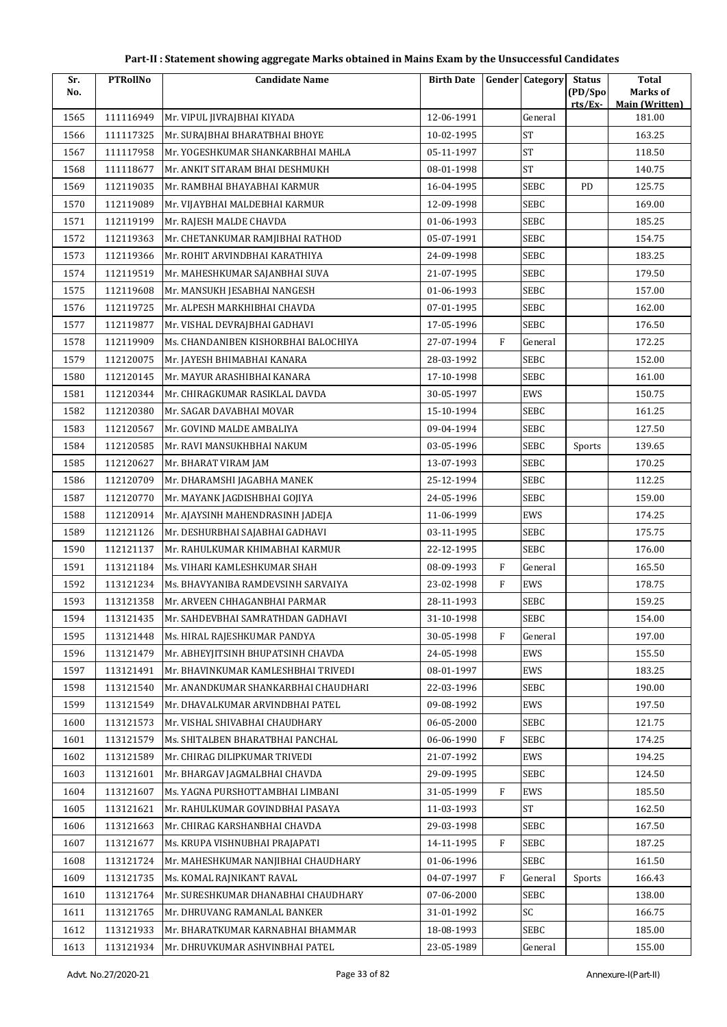## Part-II : Statement showing aggregate Marks obtained in Mains Exam by the Unsuccessful Candidates

| Sr. No. | PTRollNo | Candidate Name | Birth Date | Gender | Category | Status (PD/Spo rts/Ex- | Total Marks of Main (Written) |
|---|---|---|---|---|---|---|---|
| 1565 | 111116949 | Mr. VIPUL JIVRAJBHAI KIYADA | 12-06-1991 | | General | | 181.00 |
| 1566 | 111117325 | Mr. SURAJBHAI BHARATBHAI BHOYE | 10-02-1995 | | ST | | 163.25 |
| 1567 | 111117958 | Mr. YOGESHKUMAR SHANKARBHAI MAHLA | 05-11-1997 | | ST | | 118.50 |
| 1568 | 111118677 | Mr. ANKIT SITARAM BHAI DESHMUKH | 08-01-1998 | | ST | | 140.75 |
| 1569 | 112119035 | Mr. RAMBHAI BHAYABHAI KARMUR | 16-04-1995 | | SEBC | PD | 125.75 |
| 1570 | 112119089 | Mr. VIJAYBHAI MALDEBHAI KARMUR | 12-09-1998 | | SEBC | | 169.00 |
| 1571 | 112119199 | Mr. RAJESH MALDE CHAVDA | 01-06-1993 | | SEBC | | 185.25 |
| 1572 | 112119363 | Mr. CHETANKUMAR RAMJIBHAI RATHOD | 05-07-1991 | | SEBC | | 154.75 |
| 1573 | 112119366 | Mr. ROHIT ARVINDBHAI KARATHIYA | 24-09-1998 | | SEBC | | 183.25 |
| 1574 | 112119519 | Mr. MAHESHKUMAR SAJANBHAI SUVA | 21-07-1995 | | SEBC | | 179.50 |
| 1575 | 112119608 | Mr. MANSUKH JESABHAI NANGESH | 01-06-1993 | | SEBC | | 157.00 |
| 1576 | 112119725 | Mr. ALPESH MARKHIBHAI CHAVDA | 07-01-1995 | | SEBC | | 162.00 |
| 1577 | 112119877 | Mr. VISHAL DEVRAJBHAI GADHAVI | 17-05-1996 | | SEBC | | 176.50 |
| 1578 | 112119909 | Ms. CHANDANIBEN KISHORBHAI BALOCHIYA | 27-07-1994 | F | General | | 172.25 |
| 1579 | 112120075 | Mr. JAYESH BHIMABHAI KANARA | 28-03-1992 | | SEBC | | 152.00 |
| 1580 | 112120145 | Mr. MAYUR ARASHIBHAI KANARA | 17-10-1998 | | SEBC | | 161.00 |
| 1581 | 112120344 | Mr. CHIRAGKUMAR RASIKLAL DAVDA | 30-05-1997 | | EWS | | 150.75 |
| 1582 | 112120380 | Mr. SAGAR DAVABHAI MOVAR | 15-10-1994 | | SEBC | | 161.25 |
| 1583 | 112120567 | Mr. GOVIND MALDE AMBALIYA | 09-04-1994 | | SEBC | | 127.50 |
| 1584 | 112120585 | Mr. RAVI MANSUKHBHAI NAKUM | 03-05-1996 | | SEBC | Sports | 139.65 |
| 1585 | 112120627 | Mr. BHARAT VIRAM JAM | 13-07-1993 | | SEBC | | 170.25 |
| 1586 | 112120709 | Mr. DHARAMSHI JAGABHA MANEK | 25-12-1994 | | SEBC | | 112.25 |
| 1587 | 112120770 | Mr. MAYANK JAGDISHBHAI GOJIYA | 24-05-1996 | | SEBC | | 159.00 |
| 1588 | 112120914 | Mr. AJAYSINH MAHENDRASINH JADEJA | 11-06-1999 | | EWS | | 174.25 |
| 1589 | 112121126 | Mr. DESHURBHAI SAJABHAI GADHAVI | 03-11-1995 | | SEBC | | 175.75 |
| 1590 | 112121137 | Mr. RAHULKUMAR KHIMABHAI KARMUR | 22-12-1995 | | SEBC | | 176.00 |
| 1591 | 113121184 | Ms. VIHARI KAMLESHKUMAR SHAH | 08-09-1993 | F | General | | 165.50 |
| 1592 | 113121234 | Ms. BHAVYANIBA RAMDEVSINH SARVAIYA | 23-02-1998 | F | EWS | | 178.75 |
| 1593 | 113121358 | Mr. ARVEEN CHHAGANBHAI PARMAR | 28-11-1993 | | SEBC | | 159.25 |
| 1594 | 113121435 | Mr. SAHDEVBHAI SAMRATHDAN GADHAVI | 31-10-1998 | | SEBC | | 154.00 |
| 1595 | 113121448 | Ms. HIRAL RAJESHKUMAR PANDYA | 30-05-1998 | F | General | | 197.00 |
| 1596 | 113121479 | Mr. ABHEYJITSINH BHUPATSINH CHAVDA | 24-05-1998 | | EWS | | 155.50 |
| 1597 | 113121491 | Mr. BHAVINKUMAR KAMLESHBHAI TRIVEDI | 08-01-1997 | | EWS | | 183.25 |
| 1598 | 113121540 | Mr. ANANDKUMAR SHANKARBHAI CHAUDHARI | 22-03-1996 | | SEBC | | 190.00 |
| 1599 | 113121549 | Mr. DHAVALKUMAR ARVINDBHAI PATEL | 09-08-1992 | | EWS | | 197.50 |
| 1600 | 113121573 | Mr. VISHAL SHIVABHAI CHAUDHARY | 06-05-2000 | | SEBC | | 121.75 |
| 1601 | 113121579 | Ms. SHITALBEN BHARATBHAI PANCHAL | 06-06-1990 | F | SEBC | | 174.25 |
| 1602 | 113121589 | Mr. CHIRAG DILIPKUMAR TRIVEDI | 21-07-1992 | | EWS | | 194.25 |
| 1603 | 113121601 | Mr. BHARGAV JAGMALBHAI CHAVDA | 29-09-1995 | | SEBC | | 124.50 |
| 1604 | 113121607 | Ms. YAGNA PURSHOTTAMBHAI LIMBANI | 31-05-1999 | F | EWS | | 185.50 |
| 1605 | 113121621 | Mr. RAHULKUMAR GOVINDBHAI PASAYA | 11-03-1993 | | ST | | 162.50 |
| 1606 | 113121663 | Mr. CHIRAG KARSHANBHAI CHAVDA | 29-03-1998 | | SEBC | | 167.50 |
| 1607 | 113121677 | Ms. KRUPA VISHNUBHAI PRAJAPATI | 14-11-1995 | F | SEBC | | 187.25 |
| 1608 | 113121724 | Mr. MAHESHKUMAR NANJIBHAI CHAUDHARY | 01-06-1996 | | SEBC | | 161.50 |
| 1609 | 113121735 | Ms. KOMAL RAJNIKANT RAVAL | 04-07-1997 | F | General | Sports | 166.43 |
| 1610 | 113121764 | Mr. SURESHKUMAR DHANABHAI CHAUDHARY | 07-06-2000 | | SEBC | | 138.00 |
| 1611 | 113121765 | Mr. DHRUVANG RAMANLAL BANKER | 31-01-1992 | | SC | | 166.75 |
| 1612 | 113121933 | Mr. BHARATKUMAR KARNABHAI BHAMMAR | 18-08-1993 | | SEBC | | 185.00 |
| 1613 | 113121934 | Mr. DHRUVKUMAR ASHVINBHAI PATEL | 23-05-1989 | | General | | 155.00 |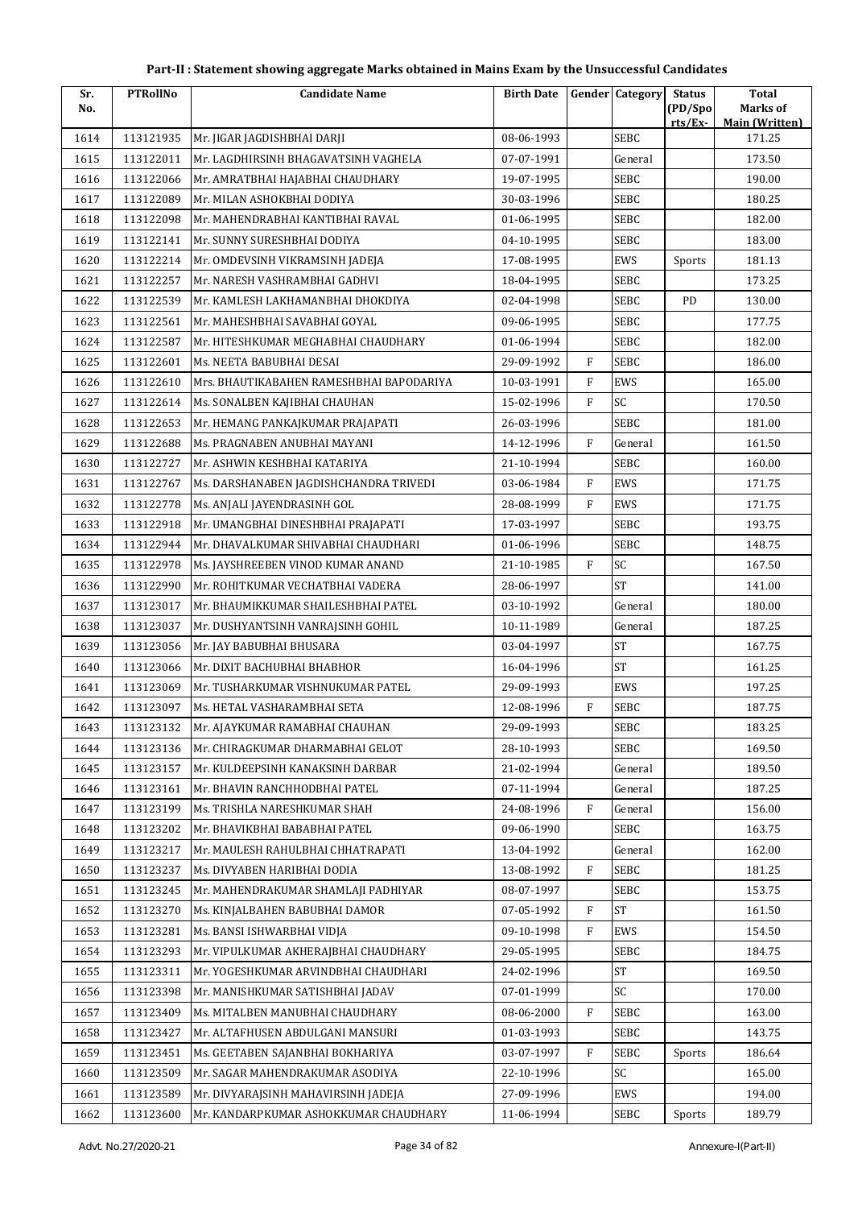# Part-II : Statement showing aggregate Marks obtained in Mains Exam by the Unsuccessful Candidates

| Sr. No. | PTRollNo | Candidate Name | Birth Date | Gender | Category | Status (PD/Spo rts/Ex- | Total Marks of Main (Written) |
|---|---|---|---|---|---|---|---|
| 1614 | 113121935 | Mr. JIGAR JAGDISHBHAI DARJI | 08-06-1993 | | SEBC | | 171.25 |
| 1615 | 113122011 | Mr. LAGDHIRSINH BHAGAVATSINH VAGHELA | 07-07-1991 | | General | | 173.50 |
| 1616 | 113122066 | Mr. AMRATBHAI HAJABHAI CHAUDHARY | 19-07-1995 | | SEBC | | 190.00 |
| 1617 | 113122089 | Mr. MILAN ASHOKBHAI DODIYA | 30-03-1996 | | SEBC | | 180.25 |
| 1618 | 113122098 | Mr. MAHENDRABHAI KANTIBHAI RAVAL | 01-06-1995 | | SEBC | | 182.00 |
| 1619 | 113122141 | Mr. SUNNY SURESHBHAI DODIYA | 04-10-1995 | | SEBC | | 183.00 |
| 1620 | 113122214 | Mr. OMDEVSINH VIKRAMSINH JADEJA | 17-08-1995 | | EWS | Sports | 181.13 |
| 1621 | 113122257 | Mr. NARESH VASHRAMBHAI GADHVI | 18-04-1995 | | SEBC | | 173.25 |
| 1622 | 113122539 | Mr. KAMLESH LAKHAMANBHAI DHOKDIYA | 02-04-1998 | | SEBC | PD | 130.00 |
| 1623 | 113122561 | Mr. MAHESHBHAI SAVABHAI GOYAL | 09-06-1995 | | SEBC | | 177.75 |
| 1624 | 113122587 | Mr. HITESHKUMAR MEGHABHAI CHAUDHARY | 01-06-1994 | | SEBC | | 182.00 |
| 1625 | 113122601 | Ms. NEETA BABUBHAI DESAI | 29-09-1992 | F | SEBC | | 186.00 |
| 1626 | 113122610 | Mrs. BHAUTIKABAHEN RAMESHBHAI BAPODARIYA | 10-03-1991 | F | EWS | | 165.00 |
| 1627 | 113122614 | Ms. SONALBEN KAJIBHAI CHAUHAN | 15-02-1996 | F | SC | | 170.50 |
| 1628 | 113122653 | Mr. HEMANG PANKAJKUMAR PRAJAPATI | 26-03-1996 | | SEBC | | 181.00 |
| 1629 | 113122688 | Ms. PRAGNABEN ANUBHAI MAYANI | 14-12-1996 | F | General | | 161.50 |
| 1630 | 113122727 | Mr. ASHWIN KESHBHAI KATARIYA | 21-10-1994 | | SEBC | | 160.00 |
| 1631 | 113122767 | Ms. DARSHANABEN JAGDISHCHANDRA TRIVEDI | 03-06-1984 | F | EWS | | 171.75 |
| 1632 | 113122778 | Ms. ANJALI JAYENDRASINH GOL | 28-08-1999 | F | EWS | | 171.75 |
| 1633 | 113122918 | Mr. UMANGBHAI DINESHBHAI PRAJAPATI | 17-03-1997 | | SEBC | | 193.75 |
| 1634 | 113122944 | Mr. DHAVALKUMAR SHIVABHAI CHAUDHARI | 01-06-1996 | | SEBC | | 148.75 |
| 1635 | 113122978 | Ms. JAYSHREEBEN VINOD KUMAR ANAND | 21-10-1985 | F | SC | | 167.50 |
| 1636 | 113122990 | Mr. ROHITKUMAR VECHATBHAI VADERA | 28-06-1997 | | ST | | 141.00 |
| 1637 | 113123017 | Mr. BHAUMIKKUMAR SHAILESHBHAI PATEL | 03-10-1992 | | General | | 180.00 |
| 1638 | 113123037 | Mr. DUSHYANTSINH VANRAJSINH GOHIL | 10-11-1989 | | General | | 187.25 |
| 1639 | 113123056 | Mr. JAY BABUBHAI BHUSARA | 03-04-1997 | | ST | | 167.75 |
| 1640 | 113123066 | Mr. DIXIT BACHUBHAI BHABHOR | 16-04-1996 | | ST | | 161.25 |
| 1641 | 113123069 | Mr. TUSHARKUMAR VISHNUKUMAR PATEL | 29-09-1993 | | EWS | | 197.25 |
| 1642 | 113123097 | Ms. HETAL VASHARAMBHAI SETA | 12-08-1996 | F | SEBC | | 187.75 |
| 1643 | 113123132 | Mr. AJAYKUMAR RAMABHAI CHAUHAN | 29-09-1993 | | SEBC | | 183.25 |
| 1644 | 113123136 | Mr. CHIRAGKUMAR DHARMABHAI GELOT | 28-10-1993 | | SEBC | | 169.50 |
| 1645 | 113123157 | Mr. KULDEEPSINH KANAKSINH DARBAR | 21-02-1994 | | General | | 189.50 |
| 1646 | 113123161 | Mr. BHAVIN RANCHHODBHAI PATEL | 07-11-1994 | | General | | 187.25 |
| 1647 | 113123199 | Ms. TRISHLA NARESHKUMAR SHAH | 24-08-1996 | F | General | | 156.00 |
| 1648 | 113123202 | Mr. BHAVIKBHAI BABABHAI PATEL | 09-06-1990 | | SEBC | | 163.75 |
| 1649 | 113123217 | Mr. MAULESH RAHULBHAI CHHATRAPATI | 13-04-1992 | | General | | 162.00 |
| 1650 | 113123237 | Ms. DIVYABEN HARIBHAI DODIA | 13-08-1992 | F | SEBC | | 181.25 |
| 1651 | 113123245 | Mr. MAHENDRAKUMAR SHAMLAJI PADHIYAR | 08-07-1997 | | SEBC | | 153.75 |
| 1652 | 113123270 | Ms. KINJALBAHEN BABUBHAI DAMOR | 07-05-1992 | F | ST | | 161.50 |
| 1653 | 113123281 | Ms. BANSI ISHWARBHAI VIDJA | 09-10-1998 | F | EWS | | 154.50 |
| 1654 | 113123293 | Mr. VIPULKUMAR AKHERAJBHAI CHAUDHARY | 29-05-1995 | | SEBC | | 184.75 |
| 1655 | 113123311 | Mr. YOGESHKUMAR ARVINDBHAI CHAUDHARI | 24-02-1996 | | ST | | 169.50 |
| 1656 | 113123398 | Mr. MANISHKUMAR SATISHBHAI JADAV | 07-01-1999 | | SC | | 170.00 |
| 1657 | 113123409 | Ms. MITALBEN MANUBHAI CHAUDHARY | 08-06-2000 | F | SEBC | | 163.00 |
| 1658 | 113123427 | Mr. ALTAFHUSEN ABDULGANI MANSURI | 01-03-1993 | | SEBC | | 143.75 |
| 1659 | 113123451 | Ms. GEETABEN SAJANBHAI BOKHARIYA | 03-07-1997 | F | SEBC | Sports | 186.64 |
| 1660 | 113123509 | Mr. SAGAR MAHENDRAKUMAR ASODIYA | 22-10-1996 | | SC | | 165.00 |
| 1661 | 113123589 | Mr. DIVYARAJSINH MAHAVIRSINH JADEJA | 27-09-1996 | | EWS | | 194.00 |
| 1662 | 113123600 | Mr. KANDARPKUMAR ASHOKKUMAR CHAUDHARY | 11-06-1994 | | SEBC | Sports | 189.79 |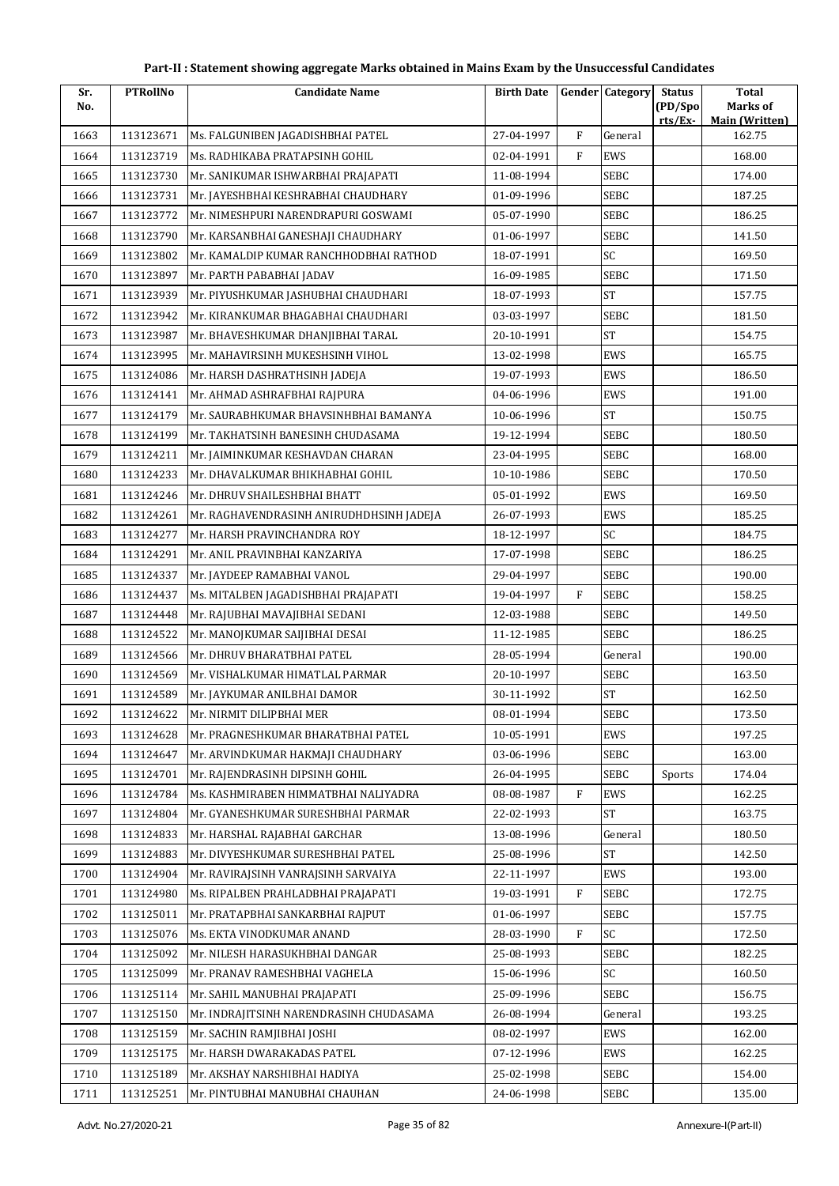# Part-II : Statement showing aggregate Marks obtained in Mains Exam by the Unsuccessful Candidates

| Sr. No. | PTRollNo | Candidate Name | Birth Date | Gender | Category | Status (PD/Spo rts/Ex- | Total Marks of Main (Written) |
|---|---|---|---|---|---|---|---|
| 1663 | 113123671 | Ms. FALGUNIBEN JAGADISHBHAI PATEL | 27-04-1997 | F | General | | 162.75 |
| 1664 | 113123719 | Ms. RADHIKABA PRATAPSINH GOHIL | 02-04-1991 | F | EWS | | 168.00 |
| 1665 | 113123730 | Mr. SANIKUMAR ISHWARBHAI PRAJAPATI | 11-08-1994 | | SEBC | | 174.00 |
| 1666 | 113123731 | Mr. JAYESHBHAI KESHRABHAI CHAUDHARY | 01-09-1996 | | SEBC | | 187.25 |
| 1667 | 113123772 | Mr. NIMESHPURI NARENDRAPURI GOSWAMI | 05-07-1990 | | SEBC | | 186.25 |
| 1668 | 113123790 | Mr. KARSANBHAI GANESHAJI CHAUDHARY | 01-06-1997 | | SEBC | | 141.50 |
| 1669 | 113123802 | Mr. KAMALDIP KUMAR RANCHHODBHAI RATHOD | 18-07-1991 | | SC | | 169.50 |
| 1670 | 113123897 | Mr. PARTH PABABHAI JADAV | 16-09-1985 | | SEBC | | 171.50 |
| 1671 | 113123939 | Mr. PIYUSHKUMAR JASHUBHAI CHAUDHARI | 18-07-1993 | | ST | | 157.75 |
| 1672 | 113123942 | Mr. KIRANKUMAR BHAGABHAI CHAUDHARI | 03-03-1997 | | SEBC | | 181.50 |
| 1673 | 113123987 | Mr. BHAVESHKUMAR DHANJIBHAI TARAL | 20-10-1991 | | ST | | 154.75 |
| 1674 | 113123995 | Mr. MAHAVIRSINH MUKESHSINH VIHOL | 13-02-1998 | | EWS | | 165.75 |
| 1675 | 113124086 | Mr. HARSH DASHRATHSINH JADEJA | 19-07-1993 | | EWS | | 186.50 |
| 1676 | 113124141 | Mr. AHMAD ASHRAFBHAI RAJPURA | 04-06-1996 | | EWS | | 191.00 |
| 1677 | 113124179 | Mr. SAURABHKUMAR BHAVSINHBHAI BAMANYA | 10-06-1996 | | ST | | 150.75 |
| 1678 | 113124199 | Mr. TAKHATSINH BANESINH CHUDASAMA | 19-12-1994 | | SEBC | | 180.50 |
| 1679 | 113124211 | Mr. JAIMINKUMAR KESHAVDAN CHARAN | 23-04-1995 | | SEBC | | 168.00 |
| 1680 | 113124233 | Mr. DHAVALKUMAR BHIKHABHAI GOHIL | 10-10-1986 | | SEBC | | 170.50 |
| 1681 | 113124246 | Mr. DHRUV SHAILESHBHAI BHATT | 05-01-1992 | | EWS | | 169.50 |
| 1682 | 113124261 | Mr. RAGHAVENDRASINH ANIRUDHDHSINH JADEJA | 26-07-1993 | | EWS | | 185.25 |
| 1683 | 113124277 | Mr. HARSH PRAVINCHANDRA ROY | 18-12-1997 | | SC | | 184.75 |
| 1684 | 113124291 | Mr. ANIL PRAVINBHAI KANZARIYA | 17-07-1998 | | SEBC | | 186.25 |
| 1685 | 113124337 | Mr. JAYDEEP RAMABHAI VANOL | 29-04-1997 | | SEBC | | 190.00 |
| 1686 | 113124437 | Ms. MITALBEN JAGADISHBHAI PRAJAPATI | 19-04-1997 | F | SEBC | | 158.25 |
| 1687 | 113124448 | Mr. RAJUBHAI MAVAJIBHAI SEDANI | 12-03-1988 | | SEBC | | 149.50 |
| 1688 | 113124522 | Mr. MANOJKUMAR SAIJIBHAI DESAI | 11-12-1985 | | SEBC | | 186.25 |
| 1689 | 113124566 | Mr. DHRUV BHARATBHAI PATEL | 28-05-1994 | | General | | 190.00 |
| 1690 | 113124569 | Mr. VISHALKUMAR HIMATLAL PARMAR | 20-10-1997 | | SEBC | | 163.50 |
| 1691 | 113124589 | Mr. JAYKUMAR ANILBHAI DAMOR | 30-11-1992 | | ST | | 162.50 |
| 1692 | 113124622 | Mr. NIRMIT DILIPBHAI MER | 08-01-1994 | | SEBC | | 173.50 |
| 1693 | 113124628 | Mr. PRAGNESHKUMAR BHARATBHAI PATEL | 10-05-1991 | | EWS | | 197.25 |
| 1694 | 113124647 | Mr. ARVINDKUMAR HAKMAJI CHAUDHARY | 03-06-1996 | | SEBC | | 163.00 |
| 1695 | 113124701 | Mr. RAJENDRASINH DIPSINH GOHIL | 26-04-1995 | | SEBC | Sports | 174.04 |
| 1696 | 113124784 | Ms. KASHMIRABEN HIMMATBHAI NALIYADRA | 08-08-1987 | F | EWS | | 162.25 |
| 1697 | 113124804 | Mr. GYANESHKUMAR SURESHBHAI PARMAR | 22-02-1993 | | ST | | 163.75 |
| 1698 | 113124833 | Mr. HARSHAL RAJABHAI GARCHAR | 13-08-1996 | | General | | 180.50 |
| 1699 | 113124883 | Mr. DIVYESHKUMAR SURESHBHAI PATEL | 25-08-1996 | | ST | | 142.50 |
| 1700 | 113124904 | Mr. RAVIRAJSINH VANRAJSINH SARVAIYA | 22-11-1997 | | EWS | | 193.00 |
| 1701 | 113124980 | Ms. RIPALBEN PRAHLADBHAI PRAJAPATI | 19-03-1991 | F | SEBC | | 172.75 |
| 1702 | 113125011 | Mr. PRATAPBHAI SANKARBHAI RAJPUT | 01-06-1997 | | SEBC | | 157.75 |
| 1703 | 113125076 | Ms. EKTA VINODKUMAR ANAND | 28-03-1990 | F | SC | | 172.50 |
| 1704 | 113125092 | Mr. NILESH HARASUKHBHAI DANGAR | 25-08-1993 | | SEBC | | 182.25 |
| 1705 | 113125099 | Mr. PRANAV RAMESHBHAI VAGHELA | 15-06-1996 | | SC | | 160.50 |
| 1706 | 113125114 | Mr. SAHIL MANUBHAI PRAJAPATI | 25-09-1996 | | SEBC | | 156.75 |
| 1707 | 113125150 | Mr. INDRAJITSINH NARENDRASINH CHUDASAMA | 26-08-1994 | | General | | 193.25 |
| 1708 | 113125159 | Mr. SACHIN RAMJIBHAI JOSHI | 08-02-1997 | | EWS | | 162.00 |
| 1709 | 113125175 | Mr. HARSH DWARAKADAS PATEL | 07-12-1996 | | EWS | | 162.25 |
| 1710 | 113125189 | Mr. AKSHAY NARSHIBHAI HADIYA | 25-02-1998 | | SEBC | | 154.00 |
| 1711 | 113125251 | Mr. PINTUBHAI MANUBHAI CHAUHAN | 24-06-1998 | | SEBC | | 135.00 |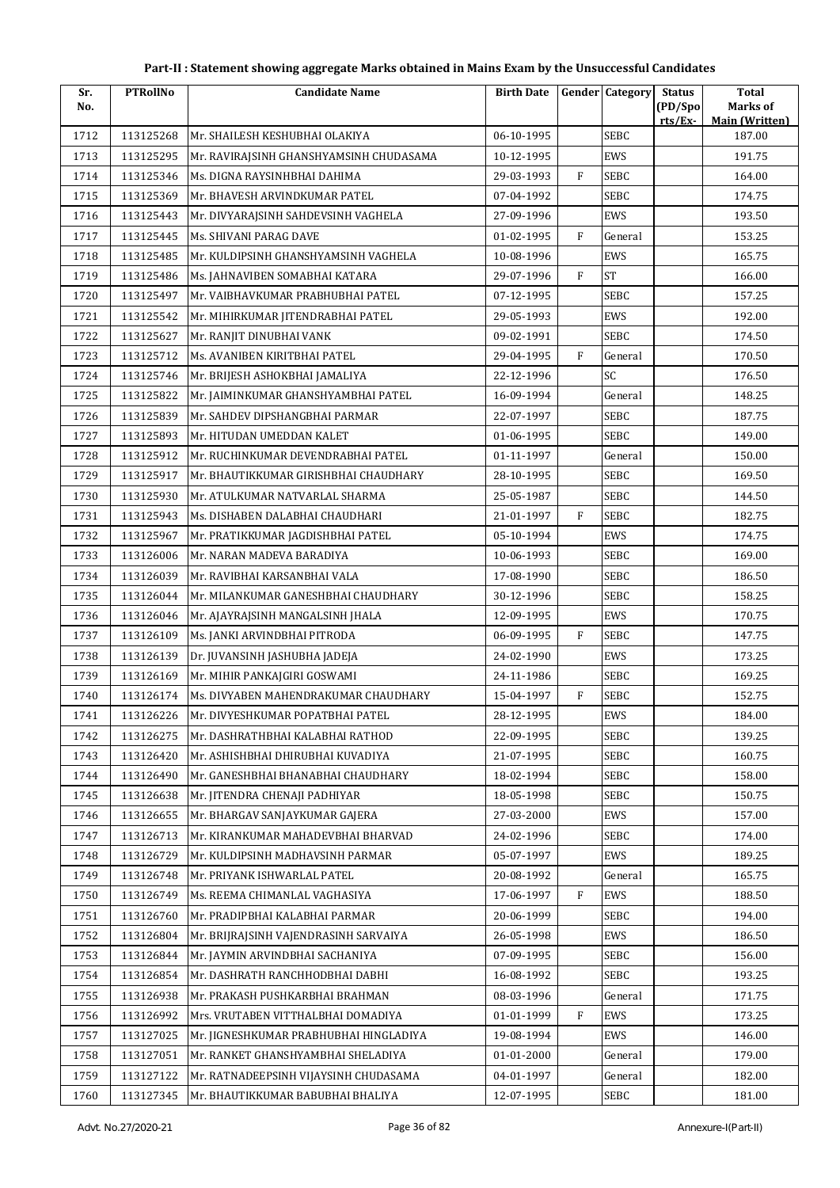# Part-II : Statement showing aggregate Marks obtained in Mains Exam by the Unsuccessful Candidates

| Sr. No. | PTRollNo | Candidate Name | Birth Date | Gender | Category | Status (PD/Spo rts/Ex- | Total Marks of Main (Written) |
|---|---|---|---|---|---|---|---|
| 1712 | 113125268 | Mr. SHAILESH KESHUBHAI OLAKIYA | 06-10-1995 | | SEBC | | 187.00 |
| 1713 | 113125295 | Mr. RAVIRAJSINH GHANSHYAMSINH CHUDASAMA | 10-12-1995 | | EWS | | 191.75 |
| 1714 | 113125346 | Ms. DIGNA RAYSINHBHAI DAHIMA | 29-03-1993 | F | SEBC | | 164.00 |
| 1715 | 113125369 | Mr. BHAVESH ARVINDKUMAR PATEL | 07-04-1992 | | SEBC | | 174.75 |
| 1716 | 113125443 | Mr. DIVYARAJSINH SAHDEVSINH VAGHELA | 27-09-1996 | | EWS | | 193.50 |
| 1717 | 113125445 | Ms. SHIVANI PARAG DAVE | 01-02-1995 | F | General | | 153.25 |
| 1718 | 113125485 | Mr. KULDIPSINH GHANSHYAMSINH VAGHELA | 10-08-1996 | | EWS | | 165.75 |
| 1719 | 113125486 | Ms. JAHNAVIBEN SOMABHAI KATARA | 29-07-1996 | F | ST | | 166.00 |
| 1720 | 113125497 | Mr. VAIBHAVKUMAR PRABHUBHAI PATEL | 07-12-1995 | | SEBC | | 157.25 |
| 1721 | 113125542 | Mr. MIHIRKUMAR JITENDRABHAI PATEL | 29-05-1993 | | EWS | | 192.00 |
| 1722 | 113125627 | Mr. RANJIT DINUBHAI VANK | 09-02-1991 | | SEBC | | 174.50 |
| 1723 | 113125712 | Ms. AVANIBEN KIRITBHAI PATEL | 29-04-1995 | F | General | | 170.50 |
| 1724 | 113125746 | Mr. BRIJESH ASHOKBHAI JAMALIYA | 22-12-1996 | | SC | | 176.50 |
| 1725 | 113125822 | Mr. JAIMINKUMAR GHANSHYAMBHAI PATEL | 16-09-1994 | | General | | 148.25 |
| 1726 | 113125839 | Mr. SAHDEV DIPSHANGBHAI PARMAR | 22-07-1997 | | SEBC | | 187.75 |
| 1727 | 113125893 | Mr. HITUDAN UMEDDAN KALET | 01-06-1995 | | SEBC | | 149.00 |
| 1728 | 113125912 | Mr. RUCHINKUMAR DEVENDRABHAI PATEL | 01-11-1997 | | General | | 150.00 |
| 1729 | 113125917 | Mr. BHAUTIKKUMAR GIRISHBHAI CHAUDHARY | 28-10-1995 | | SEBC | | 169.50 |
| 1730 | 113125930 | Mr. ATULKUMAR NATVARLAL SHARMA | 25-05-1987 | | SEBC | | 144.50 |
| 1731 | 113125943 | Ms. DISHABEN DALABHAI CHAUDHARI | 21-01-1997 | F | SEBC | | 182.75 |
| 1732 | 113125967 | Mr. PRATIKKUMAR JAGDISHBHAI PATEL | 05-10-1994 | | EWS | | 174.75 |
| 1733 | 113126006 | Mr. NARAN MADEVA BARADIYA | 10-06-1993 | | SEBC | | 169.00 |
| 1734 | 113126039 | Mr. RAVIBHAI KARSANBHAI VALA | 17-08-1990 | | SEBC | | 186.50 |
| 1735 | 113126044 | Mr. MILANKUMAR GANESHBHAI CHAUDHARY | 30-12-1996 | | SEBC | | 158.25 |
| 1736 | 113126046 | Mr. AJAYRAJSINH MANGALSINH JHALA | 12-09-1995 | | EWS | | 170.75 |
| 1737 | 113126109 | Ms. JANKI ARVINDBHAI PITRODA | 06-09-1995 | F | SEBC | | 147.75 |
| 1738 | 113126139 | Dr. JUVANSINH JASHUBHA JADEJA | 24-02-1990 | | EWS | | 173.25 |
| 1739 | 113126169 | Mr. MIHIR PANKAJGIRI GOSWAMI | 24-11-1986 | | SEBC | | 169.25 |
| 1740 | 113126174 | Ms. DIVYABEN MAHENDRAKUMAR CHAUDHARY | 15-04-1997 | F | SEBC | | 152.75 |
| 1741 | 113126226 | Mr. DIVYESHKUMAR POPATBHAI PATEL | 28-12-1995 | | EWS | | 184.00 |
| 1742 | 113126275 | Mr. DASHRATHBHAI KALABHAI RATHOD | 22-09-1995 | | SEBC | | 139.25 |
| 1743 | 113126420 | Mr. ASHISHBHAI DHIRUBHAI KUVADIYA | 21-07-1995 | | SEBC | | 160.75 |
| 1744 | 113126490 | Mr. GANESHBHAI BHANABHAI CHAUDHARY | 18-02-1994 | | SEBC | | 158.00 |
| 1745 | 113126638 | Mr. JITENDRA CHENAJI PADHIYAR | 18-05-1998 | | SEBC | | 150.75 |
| 1746 | 113126655 | Mr. BHARGAV SANJAYKUMAR GAJERA | 27-03-2000 | | EWS | | 157.00 |
| 1747 | 113126713 | Mr. KIRANKUMAR MAHADEVBHAI BHARVAD | 24-02-1996 | | SEBC | | 174.00 |
| 1748 | 113126729 | Mr. KULDIPSINH MADHAVSINH PARMAR | 05-07-1997 | | EWS | | 189.25 |
| 1749 | 113126748 | Mr. PRIYANK ISHWARLAL PATEL | 20-08-1992 | | General | | 165.75 |
| 1750 | 113126749 | Ms. REEMA CHIMANLAL VAGHASIYA | 17-06-1997 | F | EWS | | 188.50 |
| 1751 | 113126760 | Mr. PRADIPBHAI KALABHAI PARMAR | 20-06-1999 | | SEBC | | 194.00 |
| 1752 | 113126804 | Mr. BRIJRAJSINH VAJENDRASINH SARVAIYA | 26-05-1998 | | EWS | | 186.50 |
| 1753 | 113126844 | Mr. JAYMIN ARVINDBHAI SACHANIYA | 07-09-1995 | | SEBC | | 156.00 |
| 1754 | 113126854 | Mr. DASHRATH RANCHHODBHAI DABHI | 16-08-1992 | | SEBC | | 193.25 |
| 1755 | 113126938 | Mr. PRAKASH PUSHKARBHAI BRAHMAN | 08-03-1996 | | General | | 171.75 |
| 1756 | 113126992 | Mrs. VRUTABEN VITTHALBHAI DOMADIYA | 01-01-1999 | F | EWS | | 173.25 |
| 1757 | 113127025 | Mr. JIGNESHKUMAR PRABHUBHAI HINGLADIYA | 19-08-1994 | | EWS | | 146.00 |
| 1758 | 113127051 | Mr. RANKET GHANSHYAMBHAI SHELADIYA | 01-01-2000 | | General | | 179.00 |
| 1759 | 113127122 | Mr. RATNADEEPSINH VIJAYSINH CHUDASAMA | 04-01-1997 | | General | | 182.00 |
| 1760 | 113127345 | Mr. BHAUTIKKUMAR BABUBHAI BHALIYA | 12-07-1995 | | SEBC | | 181.00 |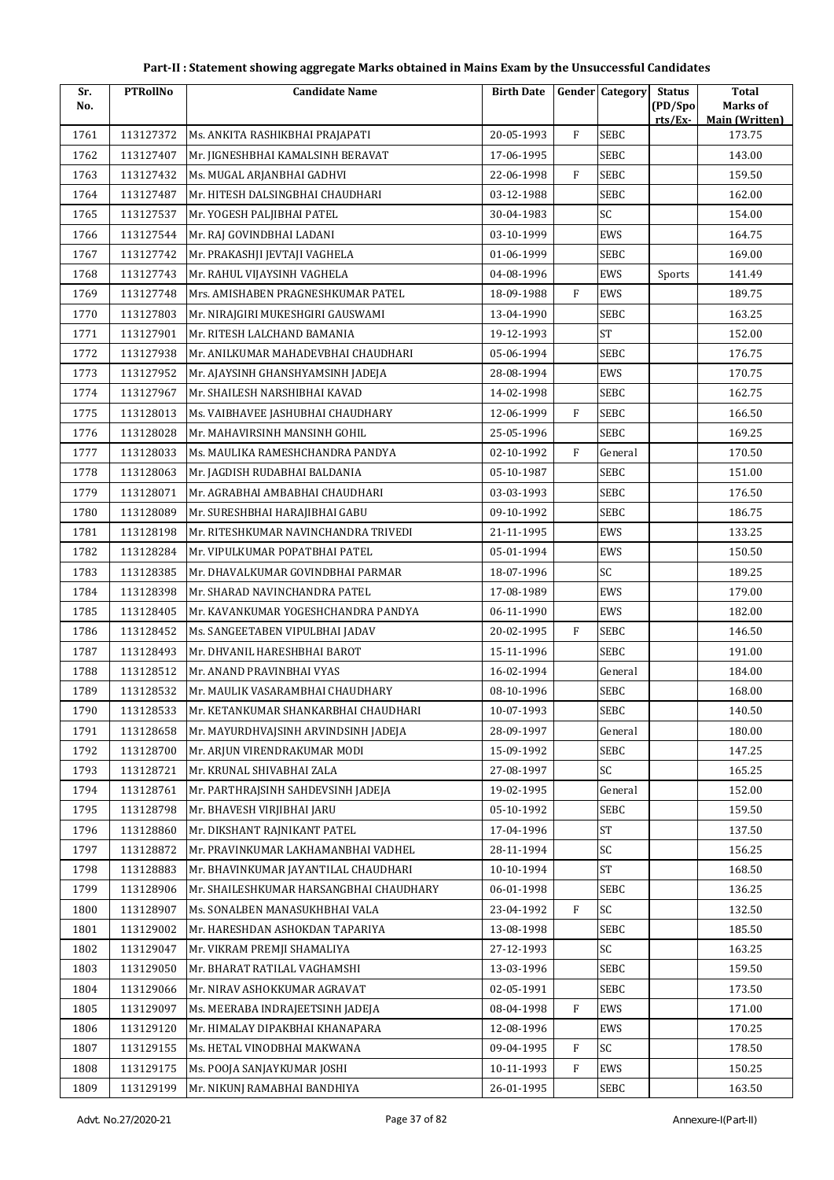# Part-II : Statement showing aggregate Marks obtained in Mains Exam by the Unsuccessful Candidates

| Sr. No. | PTRollNo | Candidate Name | Birth Date | Gender | Category | Status (PD/Sports/Ex- | Total Marks of Main (Written) |
|---|---|---|---|---|---|---|---|
| 1761 | 113127372 | Ms. ANKITA RASHIKBHAI PRAJAPATI | 20-05-1993 | F | SEBC | | 173.75 |
| 1762 | 113127407 | Mr. JIGNESHBHAI KAMALSINH BERAVAT | 17-06-1995 | | SEBC | | 143.00 |
| 1763 | 113127432 | Ms. MUGAL ARJANBHAI GADHVI | 22-06-1998 | F | SEBC | | 159.50 |
| 1764 | 113127487 | Mr. HITESH DALSINGBHAI CHAUDHARI | 03-12-1988 | | SEBC | | 162.00 |
| 1765 | 113127537 | Mr. YOGESH PALJIBHAI PATEL | 30-04-1983 | | SC | | 154.00 |
| 1766 | 113127544 | Mr. RAJ GOVINDBHAI LADANI | 03-10-1999 | | EWS | | 164.75 |
| 1767 | 113127742 | Mr. PRAKASHJI JEVTAJI VAGHELA | 01-06-1999 | | SEBC | | 169.00 |
| 1768 | 113127743 | Mr. RAHUL VIJAYSINH VAGHELA | 04-08-1996 | | EWS | Sports | 141.49 |
| 1769 | 113127748 | Mrs. AMISHABEN PRAGNESHKUMAR PATEL | 18-09-1988 | F | EWS | | 189.75 |
| 1770 | 113127803 | Mr. NIRAJGIRI MUKESHGIRI GAUSWAMI | 13-04-1990 | | SEBC | | 163.25 |
| 1771 | 113127901 | Mr. RITESH LALCHAND BAMANIA | 19-12-1993 | | ST | | 152.00 |
| 1772 | 113127938 | Mr. ANILKUMAR MAHADEVBHAI CHAUDHARI | 05-06-1994 | | SEBC | | 176.75 |
| 1773 | 113127952 | Mr. AJAYSINH GHANSHYAMSINH JADEJA | 28-08-1994 | | EWS | | 170.75 |
| 1774 | 113127967 | Mr. SHAILESH NARSHIBHAI KAVAD | 14-02-1998 | | SEBC | | 162.75 |
| 1775 | 113128013 | Ms. VAIBHAVEE JASHUBHAI CHAUDHARY | 12-06-1999 | F | SEBC | | 166.50 |
| 1776 | 113128028 | Mr. MAHAVIRSINH MANSINH GOHIL | 25-05-1996 | | SEBC | | 169.25 |
| 1777 | 113128033 | Ms. MAULIKA RAMESHCHANDRA PANDYA | 02-10-1992 | F | General | | 170.50 |
| 1778 | 113128063 | Mr. JAGDISH RUDABHAI BALDANIA | 05-10-1987 | | SEBC | | 151.00 |
| 1779 | 113128071 | Mr. AGRABHAI AMBABHAI CHAUDHARI | 03-03-1993 | | SEBC | | 176.50 |
| 1780 | 113128089 | Mr. SURESHBHAI HARAJIBHAI GABU | 09-10-1992 | | SEBC | | 186.75 |
| 1781 | 113128198 | Mr. RITESHKUMAR NAVINCHANDRA TRIVEDI | 21-11-1995 | | EWS | | 133.25 |
| 1782 | 113128284 | Mr. VIPULKUMAR POPATBHAI PATEL | 05-01-1994 | | EWS | | 150.50 |
| 1783 | 113128385 | Mr. DHAVALKUMAR GOVINDBHAI PARMAR | 18-07-1996 | | SC | | 189.25 |
| 1784 | 113128398 | Mr. SHARAD NAVINCHANDRA PATEL | 17-08-1989 | | EWS | | 179.00 |
| 1785 | 113128405 | Mr. KAVANKUMAR YOGESHCHANDRA PANDYA | 06-11-1990 | | EWS | | 182.00 |
| 1786 | 113128452 | Ms. SANGEETABEN VIPULBHAI JADAV | 20-02-1995 | F | SEBC | | 146.50 |
| 1787 | 113128493 | Mr. DHVANIL HARESHBHAI BAROT | 15-11-1996 | | SEBC | | 191.00 |
| 1788 | 113128512 | Mr. ANAND PRAVINBHAI VYAS | 16-02-1994 | | General | | 184.00 |
| 1789 | 113128532 | Mr. MAULIK VASARAMBHAI CHAUDHARY | 08-10-1996 | | SEBC | | 168.00 |
| 1790 | 113128533 | Mr. KETANKUMAR SHANKARBHAI CHAUDHARI | 10-07-1993 | | SEBC | | 140.50 |
| 1791 | 113128658 | Mr. MAYURDHVAJSINH ARVINDSINH JADEJA | 28-09-1997 | | General | | 180.00 |
| 1792 | 113128700 | Mr. ARJUN VIRENDRAKUMAR MODI | 15-09-1992 | | SEBC | | 147.25 |
| 1793 | 113128721 | Mr. KRUNAL SHIVABHAI ZALA | 27-08-1997 | | SC | | 165.25 |
| 1794 | 113128761 | Mr. PARTHRAJSINH SAHDEVSINH JADEJA | 19-02-1995 | | General | | 152.00 |
| 1795 | 113128798 | Mr. BHAVESH VIRJIBHAI JARU | 05-10-1992 | | SEBC | | 159.50 |
| 1796 | 113128860 | Mr. DIKSHANT RAJNIKANT PATEL | 17-04-1996 | | ST | | 137.50 |
| 1797 | 113128872 | Mr. PRAVINKUMAR LAKHAMANBHAI VADHEL | 28-11-1994 | | SC | | 156.25 |
| 1798 | 113128883 | Mr. BHAVINKUMAR JAYANTILAL CHAUDHARI | 10-10-1994 | | ST | | 168.50 |
| 1799 | 113128906 | Mr. SHAILESHKUMAR HARSANGBHAI CHAUDHARY | 06-01-1998 | | SEBC | | 136.25 |
| 1800 | 113128907 | Ms. SONALBEN MANASUKHBHAI VALA | 23-04-1992 | F | SC | | 132.50 |
| 1801 | 113129002 | Mr. HARESHDAN ASHOKDAN TAPARIYA | 13-08-1998 | | SEBC | | 185.50 |
| 1802 | 113129047 | Mr. VIKRAM PREMJI SHAMALIYA | 27-12-1993 | | SC | | 163.25 |
| 1803 | 113129050 | Mr. BHARAT RATILAL VAGHAMSHI | 13-03-1996 | | SEBC | | 159.50 |
| 1804 | 113129066 | Mr. NIRAV ASHOKKUMAR AGRAVAT | 02-05-1991 | | SEBC | | 173.50 |
| 1805 | 113129097 | Ms. MEERABA INDRAJEETSINH JADEJA | 08-04-1998 | F | EWS | | 171.00 |
| 1806 | 113129120 | Mr. HIMALAY DIPAKBHAI KHANAPARA | 12-08-1996 | | EWS | | 170.25 |
| 1807 | 113129155 | Ms. HETAL VINODBHAI MAKWANA | 09-04-1995 | F | SC | | 178.50 |
| 1808 | 113129175 | Ms. POOJA SANJAYKUMAR JOSHI | 10-11-1993 | F | EWS | | 150.25 |
| 1809 | 113129199 | Mr. NIKUNJ RAMABHAI BANDHIYA | 26-01-1995 | | SEBC | | 163.50 |

Advt. No.27/2020-21 Annexure-I(Part-II)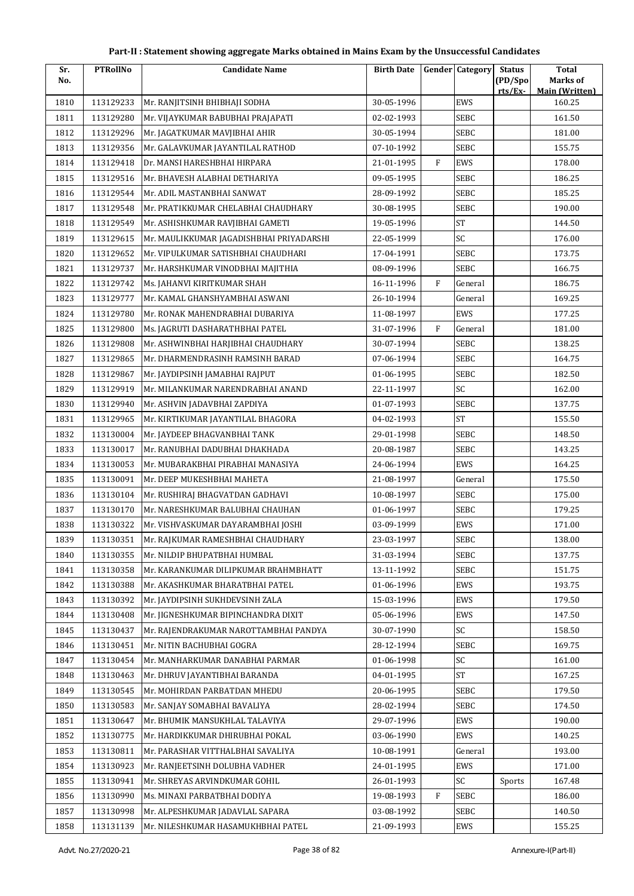# Part-II : Statement showing aggregate Marks obtained in Mains Exam by the Unsuccessful Candidates

| Sr. No. | PTRollNo | Candidate Name | Birth Date | Gender | Category | Status (PD/Spo rts/Ex- | Total Marks of Main (Written) |
|---|---|---|---|---|---|---|---|
| 1810 | 113129233 | Mr. RANJITSINH BHIBHAJI SODHA | 30-05-1996 | | EWS | | 160.25 |
| 1811 | 113129280 | Mr. VIJAYKUMAR BABUBHAI PRAJAPATI | 02-02-1993 | | SEBC | | 161.50 |
| 1812 | 113129296 | Mr. JAGATKUMAR MAVJIBHAI AHIR | 30-05-1994 | | SEBC | | 181.00 |
| 1813 | 113129356 | Mr. GALAVKUMAR JAYANTILAL RATHOD | 07-10-1992 | | SEBC | | 155.75 |
| 1814 | 113129418 | Dr. MANSI HARESHBHAI HIRPARA | 21-01-1995 | F | EWS | | 178.00 |
| 1815 | 113129516 | Mr. BHAVESH ALABHAI DETHARIYA | 09-05-1995 | | SEBC | | 186.25 |
| 1816 | 113129544 | Mr. ADIL MASTANBHAI SANWAT | 28-09-1992 | | SEBC | | 185.25 |
| 1817 | 113129548 | Mr. PRATIKKUMAR CHELABHAI CHAUDHARY | 30-08-1995 | | SEBC | | 190.00 |
| 1818 | 113129549 | Mr. ASHISHKUMAR RAVJIBHAI GAMETI | 19-05-1996 | | ST | | 144.50 |
| 1819 | 113129615 | Mr. MAULIKKUMAR JAGADISHBHAI PRIYADARSHI | 22-05-1999 | | SC | | 176.00 |
| 1820 | 113129652 | Mr. VIPULKUMAR SATISHBHAI CHAUDHARI | 17-04-1991 | | SEBC | | 173.75 |
| 1821 | 113129737 | Mr. HARSHKUMAR VINODBHAI MAJITHIA | 08-09-1996 | | SEBC | | 166.75 |
| 1822 | 113129742 | Ms. JAHANVI KIRITKUMAR SHAH | 16-11-1996 | F | General | | 186.75 |
| 1823 | 113129777 | Mr. KAMAL GHANSHYAMBHAI ASWANI | 26-10-1994 | | General | | 169.25 |
| 1824 | 113129780 | Mr. RONAK MAHENDRABHAI DUBARIYA | 11-08-1997 | | EWS | | 177.25 |
| 1825 | 113129800 | Ms. JAGRUTI DASHARATHBHAI PATEL | 31-07-1996 | F | General | | 181.00 |
| 1826 | 113129808 | Mr. ASHWINBHAI HARJIBHAI CHAUDHARY | 30-07-1994 | | SEBC | | 138.25 |
| 1827 | 113129865 | Mr. DHARMENDRASINH RAMSINH BARAD | 07-06-1994 | | SEBC | | 164.75 |
| 1828 | 113129867 | Mr. JAYDIPSINH JAMABHAI RAJPUT | 01-06-1995 | | SEBC | | 182.50 |
| 1829 | 113129919 | Mr. MILANKUMAR NARENDRABHAI ANAND | 22-11-1997 | | SC | | 162.00 |
| 1830 | 113129940 | Mr. ASHVIN JADAVBHAI ZAPDIYA | 01-07-1993 | | SEBC | | 137.75 |
| 1831 | 113129965 | Mr. KIRTIKUMAR JAYANTILAL BHAGORA | 04-02-1993 | | ST | | 155.50 |
| 1832 | 113130004 | Mr. JAYDEEP BHAGVANBHAI TANK | 29-01-1998 | | SEBC | | 148.50 |
| 1833 | 113130017 | Mr. RANUBHAI DADUBHAI DHAKHADA | 20-08-1987 | | SEBC | | 143.25 |
| 1834 | 113130053 | Mr. MUBARAKBHAI PIRABHAI MANASIYA | 24-06-1994 | | EWS | | 164.25 |
| 1835 | 113130091 | Mr. DEEP MUKESHBHAI MAHETA | 21-08-1997 | | General | | 175.50 |
| 1836 | 113130104 | Mr. RUSHIRAJ BHAGVATDAN GADHAVI | 10-08-1997 | | SEBC | | 175.00 |
| 1837 | 113130170 | Mr. NARESHKUMAR BALUBHAI CHAUHAN | 01-06-1997 | | SEBC | | 179.25 |
| 1838 | 113130322 | Mr. VISHVASKUMAR DAYARAMBHAI JOSHI | 03-09-1999 | | EWS | | 171.00 |
| 1839 | 113130351 | Mr. RAJKUMAR RAMESHBHAI CHAUDHARY | 23-03-1997 | | SEBC | | 138.00 |
| 1840 | 113130355 | Mr. NILDIP BHUPATBHAI HUMBAL | 31-03-1994 | | SEBC | | 137.75 |
| 1841 | 113130358 | Mr. KARANKUMAR DILIPKUMAR BRAHMBHATT | 13-11-1992 | | SEBC | | 151.75 |
| 1842 | 113130388 | Mr. AKASHKUMAR BHARATBHAI PATEL | 01-06-1996 | | EWS | | 193.75 |
| 1843 | 113130392 | Mr. JAYDIPSINH SUKHDEVSINH ZALA | 15-03-1996 | | EWS | | 179.50 |
| 1844 | 113130408 | Mr. JIGNESHKUMAR BIPINCHANDRA DIXIT | 05-06-1996 | | EWS | | 147.50 |
| 1845 | 113130437 | Mr. RAJENDRAKUMAR NAROTTAMBHAI PANDYA | 30-07-1990 | | SC | | 158.50 |
| 1846 | 113130451 | Mr. NITIN BACHUBHAI GOGRA | 28-12-1994 | | SEBC | | 169.75 |
| 1847 | 113130454 | Mr. MANHARKUMAR DANABHAI PARMAR | 01-06-1998 | | SC | | 161.00 |
| 1848 | 113130463 | Mr. DHRUV JAYANTIBHAI BARANDA | 04-01-1995 | | ST | | 167.25 |
| 1849 | 113130545 | Mr. MOHIRDAN PARBATDAN MHEDU | 20-06-1995 | | SEBC | | 179.50 |
| 1850 | 113130583 | Mr. SANJAY SOMABHAI BAVALIYA | 28-02-1994 | | SEBC | | 174.50 |
| 1851 | 113130647 | Mr. BHUMIK MANSUKHLAL TALAVIYA | 29-07-1996 | | EWS | | 190.00 |
| 1852 | 113130775 | Mr. HARDIKKUMAR DHIRUBHAI POKAL | 03-06-1990 | | EWS | | 140.25 |
| 1853 | 113130811 | Mr. PARASHAR VITTHALBHAI SAVALIYA | 10-08-1991 | | General | | 193.00 |
| 1854 | 113130923 | Mr. RANJEETSINH DOLUBHA VADHER | 24-01-1995 | | EWS | | 171.00 |
| 1855 | 113130941 | Mr. SHREYAS ARVINDKUMAR GOHIL | 26-01-1993 | | SC | Sports | 167.48 |
| 1856 | 113130990 | Ms. MINAXI PARBATBHAI DODIYA | 19-08-1993 | F | SEBC | | 186.00 |
| 1857 | 113130998 | Mr. ALPESHKUMAR JADAVLAL SAPARA | 03-08-1992 | | SEBC | | 140.50 |
| 1858 | 113131139 | Mr. NILESHKUMAR HASAMUKHBHAI PATEL | 21-09-1993 | | EWS | | 155.25 |

Advt. No.27/2020-21 Annexure-I(Part-II)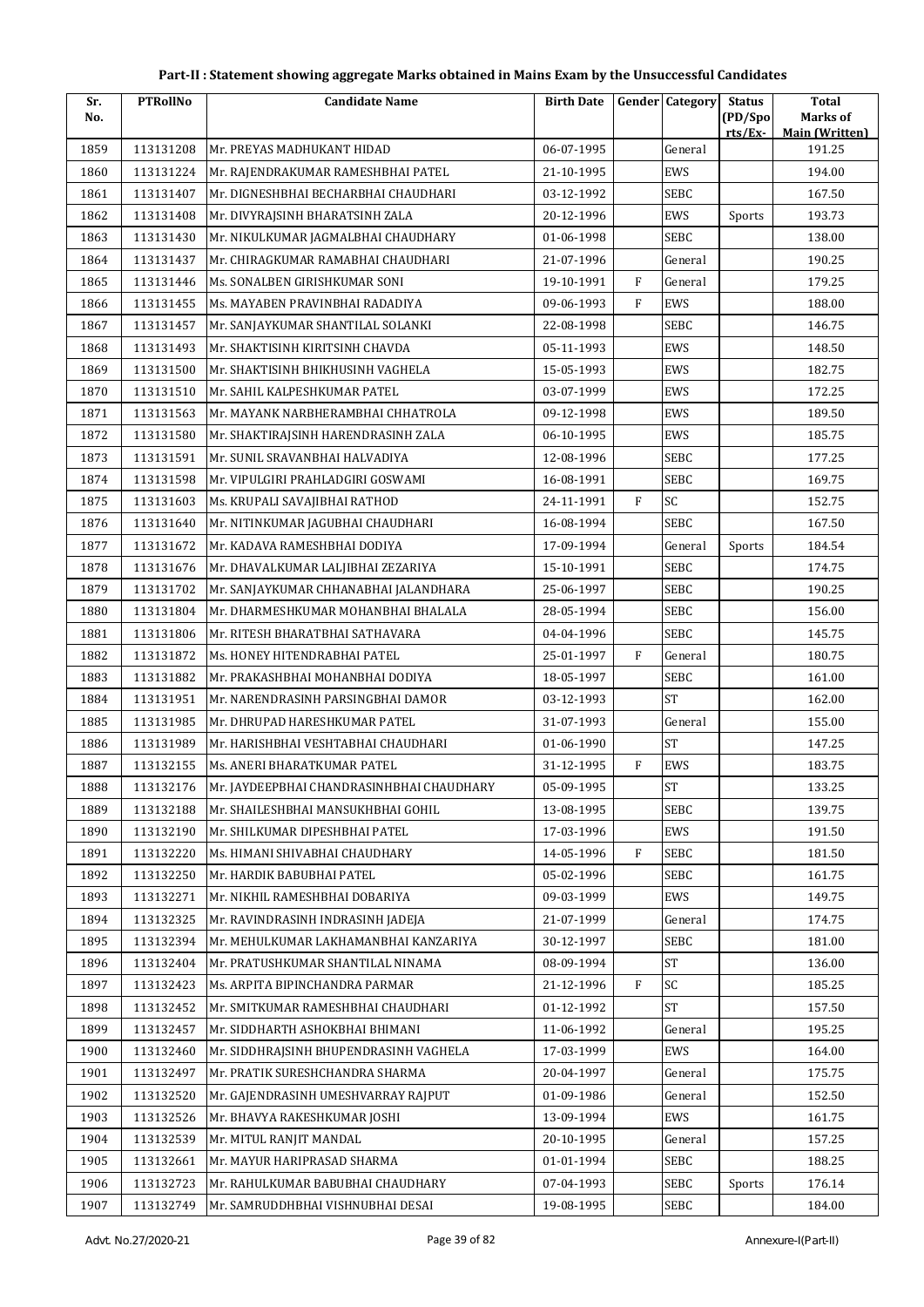# Part-II : Statement showing aggregate Marks obtained in Mains Exam by the Unsuccessful Candidates

| Sr. No. | PTRollNo | Candidate Name | Birth Date | Gender | Category | Status (PD/Spo rts/Ex- | Total Marks of Main (Written) |
|---|---|---|---|---|---|---|---|
| 1859 | 113131208 | Mr. PREYAS MADHUKANT HIDAD | 06-07-1995 | | General | | 191.25 |
| 1860 | 113131224 | Mr. RAJENDRAKUMAR RAMESHBHAI PATEL | 21-10-1995 | | EWS | | 194.00 |
| 1861 | 113131407 | Mr. DIGNESHBHAI BECHARBHAI CHAUDHARI | 03-12-1992 | | SEBC | | 167.50 |
| 1862 | 113131408 | Mr. DIVYRAJSINH BHARATSINH ZALA | 20-12-1996 | | EWS | Sports | 193.73 |
| 1863 | 113131430 | Mr. NIKULKUMAR JAGMALBHAI CHAUDHARY | 01-06-1998 | | SEBC | | 138.00 |
| 1864 | 113131437 | Mr. CHIRAGKUMAR RAMABHAI CHAUDHARI | 21-07-1996 | | General | | 190.25 |
| 1865 | 113131446 | Ms. SONALBEN GIRISHKUMAR SONI | 19-10-1991 | F | General | | 179.25 |
| 1866 | 113131455 | Ms. MAYABEN PRAVINBHAI RADADIYA | 09-06-1993 | F | EWS | | 188.00 |
| 1867 | 113131457 | Mr. SANJAYKUMAR SHANTILAL SOLANKI | 22-08-1998 | | SEBC | | 146.75 |
| 1868 | 113131493 | Mr. SHAKTISINH KIRITSINH CHAVDA | 05-11-1993 | | EWS | | 148.50 |
| 1869 | 113131500 | Mr. SHAKTISINH BHIKHUSINH VAGHELA | 15-05-1993 | | EWS | | 182.75 |
| 1870 | 113131510 | Mr. SAHIL KALPESHKUMAR PATEL | 03-07-1999 | | EWS | | 172.25 |
| 1871 | 113131563 | Mr. MAYANK NARBHERAMBHAI CHHATROLA | 09-12-1998 | | EWS | | 189.50 |
| 1872 | 113131580 | Mr. SHAKTIRAJSINH HARENDRASINH ZALA | 06-10-1995 | | EWS | | 185.75 |
| 1873 | 113131591 | Mr. SUNIL SRAVANBHAI HALVADIYA | 12-08-1996 | | SEBC | | 177.25 |
| 1874 | 113131598 | Mr. VIPULGIRI PRAHLADGIRI GOSWAMI | 16-08-1991 | | SEBC | | 169.75 |
| 1875 | 113131603 | Ms. KRUPALI SAVAJIBHAI RATHOD | 24-11-1991 | F | SC | | 152.75 |
| 1876 | 113131640 | Mr. NITINKUMAR JAGUBHAI CHAUDHARI | 16-08-1994 | | SEBC | | 167.50 |
| 1877 | 113131672 | Mr. KADAVA RAMESHBHAI DODIYA | 17-09-1994 | | General | Sports | 184.54 |
| 1878 | 113131676 | Mr. DHAVALKUMAR LALJIBHAI ZEZARIYA | 15-10-1991 | | SEBC | | 174.75 |
| 1879 | 113131702 | Mr. SANJAYKUMAR CHHANABHAI JALANDHARA | 25-06-1997 | | SEBC | | 190.25 |
| 1880 | 113131804 | Mr. DHARMESHKUMAR MOHANBHAI BHALALA | 28-05-1994 | | SEBC | | 156.00 |
| 1881 | 113131806 | Mr. RITESH BHARATBHAI SATHAVARA | 04-04-1996 | | SEBC | | 145.75 |
| 1882 | 113131872 | Ms. HONEY HITENDRABHAI PATEL | 25-01-1997 | F | General | | 180.75 |
| 1883 | 113131882 | Mr. PRAKASHBHAI MOHANBHAI DODIYA | 18-05-1997 | | SEBC | | 161.00 |
| 1884 | 113131951 | Mr. NARENDRASINH PARSINGBHAI DAMOR | 03-12-1993 | | ST | | 162.00 |
| 1885 | 113131985 | Mr. DHRUPAD HARESHKUMAR PATEL | 31-07-1993 | | General | | 155.00 |
| 1886 | 113131989 | Mr. HARISHBHAI VESHTABHAI CHAUDHARI | 01-06-1990 | | ST | | 147.25 |
| 1887 | 113132155 | Ms. ANERI BHARATKUMAR PATEL | 31-12-1995 | F | EWS | | 183.75 |
| 1888 | 113132176 | Mr. JAYDEEPBHAI CHANDRASINHBHAI CHAUDHARY | 05-09-1995 | | ST | | 133.25 |
| 1889 | 113132188 | Mr. SHAILESHBHAI MANSUKHBHAI GOHIL | 13-08-1995 | | SEBC | | 139.75 |
| 1890 | 113132190 | Mr. SHILKUMAR DIPESHBHAI PATEL | 17-03-1996 | | EWS | | 191.50 |
| 1891 | 113132220 | Ms. HIMANI SHIVABHAI CHAUDHARY | 14-05-1996 | F | SEBC | | 181.50 |
| 1892 | 113132250 | Mr. HARDIK BABUBHAI PATEL | 05-02-1996 | | SEBC | | 161.75 |
| 1893 | 113132271 | Mr. NIKHIL RAMESHBHAI DOBARIYA | 09-03-1999 | | EWS | | 149.75 |
| 1894 | 113132325 | Mr. RAVINDRASINH INDRASINH JADEJA | 21-07-1999 | | General | | 174.75 |
| 1895 | 113132394 | Mr. MEHULKUMAR LAKHAMANBHAI KANZARIYA | 30-12-1997 | | SEBC | | 181.00 |
| 1896 | 113132404 | Mr. PRATUSHKUMAR SHANTILAL NINAMA | 08-09-1994 | | ST | | 136.00 |
| 1897 | 113132423 | Ms. ARPITA BIPINCHANDRA PARMAR | 21-12-1996 | F | SC | | 185.25 |
| 1898 | 113132452 | Mr. SMITKUMAR RAMESHBHAI CHAUDHARI | 01-12-1992 | | ST | | 157.50 |
| 1899 | 113132457 | Mr. SIDDHARTH ASHOKBHAI BHIMANI | 11-06-1992 | | General | | 195.25 |
| 1900 | 113132460 | Mr. SIDDHRAJSINH BHUPENDRASINH VAGHELA | 17-03-1999 | | EWS | | 164.00 |
| 1901 | 113132497 | Mr. PRATIK SURESHCHANDRA SHARMA | 20-04-1997 | | General | | 175.75 |
| 1902 | 113132520 | Mr. GAJENDRASINH UMESHVARRAY RAJPUT | 01-09-1986 | | General | | 152.50 |
| 1903 | 113132526 | Mr. BHAVYA RAKESHKUMAR JOSHI | 13-09-1994 | | EWS | | 161.75 |
| 1904 | 113132539 | Mr. MITUL RANJIT MANDAL | 20-10-1995 | | General | | 157.25 |
| 1905 | 113132661 | Mr. MAYUR HARIPRASAD SHARMA | 01-01-1994 | | SEBC | | 188.25 |
| 1906 | 113132723 | Mr. RAHULKUMAR BABUBHAI CHAUDHARY | 07-04-1993 | | SEBC | Sports | 176.14 |
| 1907 | 113132749 | Mr. SAMRUDDHBHAI VISHNUBHAI DESAI | 19-08-1995 | | SEBC | | 184.00 |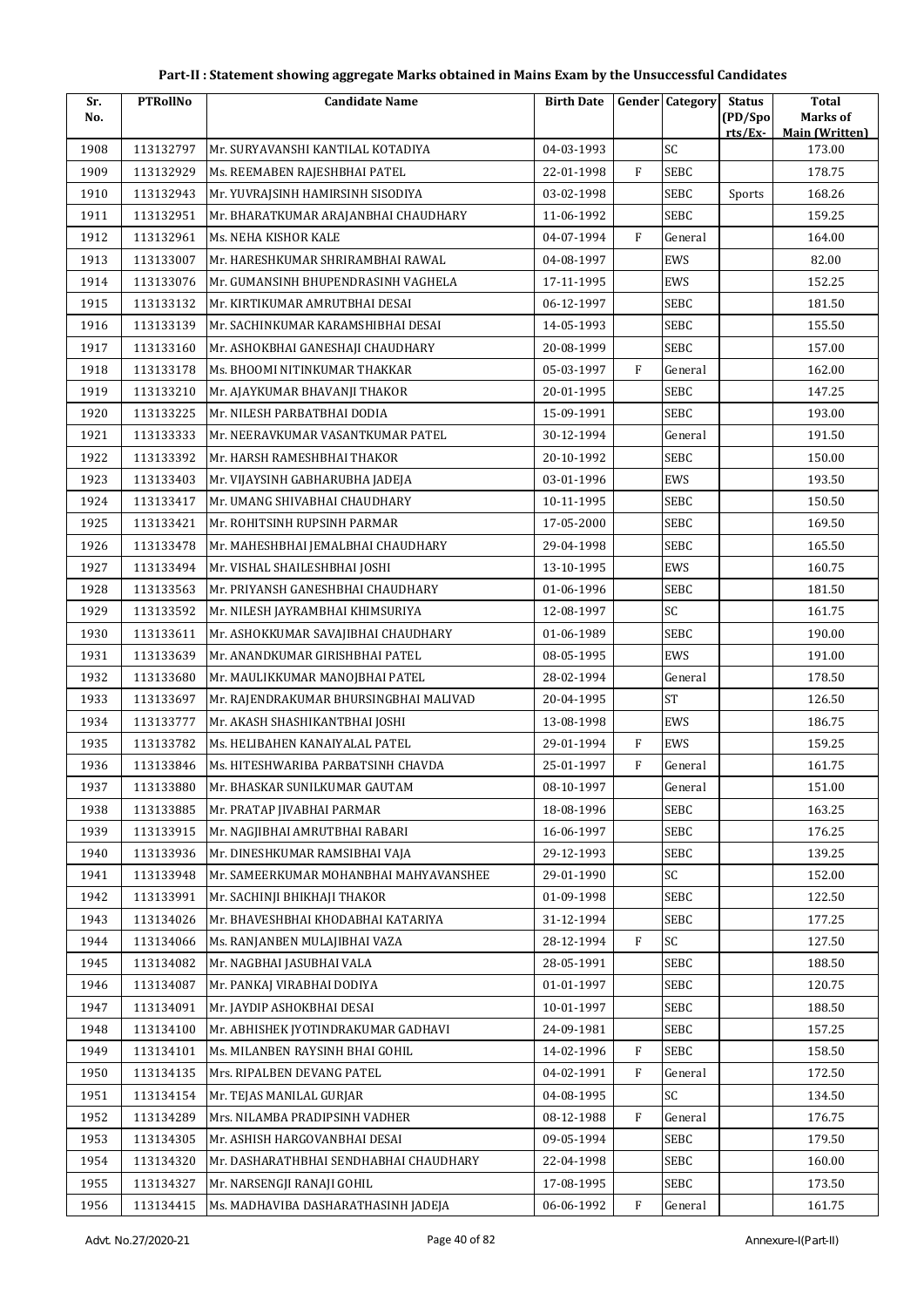**Part-II : Statement showing aggregate Marks obtained in Mains Exam by the Unsuccessful Candidates**

| Sr. No. | PTRollNo | Candidate Name | Birth Date | Gender | Category | Status (PD/Sports/Ex-) | Total Marks of Main (Written) |
|---|---|---|---|---|---|---|---|
| 1908 | 113132797 | Mr. SURYAVANSHI KANTILAL KOTADIYA | 04-03-1993 | | SC | | 173.00 |
| 1909 | 113132929 | Ms. REEMABEN RAJESHBHAI PATEL | 22-01-1998 | F | SEBC | | 178.75 |
| 1910 | 113132943 | Mr. YUVRAJSINH HAMIRSINH SISODIYA | 03-02-1998 | | SEBC | Sports | 168.26 |
| 1911 | 113132951 | Mr. BHARATKUMAR ARAJANBHAI CHAUDHARY | 11-06-1992 | | SEBC | | 159.25 |
| 1912 | 113132961 | Ms. NEHA KISHOR KALE | 04-07-1994 | F | General | | 164.00 |
| 1913 | 113133007 | Mr. HARESHKUMAR SHRIRAMBHAI RAWAL | 04-08-1997 | | EWS | | 82.00 |
| 1914 | 113133076 | Mr. GUMANSINH BHUPENDRASINH VAGHELA | 17-11-1995 | | EWS | | 152.25 |
| 1915 | 113133132 | Mr. KIRTIKUMAR AMRUTBHAI DESAI | 06-12-1997 | | SEBC | | 181.50 |
| 1916 | 113133139 | Mr. SACHINKUMAR KARAMSHIBHAI DESAI | 14-05-1993 | | SEBC | | 155.50 |
| 1917 | 113133160 | Mr. ASHOKBHAI GANESHAJI CHAUDHARY | 20-08-1999 | | SEBC | | 157.00 |
| 1918 | 113133178 | Ms. BHOOMI NITINKUMAR THAKKAR | 05-03-1997 | F | General | | 162.00 |
| 1919 | 113133210 | Mr. AJAYKUMAR BHAVANJI THAKOR | 20-01-1995 | | SEBC | | 147.25 |
| 1920 | 113133225 | Mr. NILESH PARBATBHAI DODIA | 15-09-1991 | | SEBC | | 193.00 |
| 1921 | 113133333 | Mr. NEERAVKUMAR VASANTKUMAR PATEL | 30-12-1994 | | General | | 191.50 |
| 1922 | 113133392 | Mr. HARSH RAMESHBHAI THAKOR | 20-10-1992 | | SEBC | | 150.00 |
| 1923 | 113133403 | Mr. VIJAYSINH GABHARUBHA JADEJA | 03-01-1996 | | EWS | | 193.50 |
| 1924 | 113133417 | Mr. UMANG SHIVABHAI CHAUDHARY | 10-11-1995 | | SEBC | | 150.50 |
| 1925 | 113133421 | Mr. ROHITSINH RUPSINH PARMAR | 17-05-2000 | | SEBC | | 169.50 |
| 1926 | 113133478 | Mr. MAHESHBHAI JEMALBHAI CHAUDHARY | 29-04-1998 | | SEBC | | 165.50 |
| 1927 | 113133494 | Mr. VISHAL SHAILESHBHAI JOSHI | 13-10-1995 | | EWS | | 160.75 |
| 1928 | 113133563 | Mr. PRIYANSH GANESHBHAI CHAUDHARY | 01-06-1996 | | SEBC | | 181.50 |
| 1929 | 113133592 | Mr. NILESH JAYRAMBHAI KHIMSURIYA | 12-08-1997 | | SC | | 161.75 |
| 1930 | 113133611 | Mr. ASHOKKUMAR SAVAJIBHAI CHAUDHARY | 01-06-1989 | | SEBC | | 190.00 |
| 1931 | 113133639 | Mr. ANANDKUMAR GIRISHBHAI PATEL | 08-05-1995 | | EWS | | 191.00 |
| 1932 | 113133680 | Mr. MAULIKKUMAR MANOJBHAI PATEL | 28-02-1994 | | General | | 178.50 |
| 1933 | 113133697 | Mr. RAJENDRAKUMAR BHURSINGBHAI MALIVAD | 20-04-1995 | | ST | | 126.50 |
| 1934 | 113133777 | Mr. AKASH SHASHIKANTBHAI JOSHI | 13-08-1998 | | EWS | | 186.75 |
| 1935 | 113133782 | Ms. HELIBAHEN KANAIYALAL PATEL | 29-01-1994 | F | EWS | | 159.25 |
| 1936 | 113133846 | Ms. HITESHWARIBA PARBATSINH CHAVDA | 25-01-1997 | F | General | | 161.75 |
| 1937 | 113133880 | Mr. BHASKAR SUNILKUMAR GAUTAM | 08-10-1997 | | General | | 151.00 |
| 1938 | 113133885 | Mr. PRATAP JIVABHAI PARMAR | 18-08-1996 | | SEBC | | 163.25 |
| 1939 | 113133915 | Mr. NAGJIBHAI AMRUTBHAI RABARI | 16-06-1997 | | SEBC | | 176.25 |
| 1940 | 113133936 | Mr. DINESHKUMAR RAMSIBHAI VAJA | 29-12-1993 | | SEBC | | 139.25 |
| 1941 | 113133948 | Mr. SAMEERKUMAR MOHANBHAI MAHYAVANSHEE | 29-01-1990 | | SC | | 152.00 |
| 1942 | 113133991 | Mr. SACHINJI BHIKHAJI THAKOR | 01-09-1998 | | SEBC | | 122.50 |
| 1943 | 113134026 | Mr. BHAVESHBHAI KHODABHAI KATARIYA | 31-12-1994 | | SEBC | | 177.25 |
| 1944 | 113134066 | Ms. RANJANBEN MULAJIBHAI VAZA | 28-12-1994 | F | SC | | 127.50 |
| 1945 | 113134082 | Mr. NAGBHAI JASUBHAI VALA | 28-05-1991 | | SEBC | | 188.50 |
| 1946 | 113134087 | Mr. PANKAJ VIRABHAI DODIYA | 01-01-1997 | | SEBC | | 120.75 |
| 1947 | 113134091 | Mr. JAYDIP ASHOKBHAI DESAI | 10-01-1997 | | SEBC | | 188.50 |
| 1948 | 113134100 | Mr. ABHISHEK JYOTINDRAKUMAR GADHAVI | 24-09-1981 | | SEBC | | 157.25 |
| 1949 | 113134101 | Ms. MILANBEN RAYSINH BHAI GOHIL | 14-02-1996 | F | SEBC | | 158.50 |
| 1950 | 113134135 | Mrs. RIPALBEN DEVANG PATEL | 04-02-1991 | F | General | | 172.50 |
| 1951 | 113134154 | Mr. TEJAS MANILAL GURJAR | 04-08-1995 | | SC | | 134.50 |
| 1952 | 113134289 | Mrs. NILAMBA PRADIPSINH VADHER | 08-12-1988 | F | General | | 176.75 |
| 1953 | 113134305 | Mr. ASHISH HARGOVANBHAI DESAI | 09-05-1994 | | SEBC | | 179.50 |
| 1954 | 113134320 | Mr. DASHARATHBHAI SENDHABHAI CHAUDHARY | 22-04-1998 | | SEBC | | 160.00 |
| 1955 | 113134327 | Mr. NARSENGJI RANAJI GOHIL | 17-08-1995 | | SEBC | | 173.50 |
| 1956 | 113134415 | Ms. MADHAVIBA DASHARATHASINH JADEJA | 06-06-1992 | F | General | | 161.75 |

Advt. No.27/2020-21 | Annexure-I(Part-II)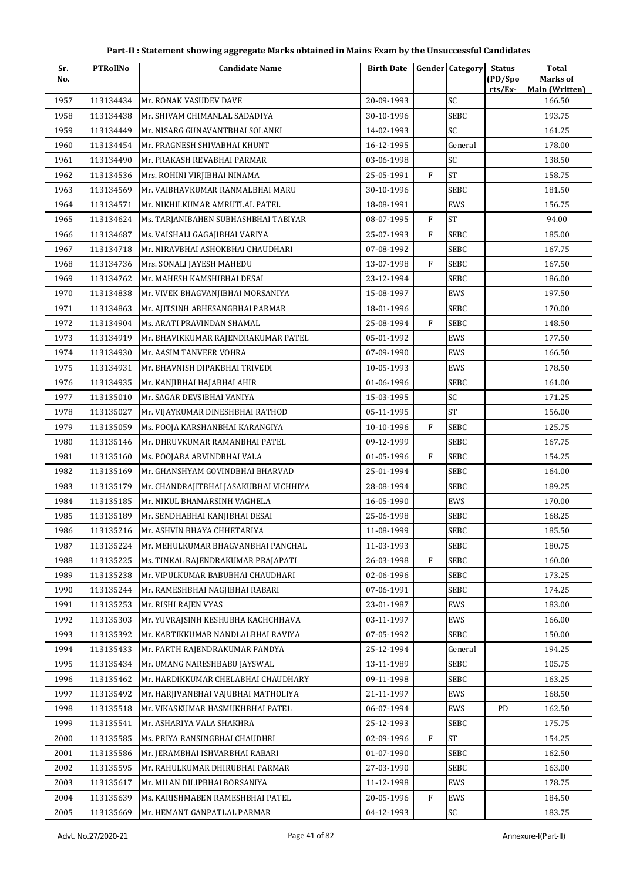## Part-II : Statement showing aggregate Marks obtained in Mains Exam by the Unsuccessful Candidates

| Sr. No. | PTRollNo | Candidate Name | Birth Date | Gender | Category | Status (PD/Spo rts/Ex- | Total Marks of Main (Written) |
|---|---|---|---|---|---|---|---|
| 1957 | 113134434 | Mr. RONAK VASUDEV DAVE | 20-09-1993 | | SC | | 166.50 |
| 1958 | 113134438 | Mr. SHIVAM CHIMANLAL SADADIYA | 30-10-1996 | | SEBC | | 193.75 |
| 1959 | 113134449 | Mr. NISARG GUNAVANTBHAI SOLANKI | 14-02-1993 | | SC | | 161.25 |
| 1960 | 113134454 | Mr. PRAGNESH SHIVABHAI KHUNT | 16-12-1995 | | General | | 178.00 |
| 1961 | 113134490 | Mr. PRAKASH REVABHAI PARMAR | 03-06-1998 | | SC | | 138.50 |
| 1962 | 113134536 | Mrs. ROHINI VIRJIBHAI NINAMA | 25-05-1991 | F | ST | | 158.75 |
| 1963 | 113134569 | Mr. VAIBHAVKUMAR RANMALBHAI MARU | 30-10-1996 | | SEBC | | 181.50 |
| 1964 | 113134571 | Mr. NIKHILKUMAR AMRUTLAL PATEL | 18-08-1991 | | EWS | | 156.75 |
| 1965 | 113134624 | Ms. TARJANIBAHEN SUBHASHBHAI TABIYAR | 08-07-1995 | F | ST | | 94.00 |
| 1966 | 113134687 | Ms. VAISHALI GAGAJIBHAI VARIYA | 25-07-1993 | F | SEBC | | 185.00 |
| 1967 | 113134718 | Mr. NIRAVBHAI ASHOKBHAI CHAUDHARI | 07-08-1992 | | SEBC | | 167.75 |
| 1968 | 113134736 | Mrs. SONALI JAYESH MAHEDU | 13-07-1998 | F | SEBC | | 167.50 |
| 1969 | 113134762 | Mr. MAHESH KAMSHIBHAI DESAI | 23-12-1994 | | SEBC | | 186.00 |
| 1970 | 113134838 | Mr. VIVEK BHAGVANJIBHAI MORSANIYA | 15-08-1997 | | EWS | | 197.50 |
| 1971 | 113134863 | Mr. AJITSINH ABHESANGBHAI PARMAR | 18-01-1996 | | SEBC | | 170.00 |
| 1972 | 113134904 | Ms. ARATI PRAVINDAN SHAMAL | 25-08-1994 | F | SEBC | | 148.50 |
| 1973 | 113134919 | Mr. BHAVIKKUMAR RAJENDRAKUMAR PATEL | 05-01-1992 | | EWS | | 177.50 |
| 1974 | 113134930 | Mr. AASIM TANVEER VOHRA | 07-09-1990 | | EWS | | 166.50 |
| 1975 | 113134931 | Mr. BHAVNISH DIPAKBHAI TRIVEDI | 10-05-1993 | | EWS | | 178.50 |
| 1976 | 113134935 | Mr. KANJIBHAI HAJABHAI AHIR | 01-06-1996 | | SEBC | | 161.00 |
| 1977 | 113135010 | Mr. SAGAR DEVSIBHAI VANIYA | 15-03-1995 | | SC | | 171.25 |
| 1978 | 113135027 | Mr. VIJAYKUMAR DINESHBHAI RATHOD | 05-11-1995 | | ST | | 156.00 |
| 1979 | 113135059 | Ms. POOJA KARSHANBHAI KARANGIYA | 10-10-1996 | F | SEBC | | 125.75 |
| 1980 | 113135146 | Mr. DHRUVKUMAR RAMANBHAI PATEL | 09-12-1999 | | SEBC | | 167.75 |
| 1981 | 113135160 | Ms. POOJABA ARVINDBHAI VALA | 01-05-1996 | F | SEBC | | 154.25 |
| 1982 | 113135169 | Mr. GHANSHYAM GOVINDBHAI BHARVAD | 25-01-1994 | | SEBC | | 164.00 |
| 1983 | 113135179 | Mr. CHANDRAJITBHAI JASAKUBHAI VICHHIYA | 28-08-1994 | | SEBC | | 189.25 |
| 1984 | 113135185 | Mr. NIKUL BHAMARSINH VAGHELA | 16-05-1990 | | EWS | | 170.00 |
| 1985 | 113135189 | Mr. SENDHABHAI KANJIBHAI DESAI | 25-06-1998 | | SEBC | | 168.25 |
| 1986 | 113135216 | Mr. ASHVIN BHAYA CHHETARIYA | 11-08-1999 | | SEBC | | 185.50 |
| 1987 | 113135224 | Mr. MEHULKUMAR BHAGVANBHAI PANCHAL | 11-03-1993 | | SEBC | | 180.75 |
| 1988 | 113135225 | Ms. TINKAL RAJENDRAKUMAR PRAJAPATI | 26-03-1998 | F | SEBC | | 160.00 |
| 1989 | 113135238 | Mr. VIPULKUMAR BABUBHAI CHAUDHARI | 02-06-1996 | | SEBC | | 173.25 |
| 1990 | 113135244 | Mr. RAMESHBHAI NAGJIBHAI RABARI | 07-06-1991 | | SEBC | | 174.25 |
| 1991 | 113135253 | Mr. RISHI RAJEN VYAS | 23-01-1987 | | EWS | | 183.00 |
| 1992 | 113135303 | Mr. YUVRAJSINH KESHUBHA KACHCHHAVA | 03-11-1997 | | EWS | | 166.00 |
| 1993 | 113135392 | Mr. KARTIKKUMAR NANDLALBHAI RAVIYA | 07-05-1992 | | SEBC | | 150.00 |
| 1994 | 113135433 | Mr. PARTH RAJENDRAKUMAR PANDYA | 25-12-1994 | | General | | 194.25 |
| 1995 | 113135434 | Mr. UMANG NARESHBABU JAYSWAL | 13-11-1989 | | SEBC | | 105.75 |
| 1996 | 113135462 | Mr. HARDIKKUMAR CHELABHAI CHAUDHARY | 09-11-1998 | | SEBC | | 163.25 |
| 1997 | 113135492 | Mr. HARJIVANBHAI VAJUBHAI MATHOLIYA | 21-11-1997 | | EWS | | 168.50 |
| 1998 | 113135518 | Mr. VIKASKUMAR HASMUKHBHAI PATEL | 06-07-1994 | | EWS | PD | 162.50 |
| 1999 | 113135541 | Mr. ASHARIYA VALA SHAKHRA | 25-12-1993 | | SEBC | | 175.75 |
| 2000 | 113135585 | Ms. PRIYA RANSINGBHAI CHAUDHRI | 02-09-1996 | F | ST | | 154.25 |
| 2001 | 113135586 | Mr. JERAMBHAI ISHVARBHAI RABARI | 01-07-1990 | | SEBC | | 162.50 |
| 2002 | 113135595 | Mr. RAHULKUMAR DHIRUBHAI PARMAR | 27-03-1990 | | SEBC | | 163.00 |
| 2003 | 113135617 | Mr. MILAN DILIPBHAI BORSANIYA | 11-12-1998 | | EWS | | 178.75 |
| 2004 | 113135639 | Ms. KARISHMABEN RAMESHBHAI PATEL | 20-05-1996 | F | EWS | | 184.50 |
| 2005 | 113135669 | Mr. HEMANT GANPATLAL PARMAR | 04-12-1993 | | SC | | 183.75 |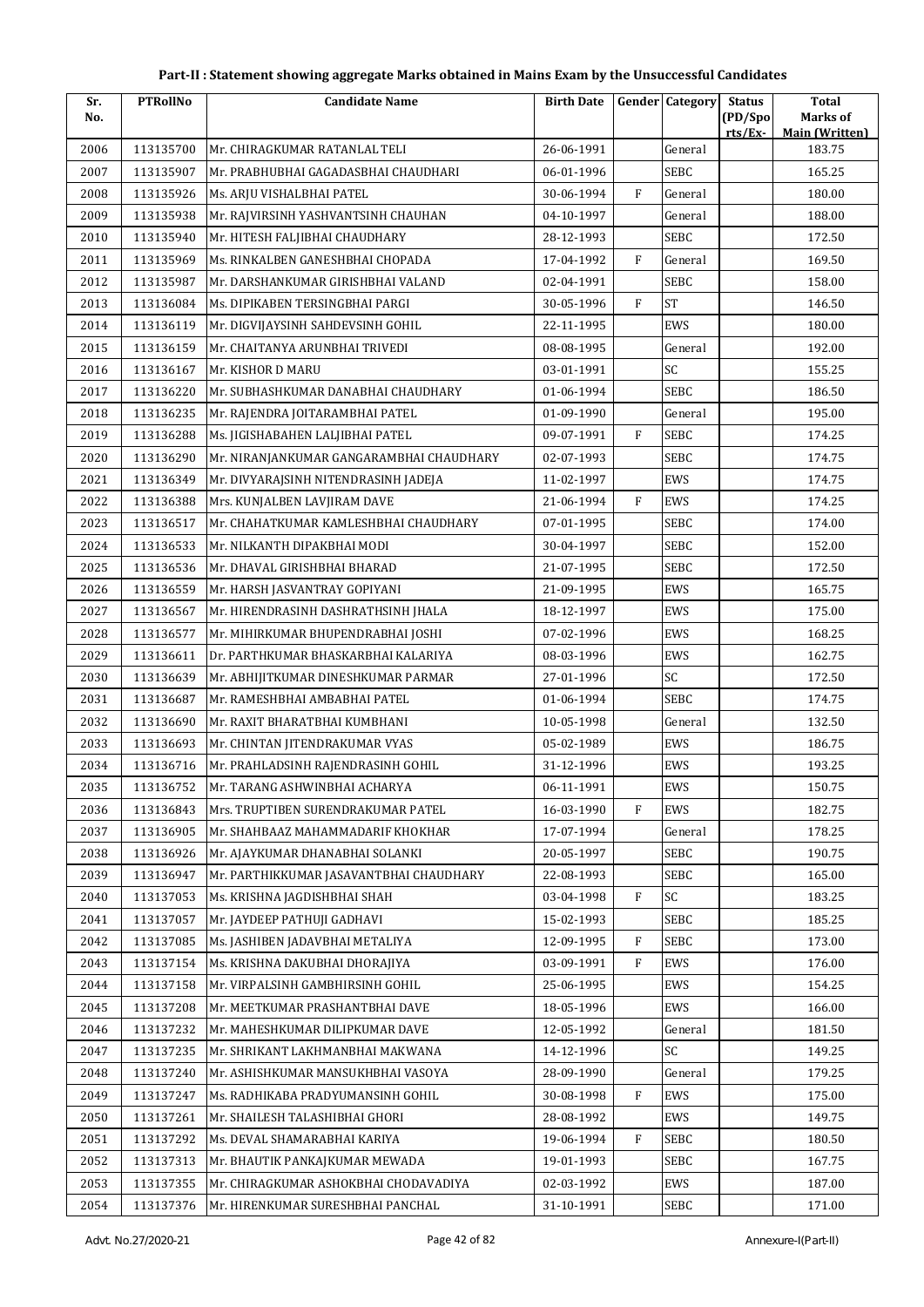# Part-II : Statement showing aggregate Marks obtained in Mains Exam by the Unsuccessful Candidates

| Sr. No. | PTRollNo | Candidate Name | Birth Date | Gender | Category | Status (PD/Spo rts/Ex- | Total Marks of Main (Written) |
|---|---|---|---|---|---|---|---|
| 2006 | 113135700 | Mr. CHIRAGKUMAR RATANLAL TELI | 26-06-1991 | | General | | 183.75 |
| 2007 | 113135907 | Mr. PRABHUBHAI GAGADASBHAI CHAUDHARI | 06-01-1996 | | SEBC | | 165.25 |
| 2008 | 113135926 | Ms. ARJU VISHALBHAI PATEL | 30-06-1994 | F | General | | 180.00 |
| 2009 | 113135938 | Mr. RAJVIRSINH YASHVANTSINH CHAUHAN | 04-10-1997 | | General | | 188.00 |
| 2010 | 113135940 | Mr. HITESH FALJIBHAI CHAUDHARY | 28-12-1993 | | SEBC | | 172.50 |
| 2011 | 113135969 | Ms. RINKALBEN GANESHBHAI CHOPADA | 17-04-1992 | F | General | | 169.50 |
| 2012 | 113135987 | Mr. DARSHANKUMAR GIRISHBHAI VALAND | 02-04-1991 | | SEBC | | 158.00 |
| 2013 | 113136084 | Ms. DIPIKABEN TERSINGBHAI PARGI | 30-05-1996 | F | ST | | 146.50 |
| 2014 | 113136119 | Mr. DIGVIJAYSINH SAHDEVSINH GOHIL | 22-11-1995 | | EWS | | 180.00 |
| 2015 | 113136159 | Mr. CHAITANYA ARUNBHAI TRIVEDI | 08-08-1995 | | General | | 192.00 |
| 2016 | 113136167 | Mr. KISHOR D MARU | 03-01-1991 | | SC | | 155.25 |
| 2017 | 113136220 | Mr. SUBHASHKUMAR DANABHAI CHAUDHARY | 01-06-1994 | | SEBC | | 186.50 |
| 2018 | 113136235 | Mr. RAJENDRA JOITARAMBHAI PATEL | 01-09-1990 | | General | | 195.00 |
| 2019 | 113136288 | Ms. JIGISHABAHEN LALJIBHAI PATEL | 09-07-1991 | F | SEBC | | 174.25 |
| 2020 | 113136290 | Mr. NIRANJANKUMAR GANGARAMBHAI CHAUDHARY | 02-07-1993 | | SEBC | | 174.75 |
| 2021 | 113136349 | Mr. DIVYARAJSINH NITENDRASINH JADEJA | 11-02-1997 | | EWS | | 174.75 |
| 2022 | 113136388 | Mrs. KUNJALBEN LAVJIRAM DAVE | 21-06-1994 | F | EWS | | 174.25 |
| 2023 | 113136517 | Mr. CHAHATKUMAR KAMLESHBHAI CHAUDHARY | 07-01-1995 | | SEBC | | 174.00 |
| 2024 | 113136533 | Mr. NILKANTH DIPAKBHAI MODI | 30-04-1997 | | SEBC | | 152.00 |
| 2025 | 113136536 | Mr. DHAVAL GIRISHBHAI BHARAD | 21-07-1995 | | SEBC | | 172.50 |
| 2026 | 113136559 | Mr. HARSH JASVANTRAY GOPIYANI | 21-09-1995 | | EWS | | 165.75 |
| 2027 | 113136567 | Mr. HIRENDRASINH DASHRATHSINH JHALA | 18-12-1997 | | EWS | | 175.00 |
| 2028 | 113136577 | Mr. MIHIRKUMAR BHUPENDRABHAI JOSHI | 07-02-1996 | | EWS | | 168.25 |
| 2029 | 113136611 | Dr. PARTHKUMAR BHASKARBHAI KALARIYA | 08-03-1996 | | EWS | | 162.75 |
| 2030 | 113136639 | Mr. ABHIJITKUMAR DINESHKUMAR PARMAR | 27-01-1996 | | SC | | 172.50 |
| 2031 | 113136687 | Mr. RAMESHBHAI AMBABHAI PATEL | 01-06-1994 | | SEBC | | 174.75 |
| 2032 | 113136690 | Mr. RAXIT BHARATBHAI KUMBHANI | 10-05-1998 | | General | | 132.50 |
| 2033 | 113136693 | Mr. CHINTAN JITENDRAKUMAR VYAS | 05-02-1989 | | EWS | | 186.75 |
| 2034 | 113136716 | Mr. PRAHLADSINH RAJENDRASINH GOHIL | 31-12-1996 | | EWS | | 193.25 |
| 2035 | 113136752 | Mr. TARANG ASHWINBHAI ACHARYA | 06-11-1991 | | EWS | | 150.75 |
| 2036 | 113136843 | Mrs. TRUPTIBEN SURENDRAKUMAR PATEL | 16-03-1990 | F | EWS | | 182.75 |
| 2037 | 113136905 | Mr. SHAHBAAZ MAHAMMADARIF KHOKHAR | 17-07-1994 | | General | | 178.25 |
| 2038 | 113136926 | Mr. AJAYKUMAR DHANABHAI SOLANKI | 20-05-1997 | | SEBC | | 190.75 |
| 2039 | 113136947 | Mr. PARTHIKKUMAR JASAVANTBHAI CHAUDHARY | 22-08-1993 | | SEBC | | 165.00 |
| 2040 | 113137053 | Ms. KRISHNA JAGDISHBHAI SHAH | 03-04-1998 | F | SC | | 183.25 |
| 2041 | 113137057 | Mr. JAYDEEP PATHUJI GADHAVI | 15-02-1993 | | SEBC | | 185.25 |
| 2042 | 113137085 | Ms. JASHIBEN JADAVBHAI METALIYA | 12-09-1995 | F | SEBC | | 173.00 |
| 2043 | 113137154 | Ms. KRISHNA DAKUBHAI DHORAJIYA | 03-09-1991 | F | EWS | | 176.00 |
| 2044 | 113137158 | Mr. VIRPALSINH GAMBHIRSINH GOHIL | 25-06-1995 | | EWS | | 154.25 |
| 2045 | 113137208 | Mr. MEETKUMAR PRASHANTBHAI DAVE | 18-05-1996 | | EWS | | 166.00 |
| 2046 | 113137232 | Mr. MAHESHKUMAR DILIPKUMAR DAVE | 12-05-1992 | | General | | 181.50 |
| 2047 | 113137235 | Mr. SHRIKANT LAKHMANBHAI MAKWANA | 14-12-1996 | | SC | | 149.25 |
| 2048 | 113137240 | Mr. ASHISHKUMAR MANSUKHBHAI VASOYA | 28-09-1990 | | General | | 179.25 |
| 2049 | 113137247 | Ms. RADHIKABA PRADYUMANSINH GOHIL | 30-08-1998 | F | EWS | | 175.00 |
| 2050 | 113137261 | Mr. SHAILESH TALASHIBHAI GHORI | 28-08-1992 | | EWS | | 149.75 |
| 2051 | 113137292 | Ms. DEVAL SHAMARABHAI KARIYA | 19-06-1994 | F | SEBC | | 180.50 |
| 2052 | 113137313 | Mr. BHAUTIK PANKAJKUMAR MEWADA | 19-01-1993 | | SEBC | | 167.75 |
| 2053 | 113137355 | Mr. CHIRAGKUMAR ASHOKBHAI CHODAVADIYA | 02-03-1992 | | EWS | | 187.00 |
| 2054 | 113137376 | Mr. HIRENKUMAR SURESHBHAI PANCHAL | 31-10-1991 | | SEBC | | 171.00 |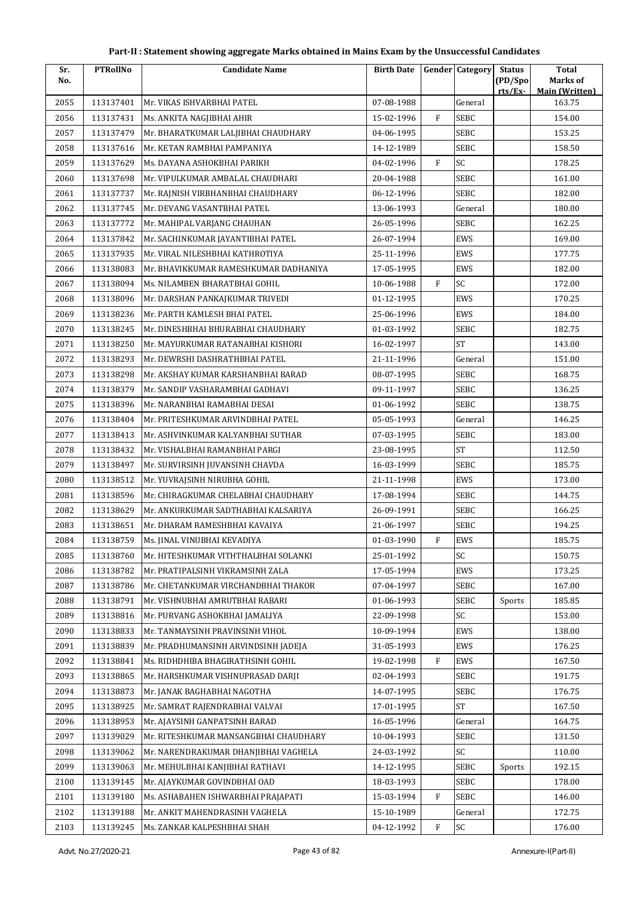# Part-II : Statement showing aggregate Marks obtained in Mains Exam by the Unsuccessful Candidates

| Sr. No. | PTRollNo | Candidate Name | Birth Date | Gender | Category | Status (PD/Spo rts/Ex- | Total Marks of Main (Written) |
|---|---|---|---|---|---|---|---|
| 2055 | 113137401 | Mr. VIKAS ISHVARBHAI PATEL | 07-08-1988 | | General | | 163.75 |
| 2056 | 113137431 | Ms. ANKITA NAGJIBHAI AHIR | 15-02-1996 | F | SEBC | | 154.00 |
| 2057 | 113137479 | Mr. BHARATKUMAR LALJIBHAI CHAUDHARY | 04-06-1995 | | SEBC | | 153.25 |
| 2058 | 113137616 | Mr. KETAN RAMBHAI PAMPANIYA | 14-12-1989 | | SEBC | | 158.50 |
| 2059 | 113137629 | Ms. DAYANA ASHOKBHAI PARIKH | 04-02-1996 | F | SC | | 178.25 |
| 2060 | 113137698 | Mr. VIPULKUMAR AMBALAL CHAUDHARI | 20-04-1988 | | SEBC | | 161.00 |
| 2061 | 113137737 | Mr. RAJNISH VIRBHANBHAI CHAUDHARY | 06-12-1996 | | SEBC | | 182.00 |
| 2062 | 113137745 | Mr. DEVANG VASANTBHAI PATEL | 13-06-1993 | | General | | 180.00 |
| 2063 | 113137772 | Mr. MAHIPAL VARJANG CHAUHAN | 26-05-1996 | | SEBC | | 162.25 |
| 2064 | 113137842 | Mr. SACHINKUMAR JAYANTIBHAI PATEL | 26-07-1994 | | EWS | | 169.00 |
| 2065 | 113137935 | Mr. VIRAL NILESHBHAI KATHROTIYA | 25-11-1996 | | EWS | | 177.75 |
| 2066 | 113138083 | Mr. BHAVIKKUMAR RAMESHKUMAR DADHANIYA | 17-05-1995 | | EWS | | 182.00 |
| 2067 | 113138094 | Ms. NILAMBEN BHARATBHAI GOHIL | 10-06-1988 | F | SC | | 172.00 |
| 2068 | 113138096 | Mr. DARSHAN PANKAJKUMAR TRIVEDI | 01-12-1995 | | EWS | | 170.25 |
| 2069 | 113138236 | Mr. PARTH KAMLESH BHAI PATEL | 25-06-1996 | | EWS | | 184.00 |
| 2070 | 113138245 | Mr. DINESHBHAI BHURABHAI CHAUDHARY | 01-03-1992 | | SEBC | | 182.75 |
| 2071 | 113138250 | Mr. MAYURKUMAR RATANABHAI KISHORI | 16-02-1997 | | ST | | 143.00 |
| 2072 | 113138293 | Mr. DEWRSHI DASHRATHBHAI PATEL | 21-11-1996 | | General | | 151.00 |
| 2073 | 113138298 | Mr. AKSHAY KUMAR KARSHANBHAI BARAD | 08-07-1995 | | SEBC | | 168.75 |
| 2074 | 113138379 | Mr. SANDIP VASHARAMBHAI GADHAVI | 09-11-1997 | | SEBC | | 136.25 |
| 2075 | 113138396 | Mr. NARANBHAI RAMABHAI DESAI | 01-06-1992 | | SEBC | | 138.75 |
| 2076 | 113138404 | Mr. PRITESHKUMAR ARVINDBHAI PATEL | 05-05-1993 | | General | | 146.25 |
| 2077 | 113138413 | Mr. ASHVINKUMAR KALYANBHAI SUTHAR | 07-03-1995 | | SEBC | | 183.00 |
| 2078 | 113138432 | Mr. VISHALBHAI RAMANBHAI PARGI | 23-08-1995 | | ST | | 112.50 |
| 2079 | 113138497 | Mr. SURVIRSINH JUVANSINH CHAVDA | 16-03-1999 | | SEBC | | 185.75 |
| 2080 | 113138512 | Mr. YUVRAJSINH NIRUBHA GOHIL | 21-11-1998 | | EWS | | 173.00 |
| 2081 | 113138596 | Mr. CHIRAGKUMAR CHELABHAI CHAUDHARY | 17-08-1994 | | SEBC | | 144.75 |
| 2082 | 113138629 | Mr. ANKURKUMAR SADTHABHAI KALSARIYA | 26-09-1991 | | SEBC | | 166.25 |
| 2083 | 113138651 | Mr. DHARAM RAMESHBHAI KAVAIYA | 21-06-1997 | | SEBC | | 194.25 |
| 2084 | 113138759 | Ms. JINAL VINUBHAI KEVADIYA | 01-03-1990 | F | EWS | | 185.75 |
| 2085 | 113138760 | Mr. HITESHKUMAR VITHTHALBHAI SOLANKI | 25-01-1992 | | SC | | 150.75 |
| 2086 | 113138782 | Mr. PRATIPALSINH VIKRAMSINH ZALA | 17-05-1994 | | EWS | | 173.25 |
| 2087 | 113138786 | Mr. CHETANKUMAR VIRCHANDBHAI THAKOR | 07-04-1997 | | SEBC | | 167.00 |
| 2088 | 113138791 | Mr. VISHNUBHAI AMRUTBHAI RABARI | 01-06-1993 | | SEBC | Sports | 185.85 |
| 2089 | 113138816 | Mr. PURVANG ASHOKBHAI JAMALIYA | 22-09-1998 | | SC | | 153.00 |
| 2090 | 113138833 | Mr. TANMAYSINH PRAVINSINH VIHOL | 10-09-1994 | | EWS | | 138.00 |
| 2091 | 113138839 | Mr. PRADHUMANSINH ARVINDSINH JADEJA | 31-05-1993 | | EWS | | 176.25 |
| 2092 | 113138841 | Ms. RIDHDHIBA BHAGIRATHSINH GOHIL | 19-02-1998 | F | EWS | | 167.50 |
| 2093 | 113138865 | Mr. HARSHKUMAR VISHNUPRASAD DARJI | 02-04-1993 | | SEBC | | 191.75 |
| 2094 | 113138873 | Mr. JANAK BAGHABHAI NAGOTHA | 14-07-1995 | | SEBC | | 176.75 |
| 2095 | 113138925 | Mr. SAMRAT RAJENDRABHAI VALVAI | 17-01-1995 | | ST | | 167.50 |
| 2096 | 113138953 | Mr. AJAYSINH GANPATSINH BARAD | 16-05-1996 | | General | | 164.75 |
| 2097 | 113139029 | Mr. RITESHKUMAR MANSANGBHAI CHAUDHARY | 10-04-1993 | | SEBC | | 131.50 |
| 2098 | 113139062 | Mr. NARENDRAKUMAR DHANJIBHAI VAGHELA | 24-03-1992 | | SC | | 110.00 |
| 2099 | 113139063 | Mr. MEHULBHAI KANJIBHAI RATHAVI | 14-12-1995 | | SEBC | Sports | 192.15 |
| 2100 | 113139145 | Mr. AJAYKUMAR GOVINDBHAI OAD | 18-03-1993 | | SEBC | | 178.00 |
| 2101 | 113139180 | Ms. ASHABAHEN ISHWARBHAI PRAJAPATI | 15-03-1994 | F | SEBC | | 146.00 |
| 2102 | 113139188 | Mr. ANKIT MAHENDRASINH VAGHELA | 15-10-1989 | | General | | 172.75 |
| 2103 | 113139245 | Ms. ZANKAR KALPESHBHAI SHAH | 04-12-1992 | F | SC | | 176.00 |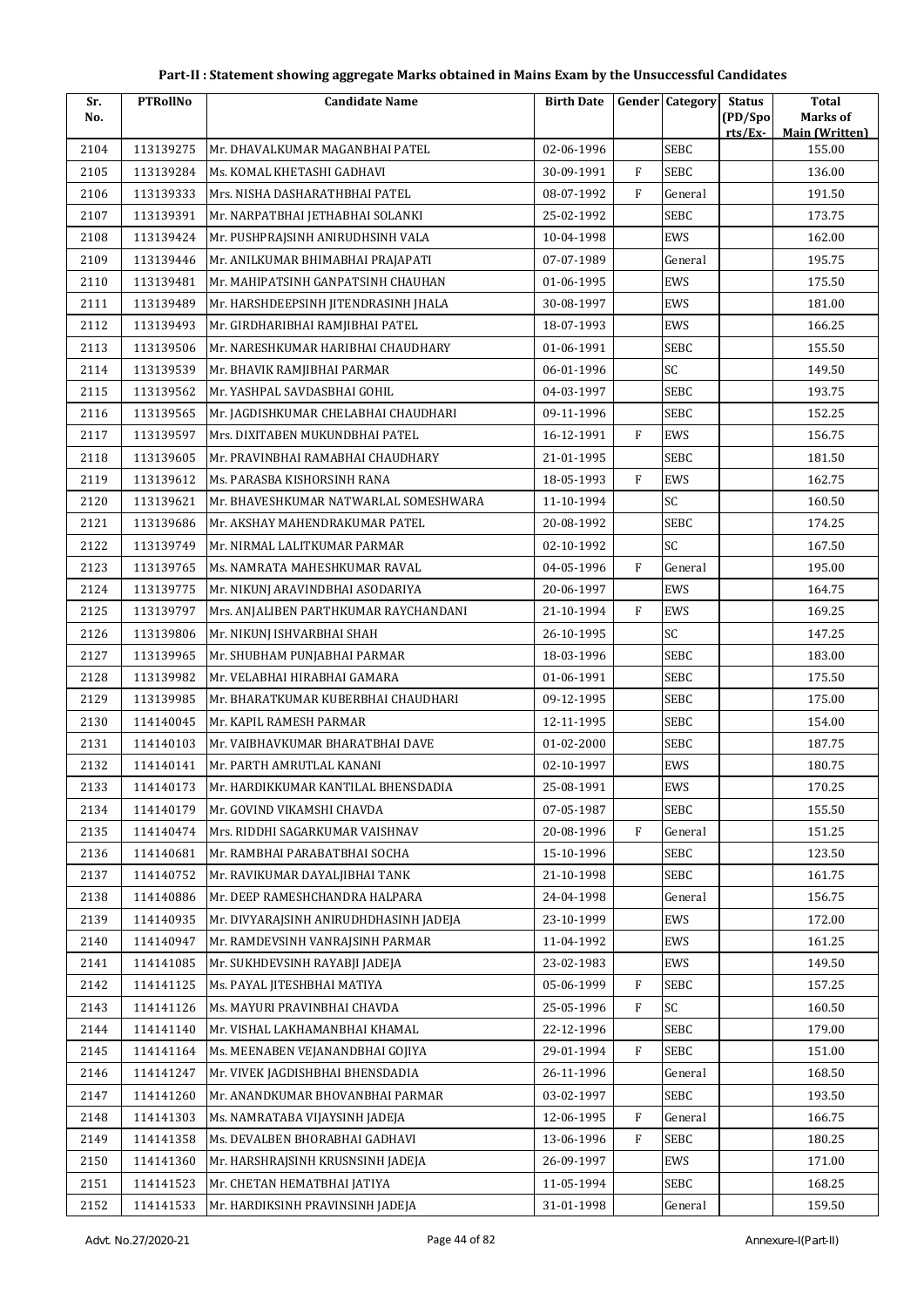## Part-II : Statement showing aggregate Marks obtained in Mains Exam by the Unsuccessful Candidates

| Sr. No. | PTRollNo | Candidate Name | Birth Date | Gender | Category | Status (PD/Spo rts/Ex- | Total Marks of Main (Written) |
|---|---|---|---|---|---|---|---|
| 2104 | 113139275 | Mr. DHAVALKUMAR MAGANBHAI PATEL | 02-06-1996 | | SEBC | | 155.00 |
| 2105 | 113139284 | Ms. KOMAL KHETASHI GADHAVI | 30-09-1991 | F | SEBC | | 136.00 |
| 2106 | 113139333 | Mrs. NISHA DASHARATHBHAI PATEL | 08-07-1992 | F | General | | 191.50 |
| 2107 | 113139391 | Mr. NARPATBHAI JETHABHAI SOLANKI | 25-02-1992 | | SEBC | | 173.75 |
| 2108 | 113139424 | Mr. PUSHPRAJSINH ANIRUDHSINH VALA | 10-04-1998 | | EWS | | 162.00 |
| 2109 | 113139446 | Mr. ANILKUMAR BHIMABHAI PRAJAPATI | 07-07-1989 | | General | | 195.75 |
| 2110 | 113139481 | Mr. MAHIPATSINH GANPATSINH CHAUHAN | 01-06-1995 | | EWS | | 175.50 |
| 2111 | 113139489 | Mr. HARSHDEEPSINH JITENDRASINH JHALA | 30-08-1997 | | EWS | | 181.00 |
| 2112 | 113139493 | Mr. GIRDHARIBHAI RAMJIBHAI PATEL | 18-07-1993 | | EWS | | 166.25 |
| 2113 | 113139506 | Mr. NARESHKUMAR HARIBHAI CHAUDHARY | 01-06-1991 | | SEBC | | 155.50 |
| 2114 | 113139539 | Mr. BHAVIK RAMJIBHAI PARMAR | 06-01-1996 | | SC | | 149.50 |
| 2115 | 113139562 | Mr. YASHPAL SAVDASBHAI GOHIL | 04-03-1997 | | SEBC | | 193.75 |
| 2116 | 113139565 | Mr. JAGDISHKUMAR CHELABHAI CHAUDHARI | 09-11-1996 | | SEBC | | 152.25 |
| 2117 | 113139597 | Mrs. DIXITABEN MUKUNDBHAI PATEL | 16-12-1991 | F | EWS | | 156.75 |
| 2118 | 113139605 | Mr. PRAVINBHAI RAMABHAI CHAUDHARY | 21-01-1995 | | SEBC | | 181.50 |
| 2119 | 113139612 | Ms. PARASBA KISHORSINH RANA | 18-05-1993 | F | EWS | | 162.75 |
| 2120 | 113139621 | Mr. BHAVESHKUMAR NATWARLAL SOMESHWARA | 11-10-1994 | | SC | | 160.50 |
| 2121 | 113139686 | Mr. AKSHAY MAHENDRAKUMAR PATEL | 20-08-1992 | | SEBC | | 174.25 |
| 2122 | 113139749 | Mr. NIRMAL LALITKUMAR PARMAR | 02-10-1992 | | SC | | 167.50 |
| 2123 | 113139765 | Ms. NAMRATA MAHESHKUMAR RAVAL | 04-05-1996 | F | General | | 195.00 |
| 2124 | 113139775 | Mr. NIKUNJ ARAVINDBHAI ASODARIYA | 20-06-1997 | | EWS | | 164.75 |
| 2125 | 113139797 | Mrs. ANJALIBEN PARTHKUMAR RAYCHANDANI | 21-10-1994 | F | EWS | | 169.25 |
| 2126 | 113139806 | Mr. NIKUNJ ISHVARBHAI SHAH | 26-10-1995 | | SC | | 147.25 |
| 2127 | 113139965 | Mr. SHUBHAM PUNJABHAI PARMAR | 18-03-1996 | | SEBC | | 183.00 |
| 2128 | 113139982 | Mr. VELABHAI HIRABHAI GAMARA | 01-06-1991 | | SEBC | | 175.50 |
| 2129 | 113139985 | Mr. BHARATKUMAR KUBERBHAI CHAUDHARI | 09-12-1995 | | SEBC | | 175.00 |
| 2130 | 114140045 | Mr. KAPIL RAMESH PARMAR | 12-11-1995 | | SEBC | | 154.00 |
| 2131 | 114140103 | Mr. VAIBHAVKUMAR BHARATBHAI DAVE | 01-02-2000 | | SEBC | | 187.75 |
| 2132 | 114140141 | Mr. PARTH AMRUTLAL KANANI | 02-10-1997 | | EWS | | 180.75 |
| 2133 | 114140173 | Mr. HARDIKKUMAR KANTILAL BHENSDADIA | 25-08-1991 | | EWS | | 170.25 |
| 2134 | 114140179 | Mr. GOVIND VIKAMSHI CHAVDA | 07-05-1987 | | SEBC | | 155.50 |
| 2135 | 114140474 | Mrs. RIDDHI SAGARKUMAR VAISHNAV | 20-08-1996 | F | General | | 151.25 |
| 2136 | 114140681 | Mr. RAMBHAI PARABATBHAI SOCHA | 15-10-1996 | | SEBC | | 123.50 |
| 2137 | 114140752 | Mr. RAVIKUMAR DAYALJIBHAI TANK | 21-10-1998 | | SEBC | | 161.75 |
| 2138 | 114140886 | Mr. DEEP RAMESHCHANDRA HALPARA | 24-04-1998 | | General | | 156.75 |
| 2139 | 114140935 | Mr. DIVYARAJSINH ANIRUDHDHASINH JADEJA | 23-10-1999 | | EWS | | 172.00 |
| 2140 | 114140947 | Mr. RAMDEVSINH VANRAJSINH PARMAR | 11-04-1992 | | EWS | | 161.25 |
| 2141 | 114141085 | Mr. SUKHDEVSINH RAYABJI JADEJA | 23-02-1983 | | EWS | | 149.50 |
| 2142 | 114141125 | Ms. PAYAL JITESHBHAI MATIYA | 05-06-1999 | F | SEBC | | 157.25 |
| 2143 | 114141126 | Ms. MAYURI PRAVINBHAI CHAVDA | 25-05-1996 | F | SC | | 160.50 |
| 2144 | 114141140 | Mr. VISHAL LAKHAMANBHAI KHAMAL | 22-12-1996 | | SEBC | | 179.00 |
| 2145 | 114141164 | Ms. MEENABEN VEJANANDBHAI GOJIYA | 29-01-1994 | F | SEBC | | 151.00 |
| 2146 | 114141247 | Mr. VIVEK JAGDISHBHAI BHENSDADIA | 26-11-1996 | | General | | 168.50 |
| 2147 | 114141260 | Mr. ANANDKUMAR BHOVANBHAI PARMAR | 03-02-1997 | | SEBC | | 193.50 |
| 2148 | 114141303 | Ms. NAMRATABA VIJAYSINH JADEJA | 12-06-1995 | F | General | | 166.75 |
| 2149 | 114141358 | Ms. DEVALBEN BHORABHAI GADHAVI | 13-06-1996 | F | SEBC | | 180.25 |
| 2150 | 114141360 | Mr. HARSHRAJSINH KRUSNSINH JADEJA | 26-09-1997 | | EWS | | 171.00 |
| 2151 | 114141523 | Mr. CHETAN HEMATBHAI JATIYA | 11-05-1994 | | SEBC | | 168.25 |
| 2152 | 114141533 | Mr. HARDIKSINH PRAVINSINH JADEJA | 31-01-1998 | | General | | 159.50 |

Advt. No.27/2020-21 Annexure-I(Part-II)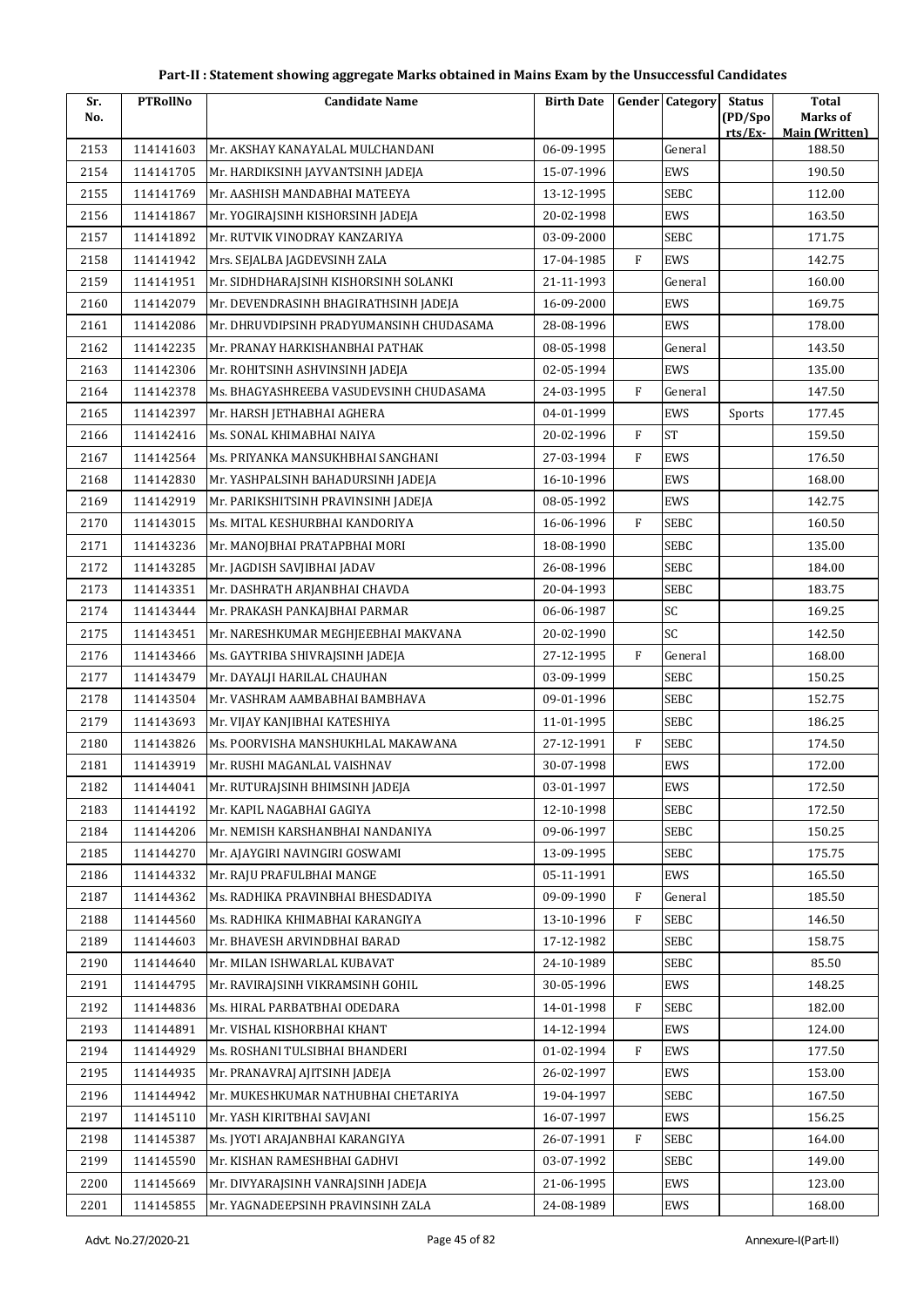# Part-II : Statement showing aggregate Marks obtained in Mains Exam by the Unsuccessful Candidates

| Sr. No. | PTRollNo | Candidate Name | Birth Date | Gender | Category | Status (PD/Spo rts/Ex- | Total Marks of Main (Written) |
|---|---|---|---|---|---|---|---|
| 2153 | 114141603 | Mr. AKSHAY KANAYALAL MULCHANDANI | 06-09-1995 | | General | | 188.50 |
| 2154 | 114141705 | Mr. HARDIKSINH JAYVANTSINH JADEJA | 15-07-1996 | | EWS | | 190.50 |
| 2155 | 114141769 | Mr. AASHISH MANDABHAI MATEEYA | 13-12-1995 | | SEBC | | 112.00 |
| 2156 | 114141867 | Mr. YOGIRAJSINH KISHORSINH JADEJA | 20-02-1998 | | EWS | | 163.50 |
| 2157 | 114141892 | Mr. RUTVIK VINODRAY KANZARIYA | 03-09-2000 | | SEBC | | 171.75 |
| 2158 | 114141942 | Mrs. SEJALBA JAGDEVSINH ZALA | 17-04-1985 | F | EWS | | 142.75 |
| 2159 | 114141951 | Mr. SIDHDHARAJSINH KISHORSINH SOLANKI | 21-11-1993 | | General | | 160.00 |
| 2160 | 114142079 | Mr. DEVENDRASINH BHAGIRATHSINH JADEJA | 16-09-2000 | | EWS | | 169.75 |
| 2161 | 114142086 | Mr. DHRUVDIPSINH PRADYUMANSINH CHUDASAMA | 28-08-1996 | | EWS | | 178.00 |
| 2162 | 114142235 | Mr. PRANAY HARKISHANBHAI PATHAK | 08-05-1998 | | General | | 143.50 |
| 2163 | 114142306 | Mr. ROHITSINH ASHVINSINH JADEJA | 02-05-1994 | | EWS | | 135.00 |
| 2164 | 114142378 | Ms. BHAGYASHREEBA VASUDEVSINH CHUDASAMA | 24-03-1995 | F | General | | 147.50 |
| 2165 | 114142397 | Mr. HARSH JETHABHAI AGHERA | 04-01-1999 | | EWS | Sports | 177.45 |
| 2166 | 114142416 | Ms. SONAL KHIMABHAI NAIYA | 20-02-1996 | F | ST | | 159.50 |
| 2167 | 114142564 | Ms. PRIYANKA MANSUKHBHAI SANGHANI | 27-03-1994 | F | EWS | | 176.50 |
| 2168 | 114142830 | Mr. YASHPALSINH BAHADURSINH JADEJA | 16-10-1996 | | EWS | | 168.00 |
| 2169 | 114142919 | Mr. PARIKSHITSINH PRAVINSINH JADEJA | 08-05-1992 | | EWS | | 142.75 |
| 2170 | 114143015 | Ms. MITAL KESHURBHAI KANDORIYA | 16-06-1996 | F | SEBC | | 160.50 |
| 2171 | 114143236 | Mr. MANOJBHAI PRATAPBHAI MORI | 18-08-1990 | | SEBC | | 135.00 |
| 2172 | 114143285 | Mr. JAGDISH SAVJIBHAI JADAV | 26-08-1996 | | SEBC | | 184.00 |
| 2173 | 114143351 | Mr. DASHRATH ARJANBHAI CHAVDA | 20-04-1993 | | SEBC | | 183.75 |
| 2174 | 114143444 | Mr. PRAKASH PANKAJBHAI PARMAR | 06-06-1987 | | SC | | 169.25 |
| 2175 | 114143451 | Mr. NARESHKUMAR MEGHJEEBHAI MAKVANA | 20-02-1990 | | SC | | 142.50 |
| 2176 | 114143466 | Ms. GAYTRIBA SHIVRAJSINH JADEJA | 27-12-1995 | F | General | | 168.00 |
| 2177 | 114143479 | Mr. DAYALJI HARILAL CHAUHAN | 03-09-1999 | | SEBC | | 150.25 |
| 2178 | 114143504 | Mr. VASHRAM AAMBABHAI BAMBHAVA | 09-01-1996 | | SEBC | | 152.75 |
| 2179 | 114143693 | Mr. VIJAY KANJIBHAI KATESHIYA | 11-01-1995 | | SEBC | | 186.25 |
| 2180 | 114143826 | Ms. POORVISHA MANSHUKHLAL MAKAWANA | 27-12-1991 | F | SEBC | | 174.50 |
| 2181 | 114143919 | Mr. RUSHI MAGANLAL VAISHNAV | 30-07-1998 | | EWS | | 172.00 |
| 2182 | 114144041 | Mr. RUTURAJSINH BHIMSINH JADEJA | 03-01-1997 | | EWS | | 172.50 |
| 2183 | 114144192 | Mr. KAPIL NAGABHAI GAGIYA | 12-10-1998 | | SEBC | | 172.50 |
| 2184 | 114144206 | Mr. NEMISH KARSHANBHAI NANDANIYA | 09-06-1997 | | SEBC | | 150.25 |
| 2185 | 114144270 | Mr. AJAYGIRI NAVINGIRI GOSWAMI | 13-09-1995 | | SEBC | | 175.75 |
| 2186 | 114144332 | Mr. RAJU PRAFULBHAI MANGE | 05-11-1991 | | EWS | | 165.50 |
| 2187 | 114144362 | Ms. RADHIKA PRAVINBHAI BHESDADIYA | 09-09-1990 | F | General | | 185.50 |
| 2188 | 114144560 | Ms. RADHIKA KHIMABHAI KARANGIYA | 13-10-1996 | F | SEBC | | 146.50 |
| 2189 | 114144603 | Mr. BHAVESH ARVINDBHAI BARAD | 17-12-1982 | | SEBC | | 158.75 |
| 2190 | 114144640 | Mr. MILAN ISHWARLAL KUBAVAT | 24-10-1989 | | SEBC | | 85.50 |
| 2191 | 114144795 | Mr. RAVIRAJSINH VIKRAMSINH GOHIL | 30-05-1996 | | EWS | | 148.25 |
| 2192 | 114144836 | Ms. HIRAL PARBATBHAI ODEDARA | 14-01-1998 | F | SEBC | | 182.00 |
| 2193 | 114144891 | Mr. VISHAL KISHORBHAI KHANT | 14-12-1994 | | EWS | | 124.00 |
| 2194 | 114144929 | Ms. ROSHANI TULSIBHAI BHANDERI | 01-02-1994 | F | EWS | | 177.50 |
| 2195 | 114144935 | Mr. PRANAVRAJ AJITSINH JADEJA | 26-02-1997 | | EWS | | 153.00 |
| 2196 | 114144942 | Mr. MUKESHKUMAR NATHUBHAI CHETARIYA | 19-04-1997 | | SEBC | | 167.50 |
| 2197 | 114145110 | Mr. YASH KIRITBHAI SAVJANI | 16-07-1997 | | EWS | | 156.25 |
| 2198 | 114145387 | Ms. JYOTI ARAJANBHAI KARANGIYA | 26-07-1991 | F | SEBC | | 164.00 |
| 2199 | 114145590 | Mr. KISHAN RAMESHBHAI GADHVI | 03-07-1992 | | SEBC | | 149.00 |
| 2200 | 114145669 | Mr. DIVYARAJSINH VANRAJSINH JADEJA | 21-06-1995 | | EWS | | 123.00 |
| 2201 | 114145855 | Mr. YAGNADEEPSINH PRAVINSINH ZALA | 24-08-1989 | | EWS | | 168.00 |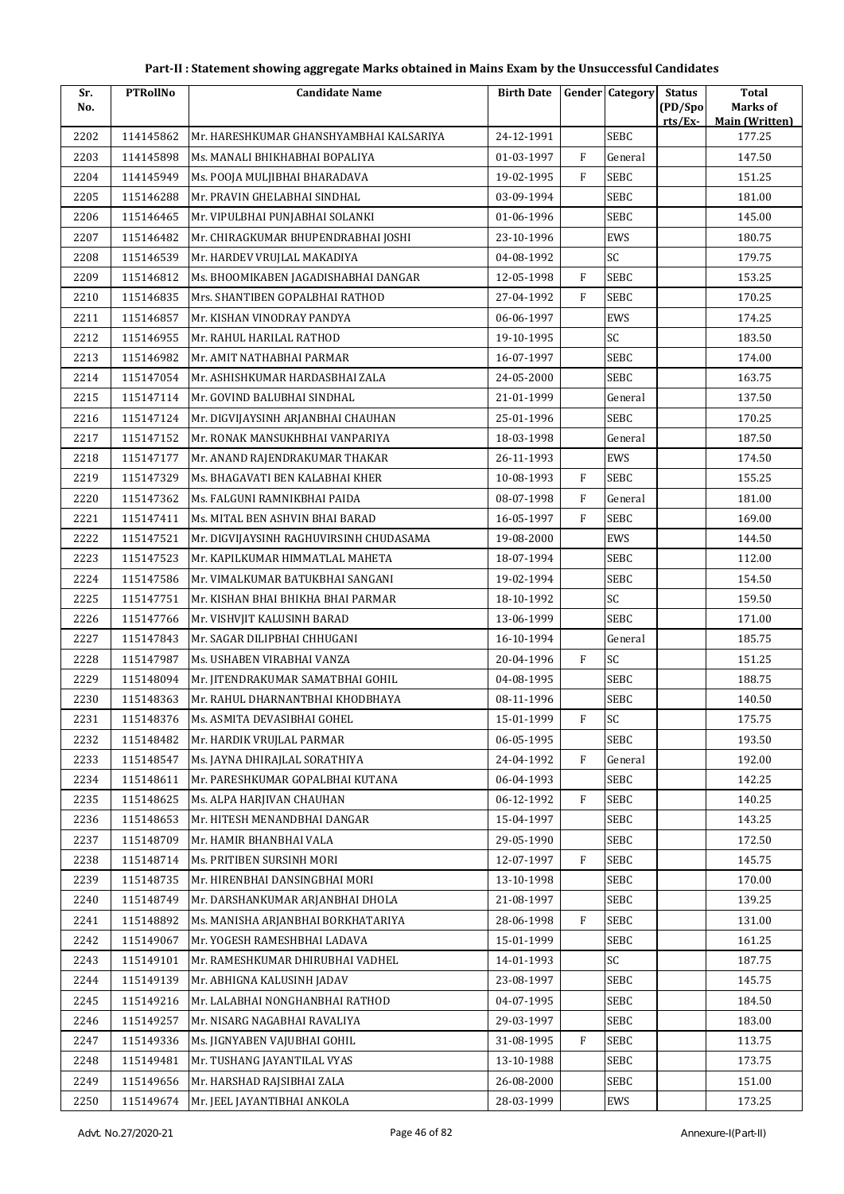# Part-II : Statement showing aggregate Marks obtained in Mains Exam by the Unsuccessful Candidates

| Sr. No. | PTRollNo | Candidate Name | Birth Date | Gender | Category | Status (PD/Spo rts/Ex- | Total Marks of Main (Written) |
|---|---|---|---|---|---|---|---|
| 2202 | 114145862 | Mr. HARESHKUMAR GHANSHYAMBHAI KALSARIYA | 24-12-1991 | | SEBC | | 177.25 |
| 2203 | 114145898 | Ms. MANALI BHIKHABHAI BOPALIYA | 01-03-1997 | F | General | | 147.50 |
| 2204 | 114145949 | Ms. POOJA MULJIBHAI BHARADAVA | 19-02-1995 | F | SEBC | | 151.25 |
| 2205 | 115146288 | Mr. PRAVIN GHELABHAI SINDHAL | 03-09-1994 | | SEBC | | 181.00 |
| 2206 | 115146465 | Mr. VIPULBHAI PUNJABHAI SOLANKI | 01-06-1996 | | SEBC | | 145.00 |
| 2207 | 115146482 | Mr. CHIRAGKUMAR BHUPENDRABHAI JOSHI | 23-10-1996 | | EWS | | 180.75 |
| 2208 | 115146539 | Mr. HARDEV VRUJLAL MAKADIYA | 04-08-1992 | | SC | | 179.75 |
| 2209 | 115146812 | Ms. BHOOMIKABEN JAGADISHABHAI DANGAR | 12-05-1998 | F | SEBC | | 153.25 |
| 2210 | 115146835 | Mrs. SHANTIBEN GOPALBHAI RATHOD | 27-04-1992 | F | SEBC | | 170.25 |
| 2211 | 115146857 | Mr. KISHAN VINODRAY PANDYA | 06-06-1997 | | EWS | | 174.25 |
| 2212 | 115146955 | Mr. RAHUL HARILAL RATHOD | 19-10-1995 | | SC | | 183.50 |
| 2213 | 115146982 | Mr. AMIT NATHABHAI PARMAR | 16-07-1997 | | SEBC | | 174.00 |
| 2214 | 115147054 | Mr. ASHISHKUMAR HARDASBHAI ZALA | 24-05-2000 | | SEBC | | 163.75 |
| 2215 | 115147114 | Mr. GOVIND BALUBHAI SINDHAL | 21-01-1999 | | General | | 137.50 |
| 2216 | 115147124 | Mr. DIGVIJAYSINH ARJANBHAI CHAUHAN | 25-01-1996 | | SEBC | | 170.25 |
| 2217 | 115147152 | Mr. RONAK MANSUKHBHAI VANPARIYA | 18-03-1998 | | General | | 187.50 |
| 2218 | 115147177 | Mr. ANAND RAJENDRAKUMAR THAKAR | 26-11-1993 | | EWS | | 174.50 |
| 2219 | 115147329 | Ms. BHAGAVATI BEN KALABHAI KHER | 10-08-1993 | F | SEBC | | 155.25 |
| 2220 | 115147362 | Ms. FALGUNI RAMNIKBHAI PAIDA | 08-07-1998 | F | General | | 181.00 |
| 2221 | 115147411 | Ms. MITAL BEN ASHVIN BHAI BARAD | 16-05-1997 | F | SEBC | | 169.00 |
| 2222 | 115147521 | Mr. DIGVIJAYSINH RAGHUVIRSINH CHUDASAMA | 19-08-2000 | | EWS | | 144.50 |
| 2223 | 115147523 | Mr. KAPILKUMAR HIMMATLAL MAHETA | 18-07-1994 | | SEBC | | 112.00 |
| 2224 | 115147586 | Mr. VIMALKUMAR BATUKBHAI SANGANI | 19-02-1994 | | SEBC | | 154.50 |
| 2225 | 115147751 | Mr. KISHAN BHAI BHIKHA BHAI PARMAR | 18-10-1992 | | SC | | 159.50 |
| 2226 | 115147766 | Mr. VISHVJIT KALUSINH BARAD | 13-06-1999 | | SEBC | | 171.00 |
| 2227 | 115147843 | Mr. SAGAR DILIPBHAI CHHUGANI | 16-10-1994 | | General | | 185.75 |
| 2228 | 115147987 | Ms. USHABEN VIRABHAI VANZA | 20-04-1996 | F | SC | | 151.25 |
| 2229 | 115148094 | Mr. JITENDRAKUMAR SAMATBHAI GOHIL | 04-08-1995 | | SEBC | | 188.75 |
| 2230 | 115148363 | Mr. RAHUL DHARNANTBHAI KHODBHAYA | 08-11-1996 | | SEBC | | 140.50 |
| 2231 | 115148376 | Ms. ASMITA DEVASIBHAI GOHEL | 15-01-1999 | F | SC | | 175.75 |
| 2232 | 115148482 | Mr. HARDIK VRUJLAL PARMAR | 06-05-1995 | | SEBC | | 193.50 |
| 2233 | 115148547 | Ms. JAYNA DHIRAJLAL SORATHIYA | 24-04-1992 | F | General | | 192.00 |
| 2234 | 115148611 | Mr. PARESHKUMAR GOPALBHAI KUTANA | 06-04-1993 | | SEBC | | 142.25 |
| 2235 | 115148625 | Ms. ALPA HARJIVAN CHAUHAN | 06-12-1992 | F | SEBC | | 140.25 |
| 2236 | 115148653 | Mr. HITESH MENANDBHAI DANGAR | 15-04-1997 | | SEBC | | 143.25 |
| 2237 | 115148709 | Mr. HAMIR BHANBHAI VALA | 29-05-1990 | | SEBC | | 172.50 |
| 2238 | 115148714 | Ms. PRITIBEN SURSINH MORI | 12-07-1997 | F | SEBC | | 145.75 |
| 2239 | 115148735 | Mr. HIRENBHAI DANSINGBHAI MORI | 13-10-1998 | | SEBC | | 170.00 |
| 2240 | 115148749 | Mr. DARSHANKUMAR ARJANBHAI DHOLA | 21-08-1997 | | SEBC | | 139.25 |
| 2241 | 115148892 | Ms. MANISHA ARJANBHAI BORKHATARIYA | 28-06-1998 | F | SEBC | | 131.00 |
| 2242 | 115149067 | Mr. YOGESH RAMESHBHAI LADAVA | 15-01-1999 | | SEBC | | 161.25 |
| 2243 | 115149101 | Mr. RAMESHKUMAR DHIRUBHAI VADHEL | 14-01-1993 | | SC | | 187.75 |
| 2244 | 115149139 | Mr. ABHIGNA KALUSINH JADAV | 23-08-1997 | | SEBC | | 145.75 |
| 2245 | 115149216 | Mr. LALABHAI NONGHANBHAI RATHOD | 04-07-1995 | | SEBC | | 184.50 |
| 2246 | 115149257 | Mr. NISARG NAGABHAI RAVALIYA | 29-03-1997 | | SEBC | | 183.00 |
| 2247 | 115149336 | Ms. JIGNYABEN VAJUBHAI GOHIL | 31-08-1995 | F | SEBC | | 113.75 |
| 2248 | 115149481 | Mr. TUSHANG JAYANTILAL VYAS | 13-10-1988 | | SEBC | | 173.75 |
| 2249 | 115149656 | Mr. HARSHAD RAJSIBHAI ZALA | 26-08-2000 | | SEBC | | 151.00 |
| 2250 | 115149674 | Mr. JEEL JAYANTIBHAI ANKOLA | 28-03-1999 | | EWS | | 173.25 |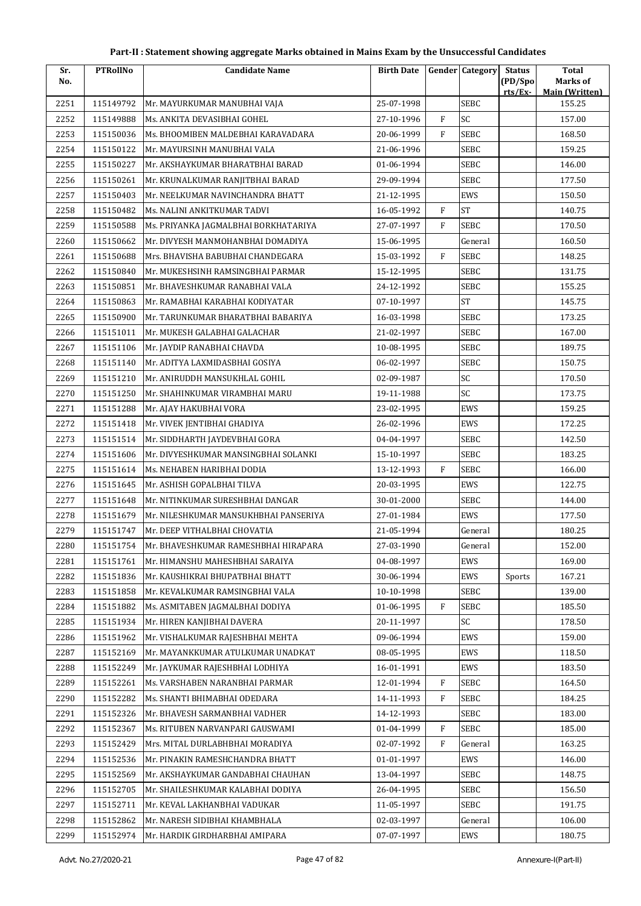# Part-II : Statement showing aggregate Marks obtained in Mains Exam by the Unsuccessful Candidates

| Sr. No. | PTRollNo | Candidate Name | Birth Date | Gender | Category | Status (PD/Sports/Ex-) | Total Marks of Main (Written) |
|---|---|---|---|---|---|---|---|
| 2251 | 115149792 | Mr. MAYURKUMAR MANUBHAI VAJA | 25-07-1998 | | SEBC | | 155.25 |
| 2252 | 115149888 | Ms. ANKITA DEVASIBHAI GOHEL | 27-10-1996 | F | SC | | 157.00 |
| 2253 | 115150036 | Ms. BHOOMIBEN MALDEBHAI KARAVADARA | 20-06-1999 | F | SEBC | | 168.50 |
| 2254 | 115150122 | Mr. MAYURSINH MANUBHAI VALA | 21-06-1996 | | SEBC | | 159.25 |
| 2255 | 115150227 | Mr. AKSHAYKUMAR BHARATBHAI BARAD | 01-06-1994 | | SEBC | | 146.00 |
| 2256 | 115150261 | Mr. KRUNALKUMAR RANJITBHAI BARAD | 29-09-1994 | | SEBC | | 177.50 |
| 2257 | 115150403 | Mr. NEELKUMAR NAVINCHANDRA BHATT | 21-12-1995 | | EWS | | 150.50 |
| 2258 | 115150482 | Ms. NALINI ANKITKUMAR TADVI | 16-05-1992 | F | ST | | 140.75 |
| 2259 | 115150588 | Ms. PRIYANKA JAGMALBHAI BORKHATARIYA | 27-07-1997 | F | SEBC | | 170.50 |
| 2260 | 115150662 | Mr. DIVYESH MANMOHANBHAI DOMADIYA | 15-06-1995 | | General | | 160.50 |
| 2261 | 115150688 | Mrs. BHAVISHA BABUBHAI CHANDEGARA | 15-03-1992 | F | SEBC | | 148.25 |
| 2262 | 115150840 | Mr. MUKESHSINH RAMSINGBHAI PARMAR | 15-12-1995 | | SEBC | | 131.75 |
| 2263 | 115150851 | Mr. BHAVESHKUMAR RANABHAI VALA | 24-12-1992 | | SEBC | | 155.25 |
| 2264 | 115150863 | Mr. RAMABHAI KARABHAI KODIYATAR | 07-10-1997 | | ST | | 145.75 |
| 2265 | 115150900 | Mr. TARUNKUMAR BHARATBHAI BABARIYA | 16-03-1998 | | SEBC | | 173.25 |
| 2266 | 115151011 | Mr. MUKESH GALABHAI GALACHAR | 21-02-1997 | | SEBC | | 167.00 |
| 2267 | 115151106 | Mr. JAYDIP RANABHAI CHAVDA | 10-08-1995 | | SEBC | | 189.75 |
| 2268 | 115151140 | Mr. ADITYA LAXMIDASBHAI GOSIYA | 06-02-1997 | | SEBC | | 150.75 |
| 2269 | 115151210 | Mr. ANIRUDDH MANSUKHLAL GOHIL | 02-09-1987 | | SC | | 170.50 |
| 2270 | 115151250 | Mr. SHAHINKUMAR VIRAMBHAI MARU | 19-11-1988 | | SC | | 173.75 |
| 2271 | 115151288 | Mr. AJAY HAKUBHAI VORA | 23-02-1995 | | EWS | | 159.25 |
| 2272 | 115151418 | Mr. VIVEK JENTIBHAI GHADIYA | 26-02-1996 | | EWS | | 172.25 |
| 2273 | 115151514 | Mr. SIDDHARTH JAYDEVBHAI GORA | 04-04-1997 | | SEBC | | 142.50 |
| 2274 | 115151606 | Mr. DIVYESHKUMAR MANSINGBHAI SOLANKI | 15-10-1997 | | SEBC | | 183.25 |
| 2275 | 115151614 | Ms. NEHABEN HARIBHAI DODIA | 13-12-1993 | F | SEBC | | 166.00 |
| 2276 | 115151645 | Mr. ASHISH GOPALBHAI TILVA | 20-03-1995 | | EWS | | 122.75 |
| 2277 | 115151648 | Mr. NITINKUMAR SURESHBHAI DANGAR | 30-01-2000 | | SEBC | | 144.00 |
| 2278 | 115151679 | Mr. NILESHKUMAR MANSUKHBHAI PANSERIYA | 27-01-1984 | | EWS | | 177.50 |
| 2279 | 115151747 | Mr. DEEP VITHALBHAI CHOVATIA | 21-05-1994 | | General | | 180.25 |
| 2280 | 115151754 | Mr. BHAVESHKUMAR RAMESHBHAI HIRAPARA | 27-03-1990 | | General | | 152.00 |
| 2281 | 115151761 | Mr. HIMANSHU MAHESHBHAI SARAIYA | 04-08-1997 | | EWS | | 169.00 |
| 2282 | 115151836 | Mr. KAUSHIKRAI BHUPATBHAI BHATT | 30-06-1994 | | EWS | Sports | 167.21 |
| 2283 | 115151858 | Mr. KEVALKUMAR RAMSINGBHAI VALA | 10-10-1998 | | SEBC | | 139.00 |
| 2284 | 115151882 | Ms. ASMITABEN JAGMALBHAI DODIYA | 01-06-1995 | F | SEBC | | 185.50 |
| 2285 | 115151934 | Mr. HIREN KANJIBHAI DAVERA | 20-11-1997 | | SC | | 178.50 |
| 2286 | 115151962 | Mr. VISHALKUMAR RAJESHBHAI MEHTA | 09-06-1994 | | EWS | | 159.00 |
| 2287 | 115152169 | Mr. MAYANKKUMAR ATULKUMAR UNADKAT | 08-05-1995 | | EWS | | 118.50 |
| 2288 | 115152249 | Mr. JAYKUMAR RAJESHBHAI LODHIYA | 16-01-1991 | | EWS | | 183.50 |
| 2289 | 115152261 | Ms. VARSHABEN NARANBHAI PARMAR | 12-01-1994 | F | SEBC | | 164.50 |
| 2290 | 115152282 | Ms. SHANTI BHIMABHAI ODEDARA | 14-11-1993 | F | SEBC | | 184.25 |
| 2291 | 115152326 | Mr. BHAVESH SARMANBHAI VADHER | 14-12-1993 | | SEBC | | 183.00 |
| 2292 | 115152367 | Ms. RITUBEN NARVANPARI GAUSWAMI | 01-04-1999 | F | SEBC | | 185.00 |
| 2293 | 115152429 | Mrs. MITAL DURLABHBHAI MORADIYA | 02-07-1992 | F | General | | 163.25 |
| 2294 | 115152536 | Mr. PINAKIN RAMESHCHANDRA BHATT | 01-01-1997 | | EWS | | 146.00 |
| 2295 | 115152569 | Mr. AKSHAYKUMAR GANDABHAI CHAUHAN | 13-04-1997 | | SEBC | | 148.75 |
| 2296 | 115152705 | Mr. SHAILESHKUMAR KALABHAI DODIYA | 26-04-1995 | | SEBC | | 156.50 |
| 2297 | 115152711 | Mr. KEVAL LAKHANBHAI VADUKAR | 11-05-1997 | | SEBC | | 191.75 |
| 2298 | 115152862 | Mr. NARESH SIDIBHAI KHAMBHALA | 02-03-1997 | | General | | 106.00 |
| 2299 | 115152974 | Mr. HARDIK GIRDHARBHAI AMIPARA | 07-07-1997 | | EWS | | 180.75 |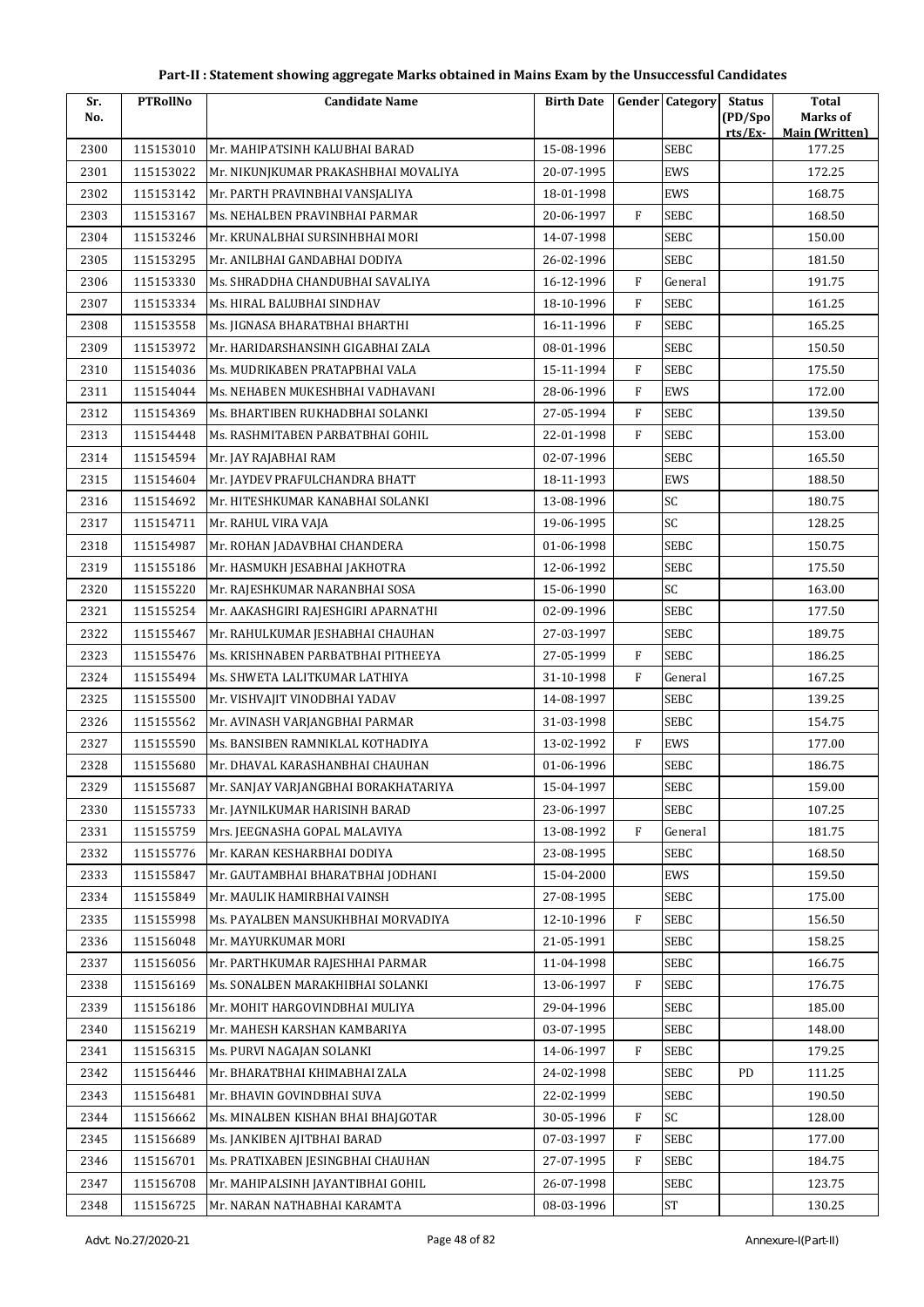# Part-II : Statement showing aggregate Marks obtained in Mains Exam by the Unsuccessful Candidates

| Sr. No. | PTRollNo | Candidate Name | Birth Date | Gender | Category | Status (PD/Spo rts/Ex- | Total Marks of Main (Written) |
|---|---|---|---|---|---|---|---|
| 2300 | 115153010 | Mr. MAHIPATSINH KALUBHAI BARAD | 15-08-1996 | | SEBC | | 177.25 |
| 2301 | 115153022 | Mr. NIKUNJKUMAR PRAKASHBHAI MOVALIYA | 20-07-1995 | | EWS | | 172.25 |
| 2302 | 115153142 | Mr. PARTH PRAVINBHAI VANSJALIYA | 18-01-1998 | | EWS | | 168.75 |
| 2303 | 115153167 | Ms. NEHALBEN PRAVINBHAI PARMAR | 20-06-1997 | F | SEBC | | 168.50 |
| 2304 | 115153246 | Mr. KRUNALBHAI SURSINHBHAI MORI | 14-07-1998 | | SEBC | | 150.00 |
| 2305 | 115153295 | Mr. ANILBHAI GANDABHAI DODIYA | 26-02-1996 | | SEBC | | 181.50 |
| 2306 | 115153330 | Ms. SHRADDHA CHANDUBHAI SAVALIYA | 16-12-1996 | F | General | | 191.75 |
| 2307 | 115153334 | Ms. HIRAL BALUBHAI SINDHAV | 18-10-1996 | F | SEBC | | 161.25 |
| 2308 | 115153558 | Ms. JIGNASA BHARATBHAI BHARTHI | 16-11-1996 | F | SEBC | | 165.25 |
| 2309 | 115153972 | Mr. HARIDARSHANSINH GIGABHAI ZALA | 08-01-1996 | | SEBC | | 150.50 |
| 2310 | 115154036 | Ms. MUDRIKABEN PRATAPBHAI VALA | 15-11-1994 | F | SEBC | | 175.50 |
| 2311 | 115154044 | Ms. NEHABEN MUKESHBHAI VADHAVANI | 28-06-1996 | F | EWS | | 172.00 |
| 2312 | 115154369 | Ms. BHARTIBEN RUKHADBHAI SOLANKI | 27-05-1994 | F | SEBC | | 139.50 |
| 2313 | 115154448 | Ms. RASHMITABEN PARBATBHAI GOHIL | 22-01-1998 | F | SEBC | | 153.00 |
| 2314 | 115154594 | Mr. JAY RAJABHAI RAM | 02-07-1996 | | SEBC | | 165.50 |
| 2315 | 115154604 | Mr. JAYDEV PRAFULCHANDRA BHATT | 18-11-1993 | | EWS | | 188.50 |
| 2316 | 115154692 | Mr. HITESHKUMAR KANABHAI SOLANKI | 13-08-1996 | | SC | | 180.75 |
| 2317 | 115154711 | Mr. RAHUL VIRA VAJA | 19-06-1995 | | SC | | 128.25 |
| 2318 | 115154987 | Mr. ROHAN JADAVBHAI CHANDERA | 01-06-1998 | | SEBC | | 150.75 |
| 2319 | 115155186 | Mr. HASMUKH JESABHAI JAKHOTRA | 12-06-1992 | | SEBC | | 175.50 |
| 2320 | 115155220 | Mr. RAJESHKUMAR NARANBHAI SOSA | 15-06-1990 | | SC | | 163.00 |
| 2321 | 115155254 | Mr. AAKASHGIRI RAJESHGIRI APARNATHI | 02-09-1996 | | SEBC | | 177.50 |
| 2322 | 115155467 | Mr. RAHULKUMAR JESHABHAI CHAUHAN | 27-03-1997 | | SEBC | | 189.75 |
| 2323 | 115155476 | Ms. KRISHNABEN PARBATBHAI PITHEEYA | 27-05-1999 | F | SEBC | | 186.25 |
| 2324 | 115155494 | Ms. SHWETA LALITKUMAR LATHIYA | 31-10-1998 | F | General | | 167.25 |
| 2325 | 115155500 | Mr. VISHVAJIT VINODBHAI YADAV | 14-08-1997 | | SEBC | | 139.25 |
| 2326 | 115155562 | Mr. AVINASH VARJANGBHAI PARMAR | 31-03-1998 | | SEBC | | 154.75 |
| 2327 | 115155590 | Ms. BANSIBEN RAMNIKLAL KOTHADIYA | 13-02-1992 | F | EWS | | 177.00 |
| 2328 | 115155680 | Mr. DHAVAL KARASHANBHAI CHAUHAN | 01-06-1996 | | SEBC | | 186.75 |
| 2329 | 115155687 | Mr. SANJAY VARJANGBHAI BORAKHATARIYA | 15-04-1997 | | SEBC | | 159.00 |
| 2330 | 115155733 | Mr. JAYNILKUMAR HARISINH BARAD | 23-06-1997 | | SEBC | | 107.25 |
| 2331 | 115155759 | Mrs. JEEGNASHA GOPAL MALAVIYA | 13-08-1992 | F | General | | 181.75 |
| 2332 | 115155776 | Mr. KARAN KESHARBHAI DODIYA | 23-08-1995 | | SEBC | | 168.50 |
| 2333 | 115155847 | Mr. GAUTAMBHAI BHARATBHAI JODHANI | 15-04-2000 | | EWS | | 159.50 |
| 2334 | 115155849 | Mr. MAULIK HAMIRBHAI VAINSH | 27-08-1995 | | SEBC | | 175.00 |
| 2335 | 115155998 | Ms. PAYALBEN MANSUKHBHAI MORVADIYA | 12-10-1996 | F | SEBC | | 156.50 |
| 2336 | 115156048 | Mr. MAYURKUMAR MORI | 21-05-1991 | | SEBC | | 158.25 |
| 2337 | 115156056 | Mr. PARTHKUMAR RAJESHHAI PARMAR | 11-04-1998 | | SEBC | | 166.75 |
| 2338 | 115156169 | Ms. SONALBEN MARAKHIBHAI SOLANKI | 13-06-1997 | F | SEBC | | 176.75 |
| 2339 | 115156186 | Mr. MOHIT HARGOVINDBHAI MULIYA | 29-04-1996 | | SEBC | | 185.00 |
| 2340 | 115156219 | Mr. MAHESH KARSHAN KAMBARIYA | 03-07-1995 | | SEBC | | 148.00 |
| 2341 | 115156315 | Ms. PURVI NAGAJAN SOLANKI | 14-06-1997 | F | SEBC | | 179.25 |
| 2342 | 115156446 | Mr. BHARATBHAI KHIMABHAI ZALA | 24-02-1998 | | SEBC | PD | 111.25 |
| 2343 | 115156481 | Mr. BHAVIN GOVINDBHAI SUVA | 22-02-1999 | | SEBC | | 190.50 |
| 2344 | 115156662 | Ms. MINALBEN KISHAN BHAI BHAJGOTAR | 30-05-1996 | F | SC | | 128.00 |
| 2345 | 115156689 | Ms. JANKIBEN AJITBHAI BARAD | 07-03-1997 | F | SEBC | | 177.00 |
| 2346 | 115156701 | Ms. PRATIXABEN JESINGBHAI CHAUHAN | 27-07-1995 | F | SEBC | | 184.75 |
| 2347 | 115156708 | Mr. MAHIPALSINH JAYANTIBHAI GOHIL | 26-07-1998 | | SEBC | | 123.75 |
| 2348 | 115156725 | Mr. NARAN NATHABHAI KARAMTA | 08-03-1996 | | ST | | 130.25 |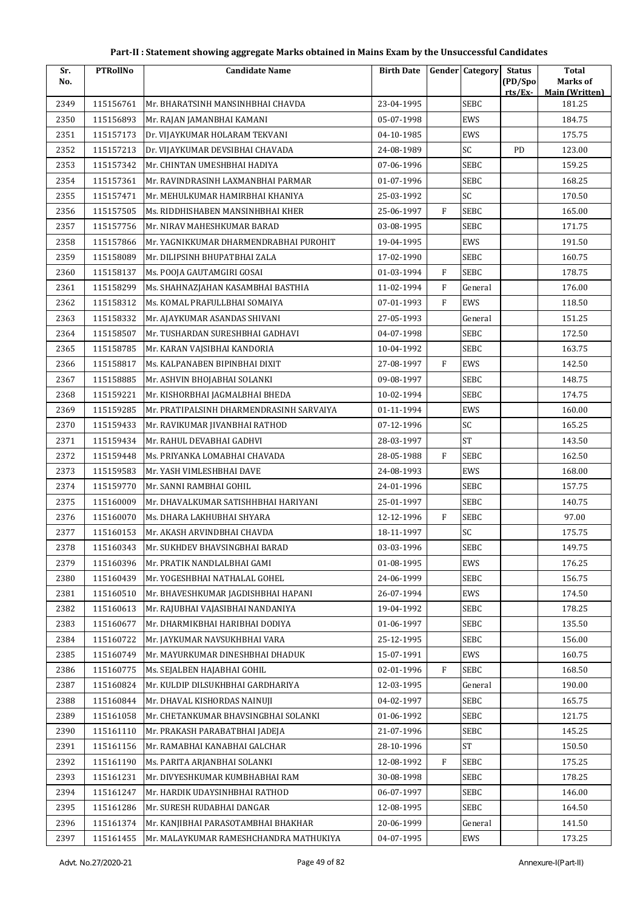## Part-II : Statement showing aggregate Marks obtained in Mains Exam by the Unsuccessful Candidates

| Sr. No. | PTRollNo | Candidate Name | Birth Date | Gender | Category | Status (PD/Sports/Ex- | Total Marks of Main (Written) |
|---|---|---|---|---|---|---|---|
| 2349 | 115156761 | Mr. BHARATSINH MANSINHBHAI CHAVDA | 23-04-1995 | | SEBC | | 181.25 |
| 2350 | 115156893 | Mr. RAJAN JAMANBHAI KAMANI | 05-07-1998 | | EWS | | 184.75 |
| 2351 | 115157173 | Dr. VIJAYKUMAR HOLARAM TEKVANI | 04-10-1985 | | EWS | | 175.75 |
| 2352 | 115157213 | Dr. VIJAYKUMAR DEVSIBHAI CHAVADA | 24-08-1989 | | SC | PD | 123.00 |
| 2353 | 115157342 | Mr. CHINTAN UMESHBHAI HADIYA | 07-06-1996 | | SEBC | | 159.25 |
| 2354 | 115157361 | Mr. RAVINDRASINH LAXMANBHAI PARMAR | 01-07-1996 | | SEBC | | 168.25 |
| 2355 | 115157471 | Mr. MEHULKUMAR HAMIRBHAI KHANIYA | 25-03-1992 | | SC | | 170.50 |
| 2356 | 115157505 | Ms. RIDDHISHABEN MANSINHBHAI KHER | 25-06-1997 | F | SEBC | | 165.00 |
| 2357 | 115157756 | Mr. NIRAV MAHESHKUMAR BARAD | 03-08-1995 | | SEBC | | 171.75 |
| 2358 | 115157866 | Mr. YAGNIKKUMAR DHARMENDRABHAI PUROHIT | 19-04-1995 | | EWS | | 191.50 |
| 2359 | 115158089 | Mr. DILIPSINH BHUPATBHAI ZALA | 17-02-1990 | | SEBC | | 160.75 |
| 2360 | 115158137 | Ms. POOJA GAUTAMGIRI GOSAI | 01-03-1994 | F | SEBC | | 178.75 |
| 2361 | 115158299 | Ms. SHAHNAZJAHAN KASAMBHAI BASTHIA | 11-02-1994 | F | General | | 176.00 |
| 2362 | 115158312 | Ms. KOMAL PRAFULLBHAI SOMAIYA | 07-01-1993 | F | EWS | | 118.50 |
| 2363 | 115158332 | Mr. AJAYKUMAR ASANDAS SHIVANI | 27-05-1993 | | General | | 151.25 |
| 2364 | 115158507 | Mr. TUSHARDAN SURESHBHAI GADHAVI | 04-07-1998 | | SEBC | | 172.50 |
| 2365 | 115158785 | Mr. KARAN VAJSIBHAI KANDORIA | 10-04-1992 | | SEBC | | 163.75 |
| 2366 | 115158817 | Ms. KALPANABEN BIPINBHAI DIXIT | 27-08-1997 | F | EWS | | 142.50 |
| 2367 | 115158885 | Mr. ASHVIN BHOJABHAI SOLANKI | 09-08-1997 | | SEBC | | 148.75 |
| 2368 | 115159221 | Mr. KISHORBHAI JAGMALBHAI BHEDA | 10-02-1994 | | SEBC | | 174.75 |
| 2369 | 115159285 | Mr. PRATIPALSINH DHARMENDRASINH SARVAIYA | 01-11-1994 | | EWS | | 160.00 |
| 2370 | 115159433 | Mr. RAVIKUMAR JIVANBHAI RATHOD | 07-12-1996 | | SC | | 165.25 |
| 2371 | 115159434 | Mr. RAHUL DEVABHAI GADHVI | 28-03-1997 | | ST | | 143.50 |
| 2372 | 115159448 | Ms. PRIYANKA LOMABHAI CHAVADA | 28-05-1988 | F | SEBC | | 162.50 |
| 2373 | 115159583 | Mr. YASH VIMLESHBHAI DAVE | 24-08-1993 | | EWS | | 168.00 |
| 2374 | 115159770 | Mr. SANNI RAMBHAI GOHIL | 24-01-1996 | | SEBC | | 157.75 |
| 2375 | 115160009 | Mr. DHAVALKUMAR SATISHHBHAI HARIYANI | 25-01-1997 | | SEBC | | 140.75 |
| 2376 | 115160070 | Ms. DHARA LAKHUBHAI SHYARA | 12-12-1996 | F | SEBC | | 97.00 |
| 2377 | 115160153 | Mr. AKASH ARVINDBHAI CHAVDA | 18-11-1997 | | SC | | 175.75 |
| 2378 | 115160343 | Mr. SUKHDEV BHAVSINGBHAI BARAD | 03-03-1996 | | SEBC | | 149.75 |
| 2379 | 115160396 | Mr. PRATIK NANDLALBHAI GAMI | 01-08-1995 | | EWS | | 176.25 |
| 2380 | 115160439 | Mr. YOGESHBHAI NATHALAL GOHEL | 24-06-1999 | | SEBC | | 156.75 |
| 2381 | 115160510 | Mr. BHAVESHKUMAR JAGDISHBHAI HAPANI | 26-07-1994 | | EWS | | 174.50 |
| 2382 | 115160613 | Mr. RAJUBHAI VAJASIBHAI NANDANIYA | 19-04-1992 | | SEBC | | 178.25 |
| 2383 | 115160677 | Mr. DHARMIKBHAI HARIBHAI DODIYA | 01-06-1997 | | SEBC | | 135.50 |
| 2384 | 115160722 | Mr. JAYKUMAR NAVSUKHBHAI VARA | 25-12-1995 | | SEBC | | 156.00 |
| 2385 | 115160749 | Mr. MAYURKUMAR DINESHBHAI DHADUK | 15-07-1991 | | EWS | | 160.75 |
| 2386 | 115160775 | Ms. SEJALBEN HAJABHAI GOHIL | 02-01-1996 | F | SEBC | | 168.50 |
| 2387 | 115160824 | Mr. KULDIP DILSUKHBHAI GARDHARIYA | 12-03-1995 | | General | | 190.00 |
| 2388 | 115160844 | Mr. DHAVAL KISHORDAS NAINUJI | 04-02-1997 | | SEBC | | 165.75 |
| 2389 | 115161058 | Mr. CHETANKUMAR BHAVSINGBHAI SOLANKI | 01-06-1992 | | SEBC | | 121.75 |
| 2390 | 115161110 | Mr. PRAKASH PARABATBHAI JADEJA | 21-07-1996 | | SEBC | | 145.25 |
| 2391 | 115161156 | Mr. RAMABHAI KANABHAI GALCHAR | 28-10-1996 | | ST | | 150.50 |
| 2392 | 115161190 | Ms. PARITA ARJANBHAI SOLANKI | 12-08-1992 | F | SEBC | | 175.25 |
| 2393 | 115161231 | Mr. DIVYESHKUMAR KUMBHABHAI RAM | 30-08-1998 | | SEBC | | 178.25 |
| 2394 | 115161247 | Mr. HARDIK UDAYSINHBHAI RATHOD | 06-07-1997 | | SEBC | | 146.00 |
| 2395 | 115161286 | Mr. SURESH RUDABHAI DANGAR | 12-08-1995 | | SEBC | | 164.50 |
| 2396 | 115161374 | Mr. KANJIBHAI PARASOTAMBHAI BHAKHAR | 20-06-1999 | | General | | 141.50 |
| 2397 | 115161455 | Mr. MALAYKUMAR RAMESHCHANDRA MATHUKIYA | 04-07-1995 | | EWS | | 173.25 |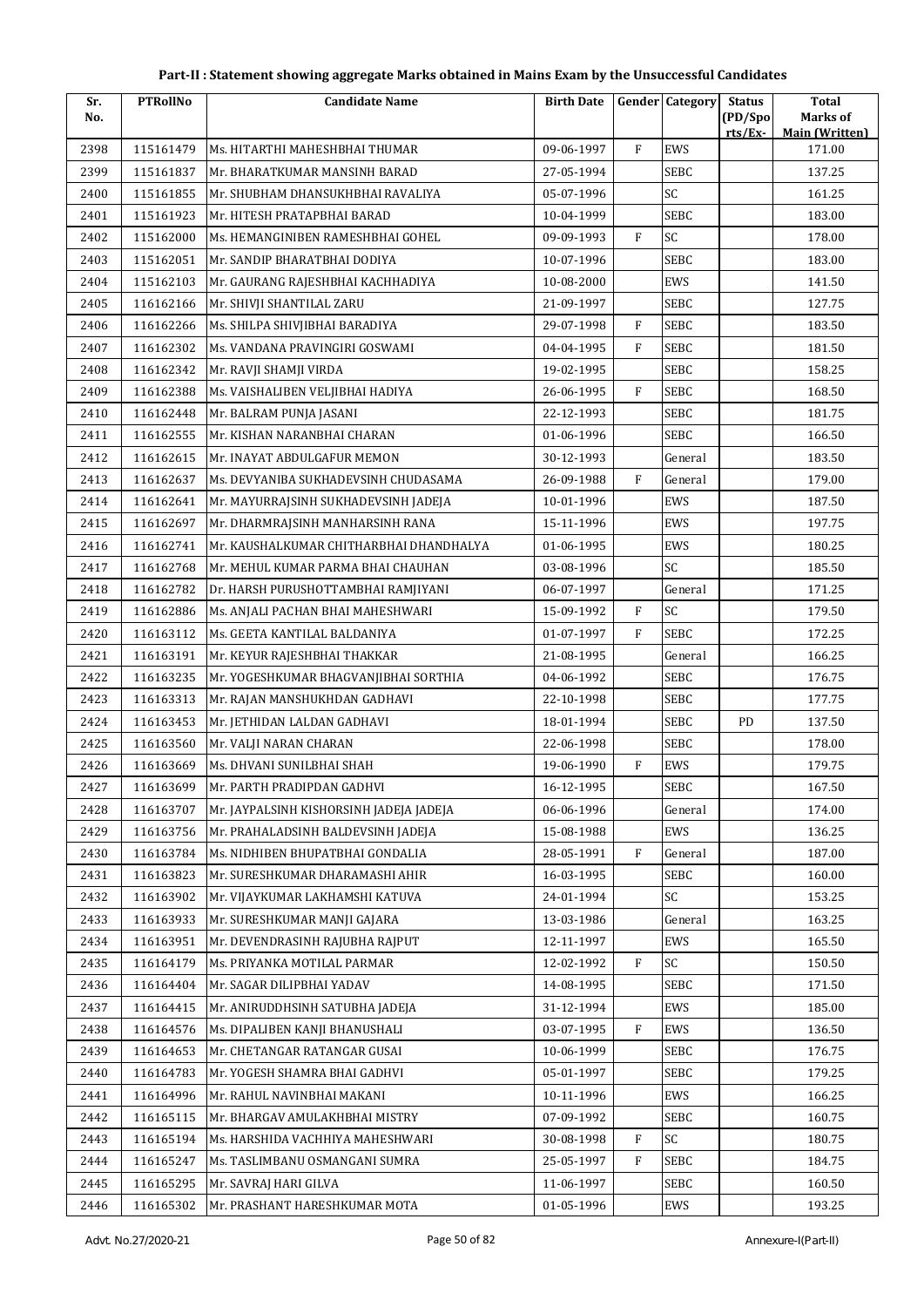# Part-II : Statement showing aggregate Marks obtained in Mains Exam by the Unsuccessful Candidates

| Sr. No. | PTRollNo | Candidate Name | Birth Date | Gender | Category | Status (PD/Sports/Ex- | Total Marks of Main (Written) |
|---|---|---|---|---|---|---|---|
| 2398 | 115161479 | Ms. HITARTHI MAHESHBHAI THUMAR | 09-06-1997 | F | EWS | | 171.00 |
| 2399 | 115161837 | Mr. BHARATKUMAR MANSINH BARAD | 27-05-1994 | | SEBC | | 137.25 |
| 2400 | 115161855 | Mr. SHUBHAM DHANSUKHBHAI RAVALIYA | 05-07-1996 | | SC | | 161.25 |
| 2401 | 115161923 | Mr. HITESH PRATAPBHAI BARAD | 10-04-1999 | | SEBC | | 183.00 |
| 2402 | 115162000 | Ms. HEMANGINIBEN RAMESHBHAI GOHEL | 09-09-1993 | F | SC | | 178.00 |
| 2403 | 115162051 | Mr. SANDIP BHARATBHAI DODIYA | 10-07-1996 | | SEBC | | 183.00 |
| 2404 | 115162103 | Mr. GAURANG RAJESHBHAI KACHHADIYA | 10-08-2000 | | EWS | | 141.50 |
| 2405 | 116162166 | Mr. SHIVJI SHANTILAL ZARU | 21-09-1997 | | SEBC | | 127.75 |
| 2406 | 116162266 | Ms. SHILPA SHIVJIBHAI BARADIYA | 29-07-1998 | F | SEBC | | 183.50 |
| 2407 | 116162302 | Ms. VANDANA PRAVINGIRI GOSWAMI | 04-04-1995 | F | SEBC | | 181.50 |
| 2408 | 116162342 | Mr. RAVJI SHAMJI VIRDA | 19-02-1995 | | SEBC | | 158.25 |
| 2409 | 116162388 | Ms. VAISHALIBEN VELJIBHAI HADIYA | 26-06-1995 | F | SEBC | | 168.50 |
| 2410 | 116162448 | Mr. BALRAM PUNJA JASANI | 22-12-1993 | | SEBC | | 181.75 |
| 2411 | 116162555 | Mr. KISHAN NARANBHAI CHARAN | 01-06-1996 | | SEBC | | 166.50 |
| 2412 | 116162615 | Mr. INAYAT ABDULGAFUR MEMON | 30-12-1993 | | General | | 183.50 |
| 2413 | 116162637 | Ms. DEVYANIBA SUKHADEVSINH CHUDASAMA | 26-09-1988 | F | General | | 179.00 |
| 2414 | 116162641 | Mr. MAYURRAJSINH SUKHADEVSINH JADEJA | 10-01-1996 | | EWS | | 187.50 |
| 2415 | 116162697 | Mr. DHARMRAJSINH MANHARSINH RANA | 15-11-1996 | | EWS | | 197.75 |
| 2416 | 116162741 | Mr. KAUSHALKUMAR CHITHARBHAI DHANDHALYA | 01-06-1995 | | EWS | | 180.25 |
| 2417 | 116162768 | Mr. MEHUL KUMAR PARMA BHAI CHAUHAN | 03-08-1996 | | SC | | 185.50 |
| 2418 | 116162782 | Dr. HARSH PURUSHOTTAMBHAI RAMJIYANI | 06-07-1997 | | General | | 171.25 |
| 2419 | 116162886 | Ms. ANJALI PACHAN BHAI MAHESHWARI | 15-09-1992 | F | SC | | 179.50 |
| 2420 | 116163112 | Ms. GEETA KANTILAL BALDANIYA | 01-07-1997 | F | SEBC | | 172.25 |
| 2421 | 116163191 | Mr. KEYUR RAJESHBHAI THAKKAR | 21-08-1995 | | General | | 166.25 |
| 2422 | 116163235 | Mr. YOGESHKUMAR BHAGVANJIBHAI SORTHIA | 04-06-1992 | | SEBC | | 176.75 |
| 2423 | 116163313 | Mr. RAJAN MANSHUKHDAN GADHAVI | 22-10-1998 | | SEBC | | 177.75 |
| 2424 | 116163453 | Mr. JETHIDAN LALDAN GADHAVI | 18-01-1994 | | SEBC | PD | 137.50 |
| 2425 | 116163560 | Mr. VALJI NARAN CHARAN | 22-06-1998 | | SEBC | | 178.00 |
| 2426 | 116163669 | Ms. DHVANI SUNILBHAI SHAH | 19-06-1990 | F | EWS | | 179.75 |
| 2427 | 116163699 | Mr. PARTH PRADIPDAN GADHVI | 16-12-1995 | | SEBC | | 167.50 |
| 2428 | 116163707 | Mr. JAYPALSINH KISHORSINH JADEJA JADEJA | 06-06-1996 | | General | | 174.00 |
| 2429 | 116163756 | Mr. PRAHALADSINH BALDEVSINH JADEJA | 15-08-1988 | | EWS | | 136.25 |
| 2430 | 116163784 | Ms. NIDHIBEN BHUPATBHAI GONDALIA | 28-05-1991 | F | General | | 187.00 |
| 2431 | 116163823 | Mr. SURESHKUMAR DHARAMASHI AHIR | 16-03-1995 | | SEBC | | 160.00 |
| 2432 | 116163902 | Mr. VIJAYKUMAR LAKHAMSHI KATUVA | 24-01-1994 | | SC | | 153.25 |
| 2433 | 116163933 | Mr. SURESHKUMAR MANJI GAJARA | 13-03-1986 | | General | | 163.25 |
| 2434 | 116163951 | Mr. DEVENDRASINH RAJUBHA RAJPUT | 12-11-1997 | | EWS | | 165.50 |
| 2435 | 116164179 | Ms. PRIYANKA MOTILAL PARMAR | 12-02-1992 | F | SC | | 150.50 |
| 2436 | 116164404 | Mr. SAGAR DILIPBHAI YADAV | 14-08-1995 | | SEBC | | 171.50 |
| 2437 | 116164415 | Mr. ANIRUDDHSINH SATUBHA JADEJA | 31-12-1994 | | EWS | | 185.00 |
| 2438 | 116164576 | Ms. DIPALIBEN KANJI BHANUSHALI | 03-07-1995 | F | EWS | | 136.50 |
| 2439 | 116164653 | Mr. CHETANGAR RATANGAR GUSAI | 10-06-1999 | | SEBC | | 176.75 |
| 2440 | 116164783 | Mr. YOGESH SHAMRA BHAI GADHVI | 05-01-1997 | | SEBC | | 179.25 |
| 2441 | 116164996 | Mr. RAHUL NAVINBHAI MAKANI | 10-11-1996 | | EWS | | 166.25 |
| 2442 | 116165115 | Mr. BHARGAV AMULAKHBHAI MISTRY | 07-09-1992 | | SEBC | | 160.75 |
| 2443 | 116165194 | Ms. HARSHIDA VACHHIYA MAHESHWARI | 30-08-1998 | F | SC | | 180.75 |
| 2444 | 116165247 | Ms. TASLIMBANU OSMANGANI SUMRA | 25-05-1997 | F | SEBC | | 184.75 |
| 2445 | 116165295 | Mr. SAVRAJ HARI GILVA | 11-06-1997 | | SEBC | | 160.50 |
| 2446 | 116165302 | Mr. PRASHANT HARESHKUMAR MOTA | 01-05-1996 | | EWS | | 193.25 |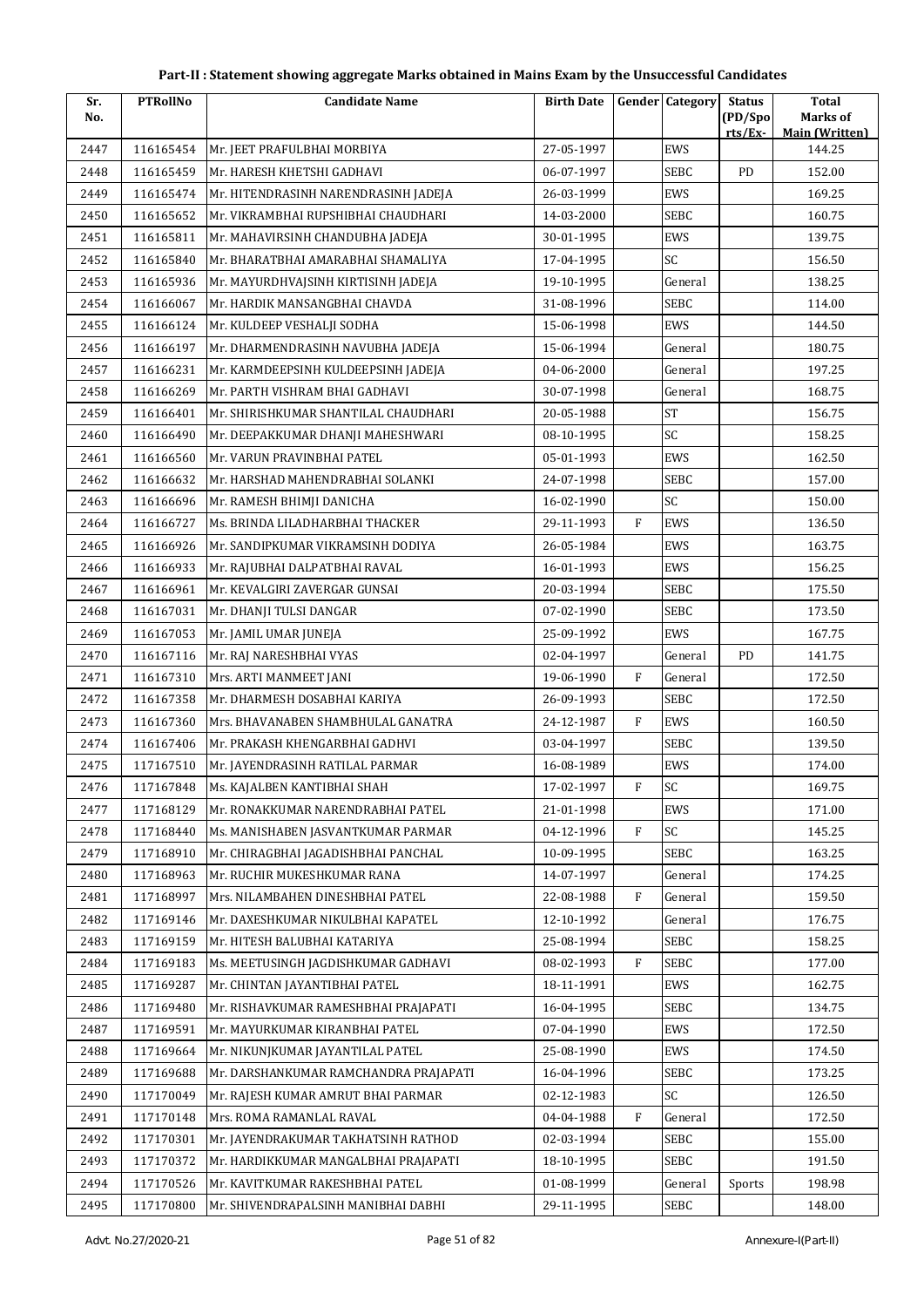# Part-II : Statement showing aggregate Marks obtained in Mains Exam by the Unsuccessful Candidates

| Sr. No. | PTRollNo | Candidate Name | Birth Date | Gender | Category | Status (PD/Sports/Ex-) | Total Marks of Main (Written) |
|---|---|---|---|---|---|---|---|
| 2447 | 116165454 | Mr. JEET PRAFULBHAI MORBIYA | 27-05-1997 | | EWS | | 144.25 |
| 2448 | 116165459 | Mr. HARESH KHETSHI GADHAVI | 06-07-1997 | | SEBC | PD | 152.00 |
| 2449 | 116165474 | Mr. HITENDRASINH NARENDRASINH JADEJA | 26-03-1999 | | EWS | | 169.25 |
| 2450 | 116165652 | Mr. VIKRAMBHAI RUPSHIBHAI CHAUDHARI | 14-03-2000 | | SEBC | | 160.75 |
| 2451 | 116165811 | Mr. MAHAVIRSINH CHANDUBHA JADEJA | 30-01-1995 | | EWS | | 139.75 |
| 2452 | 116165840 | Mr. BHARATBHAI AMARABHAI SHAMALIYA | 17-04-1995 | | SC | | 156.50 |
| 2453 | 116165936 | Mr. MAYURDHVAJSINH KIRTISINH JADEJA | 19-10-1995 | | General | | 138.25 |
| 2454 | 116166067 | Mr. HARDIK MANSANGBHAI CHAVDA | 31-08-1996 | | SEBC | | 114.00 |
| 2455 | 116166124 | Mr. KULDEEP VESHALJI SODHA | 15-06-1998 | | EWS | | 144.50 |
| 2456 | 116166197 | Mr. DHARMENDRASINH NAVUBHA JADEJA | 15-06-1994 | | General | | 180.75 |
| 2457 | 116166231 | Mr. KARMDEEPSINH KULDEEPSINH JADEJA | 04-06-2000 | | General | | 197.25 |
| 2458 | 116166269 | Mr. PARTH VISHRAM BHAI GADHAVI | 30-07-1998 | | General | | 168.75 |
| 2459 | 116166401 | Mr. SHIRISHKUMAR SHANTILAL CHAUDHARI | 20-05-1988 | | ST | | 156.75 |
| 2460 | 116166490 | Mr. DEEPAKKUMAR DHANJI MAHESHWARI | 08-10-1995 | | SC | | 158.25 |
| 2461 | 116166560 | Mr. VARUN PRAVINBHAI PATEL | 05-01-1993 | | EWS | | 162.50 |
| 2462 | 116166632 | Mr. HARSHAD MAHENDRABHAI SOLANKI | 24-07-1998 | | SEBC | | 157.00 |
| 2463 | 116166696 | Mr. RAMESH BHIMJI DANICHA | 16-02-1990 | | SC | | 150.00 |
| 2464 | 116166727 | Ms. BRINDA LILADHARBHAI THACKER | 29-11-1993 | F | EWS | | 136.50 |
| 2465 | 116166926 | Mr. SANDIPKUMAR VIKRAMSINH DODIYA | 26-05-1984 | | EWS | | 163.75 |
| 2466 | 116166933 | Mr. RAJUBHAI DALPATBHAI RAVAL | 16-01-1993 | | EWS | | 156.25 |
| 2467 | 116166961 | Mr. KEVALGIRI ZAVERGAR GUNSAI | 20-03-1994 | | SEBC | | 175.50 |
| 2468 | 116167031 | Mr. DHANJI TULSI DANGAR | 07-02-1990 | | SEBC | | 173.50 |
| 2469 | 116167053 | Mr. JAMIL UMAR JUNEJA | 25-09-1992 | | EWS | | 167.75 |
| 2470 | 116167116 | Mr. RAJ NARESHBHAI VYAS | 02-04-1997 | | General | PD | 141.75 |
| 2471 | 116167310 | Mrs. ARTI MANMEET JANI | 19-06-1990 | F | General | | 172.50 |
| 2472 | 116167358 | Mr. DHARMESH DOSABHAI KARIYA | 26-09-1993 | | SEBC | | 172.50 |
| 2473 | 116167360 | Mrs. BHAVANABEN SHAMBHULAL GANATRA | 24-12-1987 | F | EWS | | 160.50 |
| 2474 | 116167406 | Mr. PRAKASH KHENGARBHAI GADHVI | 03-04-1997 | | SEBC | | 139.50 |
| 2475 | 117167510 | Mr. JAYENDRASINH RATILAL PARMAR | 16-08-1989 | | EWS | | 174.00 |
| 2476 | 117167848 | Ms. KAJALBEN KANTIBHAI SHAH | 17-02-1997 | F | SC | | 169.75 |
| 2477 | 117168129 | Mr. RONAKKUMAR NARENDRABHAI PATEL | 21-01-1998 | | EWS | | 171.00 |
| 2478 | 117168440 | Ms. MANISHABEN JASVANTKUMAR PARMAR | 04-12-1996 | F | SC | | 145.25 |
| 2479 | 117168910 | Mr. CHIRAGBHAI JAGADISHBHAI PANCHAL | 10-09-1995 | | SEBC | | 163.25 |
| 2480 | 117168963 | Mr. RUCHIR MUKESHKUMAR RANA | 14-07-1997 | | General | | 174.25 |
| 2481 | 117168997 | Mrs. NILAMBAHEN DINESHBHAI PATEL | 22-08-1988 | F | General | | 159.50 |
| 2482 | 117169146 | Mr. DAXESHKUMAR NIKULBHAI KAPATEL | 12-10-1992 | | General | | 176.75 |
| 2483 | 117169159 | Mr. HITESH BALUBHAI KATARIYA | 25-08-1994 | | SEBC | | 158.25 |
| 2484 | 117169183 | Ms. MEETUSINGH JAGDISHKUMAR GADHAVI | 08-02-1993 | F | SEBC | | 177.00 |
| 2485 | 117169287 | Mr. CHINTAN JAYANTIBHAI PATEL | 18-11-1991 | | EWS | | 162.75 |
| 2486 | 117169480 | Mr. RISHAVKUMAR RAMESHBHAI PRAJAPATI | 16-04-1995 | | SEBC | | 134.75 |
| 2487 | 117169591 | Mr. MAYURKUMAR KIRANBHAI PATEL | 07-04-1990 | | EWS | | 172.50 |
| 2488 | 117169664 | Mr. NIKUNJKUMAR JAYANTILAL PATEL | 25-08-1990 | | EWS | | 174.50 |
| 2489 | 117169688 | Mr. DARSHANKUMAR RAMCHANDRA PRAJAPATI | 16-04-1996 | | SEBC | | 173.25 |
| 2490 | 117170049 | Mr. RAJESH KUMAR AMRUT BHAI PARMAR | 02-12-1983 | | SC | | 126.50 |
| 2491 | 117170148 | Mrs. ROMA RAMANLAL RAVAL | 04-04-1988 | F | General | | 172.50 |
| 2492 | 117170301 | Mr. JAYENDRAKUMAR TAKHATSINH RATHOD | 02-03-1994 | | SEBC | | 155.00 |
| 2493 | 117170372 | Mr. HARDIKKUMAR MANGALBHAI PRAJAPATI | 18-10-1995 | | SEBC | | 191.50 |
| 2494 | 117170526 | Mr. KAVITKUMAR RAKESHBHAI PATEL | 01-08-1999 | | General | Sports | 198.98 |
| 2495 | 117170800 | Mr. SHIVENDRAPALSINH MANIBHAI DABHI | 29-11-1995 | | SEBC | | 148.00 |

Advt. No.27/2020-21 Annexure-I(Part-II)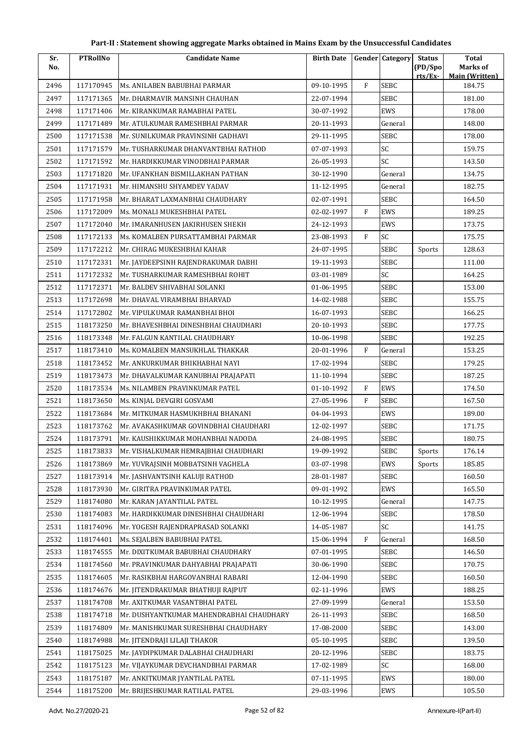# Part-II : Statement showing aggregate Marks obtained in Mains Exam by the Unsuccessful Candidates

| Sr. No. | PTRollNo | Candidate Name | Birth Date | Gender | Category | Status (PD/Spo rts/Ex- | Total Marks of Main (Written) |
|---|---|---|---|---|---|---|---|
| 2496 | 117170945 | Ms. ANILABEN BABUBHAI PARMAR | 09-10-1995 | F | SEBC | | 184.75 |
| 2497 | 117171365 | Mr. DHARMAVIR MANSINH CHAUHAN | 22-07-1994 | | SEBC | | 181.00 |
| 2498 | 117171406 | Mr. KIRANKUMAR RAMABHAI PATEL | 30-07-1992 | | EWS | | 178.00 |
| 2499 | 117171489 | Mr. ATULKUMAR RAMESHBHAI PARMAR | 20-11-1993 | | General | | 148.00 |
| 2500 | 117171538 | Mr. SUNILKUMAR PRAVINSINH GADHAVI | 29-11-1995 | | SEBC | | 178.00 |
| 2501 | 117171579 | Mr. TUSHARKUMAR DHANVANTBHAI RATHOD | 07-07-1993 | | SC | | 159.75 |
| 2502 | 117171592 | Mr. HARDIKKUMAR VINODBHAI PARMAR | 26-05-1993 | | SC | | 143.50 |
| 2503 | 117171820 | Mr. UFANKHAN BISMILLAKHAN PATHAN | 30-12-1990 | | General | | 134.75 |
| 2504 | 117171931 | Mr. HIMANSHU SHYAMDEV YADAV | 11-12-1995 | | General | | 182.75 |
| 2505 | 117171958 | Mr. BHARAT LAXMANBHAI CHAUDHARY | 02-07-1991 | | SEBC | | 164.50 |
| 2506 | 117172009 | Ms. MONALI MUKESHBHAI PATEL | 02-02-1997 | F | EWS | | 189.25 |
| 2507 | 117172040 | Mr. IMARANHUSEN JAKIRHUSEN SHEKH | 24-12-1993 | | EWS | | 173.75 |
| 2508 | 117172133 | Ms. KOMALBEN PURSATTAMBHAI PARMAR | 23-08-1993 | F | SC | | 175.75 |
| 2509 | 117172212 | Mr. CHIRAG MUKESHBHAI KAHAR | 24-07-1995 | | SEBC | Sports | 128.63 |
| 2510 | 117172331 | Mr. JAYDEEPSINH RAJENDRAKUMAR DABHI | 19-11-1993 | | SEBC | | 111.00 |
| 2511 | 117172332 | Mr. TUSHARKUMAR RAMESHBHAI ROHIT | 03-01-1989 | | SC | | 164.25 |
| 2512 | 117172371 | Mr. BALDEV SHIVABHAI SOLANKI | 01-06-1995 | | SEBC | | 153.00 |
| 2513 | 117172698 | Mr. DHAVAL VIRAMBHAI BHARVAD | 14-02-1988 | | SEBC | | 155.75 |
| 2514 | 117172802 | Mr. VIPULKUMAR RAMANBHAI BHOI | 16-07-1993 | | SEBC | | 166.25 |
| 2515 | 118173250 | Mr. BHAVESHBHAI DINESHBHAI CHAUDHARI | 20-10-1993 | | SEBC | | 177.75 |
| 2516 | 118173348 | Mr. FALGUN KANTILAL CHAUDHARY | 10-06-1998 | | SEBC | | 192.25 |
| 2517 | 118173410 | Ms. KOMALBEN MANSUKHLAL THAKKAR | 20-01-1996 | F | General | | 153.25 |
| 2518 | 118173452 | Mr. ANKURKUMAR BHIKHABHAI NAYI | 17-02-1994 | | SEBC | | 179.25 |
| 2519 | 118173473 | Mr. DHAVALKUMAR KANUBHAI PRAJAPATI | 11-10-1994 | | SEBC | | 187.25 |
| 2520 | 118173534 | Ms. NILAMBEN PRAVINKUMAR PATEL | 01-10-1992 | F | EWS | | 174.50 |
| 2521 | 118173650 | Ms. KINJAL DEVGIRI GOSVAMI | 27-05-1996 | F | SEBC | | 167.50 |
| 2522 | 118173684 | Mr. MITKUMAR HASMUKHBHAI BHANANI | 04-04-1993 | | EWS | | 189.00 |
| 2523 | 118173762 | Mr. AVAKASHKUMAR GOVINDBHAI CHAUDHARI | 12-02-1997 | | SEBC | | 171.75 |
| 2524 | 118173791 | Mr. KAUSHIKKUMAR MOHANBHAI NADODA | 24-08-1995 | | SEBC | | 180.75 |
| 2525 | 118173833 | Mr. VISHALKUMAR HEMRAJBHAI CHAUDHARI | 19-09-1992 | | SEBC | Sports | 176.14 |
| 2526 | 118173869 | Mr. YUVRAJSINH MOBBATSINH VAGHELA | 03-07-1998 | | EWS | Sports | 185.85 |
| 2527 | 118173914 | Mr. JASHVANTSINH KALUJI RATHOD | 28-01-1987 | | SEBC | | 160.50 |
| 2528 | 118173930 | Mr. GIRITRA PRAVINKUMAR PATEL | 09-01-1992 | | EWS | | 165.50 |
| 2529 | 118174080 | Mr. KARAN JAYANTILAL PATEL | 10-12-1995 | | General | | 147.75 |
| 2530 | 118174083 | Mr. HARDIKKUMAR DINESHBHAI CHAUDHARI | 12-06-1994 | | SEBC | | 178.50 |
| 2531 | 118174096 | Mr. YOGESH RAJENDRAPRASAD SOLANKI | 14-05-1987 | | SC | | 141.75 |
| 2532 | 118174401 | Ms. SEJALBEN BABUBHAI PATEL | 15-06-1994 | F | General | | 168.50 |
| 2533 | 118174555 | Mr. DIXITKUMAR BABUBHAI CHAUDHARY | 07-01-1995 | | SEBC | | 146.50 |
| 2534 | 118174560 | Mr. PRAVINKUMAR DAHYABHAI PRAJAPATI | 30-06-1990 | | SEBC | | 170.75 |
| 2535 | 118174605 | Mr. RASIKBHAI HARGOVANBHAI RABARI | 12-04-1990 | | SEBC | | 160.50 |
| 2536 | 118174676 | Mr. JITENDRAKUMAR BHATHUJI RAJPUT | 02-11-1996 | | EWS | | 188.25 |
| 2537 | 118174708 | Mr. AXITKUMAR VASANTBHAI PATEL | 27-09-1999 | | General | | 153.50 |
| 2538 | 118174718 | Mr. DUSHYANTKUMAR MAHENDRABHAI CHAUDHARY | 26-11-1993 | | SEBC | | 168.50 |
| 2539 | 118174809 | Mr. MANISHKUMAR SURESHBHAI CHAUDHARY | 17-08-2000 | | SEBC | | 143.00 |
| 2540 | 118174988 | Mr. JITENDRAJI LILAJI THAKOR | 05-10-1995 | | SEBC | | 139.50 |
| 2541 | 118175025 | Mr. JAYDIPKUMAR DALABHAI CHAUDHARI | 20-12-1996 | | SEBC | | 183.75 |
| 2542 | 118175123 | Mr. VIJAYKUMAR DEVCHANDBHAI PARMAR | 17-02-1989 | | SC | | 168.00 |
| 2543 | 118175187 | Mr. ANKITKUMAR JYANTILAL PATEL | 07-11-1995 | | EWS | | 180.00 |
| 2544 | 118175200 | Mr. BRIJESHKUMAR RATILAL PATEL | 29-03-1996 | | EWS | | 105.50 |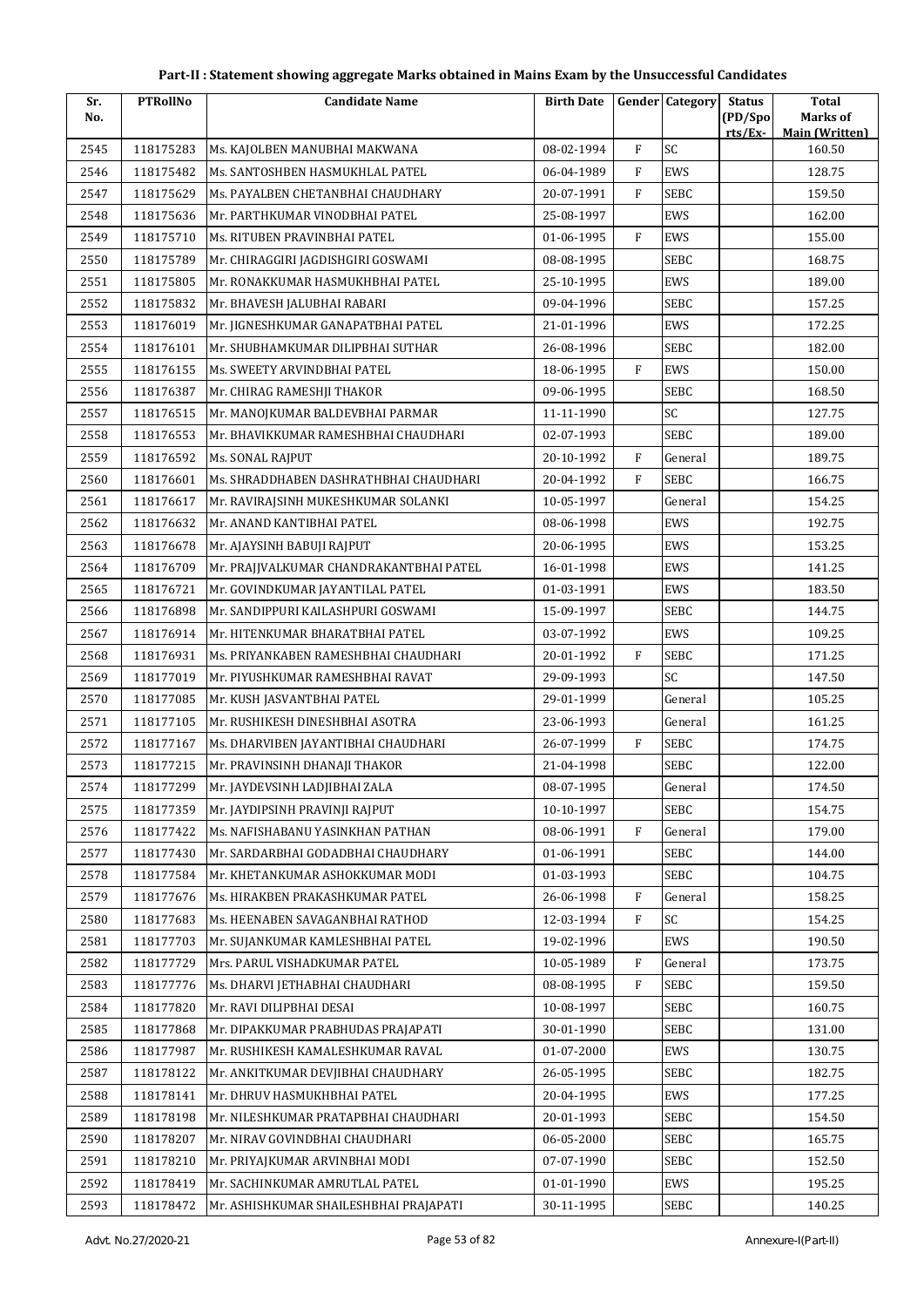## Part-II : Statement showing aggregate Marks obtained in Mains Exam by the Unsuccessful Candidates

| Sr. No. | PTRollNo | Candidate Name | Birth Date | Gender | Category | Status (PD/Spo rts/Ex- | Total Marks of Main (Written) |
|---|---|---|---|---|---|---|---|
| 2545 | 118175283 | Ms. KAJOLBEN MANUBHAI MAKWANA | 08-02-1994 | F | SC | | 160.50 |
| 2546 | 118175482 | Ms. SANTOSHBEN HASMUKHLAL PATEL | 06-04-1989 | F | EWS | | 128.75 |
| 2547 | 118175629 | Ms. PAYALBEN CHETANBHAI CHAUDHARY | 20-07-1991 | F | SEBC | | 159.50 |
| 2548 | 118175636 | Mr. PARTHKUMAR VINODBHAI PATEL | 25-08-1997 | | EWS | | 162.00 |
| 2549 | 118175710 | Ms. RITUBEN PRAVINBHAI PATEL | 01-06-1995 | F | EWS | | 155.00 |
| 2550 | 118175789 | Mr. CHIRAGGIRI JAGDISHGIRI GOSWAMI | 08-08-1995 | | SEBC | | 168.75 |
| 2551 | 118175805 | Mr. RONAKKUMAR HASMUKHBHAI PATEL | 25-10-1995 | | EWS | | 189.00 |
| 2552 | 118175832 | Mr. BHAVESH JALUBHAI RABARI | 09-04-1996 | | SEBC | | 157.25 |
| 2553 | 118176019 | Mr. JIGNESHKUMAR GANAPATBHAI PATEL | 21-01-1996 | | EWS | | 172.25 |
| 2554 | 118176101 | Mr. SHUBHAMKUMAR DILIPBHAI SUTHAR | 26-08-1996 | | SEBC | | 182.00 |
| 2555 | 118176155 | Ms. SWEETY ARVINDBHAI PATEL | 18-06-1995 | F | EWS | | 150.00 |
| 2556 | 118176387 | Mr. CHIRAG RAMESHJI THAKOR | 09-06-1995 | | SEBC | | 168.50 |
| 2557 | 118176515 | Mr. MANOJKUMAR BALDEVBHAI PARMAR | 11-11-1990 | | SC | | 127.75 |
| 2558 | 118176553 | Mr. BHAVIKKUMAR RAMESHBHAI CHAUDHARI | 02-07-1993 | | SEBC | | 189.00 |
| 2559 | 118176592 | Ms. SONAL RAJPUT | 20-10-1992 | F | General | | 189.75 |
| 2560 | 118176601 | Ms. SHRADDHABEN DASHRATHBHAI CHAUDHARI | 20-04-1992 | F | SEBC | | 166.75 |
| 2561 | 118176617 | Mr. RAVIRAJSINH MUKESHKUMAR SOLANKI | 10-05-1997 | | General | | 154.25 |
| 2562 | 118176632 | Mr. ANAND KANTIBHAI PATEL | 08-06-1998 | | EWS | | 192.75 |
| 2563 | 118176678 | Mr. AJAYSINH BABUJI RAJPUT | 20-06-1995 | | EWS | | 153.25 |
| 2564 | 118176709 | Mr. PRAJJVALKUMAR CHANDRAKANTBHAI PATEL | 16-01-1998 | | EWS | | 141.25 |
| 2565 | 118176721 | Mr. GOVINDKUMAR JAYANTILAL PATEL | 01-03-1991 | | EWS | | 183.50 |
| 2566 | 118176898 | Mr. SANDIPPURI KAILASHPURI GOSWAMI | 15-09-1997 | | SEBC | | 144.75 |
| 2567 | 118176914 | Mr. HITENKUMAR BHARATBHAI PATEL | 03-07-1992 | | EWS | | 109.25 |
| 2568 | 118176931 | Ms. PRIYANKABEN RAMESHBHAI CHAUDHARI | 20-01-1992 | F | SEBC | | 171.25 |
| 2569 | 118177019 | Mr. PIYUSHKUMAR RAMESHBHAI RAVAT | 29-09-1993 | | SC | | 147.50 |
| 2570 | 118177085 | Mr. KUSH JASVANTBHAI PATEL | 29-01-1999 | | General | | 105.25 |
| 2571 | 118177105 | Mr. RUSHIKESH DINESHBHAI ASOTRA | 23-06-1993 | | General | | 161.25 |
| 2572 | 118177167 | Ms. DHARVIBEN JAYANTIBHAI CHAUDHARI | 26-07-1999 | F | SEBC | | 174.75 |
| 2573 | 118177215 | Mr. PRAVINSINH DHANAJI THAKOR | 21-04-1998 | | SEBC | | 122.00 |
| 2574 | 118177299 | Mr. JAYDEVSINH LADJIBHAI ZALA | 08-07-1995 | | General | | 174.50 |
| 2575 | 118177359 | Mr. JAYDIPSINH PRAVINJI RAJPUT | 10-10-1997 | | SEBC | | 154.75 |
| 2576 | 118177422 | Ms. NAFISHABANU YASINKHAN PATHAN | 08-06-1991 | F | General | | 179.00 |
| 2577 | 118177430 | Mr. SARDARBHAI GODADBHAI CHAUDHARY | 01-06-1991 | | SEBC | | 144.00 |
| 2578 | 118177584 | Mr. KHETANKUMAR ASHOKKUMAR MODI | 01-03-1993 | | SEBC | | 104.75 |
| 2579 | 118177676 | Ms. HIRAKBEN PRAKASHKUMAR PATEL | 26-06-1998 | F | General | | 158.25 |
| 2580 | 118177683 | Ms. HEENABEN SAVAGANBHAI RATHOD | 12-03-1994 | F | SC | | 154.25 |
| 2581 | 118177703 | Mr. SUJANKUMAR KAMLESHBHAI PATEL | 19-02-1996 | | EWS | | 190.50 |
| 2582 | 118177729 | Mrs. PARUL VISHADKUMAR PATEL | 10-05-1989 | F | General | | 173.75 |
| 2583 | 118177776 | Ms. DHARVI JETHABHAI CHAUDHARI | 08-08-1995 | F | SEBC | | 159.50 |
| 2584 | 118177820 | Mr. RAVI DILIPBHAI DESAI | 10-08-1997 | | SEBC | | 160.75 |
| 2585 | 118177868 | Mr. DIPAKKUMAR PRABHUDAS PRAJAPATI | 30-01-1990 | | SEBC | | 131.00 |
| 2586 | 118177987 | Mr. RUSHIKESH KAMALESHKUMAR RAVAL | 01-07-2000 | | EWS | | 130.75 |
| 2587 | 118178122 | Mr. ANKITKUMAR DEVJIBHAI CHAUDHARY | 26-05-1995 | | SEBC | | 182.75 |
| 2588 | 118178141 | Mr. DHRUV HASMUKHBHAI PATEL | 20-04-1995 | | EWS | | 177.25 |
| 2589 | 118178198 | Mr. NILESHKUMAR PRATAPBHAI CHAUDHARI | 20-01-1993 | | SEBC | | 154.50 |
| 2590 | 118178207 | Mr. NIRAV GOVINDBHAI CHAUDHARI | 06-05-2000 | | SEBC | | 165.75 |
| 2591 | 118178210 | Mr. PRIYAJKUMAR ARVINBHAI MODI | 07-07-1990 | | SEBC | | 152.50 |
| 2592 | 118178419 | Mr. SACHINKUMAR AMRUTLAL PATEL | 01-01-1990 | | EWS | | 195.25 |
| 2593 | 118178472 | Mr. ASHISHKUMAR SHAILESHBHAI PRAJAPATI | 30-11-1995 | | SEBC | | 140.25 |

Advt. No.27/2020-21 Annexure-I(Part-II)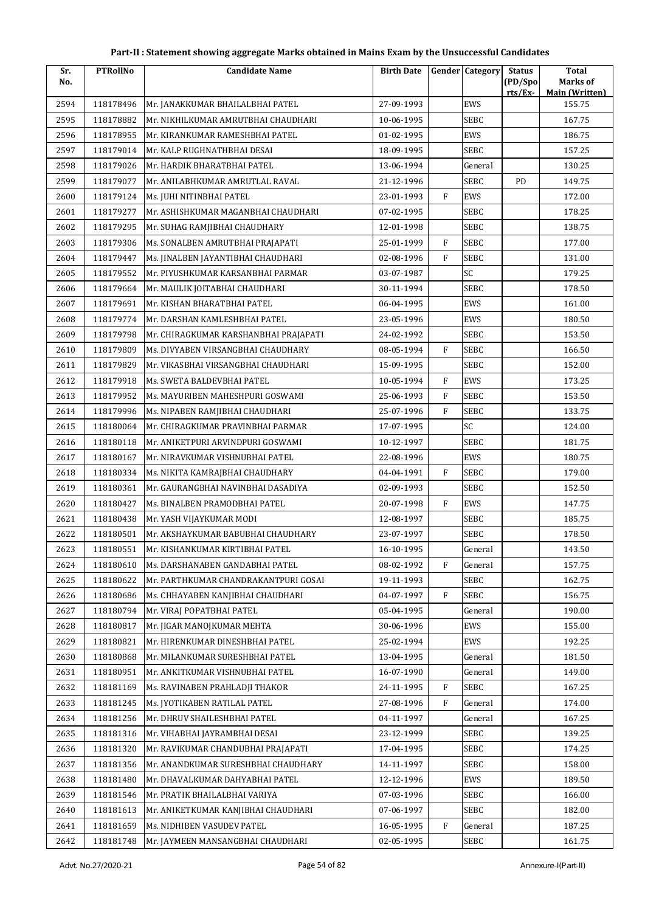## Part-II : Statement showing aggregate Marks obtained in Mains Exam by the Unsuccessful Candidates

| Sr. No. | PTRollNo | Candidate Name | Birth Date | Gender | Category | Status (PD/Sports/Ex- | Total Marks of Main (Written) |
|---|---|---|---|---|---|---|---|
| 2594 | 118178496 | Mr. JANAKKUMAR BHAILALBHAI PATEL | 27-09-1993 | | EWS | | 155.75 |
| 2595 | 118178882 | Mr. NIKHILKUMAR AMRUTBHAI CHAUDHARI | 10-06-1995 | | SEBC | | 167.75 |
| 2596 | 118178955 | Mr. KIRANKUMAR RAMESHBHAI PATEL | 01-02-1995 | | EWS | | 186.75 |
| 2597 | 118179014 | Mr. KALP RUGHNATHBHAI DESAI | 18-09-1995 | | SEBC | | 157.25 |
| 2598 | 118179026 | Mr. HARDIK BHARATBHAI PATEL | 13-06-1994 | | General | | 130.25 |
| 2599 | 118179077 | Mr. ANILABHKUMAR AMRUTLAL RAVAL | 21-12-1996 | | SEBC | PD | 149.75 |
| 2600 | 118179124 | Ms. JUHI NITINBHAI PATEL | 23-01-1993 | F | EWS | | 172.00 |
| 2601 | 118179277 | Mr. ASHISHKUMAR MAGANBHAI CHAUDHARI | 07-02-1995 | | SEBC | | 178.25 |
| 2602 | 118179295 | Mr. SUHAG RAMJIBHAI CHAUDHARY | 12-01-1998 | | SEBC | | 138.75 |
| 2603 | 118179306 | Ms. SONALBEN AMRUTBHAI PRAJAPATI | 25-01-1999 | F | SEBC | | 177.00 |
| 2604 | 118179447 | Ms. JINALBEN JAYANTIBHAI CHAUDHARI | 02-08-1996 | F | SEBC | | 131.00 |
| 2605 | 118179552 | Mr. PIYUSHKUMAR KARSANBHAI PARMAR | 03-07-1987 | | SC | | 179.25 |
| 2606 | 118179664 | Mr. MAULIK JOITABHAI CHAUDHARI | 30-11-1994 | | SEBC | | 178.50 |
| 2607 | 118179691 | Mr. KISHAN BHARATBHAI PATEL | 06-04-1995 | | EWS | | 161.00 |
| 2608 | 118179774 | Mr. DARSHAN KAMLESHBHAI PATEL | 23-05-1996 | | EWS | | 180.50 |
| 2609 | 118179798 | Mr. CHIRAGKUMAR KARSHANBHAI PRAJAPATI | 24-02-1992 | | SEBC | | 153.50 |
| 2610 | 118179809 | Ms. DIVYABEN VIRSANGBHAI CHAUDHARY | 08-05-1994 | F | SEBC | | 166.50 |
| 2611 | 118179829 | Mr. VIKASBHAI VIRSANGBHAI CHAUDHARI | 15-09-1995 | | SEBC | | 152.00 |
| 2612 | 118179918 | Ms. SWETA BALDEVBHAI PATEL | 10-05-1994 | F | EWS | | 173.25 |
| 2613 | 118179952 | Ms. MAYURIBEN MAHESHPURI GOSWAMI | 25-06-1993 | F | SEBC | | 153.50 |
| 2614 | 118179996 | Ms. NIPABEN RAMJIBHAI CHAUDHARI | 25-07-1996 | F | SEBC | | 133.75 |
| 2615 | 118180064 | Mr. CHIRAGKUMAR PRAVINBHAI PARMAR | 17-07-1995 | | SC | | 124.00 |
| 2616 | 118180118 | Mr. ANIKETPURI ARVINDPURI GOSWAMI | 10-12-1997 | | SEBC | | 181.75 |
| 2617 | 118180167 | Mr. NIRAVKUMAR VISHNUBHAI PATEL | 22-08-1996 | | EWS | | 180.75 |
| 2618 | 118180334 | Ms. NIKITA KAMRAJBHAI CHAUDHARY | 04-04-1991 | F | SEBC | | 179.00 |
| 2619 | 118180361 | Mr. GAURANGBHAI NAVINBHAI DASADIYA | 02-09-1993 | | SEBC | | 152.50 |
| 2620 | 118180427 | Ms. BINALBEN PRAMODBHAI PATEL | 20-07-1998 | F | EWS | | 147.75 |
| 2621 | 118180438 | Mr. YASH VIJAYKUMAR MODI | 12-08-1997 | | SEBC | | 185.75 |
| 2622 | 118180501 | Mr. AKSHAYKUMAR BABUBHAI CHAUDHARY | 23-07-1997 | | SEBC | | 178.50 |
| 2623 | 118180551 | Mr. KISHANKUMAR KIRTIBHAI PATEL | 16-10-1995 | | General | | 143.50 |
| 2624 | 118180610 | Ms. DARSHANABEN GANDABHAI PATEL | 08-02-1992 | F | General | | 157.75 |
| 2625 | 118180622 | Mr. PARTHKUMAR CHANDRAKANTPURI GOSAI | 19-11-1993 | | SEBC | | 162.75 |
| 2626 | 118180686 | Ms. CHHAYABEN KANJIBHAI CHAUDHARI | 04-07-1997 | F | SEBC | | 156.75 |
| 2627 | 118180794 | Mr. VIRAJ POPATBHAI PATEL | 05-04-1995 | | General | | 190.00 |
| 2628 | 118180817 | Mr. JIGAR MANOJKUMAR MEHTA | 30-06-1996 | | EWS | | 155.00 |
| 2629 | 118180821 | Mr. HIRENKUMAR DINESHBHAI PATEL | 25-02-1994 | | EWS | | 192.25 |
| 2630 | 118180868 | Mr. MILANKUMAR SURESHBHAI PATEL | 13-04-1995 | | General | | 181.50 |
| 2631 | 118180951 | Mr. ANKITKUMAR VISHNUBHAI PATEL | 16-07-1990 | | General | | 149.00 |
| 2632 | 118181169 | Ms. RAVINABEN PRAHLADJI THAKOR | 24-11-1995 | F | SEBC | | 167.25 |
| 2633 | 118181245 | Ms. JYOTIKABEN RATILAL PATEL | 27-08-1996 | F | General | | 174.00 |
| 2634 | 118181256 | Mr. DHRUV SHAILESHBHAI PATEL | 04-11-1997 | | General | | 167.25 |
| 2635 | 118181316 | Mr. VIHABHAI JAYRAMBHAI DESAI | 23-12-1999 | | SEBC | | 139.25 |
| 2636 | 118181320 | Mr. RAVIKUMAR CHANDUBHAI PRAJAPATI | 17-04-1995 | | SEBC | | 174.25 |
| 2637 | 118181356 | Mr. ANANDKUMAR SURESHBHAI CHAUDHARY | 14-11-1997 | | SEBC | | 158.00 |
| 2638 | 118181480 | Mr. DHAVALKUMAR DAHYABHAI PATEL | 12-12-1996 | | EWS | | 189.50 |
| 2639 | 118181546 | Mr. PRATIK BHAILALBHAI VARIYA | 07-03-1996 | | SEBC | | 166.00 |
| 2640 | 118181613 | Mr. ANIKETKUMAR KANJIBHAI CHAUDHARI | 07-06-1997 | | SEBC | | 182.00 |
| 2641 | 118181659 | Ms. NIDHIBEN VASUDEV PATEL | 16-05-1995 | F | General | | 187.25 |
| 2642 | 118181748 | Mr. JAYMEEN MANSANGBHAI CHAUDHARI | 02-05-1995 | | SEBC | | 161.75 |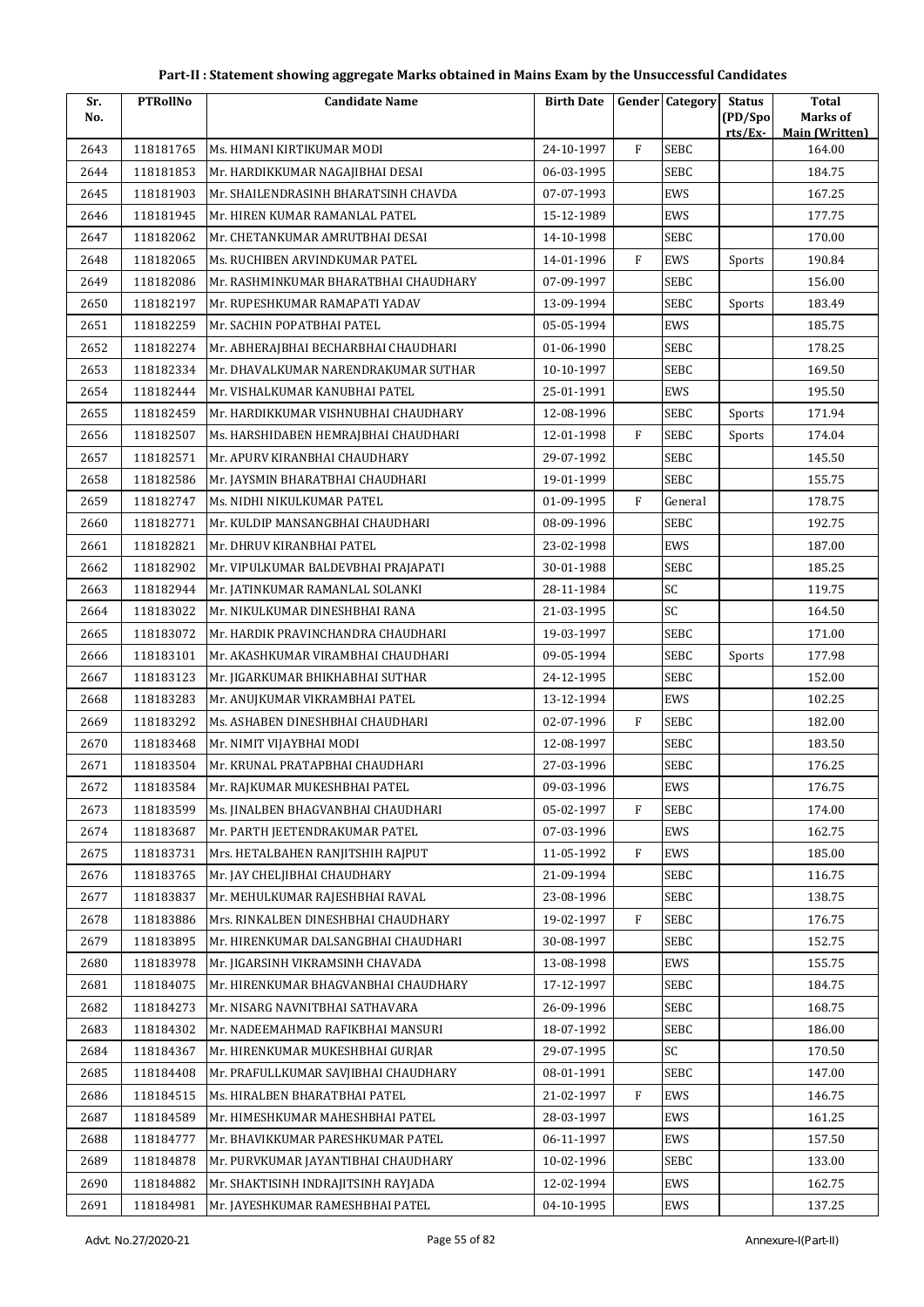## Part-II : Statement showing aggregate Marks obtained in Mains Exam by the Unsuccessful Candidates

| Sr. No. | PTRollNo | Candidate Name | Birth Date | Gender | Category | Status (PD/Spo rts/Ex- | Total Marks of Main (Written) |
|---|---|---|---|---|---|---|---|
| 2643 | 118181765 | Ms. HIMANI KIRTIKUMAR MODI | 24-10-1997 | F | SEBC | | 164.00 |
| 2644 | 118181853 | Mr. HARDIKKUMAR NAGAJIBHAI DESAI | 06-03-1995 | | SEBC | | 184.75 |
| 2645 | 118181903 | Mr. SHAILENDRASINH BHARATSINH CHAVDA | 07-07-1993 | | EWS | | 167.25 |
| 2646 | 118181945 | Mr. HIREN KUMAR RAMANLAL PATEL | 15-12-1989 | | EWS | | 177.75 |
| 2647 | 118182062 | Mr. CHETANKUMAR AMRUTBHAI DESAI | 14-10-1998 | | SEBC | | 170.00 |
| 2648 | 118182065 | Ms. RUCHIBEN ARVINDKUMAR PATEL | 14-01-1996 | F | EWS | Sports | 190.84 |
| 2649 | 118182086 | Mr. RASHMINKUMAR BHARATBHAI CHAUDHARY | 07-09-1997 | | SEBC | | 156.00 |
| 2650 | 118182197 | Mr. RUPESHKUMAR RAMAPATI YADAV | 13-09-1994 | | SEBC | Sports | 183.49 |
| 2651 | 118182259 | Mr. SACHIN POPATBHAI PATEL | 05-05-1994 | | EWS | | 185.75 |
| 2652 | 118182274 | Mr. ABHERAJBHAI BECHARBHAI CHAUDHARI | 01-06-1990 | | SEBC | | 178.25 |
| 2653 | 118182334 | Mr. DHAVALKUMAR NARENDRAKUMAR SUTHAR | 10-10-1997 | | SEBC | | 169.50 |
| 2654 | 118182444 | Mr. VISHALKUMAR KANUBHAI PATEL | 25-01-1991 | | EWS | | 195.50 |
| 2655 | 118182459 | Mr. HARDIKKUMAR VISHNUBHAI CHAUDHARY | 12-08-1996 | | SEBC | Sports | 171.94 |
| 2656 | 118182507 | Ms. HARSHIDABEN HEMRAJBHAI CHAUDHARI | 12-01-1998 | F | SEBC | Sports | 174.04 |
| 2657 | 118182571 | Mr. APURV KIRANBHAI CHAUDHARY | 29-07-1992 | | SEBC | | 145.50 |
| 2658 | 118182586 | Mr. JAYSMIN BHARATBHAI CHAUDHARI | 19-01-1999 | | SEBC | | 155.75 |
| 2659 | 118182747 | Ms. NIDHI NIKULKUMAR PATEL | 01-09-1995 | F | General | | 178.75 |
| 2660 | 118182771 | Mr. KULDIP MANSANGBHAI CHAUDHARI | 08-09-1996 | | SEBC | | 192.75 |
| 2661 | 118182821 | Mr. DHRUV KIRANBHAI PATEL | 23-02-1998 | | EWS | | 187.00 |
| 2662 | 118182902 | Mr. VIPULKUMAR BALDEVBHAI PRAJAPATI | 30-01-1988 | | SEBC | | 185.25 |
| 2663 | 118182944 | Mr. JATINKUMAR RAMANLAL SOLANKI | 28-11-1984 | | SC | | 119.75 |
| 2664 | 118183022 | Mr. NIKULKUMAR DINESHBHAI RANA | 21-03-1995 | | SC | | 164.50 |
| 2665 | 118183072 | Mr. HARDIK PRAVINCHANDRA CHAUDHARI | 19-03-1997 | | SEBC | | 171.00 |
| 2666 | 118183101 | Mr. AKASHKUMAR VIRAMBHAI CHAUDHARI | 09-05-1994 | | SEBC | Sports | 177.98 |
| 2667 | 118183123 | Mr. JIGARKUMAR BHIKHABHAI SUTHAR | 24-12-1995 | | SEBC | | 152.00 |
| 2668 | 118183283 | Mr. ANUJKUMAR VIKRAMBHAI PATEL | 13-12-1994 | | EWS | | 102.25 |
| 2669 | 118183292 | Ms. ASHABEN DINESHBHAI CHAUDHARI | 02-07-1996 | F | SEBC | | 182.00 |
| 2670 | 118183468 | Mr. NIMIT VIJAYBHAI MODI | 12-08-1997 | | SEBC | | 183.50 |
| 2671 | 118183504 | Mr. KRUNAL PRATAPBHAI CHAUDHARI | 27-03-1996 | | SEBC | | 176.25 |
| 2672 | 118183584 | Mr. RAJKUMAR MUKESHBHAI PATEL | 09-03-1996 | | EWS | | 176.75 |
| 2673 | 118183599 | Ms. JINALBEN BHAGVANBHAI CHAUDHARI | 05-02-1997 | F | SEBC | | 174.00 |
| 2674 | 118183687 | Mr. PARTH JEETENDRAKUMAR PATEL | 07-03-1996 | | EWS | | 162.75 |
| 2675 | 118183731 | Mrs. HETALBAHEN RANJITSHIH RAJPUT | 11-05-1992 | F | EWS | | 185.00 |
| 2676 | 118183765 | Mr. JAY CHELJIBHAI CHAUDHARY | 21-09-1994 | | SEBC | | 116.75 |
| 2677 | 118183837 | Mr. MEHULKUMAR RAJESHBHAI RAVAL | 23-08-1996 | | SEBC | | 138.75 |
| 2678 | 118183886 | Mrs. RINKALBEN DINESHBHAI CHAUDHARY | 19-02-1997 | F | SEBC | | 176.75 |
| 2679 | 118183895 | Mr. HIRENKUMAR DALSANGBHAI CHAUDHARI | 30-08-1997 | | SEBC | | 152.75 |
| 2680 | 118183978 | Mr. JIGARSINH VIKRAMSINH CHAVADA | 13-08-1998 | | EWS | | 155.75 |
| 2681 | 118184075 | Mr. HIRENKUMAR BHAGVANBHAI CHAUDHARY | 17-12-1997 | | SEBC | | 184.75 |
| 2682 | 118184273 | Mr. NISARG NAVNITBHAI SATHAVARA | 26-09-1996 | | SEBC | | 168.75 |
| 2683 | 118184302 | Mr. NADEEMAHMAD RAFIKBHAI MANSURI | 18-07-1992 | | SEBC | | 186.00 |
| 2684 | 118184367 | Mr. HIRENKUMAR MUKESHBHAI GURJAR | 29-07-1995 | | SC | | 170.50 |
| 2685 | 118184408 | Mr. PRAFULLKUMAR SAVJIBHAI CHAUDHARY | 08-01-1991 | | SEBC | | 147.00 |
| 2686 | 118184515 | Ms. HIRALBEN BHARATBHAI PATEL | 21-02-1997 | F | EWS | | 146.75 |
| 2687 | 118184589 | Mr. HIMESHKUMAR MAHESHBHAI PATEL | 28-03-1997 | | EWS | | 161.25 |
| 2688 | 118184777 | Mr. BHAVIKKUMAR PARESHKUMAR PATEL | 06-11-1997 | | EWS | | 157.50 |
| 2689 | 118184878 | Mr. PURVKUMAR JAYANTIBHAI CHAUDHARY | 10-02-1996 | | SEBC | | 133.00 |
| 2690 | 118184882 | Mr. SHAKTISINH INDRAJITSINH RAYJADA | 12-02-1994 | | EWS | | 162.75 |
| 2691 | 118184981 | Mr. JAYESHKUMAR RAMESHBHAI PATEL | 04-10-1995 | | EWS | | 137.25 |

Advt. No.27/2020-21 Annexure-I(Part-II)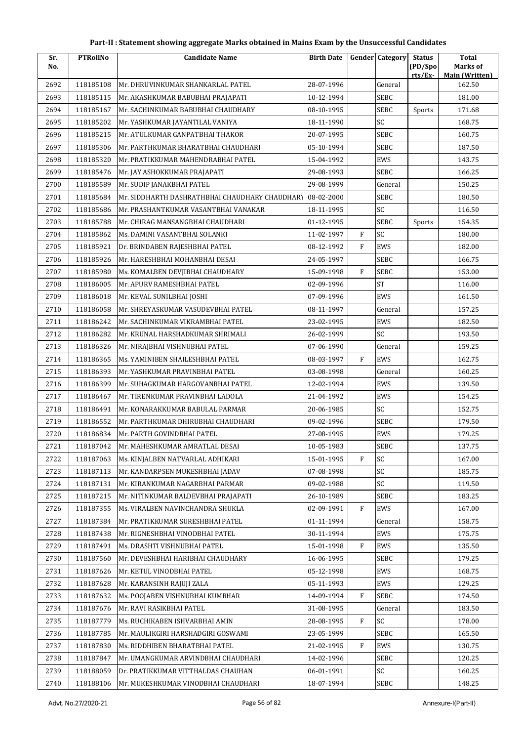## Part-II : Statement showing aggregate Marks obtained in Mains Exam by the Unsuccessful Candidates

| Sr. No. | PTRollNo | Candidate Name | Birth Date | Gender | Category | Status (PD/Sports/Ex- | Total Marks of Main (Written) |
|---|---|---|---|---|---|---|---|
| 2692 | 118185108 | Mr. DHRUVINKUMAR SHANKARLAL PATEL | 28-07-1996 | | General | | 162.50 |
| 2693 | 118185115 | Mr. AKASHKUMAR BABUBHAI PRAJAPATI | 10-12-1994 | | SEBC | | 181.00 |
| 2694 | 118185167 | Mr. SACHINKUMAR BABUBHAI CHAUDHARY | 08-10-1995 | | SEBC | Sports | 171.68 |
| 2695 | 118185202 | Mr. YASHKUMAR JAYANTILAL VANIYA | 18-11-1990 | | SC | | 168.75 |
| 2696 | 118185215 | Mr. ATULKUMAR GANPATBHAI THAKOR | 20-07-1995 | | SEBC | | 160.75 |
| 2697 | 118185306 | Mr. PARTHKUMAR BHARATBHAI CHAUDHARI | 05-10-1994 | | SEBC | | 187.50 |
| 2698 | 118185320 | Mr. PRATIKKUMAR MAHENDRABHAI PATEL | 15-04-1992 | | EWS | | 143.75 |
| 2699 | 118185476 | Mr. JAY ASHOKKUMAR PRAJAPATI | 29-08-1993 | | SEBC | | 166.25 |
| 2700 | 118185589 | Mr. SUDIP JANAKBHAI PATEL | 29-08-1999 | | General | | 150.25 |
| 2701 | 118185684 | Mr. SIDDHARTH DASHRATHBHAI CHAUDHARY CHAUDHARY | 08-02-2000 | | SEBC | | 180.50 |
| 2702 | 118185686 | Mr. PRASHANTKUMAR VASANTBHAI VANAKAR | 18-11-1995 | | SC | | 116.50 |
| 2703 | 118185788 | Mr. CHIRAG MANSANGBHAI CHAUDHARI | 01-12-1995 | | SEBC | Sports | 154.35 |
| 2704 | 118185862 | Ms. DAMINI VASANTBHAI SOLANKI | 11-02-1997 | F | SC | | 180.00 |
| 2705 | 118185921 | Dr. BRINDABEN RAJESHBHAI PATEL | 08-12-1992 | F | EWS | | 182.00 |
| 2706 | 118185926 | Mr. HARESHBHAI MOHANBHAI DESAI | 24-05-1997 | | SEBC | | 166.75 |
| 2707 | 118185980 | Ms. KOMALBEN DEVJIBHAI CHAUDHARY | 15-09-1998 | F | SEBC | | 153.00 |
| 2708 | 118186005 | Mr. APURV RAMESHBHAI PATEL | 02-09-1996 | | ST | | 116.00 |
| 2709 | 118186018 | Mr. KEVAL SUNILBHAI JOSHI | 07-09-1996 | | EWS | | 161.50 |
| 2710 | 118186058 | Mr. SHREYASKUMAR VASUDEVBHAI PATEL | 08-11-1997 | | General | | 157.25 |
| 2711 | 118186242 | Mr. SACHINKUMAR VIKRAMBHAI PATEL | 23-02-1995 | | EWS | | 182.50 |
| 2712 | 118186282 | Mr. KRUNAL HARSHADKUMAR SHRIMALI | 26-02-1999 | | SC | | 193.50 |
| 2713 | 118186326 | Mr. NIRAJBHAI VISHNUBHAI PATEL | 07-06-1990 | | General | | 159.25 |
| 2714 | 118186365 | Ms. YAMINIBEN SHAILESHBHAI PATEL | 08-03-1997 | F | EWS | | 162.75 |
| 2715 | 118186393 | Mr. YASHKUMAR PRAVINBHAI PATEL | 03-08-1998 | | General | | 160.25 |
| 2716 | 118186399 | Mr. SUHAGKUMAR HARGOVANBHAI PATEL | 12-02-1994 | | EWS | | 139.50 |
| 2717 | 118186467 | Mr. TIRENKUMAR PRAVINBHAI LADOLA | 21-04-1992 | | EWS | | 154.25 |
| 2718 | 118186491 | Mr. KONARAKKUMAR BABULAL PARMAR | 20-06-1985 | | SC | | 152.75 |
| 2719 | 118186552 | Mr. PARTHKUMAR DHIRUBHAI CHAUDHARI | 09-02-1996 | | SEBC | | 179.50 |
| 2720 | 118186834 | Mr. PARTH GOVINDBHAI PATEL | 27-08-1995 | | EWS | | 179.25 |
| 2721 | 118187042 | Mr. MAHESHKUMAR AMRATLAL DESAI | 10-05-1983 | | SEBC | | 137.75 |
| 2722 | 118187063 | Ms. KINJALBEN NATVARLAL ADHIKARI | 15-01-1995 | F | SC | | 167.00 |
| 2723 | 118187113 | Mr. KANDARPSEN MUKESHBHAI JADAV | 07-08-1998 | | SC | | 185.75 |
| 2724 | 118187131 | Mr. KIRANKUMAR NAGARBHAI PARMAR | 09-02-1988 | | SC | | 119.50 |
| 2725 | 118187215 | Mr. NITINKUMAR BALDEVBHAI PRAJAPATI | 26-10-1989 | | SEBC | | 183.25 |
| 2726 | 118187355 | Ms. VIRALBEN NAVINCHANDRA SHUKLA | 02-09-1991 | F | EWS | | 167.00 |
| 2727 | 118187384 | Mr. PRATIKKUMAR SURESHBHAI PATEL | 01-11-1994 | | General | | 158.75 |
| 2728 | 118187438 | Mr. RIGNESHBHAI VINODBHAI PATEL | 30-11-1994 | | EWS | | 175.75 |
| 2729 | 118187491 | Ms. DRASHTI VISHNUBHAI PATEL | 15-01-1998 | F | EWS | | 135.50 |
| 2730 | 118187560 | Mr. DEVESHBHAI HARIBHAI CHAUDHARY | 16-06-1995 | | SEBC | | 179.25 |
| 2731 | 118187626 | Mr. KETUL VINODBHAI PATEL | 05-12-1998 | | EWS | | 168.75 |
| 2732 | 118187628 | Mr. KARANSINH RAJUJI ZALA | 05-11-1993 | | EWS | | 129.25 |
| 2733 | 118187632 | Ms. POOJABEN VISHNUBHAI KUMBHAR | 14-09-1994 | F | SEBC | | 174.50 |
| 2734 | 118187676 | Mr. RAVI RASIKBHAI PATEL | 31-08-1995 | | General | | 183.50 |
| 2735 | 118187779 | Ms. RUCHIKABEN ISHVARBHAI AMIN | 28-08-1995 | F | SC | | 178.00 |
| 2736 | 118187785 | Mr. MAULIKGIRI HARSHADGIRI GOSWAMI | 23-05-1999 | | SEBC | | 165.50 |
| 2737 | 118187830 | Ms. RIDDHIBEN BHARATBHAI PATEL | 21-02-1995 | F | EWS | | 130.75 |
| 2738 | 118187847 | Mr. UMANGKUMAR ARVINDBHAI CHAUDHARI | 14-02-1996 | | SEBC | | 120.25 |
| 2739 | 118188059 | Dr. PRATIKKUMAR VITTHALDAS CHAUHAN | 06-01-1991 | | SC | | 160.25 |
| 2740 | 118188106 | Mr. MUKESHKUMAR VINODBHAI CHAUDHARI | 18-07-1994 | | SEBC | | 148.25 |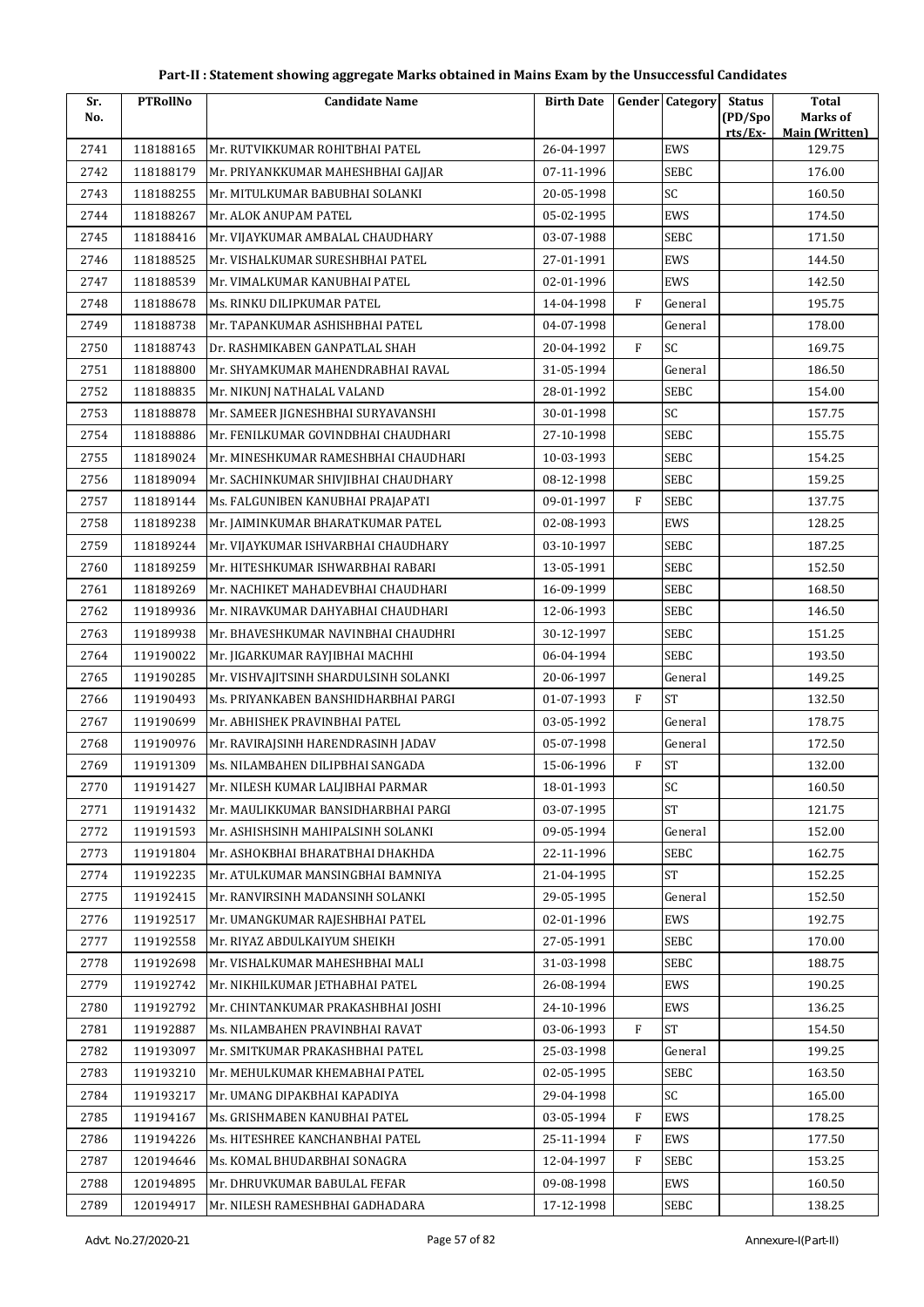# Part-II : Statement showing aggregate Marks obtained in Mains Exam by the Unsuccessful Candidates

| Sr. No. | PTRollNo | Candidate Name | Birth Date | Gender | Category | Status (PD/Spo rts/Ex- | Total Marks of Main (Written) |
|---|---|---|---|---|---|---|---|
| 2741 | 118188165 | Mr. RUTVIKKUMAR ROHITBHAI PATEL | 26-04-1997 | | EWS | | 129.75 |
| 2742 | 118188179 | Mr. PRIYANKKUMAR MAHESHBHAI GAJJAR | 07-11-1996 | | SEBC | | 176.00 |
| 2743 | 118188255 | Mr. MITULKUMAR BABUBHAI SOLANKI | 20-05-1998 | | SC | | 160.50 |
| 2744 | 118188267 | Mr. ALOK ANUPAM PATEL | 05-02-1995 | | EWS | | 174.50 |
| 2745 | 118188416 | Mr. VIJAYKUMAR AMBALAL CHAUDHARY | 03-07-1988 | | SEBC | | 171.50 |
| 2746 | 118188525 | Mr. VISHALKUMAR SURESHBHAI PATEL | 27-01-1991 | | EWS | | 144.50 |
| 2747 | 118188539 | Mr. VIMALKUMAR KANUBHAI PATEL | 02-01-1996 | | EWS | | 142.50 |
| 2748 | 118188678 | Ms. RINKU DILIPKUMAR PATEL | 14-04-1998 | F | General | | 195.75 |
| 2749 | 118188738 | Mr. TAPANKUMAR ASHISHBHAI PATEL | 04-07-1998 | | General | | 178.00 |
| 2750 | 118188743 | Dr. RASHMIKABEN GANPATLAL SHAH | 20-04-1992 | F | SC | | 169.75 |
| 2751 | 118188800 | Mr. SHYAMKUMAR MAHENDRABHAI RAVAL | 31-05-1994 | | General | | 186.50 |
| 2752 | 118188835 | Mr. NIKUNJ NATHALAL VALAND | 28-01-1992 | | SEBC | | 154.00 |
| 2753 | 118188878 | Mr. SAMEER JIGNESHBHAI SURYAVANSHI | 30-01-1998 | | SC | | 157.75 |
| 2754 | 118188886 | Mr. FENILKUMAR GOVINDBHAI CHAUDHARI | 27-10-1998 | | SEBC | | 155.75 |
| 2755 | 118189024 | Mr. MINESHKUMAR RAMESHBHAI CHAUDHARI | 10-03-1993 | | SEBC | | 154.25 |
| 2756 | 118189094 | Mr. SACHINKUMAR SHIVJIBHAI CHAUDHARY | 08-12-1998 | | SEBC | | 159.25 |
| 2757 | 118189144 | Ms. FALGUNIBEN KANUBHAI PRAJAPATI | 09-01-1997 | F | SEBC | | 137.75 |
| 2758 | 118189238 | Mr. JAIMINKUMAR BHARATKUMAR PATEL | 02-08-1993 | | EWS | | 128.25 |
| 2759 | 118189244 | Mr. VIJAYKUMAR ISHVARBHAI CHAUDHARY | 03-10-1997 | | SEBC | | 187.25 |
| 2760 | 118189259 | Mr. HITESHKUMAR ISHWARBHAI RABARI | 13-05-1991 | | SEBC | | 152.50 |
| 2761 | 118189269 | Mr. NACHIKET MAHADEVBHAI CHAUDHARI | 16-09-1999 | | SEBC | | 168.50 |
| 2762 | 119189936 | Mr. NIRAVKUMAR DAHYABHAI CHAUDHARI | 12-06-1993 | | SEBC | | 146.50 |
| 2763 | 119189938 | Mr. BHAVESHKUMAR NAVINBHAI CHAUDHRI | 30-12-1997 | | SEBC | | 151.25 |
| 2764 | 119190022 | Mr. JIGARKUMAR RAYJIBHAI MACHHI | 06-04-1994 | | SEBC | | 193.50 |
| 2765 | 119190285 | Mr. VISHVAJITSINH SHARDULSINH SOLANKI | 20-06-1997 | | General | | 149.25 |
| 2766 | 119190493 | Ms. PRIYANKABEN BANSHIDHARBHAI PARGI | 01-07-1993 | F | ST | | 132.50 |
| 2767 | 119190699 | Mr. ABHISHEK PRAVINBHAI PATEL | 03-05-1992 | | General | | 178.75 |
| 2768 | 119190976 | Mr. RAVIRAJSINH HARENDRASINH JADAV | 05-07-1998 | | General | | 172.50 |
| 2769 | 119191309 | Ms. NILAMBAHEN DILIPBHAI SANGADA | 15-06-1996 | F | ST | | 132.00 |
| 2770 | 119191427 | Mr. NILESH KUMAR LALJIBHAI PARMAR | 18-01-1993 | | SC | | 160.50 |
| 2771 | 119191432 | Mr. MAULIKKUMAR BANSIDHARBHAI PARGI | 03-07-1995 | | ST | | 121.75 |
| 2772 | 119191593 | Mr. ASHISHSINH MAHIPALSINH SOLANKI | 09-05-1994 | | General | | 152.00 |
| 2773 | 119191804 | Mr. ASHOKBHAI BHARATBHAI DHAKHDA | 22-11-1996 | | SEBC | | 162.75 |
| 2774 | 119192235 | Mr. ATULKUMAR MANSINGBHAI BAMNIYA | 21-04-1995 | | ST | | 152.25 |
| 2775 | 119192415 | Mr. RANVIRSINH MADANSINH SOLANKI | 29-05-1995 | | General | | 152.50 |
| 2776 | 119192517 | Mr. UMANGKUMAR RAJESHBHAI PATEL | 02-01-1996 | | EWS | | 192.75 |
| 2777 | 119192558 | Mr. RIYAZ ABDULKAIYUM SHEIKH | 27-05-1991 | | SEBC | | 170.00 |
| 2778 | 119192698 | Mr. VISHALKUMAR MAHESHBHAI MALI | 31-03-1998 | | SEBC | | 188.75 |
| 2779 | 119192742 | Mr. NIKHILKUMAR JETHABHAI PATEL | 26-08-1994 | | EWS | | 190.25 |
| 2780 | 119192792 | Mr. CHINTANKUMAR PRAKASHBHAI JOSHI | 24-10-1996 | | EWS | | 136.25 |
| 2781 | 119192887 | Ms. NILAMBAHEN PRAVINBHAI RAVAT | 03-06-1993 | F | ST | | 154.50 |
| 2782 | 119193097 | Mr. SMITKUMAR PRAKASHBHAI PATEL | 25-03-1998 | | General | | 199.25 |
| 2783 | 119193210 | Mr. MEHULKUMAR KHEMABHAI PATEL | 02-05-1995 | | SEBC | | 163.50 |
| 2784 | 119193217 | Mr. UMANG DIPAKBHAI KAPADIYA | 29-04-1998 | | SC | | 165.00 |
| 2785 | 119194167 | Ms. GRISHMABEN KANUBHAI PATEL | 03-05-1994 | F | EWS | | 178.25 |
| 2786 | 119194226 | Ms. HITESHREE KANCHANBHAI PATEL | 25-11-1994 | F | EWS | | 177.50 |
| 2787 | 120194646 | Ms. KOMAL BHUDARBHAI SONAGRA | 12-04-1997 | F | SEBC | | 153.25 |
| 2788 | 120194895 | Mr. DHRUVKUMAR BABULAL FEFAR | 09-08-1998 | | EWS | | 160.50 |
| 2789 | 120194917 | Mr. NILESH RAMESHBHAI GADHADARA | 17-12-1998 | | SEBC | | 138.25 |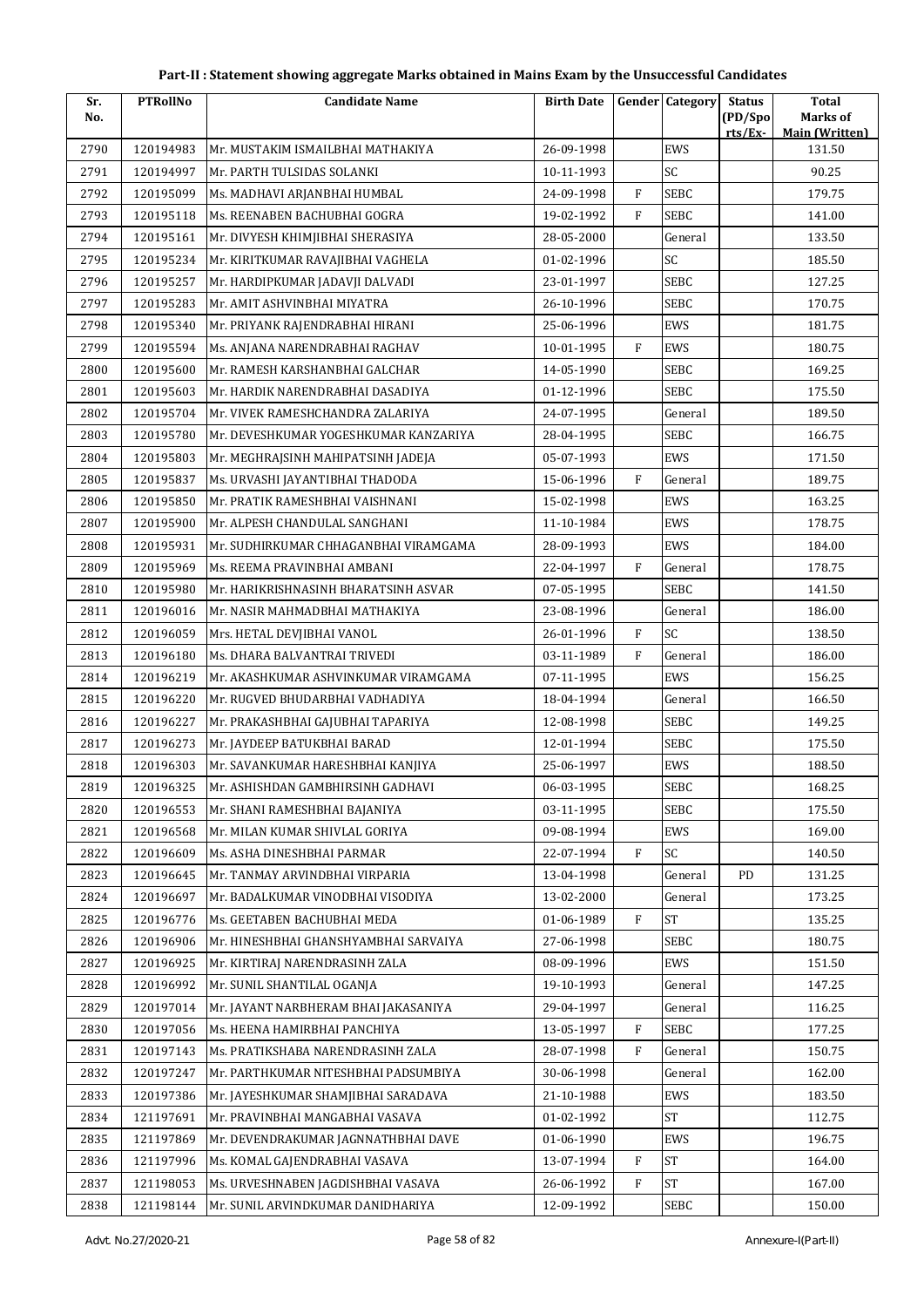# Part-II : Statement showing aggregate Marks obtained in Mains Exam by the Unsuccessful Candidates

| Sr. No. | PTRollNo | Candidate Name | Birth Date | Gender | Category | Status (PD/Spo rts/Ex- | Total Marks of Main (Written) |
|---|---|---|---|---|---|---|---|
| 2790 | 120194983 | Mr. MUSTAKIM ISMAILBHAI MATHAKIYA | 26-09-1998 | | EWS | | 131.50 |
| 2791 | 120194997 | Mr. PARTH TULSIDAS SOLANKI | 10-11-1993 | | SC | | 90.25 |
| 2792 | 120195099 | Ms. MADHAVI ARJANBHAI HUMBAL | 24-09-1998 | F | SEBC | | 179.75 |
| 2793 | 120195118 | Ms. REENABEN BACHUBHAI GOGRA | 19-02-1992 | F | SEBC | | 141.00 |
| 2794 | 120195161 | Mr. DIVYESH KHIMJIBHAI SHERASIYA | 28-05-2000 | | General | | 133.50 |
| 2795 | 120195234 | Mr. KIRITKUMAR RAVAJIBHAI VAGHELA | 01-02-1996 | | SC | | 185.50 |
| 2796 | 120195257 | Mr. HARDIPKUMAR JADAVJI DALVADI | 23-01-1997 | | SEBC | | 127.25 |
| 2797 | 120195283 | Mr. AMIT ASHVINBHAI MIYATRA | 26-10-1996 | | SEBC | | 170.75 |
| 2798 | 120195340 | Mr. PRIYANK RAJENDRABHAI HIRANI | 25-06-1996 | | EWS | | 181.75 |
| 2799 | 120195594 | Ms. ANJANA NARENDRABHAI RAGHAV | 10-01-1995 | F | EWS | | 180.75 |
| 2800 | 120195600 | Mr. RAMESH KARSHANBHAI GALCHAR | 14-05-1990 | | SEBC | | 169.25 |
| 2801 | 120195603 | Mr. HARDIK NARENDRABHAI DASADIYA | 01-12-1996 | | SEBC | | 175.50 |
| 2802 | 120195704 | Mr. VIVEK RAMESHCHANDRA ZALARIYA | 24-07-1995 | | General | | 189.50 |
| 2803 | 120195780 | Mr. DEVESHKUMAR YOGESHKUMAR KANZARIYA | 28-04-1995 | | SEBC | | 166.75 |
| 2804 | 120195803 | Mr. MEGHRAJSINH MAHIPATSINH JADEJA | 05-07-1993 | | EWS | | 171.50 |
| 2805 | 120195837 | Ms. URVASHI JAYANTIBHAI THADODA | 15-06-1996 | F | General | | 189.75 |
| 2806 | 120195850 | Mr. PRATIK RAMESHBHAI VAISHNANI | 15-02-1998 | | EWS | | 163.25 |
| 2807 | 120195900 | Mr. ALPESH CHANDULAL SANGHANI | 11-10-1984 | | EWS | | 178.75 |
| 2808 | 120195931 | Mr. SUDHIRKUMAR CHHAGANBHAI VIRAMGAMA | 28-09-1993 | | EWS | | 184.00 |
| 2809 | 120195969 | Ms. REEMA PRAVINBHAI AMBANI | 22-04-1997 | F | General | | 178.75 |
| 2810 | 120195980 | Mr. HARIKRISHNASINH BHARATSINH ASVAR | 07-05-1995 | | SEBC | | 141.50 |
| 2811 | 120196016 | Mr. NASIR MAHMADBHAI MATHAKIYA | 23-08-1996 | | General | | 186.00 |
| 2812 | 120196059 | Mrs. HETAL DEVJIBHAI VANOL | 26-01-1996 | F | SC | | 138.50 |
| 2813 | 120196180 | Ms. DHARA BALVANTRAI TRIVEDI | 03-11-1989 | F | General | | 186.00 |
| 2814 | 120196219 | Mr. AKASHKUMAR ASHVINKUMAR VIRAMGAMA | 07-11-1995 | | EWS | | 156.25 |
| 2815 | 120196220 | Mr. RUGVED BHUDARBHAI VADHADIYA | 18-04-1994 | | General | | 166.50 |
| 2816 | 120196227 | Mr. PRAKASHBHAI GAJUBHAI TAPARIYA | 12-08-1998 | | SEBC | | 149.25 |
| 2817 | 120196273 | Mr. JAYDEEP BATUKBHAI BARAD | 12-01-1994 | | SEBC | | 175.50 |
| 2818 | 120196303 | Mr. SAVANKUMAR HARESHBHAI KANJIYA | 25-06-1997 | | EWS | | 188.50 |
| 2819 | 120196325 | Mr. ASHISHDAN GAMBHIRSINH GADHAVI | 06-03-1995 | | SEBC | | 168.25 |
| 2820 | 120196553 | Mr. SHANI RAMESHBHAI BAJANIYA | 03-11-1995 | | SEBC | | 175.50 |
| 2821 | 120196568 | Mr. MILAN KUMAR SHIVLAL GORIYA | 09-08-1994 | | EWS | | 169.00 |
| 2822 | 120196609 | Ms. ASHA DINESHBHAI PARMAR | 22-07-1994 | F | SC | | 140.50 |
| 2823 | 120196645 | Mr. TANMAY ARVINDBHAI VIRPARIA | 13-04-1998 | | General | PD | 131.25 |
| 2824 | 120196697 | Mr. BADALKUMAR VINODBHAI VISODIYA | 13-02-2000 | | General | | 173.25 |
| 2825 | 120196776 | Ms. GEETABEN BACHUBHAI MEDA | 01-06-1989 | F | ST | | 135.25 |
| 2826 | 120196906 | Mr. HINESHBHAI GHANSHYAMBHAI SARVAIYA | 27-06-1998 | | SEBC | | 180.75 |
| 2827 | 120196925 | Mr. KIRTIRAJ NARENDRASINH ZALA | 08-09-1996 | | EWS | | 151.50 |
| 2828 | 120196992 | Mr. SUNIL SHANTILAL OGANJA | 19-10-1993 | | General | | 147.25 |
| 2829 | 120197014 | Mr. JAYANT NARBHERAM BHAI JAKASANIYA | 29-04-1997 | | General | | 116.25 |
| 2830 | 120197056 | Ms. HEENA HAMIRBHAI PANCHIYA | 13-05-1997 | F | SEBC | | 177.25 |
| 2831 | 120197143 | Ms. PRATIKSHABA NARENDRASINH ZALA | 28-07-1998 | F | General | | 150.75 |
| 2832 | 120197247 | Mr. PARTHKUMAR NITESHBHAI PADSUMBIYA | 30-06-1998 | | General | | 162.00 |
| 2833 | 120197386 | Mr. JAYESHKUMAR SHAMJIBHAI SARADAVA | 21-10-1988 | | EWS | | 183.50 |
| 2834 | 121197691 | Mr. PRAVINBHAI MANGABHAI VASAVA | 01-02-1992 | | ST | | 112.75 |
| 2835 | 121197869 | Mr. DEVENDRAKUMAR JAGNNATHBHAI DAVE | 01-06-1990 | | EWS | | 196.75 |
| 2836 | 121197996 | Ms. KOMAL GAJENDRABHAI VASAVA | 13-07-1994 | F | ST | | 164.00 |
| 2837 | 121198053 | Ms. URVESHNABEN JAGDISHBHAI VASAVA | 26-06-1992 | F | ST | | 167.00 |
| 2838 | 121198144 | Mr. SUNIL ARVINDKUMAR DANIDHARIYA | 12-09-1992 | | SEBC | | 150.00 |

Advt. No.27/2020-21 Annexure-I(Part-II)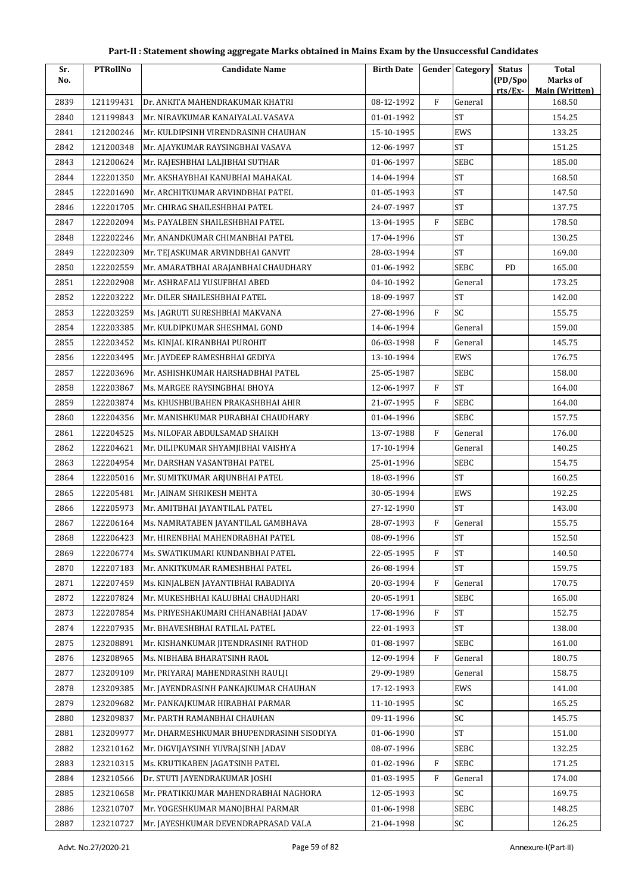# Part-II : Statement showing aggregate Marks obtained in Mains Exam by the Unsuccessful Candidates

| Sr. No. | PTRollNo | Candidate Name | Birth Date | Gender | Category | Status (PD/Spo rts/Ex- | Total Marks of Main (Written) |
|---|---|---|---|---|---|---|---|
| 2839 | 121199431 | Dr. ANKITA MAHENDRAKUMAR KHATRI | 08-12-1992 | F | General | | 168.50 |
| 2840 | 121199843 | Mr. NIRAVKUMAR KANAIYALAL VASAVA | 01-01-1992 | | ST | | 154.25 |
| 2841 | 121200246 | Mr. KULDIPSINH VIRENDRASINH CHAUHAN | 15-10-1995 | | EWS | | 133.25 |
| 2842 | 121200348 | Mr. AJAYKUMAR RAYSINGBHAI VASAVA | 12-06-1997 | | ST | | 151.25 |
| 2843 | 121200624 | Mr. RAJESHBHAI LALJIBHAI SUTHAR | 01-06-1997 | | SEBC | | 185.00 |
| 2844 | 122201350 | Mr. AKSHAYBHAI KANUBHAI MAHAKAL | 14-04-1994 | | ST | | 168.50 |
| 2845 | 122201690 | Mr. ARCHITKUMAR ARVINDBHAI PATEL | 01-05-1993 | | ST | | 147.50 |
| 2846 | 122201705 | Mr. CHIRAG SHAILESHBHAI PATEL | 24-07-1997 | | ST | | 137.75 |
| 2847 | 122202094 | Ms. PAYALBEN SHAILESHBHAI PATEL | 13-04-1995 | F | SEBC | | 178.50 |
| 2848 | 122202246 | Mr. ANANDKUMAR CHIMANBHAI PATEL | 17-04-1996 | | ST | | 130.25 |
| 2849 | 122202309 | Mr. TEJASKUMAR ARVINDBHAI GANVIT | 28-03-1994 | | ST | | 169.00 |
| 2850 | 122202559 | Mr. AMARATBHAI ARAJANBHAI CHAUDHARY | 01-06-1992 | | SEBC | PD | 165.00 |
| 2851 | 122202908 | Mr. ASHRAFALI YUSUFBHAI ABED | 04-10-1992 | | General | | 173.25 |
| 2852 | 122203222 | Mr. DILER SHAILESHBHAI PATEL | 18-09-1997 | | ST | | 142.00 |
| 2853 | 122203259 | Ms. JAGRUTI SURESHBHAI MAKVANA | 27-08-1996 | F | SC | | 155.75 |
| 2854 | 122203385 | Mr. KULDIPKUMAR SHESHMAL GOND | 14-06-1994 | | General | | 159.00 |
| 2855 | 122203452 | Ms. KINJAL KIRANBHAI PUROHIT | 06-03-1998 | F | General | | 145.75 |
| 2856 | 122203495 | Mr. JAYDEEP RAMESHBHAI GEDIYA | 13-10-1994 | | EWS | | 176.75 |
| 2857 | 122203696 | Mr. ASHISHKUMAR HARSHADBHAI PATEL | 25-05-1987 | | SEBC | | 158.00 |
| 2858 | 122203867 | Ms. MARGEE RAYSINGBHAI BHOYA | 12-06-1997 | F | ST | | 164.00 |
| 2859 | 122203874 | Ms. KHUSHBUBAHEN PRAKASHBHAI AHIR | 21-07-1995 | F | SEBC | | 164.00 |
| 2860 | 122204356 | Mr. MANISHKUMAR PURABHAI CHAUDHARY | 01-04-1996 | | SEBC | | 157.75 |
| 2861 | 122204525 | Ms. NILOFAR ABDULSAMAD SHAIKH | 13-07-1988 | F | General | | 176.00 |
| 2862 | 122204621 | Mr. DILIPKUMAR SHYAMJIBHAI VAISHYA | 17-10-1994 | | General | | 140.25 |
| 2863 | 122204954 | Mr. DARSHAN VASANTBHAI PATEL | 25-01-1996 | | SEBC | | 154.75 |
| 2864 | 122205016 | Mr. SUMITKUMAR ARJUNBHAI PATEL | 18-03-1996 | | ST | | 160.25 |
| 2865 | 122205481 | Mr. JAINAM SHRIKESH MEHTA | 30-05-1994 | | EWS | | 192.25 |
| 2866 | 122205973 | Mr. AMITBHAI JAYANTILAL PATEL | 27-12-1990 | | ST | | 143.00 |
| 2867 | 122206164 | Ms. NAMRATABEN JAYANTILAL GAMBHAVA | 28-07-1993 | F | General | | 155.75 |
| 2868 | 122206423 | Mr. HIRENBHAI MAHENDRABHAI PATEL | 08-09-1996 | | ST | | 152.50 |
| 2869 | 122206774 | Ms. SWATIKUMARI KUNDANBHAI PATEL | 22-05-1995 | F | ST | | 140.50 |
| 2870 | 122207183 | Mr. ANKITKUMAR RAMESHBHAI PATEL | 26-08-1994 | | ST | | 159.75 |
| 2871 | 122207459 | Ms. KINJALBEN JAYANTIBHAI RABADIYA | 20-03-1994 | F | General | | 170.75 |
| 2872 | 122207824 | Mr. MUKESHBHAI KALUBHAI CHAUDHARI | 20-05-1991 | | SEBC | | 165.00 |
| 2873 | 122207854 | Ms. PRIYESHAKUMARI CHHANABHAI JADAV | 17-08-1996 | F | ST | | 152.75 |
| 2874 | 122207935 | Mr. BHAVESHBHAI RATILAL PATEL | 22-01-1993 | | ST | | 138.00 |
| 2875 | 123208891 | Mr. KISHANKUMAR JITENDRASINH RATHOD | 01-08-1997 | | SEBC | | 161.00 |
| 2876 | 123208965 | Ms. NIBHABA BHARATSINH RAOL | 12-09-1994 | F | General | | 180.75 |
| 2877 | 123209109 | Mr. PRIYARAJ MAHENDRASINH RAULJI | 29-09-1989 | | General | | 158.75 |
| 2878 | 123209385 | Mr. JAYENDRASINH PANKAJKUMAR CHAUHAN | 17-12-1993 | | EWS | | 141.00 |
| 2879 | 123209682 | Mr. PANKAJKUMAR HIRABHAI PARMAR | 11-10-1995 | | SC | | 165.25 |
| 2880 | 123209837 | Mr. PARTH RAMANBHAI CHAUHAN | 09-11-1996 | | SC | | 145.75 |
| 2881 | 123209977 | Mr. DHARMESHKUMAR BHUPENDRASINH SISODIYA | 01-06-1990 | | ST | | 151.00 |
| 2882 | 123210162 | Mr. DIGVIJAYSINH YUVRAJSINH JADAV | 08-07-1996 | | SEBC | | 132.25 |
| 2883 | 123210315 | Ms. KRUTIKABEN JAGATSINH PATEL | 01-02-1996 | F | SEBC | | 171.25 |
| 2884 | 123210566 | Dr. STUTI JAYENDRAKUMAR JOSHI | 01-03-1995 | F | General | | 174.00 |
| 2885 | 123210658 | Mr. PRATIKKUMAR MAHENDRABHAI NAGHORA | 12-05-1993 | | SC | | 169.75 |
| 2886 | 123210707 | Mr. YOGESHKUMAR MANOJBHAI PARMAR | 01-06-1998 | | SEBC | | 148.25 |
| 2887 | 123210727 | Mr. JAYESHKUMAR DEVENDRAPRASAD VALA | 21-04-1998 | | SC | | 126.25 |

Advt. No.27/2020-21 Annexure-I(Part-II)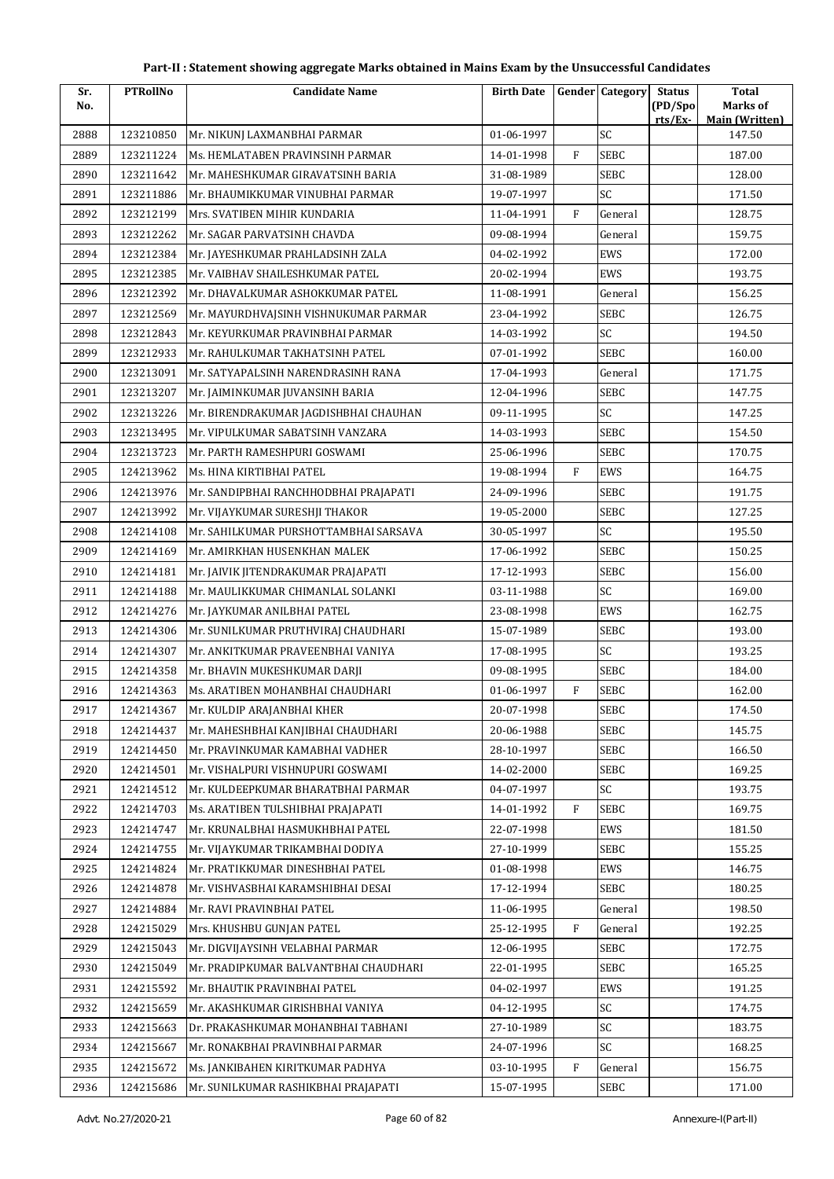# Part-II : Statement showing aggregate Marks obtained in Mains Exam by the Unsuccessful Candidates

| Sr. No. | PTRollNo | Candidate Name | Birth Date | Gender | Category | Status (PD/Spo rts/Ex- | Total Marks of Main (Written) |
|---|---|---|---|---|---|---|---|
| 2888 | 123210850 | Mr. NIKUNJ LAXMANBHAI PARMAR | 01-06-1997 | | SC | | 147.50 |
| 2889 | 123211224 | Ms. HEMLATABEN PRAVINSINH PARMAR | 14-01-1998 | F | SEBC | | 187.00 |
| 2890 | 123211642 | Mr. MAHESHKUMAR GIRAVATSINH BARIA | 31-08-1989 | | SEBC | | 128.00 |
| 2891 | 123211886 | Mr. BHAUMIKKUMAR VINUBHAI PARMAR | 19-07-1997 | | SC | | 171.50 |
| 2892 | 123212199 | Mrs. SVATIBEN MIHIR KUNDARIA | 11-04-1991 | F | General | | 128.75 |
| 2893 | 123212262 | Mr. SAGAR PARVATSINH CHAVDA | 09-08-1994 | | General | | 159.75 |
| 2894 | 123212384 | Mr. JAYESHKUMAR PRAHLADSINH ZALA | 04-02-1992 | | EWS | | 172.00 |
| 2895 | 123212385 | Mr. VAIBHAV SHAILESHKUMAR PATEL | 20-02-1994 | | EWS | | 193.75 |
| 2896 | 123212392 | Mr. DHAVALKUMAR ASHOKKUMAR PATEL | 11-08-1991 | | General | | 156.25 |
| 2897 | 123212569 | Mr. MAYURDHVAJSINH VISHNUKUMAR PARMAR | 23-04-1992 | | SEBC | | 126.75 |
| 2898 | 123212843 | Mr. KEYURKUMAR PRAVINBHAI PARMAR | 14-03-1992 | | SC | | 194.50 |
| 2899 | 123212933 | Mr. RAHULKUMAR TAKHATSINH PATEL | 07-01-1992 | | SEBC | | 160.00 |
| 2900 | 123213091 | Mr. SATYAPALSINH NARENDRASINH RANA | 17-04-1993 | | General | | 171.75 |
| 2901 | 123213207 | Mr. JAIMINKUMAR JUVANSINH BARIA | 12-04-1996 | | SEBC | | 147.75 |
| 2902 | 123213226 | Mr. BIRENDRAKUMAR JAGDISHBHAI CHAUHAN | 09-11-1995 | | SC | | 147.25 |
| 2903 | 123213495 | Mr. VIPULKUMAR SABATSINH VANZARA | 14-03-1993 | | SEBC | | 154.50 |
| 2904 | 123213723 | Mr. PARTH RAMESHPURI GOSWAMI | 25-06-1996 | | SEBC | | 170.75 |
| 2905 | 124213962 | Ms. HINA KIRTIBHAI PATEL | 19-08-1994 | F | EWS | | 164.75 |
| 2906 | 124213976 | Mr. SANDIPBHAI RANCHHODBHAI PRAJAPATI | 24-09-1996 | | SEBC | | 191.75 |
| 2907 | 124213992 | Mr. VIJAYKUMAR SURESHJI THAKOR | 19-05-2000 | | SEBC | | 127.25 |
| 2908 | 124214108 | Mr. SAHILKUMAR PURSHOTTAMBHAI SARSAVA | 30-05-1997 | | SC | | 195.50 |
| 2909 | 124214169 | Mr. AMIRKHAN HUSENKHAN MALEK | 17-06-1992 | | SEBC | | 150.25 |
| 2910 | 124214181 | Mr. JAIVIK JITENDRAKUMAR PRAJAPATI | 17-12-1993 | | SEBC | | 156.00 |
| 2911 | 124214188 | Mr. MAULIKKUMAR CHIMANLAL SOLANKI | 03-11-1988 | | SC | | 169.00 |
| 2912 | 124214276 | Mr. JAYKUMAR ANILBHAI PATEL | 23-08-1998 | | EWS | | 162.75 |
| 2913 | 124214306 | Mr. SUNILKUMAR PRUTHVIRAJ CHAUDHARI | 15-07-1989 | | SEBC | | 193.00 |
| 2914 | 124214307 | Mr. ANKITKUMAR PRAVEENBHAI VANIYA | 17-08-1995 | | SC | | 193.25 |
| 2915 | 124214358 | Mr. BHAVIN MUKESHKUMAR DARJI | 09-08-1995 | | SEBC | | 184.00 |
| 2916 | 124214363 | Ms. ARATIBEN MOHANBHAI CHAUDHARI | 01-06-1997 | F | SEBC | | 162.00 |
| 2917 | 124214367 | Mr. KULDIP ARAJANBHAI KHER | 20-07-1998 | | SEBC | | 174.50 |
| 2918 | 124214437 | Mr. MAHESHBHAI KANJIBHAI CHAUDHARI | 20-06-1988 | | SEBC | | 145.75 |
| 2919 | 124214450 | Mr. PRAVINKUMAR KAMABHAI VADHER | 28-10-1997 | | SEBC | | 166.50 |
| 2920 | 124214501 | Mr. VISHALPURI VISHNUPURI GOSWAMI | 14-02-2000 | | SEBC | | 169.25 |
| 2921 | 124214512 | Mr. KULDEEPKUMAR BHARATBHAI PARMAR | 04-07-1997 | | SC | | 193.75 |
| 2922 | 124214703 | Ms. ARATIBEN TULSHIBHAI PRAJAPATI | 14-01-1992 | F | SEBC | | 169.75 |
| 2923 | 124214747 | Mr. KRUNALBHAI HASMUKHBHAI PATEL | 22-07-1998 | | EWS | | 181.50 |
| 2924 | 124214755 | Mr. VIJAYKUMAR TRIKAMBHAI DODIYA | 27-10-1999 | | SEBC | | 155.25 |
| 2925 | 124214824 | Mr. PRATIKKUMAR DINESHBHAI PATEL | 01-08-1998 | | EWS | | 146.75 |
| 2926 | 124214878 | Mr. VISHVASBHAI KARAMSHIBHAI DESAI | 17-12-1994 | | SEBC | | 180.25 |
| 2927 | 124214884 | Mr. RAVI PRAVINBHAI PATEL | 11-06-1995 | | General | | 198.50 |
| 2928 | 124215029 | Mrs. KHUSHBU GUNJAN PATEL | 25-12-1995 | F | General | | 192.25 |
| 2929 | 124215043 | Mr. DIGVIJAYSINH VELABHAI PARMAR | 12-06-1995 | | SEBC | | 172.75 |
| 2930 | 124215049 | Mr. PRADIPKUMAR BALVANTBHAI CHAUDHARI | 22-01-1995 | | SEBC | | 165.25 |
| 2931 | 124215592 | Mr. BHAUTIK PRAVINBHAI PATEL | 04-02-1997 | | EWS | | 191.25 |
| 2932 | 124215659 | Mr. AKASHKUMAR GIRISHBHAI VANIYA | 04-12-1995 | | SC | | 174.75 |
| 2933 | 124215663 | Dr. PRAKASHKUMAR MOHANBHAI TABHANI | 27-10-1989 | | SC | | 183.75 |
| 2934 | 124215667 | Mr. RONAKBHAI PRAVINBHAI PARMAR | 24-07-1996 | | SC | | 168.25 |
| 2935 | 124215672 | Ms. JANKIBAHEN KIRITKUMAR PADHYA | 03-10-1995 | F | General | | 156.75 |
| 2936 | 124215686 | Mr. SUNILKUMAR RASHIKBHAI PRAJAPATI | 15-07-1995 | | SEBC | | 171.00 |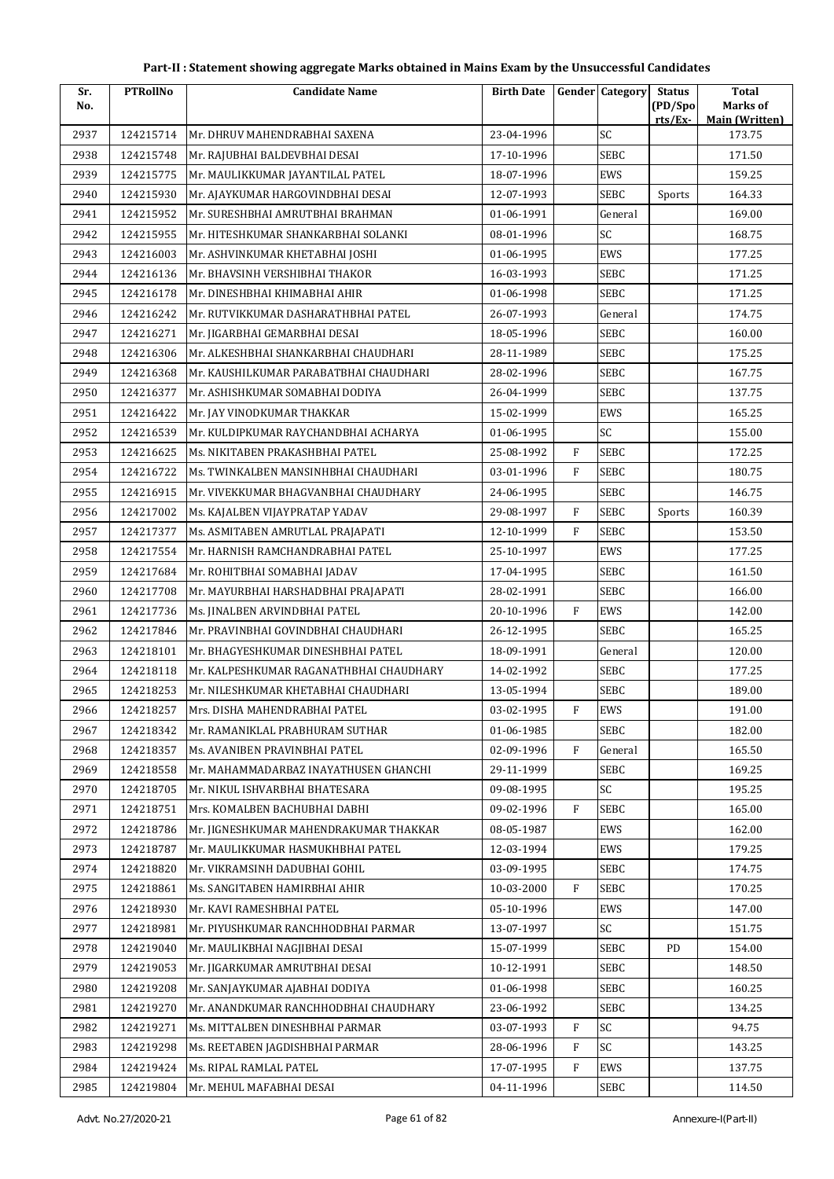## Part-II : Statement showing aggregate Marks obtained in Mains Exam by the Unsuccessful Candidates

| Sr. No. | PTRollNo | Candidate Name | Birth Date | Gender | Category | Status (PD/Spo rts/Ex- | Total Marks of Main (Written) |
|---|---|---|---|---|---|---|---|
| 2937 | 124215714 | Mr. DHRUV MAHENDRABHAI SAXENA | 23-04-1996 | | SC | | 173.75 |
| 2938 | 124215748 | Mr. RAJUBHAI BALDEVBHAI DESAI | 17-10-1996 | | SEBC | | 171.50 |
| 2939 | 124215775 | Mr. MAULIKKUMAR JAYANTILAL PATEL | 18-07-1996 | | EWS | | 159.25 |
| 2940 | 124215930 | Mr. AJAYKUMAR HARGOVINDBHAI DESAI | 12-07-1993 | | SEBC | Sports | 164.33 |
| 2941 | 124215952 | Mr. SURESHBHAI AMRUTBHAI BRAHMAN | 01-06-1991 | | General | | 169.00 |
| 2942 | 124215955 | Mr. HITESHKUMAR SHANKARBHAI SOLANKI | 08-01-1996 | | SC | | 168.75 |
| 2943 | 124216003 | Mr. ASHVINKUMAR KHETABHAI JOSHI | 01-06-1995 | | EWS | | 177.25 |
| 2944 | 124216136 | Mr. BHAVSINH VERSHIBHAI THAKOR | 16-03-1993 | | SEBC | | 171.25 |
| 2945 | 124216178 | Mr. DINESHBHAI KHIMABHAI AHIR | 01-06-1998 | | SEBC | | 171.25 |
| 2946 | 124216242 | Mr. RUTVIKKUMAR DASHARATHBHAI PATEL | 26-07-1993 | | General | | 174.75 |
| 2947 | 124216271 | Mr. JIGARBHAI GEMARBHAI DESAI | 18-05-1996 | | SEBC | | 160.00 |
| 2948 | 124216306 | Mr. ALKESHBHAI SHANKARBHAI CHAUDHARI | 28-11-1989 | | SEBC | | 175.25 |
| 2949 | 124216368 | Mr. KAUSHILKUMAR PARABATBHAI CHAUDHARI | 28-02-1996 | | SEBC | | 167.75 |
| 2950 | 124216377 | Mr. ASHISHKUMAR SOMABHAI DODIYA | 26-04-1999 | | SEBC | | 137.75 |
| 2951 | 124216422 | Mr. JAY VINODKUMAR THAKKAR | 15-02-1999 | | EWS | | 165.25 |
| 2952 | 124216539 | Mr. KULDIPKUMAR RAYCHANDBHAI ACHARYA | 01-06-1995 | | SC | | 155.00 |
| 2953 | 124216625 | Ms. NIKITABEN PRAKASHBHAI PATEL | 25-08-1992 | F | SEBC | | 172.25 |
| 2954 | 124216722 | Ms. TWINKALBEN MANSINHBHAI CHAUDHARI | 03-01-1996 | F | SEBC | | 180.75 |
| 2955 | 124216915 | Mr. VIVEKKUMAR BHAGVANBHAI CHAUDHARY | 24-06-1995 | | SEBC | | 146.75 |
| 2956 | 124217002 | Ms. KAJALBEN VIJAYPRATAP YADAV | 29-08-1997 | F | SEBC | Sports | 160.39 |
| 2957 | 124217377 | Ms. ASMITABEN AMRUTLAL PRAJAPATI | 12-10-1999 | F | SEBC | | 153.50 |
| 2958 | 124217554 | Mr. HARNISH RAMCHANDRABHAI PATEL | 25-10-1997 | | EWS | | 177.25 |
| 2959 | 124217684 | Mr. ROHITBHAI SOMABHAI JADAV | 17-04-1995 | | SEBC | | 161.50 |
| 2960 | 124217708 | Mr. MAYURBHAI HARSHADBHAI PRAJAPATI | 28-02-1991 | | SEBC | | 166.00 |
| 2961 | 124217736 | Ms. JINALBEN ARVINDBHAI PATEL | 20-10-1996 | F | EWS | | 142.00 |
| 2962 | 124217846 | Mr. PRAVINBHAI GOVINDBHAI CHAUDHARI | 26-12-1995 | | SEBC | | 165.25 |
| 2963 | 124218101 | Mr. BHAGYESHKUMAR DINESHBHAI PATEL | 18-09-1991 | | General | | 120.00 |
| 2964 | 124218118 | Mr. KALPESHKUMAR RAGANATHBHAI CHAUDHARY | 14-02-1992 | | SEBC | | 177.25 |
| 2965 | 124218253 | Mr. NILESHKUMAR KHETABHAI CHAUDHARI | 13-05-1994 | | SEBC | | 189.00 |
| 2966 | 124218257 | Mrs. DISHA MAHENDRABHAI PATEL | 03-02-1995 | F | EWS | | 191.00 |
| 2967 | 124218342 | Mr. RAMANIKLAL PRABHURAM SUTHAR | 01-06-1985 | | SEBC | | 182.00 |
| 2968 | 124218357 | Ms. AVANIBEN PRAVINBHAI PATEL | 02-09-1996 | F | General | | 165.50 |
| 2969 | 124218558 | Mr. MAHAMMADARBAZ INAYATHUSEN GHANCHI | 29-11-1999 | | SEBC | | 169.25 |
| 2970 | 124218705 | Mr. NIKUL ISHVARBHAI BHATESARA | 09-08-1995 | | SC | | 195.25 |
| 2971 | 124218751 | Mrs. KOMALBEN BACHUBHAI DABHI | 09-02-1996 | F | SEBC | | 165.00 |
| 2972 | 124218786 | Mr. JIGNESHKUMAR MAHENDRAKUMAR THAKKAR | 08-05-1987 | | EWS | | 162.00 |
| 2973 | 124218787 | Mr. MAULIKKUMAR HASMUKHBHAI PATEL | 12-03-1994 | | EWS | | 179.25 |
| 2974 | 124218820 | Mr. VIKRAMSINH DADUBHAI GOHIL | 03-09-1995 | | SEBC | | 174.75 |
| 2975 | 124218861 | Ms. SANGITABEN HAMIRBHAI AHIR | 10-03-2000 | F | SEBC | | 170.25 |
| 2976 | 124218930 | Mr. KAVI RAMESHBHAI PATEL | 05-10-1996 | | EWS | | 147.00 |
| 2977 | 124218981 | Mr. PIYUSHKUMAR RANCHHODBHAI PARMAR | 13-07-1997 | | SC | | 151.75 |
| 2978 | 124219040 | Mr. MAULIKBHAI NAGJIBHAI DESAI | 15-07-1999 | | SEBC | PD | 154.00 |
| 2979 | 124219053 | Mr. JIGARKUMAR AMRUTBHAI DESAI | 10-12-1991 | | SEBC | | 148.50 |
| 2980 | 124219208 | Mr. SANJAYKUMAR AJABHAI DODIYA | 01-06-1998 | | SEBC | | 160.25 |
| 2981 | 124219270 | Mr. ANANDKUMAR RANCHHODBHAI CHAUDHARY | 23-06-1992 | | SEBC | | 134.25 |
| 2982 | 124219271 | Ms. MITTALBEN DINESHBHAI PARMAR | 03-07-1993 | F | SC | | 94.75 |
| 2983 | 124219298 | Ms. REETABEN JAGDISHBHAI PARMAR | 28-06-1996 | F | SC | | 143.25 |
| 2984 | 124219424 | Ms. RIPAL RAMLAL PATEL | 17-07-1995 | F | EWS | | 137.75 |
| 2985 | 124219804 | Mr. MEHUL MAFABHAI DESAI | 04-11-1996 | | SEBC | | 114.50 |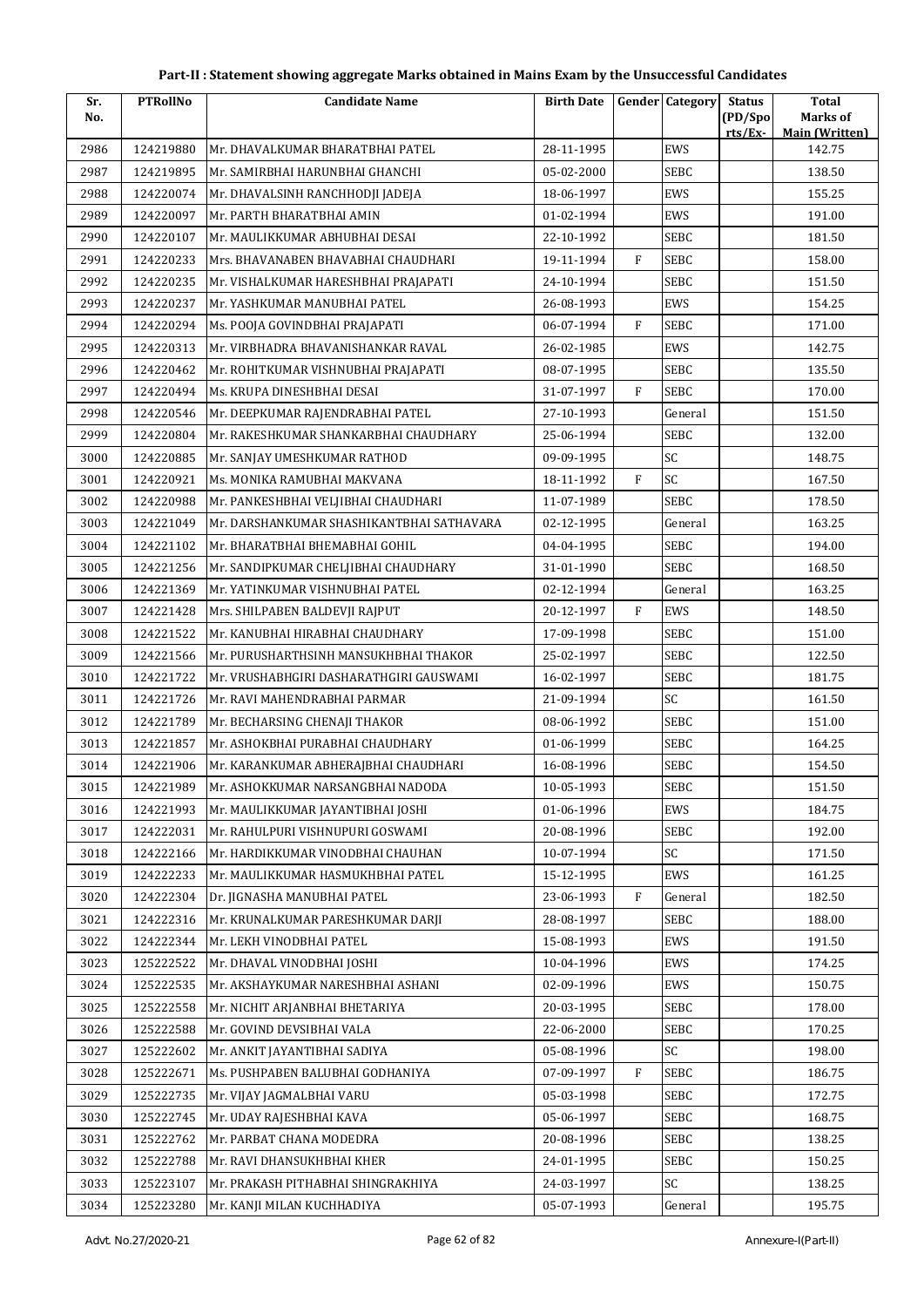## Part-II : Statement showing aggregate Marks obtained in Mains Exam by the Unsuccessful Candidates

| Sr. No. | PTRollNo | Candidate Name | Birth Date | Gender | Category | Status (PD/Sports/Ex-) | Total Marks of Main (Written) |
|---|---|---|---|---|---|---|---|
| 2986 | 124219880 | Mr. DHAVALKUMAR BHARATBHAI PATEL | 28-11-1995 | | EWS | | 142.75 |
| 2987 | 124219895 | Mr. SAMIRBHAI HARUNBHAI GHANCHI | 05-02-2000 | | SEBC | | 138.50 |
| 2988 | 124220074 | Mr. DHAVALSINH RANCHHODJI JADEJA | 18-06-1997 | | EWS | | 155.25 |
| 2989 | 124220097 | Mr. PARTH BHARATBHAI AMIN | 01-02-1994 | | EWS | | 191.00 |
| 2990 | 124220107 | Mr. MAULIKKUMAR ABHUBHAI DESAI | 22-10-1992 | | SEBC | | 181.50 |
| 2991 | 124220233 | Mrs. BHAVANABEN BHAVABHAI CHAUDHARI | 19-11-1994 | F | SEBC | | 158.00 |
| 2992 | 124220235 | Mr. VISHALKUMAR HARESHBHAI PRAJAPATI | 24-10-1994 | | SEBC | | 151.50 |
| 2993 | 124220237 | Mr. YASHKUMAR MANUBHAI PATEL | 26-08-1993 | | EWS | | 154.25 |
| 2994 | 124220294 | Ms. POOJA GOVINDBHAI PRAJAPATI | 06-07-1994 | F | SEBC | | 171.00 |
| 2995 | 124220313 | Mr. VIRBHADRA BHAVANISHANKAR RAVAL | 26-02-1985 | | EWS | | 142.75 |
| 2996 | 124220462 | Mr. ROHITKUMAR VISHNUBHAI PRAJAPATI | 08-07-1995 | | SEBC | | 135.50 |
| 2997 | 124220494 | Ms. KRUPA DINESHBHAI DESAI | 31-07-1997 | F | SEBC | | 170.00 |
| 2998 | 124220546 | Mr. DEEPKUMAR RAJENDRABHAI PATEL | 27-10-1993 | | General | | 151.50 |
| 2999 | 124220804 | Mr. RAKESHKUMAR SHANKARBHAI CHAUDHARY | 25-06-1994 | | SEBC | | 132.00 |
| 3000 | 124220885 | Mr. SANJAY UMESHKUMAR RATHOD | 09-09-1995 | | SC | | 148.75 |
| 3001 | 124220921 | Ms. MONIKA RAMUBHAI MAKVANA | 18-11-1992 | F | SC | | 167.50 |
| 3002 | 124220988 | Mr. PANKESHBHAI VELJIBHAI CHAUDHARI | 11-07-1989 | | SEBC | | 178.50 |
| 3003 | 124221049 | Mr. DARSHANKUMAR SHASHIKANTBHAI SATHAVARA | 02-12-1995 | | General | | 163.25 |
| 3004 | 124221102 | Mr. BHARATBHAI BHEMABHAI GOHIL | 04-04-1995 | | SEBC | | 194.00 |
| 3005 | 124221256 | Mr. SANDIPKUMAR CHELJIBHAI CHAUDHARY | 31-01-1990 | | SEBC | | 168.50 |
| 3006 | 124221369 | Mr. YATINKUMAR VISHNUBHAI PATEL | 02-12-1994 | | General | | 163.25 |
| 3007 | 124221428 | Mrs. SHILPABEN BALDEVJI RAJPUT | 20-12-1997 | F | EWS | | 148.50 |
| 3008 | 124221522 | Mr. KANUBHAI HIRABHAI CHAUDHARY | 17-09-1998 | | SEBC | | 151.00 |
| 3009 | 124221566 | Mr. PURUSHARTHSINH MANSUKHBHAI THAKOR | 25-02-1997 | | SEBC | | 122.50 |
| 3010 | 124221722 | Mr. VRUSHABHGIRI DASHARATHGIRI GAUSWAMI | 16-02-1997 | | SEBC | | 181.75 |
| 3011 | 124221726 | Mr. RAVI MAHENDRABHAI PARMAR | 21-09-1994 | | SC | | 161.50 |
| 3012 | 124221789 | Mr. BECHARSING CHENAJI THAKOR | 08-06-1992 | | SEBC | | 151.00 |
| 3013 | 124221857 | Mr. ASHOKBHAI PURABHAI CHAUDHARY | 01-06-1999 | | SEBC | | 164.25 |
| 3014 | 124221906 | Mr. KARANKUMAR ABHERAJBHAI CHAUDHARI | 16-08-1996 | | SEBC | | 154.50 |
| 3015 | 124221989 | Mr. ASHOKKUMAR NARSANGBHAI NADODA | 10-05-1993 | | SEBC | | 151.50 |
| 3016 | 124221993 | Mr. MAULIKKUMAR JAYANTIBHAI JOSHI | 01-06-1996 | | EWS | | 184.75 |
| 3017 | 124222031 | Mr. RAHULPURI VISHNUPURI GOSWAMI | 20-08-1996 | | SEBC | | 192.00 |
| 3018 | 124222166 | Mr. HARDIKKUMAR VINODBHAI CHAUHAN | 10-07-1994 | | SC | | 171.50 |
| 3019 | 124222233 | Mr. MAULIKKUMAR HASMUKHBHAI PATEL | 15-12-1995 | | EWS | | 161.25 |
| 3020 | 124222304 | Dr. JIGNASHA MANUBHAI PATEL | 23-06-1993 | F | General | | 182.50 |
| 3021 | 124222316 | Mr. KRUNALKUMAR PARESHKUMAR DARJI | 28-08-1997 | | SEBC | | 188.00 |
| 3022 | 124222344 | Mr. LEKH VINODBHAI PATEL | 15-08-1993 | | EWS | | 191.50 |
| 3023 | 125222522 | Mr. DHAVAL VINODBHAI JOSHI | 10-04-1996 | | EWS | | 174.25 |
| 3024 | 125222535 | Mr. AKSHAYKUMAR NARESHBHAI ASHANI | 02-09-1996 | | EWS | | 150.75 |
| 3025 | 125222558 | Mr. NICHIT ARJANBHAI BHETARIYA | 20-03-1995 | | SEBC | | 178.00 |
| 3026 | 125222588 | Mr. GOVIND DEVSIBHAI VALA | 22-06-2000 | | SEBC | | 170.25 |
| 3027 | 125222602 | Mr. ANKIT JAYANTIBHAI SADIYA | 05-08-1996 | | SC | | 198.00 |
| 3028 | 125222671 | Ms. PUSHPABEN BALUBHAI GODHANIYA | 07-09-1997 | F | SEBC | | 186.75 |
| 3029 | 125222735 | Mr. VIJAY JAGMALBHAI VARU | 05-03-1998 | | SEBC | | 172.75 |
| 3030 | 125222745 | Mr. UDAY RAJESHBHAI KAVA | 05-06-1997 | | SEBC | | 168.75 |
| 3031 | 125222762 | Mr. PARBAT CHANA MODEDRA | 20-08-1996 | | SEBC | | 138.25 |
| 3032 | 125222788 | Mr. RAVI DHANSUKHBHAI KHER | 24-01-1995 | | SEBC | | 150.25 |
| 3033 | 125223107 | Mr. PRAKASH PITHABHAI SHINGRAKHIYA | 24-03-1997 | | SC | | 138.25 |
| 3034 | 125223280 | Mr. KANJI MILAN KUCHHADIYA | 05-07-1993 | | General | | 195.75 |

Advt. No.27/2020-21 | Annexure-I(Part-II)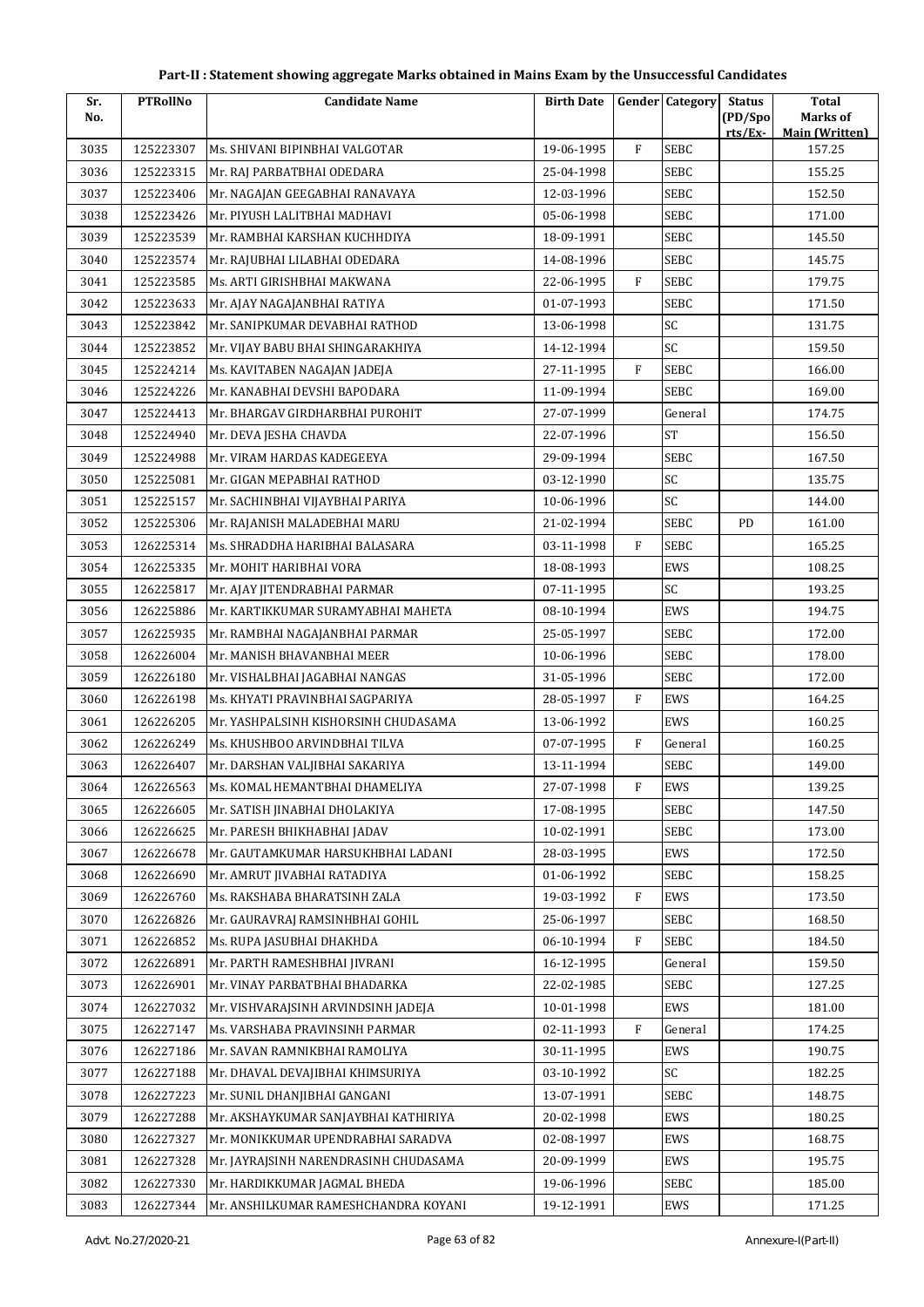**Part-II : Statement showing aggregate Marks obtained in Mains Exam by the Unsuccessful Candidates**

| Sr. No. | PTRollNo | Candidate Name | Birth Date | Gender | Category | Status (PD/Sports/Ex-) | Total Marks of Main (Written) |
|---|---|---|---|---|---|---|---|
| 3035 | 125223307 | Ms. SHIVANI BIPINBHAI VALGOTAR | 19-06-1995 | F | SEBC | | 157.25 |
| 3036 | 125223315 | Mr. RAJ PARBATBHAI ODEDARA | 25-04-1998 | | SEBC | | 155.25 |
| 3037 | 125223406 | Mr. NAGAJAN GEEGABHAI RANAVAYA | 12-03-1996 | | SEBC | | 152.50 |
| 3038 | 125223426 | Mr. PIYUSH LALITBHAI MADHAVI | 05-06-1998 | | SEBC | | 171.00 |
| 3039 | 125223539 | Mr. RAMBHAI KARSHAN KUCHHDIYA | 18-09-1991 | | SEBC | | 145.50 |
| 3040 | 125223574 | Mr. RAJUBHAI LILABHAI ODEDARA | 14-08-1996 | | SEBC | | 145.75 |
| 3041 | 125223585 | Ms. ARTI GIRISHBHAI MAKWANA | 22-06-1995 | F | SEBC | | 179.75 |
| 3042 | 125223633 | Mr. AJAY NAGAJANBHAI RATIYA | 01-07-1993 | | SEBC | | 171.50 |
| 3043 | 125223842 | Mr. SANIPKUMAR DEVABHAI RATHOD | 13-06-1998 | | SC | | 131.75 |
| 3044 | 125223852 | Mr. VIJAY BABU BHAI SHINGARAKHIYA | 14-12-1994 | | SC | | 159.50 |
| 3045 | 125224214 | Ms. KAVITABEN NAGAJAN JADEJA | 27-11-1995 | F | SEBC | | 166.00 |
| 3046 | 125224226 | Mr. KANABHAI DEVSHI BAPODARA | 11-09-1994 | | SEBC | | 169.00 |
| 3047 | 125224413 | Mr. BHARGAV GIRDHARBHAI PUROHIT | 27-07-1999 | | General | | 174.75 |
| 3048 | 125224940 | Mr. DEVA JESHA CHAVDA | 22-07-1996 | | ST | | 156.50 |
| 3049 | 125224988 | Mr. VIRAM HARDAS KADEGEEYA | 29-09-1994 | | SEBC | | 167.50 |
| 3050 | 125225081 | Mr. GIGAN MEPABHAI RATHOD | 03-12-1990 | | SC | | 135.75 |
| 3051 | 125225157 | Mr. SACHINBHAI VIJAYBHAI PARIYA | 10-06-1996 | | SC | | 144.00 |
| 3052 | 125225306 | Mr. RAJANISH MALADEBHAI MARU | 21-02-1994 | | SEBC | PD | 161.00 |
| 3053 | 126225314 | Ms. SHRADDHA HARIBHAI BALASARA | 03-11-1998 | F | SEBC | | 165.25 |
| 3054 | 126225335 | Mr. MOHIT HARIBHAI VORA | 18-08-1993 | | EWS | | 108.25 |
| 3055 | 126225817 | Mr. AJAY JITENDRABHAI PARMAR | 07-11-1995 | | SC | | 193.25 |
| 3056 | 126225886 | Mr. KARTIKKUMAR SURAMYABHAI MAHETA | 08-10-1994 | | EWS | | 194.75 |
| 3057 | 126225935 | Mr. RAMBHAI NAGAJANBHAI PARMAR | 25-05-1997 | | SEBC | | 172.00 |
| 3058 | 126226004 | Mr. MANISH BHAVANBHAI MEER | 10-06-1996 | | SEBC | | 178.00 |
| 3059 | 126226180 | Mr. VISHALBHAI JAGABHAI NANGAS | 31-05-1996 | | SEBC | | 172.00 |
| 3060 | 126226198 | Ms. KHYATI PRAVINBHAI SAGPARIYA | 28-05-1997 | F | EWS | | 164.25 |
| 3061 | 126226205 | Mr. YASHPALSINH KISHORSINH CHUDASAMA | 13-06-1992 | | EWS | | 160.25 |
| 3062 | 126226249 | Ms. KHUSHBOO ARVINDBHAI TILVA | 07-07-1995 | F | General | | 160.25 |
| 3063 | 126226407 | Mr. DARSHAN VALJIBHAI SAKARIYA | 13-11-1994 | | SEBC | | 149.00 |
| 3064 | 126226563 | Ms. KOMAL HEMANTBHAI DHAMELIYA | 27-07-1998 | F | EWS | | 139.25 |
| 3065 | 126226605 | Mr. SATISH JINABHAI DHOLAKIYA | 17-08-1995 | | SEBC | | 147.50 |
| 3066 | 126226625 | Mr. PARESH BHIKHABHAI JADAV | 10-02-1991 | | SEBC | | 173.00 |
| 3067 | 126226678 | Mr. GAUTAMKUMAR HARSUKHBHAI LADANI | 28-03-1995 | | EWS | | 172.50 |
| 3068 | 126226690 | Mr. AMRUT JIVABHAI RATADIYA | 01-06-1992 | | SEBC | | 158.25 |
| 3069 | 126226760 | Ms. RAKSHABA BHARATSINH ZALA | 19-03-1992 | F | EWS | | 173.50 |
| 3070 | 126226826 | Mr. GAURAVRAJ RAMSINHBHAI GOHIL | 25-06-1997 | | SEBC | | 168.50 |
| 3071 | 126226852 | Ms. RUPA JASUBHAI DHAKHDA | 06-10-1994 | F | SEBC | | 184.50 |
| 3072 | 126226891 | Mr. PARTH RAMESHBHAI JIVRANI | 16-12-1995 | | General | | 159.50 |
| 3073 | 126226901 | Mr. VINAY PARBATBHAI BHADARKA | 22-02-1985 | | SEBC | | 127.25 |
| 3074 | 126227032 | Mr. VISHVARAJSINH ARVINDSINH JADEJA | 10-01-1998 | | EWS | | 181.00 |
| 3075 | 126227147 | Ms. VARSHABA PRAVINSINH PARMAR | 02-11-1993 | F | General | | 174.25 |
| 3076 | 126227186 | Mr. SAVAN RAMNIKBHAI RAMOLIYA | 30-11-1995 | | EWS | | 190.75 |
| 3077 | 126227188 | Mr. DHAVAL DEVAJIBHAI KHIMSURIYA | 03-10-1992 | | SC | | 182.25 |
| 3078 | 126227223 | Mr. SUNIL DHANJIBHAI GANGANI | 13-07-1991 | | SEBC | | 148.75 |
| 3079 | 126227288 | Mr. AKSHAYKUMAR SANJAYBHAI KATHIRIYA | 20-02-1998 | | EWS | | 180.25 |
| 3080 | 126227327 | Mr. MONIKKUMAR UPENDRABHAI SARADVA | 02-08-1997 | | EWS | | 168.75 |
| 3081 | 126227328 | Mr. JAYRAJSINH NARENDRASINH CHUDASAMA | 20-09-1999 | | EWS | | 195.75 |
| 3082 | 126227330 | Mr. HARDIKKUMAR JAGMAL BHEDA | 19-06-1996 | | SEBC | | 185.00 |
| 3083 | 126227344 | Mr. ANSHILKUMAR RAMESHCHANDRA KOYANI | 19-12-1991 | | EWS | | 171.25 |

Advt. No.27/2020-21 | Annexure-I(Part-II)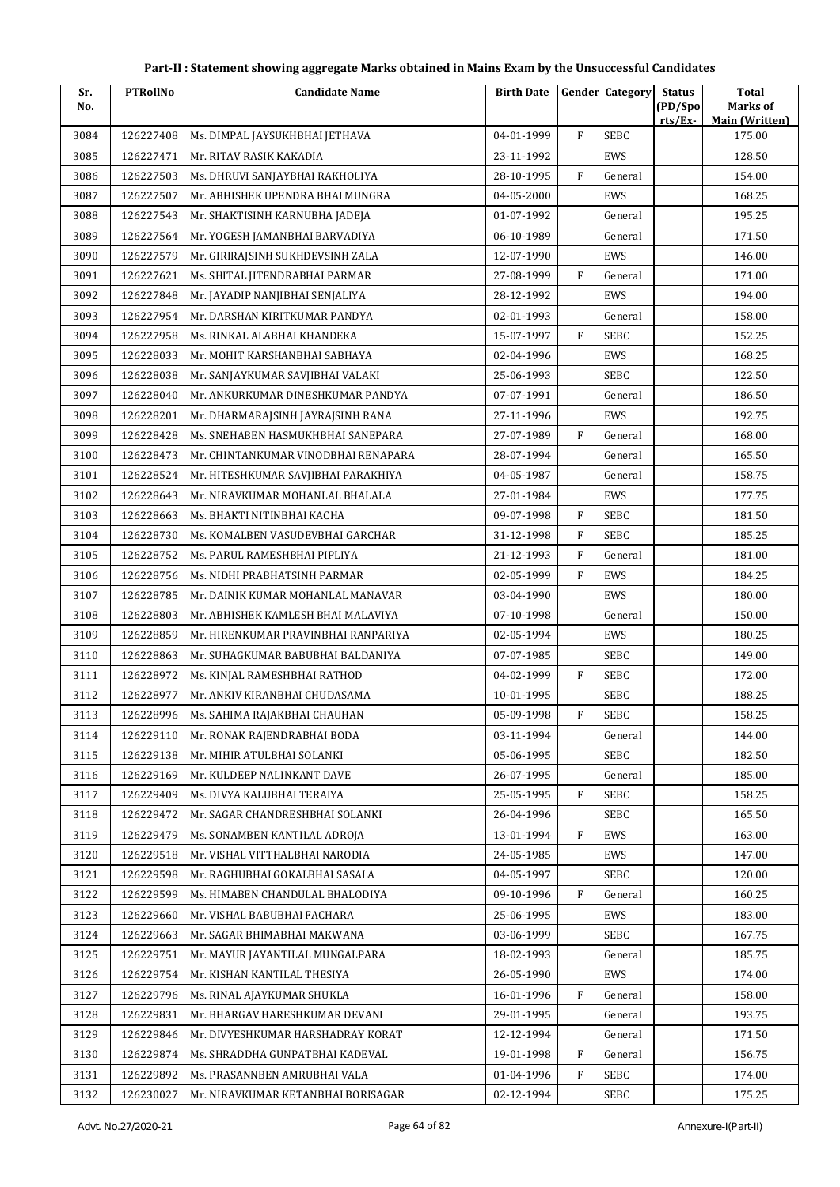## Part-II : Statement showing aggregate Marks obtained in Mains Exam by the Unsuccessful Candidates

| Sr. No. | PTRollNo | Candidate Name | Birth Date | Gender | Category | Status (PD/Spo rts/Ex- | Total Marks of Main (Written) |
|---|---|---|---|---|---|---|---|
| 3084 | 126227408 | Ms. DIMPAL JAYSUKHBHAI JETHAVA | 04-01-1999 | F | SEBC | | 175.00 |
| 3085 | 126227471 | Mr. RITAV RASIK KAKADIA | 23-11-1992 | | EWS | | 128.50 |
| 3086 | 126227503 | Ms. DHRUVI SANJAYBHAI RAKHOLIYA | 28-10-1995 | F | General | | 154.00 |
| 3087 | 126227507 | Mr. ABHISHEK UPENDRA BHAI MUNGRA | 04-05-2000 | | EWS | | 168.25 |
| 3088 | 126227543 | Mr. SHAKTISINH KARNUBHA JADEJA | 01-07-1992 | | General | | 195.25 |
| 3089 | 126227564 | Mr. YOGESH JAMANBHAI BARVADIYA | 06-10-1989 | | General | | 171.50 |
| 3090 | 126227579 | Mr. GIRIRAJSINH SUKHDEVSINH ZALA | 12-07-1990 | | EWS | | 146.00 |
| 3091 | 126227621 | Ms. SHITAL JITENDRABHAI PARMAR | 27-08-1999 | F | General | | 171.00 |
| 3092 | 126227848 | Mr. JAYADIP NANJIBHAI SENJALIYA | 28-12-1992 | | EWS | | 194.00 |
| 3093 | 126227954 | Mr. DARSHAN KIRITKUMAR PANDYA | 02-01-1993 | | General | | 158.00 |
| 3094 | 126227958 | Ms. RINKAL ALABHAI KHANDEKA | 15-07-1997 | F | SEBC | | 152.25 |
| 3095 | 126228033 | Mr. MOHIT KARSHANBHAI SABHAYA | 02-04-1996 | | EWS | | 168.25 |
| 3096 | 126228038 | Mr. SANJAYKUMAR SAVJIBHAI VALAKI | 25-06-1993 | | SEBC | | 122.50 |
| 3097 | 126228040 | Mr. ANKURKUMAR DINESHKUMAR PANDYA | 07-07-1991 | | General | | 186.50 |
| 3098 | 126228201 | Mr. DHARMARAJSINH JAYRAJSINH RANA | 27-11-1996 | | EWS | | 192.75 |
| 3099 | 126228428 | Ms. SNEHABEN HASMUKHBHAI SANEPARA | 27-07-1989 | F | General | | 168.00 |
| 3100 | 126228473 | Mr. CHINTANKUMAR VINODBHAI RENAPARA | 28-07-1994 | | General | | 165.50 |
| 3101 | 126228524 | Mr. HITESHKUMAR SAVJIBHAI PARAKHIYA | 04-05-1987 | | General | | 158.75 |
| 3102 | 126228643 | Mr. NIRAVKUMAR MOHANLAL BHALALA | 27-01-1984 | | EWS | | 177.75 |
| 3103 | 126228663 | Ms. BHAKTI NITINBHAI KACHA | 09-07-1998 | F | SEBC | | 181.50 |
| 3104 | 126228730 | Ms. KOMALBEN VASUDEVBHAI GARCHAR | 31-12-1998 | F | SEBC | | 185.25 |
| 3105 | 126228752 | Ms. PARUL RAMESHBHAI PIPLIYA | 21-12-1993 | F | General | | 181.00 |
| 3106 | 126228756 | Ms. NIDHI PRABHATSINH PARMAR | 02-05-1999 | F | EWS | | 184.25 |
| 3107 | 126228785 | Mr. DAINIK KUMAR MOHANLAL MANAVAR | 03-04-1990 | | EWS | | 180.00 |
| 3108 | 126228803 | Mr. ABHISHEK KAMLESH BHAI MALAVIYA | 07-10-1998 | | General | | 150.00 |
| 3109 | 126228859 | Mr. HIRENKUMAR PRAVINBHAI RANPARIYA | 02-05-1994 | | EWS | | 180.25 |
| 3110 | 126228863 | Mr. SUHAGKUMAR BABUBHAI BALDANIYA | 07-07-1985 | | SEBC | | 149.00 |
| 3111 | 126228972 | Ms. KINJAL RAMESHBHAI RATHOD | 04-02-1999 | F | SEBC | | 172.00 |
| 3112 | 126228977 | Mr. ANKIV KIRANBHAI CHUDASAMA | 10-01-1995 | | SEBC | | 188.25 |
| 3113 | 126228996 | Ms. SAHIMA RAJAKBHAI CHAUHAN | 05-09-1998 | F | SEBC | | 158.25 |
| 3114 | 126229110 | Mr. RONAK RAJENDRABHAI BODA | 03-11-1994 | | General | | 144.00 |
| 3115 | 126229138 | Mr. MIHIR ATULBHAI SOLANKI | 05-06-1995 | | SEBC | | 182.50 |
| 3116 | 126229169 | Mr. KULDEEP NALINKANT DAVE | 26-07-1995 | | General | | 185.00 |
| 3117 | 126229409 | Ms. DIVYA KALUBHAI TERAIYA | 25-05-1995 | F | SEBC | | 158.25 |
| 3118 | 126229472 | Mr. SAGAR CHANDRESHBHAI SOLANKI | 26-04-1996 | | SEBC | | 165.50 |
| 3119 | 126229479 | Ms. SONAMBEN KANTILAL ADROJA | 13-01-1994 | F | EWS | | 163.00 |
| 3120 | 126229518 | Mr. VISHAL VITTHALBHAI NARODIA | 24-05-1985 | | EWS | | 147.00 |
| 3121 | 126229598 | Mr. RAGHUBHAI GOKALBHAI SASALA | 04-05-1997 | | SEBC | | 120.00 |
| 3122 | 126229599 | Ms. HIMABEN CHANDULAL BHALODIYA | 09-10-1996 | F | General | | 160.25 |
| 3123 | 126229660 | Mr. VISHAL BABUBHAI FACHARA | 25-06-1995 | | EWS | | 183.00 |
| 3124 | 126229663 | Mr. SAGAR BHIMABHAI MAKWANA | 03-06-1999 | | SEBC | | 167.75 |
| 3125 | 126229751 | Mr. MAYUR JAYANTILAL MUNGALPARA | 18-02-1993 | | General | | 185.75 |
| 3126 | 126229754 | Mr. KISHAN KANTILAL THESIYA | 26-05-1990 | | EWS | | 174.00 |
| 3127 | 126229796 | Ms. RINAL AJAYKUMAR SHUKLA | 16-01-1996 | F | General | | 158.00 |
| 3128 | 126229831 | Mr. BHARGAV HARESHKUMAR DEVANI | 29-01-1995 | | General | | 193.75 |
| 3129 | 126229846 | Mr. DIVYESHKUMAR HARSHADRAY KORAT | 12-12-1994 | | General | | 171.50 |
| 3130 | 126229874 | Ms. SHRADDHA GUNPATBHAI KADEVAL | 19-01-1998 | F | General | | 156.75 |
| 3131 | 126229892 | Ms. PRASANNBEN AMRUBHAI VALA | 01-04-1996 | F | SEBC | | 174.00 |
| 3132 | 126230027 | Mr. NIRAVKUMAR KETANBHAI BORISAGAR | 02-12-1994 | | SEBC | | 175.25 |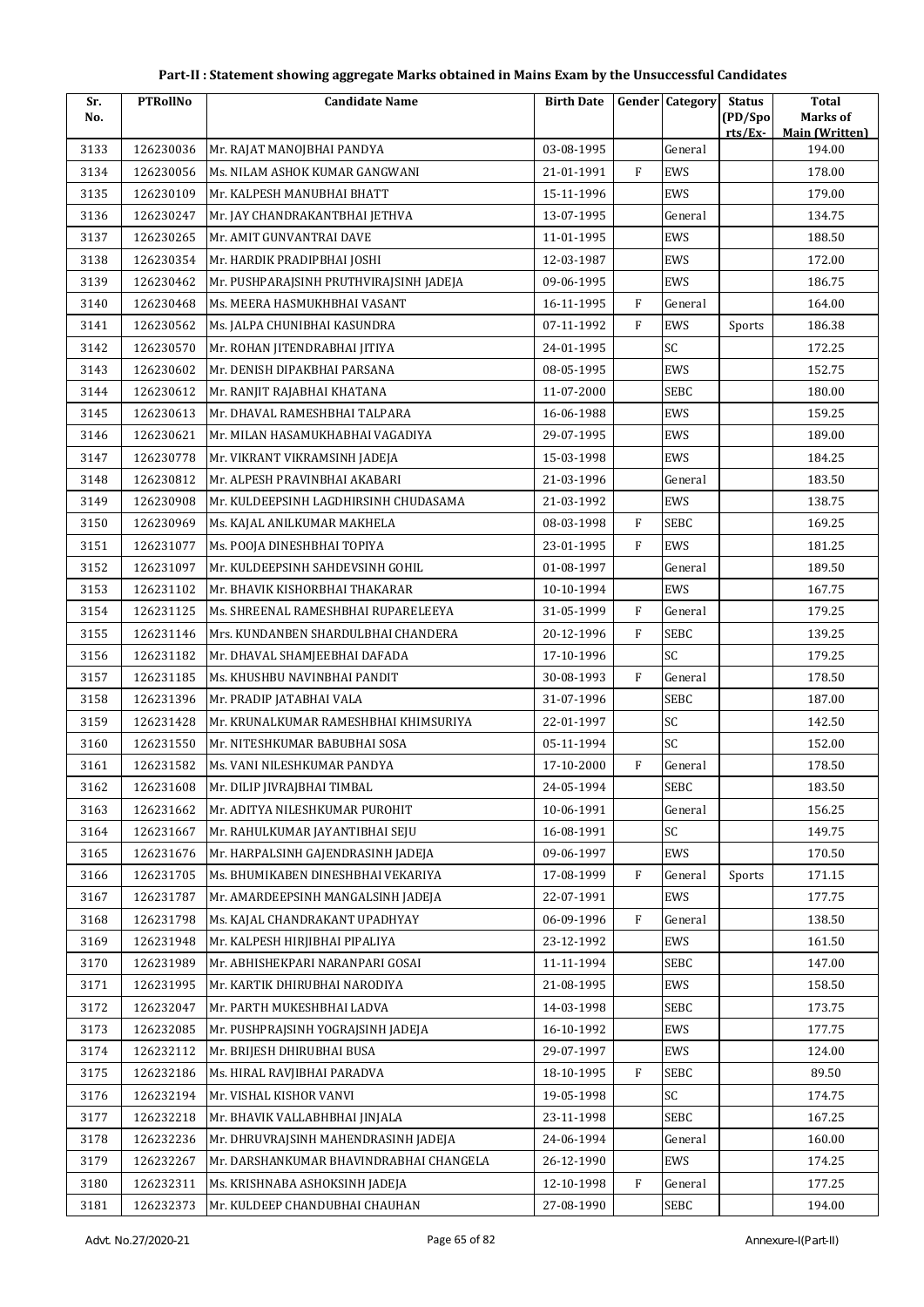## Part-II : Statement showing aggregate Marks obtained in Mains Exam by the Unsuccessful Candidates

| Sr. No. | PTRollNo | Candidate Name | Birth Date | Gender | Category | Status (PD/Sports/Ex- | Total Marks of Main (Written) |
|---|---|---|---|---|---|---|---|
| 3133 | 126230036 | Mr. RAJAT MANOJBHAI PANDYA | 03-08-1995 | | General | | 194.00 |
| 3134 | 126230056 | Ms. NILAM ASHOK KUMAR GANGWANI | 21-01-1991 | F | EWS | | 178.00 |
| 3135 | 126230109 | Mr. KALPESH MANUBHAI BHATT | 15-11-1996 | | EWS | | 179.00 |
| 3136 | 126230247 | Mr. JAY CHANDRAKANTBHAI JETHVA | 13-07-1995 | | General | | 134.75 |
| 3137 | 126230265 | Mr. AMIT GUNVANTRAI DAVE | 11-01-1995 | | EWS | | 188.50 |
| 3138 | 126230354 | Mr. HARDIK PRADIPBHAI JOSHI | 12-03-1987 | | EWS | | 172.00 |
| 3139 | 126230462 | Mr. PUSHPARAJSINH PRUTHVIRAJSINH JADEJA | 09-06-1995 | | EWS | | 186.75 |
| 3140 | 126230468 | Ms. MEERA HASMUKHBHAI VASANT | 16-11-1995 | F | General | | 164.00 |
| 3141 | 126230562 | Ms. JALPA CHUNIBHAI KASUNDRA | 07-11-1992 | F | EWS | Sports | 186.38 |
| 3142 | 126230570 | Mr. ROHAN JITENDRABHAI JITIYA | 24-01-1995 | | SC | | 172.25 |
| 3143 | 126230602 | Mr. DENISH DIPAKBHAI PARSANA | 08-05-1995 | | EWS | | 152.75 |
| 3144 | 126230612 | Mr. RANJIT RAJABHAI KHATANA | 11-07-2000 | | SEBC | | 180.00 |
| 3145 | 126230613 | Mr. DHAVAL RAMESHBHAI TALPARA | 16-06-1988 | | EWS | | 159.25 |
| 3146 | 126230621 | Mr. MILAN HASAMUKHABHAI VAGADIYA | 29-07-1995 | | EWS | | 189.00 |
| 3147 | 126230778 | Mr. VIKRANT VIKRAMSINH JADEJA | 15-03-1998 | | EWS | | 184.25 |
| 3148 | 126230812 | Mr. ALPESH PRAVINBHAI AKABARI | 21-03-1996 | | General | | 183.50 |
| 3149 | 126230908 | Mr. KULDEEPSINH LAGDHIRSINH CHUDASAMA | 21-03-1992 | | EWS | | 138.75 |
| 3150 | 126230969 | Ms. KAJAL ANILKUMAR MAKHELA | 08-03-1998 | F | SEBC | | 169.25 |
| 3151 | 126231077 | Ms. POOJA DINESHBHAI TOPIYA | 23-01-1995 | F | EWS | | 181.25 |
| 3152 | 126231097 | Mr. KULDEEPSINH SAHDEVSINH GOHIL | 01-08-1997 | | General | | 189.50 |
| 3153 | 126231102 | Mr. BHAVIK KISHORBHAI THAKARAR | 10-10-1994 | | EWS | | 167.75 |
| 3154 | 126231125 | Ms. SHREENAL RAMESHBHAI RUPARELEEYA | 31-05-1999 | F | General | | 179.25 |
| 3155 | 126231146 | Mrs. KUNDANBEN SHARDULBHAI CHANDERA | 20-12-1996 | F | SEBC | | 139.25 |
| 3156 | 126231182 | Mr. DHAVAL SHAMJEEBHAI DAFADA | 17-10-1996 | | SC | | 179.25 |
| 3157 | 126231185 | Ms. KHUSHBU NAVINBHAI PANDIT | 30-08-1993 | F | General | | 178.50 |
| 3158 | 126231396 | Mr. PRADIP JATABHAI VALA | 31-07-1996 | | SEBC | | 187.00 |
| 3159 | 126231428 | Mr. KRUNALKUMAR RAMESHBHAI KHIMSURIYA | 22-01-1997 | | SC | | 142.50 |
| 3160 | 126231550 | Mr. NITESHKUMAR BABUBHAI SOSA | 05-11-1994 | | SC | | 152.00 |
| 3161 | 126231582 | Ms. VANI NILESHKUMAR PANDYA | 17-10-2000 | F | General | | 178.50 |
| 3162 | 126231608 | Mr. DILIP JIVRAJBHAI TIMBAL | 24-05-1994 | | SEBC | | 183.50 |
| 3163 | 126231662 | Mr. ADITYA NILESHKUMAR PUROHIT | 10-06-1991 | | General | | 156.25 |
| 3164 | 126231667 | Mr. RAHULKUMAR JAYANTIBHAI SEJU | 16-08-1991 | | SC | | 149.75 |
| 3165 | 126231676 | Mr. HARPALSINH GAJENDRASINH JADEJA | 09-06-1997 | | EWS | | 170.50 |
| 3166 | 126231705 | Ms. BHUMIKABEN DINESHBHAI VEKARIYA | 17-08-1999 | F | General | Sports | 171.15 |
| 3167 | 126231787 | Mr. AMARDEEPSINH MANGALSINH JADEJA | 22-07-1991 | | EWS | | 177.75 |
| 3168 | 126231798 | Ms. KAJAL CHANDRAKANT UPADHYAY | 06-09-1996 | F | General | | 138.50 |
| 3169 | 126231948 | Mr. KALPESH HIRJIBHAI PIPALIYA | 23-12-1992 | | EWS | | 161.50 |
| 3170 | 126231989 | Mr. ABHISHEKPARI NARANPARI GOSAI | 11-11-1994 | | SEBC | | 147.00 |
| 3171 | 126231995 | Mr. KARTIK DHIRUBHAI NARODIYA | 21-08-1995 | | EWS | | 158.50 |
| 3172 | 126232047 | Mr. PARTH MUKESHBHAI LADVA | 14-03-1998 | | SEBC | | 173.75 |
| 3173 | 126232085 | Mr. PUSHPRAJSINH YOGRAJSINH JADEJA | 16-10-1992 | | EWS | | 177.75 |
| 3174 | 126232112 | Mr. BRIJESH DHIRUBHAI BUSA | 29-07-1997 | | EWS | | 124.00 |
| 3175 | 126232186 | Ms. HIRAL RAVJIBHAI PARADVA | 18-10-1995 | F | SEBC | | 89.50 |
| 3176 | 126232194 | Mr. VISHAL KISHOR VANVI | 19-05-1998 | | SC | | 174.75 |
| 3177 | 126232218 | Mr. BHAVIK VALLABHBHAI JINJALA | 23-11-1998 | | SEBC | | 167.25 |
| 3178 | 126232236 | Mr. DHRUVRAJSINH MAHENDRASINH JADEJA | 24-06-1994 | | General | | 160.00 |
| 3179 | 126232267 | Mr. DARSHANKUMAR BHAVINDRABHAI CHANGELA | 26-12-1990 | | EWS | | 174.25 |
| 3180 | 126232311 | Ms. KRISHNABA ASHOKSINH JADEJA | 12-10-1998 | F | General | | 177.25 |
| 3181 | 126232373 | Mr. KULDEEP CHANDUBHAI CHAUHAN | 27-08-1990 | | SEBC | | 194.00 |

Advt. No.27/2020-21 Annexure-I(Part-II)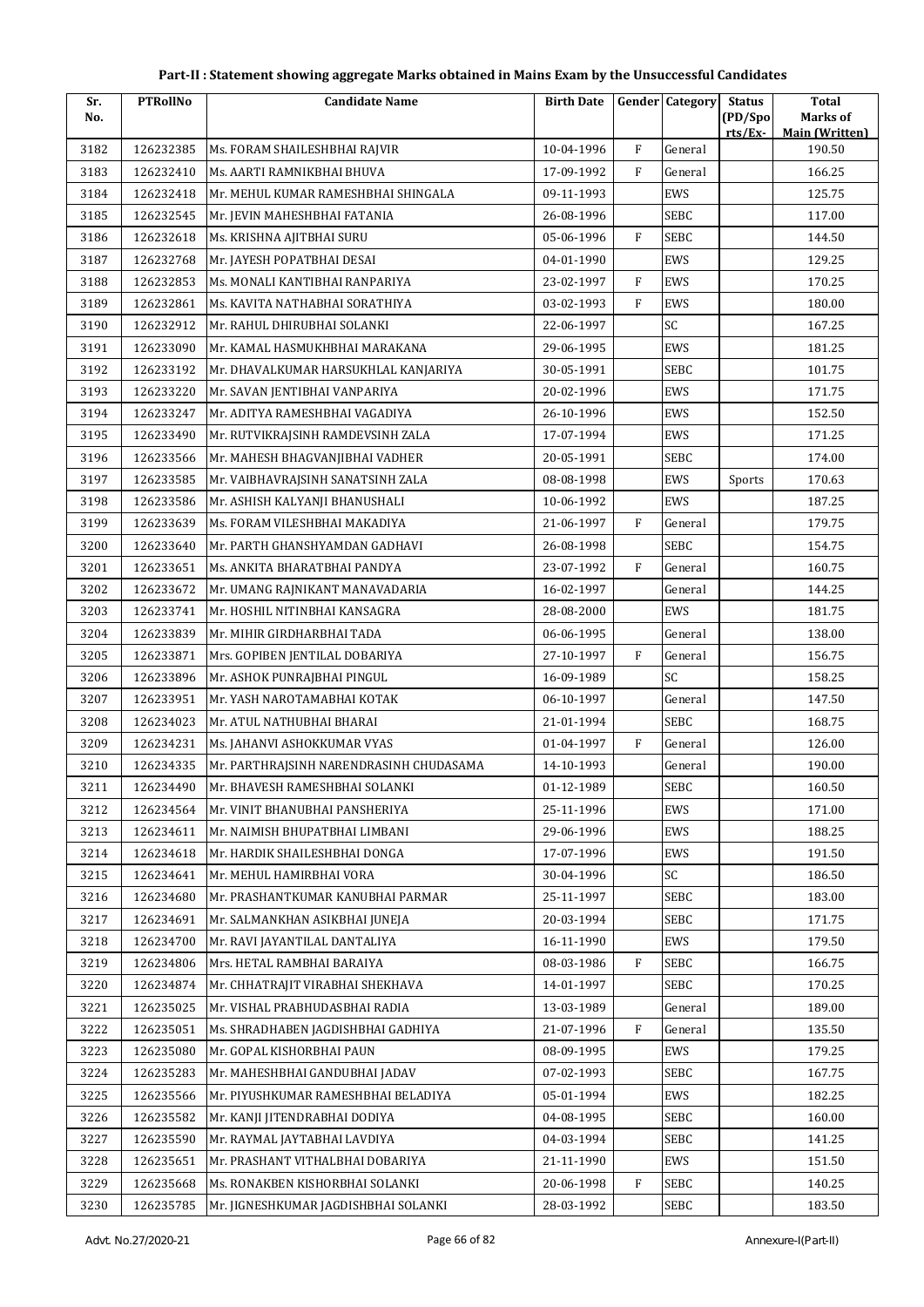## Part-II : Statement showing aggregate Marks obtained in Mains Exam by the Unsuccessful Candidates

| Sr. No. | PTRollNo | Candidate Name | Birth Date | Gender | Category | Status (PD/Sports/Ex- | Total Marks of Main (Written) |
|---|---|---|---|---|---|---|---|
| 3182 | 126232385 | Ms. FORAM SHAILESHBHAI RAJVIR | 10-04-1996 | F | General | | 190.50 |
| 3183 | 126232410 | Ms. AARTI RAMNIKBHAI BHUVA | 17-09-1992 | F | General | | 166.25 |
| 3184 | 126232418 | Mr. MEHUL KUMAR RAMESHBHAI SHINGALA | 09-11-1993 | | EWS | | 125.75 |
| 3185 | 126232545 | Mr. JEVIN MAHESHBHAI FATANIA | 26-08-1996 | | SEBC | | 117.00 |
| 3186 | 126232618 | Ms. KRISHNA AJITBHAI SURU | 05-06-1996 | F | SEBC | | 144.50 |
| 3187 | 126232768 | Mr. JAYESH POPATBHAI DESAI | 04-01-1990 | | EWS | | 129.25 |
| 3188 | 126232853 | Ms. MONALI KANTIBHAI RANPARIYA | 23-02-1997 | F | EWS | | 170.25 |
| 3189 | 126232861 | Ms. KAVITA NATHABHAI SORATHIYA | 03-02-1993 | F | EWS | | 180.00 |
| 3190 | 126232912 | Mr. RAHUL DHIRUBHAI SOLANKI | 22-06-1997 | | SC | | 167.25 |
| 3191 | 126233090 | Mr. KAMAL HASMUKHBHAI MARAKANA | 29-06-1995 | | EWS | | 181.25 |
| 3192 | 126233192 | Mr. DHAVALKUMAR HARSUKHLAL KANJARIYA | 30-05-1991 | | SEBC | | 101.75 |
| 3193 | 126233220 | Mr. SAVAN JENTIBHAI VANPARIYA | 20-02-1996 | | EWS | | 171.75 |
| 3194 | 126233247 | Mr. ADITYA RAMESHBHAI VAGADIYA | 26-10-1996 | | EWS | | 152.50 |
| 3195 | 126233490 | Mr. RUTVIKRAJSINH RAMDEVSINH ZALA | 17-07-1994 | | EWS | | 171.25 |
| 3196 | 126233566 | Mr. MAHESH BHAGVANJIBHAI VADHER | 20-05-1991 | | SEBC | | 174.00 |
| 3197 | 126233585 | Mr. VAIBHAVRAJSINH SANATSINH ZALA | 08-08-1998 | | EWS | Sports | 170.63 |
| 3198 | 126233586 | Mr. ASHISH KALYANJI BHANUSHALI | 10-06-1992 | | EWS | | 187.25 |
| 3199 | 126233639 | Ms. FORAM VILESHBHAI MAKADIYA | 21-06-1997 | F | General | | 179.75 |
| 3200 | 126233640 | Mr. PARTH GHANSHYAMDAN GADHAVI | 26-08-1998 | | SEBC | | 154.75 |
| 3201 | 126233651 | Ms. ANKITA BHARATBHAI PANDYA | 23-07-1992 | F | General | | 160.75 |
| 3202 | 126233672 | Mr. UMANG RAJNIKANT MANAVADARIA | 16-02-1997 | | General | | 144.25 |
| 3203 | 126233741 | Mr. HOSHIL NITINBHAI KANSAGRA | 28-08-2000 | | EWS | | 181.75 |
| 3204 | 126233839 | Mr. MIHIR GIRDHARBHAI TADA | 06-06-1995 | | General | | 138.00 |
| 3205 | 126233871 | Mrs. GOPIBEN JENTILAL DOBARIYA | 27-10-1997 | F | General | | 156.75 |
| 3206 | 126233896 | Mr. ASHOK PUNRAJBHAI PINGUL | 16-09-1989 | | SC | | 158.25 |
| 3207 | 126233951 | Mr. YASH NAROTAMABHAI KOTAK | 06-10-1997 | | General | | 147.50 |
| 3208 | 126234023 | Mr. ATUL NATHUBHAI BHARAI | 21-01-1994 | | SEBC | | 168.75 |
| 3209 | 126234231 | Ms. JAHANVI ASHOKKUMAR VYAS | 01-04-1997 | F | General | | 126.00 |
| 3210 | 126234335 | Mr. PARTHRAJSINH NARENDRASINH CHUDASAMA | 14-10-1993 | | General | | 190.00 |
| 3211 | 126234490 | Mr. BHAVESH RAMESHBHAI SOLANKI | 01-12-1989 | | SEBC | | 160.50 |
| 3212 | 126234564 | Mr. VINIT BHANUBHAI PANSHERIYA | 25-11-1996 | | EWS | | 171.00 |
| 3213 | 126234611 | Mr. NAIMISH BHUPATBHAI LIMBANI | 29-06-1996 | | EWS | | 188.25 |
| 3214 | 126234618 | Mr. HARDIK SHAILESHBHAI DONGA | 17-07-1996 | | EWS | | 191.50 |
| 3215 | 126234641 | Mr. MEHUL HAMIRBHAI VORA | 30-04-1996 | | SC | | 186.50 |
| 3216 | 126234680 | Mr. PRASHANTKUMAR KANUBHAI PARMAR | 25-11-1997 | | SEBC | | 183.00 |
| 3217 | 126234691 | Mr. SALMANKHAN ASIKBHAI JUNEJA | 20-03-1994 | | SEBC | | 171.75 |
| 3218 | 126234700 | Mr. RAVI JAYANTILAL DANTALIYA | 16-11-1990 | | EWS | | 179.50 |
| 3219 | 126234806 | Mrs. HETAL RAMBHAI BARAIYA | 08-03-1986 | F | SEBC | | 166.75 |
| 3220 | 126234874 | Mr. CHHATRAJIT VIRABHAI SHEKHAVA | 14-01-1997 | | SEBC | | 170.25 |
| 3221 | 126235025 | Mr. VISHAL PRABHUDASBHAI RADIA | 13-03-1989 | | General | | 189.00 |
| 3222 | 126235051 | Ms. SHRADHABEN JAGDISHBHAI GADHIYA | 21-07-1996 | F | General | | 135.50 |
| 3223 | 126235080 | Mr. GOPAL KISHORBHAI PAUN | 08-09-1995 | | EWS | | 179.25 |
| 3224 | 126235283 | Mr. MAHESHBHAI GANDUBHAI JADAV | 07-02-1993 | | SEBC | | 167.75 |
| 3225 | 126235566 | Mr. PIYUSHKUMAR RAMESHBHAI BELADIYA | 05-01-1994 | | EWS | | 182.25 |
| 3226 | 126235582 | Mr. KANJI JITENDRABHAI DODIYA | 04-08-1995 | | SEBC | | 160.00 |
| 3227 | 126235590 | Mr. RAYMAL JAYTABHAI LAVDIYA | 04-03-1994 | | SEBC | | 141.25 |
| 3228 | 126235651 | Mr. PRASHANT VITHALBHAI DOBARIYA | 21-11-1990 | | EWS | | 151.50 |
| 3229 | 126235668 | Ms. RONAKBEN KISHORBHAI SOLANKI | 20-06-1998 | F | SEBC | | 140.25 |
| 3230 | 126235785 | Mr. JIGNESHKUMAR JAGDISHBHAI SOLANKI | 28-03-1992 | | SEBC | | 183.50 |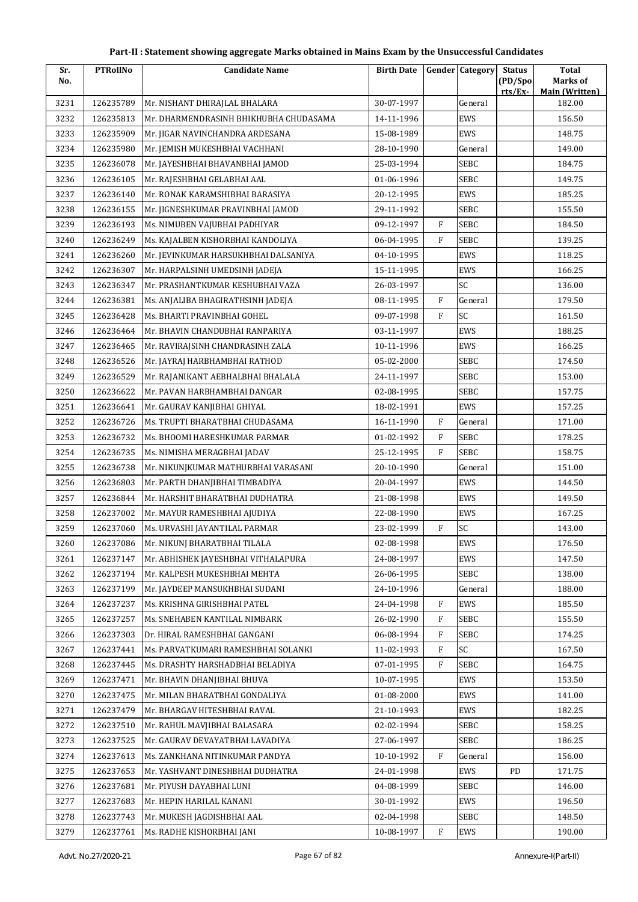## Part-II : Statement showing aggregate Marks obtained in Mains Exam by the Unsuccessful Candidates

| Sr. No. | PTRollNo | Candidate Name | Birth Date | Gender | Category | Status (PD/Sports/Ex-) | Total Marks of Main (Written) |
|---|---|---|---|---|---|---|---|
| 3231 | 126235789 | Mr. NISHANT DHIRAJLAL BHALARA | 30-07-1997 | | General | | 182.00 |
| 3232 | 126235813 | Mr. DHARMENDRASINH BHIKHUBHA CHUDASAMA | 14-11-1996 | | EWS | | 156.50 |
| 3233 | 126235909 | Mr. JIGAR NAVINCHANDRA ARDESANA | 15-08-1989 | | EWS | | 148.75 |
| 3234 | 126235980 | Mr. JEMISH MUKESHBHAI VACHHANI | 28-10-1990 | | General | | 149.00 |
| 3235 | 126236078 | Mr. JAYESHBHAI BHAVANBHAI JAMOD | 25-03-1994 | | SEBC | | 184.75 |
| 3236 | 126236105 | Mr. RAJESHBHAI GELABHAI AAL | 01-06-1996 | | SEBC | | 149.75 |
| 3237 | 126236140 | Mr. RONAK KARAMSHIBHAI BARASIYA | 20-12-1995 | | EWS | | 185.25 |
| 3238 | 126236155 | Mr. JIGNESHKUMAR PRAVINBHAI JAMOD | 29-11-1992 | | SEBC | | 155.50 |
| 3239 | 126236193 | Ms. NIMUBEN VAJUBHAI PADHIYAR | 09-12-1997 | F | SEBC | | 184.50 |
| 3240 | 126236249 | Ms. KAJALBEN KISHORBHAI KANDOLIYA | 06-04-1995 | F | SEBC | | 139.25 |
| 3241 | 126236260 | Mr. JEVINKUMAR HARSUKHBHAI DALSANIYA | 04-10-1995 | | EWS | | 118.25 |
| 3242 | 126236307 | Mr. HARPALSINH UMEDSINH JADEJA | 15-11-1995 | | EWS | | 166.25 |
| 3243 | 126236347 | Mr. PRASHANTKUMAR KESHUBHAI VAZA | 26-03-1997 | | SC | | 136.00 |
| 3244 | 126236381 | Ms. ANJALIBA BHAGIRATHSINH JADEJA | 08-11-1995 | F | General | | 179.50 |
| 3245 | 126236428 | Ms. BHARTI PRAVINBHAI GOHEL | 09-07-1998 | F | SC | | 161.50 |
| 3246 | 126236464 | Mr. BHAVIN CHANDUBHAI RANPARIYA | 03-11-1997 | | EWS | | 188.25 |
| 3247 | 126236465 | Mr. RAVIRAJSINH CHANDRASINH ZALA | 10-11-1996 | | EWS | | 166.25 |
| 3248 | 126236526 | Mr. JAYRAJ HARBHAMBHAI RATHOD | 05-02-2000 | | SEBC | | 174.50 |
| 3249 | 126236529 | Mr. RAJANIKANT AEBHALBHAI BHALALA | 24-11-1997 | | SEBC | | 153.00 |
| 3250 | 126236622 | Mr. PAVAN HARBHAMBHAI DANGAR | 02-08-1995 | | SEBC | | 157.75 |
| 3251 | 126236641 | Mr. GAURAV KANJIBHAI GHIYAL | 18-02-1991 | | EWS | | 157.25 |
| 3252 | 126236726 | Ms. TRUPTI BHARATBHAI CHUDASAMA | 16-11-1990 | F | General | | 171.00 |
| 3253 | 126236732 | Ms. BHOOMI HARESHKUMAR PARMAR | 01-02-1992 | F | SEBC | | 178.25 |
| 3254 | 126236735 | Ms. NIMISHA MERAGBHAI JADAV | 25-12-1995 | F | SEBC | | 158.75 |
| 3255 | 126236738 | Mr. NIKUNJKUMAR MATHURBHAI VARASANI | 20-10-1990 | | General | | 151.00 |
| 3256 | 126236803 | Mr. PARTH DHANJIBHAI TIMBADIYA | 20-04-1997 | | EWS | | 144.50 |
| 3257 | 126236844 | Mr. HARSHIT BHARATBHAI DUDHATRA | 21-08-1998 | | EWS | | 149.50 |
| 3258 | 126237002 | Mr. MAYUR RAMESHBHAI AJUDIYA | 22-08-1990 | | EWS | | 167.25 |
| 3259 | 126237060 | Ms. URVASHI JAYANTILAL PARMAR | 23-02-1999 | F | SC | | 143.00 |
| 3260 | 126237086 | Mr. NIKUNJ BHARATBHAI TILALA | 02-08-1998 | | EWS | | 176.50 |
| 3261 | 126237147 | Mr. ABHISHEK JAYESHBHAI VITHALAPURA | 24-08-1997 | | EWS | | 147.50 |
| 3262 | 126237194 | Mr. KALPESH MUKESHBHAI MEHTA | 26-06-1995 | | SEBC | | 138.00 |
| 3263 | 126237199 | Mr. JAYDEEP MANSUKHBHAI SUDANI | 24-10-1996 | | General | | 188.00 |
| 3264 | 126237237 | Ms. KRISHNA GIRISHBHAI PATEL | 24-04-1998 | F | EWS | | 185.50 |
| 3265 | 126237257 | Ms. SNEHABEN KANTILAL NIMBARK | 26-02-1990 | F | SEBC | | 155.50 |
| 3266 | 126237303 | Dr. HIRAL RAMESHBHAI GANGANI | 06-08-1994 | F | SEBC | | 174.25 |
| 3267 | 126237441 | Ms. PARVATKUMARI RAMESHBHAI SOLANKI | 11-02-1993 | F | SC | | 167.50 |
| 3268 | 126237445 | Ms. DRASHTY HARSHADBHAI BELADIYA | 07-01-1995 | F | SEBC | | 164.75 |
| 3269 | 126237471 | Mr. BHAVIN DHANJIBHAI BHUVA | 10-07-1995 | | EWS | | 153.50 |
| 3270 | 126237475 | Mr. MILAN BHARATBHAI GONDALIYA | 01-08-2000 | | EWS | | 141.00 |
| 3271 | 126237479 | Mr. BHARGAV HITESHBHAI RAVAL | 21-10-1993 | | EWS | | 182.25 |
| 3272 | 126237510 | Mr. RAHUL MAVJIBHAI BALASARA | 02-02-1994 | | SEBC | | 158.25 |
| 3273 | 126237525 | Mr. GAURAV DEVAYATBHAI LAVADIYA | 27-06-1997 | | SEBC | | 186.25 |
| 3274 | 126237613 | Ms. ZANKHANA NITINKUMAR PANDYA | 10-10-1992 | F | General | | 156.00 |
| 3275 | 126237653 | Mr. YASHVANT DINESHBHAI DUDHATRA | 24-01-1998 | | EWS | PD | 171.75 |
| 3276 | 126237681 | Mr. PIYUSH DAYABHAI LUNI | 04-08-1999 | | SEBC | | 146.00 |
| 3277 | 126237683 | Mr. HEPIN HARILAL KANANI | 30-01-1992 | | EWS | | 196.50 |
| 3278 | 126237743 | Mr. MUKESH JAGDISHBHAI AAL | 02-04-1998 | | SEBC | | 148.50 |
| 3279 | 126237761 | Ms. RADHE KISHORBHAI JANI | 10-08-1997 | F | EWS | | 190.00 |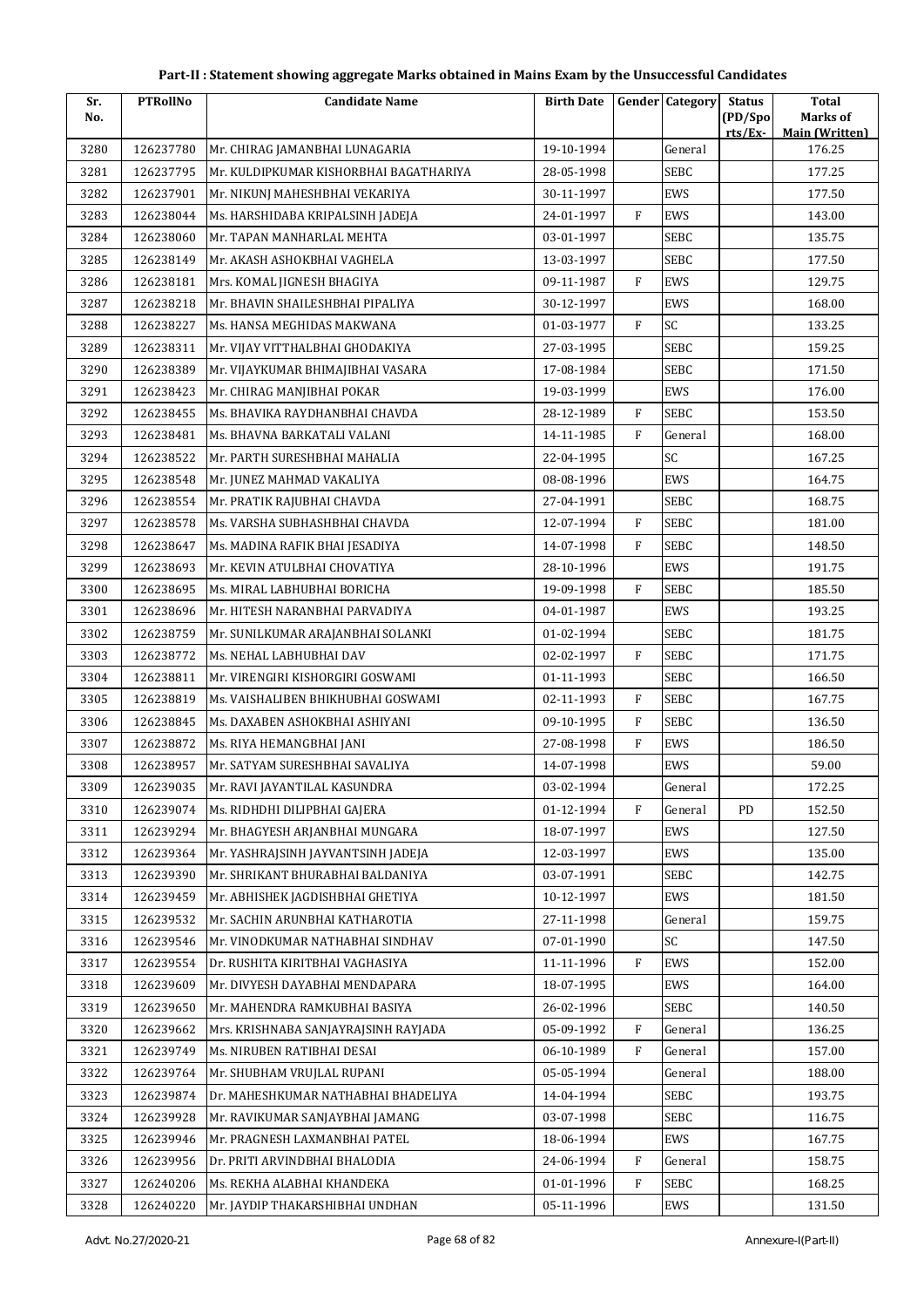# Part-II : Statement showing aggregate Marks obtained in Mains Exam by the Unsuccessful Candidates

| Sr. No. | PTRollNo | Candidate Name | Birth Date | Gender | Category | Status (PD/Spo rts/Ex- | Total Marks of Main (Written) |
|---|---|---|---|---|---|---|---|
| 3280 | 126237780 | Mr. CHIRAG JAMANBHAI LUNAGARIA | 19-10-1994 | | General | | 176.25 |
| 3281 | 126237795 | Mr. KULDIPKUMAR KISHORBHAI BAGATHARIYA | 28-05-1998 | | SEBC | | 177.25 |
| 3282 | 126237901 | Mr. NIKUNJ MAHESHBHAI VEKARIYA | 30-11-1997 | | EWS | | 177.50 |
| 3283 | 126238044 | Ms. HARSHIDABA KRIPALSINH JADEJA | 24-01-1997 | F | EWS | | 143.00 |
| 3284 | 126238060 | Mr. TAPAN MANHARLAL MEHTA | 03-01-1997 | | SEBC | | 135.75 |
| 3285 | 126238149 | Mr. AKASH ASHOKBHAI VAGHELA | 13-03-1997 | | SEBC | | 177.50 |
| 3286 | 126238181 | Mrs. KOMAL JIGNESH BHAGIYA | 09-11-1987 | F | EWS | | 129.75 |
| 3287 | 126238218 | Mr. BHAVIN SHAILESHBHAI PIPALIYA | 30-12-1997 | | EWS | | 168.00 |
| 3288 | 126238227 | Ms. HANSA MEGHIDAS MAKWANA | 01-03-1977 | F | SC | | 133.25 |
| 3289 | 126238311 | Mr. VIJAY VITTHALBHAI GHODAKIYA | 27-03-1995 | | SEBC | | 159.25 |
| 3290 | 126238389 | Mr. VIJAYKUMAR BHIMAJIBHAI VASARA | 17-08-1984 | | SEBC | | 171.50 |
| 3291 | 126238423 | Mr. CHIRAG MANJIBHAI POKAR | 19-03-1999 | | EWS | | 176.00 |
| 3292 | 126238455 | Ms. BHAVIKA RAYDHANBHAI CHAVDA | 28-12-1989 | F | SEBC | | 153.50 |
| 3293 | 126238481 | Ms. BHAVNA BARKATALI VALANI | 14-11-1985 | F | General | | 168.00 |
| 3294 | 126238522 | Mr. PARTH SURESHBHAI MAHALIA | 22-04-1995 | | SC | | 167.25 |
| 3295 | 126238548 | Mr. JUNEZ MAHMAD VAKALIYA | 08-08-1996 | | EWS | | 164.75 |
| 3296 | 126238554 | Mr. PRATIK RAJUBHAI CHAVDA | 27-04-1991 | | SEBC | | 168.75 |
| 3297 | 126238578 | Ms. VARSHA SUBHASHBHAI CHAVDA | 12-07-1994 | F | SEBC | | 181.00 |
| 3298 | 126238647 | Ms. MADINA RAFIK BHAI JESADIYA | 14-07-1998 | F | SEBC | | 148.50 |
| 3299 | 126238693 | Mr. KEVIN ATULBHAI CHOVATIYA | 28-10-1996 | | EWS | | 191.75 |
| 3300 | 126238695 | Ms. MIRAL LABHUBHAI BORICHA | 19-09-1998 | F | SEBC | | 185.50 |
| 3301 | 126238696 | Mr. HITESH NARANBHAI PARVADIYA | 04-01-1987 | | EWS | | 193.25 |
| 3302 | 126238759 | Mr. SUNILKUMAR ARAJANBHAI SOLANKI | 01-02-1994 | | SEBC | | 181.75 |
| 3303 | 126238772 | Ms. NEHAL LABHUBHAI DAV | 02-02-1997 | F | SEBC | | 171.75 |
| 3304 | 126238811 | Mr. VIRENGIRI KISHORGIRI GOSWAMI | 01-11-1993 | | SEBC | | 166.50 |
| 3305 | 126238819 | Ms. VAISHALIBEN BHIKHUBHAI GOSWAMI | 02-11-1993 | F | SEBC | | 167.75 |
| 3306 | 126238845 | Ms. DAXABEN ASHOKBHAI ASHIYANI | 09-10-1995 | F | SEBC | | 136.50 |
| 3307 | 126238872 | Ms. RIYA HEMANGBHAI JANI | 27-08-1998 | F | EWS | | 186.50 |
| 3308 | 126238957 | Mr. SATYAM SURESHBHAI SAVALIYA | 14-07-1998 | | EWS | | 59.00 |
| 3309 | 126239035 | Mr. RAVI JAYANTILAL KASUNDRA | 03-02-1994 | | General | | 172.25 |
| 3310 | 126239074 | Ms. RIDHDHI DILIPBHAI GAJERA | 01-12-1994 | F | General | PD | 152.50 |
| 3311 | 126239294 | Mr. BHAGYESH ARJANBHAI MUNGARA | 18-07-1997 | | EWS | | 127.50 |
| 3312 | 126239364 | Mr. YASHRAJSINH JAYVANTSINH JADEJA | 12-03-1997 | | EWS | | 135.00 |
| 3313 | 126239390 | Mr. SHRIKANT BHURABHAI BALDANIYA | 03-07-1991 | | SEBC | | 142.75 |
| 3314 | 126239459 | Mr. ABHISHEK JAGDISHBHAI GHETIYA | 10-12-1997 | | EWS | | 181.50 |
| 3315 | 126239532 | Mr. SACHIN ARUNBHAI KATHAROTIA | 27-11-1998 | | General | | 159.75 |
| 3316 | 126239546 | Mr. VINODKUMAR NATHABHAI SINDHAV | 07-01-1990 | | SC | | 147.50 |
| 3317 | 126239554 | Dr. RUSHITA KIRITBHAI VAGHASIYA | 11-11-1996 | F | EWS | | 152.00 |
| 3318 | 126239609 | Mr. DIVYESH DAYABHAI MENDAPARA | 18-07-1995 | | EWS | | 164.00 |
| 3319 | 126239650 | Mr. MAHENDRA RAMKUBHAI BASIYA | 26-02-1996 | | SEBC | | 140.50 |
| 3320 | 126239662 | Mrs. KRISHNABA SANJAYRAJSINH RAYJADA | 05-09-1992 | F | General | | 136.25 |
| 3321 | 126239749 | Ms. NIRUBEN RATIBHAI DESAI | 06-10-1989 | F | General | | 157.00 |
| 3322 | 126239764 | Mr. SHUBHAM VRUJLAL RUPANI | 05-05-1994 | | General | | 188.00 |
| 3323 | 126239874 | Dr. MAHESHKUMAR NATHABHAI BHADELIYA | 14-04-1994 | | SEBC | | 193.75 |
| 3324 | 126239928 | Mr. RAVIKUMAR SANJAYBHAI JAMANG | 03-07-1998 | | SEBC | | 116.75 |
| 3325 | 126239946 | Mr. PRAGNESH LAXMANBHAI PATEL | 18-06-1994 | | EWS | | 167.75 |
| 3326 | 126239956 | Dr. PRITI ARVINDBHAI BHALODIA | 24-06-1994 | F | General | | 158.75 |
| 3327 | 126240206 | Ms. REKHA ALABHAI KHANDEKA | 01-01-1996 | F | SEBC | | 168.25 |
| 3328 | 126240220 | Mr. JAYDIP THAKARSHIBHAI UNDHAN | 05-11-1996 | | EWS | | 131.50 |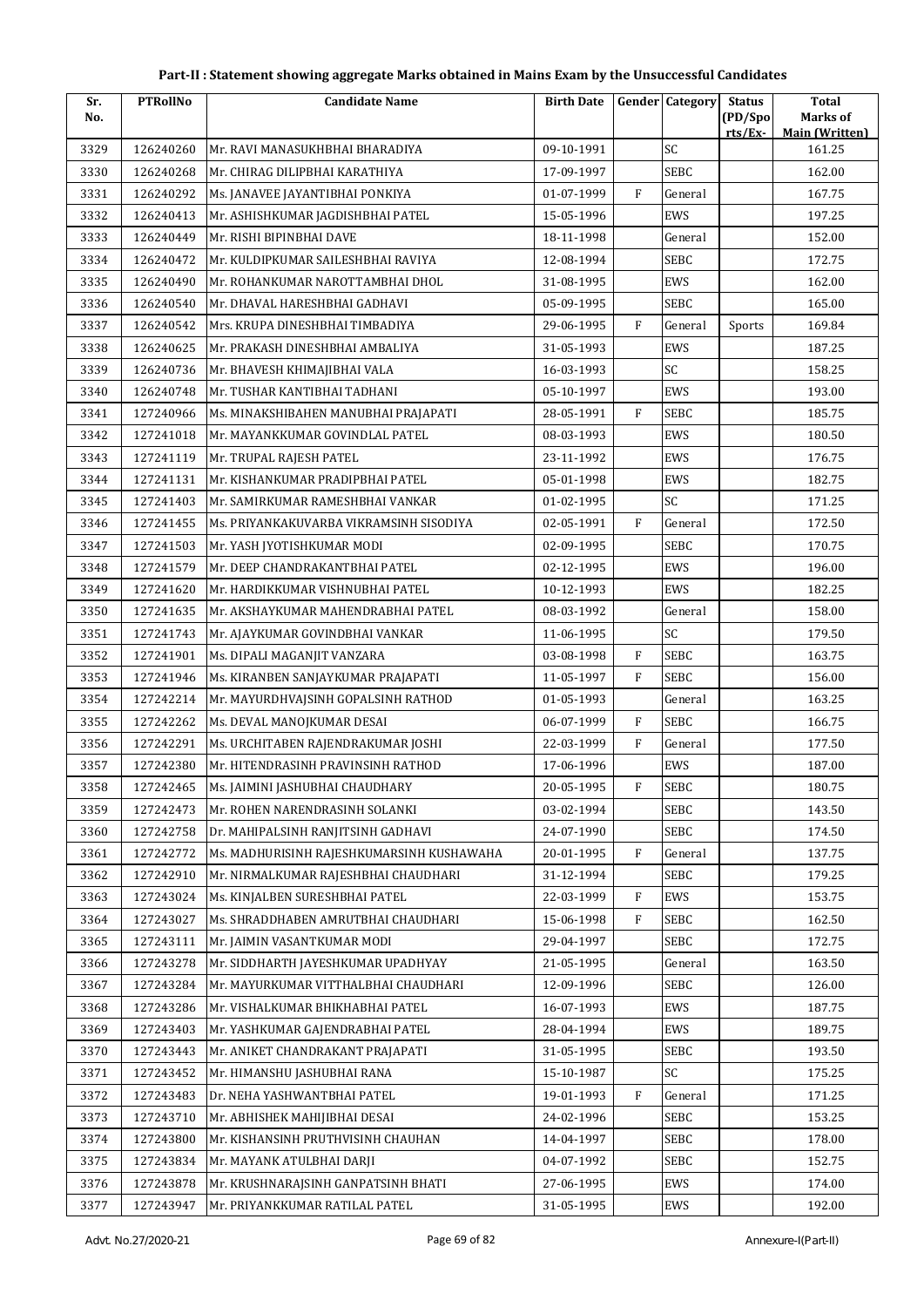# Part-II : Statement showing aggregate Marks obtained in Mains Exam by the Unsuccessful Candidates

| Sr. No. | PTRollNo | Candidate Name | Birth Date | Gender | Category | Status (PD/Sports/Ex- | Total Marks of Main (Written) |
|---|---|---|---|---|---|---|---|
| 3329 | 126240260 | Mr. RAVI MANASUKHBHAI BHARADIYA | 09-10-1991 | | SC | | 161.25 |
| 3330 | 126240268 | Mr. CHIRAG DILIPBHAI KARATHIYA | 17-09-1997 | | SEBC | | 162.00 |
| 3331 | 126240292 | Ms. JANAVEE JAYANTIBHAI PONKIYA | 01-07-1999 | F | General | | 167.75 |
| 3332 | 126240413 | Mr. ASHISHKUMAR JAGDISHBHAI PATEL | 15-05-1996 | | EWS | | 197.25 |
| 3333 | 126240449 | Mr. RISHI BIPINBHAI DAVE | 18-11-1998 | | General | | 152.00 |
| 3334 | 126240472 | Mr. KULDIPKUMAR SAILESHBHAI RAVIYA | 12-08-1994 | | SEBC | | 172.75 |
| 3335 | 126240490 | Mr. ROHANKUMAR NAROTTAMBHAI DHOL | 31-08-1995 | | EWS | | 162.00 |
| 3336 | 126240540 | Mr. DHAVAL HARESHBHAI GADHAVI | 05-09-1995 | | SEBC | | 165.00 |
| 3337 | 126240542 | Mrs. KRUPA DINESHBHAI TIMBADIYA | 29-06-1995 | F | General | Sports | 169.84 |
| 3338 | 126240625 | Mr. PRAKASH DINESHBHAI AMBALIYA | 31-05-1993 | | EWS | | 187.25 |
| 3339 | 126240736 | Mr. BHAVESH KHIMAJIBHAI VALA | 16-03-1993 | | SC | | 158.25 |
| 3340 | 126240748 | Mr. TUSHAR KANTIBHAI TADHANI | 05-10-1997 | | EWS | | 193.00 |
| 3341 | 127240966 | Ms. MINAKSHIBAHEN MANUBHAI PRAJAPATI | 28-05-1991 | F | SEBC | | 185.75 |
| 3342 | 127241018 | Mr. MAYANKKUMAR GOVINDLAL PATEL | 08-03-1993 | | EWS | | 180.50 |
| 3343 | 127241119 | Mr. TRUPAL RAJESH PATEL | 23-11-1992 | | EWS | | 176.75 |
| 3344 | 127241131 | Mr. KISHANKUMAR PRADIPBHAI PATEL | 05-01-1998 | | EWS | | 182.75 |
| 3345 | 127241403 | Mr. SAMIRKUMAR RAMESHBHAI VANKAR | 01-02-1995 | | SC | | 171.25 |
| 3346 | 127241455 | Ms. PRIYANKAKUVARBA VIKRAMSINH SISODIYA | 02-05-1991 | F | General | | 172.50 |
| 3347 | 127241503 | Mr. YASH JYOTISHKUMAR MODI | 02-09-1995 | | SEBC | | 170.75 |
| 3348 | 127241579 | Mr. DEEP CHANDRAKANTBHAI PATEL | 02-12-1995 | | EWS | | 196.00 |
| 3349 | 127241620 | Mr. HARDIKKUMAR VISHNUBHAI PATEL | 10-12-1993 | | EWS | | 182.25 |
| 3350 | 127241635 | Mr. AKSHAYKUMAR MAHENDRABHAI PATEL | 08-03-1992 | | General | | 158.00 |
| 3351 | 127241743 | Mr. AJAYKUMAR GOVINDBHAI VANKAR | 11-06-1995 | | SC | | 179.50 |
| 3352 | 127241901 | Ms. DIPALI MAGANJIT VANZARA | 03-08-1998 | F | SEBC | | 163.75 |
| 3353 | 127241946 | Ms. KIRANBEN SANJAYKUMAR PRAJAPATI | 11-05-1997 | F | SEBC | | 156.00 |
| 3354 | 127242214 | Mr. MAYURDHVAJSINH GOPALSINH RATHOD | 01-05-1993 | | General | | 163.25 |
| 3355 | 127242262 | Ms. DEVAL MANOJKUMAR DESAI | 06-07-1999 | F | SEBC | | 166.75 |
| 3356 | 127242291 | Ms. URCHITABEN RAJENDRAKUMAR JOSHI | 22-03-1999 | F | General | | 177.50 |
| 3357 | 127242380 | Mr. HITENDRASINH PRAVINSINH RATHOD | 17-06-1996 | | EWS | | 187.00 |
| 3358 | 127242465 | Ms. JAIMINI JASHUBHAI CHAUDHARY | 20-05-1995 | F | SEBC | | 180.75 |
| 3359 | 127242473 | Mr. ROHEN NARENDRASINH SOLANKI | 03-02-1994 | | SEBC | | 143.50 |
| 3360 | 127242758 | Dr. MAHIPALSINH RANJITSINH GADHAVI | 24-07-1990 | | SEBC | | 174.50 |
| 3361 | 127242772 | Ms. MADHURISINH RAJESHKUMARSINH KUSHAWAHA | 20-01-1995 | F | General | | 137.75 |
| 3362 | 127242910 | Mr. NIRMALKUMAR RAJESHBHAI CHAUDHARI | 31-12-1994 | | SEBC | | 179.25 |
| 3363 | 127243024 | Ms. KINJALBEN SURESHBHAI PATEL | 22-03-1999 | F | EWS | | 153.75 |
| 3364 | 127243027 | Ms. SHRADDHABEN AMRUTBHAI CHAUDHARI | 15-06-1998 | F | SEBC | | 162.50 |
| 3365 | 127243111 | Mr. JAIMIN VASANTKUMAR MODI | 29-04-1997 | | SEBC | | 172.75 |
| 3366 | 127243278 | Mr. SIDDHARTH JAYESHKUMAR UPADHYAY | 21-05-1995 | | General | | 163.50 |
| 3367 | 127243284 | Mr. MAYURKUMAR VITTHALBHAI CHAUDHARI | 12-09-1996 | | SEBC | | 126.00 |
| 3368 | 127243286 | Mr. VISHALKUMAR BHIKHABHAI PATEL | 16-07-1993 | | EWS | | 187.75 |
| 3369 | 127243403 | Mr. YASHKUMAR GAJENDRABHAI PATEL | 28-04-1994 | | EWS | | 189.75 |
| 3370 | 127243443 | Mr. ANIKET CHANDRAKANT PRAJAPATI | 31-05-1995 | | SEBC | | 193.50 |
| 3371 | 127243452 | Mr. HIMANSHU JASHUBHAI RANA | 15-10-1987 | | SC | | 175.25 |
| 3372 | 127243483 | Dr. NEHA YASHWANTBHAI PATEL | 19-01-1993 | F | General | | 171.25 |
| 3373 | 127243710 | Mr. ABHISHEK MAHIJIBHAI DESAI | 24-02-1996 | | SEBC | | 153.25 |
| 3374 | 127243800 | Mr. KISHANSINH PRUTHVISINH CHAUHAN | 14-04-1997 | | SEBC | | 178.00 |
| 3375 | 127243834 | Mr. MAYANK ATULBHAI DARJI | 04-07-1992 | | SEBC | | 152.75 |
| 3376 | 127243878 | Mr. KRUSHNARAJSINH GANPATSINH BHATI | 27-06-1995 | | EWS | | 174.00 |
| 3377 | 127243947 | Mr. PRIYANKKUMAR RATILAL PATEL | 31-05-1995 | | EWS | | 192.00 |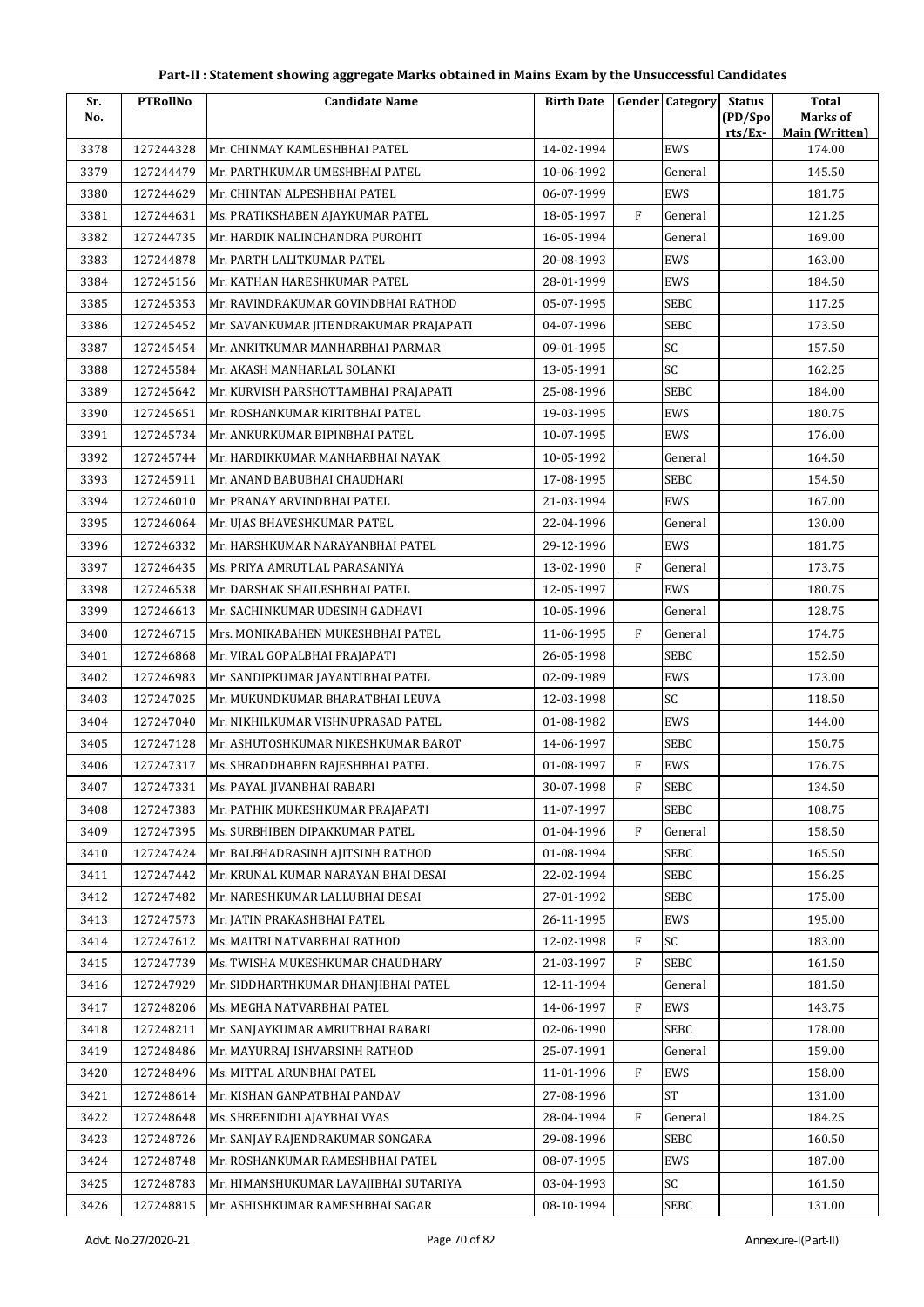# Part-II : Statement showing aggregate Marks obtained in Mains Exam by the Unsuccessful Candidates

| Sr. No. | PTRollNo | Candidate Name | Birth Date | Gender | Category | Status (PD/Spo rts/Ex- | Total Marks of Main (Written) |
|---|---|---|---|---|---|---|---|
| 3378 | 127244328 | Mr. CHINMAY KAMLESHBHAI PATEL | 14-02-1994 | | EWS | | 174.00 |
| 3379 | 127244479 | Mr. PARTHKUMAR UMESHBHAI PATEL | 10-06-1992 | | General | | 145.50 |
| 3380 | 127244629 | Mr. CHINTAN ALPESHBHAI PATEL | 06-07-1999 | | EWS | | 181.75 |
| 3381 | 127244631 | Ms. PRATIKSHABEN AJAYKUMAR PATEL | 18-05-1997 | F | General | | 121.25 |
| 3382 | 127244735 | Mr. HARDIK NALINCHANDRA PUROHIT | 16-05-1994 | | General | | 169.00 |
| 3383 | 127244878 | Mr. PARTH LALITKUMAR PATEL | 20-08-1993 | | EWS | | 163.00 |
| 3384 | 127245156 | Mr. KATHAN HARESHKUMAR PATEL | 28-01-1999 | | EWS | | 184.50 |
| 3385 | 127245353 | Mr. RAVINDRAKUMAR GOVINDBHAI RATHOD | 05-07-1995 | | SEBC | | 117.25 |
| 3386 | 127245452 | Mr. SAVANKUMAR JITENDRAKUMAR PRAJAPATI | 04-07-1996 | | SEBC | | 173.50 |
| 3387 | 127245454 | Mr. ANKITKUMAR MANHARBHAI PARMAR | 09-01-1995 | | SC | | 157.50 |
| 3388 | 127245584 | Mr. AKASH MANHARLAL SOLANKI | 13-05-1991 | | SC | | 162.25 |
| 3389 | 127245642 | Mr. KURVISH PARSHOTTAMBHAI PRAJAPATI | 25-08-1996 | | SEBC | | 184.00 |
| 3390 | 127245651 | Mr. ROSHANKUMAR KIRITBHAI PATEL | 19-03-1995 | | EWS | | 180.75 |
| 3391 | 127245734 | Mr. ANKURKUMAR BIPINBHAI PATEL | 10-07-1995 | | EWS | | 176.00 |
| 3392 | 127245744 | Mr. HARDIKKUMAR MANHARBHAI NAYAK | 10-05-1992 | | General | | 164.50 |
| 3393 | 127245911 | Mr. ANAND BABUBHAI CHAUDHARI | 17-08-1995 | | SEBC | | 154.50 |
| 3394 | 127246010 | Mr. PRANAY ARVINDBHAI PATEL | 21-03-1994 | | EWS | | 167.00 |
| 3395 | 127246064 | Mr. UJAS BHAVESHKUMAR PATEL | 22-04-1996 | | General | | 130.00 |
| 3396 | 127246332 | Mr. HARSHKUMAR NARAYANBHAI PATEL | 29-12-1996 | | EWS | | 181.75 |
| 3397 | 127246435 | Ms. PRIYA AMRUTLAL PARASANIYA | 13-02-1990 | F | General | | 173.75 |
| 3398 | 127246538 | Mr. DARSHAK SHAILESHBHAI PATEL | 12-05-1997 | | EWS | | 180.75 |
| 3399 | 127246613 | Mr. SACHINKUMAR UDESINH GADHAVI | 10-05-1996 | | General | | 128.75 |
| 3400 | 127246715 | Mrs. MONIKABAHEN MUKESHBHAI PATEL | 11-06-1995 | F | General | | 174.75 |
| 3401 | 127246868 | Mr. VIRAL GOPALBHAI PRAJAPATI | 26-05-1998 | | SEBC | | 152.50 |
| 3402 | 127246983 | Mr. SANDIPKUMAR JAYANTIBHAI PATEL | 02-09-1989 | | EWS | | 173.00 |
| 3403 | 127247025 | Mr. MUKUNDKUMAR BHARATBHAI LEUVA | 12-03-1998 | | SC | | 118.50 |
| 3404 | 127247040 | Mr. NIKHILKUMAR VISHNUPRASAD PATEL | 01-08-1982 | | EWS | | 144.00 |
| 3405 | 127247128 | Mr. ASHUTOSHKUMAR NIKESHKUMAR BAROT | 14-06-1997 | | SEBC | | 150.75 |
| 3406 | 127247317 | Ms. SHRADDHABEN RAJESHBHAI PATEL | 01-08-1997 | F | EWS | | 176.75 |
| 3407 | 127247331 | Ms. PAYAL JIVANBHAI RABARI | 30-07-1998 | F | SEBC | | 134.50 |
| 3408 | 127247383 | Mr. PATHIK MUKESHKUMAR PRAJAPATI | 11-07-1997 | | SEBC | | 108.75 |
| 3409 | 127247395 | Ms. SURBHIBEN DIPAKKUMAR PATEL | 01-04-1996 | F | General | | 158.50 |
| 3410 | 127247424 | Mr. BALBHADRASINH AJITSINH RATHOD | 01-08-1994 | | SEBC | | 165.50 |
| 3411 | 127247442 | Mr. KRUNAL KUMAR NARAYAN BHAI DESAI | 22-02-1994 | | SEBC | | 156.25 |
| 3412 | 127247482 | Mr. NARESHKUMAR LALLUBHAI DESAI | 27-01-1992 | | SEBC | | 175.00 |
| 3413 | 127247573 | Mr. JATIN PRAKASHBHAI PATEL | 26-11-1995 | | EWS | | 195.00 |
| 3414 | 127247612 | Ms. MAITRI NATVARBHAI RATHOD | 12-02-1998 | F | SC | | 183.00 |
| 3415 | 127247739 | Ms. TWISHA MUKESHKUMAR CHAUDHARY | 21-03-1997 | F | SEBC | | 161.50 |
| 3416 | 127247929 | Mr. SIDDHARTHKUMAR DHANJIBHAI PATEL | 12-11-1994 | | General | | 181.50 |
| 3417 | 127248206 | Ms. MEGHA NATVARBHAI PATEL | 14-06-1997 | F | EWS | | 143.75 |
| 3418 | 127248211 | Mr. SANJAYKUMAR AMRUTBHAI RABARI | 02-06-1990 | | SEBC | | 178.00 |
| 3419 | 127248486 | Mr. MAYURRAJ ISHVARSINH RATHOD | 25-07-1991 | | General | | 159.00 |
| 3420 | 127248496 | Ms. MITTAL ARUNBHAI PATEL | 11-01-1996 | F | EWS | | 158.00 |
| 3421 | 127248614 | Mr. KISHAN GANPATBHAI PANDAV | 27-08-1996 | | ST | | 131.00 |
| 3422 | 127248648 | Ms. SHREENIDHI AJAYBHAI VYAS | 28-04-1994 | F | General | | 184.25 |
| 3423 | 127248726 | Mr. SANJAY RAJENDRAKUMAR SONGARA | 29-08-1996 | | SEBC | | 160.50 |
| 3424 | 127248748 | Mr. ROSHANKUMAR RAMESHBHAI PATEL | 08-07-1995 | | EWS | | 187.00 |
| 3425 | 127248783 | Mr. HIMANSHUKUMAR LAVAJIBHAI SUTARIYA | 03-04-1993 | | SC | | 161.50 |
| 3426 | 127248815 | Mr. ASHISHKUMAR RAMESHBHAI SAGAR | 08-10-1994 | | SEBC | | 131.00 |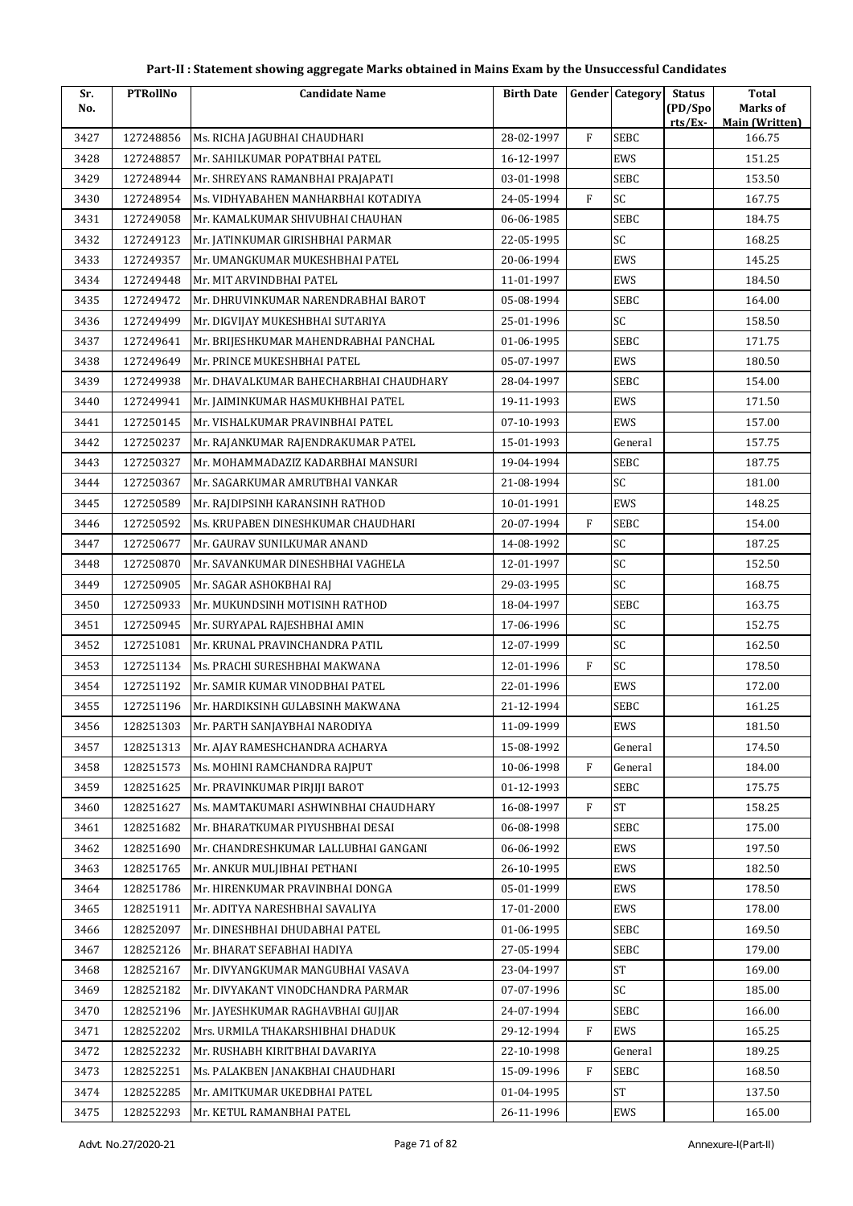## Part-II : Statement showing aggregate Marks obtained in Mains Exam by the Unsuccessful Candidates

| Sr. No. | PTRollNo | Candidate Name | Birth Date | Gender | Category | Status (PD/Sports/Ex- | Total Marks of Main (Written) |
|---|---|---|---|---|---|---|---|
| 3427 | 127248856 | Ms. RICHA JAGUBHAI CHAUDHARI | 28-02-1997 | F | SEBC | | 166.75 |
| 3428 | 127248857 | Mr. SAHILKUMAR POPATBHAI PATEL | 16-12-1997 | | EWS | | 151.25 |
| 3429 | 127248944 | Mr. SHREYANS RAMANBHAI PRAJAPATI | 03-01-1998 | | SEBC | | 153.50 |
| 3430 | 127248954 | Ms. VIDHYABAHEN MANHARBHAI KOTADIYA | 24-05-1994 | F | SC | | 167.75 |
| 3431 | 127249058 | Mr. KAMALKUMAR SHIVUBHAI CHAUHAN | 06-06-1985 | | SEBC | | 184.75 |
| 3432 | 127249123 | Mr. JATINKUMAR GIRISHBHAI PARMAR | 22-05-1995 | | SC | | 168.25 |
| 3433 | 127249357 | Mr. UMANGKUMAR MUKESHBHAI PATEL | 20-06-1994 | | EWS | | 145.25 |
| 3434 | 127249448 | Mr. MIT ARVINDBHAI PATEL | 11-01-1997 | | EWS | | 184.50 |
| 3435 | 127249472 | Mr. DHRUVINKUMAR NARENDRABHAI BAROT | 05-08-1994 | | SEBC | | 164.00 |
| 3436 | 127249499 | Mr. DIGVIJAY MUKESHBHAI SUTARIYA | 25-01-1996 | | SC | | 158.50 |
| 3437 | 127249641 | Mr. BRIJESHKUMAR MAHENDRABHAI PANCHAL | 01-06-1995 | | SEBC | | 171.75 |
| 3438 | 127249649 | Mr. PRINCE MUKESHBHAI PATEL | 05-07-1997 | | EWS | | 180.50 |
| 3439 | 127249938 | Mr. DHAVALKUMAR BAHECHARBHAI CHAUDHARY | 28-04-1997 | | SEBC | | 154.00 |
| 3440 | 127249941 | Mr. JAIMINKUMAR HASMUKHBHAI PATEL | 19-11-1993 | | EWS | | 171.50 |
| 3441 | 127250145 | Mr. VISHALKUMAR PRAVINBHAI PATEL | 07-10-1993 | | EWS | | 157.00 |
| 3442 | 127250237 | Mr. RAJANKUMAR RAJENDRAKUMAR PATEL | 15-01-1993 | | General | | 157.75 |
| 3443 | 127250327 | Mr. MOHAMMADAZIZ KADARBHAI MANSURI | 19-04-1994 | | SEBC | | 187.75 |
| 3444 | 127250367 | Mr. SAGARKUMAR AMRUTBHAI VANKAR | 21-08-1994 | | SC | | 181.00 |
| 3445 | 127250589 | Mr. RAJDIPSINH KARANSINH RATHOD | 10-01-1991 | | EWS | | 148.25 |
| 3446 | 127250592 | Ms. KRUPABEN DINESHKUMAR CHAUDHARI | 20-07-1994 | F | SEBC | | 154.00 |
| 3447 | 127250677 | Mr. GAURAV SUNILKUMAR ANAND | 14-08-1992 | | SC | | 187.25 |
| 3448 | 127250870 | Mr. SAVANKUMAR DINESHBHAI VAGHELA | 12-01-1997 | | SC | | 152.50 |
| 3449 | 127250905 | Mr. SAGAR ASHOKBHAI RAJ | 29-03-1995 | | SC | | 168.75 |
| 3450 | 127250933 | Mr. MUKUNDSINH MOTISINH RATHOD | 18-04-1997 | | SEBC | | 163.75 |
| 3451 | 127250945 | Mr. SURYAPAL RAJESHBHAI AMIN | 17-06-1996 | | SC | | 152.75 |
| 3452 | 127251081 | Mr. KRUNAL PRAVINCHANDRA PATIL | 12-07-1999 | | SC | | 162.50 |
| 3453 | 127251134 | Ms. PRACHI SURESHBHAI MAKWANA | 12-01-1996 | F | SC | | 178.50 |
| 3454 | 127251192 | Mr. SAMIR KUMAR VINODBHAI PATEL | 22-01-1996 | | EWS | | 172.00 |
| 3455 | 127251196 | Mr. HARDIKSINH GULABSINH MAKWANA | 21-12-1994 | | SEBC | | 161.25 |
| 3456 | 128251303 | Mr. PARTH SANJAYBHAI NARODIYA | 11-09-1999 | | EWS | | 181.50 |
| 3457 | 128251313 | Mr. AJAY RAMESHCHANDRA ACHARYA | 15-08-1992 | | General | | 174.50 |
| 3458 | 128251573 | Ms. MOHINI RAMCHANDRA RAJPUT | 10-06-1998 | F | General | | 184.00 |
| 3459 | 128251625 | Mr. PRAVINKUMAR PIRJIJI BAROT | 01-12-1993 | | SEBC | | 175.75 |
| 3460 | 128251627 | Ms. MAMTAKUMARI ASHWINBHAI CHAUDHARY | 16-08-1997 | F | ST | | 158.25 |
| 3461 | 128251682 | Mr. BHARATKUMAR PIYUSHBHAI DESAI | 06-08-1998 | | SEBC | | 175.00 |
| 3462 | 128251690 | Mr. CHANDRESHKUMAR LALLUBHAI GANGANI | 06-06-1992 | | EWS | | 197.50 |
| 3463 | 128251765 | Mr. ANKUR MULJIBHAI PETHANI | 26-10-1995 | | EWS | | 182.50 |
| 3464 | 128251786 | Mr. HIRENKUMAR PRAVINBHAI DONGA | 05-01-1999 | | EWS | | 178.50 |
| 3465 | 128251911 | Mr. ADITYA NARESHBHAI SAVALIYA | 17-01-2000 | | EWS | | 178.00 |
| 3466 | 128252097 | Mr. DINESHBHAI DHUDABHAI PATEL | 01-06-1995 | | SEBC | | 169.50 |
| 3467 | 128252126 | Mr. BHARAT SEFABHAI HADIYA | 27-05-1994 | | SEBC | | 179.00 |
| 3468 | 128252167 | Mr. DIVYANGKUMAR MANGUBHAI VASAVA | 23-04-1997 | | ST | | 169.00 |
| 3469 | 128252182 | Mr. DIVYAKANT VINODCHANDRA PARMAR | 07-07-1996 | | SC | | 185.00 |
| 3470 | 128252196 | Mr. JAYESHKUMAR RAGHAVBHAI GUJJAR | 24-07-1994 | | SEBC | | 166.00 |
| 3471 | 128252202 | Mrs. URMILA THAKARSHIBHAI DHADUK | 29-12-1994 | F | EWS | | 165.25 |
| 3472 | 128252232 | Mr. RUSHABH KIRITBHAI DAVARIYA | 22-10-1998 | | General | | 189.25 |
| 3473 | 128252251 | Ms. PALAKBEN JANAKBHAI CHAUDHARI | 15-09-1996 | F | SEBC | | 168.50 |
| 3474 | 128252285 | Mr. AMITKUMAR UKEDBHAI PATEL | 01-04-1995 | | ST | | 137.50 |
| 3475 | 128252293 | Mr. KETUL RAMANBHAI PATEL | 26-11-1996 | | EWS | | 165.00 |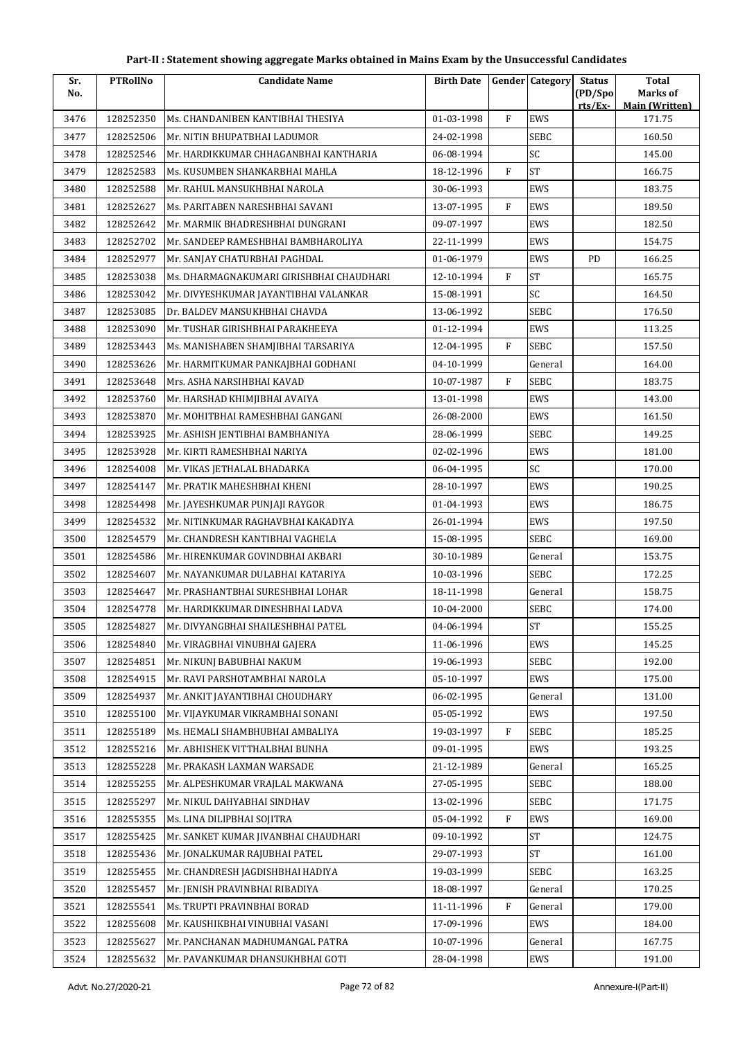## Part-II : Statement showing aggregate Marks obtained in Mains Exam by the Unsuccessful Candidates

| Sr. No. | PTRollNo | Candidate Name | Birth Date | Gender | Category | Status (PD/Spo rts/Ex- | Total Marks of Main (Written) |
|---|---|---|---|---|---|---|---|
| 3476 | 128252350 | Ms. CHANDANIBEN KANTIBHAI THESIYA | 01-03-1998 | F | EWS | | 171.75 |
| 3477 | 128252506 | Mr. NITIN BHUPATBHAI LADUMOR | 24-02-1998 | | SEBC | | 160.50 |
| 3478 | 128252546 | Mr. HARDIKKUMAR CHHAGANBHAI KANTHARIA | 06-08-1994 | | SC | | 145.00 |
| 3479 | 128252583 | Ms. KUSUMBEN SHANKARBHAI MAHLA | 18-12-1996 | F | ST | | 166.75 |
| 3480 | 128252588 | Mr. RAHUL MANSUKHBHAI NAROLA | 30-06-1993 | | EWS | | 183.75 |
| 3481 | 128252627 | Ms. PARITABEN NARESHBHAI SAVANI | 13-07-1995 | F | EWS | | 189.50 |
| 3482 | 128252642 | Mr. MARMIK BHADRESHBHAI DUNGRANI | 09-07-1997 | | EWS | | 182.50 |
| 3483 | 128252702 | Mr. SANDEEP RAMESHBHAI BAMBHAROLIYA | 22-11-1999 | | EWS | | 154.75 |
| 3484 | 128252977 | Mr. SANJAY CHATURBHAI PAGHDAL | 01-06-1979 | | EWS | PD | 166.25 |
| 3485 | 128253038 | Ms. DHARMAGNAKUMARI GIRISHBHAI CHAUDHARI | 12-10-1994 | F | ST | | 165.75 |
| 3486 | 128253042 | Mr. DIVYESHKUMAR JAYANTIBHAI VALANKAR | 15-08-1991 | | SC | | 164.50 |
| 3487 | 128253085 | Dr. BALDEV MANSUKHBHAI CHAVDA | 13-06-1992 | | SEBC | | 176.50 |
| 3488 | 128253090 | Mr. TUSHAR GIRISHBHAI PARAKHEEYA | 01-12-1994 | | EWS | | 113.25 |
| 3489 | 128253443 | Ms. MANISHABEN SHAMJIBHAI TARSARIYA | 12-04-1995 | F | SEBC | | 157.50 |
| 3490 | 128253626 | Mr. HARMITKUMAR PANKAJBHAI GODHANI | 04-10-1999 | | General | | 164.00 |
| 3491 | 128253648 | Mrs. ASHA NARSIHBHAI KAVAD | 10-07-1987 | F | SEBC | | 183.75 |
| 3492 | 128253760 | Mr. HARSHAD KHIMJIBHAI AVAIYA | 13-01-1998 | | EWS | | 143.00 |
| 3493 | 128253870 | Mr. MOHITBHAI RAMESHBHAI GANGANI | 26-08-2000 | | EWS | | 161.50 |
| 3494 | 128253925 | Mr. ASHISH JENTIBHAI BAMBHANIYA | 28-06-1999 | | SEBC | | 149.25 |
| 3495 | 128253928 | Mr. KIRTI RAMESHBHAI NARIYA | 02-02-1996 | | EWS | | 181.00 |
| 3496 | 128254008 | Mr. VIKAS JETHALAL BHADARKA | 06-04-1995 | | SC | | 170.00 |
| 3497 | 128254147 | Mr. PRATIK MAHESHBHAI KHENI | 28-10-1997 | | EWS | | 190.25 |
| 3498 | 128254498 | Mr. JAYESHKUMAR PUNJAJI RAYGOR | 01-04-1993 | | EWS | | 186.75 |
| 3499 | 128254532 | Mr. NITINKUMAR RAGHAVBHAI KAKADIYA | 26-01-1994 | | EWS | | 197.50 |
| 3500 | 128254579 | Mr. CHANDRESH KANTIBHAI VAGHELA | 15-08-1995 | | SEBC | | 169.00 |
| 3501 | 128254586 | Mr. HIRENKUMAR GOVINDBHAI AKBARI | 30-10-1989 | | General | | 153.75 |
| 3502 | 128254607 | Mr. NAYANKUMAR DULABHAI KATARIYA | 10-03-1996 | | SEBC | | 172.25 |
| 3503 | 128254647 | Mr. PRASHANTBHAI SURESHBHAI LOHAR | 18-11-1998 | | General | | 158.75 |
| 3504 | 128254778 | Mr. HARDIKKUMAR DINESHBHAI LADVA | 10-04-2000 | | SEBC | | 174.00 |
| 3505 | 128254827 | Mr. DIVYANGBHAI SHAILESHBHAI PATEL | 04-06-1994 | | ST | | 155.25 |
| 3506 | 128254840 | Mr. VIRAGBHAI VINUBHAI GAJERA | 11-06-1996 | | EWS | | 145.25 |
| 3507 | 128254851 | Mr. NIKUNJ BABUBHAI NAKUM | 19-06-1993 | | SEBC | | 192.00 |
| 3508 | 128254915 | Mr. RAVI PARSHOTAMBHAI NAROLA | 05-10-1997 | | EWS | | 175.00 |
| 3509 | 128254937 | Mr. ANKIT JAYANTIBHAI CHOUDHARY | 06-02-1995 | | General | | 131.00 |
| 3510 | 128255100 | Mr. VIJAYKUMAR VIKRAMBHAI SONANI | 05-05-1992 | | EWS | | 197.50 |
| 3511 | 128255189 | Ms. HEMALI SHAMBHUBHAI AMBALIYA | 19-03-1997 | F | SEBC | | 185.25 |
| 3512 | 128255216 | Mr. ABHISHEK VITTHALBHAI BUNHA | 09-01-1995 | | EWS | | 193.25 |
| 3513 | 128255228 | Mr. PRAKASH LAXMAN WARSADE | 21-12-1989 | | General | | 165.25 |
| 3514 | 128255255 | Mr. ALPESHKUMAR VRAJLAL MAKWANA | 27-05-1995 | | SEBC | | 188.00 |
| 3515 | 128255297 | Mr. NIKUL DAHYABHAI SINDHAV | 13-02-1996 | | SEBC | | 171.75 |
| 3516 | 128255355 | Ms. LINA DILIPBHAI SOJITRA | 05-04-1992 | F | EWS | | 169.00 |
| 3517 | 128255425 | Mr. SANKET KUMAR JIVANBHAI CHAUDHARI | 09-10-1992 | | ST | | 124.75 |
| 3518 | 128255436 | Mr. JONALKUMAR RAJUBHAI PATEL | 29-07-1993 | | ST | | 161.00 |
| 3519 | 128255455 | Mr. CHANDRESH JAGDISHBHAI HADIYA | 19-03-1999 | | SEBC | | 163.25 |
| 3520 | 128255457 | Mr. JENISH PRAVINBHAI RIBADIYA | 18-08-1997 | | General | | 170.25 |
| 3521 | 128255541 | Ms. TRUPTI PRAVINBHAI BORAD | 11-11-1996 | F | General | | 179.00 |
| 3522 | 128255608 | Mr. KAUSHIKBHAI VINUBHAI VASANI | 17-09-1996 | | EWS | | 184.00 |
| 3523 | 128255627 | Mr. PANCHANAN MADHUMANGAL PATRA | 10-07-1996 | | General | | 167.75 |
| 3524 | 128255632 | Mr. PAVANKUMAR DHANSUKHBHAI GOTI | 28-04-1998 | | EWS | | 191.00 |

Advt. No.27/2020-21 Annexure-I(Part-II)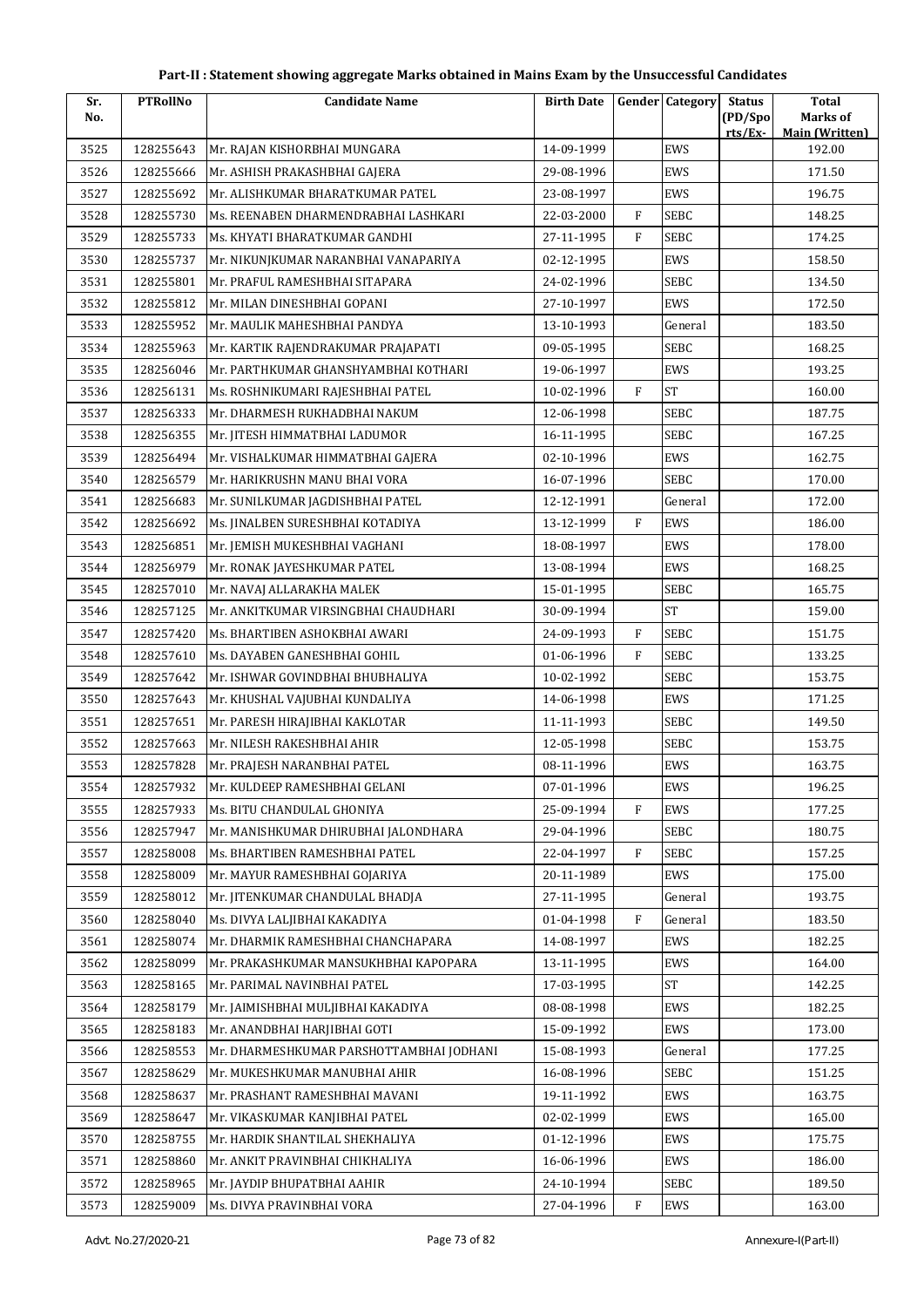# Part-II : Statement showing aggregate Marks obtained in Mains Exam by the Unsuccessful Candidates

| Sr. No. | PTRollNo | Candidate Name | Birth Date | Gender | Category | Status (PD/Spo rts/Ex- | Total Marks of Main (Written) |
|---|---|---|---|---|---|---|---|
| 3525 | 128255643 | Mr. RAJAN KISHORBHAI MUNGARA | 14-09-1999 | | EWS | | 192.00 |
| 3526 | 128255666 | Mr. ASHISH PRAKASHBHAI GAJERA | 29-08-1996 | | EWS | | 171.50 |
| 3527 | 128255692 | Mr. ALISHKUMAR BHARATKUMAR PATEL | 23-08-1997 | | EWS | | 196.75 |
| 3528 | 128255730 | Ms. REENABEN DHARMENDRABHAI LASHKARI | 22-03-2000 | F | SEBC | | 148.25 |
| 3529 | 128255733 | Ms. KHYATI BHARATKUMAR GANDHI | 27-11-1995 | F | SEBC | | 174.25 |
| 3530 | 128255737 | Mr. NIKUNJKUMAR NARANBHAI VANAPARIYA | 02-12-1995 | | EWS | | 158.50 |
| 3531 | 128255801 | Mr. PRAFUL RAMESHBHAI SITAPARA | 24-02-1996 | | SEBC | | 134.50 |
| 3532 | 128255812 | Mr. MILAN DINESHBHAI GOPANI | 27-10-1997 | | EWS | | 172.50 |
| 3533 | 128255952 | Mr. MAULIK MAHESHBHAI PANDYA | 13-10-1993 | | General | | 183.50 |
| 3534 | 128255963 | Mr. KARTIK RAJENDRAKUMAR PRAJAPATI | 09-05-1995 | | SEBC | | 168.25 |
| 3535 | 128256046 | Mr. PARTHKUMAR GHANSHYAMBHAI KOTHARI | 19-06-1997 | | EWS | | 193.25 |
| 3536 | 128256131 | Ms. ROSHNIKUMARI RAJESHBHAI PATEL | 10-02-1996 | F | ST | | 160.00 |
| 3537 | 128256333 | Mr. DHARMESH RUKHADBHAI NAKUM | 12-06-1998 | | SEBC | | 187.75 |
| 3538 | 128256355 | Mr. JITESH HIMMATBHAI LADUMOR | 16-11-1995 | | SEBC | | 167.25 |
| 3539 | 128256494 | Mr. VISHALKUMAR HIMMATBHAI GAJERA | 02-10-1996 | | EWS | | 162.75 |
| 3540 | 128256579 | Mr. HARIKRUSHN MANU BHAI VORA | 16-07-1996 | | SEBC | | 170.00 |
| 3541 | 128256683 | Mr. SUNILKUMAR JAGDISHBHAI PATEL | 12-12-1991 | | General | | 172.00 |
| 3542 | 128256692 | Ms. JINALBEN SURESHBHAI KOTADIYA | 13-12-1999 | F | EWS | | 186.00 |
| 3543 | 128256851 | Mr. JEMISH MUKESHBHAI VAGHANI | 18-08-1997 | | EWS | | 178.00 |
| 3544 | 128256979 | Mr. RONAK JAYESHKUMAR PATEL | 13-08-1994 | | EWS | | 168.25 |
| 3545 | 128257010 | Mr. NAVAJ ALLARAKHA MALEK | 15-01-1995 | | SEBC | | 165.75 |
| 3546 | 128257125 | Mr. ANKITKUMAR VIRSINGBHAI CHAUDHARI | 30-09-1994 | | ST | | 159.00 |
| 3547 | 128257420 | Ms. BHARTIBEN ASHOKBHAI AWARI | 24-09-1993 | F | SEBC | | 151.75 |
| 3548 | 128257610 | Ms. DAYABEN GANESHBHAI GOHIL | 01-06-1996 | F | SEBC | | 133.25 |
| 3549 | 128257642 | Mr. ISHWAR GOVINDBHAI BHUBHALIYA | 10-02-1992 | | SEBC | | 153.75 |
| 3550 | 128257643 | Mr. KHUSHAL VAJUBHAI KUNDALIYA | 14-06-1998 | | EWS | | 171.25 |
| 3551 | 128257651 | Mr. PARESH HIRAJIBHAI KAKLOTAR | 11-11-1993 | | SEBC | | 149.50 |
| 3552 | 128257663 | Mr. NILESH RAKESHBHAI AHIR | 12-05-1998 | | SEBC | | 153.75 |
| 3553 | 128257828 | Mr. PRAJESH NARANBHAI PATEL | 08-11-1996 | | EWS | | 163.75 |
| 3554 | 128257932 | Mr. KULDEEP RAMESHBHAI GELANI | 07-01-1996 | | EWS | | 196.25 |
| 3555 | 128257933 | Ms. BITU CHANDULAL GHONIYA | 25-09-1994 | F | EWS | | 177.25 |
| 3556 | 128257947 | Mr. MANISHKUMAR DHIRUBHAI JALONDHARA | 29-04-1996 | | SEBC | | 180.75 |
| 3557 | 128258008 | Ms. BHARTIBEN RAMESHBHAI PATEL | 22-04-1997 | F | SEBC | | 157.25 |
| 3558 | 128258009 | Mr. MAYUR RAMESHBHAI GOJARIYA | 20-11-1989 | | EWS | | 175.00 |
| 3559 | 128258012 | Mr. JITENKUMAR CHANDULAL BHADJA | 27-11-1995 | | General | | 193.75 |
| 3560 | 128258040 | Ms. DIVYA LALJIBHAI KAKADIYA | 01-04-1998 | F | General | | 183.50 |
| 3561 | 128258074 | Mr. DHARMIK RAMESHBHAI CHANCHAPARA | 14-08-1997 | | EWS | | 182.25 |
| 3562 | 128258099 | Mr. PRAKASHKUMAR MANSUKHBHAI KAPOPARA | 13-11-1995 | | EWS | | 164.00 |
| 3563 | 128258165 | Mr. PARIMAL NAVINBHAI PATEL | 17-03-1995 | | ST | | 142.25 |
| 3564 | 128258179 | Mr. JAIMISHBHAI MULJIBHAI KAKADIYA | 08-08-1998 | | EWS | | 182.25 |
| 3565 | 128258183 | Mr. ANANDBHAI HARJIBHAI GOTI | 15-09-1992 | | EWS | | 173.00 |
| 3566 | 128258553 | Mr. DHARMESHKUMAR PARSHOTTAMBHAI JODHANI | 15-08-1993 | | General | | 177.25 |
| 3567 | 128258629 | Mr. MUKESHKUMAR MANUBHAI AHIR | 16-08-1996 | | SEBC | | 151.25 |
| 3568 | 128258637 | Mr. PRASHANT RAMESHBHAI MAVANI | 19-11-1992 | | EWS | | 163.75 |
| 3569 | 128258647 | Mr. VIKASKUMAR KANJIBHAI PATEL | 02-02-1999 | | EWS | | 165.00 |
| 3570 | 128258755 | Mr. HARDIK SHANTILAL SHEKHALIYA | 01-12-1996 | | EWS | | 175.75 |
| 3571 | 128258860 | Mr. ANKIT PRAVINBHAI CHIKHALIYA | 16-06-1996 | | EWS | | 186.00 |
| 3572 | 128258965 | Mr. JAYDIP BHUPATBHAI AAHIR | 24-10-1994 | | SEBC | | 189.50 |
| 3573 | 128259009 | Ms. DIVYA PRAVINBHAI VORA | 27-04-1996 | F | EWS | | 163.00 |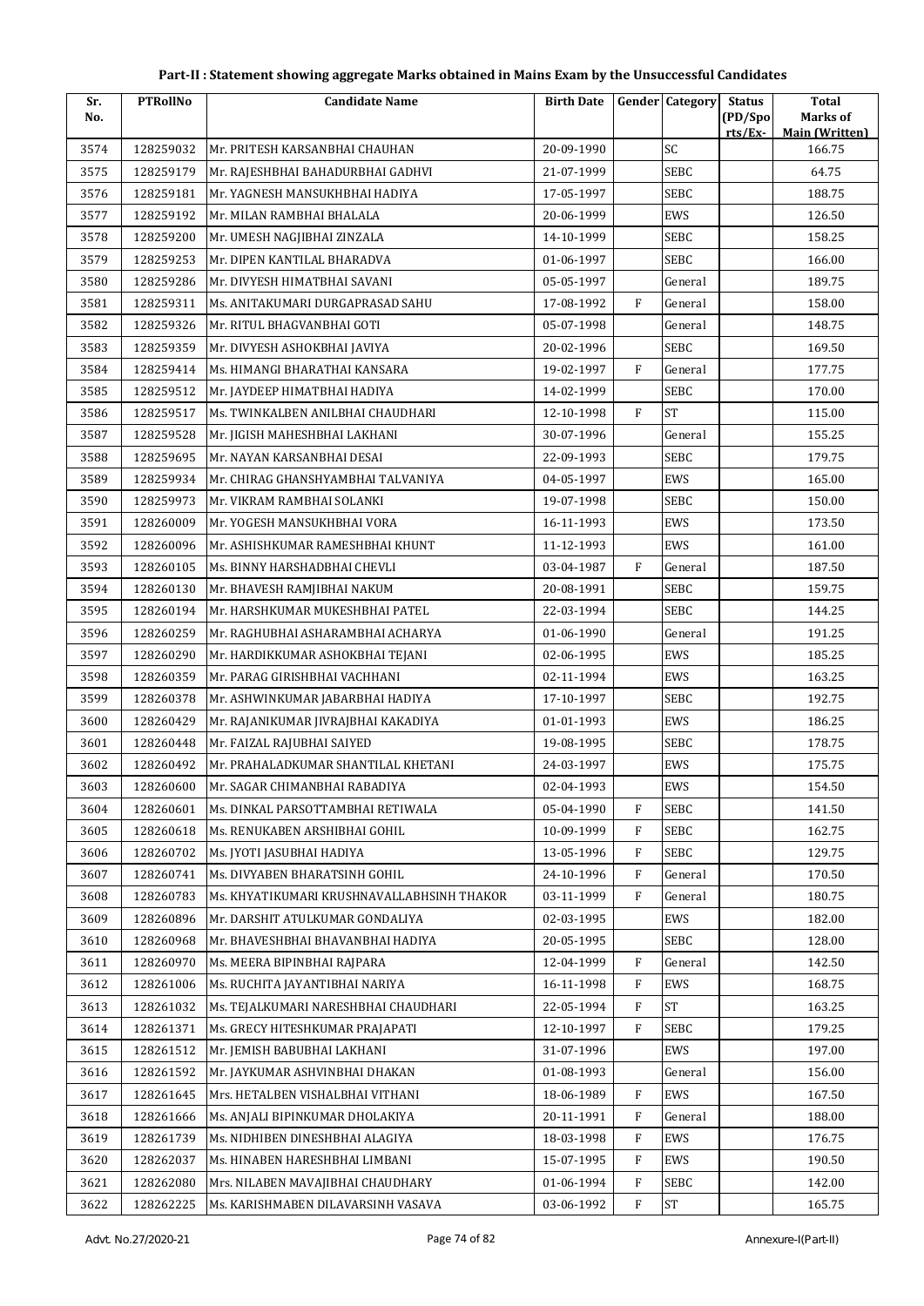**Part-II : Statement showing aggregate Marks obtained in Mains Exam by the Unsuccessful Candidates**

| Sr. No. | PTRollNo | Candidate Name | Birth Date | Gender | Category | Status (PD/Sports/Ex- | Total Marks of Main (Written) |
|---|---|---|---|---|---|---|---|
| 3574 | 128259032 | Mr. PRITESH KARSANBHAI CHAUHAN | 20-09-1990 | | SC | | 166.75 |
| 3575 | 128259179 | Mr. RAJESHBHAI BAHADURBHAI GADHVI | 21-07-1999 | | SEBC | | 64.75 |
| 3576 | 128259181 | Mr. YAGNESH MANSUKHBHAI HADIYA | 17-05-1997 | | SEBC | | 188.75 |
| 3577 | 128259192 | Mr. MILAN RAMBHAI BHALALA | 20-06-1999 | | EWS | | 126.50 |
| 3578 | 128259200 | Mr. UMESH NAGJIBHAI ZINZALA | 14-10-1999 | | SEBC | | 158.25 |
| 3579 | 128259253 | Mr. DIPEN KANTILAL BHARADVA | 01-06-1997 | | SEBC | | 166.00 |
| 3580 | 128259286 | Mr. DIVYESH HIMATBHAI SAVANI | 05-05-1997 | | General | | 189.75 |
| 3581 | 128259311 | Ms. ANITAKUMARI DURGAPRASAD SAHU | 17-08-1992 | F | General | | 158.00 |
| 3582 | 128259326 | Mr. RITUL BHAGVANBHAI GOTI | 05-07-1998 | | General | | 148.75 |
| 3583 | 128259359 | Mr. DIVYESH ASHOKBHAI JAVIYA | 20-02-1996 | | SEBC | | 169.50 |
| 3584 | 128259414 | Ms. HIMANGI BHARATHAI KANSARA | 19-02-1997 | F | General | | 177.75 |
| 3585 | 128259512 | Mr. JAYDEEP HIMATBHAI HADIYA | 14-02-1999 | | SEBC | | 170.00 |
| 3586 | 128259517 | Ms. TWINKALBEN ANILBHAI CHAUDHARI | 12-10-1998 | F | ST | | 115.00 |
| 3587 | 128259528 | Mr. JIGISH MAHESHBHAI LAKHANI | 30-07-1996 | | General | | 155.25 |
| 3588 | 128259695 | Mr. NAYAN KARSANBHAI DESAI | 22-09-1993 | | SEBC | | 179.75 |
| 3589 | 128259934 | Mr. CHIRAG GHANSHYAMBHAI TALVANIYA | 04-05-1997 | | EWS | | 165.00 |
| 3590 | 128259973 | Mr. VIKRAM RAMBHAI SOLANKI | 19-07-1998 | | SEBC | | 150.00 |
| 3591 | 128260009 | Mr. YOGESH MANSUKHBHAI VORA | 16-11-1993 | | EWS | | 173.50 |
| 3592 | 128260096 | Mr. ASHISHKUMAR RAMESHBHAI KHUNT | 11-12-1993 | | EWS | | 161.00 |
| 3593 | 128260105 | Ms. BINNY HARSHADBHAI CHEVLI | 03-04-1987 | F | General | | 187.50 |
| 3594 | 128260130 | Mr. BHAVESH RAMJIBHAI NAKUM | 20-08-1991 | | SEBC | | 159.75 |
| 3595 | 128260194 | Mr. HARSHKUMAR MUKESHBHAI PATEL | 22-03-1994 | | SEBC | | 144.25 |
| 3596 | 128260259 | Mr. RAGHUBHAI ASHARAMBHAI ACHARYA | 01-06-1990 | | General | | 191.25 |
| 3597 | 128260290 | Mr. HARDIKKUMAR ASHOKBHAI TEJANI | 02-06-1995 | | EWS | | 185.25 |
| 3598 | 128260359 | Mr. PARAG GIRISHBHAI VACHHANI | 02-11-1994 | | EWS | | 163.25 |
| 3599 | 128260378 | Mr. ASHWINKUMAR JABARBHAI HADIYA | 17-10-1997 | | SEBC | | 192.75 |
| 3600 | 128260429 | Mr. RAJANIKUMAR JIVRAJBHAI KAKADIYA | 01-01-1993 | | EWS | | 186.25 |
| 3601 | 128260448 | Mr. FAIZAL RAJUBHAI SAIYED | 19-08-1995 | | SEBC | | 178.75 |
| 3602 | 128260492 | Mr. PRAHALADKUMAR SHANTILAL KHETANI | 24-03-1997 | | EWS | | 175.75 |
| 3603 | 128260600 | Mr. SAGAR CHIMANBHAI RABADIYA | 02-04-1993 | | EWS | | 154.50 |
| 3604 | 128260601 | Ms. DINKAL PARSOTTAMBHAI RETIWALA | 05-04-1990 | F | SEBC | | 141.50 |
| 3605 | 128260618 | Ms. RENUKABEN ARSHIBHAI GOHIL | 10-09-1999 | F | SEBC | | 162.75 |
| 3606 | 128260702 | Ms. JYOTI JASUBHAI HADIYA | 13-05-1996 | F | SEBC | | 129.75 |
| 3607 | 128260741 | Ms. DIVYABEN BHARATSINH GOHIL | 24-10-1996 | F | General | | 170.50 |
| 3608 | 128260783 | Ms. KHYATIKUMARI KRUSHNAVALLABHSINH THAKOR | 03-11-1999 | F | General | | 180.75 |
| 3609 | 128260896 | Mr. DARSHIT ATULKUMAR GONDALIYA | 02-03-1995 | | EWS | | 182.00 |
| 3610 | 128260968 | Mr. BHAVESHBHAI BHAVANBHAI HADIYA | 20-05-1995 | | SEBC | | 128.00 |
| 3611 | 128260970 | Ms. MEERA BIPINBHAI RAJPARA | 12-04-1999 | F | General | | 142.50 |
| 3612 | 128261006 | Ms. RUCHITA JAYANTIBHAI NARIYA | 16-11-1998 | F | EWS | | 168.75 |
| 3613 | 128261032 | Ms. TEJALKUMARI NARESHBHAI CHAUDHARI | 22-05-1994 | F | ST | | 163.25 |
| 3614 | 128261371 | Ms. GRECY HITESHKUMAR PRAJAPATI | 12-10-1997 | F | SEBC | | 179.25 |
| 3615 | 128261512 | Mr. JEMISH BABUBHAI LAKHANI | 31-07-1996 | | EWS | | 197.00 |
| 3616 | 128261592 | Mr. JAYKUMAR ASHVINBHAI DHAKAN | 01-08-1993 | | General | | 156.00 |
| 3617 | 128261645 | Mrs. HETALBEN VISHALBHAI VITHANI | 18-06-1989 | F | EWS | | 167.50 |
| 3618 | 128261666 | Ms. ANJALI BIPINKUMAR DHOLAKIYA | 20-11-1991 | F | General | | 188.00 |
| 3619 | 128261739 | Ms. NIDHIBEN DINESHBHAI ALAGIYA | 18-03-1998 | F | EWS | | 176.75 |
| 3620 | 128262037 | Ms. HINABEN HARESHBHAI LIMBANI | 15-07-1995 | F | EWS | | 190.50 |
| 3621 | 128262080 | Mrs. NILABEN MAVAJIBHAI CHAUDHARY | 01-06-1994 | F | SEBC | | 142.00 |
| 3622 | 128262225 | Ms. KARISHMABEN DILAVARSINH VASAVA | 03-06-1992 | F | ST | | 165.75 |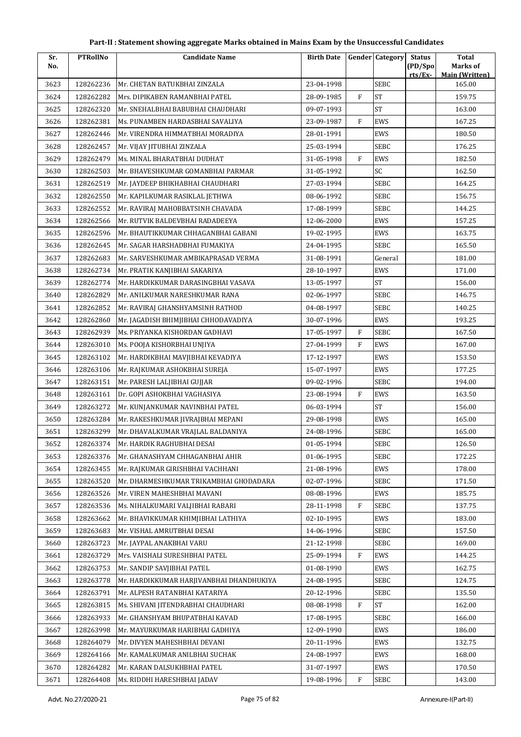## Part-II : Statement showing aggregate Marks obtained in Mains Exam by the Unsuccessful Candidates

| Sr. No. | PTRollNo | Candidate Name | Birth Date | Gender | Category | Status (PD/Spo rts/Ex- | Total Marks of Main (Written) |
|---|---|---|---|---|---|---|---|
| 3623 | 128262236 | Mr. CHETAN BATUKBHAI ZINZALA | 23-04-1998 | | SEBC | | 165.00 |
| 3624 | 128262282 | Mrs. DIPIKABEN RAMANBHAI PATEL | 28-09-1985 | F | ST | | 159.75 |
| 3625 | 128262320 | Mr. SNEHALBHAI BABUBHAI CHAUDHARI | 09-07-1993 | | ST | | 163.00 |
| 3626 | 128262381 | Ms. PUNAMBEN HARDASBHAI SAVALIYA | 23-09-1987 | F | EWS | | 167.25 |
| 3627 | 128262446 | Mr. VIRENDRA HIMMATBHAI MORADIYA | 28-01-1991 | | EWS | | 180.50 |
| 3628 | 128262457 | Mr. VIJAY JITUBHAI ZINZALA | 25-03-1994 | | SEBC | | 176.25 |
| 3629 | 128262479 | Ms. MINAL BHARATBHAI DUDHAT | 31-05-1998 | F | EWS | | 182.50 |
| 3630 | 128262503 | Mr. BHAVESHKUMAR GOMANBHAI PARMAR | 31-05-1992 | | SC | | 162.50 |
| 3631 | 128262519 | Mr. JAYDEEP BHIKHABHAI CHAUDHARI | 27-03-1994 | | SEBC | | 164.25 |
| 3632 | 128262550 | Mr. KAPILKUMAR RASIKLAL JETHWA | 08-06-1992 | | SEBC | | 156.75 |
| 3633 | 128262552 | Mr. RAVIRAJ MAHOBBATSINH CHAVADA | 17-08-1999 | | SEBC | | 144.25 |
| 3634 | 128262566 | Mr. RUTVIK BALDEVBHAI RADADEEYA | 12-06-2000 | | EWS | | 157.25 |
| 3635 | 128262596 | Mr. BHAUTIKKUMAR CHHAGANBHAI GABANI | 19-02-1995 | | EWS | | 163.75 |
| 3636 | 128262645 | Mr. SAGAR HARSHADBHAI FUMAKIYA | 24-04-1995 | | SEBC | | 165.50 |
| 3637 | 128262683 | Mr. SARVESHKUMAR AMBIKAPRASAD VERMA | 31-08-1991 | | General | | 181.00 |
| 3638 | 128262734 | Mr. PRATIK KANJIBHAI SAKARIYA | 28-10-1997 | | EWS | | 171.00 |
| 3639 | 128262774 | Mr. HARDIKKUMAR DARASINGBHAI VASAVA | 13-05-1997 | | ST | | 156.00 |
| 3640 | 128262829 | Mr. ANILKUMAR NARESHKUMAR RANA | 02-06-1997 | | SEBC | | 146.75 |
| 3641 | 128262852 | Mr. RAVIRAJ GHANSHYAMSINH RATHOD | 04-08-1997 | | SEBC | | 140.25 |
| 3642 | 128262860 | Mr. JAGADISH BHIMJIBHAI CHHODAVADIYA | 30-07-1996 | | EWS | | 193.25 |
| 3643 | 128262939 | Ms. PRIYANKA KISHORDAN GADHAVI | 17-05-1997 | F | SEBC | | 167.50 |
| 3644 | 128263010 | Ms. POOJA KISHORBHAI UNJIYA | 27-04-1999 | F | EWS | | 167.00 |
| 3645 | 128263102 | Mr. HARDIKBHAI MAVJIBHAI KEVADIYA | 17-12-1997 | | EWS | | 153.50 |
| 3646 | 128263106 | Mr. RAJKUMAR ASHOKBHAI SUREJA | 15-07-1997 | | EWS | | 177.25 |
| 3647 | 128263151 | Mr. PARESH LALJIBHAI GUJJAR | 09-02-1996 | | SEBC | | 194.00 |
| 3648 | 128263161 | Dr. GOPI ASHOKBHAI VAGHASIYA | 23-08-1994 | F | EWS | | 163.50 |
| 3649 | 128263272 | Mr. KUNJANKUMAR NAVINBHAI PATEL | 06-03-1994 | | ST | | 156.00 |
| 3650 | 128263284 | Mr. RAKESHKUMAR JIVRAJBHAI MEPANI | 29-08-1998 | | EWS | | 165.00 |
| 3651 | 128263299 | Mr. DHAVALKUMAR VRAJLAL BALDANIYA | 24-08-1996 | | SEBC | | 165.00 |
| 3652 | 128263374 | Mr. HARDIK RAGHUBHAI DESAI | 01-05-1994 | | SEBC | | 126.50 |
| 3653 | 128263376 | Mr. GHANASHYAM CHHAGANBHAI AHIR | 01-06-1995 | | SEBC | | 172.25 |
| 3654 | 128263455 | Mr. RAJKUMAR GIRISHBHAI VACHHANI | 21-08-1996 | | EWS | | 178.00 |
| 3655 | 128263520 | Mr. DHARMESHKUMAR TRIKAMBHAI GHODADARA | 02-07-1996 | | SEBC | | 171.50 |
| 3656 | 128263526 | Mr. VIREN MAHESHBHAI MAVANI | 08-08-1996 | | EWS | | 185.75 |
| 3657 | 128263536 | Ms. NIHALKUMARI VALJIBHAI RABARI | 28-11-1998 | F | SEBC | | 137.75 |
| 3658 | 128263662 | Mr. BHAVIKKUMAR KHIMJIBHAI LATHIYA | 02-10-1995 | | EWS | | 183.00 |
| 3659 | 128263683 | Mr. VISHAL AMRUTBHAI DESAI | 14-06-1996 | | SEBC | | 157.50 |
| 3660 | 128263723 | Mr. JAYPAL ANAKBHAI VARU | 21-12-1998 | | SEBC | | 169.00 |
| 3661 | 128263729 | Mrs. VAISHALI SURESHBHAI PATEL | 25-09-1994 | F | EWS | | 144.25 |
| 3662 | 128263753 | Mr. SANDIP SAVJIBHAI PATEL | 01-08-1990 | | EWS | | 162.75 |
| 3663 | 128263778 | Mr. HARDIKKUMAR HARJIVANBHAI DHANDHUKIYA | 24-08-1995 | | SEBC | | 124.75 |
| 3664 | 128263791 | Mr. ALPESH RATANBHAI KATARIYA | 20-12-1996 | | SEBC | | 135.50 |
| 3665 | 128263815 | Ms. SHIVANI JITENDRABHAI CHAUDHARI | 08-08-1998 | F | ST | | 162.00 |
| 3666 | 128263933 | Mr. GHANSHYAM BHUPATBHAI KAVAD | 17-08-1995 | | SEBC | | 166.00 |
| 3667 | 128263998 | Mr. MAYURKUMAR HARIBHAI GADHIYA | 12-09-1990 | | EWS | | 186.00 |
| 3668 | 128264079 | Mr. DIVYEN MAHESHBHAI DEVANI | 20-11-1996 | | EWS | | 132.75 |
| 3669 | 128264166 | Mr. KAMALKUMAR ANILBHAI SUCHAK | 24-08-1997 | | EWS | | 168.00 |
| 3670 | 128264282 | Mr. KARAN DALSUKHBHAI PATEL | 31-07-1997 | | EWS | | 170.50 |
| 3671 | 128264408 | Ms. RIDDHI HARESHBHAI JADAV | 19-08-1996 | F | SEBC | | 143.00 |

Advt. No.27/2020-21 | Annexure-I(Part-II)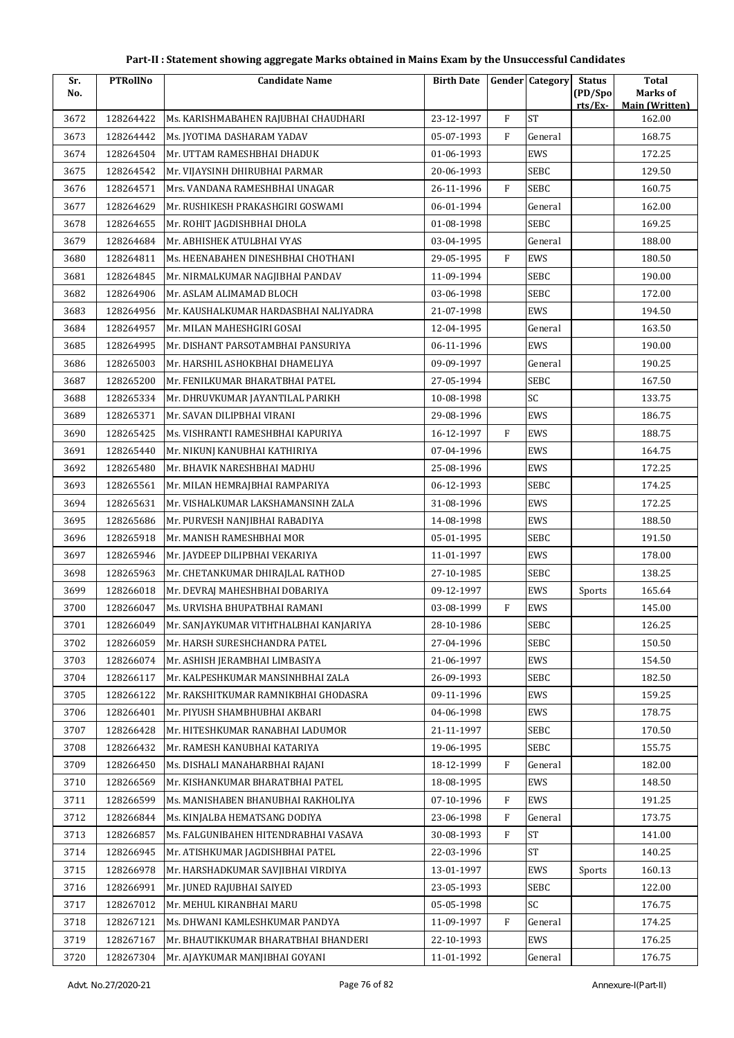# Part-II : Statement showing aggregate Marks obtained in Mains Exam by the Unsuccessful Candidates

| Sr. No. | PTRollNo | Candidate Name | Birth Date | Gender | Category | Status (PD/Sports/Ex-) | Total Marks of Main (Written) |
|---|---|---|---|---|---|---|---|
| 3672 | 128264422 | Ms. KARISHMABAHEN RAJUBHAI CHAUDHARI | 23-12-1997 | F | ST | | 162.00 |
| 3673 | 128264442 | Ms. JYOTIMA DASHARAM YADAV | 05-07-1993 | F | General | | 168.75 |
| 3674 | 128264504 | Mr. UTTAM RAMESHBHAI DHADUK | 01-06-1993 | | EWS | | 172.25 |
| 3675 | 128264542 | Mr. VIJAYSINH DHIRUBHAI PARMAR | 20-06-1993 | | SEBC | | 129.50 |
| 3676 | 128264571 | Mrs. VANDANA RAMESHBHAI UNAGAR | 26-11-1996 | F | SEBC | | 160.75 |
| 3677 | 128264629 | Mr. RUSHIKESH PRAKASHGIRI GOSWAMI | 06-01-1994 | | General | | 162.00 |
| 3678 | 128264655 | Mr. ROHIT JAGDISHBHAI DHOLA | 01-08-1998 | | SEBC | | 169.25 |
| 3679 | 128264684 | Mr. ABHISHEK ATULBHAI VYAS | 03-04-1995 | | General | | 188.00 |
| 3680 | 128264811 | Ms. HEENABAHEN DINESHBHAI CHOTHANI | 29-05-1995 | F | EWS | | 180.50 |
| 3681 | 128264845 | Mr. NIRMALKUMAR NAGJIBHAI PANDAV | 11-09-1994 | | SEBC | | 190.00 |
| 3682 | 128264906 | Mr. ASLAM ALIMAMAD BLOCH | 03-06-1998 | | SEBC | | 172.00 |
| 3683 | 128264956 | Mr. KAUSHALKUMAR HARDASBHAI NALIYADRA | 21-07-1998 | | EWS | | 194.50 |
| 3684 | 128264957 | Mr. MILAN MAHESHGIRI GOSAI | 12-04-1995 | | General | | 163.50 |
| 3685 | 128264995 | Mr. DISHANT PARSOTAMBHAI PANSURIYA | 06-11-1996 | | EWS | | 190.00 |
| 3686 | 128265003 | Mr. HARSHIL ASHOKBHAI DHAMELIYA | 09-09-1997 | | General | | 190.25 |
| 3687 | 128265200 | Mr. FENILKUMAR BHARATBHAI PATEL | 27-05-1994 | | SEBC | | 167.50 |
| 3688 | 128265334 | Mr. DHRUVKUMAR JAYANTILAL PARIKH | 10-08-1998 | | SC | | 133.75 |
| 3689 | 128265371 | Mr. SAVAN DILIPBHAI VIRANI | 29-08-1996 | | EWS | | 186.75 |
| 3690 | 128265425 | Ms. VISHRANTI RAMESHBHAI KAPURIYA | 16-12-1997 | F | EWS | | 188.75 |
| 3691 | 128265440 | Mr. NIKUNJ KANUBHAI KATHIRIYA | 07-04-1996 | | EWS | | 164.75 |
| 3692 | 128265480 | Mr. BHAVIK NARESHBHAI MADHU | 25-08-1996 | | EWS | | 172.25 |
| 3693 | 128265561 | Mr. MILAN HEMRAJBHAI RAMPARIYA | 06-12-1993 | | SEBC | | 174.25 |
| 3694 | 128265631 | Mr. VISHALKUMAR LAKSHAMANSINH ZALA | 31-08-1996 | | EWS | | 172.25 |
| 3695 | 128265686 | Mr. PURVESH NANJIBHAI RABADIYA | 14-08-1998 | | EWS | | 188.50 |
| 3696 | 128265918 | Mr. MANISH RAMESHBHAI MOR | 05-01-1995 | | SEBC | | 191.50 |
| 3697 | 128265946 | Mr. JAYDEEP DILIPBHAI VEKARIYA | 11-01-1997 | | EWS | | 178.00 |
| 3698 | 128265963 | Mr. CHETANKUMAR DHIRAJLAL RATHOD | 27-10-1985 | | SEBC | | 138.25 |
| 3699 | 128266018 | Mr. DEVRAJ MAHESHBHAI DOBARIYA | 09-12-1997 | | EWS | Sports | 165.64 |
| 3700 | 128266047 | Ms. URVISHA BHUPATBHAI RAMANI | 03-08-1999 | F | EWS | | 145.00 |
| 3701 | 128266049 | Mr. SANJAYKUMAR VITHTHALBHAI KANJARIYA | 28-10-1986 | | SEBC | | 126.25 |
| 3702 | 128266059 | Mr. HARSH SURESHCHANDRA PATEL | 27-04-1996 | | SEBC | | 150.50 |
| 3703 | 128266074 | Mr. ASHISH JERAMBHAI LIMBASIYA | 21-06-1997 | | EWS | | 154.50 |
| 3704 | 128266117 | Mr. KALPESHKUMAR MANSINHBHAI ZALA | 26-09-1993 | | SEBC | | 182.50 |
| 3705 | 128266122 | Mr. RAKSHITKUMAR RAMNIKBHAI GHODASRA | 09-11-1996 | | EWS | | 159.25 |
| 3706 | 128266401 | Mr. PIYUSH SHAMBHUBHAI AKBARI | 04-06-1998 | | EWS | | 178.75 |
| 3707 | 128266428 | Mr. HITESHKUMAR RANABHAI LADUMOR | 21-11-1997 | | SEBC | | 170.50 |
| 3708 | 128266432 | Mr. RAMESH KANUBHAI KATARIYA | 19-06-1995 | | SEBC | | 155.75 |
| 3709 | 128266450 | Ms. DISHALI MANAHARBHAI RAJANI | 18-12-1999 | F | General | | 182.00 |
| 3710 | 128266569 | Mr. KISHANKUMAR BHARATBHAI PATEL | 18-08-1995 | | EWS | | 148.50 |
| 3711 | 128266599 | Ms. MANISHABEN BHANUBHAI RAKHOLIYA | 07-10-1996 | F | EWS | | 191.25 |
| 3712 | 128266844 | Ms. KINJALBA HEMATSANG DODIYA | 23-06-1998 | F | General | | 173.75 |
| 3713 | 128266857 | Ms. FALGUNIBAHEN HITENDRABHAI VASAVA | 30-08-1993 | F | ST | | 141.00 |
| 3714 | 128266945 | Mr. ATISHKUMAR JAGDISHBHAI PATEL | 22-03-1996 | | ST | | 140.25 |
| 3715 | 128266978 | Mr. HARSHADKUMAR SAVJIBHAI VIRDIYA | 13-01-1997 | | EWS | Sports | 160.13 |
| 3716 | 128266991 | Mr. JUNED RAJUBHAI SAIYED | 23-05-1993 | | SEBC | | 122.00 |
| 3717 | 128267012 | Mr. MEHUL KIRANBHAI MARU | 05-05-1998 | | SC | | 176.75 |
| 3718 | 128267121 | Ms. DHWANI KAMLESHKUMAR PANDYA | 11-09-1997 | F | General | | 174.25 |
| 3719 | 128267167 | Mr. BHAUTIKKUMAR BHARATBHAI BHANDERI | 22-10-1993 | | EWS | | 176.25 |
| 3720 | 128267304 | Mr. AJAYKUMAR MANJIBHAI GOYANI | 11-01-1992 | | General | | 176.75 |

Advt. No.27/2020-21 Annexure-I(Part-II)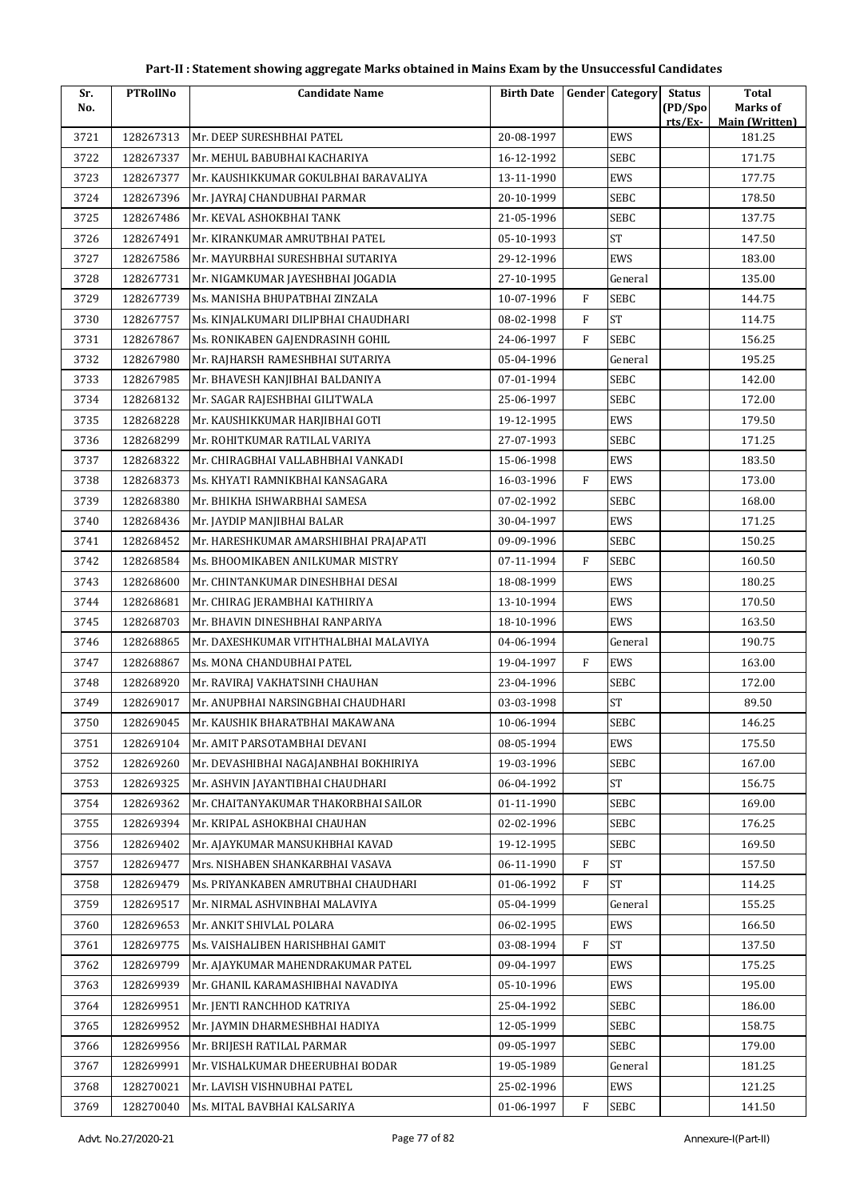# Part-II : Statement showing aggregate Marks obtained in Mains Exam by the Unsuccessful Candidates

| Sr. No. | PTRollNo | Candidate Name | Birth Date | Gender | Category | Status (PD/Spo rts/Ex- | Total Marks of Main (Written) |
|---|---|---|---|---|---|---|---|
| 3721 | 128267313 | Mr. DEEP SURESHBHAI PATEL | 20-08-1997 | | EWS | | 181.25 |
| 3722 | 128267337 | Mr. MEHUL BABUBHAI KACHARIYA | 16-12-1992 | | SEBC | | 171.75 |
| 3723 | 128267377 | Mr. KAUSHIKKUMAR GOKULBHAI BARAVALIYA | 13-11-1990 | | EWS | | 177.75 |
| 3724 | 128267396 | Mr. JAYRAJ CHANDUBHAI PARMAR | 20-10-1999 | | SEBC | | 178.50 |
| 3725 | 128267486 | Mr. KEVAL ASHOKBHAI TANK | 21-05-1996 | | SEBC | | 137.75 |
| 3726 | 128267491 | Mr. KIRANKUMAR AMRUTBHAI PATEL | 05-10-1993 | | ST | | 147.50 |
| 3727 | 128267586 | Mr. MAYURBHAI SURESHBHAI SUTARIYA | 29-12-1996 | | EWS | | 183.00 |
| 3728 | 128267731 | Mr. NIGAMKUMAR JAYESHBHAI JOGADIA | 27-10-1995 | | General | | 135.00 |
| 3729 | 128267739 | Ms. MANISHA BHUPATBHAI ZINZALA | 10-07-1996 | F | SEBC | | 144.75 |
| 3730 | 128267757 | Ms. KINJALKUMARI DILIPBHAI CHAUDHARI | 08-02-1998 | F | ST | | 114.75 |
| 3731 | 128267867 | Ms. RONIKABEN GAJENDRASINH GOHIL | 24-06-1997 | F | SEBC | | 156.25 |
| 3732 | 128267980 | Mr. RAJHARSH RAMESHBHAI SUTARIYA | 05-04-1996 | | General | | 195.25 |
| 3733 | 128267985 | Mr. BHAVESH KANJIBHAI BALDANIYA | 07-01-1994 | | SEBC | | 142.00 |
| 3734 | 128268132 | Mr. SAGAR RAJESHBHAI GILITWALA | 25-06-1997 | | SEBC | | 172.00 |
| 3735 | 128268228 | Mr. KAUSHIKKUMAR HARJIBHAI GOTI | 19-12-1995 | | EWS | | 179.50 |
| 3736 | 128268299 | Mr. ROHITKUMAR RATILAL VARIYA | 27-07-1993 | | SEBC | | 171.25 |
| 3737 | 128268322 | Mr. CHIRAGBHAI VALLABHBHAI VANKADI | 15-06-1998 | | EWS | | 183.50 |
| 3738 | 128268373 | Ms. KHYATI RAMNIKBHAI KANSAGARA | 16-03-1996 | F | EWS | | 173.00 |
| 3739 | 128268380 | Mr. BHIKHA ISHWARBHAI SAMESA | 07-02-1992 | | SEBC | | 168.00 |
| 3740 | 128268436 | Mr. JAYDIP MANJIBHAI BALAR | 30-04-1997 | | EWS | | 171.25 |
| 3741 | 128268452 | Mr. HARESHKUMAR AMARSHIBHAI PRAJAPATI | 09-09-1996 | | SEBC | | 150.25 |
| 3742 | 128268584 | Ms. BHOOMIKABEN ANILKUMAR MISTRY | 07-11-1994 | F | SEBC | | 160.50 |
| 3743 | 128268600 | Mr. CHINTANKUMAR DINESHBHAI DESAI | 18-08-1999 | | EWS | | 180.25 |
| 3744 | 128268681 | Mr. CHIRAG JERAMBHAI KATHIRIYA | 13-10-1994 | | EWS | | 170.50 |
| 3745 | 128268703 | Mr. BHAVIN DINESHBHAI RANPARIYA | 18-10-1996 | | EWS | | 163.50 |
| 3746 | 128268865 | Mr. DAXESHKUMAR VITHTHALBHAI MALAVIYA | 04-06-1994 | | General | | 190.75 |
| 3747 | 128268867 | Ms. MONA CHANDUBHAI PATEL | 19-04-1997 | F | EWS | | 163.00 |
| 3748 | 128268920 | Mr. RAVIRAJ VAKHATSINH CHAUHAN | 23-04-1996 | | SEBC | | 172.00 |
| 3749 | 128269017 | Mr. ANUPBHAI NARSINGBHAI CHAUDHARI | 03-03-1998 | | ST | | 89.50 |
| 3750 | 128269045 | Mr. KAUSHIK BHARATBHAI MAKAWANA | 10-06-1994 | | SEBC | | 146.25 |
| 3751 | 128269104 | Mr. AMIT PARSOTAMBHAI DEVANI | 08-05-1994 | | EWS | | 175.50 |
| 3752 | 128269260 | Mr. DEVASHIBHAI NAGAJANBHAI BOKHIRIYA | 19-03-1996 | | SEBC | | 167.00 |
| 3753 | 128269325 | Mr. ASHVIN JAYANTIBHAI CHAUDHARI | 06-04-1992 | | ST | | 156.75 |
| 3754 | 128269362 | Mr. CHAITANYAKUMAR THAKORBHAI SAILOR | 01-11-1990 | | SEBC | | 169.00 |
| 3755 | 128269394 | Mr. KRIPAL ASHOKBHAI CHAUHAN | 02-02-1996 | | SEBC | | 176.25 |
| 3756 | 128269402 | Mr. AJAYKUMAR MANSUKHBHAI KAVAD | 19-12-1995 | | SEBC | | 169.50 |
| 3757 | 128269477 | Mrs. NISHABEN SHANKARBHAI VASAVA | 06-11-1990 | F | ST | | 157.50 |
| 3758 | 128269479 | Ms. PRIYANKABEN AMRUTBHAI CHAUDHARI | 01-06-1992 | F | ST | | 114.25 |
| 3759 | 128269517 | Mr. NIRMAL ASHVINBHAI MALAVIYA | 05-04-1999 | | General | | 155.25 |
| 3760 | 128269653 | Mr. ANKIT SHIVLAL POLARA | 06-02-1995 | | EWS | | 166.50 |
| 3761 | 128269775 | Ms. VAISHALIBEN HARISHBHAI GAMIT | 03-08-1994 | F | ST | | 137.50 |
| 3762 | 128269799 | Mr. AJAYKUMAR MAHENDRAKUMAR PATEL | 09-04-1997 | | EWS | | 175.25 |
| 3763 | 128269939 | Mr. GHANIL KARAMASHIBHAI NAVADIYA | 05-10-1996 | | EWS | | 195.00 |
| 3764 | 128269951 | Mr. JENTI RANCHHOD KATRIYA | 25-04-1992 | | SEBC | | 186.00 |
| 3765 | 128269952 | Mr. JAYMIN DHARMESHBHAI HADIYA | 12-05-1999 | | SEBC | | 158.75 |
| 3766 | 128269956 | Mr. BRIJESH RATILAL PARMAR | 09-05-1997 | | SEBC | | 179.00 |
| 3767 | 128269991 | Mr. VISHALKUMAR DHEERUBHAI BODAR | 19-05-1989 | | General | | 181.25 |
| 3768 | 128270021 | Mr. LAVISH VISHNUBHAI PATEL | 25-02-1996 | | EWS | | 121.25 |
| 3769 | 128270040 | Ms. MITAL BAVBHAI KALSARIYA | 01-06-1997 | F | SEBC | | 141.50 |

Advt. No.27/2020-21 Annexure-I(Part-II)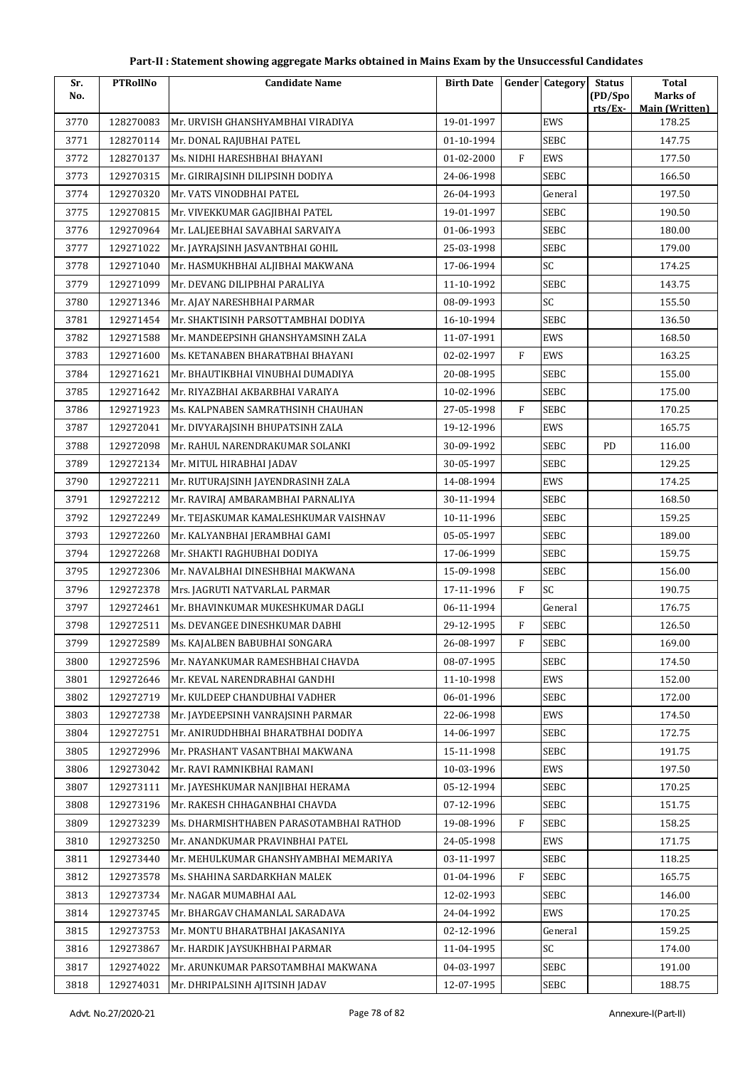# Part-II : Statement showing aggregate Marks obtained in Mains Exam by the Unsuccessful Candidates

| Sr. No. | PTRollNo | Candidate Name | Birth Date | Gender | Category | Status (PD/Sports/Ex-) | Total Marks of Main (Written) |
|---|---|---|---|---|---|---|---|
| 3770 | 128270083 | Mr. URVISH GHANSHYAMBHAI VIRADIYA | 19-01-1997 | | EWS | | 178.25 |
| 3771 | 128270114 | Mr. DONAL RAJUBHAI PATEL | 01-10-1994 | | SEBC | | 147.75 |
| 3772 | 128270137 | Ms. NIDHI HARESHBHAI BHAYANI | 01-02-2000 | F | EWS | | 177.50 |
| 3773 | 129270315 | Mr. GIRIRAJSINH DILIPSINH DODIYA | 24-06-1998 | | SEBC | | 166.50 |
| 3774 | 129270320 | Mr. VATS VINODBHAI PATEL | 26-04-1993 | | General | | 197.50 |
| 3775 | 129270815 | Mr. VIVEKKUMAR GAGJIBHAI PATEL | 19-01-1997 | | SEBC | | 190.50 |
| 3776 | 129270964 | Mr. LALJEEBHAI SAVABHAI SARVAIYA | 01-06-1993 | | SEBC | | 180.00 |
| 3777 | 129271022 | Mr. JAYRAJSINH JASVANTBHAI GOHIL | 25-03-1998 | | SEBC | | 179.00 |
| 3778 | 129271040 | Mr. HASMUKHBHAI ALJIBHAI MAKWANA | 17-06-1994 | | SC | | 174.25 |
| 3779 | 129271099 | Mr. DEVANG DILIPBHAI PARALIYA | 11-10-1992 | | SEBC | | 143.75 |
| 3780 | 129271346 | Mr. AJAY NARESHBHAI PARMAR | 08-09-1993 | | SC | | 155.50 |
| 3781 | 129271454 | Mr. SHAKTISINH PARSOTTAMBHAI DODIYA | 16-10-1994 | | SEBC | | 136.50 |
| 3782 | 129271588 | Mr. MANDEEPSINH GHANSHYAMSINH ZALA | 11-07-1991 | | EWS | | 168.50 |
| 3783 | 129271600 | Ms. KETANABEN BHARATBHAI BHAYANI | 02-02-1997 | F | EWS | | 163.25 |
| 3784 | 129271621 | Mr. BHAUTIKBHAI VINUBHAI DUMADIYA | 20-08-1995 | | SEBC | | 155.00 |
| 3785 | 129271642 | Mr. RIYAZBHAI AKBARBHAI VARAIYA | 10-02-1996 | | SEBC | | 175.00 |
| 3786 | 129271923 | Ms. KALPNABEN SAMRATHSINH CHAUHAN | 27-05-1998 | F | SEBC | | 170.25 |
| 3787 | 129272041 | Mr. DIVYARAJSINH BHUPATSINH ZALA | 19-12-1996 | | EWS | | 165.75 |
| 3788 | 129272098 | Mr. RAHUL NARENDRAKUMAR SOLANKI | 30-09-1992 | | SEBC | PD | 116.00 |
| 3789 | 129272134 | Mr. MITUL HIRABHAI JADAV | 30-05-1997 | | SEBC | | 129.25 |
| 3790 | 129272211 | Mr. RUTURAJSINH JAYENDRASINH ZALA | 14-08-1994 | | EWS | | 174.25 |
| 3791 | 129272212 | Mr. RAVIRAJ AMBARAMBHAI PARNALIYA | 30-11-1994 | | SEBC | | 168.50 |
| 3792 | 129272249 | Mr. TEJASKUMAR KAMALESHKUMAR VAISHNAV | 10-11-1996 | | SEBC | | 159.25 |
| 3793 | 129272260 | Mr. KALYANBHAI JERAMBHAI GAMI | 05-05-1997 | | SEBC | | 189.00 |
| 3794 | 129272268 | Mr. SHAKTI RAGHUBHAI DODIYA | 17-06-1999 | | SEBC | | 159.75 |
| 3795 | 129272306 | Mr. NAVALBHAI DINESHBHAI MAKWANA | 15-09-1998 | | SEBC | | 156.00 |
| 3796 | 129272378 | Mrs. JAGRUTI NATVARLAL PARMAR | 17-11-1996 | F | SC | | 190.75 |
| 3797 | 129272461 | Mr. BHAVINKUMAR MUKESHKUMAR DAGLI | 06-11-1994 | | General | | 176.75 |
| 3798 | 129272511 | Ms. DEVANGEE DINESHKUMAR DABHI | 29-12-1995 | F | SEBC | | 126.50 |
| 3799 | 129272589 | Ms. KAJALBEN BABUBHAI SONGARA | 26-08-1997 | F | SEBC | | 169.00 |
| 3800 | 129272596 | Mr. NAYANKUMAR RAMESHBHAI CHAVDA | 08-07-1995 | | SEBC | | 174.50 |
| 3801 | 129272646 | Mr. KEVAL NARENDRABHAI GANDHI | 11-10-1998 | | EWS | | 152.00 |
| 3802 | 129272719 | Mr. KULDEEP CHANDUBHAI VADHER | 06-01-1996 | | SEBC | | 172.00 |
| 3803 | 129272738 | Mr. JAYDEEPSINH VANRAJSINH PARMAR | 22-06-1998 | | EWS | | 174.50 |
| 3804 | 129272751 | Mr. ANIRUDDHBHAI BHARATBHAI DODIYA | 14-06-1997 | | SEBC | | 172.75 |
| 3805 | 129272996 | Mr. PRASHANT VASANTBHAI MAKWANA | 15-11-1998 | | SEBC | | 191.75 |
| 3806 | 129273042 | Mr. RAVI RAMNIKBHAI RAMANI | 10-03-1996 | | EWS | | 197.50 |
| 3807 | 129273111 | Mr. JAYESHKUMAR NANJIBHAI HERAMA | 05-12-1994 | | SEBC | | 170.25 |
| 3808 | 129273196 | Mr. RAKESH CHHAGANBHAI CHAVDA | 07-12-1996 | | SEBC | | 151.75 |
| 3809 | 129273239 | Ms. DHARMISHTHABEN PARASOTAMBHAI RATHOD | 19-08-1996 | F | SEBC | | 158.25 |
| 3810 | 129273250 | Mr. ANANDKUMAR PRAVINBHAI PATEL | 24-05-1998 | | EWS | | 171.75 |
| 3811 | 129273440 | Mr. MEHULKUMAR GHANSHYAMBHAI MEMARIYA | 03-11-1997 | | SEBC | | 118.25 |
| 3812 | 129273578 | Ms. SHAHINA SARDARKHAN MALEK | 01-04-1996 | F | SEBC | | 165.75 |
| 3813 | 129273734 | Mr. NAGAR MUMABHAI AAL | 12-02-1993 | | SEBC | | 146.00 |
| 3814 | 129273745 | Mr. BHARGAV CHAMANLAL SARADAVA | 24-04-1992 | | EWS | | 170.25 |
| 3815 | 129273753 | Mr. MONTU BHARATBHAI JAKASANIYA | 02-12-1996 | | General | | 159.25 |
| 3816 | 129273867 | Mr. HARDIK JAYSUKHBHAI PARMAR | 11-04-1995 | | SC | | 174.00 |
| 3817 | 129274022 | Mr. ARUNKUMAR PARSOTAMBHAI MAKWANA | 04-03-1997 | | SEBC | | 191.00 |
| 3818 | 129274031 | Mr. DHRIPALSINH AJITSINH JADAV | 12-07-1995 | | SEBC | | 188.75 |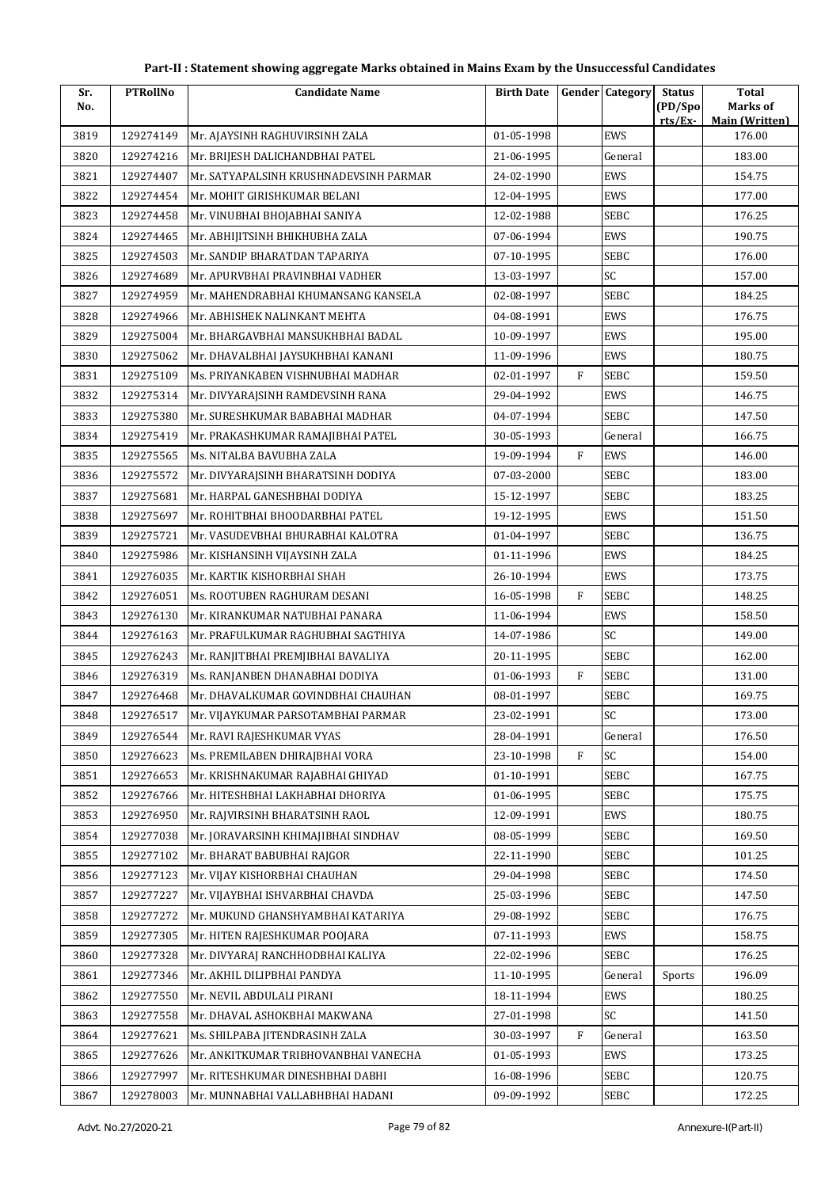## Part-II : Statement showing aggregate Marks obtained in Mains Exam by the Unsuccessful Candidates

| Sr. No. | PTRollNo | Candidate Name | Birth Date | Gender | Category | Status (PD/Spo rts/Ex- | Total Marks of Main (Written) |
|---|---|---|---|---|---|---|---|
| 3819 | 129274149 | Mr. AJAYSINH RAGHUVIRSINH ZALA | 01-05-1998 | | EWS | | 176.00 |
| 3820 | 129274216 | Mr. BRIJESH DALICHANDBHAI PATEL | 21-06-1995 | | General | | 183.00 |
| 3821 | 129274407 | Mr. SATYAPALSINH KRUSHNADEVSINH PARMAR | 24-02-1990 | | EWS | | 154.75 |
| 3822 | 129274454 | Mr. MOHIT GIRISHKUMAR BELANI | 12-04-1995 | | EWS | | 177.00 |
| 3823 | 129274458 | Mr. VINUBHAI BHOJABHAI SANIYA | 12-02-1988 | | SEBC | | 176.25 |
| 3824 | 129274465 | Mr. ABHIJITSINH BHIKHUBHA ZALA | 07-06-1994 | | EWS | | 190.75 |
| 3825 | 129274503 | Mr. SANDIP BHARATDAN TAPARIYA | 07-10-1995 | | SEBC | | 176.00 |
| 3826 | 129274689 | Mr. APURVBHAI PRAVINBHAI VADHER | 13-03-1997 | | SC | | 157.00 |
| 3827 | 129274959 | Mr. MAHENDRABHAI KHUMANSANG KANSELA | 02-08-1997 | | SEBC | | 184.25 |
| 3828 | 129274966 | Mr. ABHISHEK NALINKANT MEHTA | 04-08-1991 | | EWS | | 176.75 |
| 3829 | 129275004 | Mr. BHARGAVBHAI MANSUKHBHAI BADAL | 10-09-1997 | | EWS | | 195.00 |
| 3830 | 129275062 | Mr. DHAVALBHAI JAYSUKHBHAI KANANI | 11-09-1996 | | EWS | | 180.75 |
| 3831 | 129275109 | Ms. PRIYANKABEN VISHNUBHAI MADHAR | 02-01-1997 | F | SEBC | | 159.50 |
| 3832 | 129275314 | Mr. DIVYARAJSINH RAMDEVSINH RANA | 29-04-1992 | | EWS | | 146.75 |
| 3833 | 129275380 | Mr. SURESHKUMAR BABABHAI MADHAR | 04-07-1994 | | SEBC | | 147.50 |
| 3834 | 129275419 | Mr. PRAKASHKUMAR RAMAJIBHAI PATEL | 30-05-1993 | | General | | 166.75 |
| 3835 | 129275565 | Ms. NITALBA BAVUBHA ZALA | 19-09-1994 | F | EWS | | 146.00 |
| 3836 | 129275572 | Mr. DIVYARAJSINH BHARATSINH DODIYA | 07-03-2000 | | SEBC | | 183.00 |
| 3837 | 129275681 | Mr. HARPAL GANESHBHAI DODIYA | 15-12-1997 | | SEBC | | 183.25 |
| 3838 | 129275697 | Mr. ROHITBHAI BHOODARBHAI PATEL | 19-12-1995 | | EWS | | 151.50 |
| 3839 | 129275721 | Mr. VASUDEVBHAI BHURABHAI KALOTRA | 01-04-1997 | | SEBC | | 136.75 |
| 3840 | 129275986 | Mr. KISHANSINH VIJAYSINH ZALA | 01-11-1996 | | EWS | | 184.25 |
| 3841 | 129276035 | Mr. KARTIK KISHORBHAI SHAH | 26-10-1994 | | EWS | | 173.75 |
| 3842 | 129276051 | Ms. ROOTUBEN RAGHURAM DESANI | 16-05-1998 | F | SEBC | | 148.25 |
| 3843 | 129276130 | Mr. KIRANKUMAR NATUBHAI PANARA | 11-06-1994 | | EWS | | 158.50 |
| 3844 | 129276163 | Mr. PRAFULKUMAR RAGHUBHAI SAGTHIYA | 14-07-1986 | | SC | | 149.00 |
| 3845 | 129276243 | Mr. RANJITBHAI PREMJIBHAI BAVALIYA | 20-11-1995 | | SEBC | | 162.00 |
| 3846 | 129276319 | Ms. RANJANBEN DHANABHAI DODIYA | 01-06-1993 | F | SEBC | | 131.00 |
| 3847 | 129276468 | Mr. DHAVALKUMAR GOVINDBHAI CHAUHAN | 08-01-1997 | | SEBC | | 169.75 |
| 3848 | 129276517 | Mr. VIJAYKUMAR PARSOTAMBHAI PARMAR | 23-02-1991 | | SC | | 173.00 |
| 3849 | 129276544 | Mr. RAVI RAJESHKUMAR VYAS | 28-04-1991 | | General | | 176.50 |
| 3850 | 129276623 | Ms. PREMILABEN DHIRAJBHAI VORA | 23-10-1998 | F | SC | | 154.00 |
| 3851 | 129276653 | Mr. KRISHNAKUMAR RAJABHAI GHIYAD | 01-10-1991 | | SEBC | | 167.75 |
| 3852 | 129276766 | Mr. HITESHBHAI LAKHABHAI DHORIYA | 01-06-1995 | | SEBC | | 175.75 |
| 3853 | 129276950 | Mr. RAJVIRSINH BHARATSINH RAOL | 12-09-1991 | | EWS | | 180.75 |
| 3854 | 129277038 | Mr. JORAVARSINH KHIMAJIBHAI SINDHAV | 08-05-1999 | | SEBC | | 169.50 |
| 3855 | 129277102 | Mr. BHARAT BABUBHAI RAJGOR | 22-11-1990 | | SEBC | | 101.25 |
| 3856 | 129277123 | Mr. VIJAY KISHORBHAI CHAUHAN | 29-04-1998 | | SEBC | | 174.50 |
| 3857 | 129277227 | Mr. VIJAYBHAI ISHVARBHAI CHAVDA | 25-03-1996 | | SEBC | | 147.50 |
| 3858 | 129277272 | Mr. MUKUND GHANSHYAMBHAI KATARIYA | 29-08-1992 | | SEBC | | 176.75 |
| 3859 | 129277305 | Mr. HITEN RAJESHKUMAR POOJARA | 07-11-1993 | | EWS | | 158.75 |
| 3860 | 129277328 | Mr. DIVYARAJ RANCHHODBHAI KALIYA | 22-02-1996 | | SEBC | | 176.25 |
| 3861 | 129277346 | Mr. AKHIL DILIPBHAI PANDYA | 11-10-1995 | | General | Sports | 196.09 |
| 3862 | 129277550 | Mr. NEVIL ABDULALI PIRANI | 18-11-1994 | | EWS | | 180.25 |
| 3863 | 129277558 | Mr. DHAVAL ASHOKBHAI MAKWANA | 27-01-1998 | | SC | | 141.50 |
| 3864 | 129277621 | Ms. SHILPABA JITENDRASINH ZALA | 30-03-1997 | F | General | | 163.50 |
| 3865 | 129277626 | Mr. ANKITKUMAR TRIBHOVANBHAI VANECHA | 01-05-1993 | | EWS | | 173.25 |
| 3866 | 129277997 | Mr. RITESHKUMAR DINESHBHAI DABHI | 16-08-1996 | | SEBC | | 120.75 |
| 3867 | 129278003 | Mr. MUNNABHAI VALLABHBHAI HADANI | 09-09-1992 | | SEBC | | 172.25 |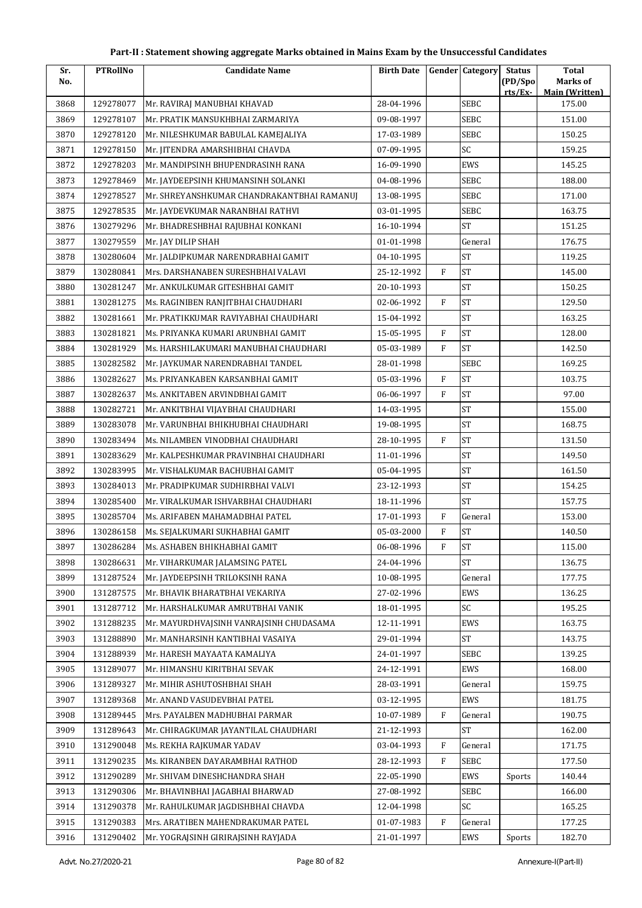# Part-II : Statement showing aggregate Marks obtained in Mains Exam by the Unsuccessful Candidates

| Sr. No. | PTRollNo | Candidate Name | Birth Date | Gender | Category | Status (PD/Sports/Ex-) | Total Marks of Main (Written) |
|---|---|---|---|---|---|---|---|
| 3868 | 129278077 | Mr. RAVIRAJ MANUBHAI KHAVAD | 28-04-1996 | | SEBC | | 175.00 |
| 3869 | 129278107 | Mr. PRATIK MANSUKHBHAI ZARMARIYA | 09-08-1997 | | SEBC | | 151.00 |
| 3870 | 129278120 | Mr. NILESHKUMAR BABULAL KAMEJALIYA | 17-03-1989 | | SEBC | | 150.25 |
| 3871 | 129278150 | Mr. JITENDRA AMARSHIBHAI CHAVDA | 07-09-1995 | | SC | | 159.25 |
| 3872 | 129278203 | Mr. MANDIPSINH BHUPENDRASINH RANA | 16-09-1990 | | EWS | | 145.25 |
| 3873 | 129278469 | Mr. JAYDEEPSINH KHUMANSINH SOLANKI | 04-08-1996 | | SEBC | | 188.00 |
| 3874 | 129278527 | Mr. SHREYANSHKUMAR CHANDRAKANTBHAI RAMANUJ | 13-08-1995 | | SEBC | | 171.00 |
| 3875 | 129278535 | Mr. JAYDEVKUMAR NARANBHAI RATHVI | 03-01-1995 | | SEBC | | 163.75 |
| 3876 | 130279296 | Mr. BHADRESHBHAI RAJUBHAI KONKANI | 16-10-1994 | | ST | | 151.25 |
| 3877 | 130279559 | Mr. JAY DILIP SHAH | 01-01-1998 | | General | | 176.75 |
| 3878 | 130280604 | Mr. JALDIPKUMAR NARENDRABHAI GAMIT | 04-10-1995 | | ST | | 119.25 |
| 3879 | 130280841 | Mrs. DARSHANABEN SURESHBHAI VALAVI | 25-12-1992 | F | ST | | 145.00 |
| 3880 | 130281247 | Mr. ANKULKUMAR GITESHBHAI GAMIT | 20-10-1993 | | ST | | 150.25 |
| 3881 | 130281275 | Ms. RAGINIBEN RANJITBHAI CHAUDHARI | 02-06-1992 | F | ST | | 129.50 |
| 3882 | 130281661 | Mr. PRATIKKUMAR RAVIYABHAI CHAUDHARI | 15-04-1992 | | ST | | 163.25 |
| 3883 | 130281821 | Ms. PRIYANKA KUMARI ARUNBHAI GAMIT | 15-05-1995 | F | ST | | 128.00 |
| 3884 | 130281929 | Ms. HARSHILAKUMARI MANUBHAI CHAUDHARI | 05-03-1989 | F | ST | | 142.50 |
| 3885 | 130282582 | Mr. JAYKUMAR NARENDRABHAI TANDEL | 28-01-1998 | | SEBC | | 169.25 |
| 3886 | 130282627 | Ms. PRIYANKABEN KARSANBHAI GAMIT | 05-03-1996 | F | ST | | 103.75 |
| 3887 | 130282637 | Ms. ANKITABEN ARVINDBHAI GAMIT | 06-06-1997 | F | ST | | 97.00 |
| 3888 | 130282721 | Mr. ANKITBHAI VIJAYBHAI CHAUDHARI | 14-03-1995 | | ST | | 155.00 |
| 3889 | 130283078 | Mr. VARUNBHAI BHIKHUBHAI CHAUDHARI | 19-08-1995 | | ST | | 168.75 |
| 3890 | 130283494 | Ms. NILAMBEN VINODBHAI CHAUDHARI | 28-10-1995 | F | ST | | 131.50 |
| 3891 | 130283629 | Mr. KALPESHKUMAR PRAVINBHAI CHAUDHARI | 11-01-1996 | | ST | | 149.50 |
| 3892 | 130283995 | Mr. VISHALKUMAR BACHUBHAI GAMIT | 05-04-1995 | | ST | | 161.50 |
| 3893 | 130284013 | Mr. PRADIPKUMAR SUDHIRBHAI VALVI | 23-12-1993 | | ST | | 154.25 |
| 3894 | 130285400 | Mr. VIRALKUMAR ISHVARBHAI CHAUDHARI | 18-11-1996 | | ST | | 157.75 |
| 3895 | 130285704 | Ms. ARIFABEN MAHAMADBHAI PATEL | 17-01-1993 | F | General | | 153.00 |
| 3896 | 130286158 | Ms. SEJALKUMARI SUKHABHAI GAMIT | 05-03-2000 | F | ST | | 140.50 |
| 3897 | 130286284 | Ms. ASHABEN BHIKHABHAI GAMIT | 06-08-1996 | F | ST | | 115.00 |
| 3898 | 130286631 | Mr. VIHARKUMAR JALAMSING PATEL | 24-04-1996 | | ST | | 136.75 |
| 3899 | 131287524 | Mr. JAYDEEPSINH TRILOKSINH RANA | 10-08-1995 | | General | | 177.75 |
| 3900 | 131287575 | Mr. BHAVIK BHARATBHAI VEKARIYA | 27-02-1996 | | EWS | | 136.25 |
| 3901 | 131287712 | Mr. HARSHALKUMAR AMRUTBHAI VANIK | 18-01-1995 | | SC | | 195.25 |
| 3902 | 131288235 | Mr. MAYURDHVAJSINH VANRAJSINH CHUDASAMA | 12-11-1991 | | EWS | | 163.75 |
| 3903 | 131288890 | Mr. MANHARSINH KANTIBHAI VASAIYA | 29-01-1994 | | ST | | 143.75 |
| 3904 | 131288939 | Mr. HARESH MAYAATA KAMALIYA | 24-01-1997 | | SEBC | | 139.25 |
| 3905 | 131289077 | Mr. HIMANSHU KIRITBHAI SEVAK | 24-12-1991 | | EWS | | 168.00 |
| 3906 | 131289327 | Mr. MIHIR ASHUTOSHBHAI SHAH | 28-03-1991 | | General | | 159.75 |
| 3907 | 131289368 | Mr. ANAND VASUDEVBHAI PATEL | 03-12-1995 | | EWS | | 181.75 |
| 3908 | 131289445 | Mrs. PAYALBEN MADHUBHAI PARMAR | 10-07-1989 | F | General | | 190.75 |
| 3909 | 131289643 | Mr. CHIRAGKUMAR JAYANTILAL CHAUDHARI | 21-12-1993 | | ST | | 162.00 |
| 3910 | 131290048 | Ms. REKHA RAJKUMAR YADAV | 03-04-1993 | F | General | | 171.75 |
| 3911 | 131290235 | Ms. KIRANBEN DAYARAMBHAI RATHOD | 28-12-1993 | F | SEBC | | 177.50 |
| 3912 | 131290289 | Mr. SHIVAM DINESHCHANDRA SHAH | 22-05-1990 | | EWS | Sports | 140.44 |
| 3913 | 131290306 | Mr. BHAVINBHAI JAGABHAI BHARWAD | 27-08-1992 | | SEBC | | 166.00 |
| 3914 | 131290378 | Mr. RAHULKUMAR JAGDISHBHAI CHAVDA | 12-04-1998 | | SC | | 165.25 |
| 3915 | 131290383 | Mrs. ARATIBEN MAHENDRAKUMAR PATEL | 01-07-1983 | F | General | | 177.25 |
| 3916 | 131290402 | Mr. YOGRAJSINH GIRIRAJSINH RAYJADA | 21-01-1997 | | EWS | Sports | 182.70 |

Advt. No.27/2020-21 Annexure-I(Part-II)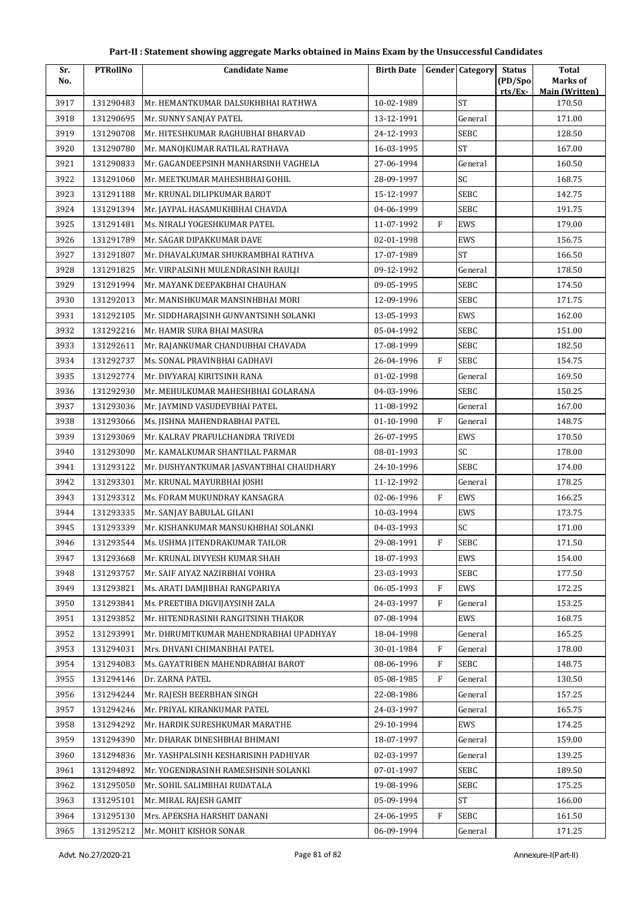# Part-II : Statement showing aggregate Marks obtained in Mains Exam by the Unsuccessful Candidates

| Sr. No. | PTRollNo | Candidate Name | Birth Date | Gender | Category | Status (PD/Spo rts/Ex- | Total Marks of Main (Written) |
|---|---|---|---|---|---|---|---|
| 3917 | 131290483 | Mr. HEMANTKUMAR DALSUKHBHAI RATHWA | 10-02-1989 | | ST | | 170.50 |
| 3918 | 131290695 | Mr. SUNNY SANJAY PATEL | 13-12-1991 | | General | | 171.00 |
| 3919 | 131290708 | Mr. HITESHKUMAR RAGHUBHAI BHARVAD | 24-12-1993 | | SEBC | | 128.50 |
| 3920 | 131290780 | Mr. MANOJKUMAR RATILAL RATHAVA | 16-03-1995 | | ST | | 167.00 |
| 3921 | 131290833 | Mr. GAGANDEEPSINH MANHARSINH VAGHELA | 27-06-1994 | | General | | 160.50 |
| 3922 | 131291060 | Mr. MEETKUMAR MAHESHBHAI GOHIL | 28-09-1997 | | SC | | 168.75 |
| 3923 | 131291188 | Mr. KRUNAL DILIPKUMAR BAROT | 15-12-1997 | | SEBC | | 142.75 |
| 3924 | 131291394 | Mr. JAYPAL HASAMUKHBHAI CHAVDA | 04-06-1999 | | SEBC | | 191.75 |
| 3925 | 131291481 | Ms. NIRALI YOGESHKUMAR PATEL | 11-07-1992 | F | EWS | | 179.00 |
| 3926 | 131291789 | Mr. SAGAR DIPAKKUMAR DAVE | 02-01-1998 | | EWS | | 156.75 |
| 3927 | 131291807 | Mr. DHAVALKUMAR SHUKRAMBHAI RATHVA | 17-07-1989 | | ST | | 166.50 |
| 3928 | 131291825 | Mr. VIRPALSINH MULENDRASINH RAULJI | 09-12-1992 | | General | | 178.50 |
| 3929 | 131291994 | Mr. MAYANK DEEPAKBHAI CHAUHAN | 09-05-1995 | | SEBC | | 174.50 |
| 3930 | 131292013 | Mr. MANISHKUMAR MANSINHBHAI MORI | 12-09-1996 | | SEBC | | 171.75 |
| 3931 | 131292105 | Mr. SIDDHARAJSINH GUNVANTSINH SOLANKI | 13-05-1993 | | EWS | | 162.00 |
| 3932 | 131292216 | Mr. HAMIR SURA BHAI MASURA | 05-04-1992 | | SEBC | | 151.00 |
| 3933 | 131292611 | Mr. RAJANKUMAR CHANDUBHAI CHAVADA | 17-08-1999 | | SEBC | | 182.50 |
| 3934 | 131292737 | Ms. SONAL PRAVINBHAI GADHAVI | 26-04-1996 | F | SEBC | | 154.75 |
| 3935 | 131292774 | Mr. DIVYARAJ KIRITSINH RANA | 01-02-1998 | | General | | 169.50 |
| 3936 | 131292930 | Mr. MEHULKUMAR MAHESHBHAI GOLARANA | 04-03-1996 | | SEBC | | 150.25 |
| 3937 | 131293036 | Mr. JAYMIND VASUDEVBHAI PATEL | 11-08-1992 | | General | | 167.00 |
| 3938 | 131293066 | Ms. JISHNA MAHENDRABHAI PATEL | 01-10-1990 | F | General | | 148.75 |
| 3939 | 131293069 | Mr. KALRAV PRAFULCHANDRA TRIVEDI | 26-07-1995 | | EWS | | 170.50 |
| 3940 | 131293090 | Mr. KAMALKUMAR SHANTILAL PARMAR | 08-01-1993 | | SC | | 178.00 |
| 3941 | 131293122 | Mr. DUSHYANTKUMAR JASVANTBHAI CHAUDHARY | 24-10-1996 | | SEBC | | 174.00 |
| 3942 | 131293301 | Mr. KRUNAL MAYURBHAI JOSHI | 11-12-1992 | | General | | 178.25 |
| 3943 | 131293312 | Ms. FORAM MUKUNDRAY KANSAGRA | 02-06-1996 | F | EWS | | 166.25 |
| 3944 | 131293335 | Mr. SANJAY BABULAL GILANI | 10-03-1994 | | EWS | | 173.75 |
| 3945 | 131293339 | Mr. KISHANKUMAR MANSUKHBHAI SOLANKI | 04-03-1993 | | SC | | 171.00 |
| 3946 | 131293544 | Ms. USHMA JITENDRAKUMAR TAILOR | 29-08-1991 | F | SEBC | | 171.50 |
| 3947 | 131293668 | Mr. KRUNAL DIVYESH KUMAR SHAH | 18-07-1993 | | EWS | | 154.00 |
| 3948 | 131293757 | Mr. SAIF AIYAZ NAZIRBHAI VOHRA | 23-03-1993 | | SEBC | | 177.50 |
| 3949 | 131293821 | Ms. ARATI DAMJIBHAI RANGPARIYA | 06-05-1993 | F | EWS | | 172.25 |
| 3950 | 131293841 | Ms. PREETIBA DIGVIJAYSINH ZALA | 24-03-1997 | F | General | | 153.25 |
| 3951 | 131293852 | Mr. HITENDRASINH RANGITSINH THAKOR | 07-08-1994 | | EWS | | 168.75 |
| 3952 | 131293991 | Mr. DHRUMITKUMAR MAHENDRABHAI UPADHYAY | 18-04-1998 | | General | | 165.25 |
| 3953 | 131294031 | Mrs. DHVANI CHIMANBHAI PATEL | 30-01-1984 | F | General | | 178.00 |
| 3954 | 131294083 | Ms. GAYATRIBEN MAHENDRABHAI BAROT | 08-06-1996 | F | SEBC | | 148.75 |
| 3955 | 131294146 | Dr. ZARNA PATEL | 05-08-1985 | F | General | | 130.50 |
| 3956 | 131294244 | Mr. RAJESH BEERBHAN SINGH | 22-08-1986 | | General | | 157.25 |
| 3957 | 131294246 | Mr. PRIYAL KIRANKUMAR PATEL | 24-03-1997 | | General | | 165.75 |
| 3958 | 131294292 | Mr. HARDIK SURESHKUMAR MARATHE | 29-10-1994 | | EWS | | 174.25 |
| 3959 | 131294390 | Mr. DHARAK DINESHBHAI BHIMANI | 18-07-1997 | | General | | 159.00 |
| 3960 | 131294836 | Mr. YASHPALSINH KESHARISINH PADHIYAR | 02-03-1997 | | General | | 139.25 |
| 3961 | 131294892 | Mr. YOGENDRASINH RAMESHSINH SOLANKI | 07-01-1997 | | SEBC | | 189.50 |
| 3962 | 131295050 | Mr. SOHIL SALIMBHAI RUDATALA | 19-08-1996 | | SEBC | | 175.25 |
| 3963 | 131295101 | Mr. MIRAL RAJESH GAMIT | 05-09-1994 | | ST | | 166.00 |
| 3964 | 131295130 | Mrs. APEKSHA HARSHIT DANANI | 24-06-1995 | F | SEBC | | 161.50 |
| 3965 | 131295212 | Mr. MOHIT KISHOR SONAR | 06-09-1994 | | General | | 171.25 |

Advt. No.27/2020-21 Annexure-I(Part-II)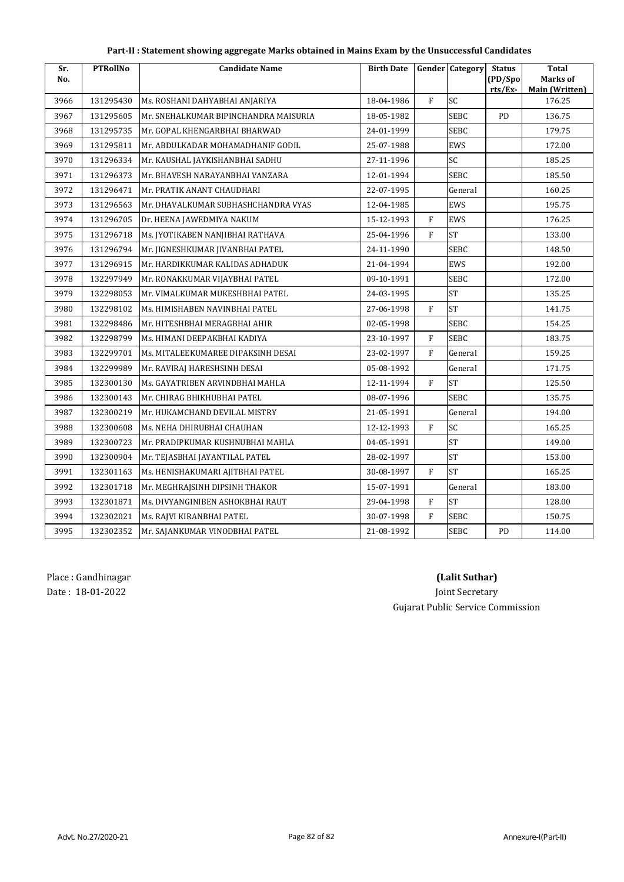**Part-II : Statement showing aggregate Marks obtained in Mains Exam by the Unsuccessful Candidates**

| Sr. No. | PTRollNo | Candidate Name | Birth Date | Gender | Category | Status (PD/Spo rts/Ex- | Total Marks of Main (Written) |
|---|---|---|---|---|---|---|---|
| 3966 | 131295430 | Ms. ROSHANI DAHYABHAI ANJARIYA | 18-04-1986 | F | SC | | 176.25 |
| 3967 | 131295605 | Mr. SNEHALKUMAR BIPINCHANDRA MAISURIA | 18-05-1982 | | SEBC | PD | 136.75 |
| 3968 | 131295735 | Mr. GOPAL KHENGARBHAI BHARWAD | 24-01-1999 | | SEBC | | 179.75 |
| 3969 | 131295811 | Mr. ABDULKADAR MOHAMADHANIF GODIL | 25-07-1988 | | EWS | | 172.00 |
| 3970 | 131296334 | Mr. KAUSHAL JAYKISHANBHAI SADHU | 27-11-1996 | | SC | | 185.25 |
| 3971 | 131296373 | Mr. BHAVESH NARAYANBHAI VANZARA | 12-01-1994 | | SEBC | | 185.50 |
| 3972 | 131296471 | Mr. PRATIK ANANT CHAUDHARI | 22-07-1995 | | General | | 160.25 |
| 3973 | 131296563 | Mr. DHAVALKUMAR SUBHASHCHANDRA VYAS | 12-04-1985 | | EWS | | 195.75 |
| 3974 | 131296705 | Dr. HEENA JAWEDMIYA NAKUM | 15-12-1993 | F | EWS | | 176.25 |
| 3975 | 131296718 | Ms. JYOTIKABEN NANJIBHAI RATHAVA | 25-04-1996 | F | ST | | 133.00 |
| 3976 | 131296794 | Mr. JIGNESHKUMAR JIVANBHAI PATEL | 24-11-1990 | | SEBC | | 148.50 |
| 3977 | 131296915 | Mr. HARDIKKUMAR KALIDAS ADHADUK | 21-04-1994 | | EWS | | 192.00 |
| 3978 | 132297949 | Mr. RONAKKUMAR VIJAYBHAI PATEL | 09-10-1991 | | SEBC | | 172.00 |
| 3979 | 132298053 | Mr. VIMALKUMAR MUKESHBHAI PATEL | 24-03-1995 | | ST | | 135.25 |
| 3980 | 132298102 | Ms. HIMISHABEN NAVINBHAI PATEL | 27-06-1998 | F | ST | | 141.75 |
| 3981 | 132298486 | Mr. HITESHBHAI MERAGBHAI AHIR | 02-05-1998 | | SEBC | | 154.25 |
| 3982 | 132298799 | Ms. HIMANI DEEPAKBHAI KADIYA | 23-10-1997 | F | SEBC | | 183.75 |
| 3983 | 132299701 | Ms. MITALEEKUMAREE DIPAKSINH DESAI | 23-02-1997 | F | General | | 159.25 |
| 3984 | 132299989 | Mr. RAVIRAJ HARESHSINH DESAI | 05-08-1992 | | General | | 171.75 |
| 3985 | 132300130 | Ms. GAYATRIBEN ARVINDBHAI MAHLA | 12-11-1994 | F | ST | | 125.50 |
| 3986 | 132300143 | Mr. CHIRAG BHIKHUBHAI PATEL | 08-07-1996 | | SEBC | | 135.75 |
| 3987 | 132300219 | Mr. HUKAMCHAND DEVILAL MISTRY | 21-05-1991 | | General | | 194.00 |
| 3988 | 132300608 | Ms. NEHA DHIRUBHAI CHAUHAN | 12-12-1993 | F | SC | | 165.25 |
| 3989 | 132300723 | Mr. PRADIPKUMAR KUSHNUBHAI MAHLA | 04-05-1991 | | ST | | 149.00 |
| 3990 | 132300904 | Mr. TEJASBHAI JAYANTILAL PATEL | 28-02-1997 | | ST | | 153.00 |
| 3991 | 132301163 | Ms. HENISHAKUMARI AJITBHAI PATEL | 30-08-1997 | F | ST | | 165.25 |
| 3992 | 132301718 | Mr. MEGHRAJSINH DIPSINH THAKOR | 15-07-1991 | | General | | 183.00 |
| 3993 | 132301871 | Ms. DIVYANGINIBEN ASHOKBHAI RAUT | 29-04-1998 | F | ST | | 128.00 |
| 3994 | 132302021 | Ms. RAJVI KIRANBHAI PATEL | 30-07-1998 | F | SEBC | | 150.75 |
| 3995 | 132302352 | Mr. SAJANKUMAR VINODBHAI PATEL | 21-08-1992 | | SEBC | PD | 114.00 |

Place : Gandhinagar
Date : 18-01-2022

**(Lalit Suthar)**
Joint Secretary
Gujarat Public Service Commission